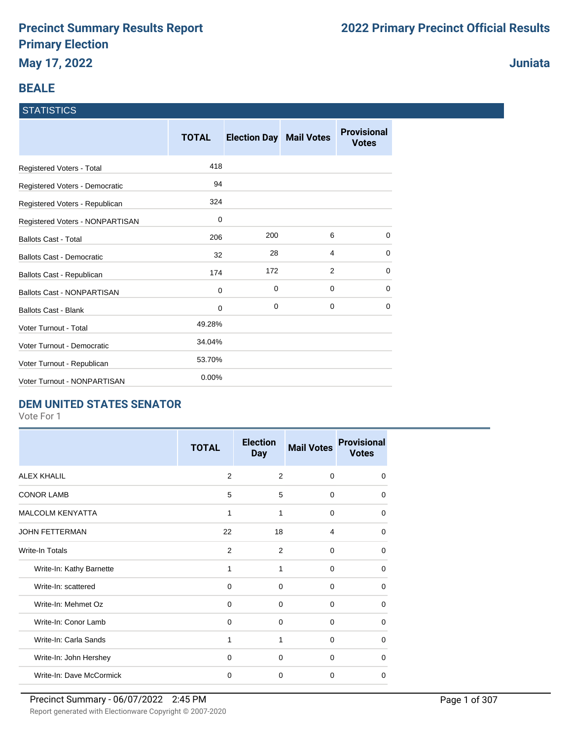# Precinct Summary Results Report
# Primary Election
# May 17, 2022

# 2022 Primary Precinct Official Results

# Juniata

## BEALE

### STATISTICS

| | TOTAL | Election Day | Mail Votes | Provisional Votes |
|---|---|---|---|---|
| Registered Voters - Total | 418 | | | |
| Registered Voters - Democratic | 94 | | | |
| Registered Voters - Republican | 324 | | | |
| Registered Voters - NONPARTISAN | 0 | | | |
| Ballots Cast - Total | 206 | 200 | 6 | 0 |
| Ballots Cast - Democratic | 32 | 28 | 4 | 0 |
| Ballots Cast - Republican | 174 | 172 | 2 | 0 |
| Ballots Cast - NONPARTISAN | 0 | 0 | 0 | 0 |
| Ballots Cast - Blank | 0 | 0 | 0 | 0 |
| Voter Turnout - Total | 49.28% | | | |
| Voter Turnout - Democratic | 34.04% | | | |
| Voter Turnout - Republican | 53.70% | | | |
| Voter Turnout - NONPARTISAN | 0.00% | | | |

### DEM UNITED STATES SENATOR

Vote For 1

| | TOTAL | Election Day | Mail Votes | Provisional Votes |
|---|---|---|---|---|
| ALEX KHALIL | 2 | 2 | 0 | 0 |
| CONOR LAMB | 5 | 5 | 0 | 0 |
| MALCOLM KENYATTA | 1 | 1 | 0 | 0 |
| JOHN FETTERMAN | 22 | 18 | 4 | 0 |
| Write-In Totals | 2 | 2 | 0 | 0 |
| Write-In: Kathy Barnette | 1 | 1 | 0 | 0 |
| Write-In: scattered | 0 | 0 | 0 | 0 |
| Write-In: Mehmet Oz | 0 | 0 | 0 | 0 |
| Write-In: Conor Lamb | 0 | 0 | 0 | 0 |
| Write-In: Carla Sands | 1 | 1 | 0 | 0 |
| Write-In: John Hershey | 0 | 0 | 0 | 0 |
| Write-In: Dave McCormick | 0 | 0 | 0 | 0 |

Precinct Summary - 06/07/2022 2:45 PM

Report generated with Electionware Copyright © 2007-2020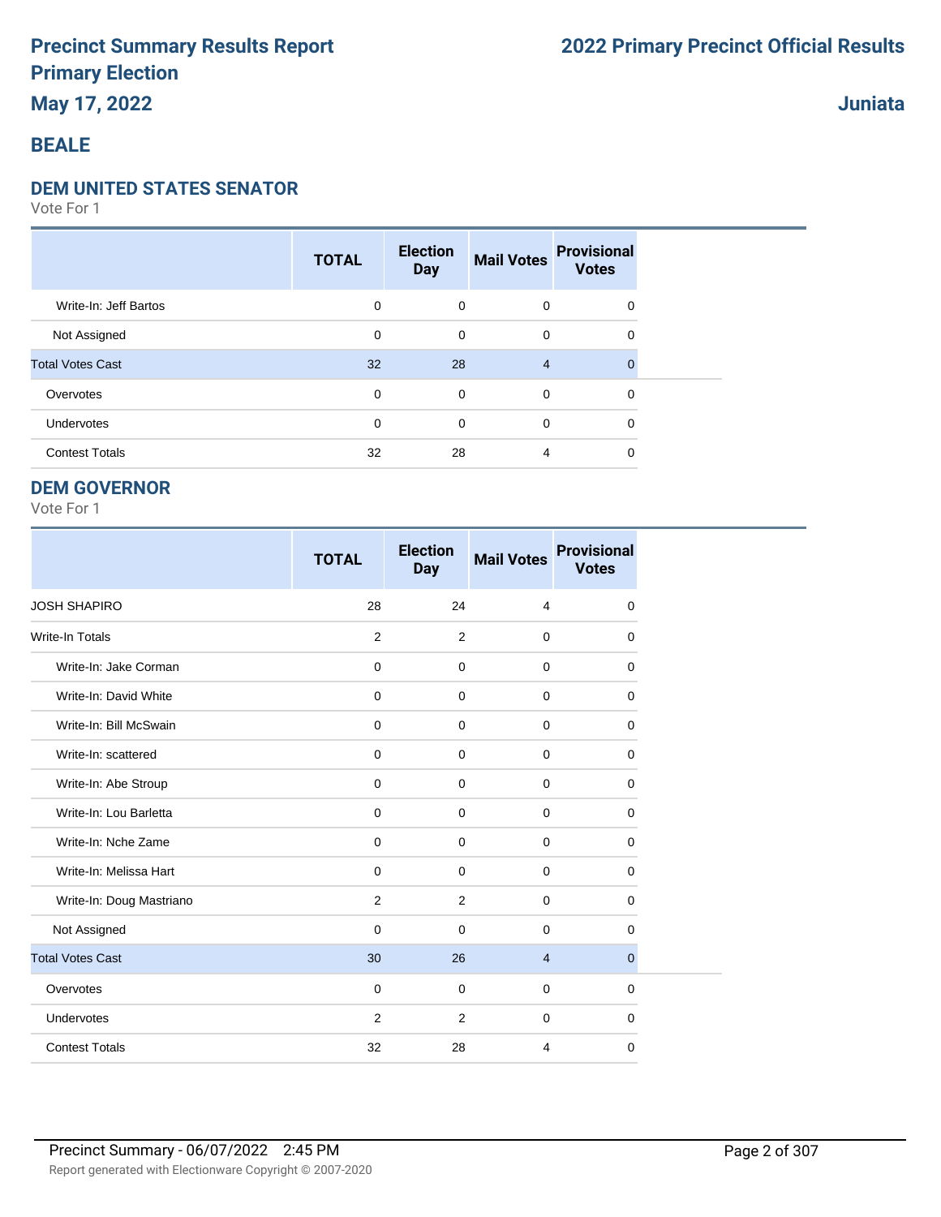# Precinct Summary Results Report
# Primary Election
# May 17, 2022

**2022 Primary Precinct Official Results**

**Juniata**

## BEALE

### DEM UNITED STATES SENATOR

Vote For 1

| | TOTAL | Election Day | Mail Votes | Provisional Votes |
|---|---|---|---|---|
| Write-In: Jeff Bartos | 0 | 0 | 0 | 0 |
| Not Assigned | 0 | 0 | 0 | 0 |
| Total Votes Cast | 32 | 28 | 4 | 0 |
| Overvotes | 0 | 0 | 0 | 0 |
| Undervotes | 0 | 0 | 0 | 0 |
| Contest Totals | 32 | 28 | 4 | 0 |

### DEM GOVERNOR

Vote For 1

| | TOTAL | Election Day | Mail Votes | Provisional Votes |
|---|---|---|---|---|
| JOSH SHAPIRO | 28 | 24 | 4 | 0 |
| Write-In Totals | 2 | 2 | 0 | 0 |
| Write-In: Jake Corman | 0 | 0 | 0 | 0 |
| Write-In: David White | 0 | 0 | 0 | 0 |
| Write-In: Bill McSwain | 0 | 0 | 0 | 0 |
| Write-In: scattered | 0 | 0 | 0 | 0 |
| Write-In: Abe Stroup | 0 | 0 | 0 | 0 |
| Write-In: Lou Barletta | 0 | 0 | 0 | 0 |
| Write-In: Nche Zame | 0 | 0 | 0 | 0 |
| Write-In: Melissa Hart | 0 | 0 | 0 | 0 |
| Write-In: Doug Mastriano | 2 | 2 | 0 | 0 |
| Not Assigned | 0 | 0 | 0 | 0 |
| Total Votes Cast | 30 | 26 | 4 | 0 |
| Overvotes | 0 | 0 | 0 | 0 |
| Undervotes | 2 | 2 | 0 | 0 |
| Contest Totals | 32 | 28 | 4 | 0 |

Precinct Summary - 06/07/2022 2:45 PM

Report generated with Electionware Copyright © 2007-2020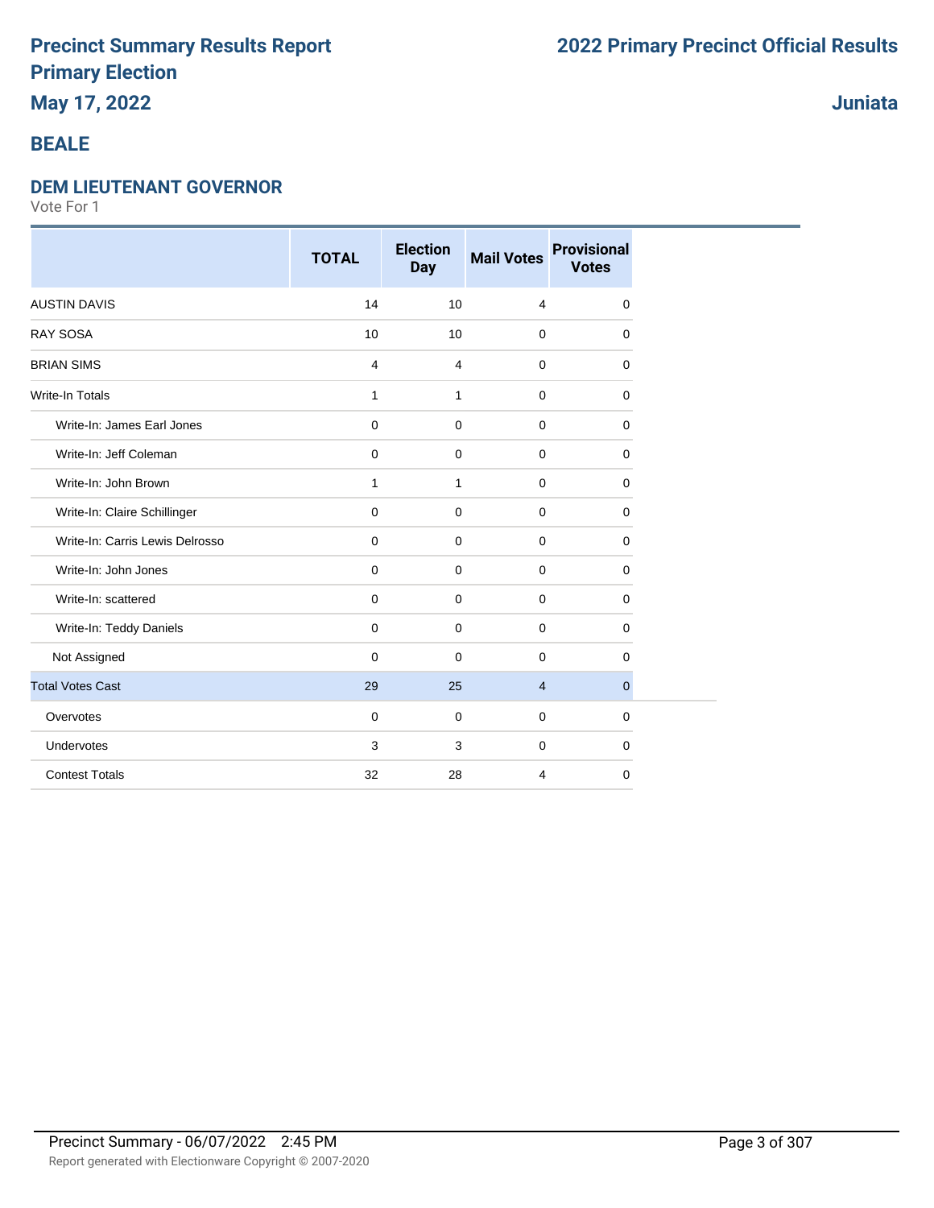# Precinct Summary Results Report
# Primary Election
## May 17, 2022

# 2022 Primary Precinct Official Results

## Juniata

## BEALE

### DEM LIEUTENANT GOVERNOR

Vote For 1

| | TOTAL | Election Day | Mail Votes | Provisional Votes |
|---|---|---|---|---|
| AUSTIN DAVIS | 14 | 10 | 4 | 0 |
| RAY SOSA | 10 | 10 | 0 | 0 |
| BRIAN SIMS | 4 | 4 | 0 | 0 |
| Write-In Totals | 1 | 1 | 0 | 0 |
| Write-In: James Earl Jones | 0 | 0 | 0 | 0 |
| Write-In: Jeff Coleman | 0 | 0 | 0 | 0 |
| Write-In: John Brown | 1 | 1 | 0 | 0 |
| Write-In: Claire Schillinger | 0 | 0 | 0 | 0 |
| Write-In: Carris Lewis Delrosso | 0 | 0 | 0 | 0 |
| Write-In: John Jones | 0 | 0 | 0 | 0 |
| Write-In: scattered | 0 | 0 | 0 | 0 |
| Write-In: Teddy Daniels | 0 | 0 | 0 | 0 |
| Not Assigned | 0 | 0 | 0 | 0 |
| Total Votes Cast | 29 | 25 | 4 | 0 |
| Overvotes | 0 | 0 | 0 | 0 |
| Undervotes | 3 | 3 | 0 | 0 |
| Contest Totals | 32 | 28 | 4 | 0 |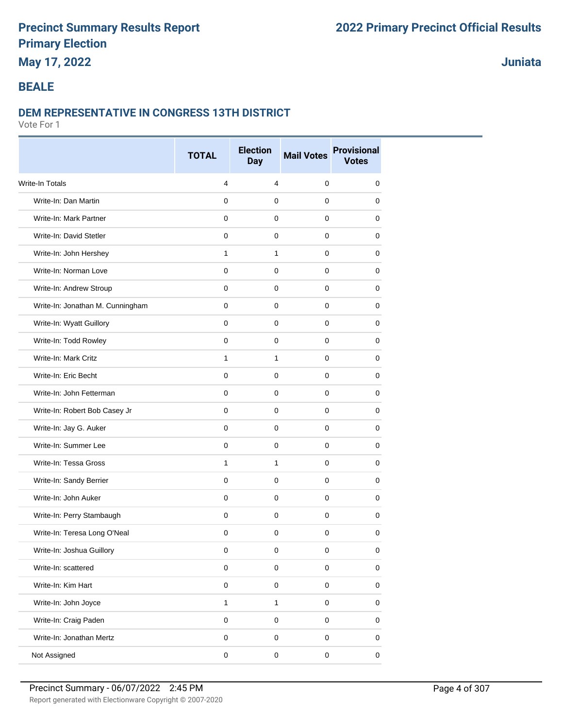# Precinct Summary Results Report
## Primary Election
## May 17, 2022

# 2022 Primary Precinct Official Results

## Juniata

## BEALE

### DEM REPRESENTATIVE IN CONGRESS 13TH DISTRICT

Vote For 1

| | TOTAL | Election Day | Mail Votes | Provisional Votes |
|---|---|---|---|---|
| Write-In Totals | 4 | 4 | 0 | 0 |
| Write-In: Dan Martin | 0 | 0 | 0 | 0 |
| Write-In: Mark Partner | 0 | 0 | 0 | 0 |
| Write-In: David Stetler | 0 | 0 | 0 | 0 |
| Write-In: John Hershey | 1 | 1 | 0 | 0 |
| Write-In: Norman Love | 0 | 0 | 0 | 0 |
| Write-In: Andrew Stroup | 0 | 0 | 0 | 0 |
| Write-In: Jonathan M. Cunningham | 0 | 0 | 0 | 0 |
| Write-In: Wyatt Guillory | 0 | 0 | 0 | 0 |
| Write-In: Todd Rowley | 0 | 0 | 0 | 0 |
| Write-In: Mark Critz | 1 | 1 | 0 | 0 |
| Write-In: Eric Becht | 0 | 0 | 0 | 0 |
| Write-In: John Fetterman | 0 | 0 | 0 | 0 |
| Write-In: Robert Bob Casey Jr | 0 | 0 | 0 | 0 |
| Write-In: Jay G. Auker | 0 | 0 | 0 | 0 |
| Write-In: Summer Lee | 0 | 0 | 0 | 0 |
| Write-In: Tessa Gross | 1 | 1 | 0 | 0 |
| Write-In: Sandy Berrier | 0 | 0 | 0 | 0 |
| Write-In: John Auker | 0 | 0 | 0 | 0 |
| Write-In: Perry Stambaugh | 0 | 0 | 0 | 0 |
| Write-In: Teresa Long O'Neal | 0 | 0 | 0 | 0 |
| Write-In: Joshua Guillory | 0 | 0 | 0 | 0 |
| Write-In: scattered | 0 | 0 | 0 | 0 |
| Write-In: Kim Hart | 0 | 0 | 0 | 0 |
| Write-In: John Joyce | 1 | 1 | 0 | 0 |
| Write-In: Craig Paden | 0 | 0 | 0 | 0 |
| Write-In: Jonathan Mertz | 0 | 0 | 0 | 0 |
| Not Assigned | 0 | 0 | 0 | 0 |

Precinct Summary - 06/07/2022 2:45 PM

Report generated with Electionware Copyright © 2007-2020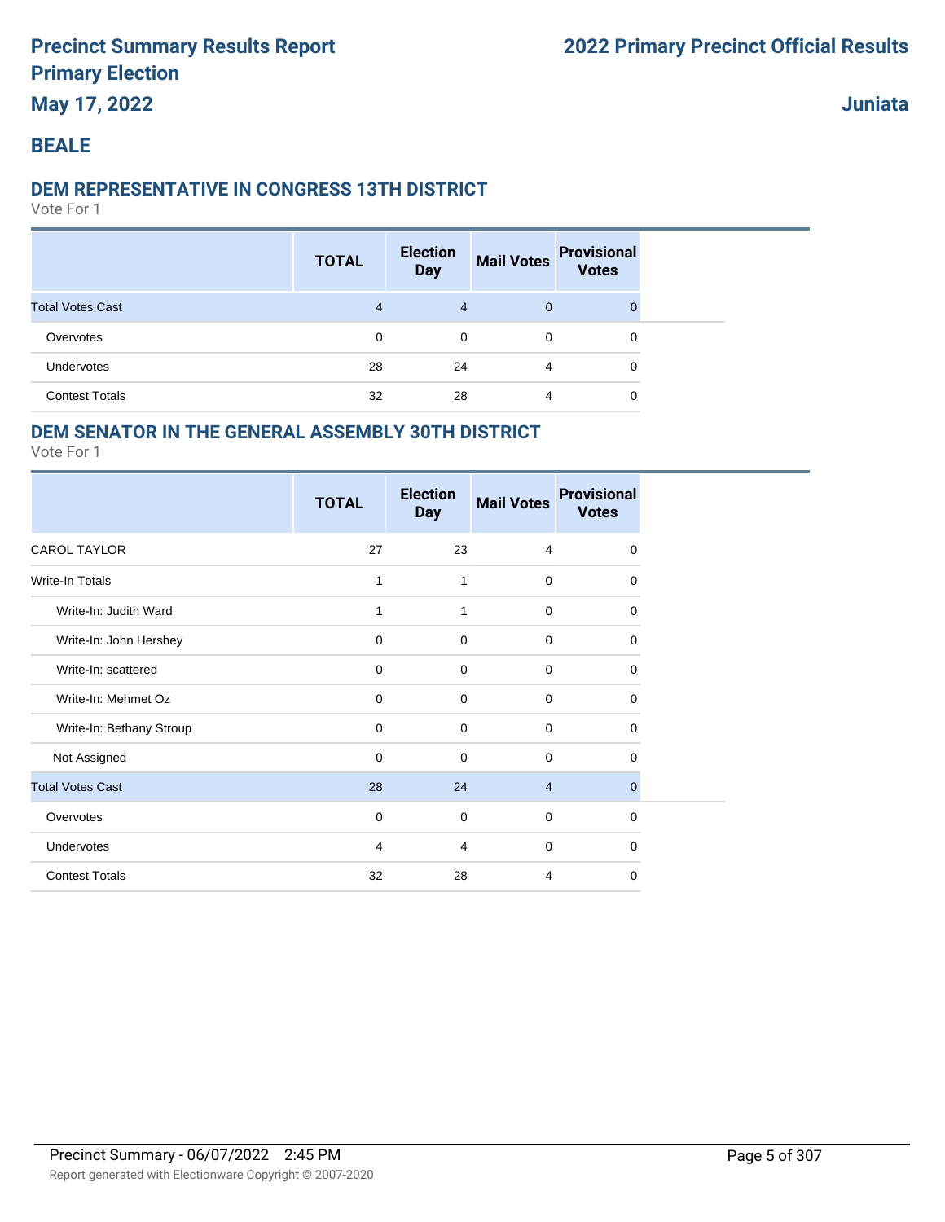# Precinct Summary Results Report
# Primary Election
## May 17, 2022

# 2022 Primary Precinct Official Results

## Juniata

## BEALE

### DEM REPRESENTATIVE IN CONGRESS 13TH DISTRICT

Vote For 1

| | TOTAL | Election Day | Mail Votes | Provisional Votes |
|---|---|---|---|---|
| Total Votes Cast | 4 | 4 | 0 | 0 |
| Overvotes | 0 | 0 | 0 | 0 |
| Undervotes | 28 | 24 | 4 | 0 |
| Contest Totals | 32 | 28 | 4 | 0 |

### DEM SENATOR IN THE GENERAL ASSEMBLY 30TH DISTRICT

Vote For 1

| | TOTAL | Election Day | Mail Votes | Provisional Votes |
|---|---|---|---|---|
| CAROL TAYLOR | 27 | 23 | 4 | 0 |
| Write-In Totals | 1 | 1 | 0 | 0 |
| Write-In: Judith Ward | 1 | 1 | 0 | 0 |
| Write-In: John Hershey | 0 | 0 | 0 | 0 |
| Write-In: scattered | 0 | 0 | 0 | 0 |
| Write-In: Mehmet Oz | 0 | 0 | 0 | 0 |
| Write-In: Bethany Stroup | 0 | 0 | 0 | 0 |
| Not Assigned | 0 | 0 | 0 | 0 |
| Total Votes Cast | 28 | 24 | 4 | 0 |
| Overvotes | 0 | 0 | 0 | 0 |
| Undervotes | 4 | 4 | 0 | 0 |
| Contest Totals | 32 | 28 | 4 | 0 |

Precinct Summary - 06/07/2022 2:45 PM

Report generated with Electionware Copyright © 2007-2020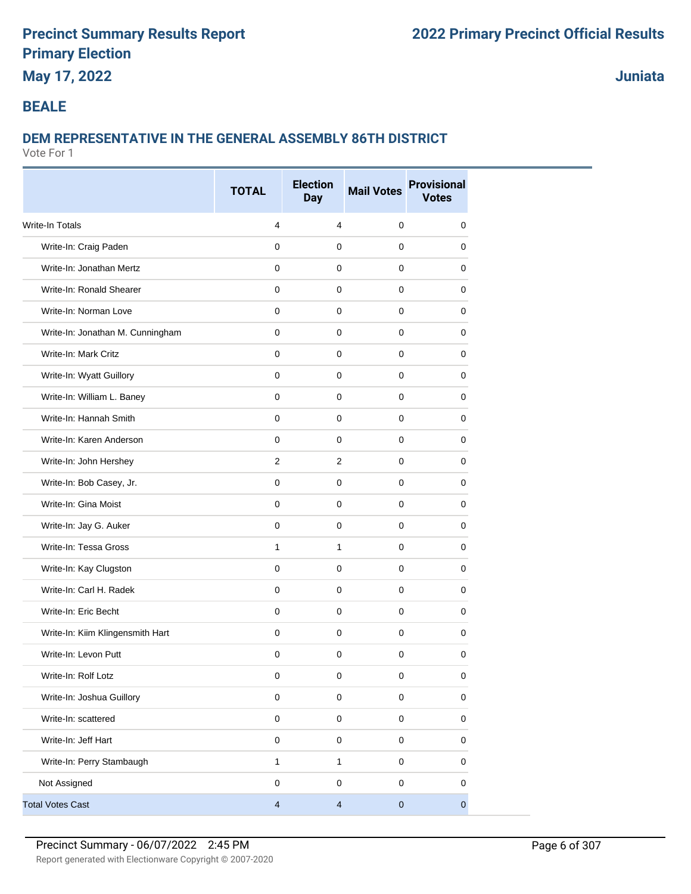# Precinct Summary Results Report
# Primary Election
# May 17, 2022

# 2022 Primary Precinct Official Results

# Juniata

## BEALE

### DEM REPRESENTATIVE IN THE GENERAL ASSEMBLY 86TH DISTRICT

Vote For 1

| | TOTAL | Election Day | Mail Votes | Provisional Votes |
|---|---|---|---|---|
| Write-In Totals | 4 | 4 | 0 | 0 |
| Write-In: Craig Paden | 0 | 0 | 0 | 0 |
| Write-In: Jonathan Mertz | 0 | 0 | 0 | 0 |
| Write-In: Ronald Shearer | 0 | 0 | 0 | 0 |
| Write-In: Norman Love | 0 | 0 | 0 | 0 |
| Write-In: Jonathan M. Cunningham | 0 | 0 | 0 | 0 |
| Write-In: Mark Critz | 0 | 0 | 0 | 0 |
| Write-In: Wyatt Guillory | 0 | 0 | 0 | 0 |
| Write-In: William L. Baney | 0 | 0 | 0 | 0 |
| Write-In: Hannah Smith | 0 | 0 | 0 | 0 |
| Write-In: Karen Anderson | 0 | 0 | 0 | 0 |
| Write-In: John Hershey | 2 | 2 | 0 | 0 |
| Write-In: Bob Casey, Jr. | 0 | 0 | 0 | 0 |
| Write-In: Gina Moist | 0 | 0 | 0 | 0 |
| Write-In: Jay G. Auker | 0 | 0 | 0 | 0 |
| Write-In: Tessa Gross | 1 | 1 | 0 | 0 |
| Write-In: Kay Clugston | 0 | 0 | 0 | 0 |
| Write-In: Carl H. Radek | 0 | 0 | 0 | 0 |
| Write-In: Eric Becht | 0 | 0 | 0 | 0 |
| Write-In: Kiim Klingensmith Hart | 0 | 0 | 0 | 0 |
| Write-In: Levon Putt | 0 | 0 | 0 | 0 |
| Write-In: Rolf Lotz | 0 | 0 | 0 | 0 |
| Write-In: Joshua Guillory | 0 | 0 | 0 | 0 |
| Write-In: scattered | 0 | 0 | 0 | 0 |
| Write-In: Jeff Hart | 0 | 0 | 0 | 0 |
| Write-In: Perry Stambaugh | 1 | 1 | 0 | 0 |
| Not Assigned | 0 | 0 | 0 | 0 |
| Total Votes Cast | 4 | 4 | 0 | 0 |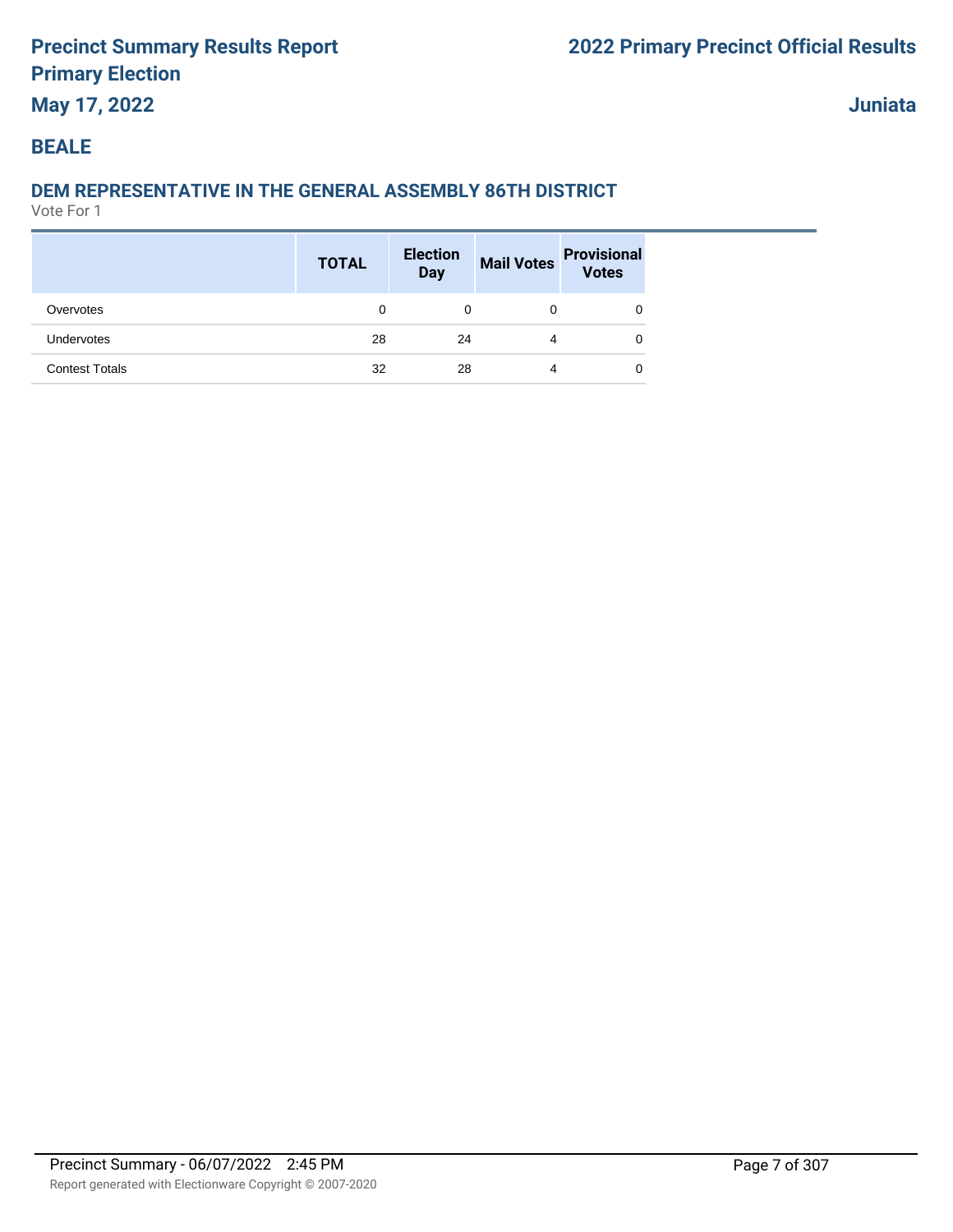# BEALE

## DEM REPRESENTATIVE IN THE GENERAL ASSEMBLY 86TH DISTRICT

Vote For 1

| | TOTAL | Election Day | Mail Votes | Provisional Votes |
|---|---|---|---|---|
| Overvotes | 0 | 0 | 0 | 0 |
| Undervotes | 28 | 24 | 4 | 0 |
| Contest Totals | 32 | 28 | 4 | 0 |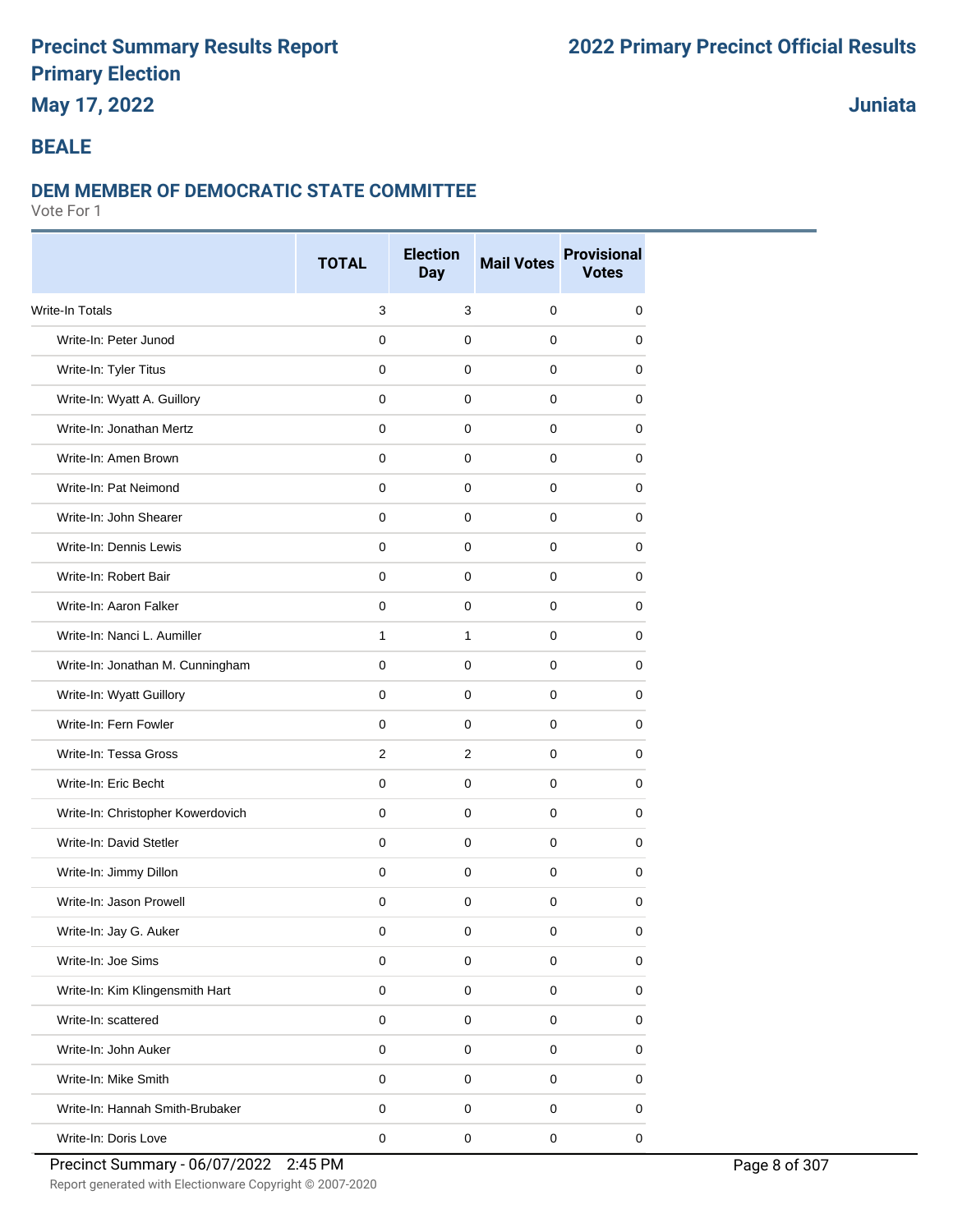# Precinct Summary Results Report
# Primary Election
## May 17, 2022

## 2022 Primary Precinct Official Results

## Juniata

## BEALE

### DEM MEMBER OF DEMOCRATIC STATE COMMITTEE

Vote For 1

| | TOTAL | Election Day | Mail Votes | Provisional Votes |
|---|---|---|---|---|
| Write-In Totals | 3 | 3 | 0 | 0 |
| Write-In: Peter Junod | 0 | 0 | 0 | 0 |
| Write-In: Tyler Titus | 0 | 0 | 0 | 0 |
| Write-In: Wyatt A. Guillory | 0 | 0 | 0 | 0 |
| Write-In: Jonathan Mertz | 0 | 0 | 0 | 0 |
| Write-In: Amen Brown | 0 | 0 | 0 | 0 |
| Write-In: Pat Neimond | 0 | 0 | 0 | 0 |
| Write-In: John Shearer | 0 | 0 | 0 | 0 |
| Write-In: Dennis Lewis | 0 | 0 | 0 | 0 |
| Write-In: Robert Bair | 0 | 0 | 0 | 0 |
| Write-In: Aaron Falker | 0 | 0 | 0 | 0 |
| Write-In: Nanci L. Aumiller | 1 | 1 | 0 | 0 |
| Write-In: Jonathan M. Cunningham | 0 | 0 | 0 | 0 |
| Write-In: Wyatt Guillory | 0 | 0 | 0 | 0 |
| Write-In: Fern Fowler | 0 | 0 | 0 | 0 |
| Write-In: Tessa Gross | 2 | 2 | 0 | 0 |
| Write-In: Eric Becht | 0 | 0 | 0 | 0 |
| Write-In: Christopher Kowerdovich | 0 | 0 | 0 | 0 |
| Write-In: David Stetler | 0 | 0 | 0 | 0 |
| Write-In: Jimmy Dillon | 0 | 0 | 0 | 0 |
| Write-In: Jason Prowell | 0 | 0 | 0 | 0 |
| Write-In: Jay G. Auker | 0 | 0 | 0 | 0 |
| Write-In: Joe Sims | 0 | 0 | 0 | 0 |
| Write-In: Kim Klingensmith Hart | 0 | 0 | 0 | 0 |
| Write-In: scattered | 0 | 0 | 0 | 0 |
| Write-In: John Auker | 0 | 0 | 0 | 0 |
| Write-In: Mike Smith | 0 | 0 | 0 | 0 |
| Write-In: Hannah Smith-Brubaker | 0 | 0 | 0 | 0 |
| Write-In: Doris Love | 0 | 0 | 0 | 0 |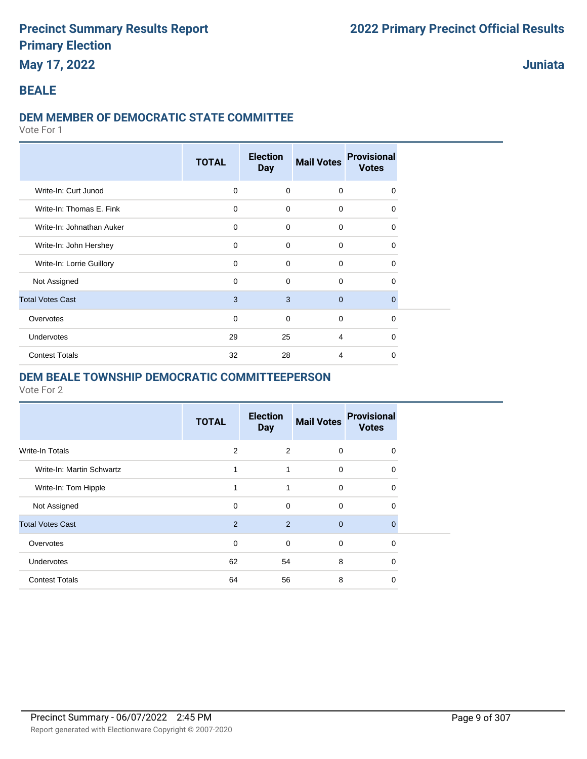# Precinct Summary Results Report
## Primary Election
### May 17, 2022

**2022 Primary Precinct Official Results**

**Juniata**

## BEALE

### DEM MEMBER OF DEMOCRATIC STATE COMMITTEE

Vote For 1

| | TOTAL | Election Day | Mail Votes | Provisional Votes |
|---|---|---|---|---|
| Write-In: Curt Junod | 0 | 0 | 0 | 0 |
| Write-In: Thomas E. Fink | 0 | 0 | 0 | 0 |
| Write-In: Johnathan Auker | 0 | 0 | 0 | 0 |
| Write-In: John Hershey | 0 | 0 | 0 | 0 |
| Write-In: Lorrie Guillory | 0 | 0 | 0 | 0 |
| Not Assigned | 0 | 0 | 0 | 0 |
| Total Votes Cast | 3 | 3 | 0 | 0 |
| Overvotes | 0 | 0 | 0 | 0 |
| Undervotes | 29 | 25 | 4 | 0 |
| Contest Totals | 32 | 28 | 4 | 0 |

### DEM BEALE TOWNSHIP DEMOCRATIC COMMITTEEPERSON

Vote For 2

| | TOTAL | Election Day | Mail Votes | Provisional Votes |
|---|---|---|---|---|
| Write-In Totals | 2 | 2 | 0 | 0 |
| Write-In: Martin Schwartz | 1 | 1 | 0 | 0 |
| Write-In: Tom Hipple | 1 | 1 | 0 | 0 |
| Not Assigned | 0 | 0 | 0 | 0 |
| Total Votes Cast | 2 | 2 | 0 | 0 |
| Overvotes | 0 | 0 | 0 | 0 |
| Undervotes | 62 | 54 | 8 | 0 |
| Contest Totals | 64 | 56 | 8 | 0 |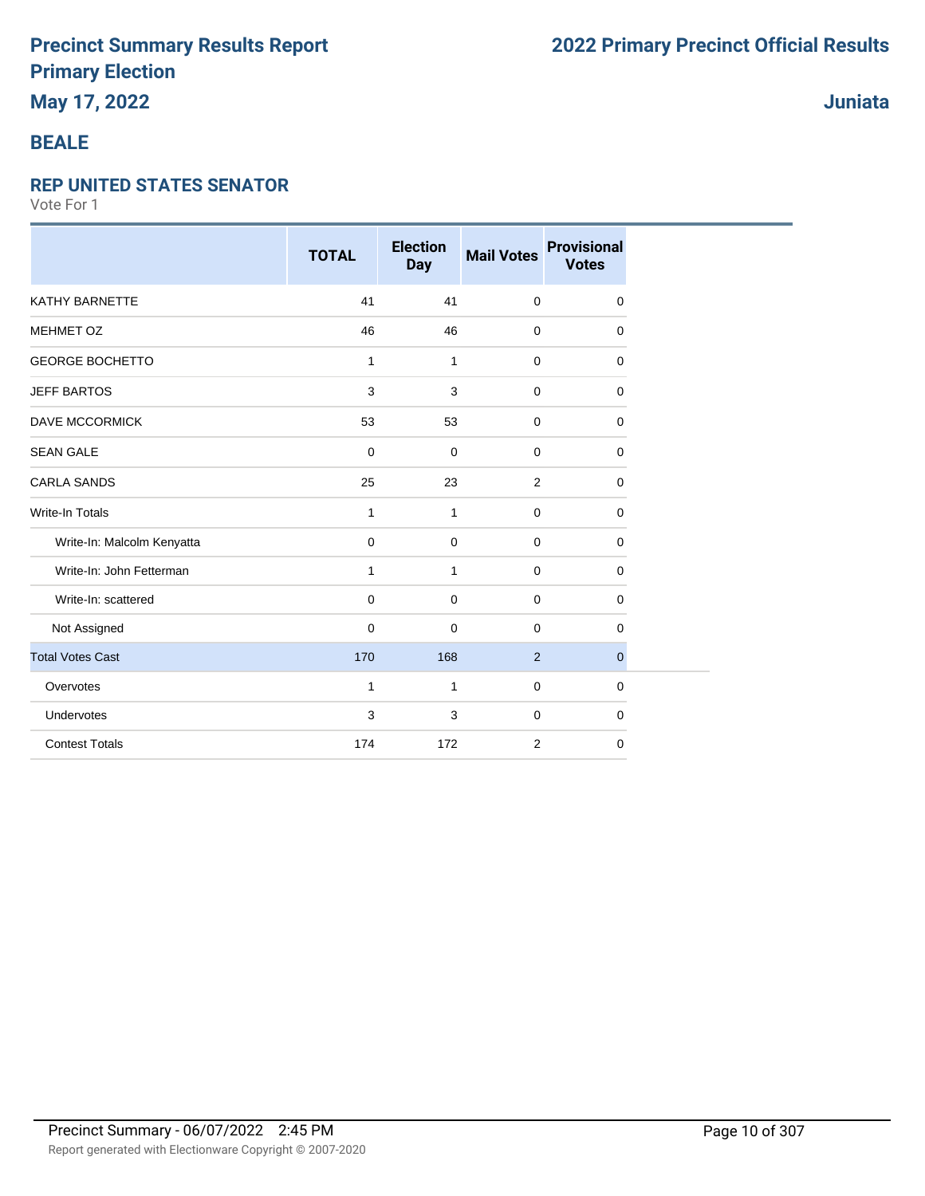# Precinct Summary Results Report
# Primary Election

**May 17, 2022**

**2022 Primary Precinct Official Results**

**Juniata**

## BEALE

### REP UNITED STATES SENATOR

Vote For 1

| | TOTAL | Election Day | Mail Votes | Provisional Votes |
|---|---|---|---|---|
| KATHY BARNETTE | 41 | 41 | 0 | 0 |
| MEHMET OZ | 46 | 46 | 0 | 0 |
| GEORGE BOCHETTO | 1 | 1 | 0 | 0 |
| JEFF BARTOS | 3 | 3 | 0 | 0 |
| DAVE MCCORMICK | 53 | 53 | 0 | 0 |
| SEAN GALE | 0 | 0 | 0 | 0 |
| CARLA SANDS | 25 | 23 | 2 | 0 |
| Write-In Totals | 1 | 1 | 0 | 0 |
| Write-In: Malcolm Kenyatta | 0 | 0 | 0 | 0 |
| Write-In: John Fetterman | 1 | 1 | 0 | 0 |
| Write-In: scattered | 0 | 0 | 0 | 0 |
| Not Assigned | 0 | 0 | 0 | 0 |
| Total Votes Cast | 170 | 168 | 2 | 0 |
| Overvotes | 1 | 1 | 0 | 0 |
| Undervotes | 3 | 3 | 0 | 0 |
| Contest Totals | 174 | 172 | 2 | 0 |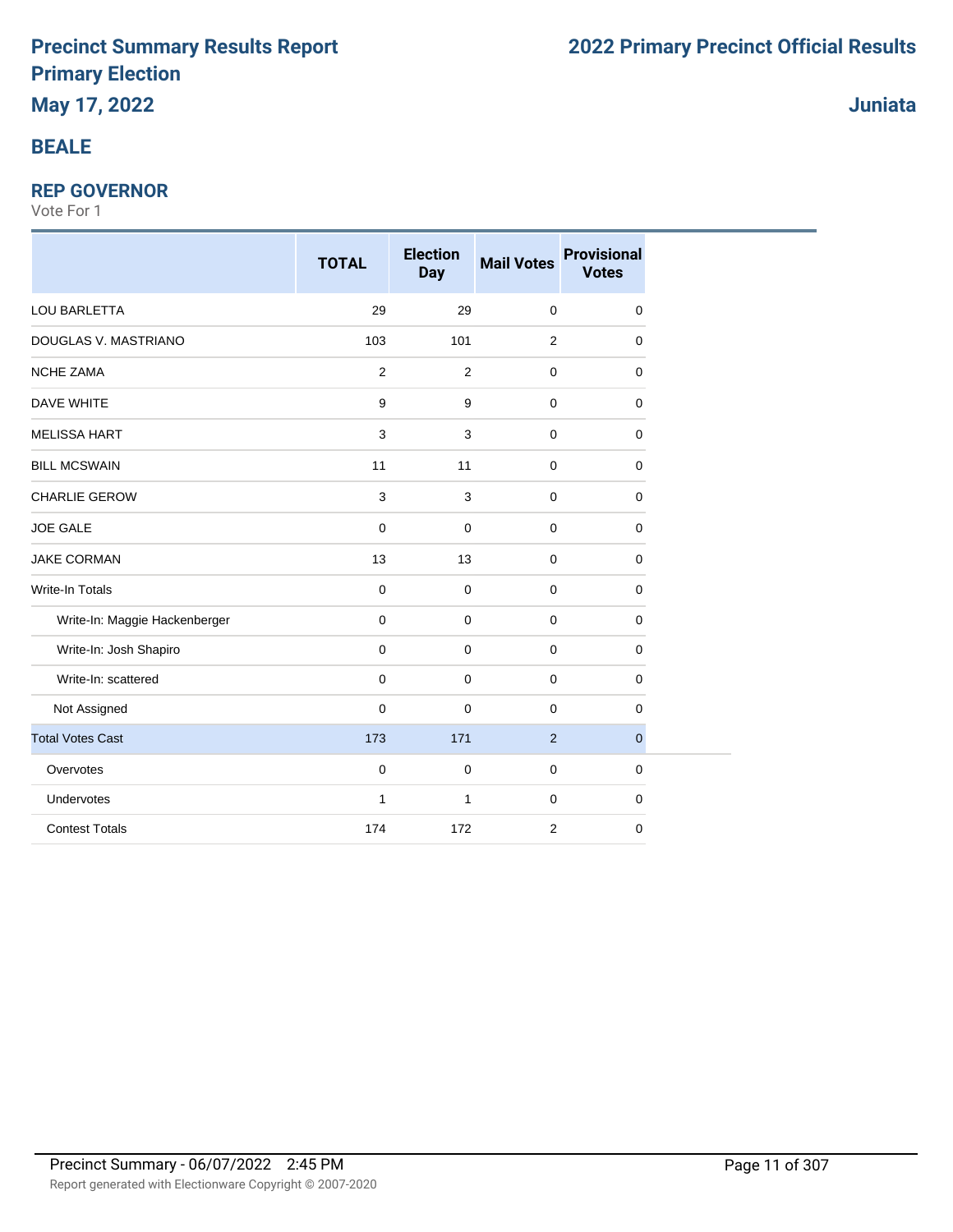# Precinct Summary Results Report
# Primary Election
## May 17, 2022

# 2022 Primary Precinct Official Results

## Juniata

## BEALE

### REP GOVERNOR

Vote For 1

| | TOTAL | Election Day | Mail Votes | Provisional Votes |
|---|---|---|---|---|
| LOU BARLETTA | 29 | 29 | 0 | 0 |
| DOUGLAS V. MASTRIANO | 103 | 101 | 2 | 0 |
| NCHE ZAMA | 2 | 2 | 0 | 0 |
| DAVE WHITE | 9 | 9 | 0 | 0 |
| MELISSA HART | 3 | 3 | 0 | 0 |
| BILL MCSWAIN | 11 | 11 | 0 | 0 |
| CHARLIE GEROW | 3 | 3 | 0 | 0 |
| JOE GALE | 0 | 0 | 0 | 0 |
| JAKE CORMAN | 13 | 13 | 0 | 0 |
| Write-In Totals | 0 | 0 | 0 | 0 |
| Write-In: Maggie Hackenberger | 0 | 0 | 0 | 0 |
| Write-In: Josh Shapiro | 0 | 0 | 0 | 0 |
| Write-In: scattered | 0 | 0 | 0 | 0 |
| Not Assigned | 0 | 0 | 0 | 0 |
| Total Votes Cast | 173 | 171 | 2 | 0 |
| Overvotes | 0 | 0 | 0 | 0 |
| Undervotes | 1 | 1 | 0 | 0 |
| Contest Totals | 174 | 172 | 2 | 0 |

Precinct Summary - 06/07/2022 2:45 PM

Report generated with Electionware Copyright © 2007-2020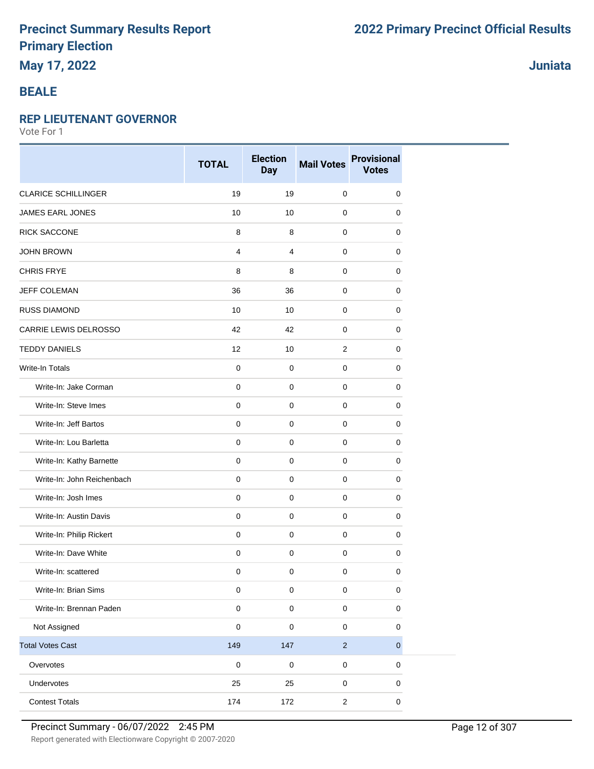# Precinct Summary Results Report
# Primary Election
## May 17, 2022

## 2022 Primary Precinct Official Results

## Juniata

## BEALE

### REP LIEUTENANT GOVERNOR

Vote For 1

| | TOTAL | Election Day | Mail Votes | Provisional Votes |
|---|---|---|---|---|
| CLARICE SCHILLINGER | 19 | 19 | 0 | 0 |
| JAMES EARL JONES | 10 | 10 | 0 | 0 |
| RICK SACCONE | 8 | 8 | 0 | 0 |
| JOHN BROWN | 4 | 4 | 0 | 0 |
| CHRIS FRYE | 8 | 8 | 0 | 0 |
| JEFF COLEMAN | 36 | 36 | 0 | 0 |
| RUSS DIAMOND | 10 | 10 | 0 | 0 |
| CARRIE LEWIS DELROSSO | 42 | 42 | 0 | 0 |
| TEDDY DANIELS | 12 | 10 | 2 | 0 |
| Write-In Totals | 0 | 0 | 0 | 0 |
| Write-In: Jake Corman | 0 | 0 | 0 | 0 |
| Write-In: Steve Imes | 0 | 0 | 0 | 0 |
| Write-In: Jeff Bartos | 0 | 0 | 0 | 0 |
| Write-In: Lou Barletta | 0 | 0 | 0 | 0 |
| Write-In: Kathy Barnette | 0 | 0 | 0 | 0 |
| Write-In: John Reichenbach | 0 | 0 | 0 | 0 |
| Write-In: Josh Imes | 0 | 0 | 0 | 0 |
| Write-In: Austin Davis | 0 | 0 | 0 | 0 |
| Write-In: Philip Rickert | 0 | 0 | 0 | 0 |
| Write-In: Dave White | 0 | 0 | 0 | 0 |
| Write-In: scattered | 0 | 0 | 0 | 0 |
| Write-In: Brian Sims | 0 | 0 | 0 | 0 |
| Write-In: Brennan Paden | 0 | 0 | 0 | 0 |
| Not Assigned | 0 | 0 | 0 | 0 |
| Total Votes Cast | 149 | 147 | 2 | 0 |
| Overvotes | 0 | 0 | 0 | 0 |
| Undervotes | 25 | 25 | 0 | 0 |
| Contest Totals | 174 | 172 | 2 | 0 |

Precinct Summary - 06/07/2022 2:45 PM

Report generated with Electionware Copyright © 2007-2020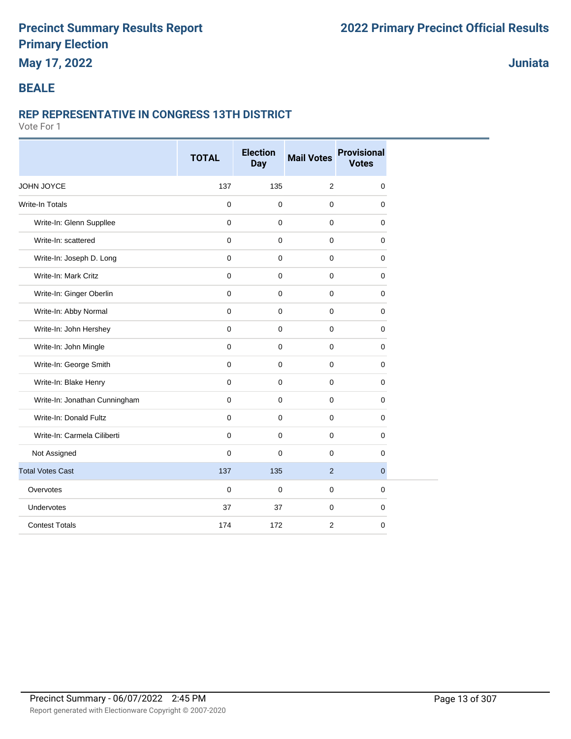# Precinct Summary Results Report

# Primary Election

**May 17, 2022**

**2022 Primary Precinct Official Results**

**Juniata**

## BEALE

### REP REPRESENTATIVE IN CONGRESS 13TH DISTRICT

Vote For 1

| | TOTAL | Election Day | Mail Votes | Provisional Votes |
|---|---|---|---|---|
| JOHN JOYCE | 137 | 135 | 2 | 0 |
| Write-In Totals | 0 | 0 | 0 | 0 |
| Write-In: Glenn Suppllee | 0 | 0 | 0 | 0 |
| Write-In: scattered | 0 | 0 | 0 | 0 |
| Write-In: Joseph D. Long | 0 | 0 | 0 | 0 |
| Write-In: Mark Critz | 0 | 0 | 0 | 0 |
| Write-In: Ginger Oberlin | 0 | 0 | 0 | 0 |
| Write-In: Abby Normal | 0 | 0 | 0 | 0 |
| Write-In: John Hershey | 0 | 0 | 0 | 0 |
| Write-In: John Mingle | 0 | 0 | 0 | 0 |
| Write-In: George Smith | 0 | 0 | 0 | 0 |
| Write-In: Blake Henry | 0 | 0 | 0 | 0 |
| Write-In: Jonathan Cunningham | 0 | 0 | 0 | 0 |
| Write-In: Donald Fultz | 0 | 0 | 0 | 0 |
| Write-In: Carmela Ciliberti | 0 | 0 | 0 | 0 |
| Not Assigned | 0 | 0 | 0 | 0 |
| Total Votes Cast | 137 | 135 | 2 | 0 |
| Overvotes | 0 | 0 | 0 | 0 |
| Undervotes | 37 | 37 | 0 | 0 |
| Contest Totals | 174 | 172 | 2 | 0 |

Precinct Summary - 06/07/2022 2:45 PM

Report generated with Electionware Copyright © 2007-2020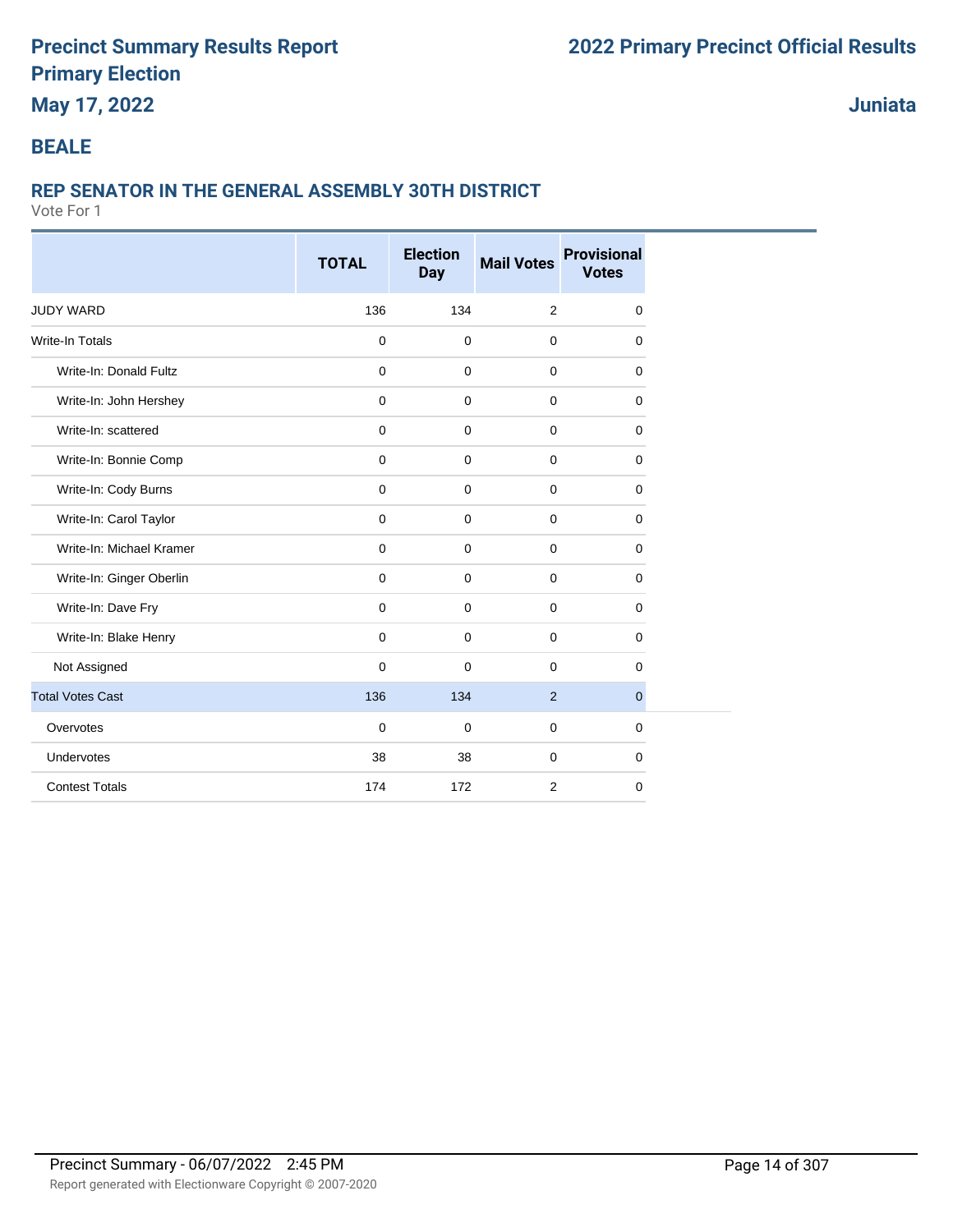# Precinct Summary Results Report
# Primary Election

**May 17, 2022**

## 2022 Primary Precinct Official Results

**Juniata**

## BEALE

### REP SENATOR IN THE GENERAL ASSEMBLY 30TH DISTRICT

Vote For 1

| | TOTAL | Election Day | Mail Votes | Provisional Votes |
|---|---|---|---|---|
| JUDY WARD | 136 | 134 | 2 | 0 |
| Write-In Totals | 0 | 0 | 0 | 0 |
| Write-In: Donald Fultz | 0 | 0 | 0 | 0 |
| Write-In: John Hershey | 0 | 0 | 0 | 0 |
| Write-In: scattered | 0 | 0 | 0 | 0 |
| Write-In: Bonnie Comp | 0 | 0 | 0 | 0 |
| Write-In: Cody Burns | 0 | 0 | 0 | 0 |
| Write-In: Carol Taylor | 0 | 0 | 0 | 0 |
| Write-In: Michael Kramer | 0 | 0 | 0 | 0 |
| Write-In: Ginger Oberlin | 0 | 0 | 0 | 0 |
| Write-In: Dave Fry | 0 | 0 | 0 | 0 |
| Write-In: Blake Henry | 0 | 0 | 0 | 0 |
| Not Assigned | 0 | 0 | 0 | 0 |
| Total Votes Cast | 136 | 134 | 2 | 0 |
| Overvotes | 0 | 0 | 0 | 0 |
| Undervotes | 38 | 38 | 0 | 0 |
| Contest Totals | 174 | 172 | 2 | 0 |

Precinct Summary - 06/07/2022 2:45 PM

Report generated with Electionware Copyright © 2007-2020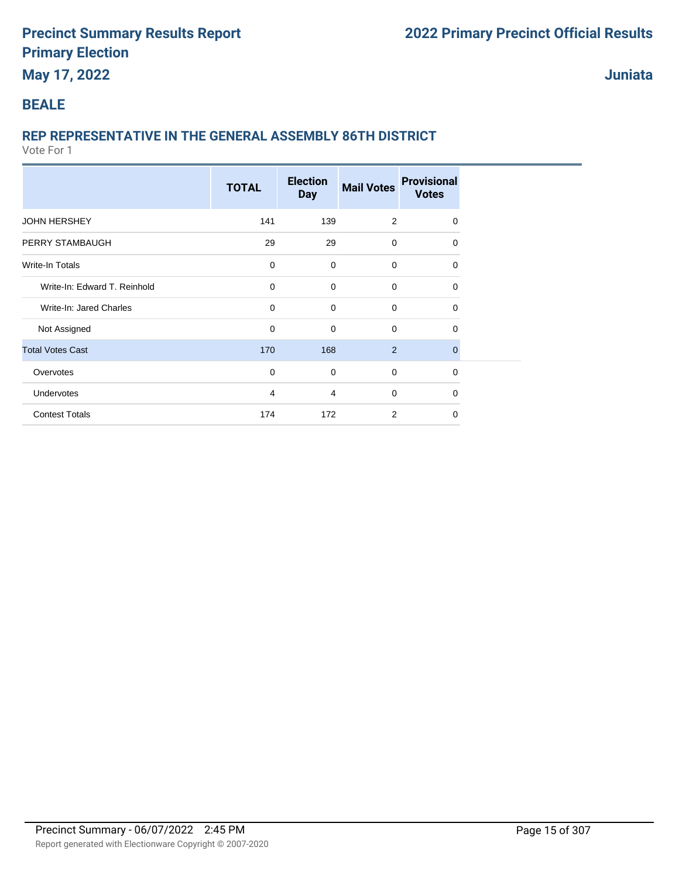# Precinct Summary Results Report
# Primary Election
## May 17, 2022

**2022 Primary Precinct Official Results**

**Juniata**

## BEALE

### REP REPRESENTATIVE IN THE GENERAL ASSEMBLY 86TH DISTRICT

Vote For 1

| | TOTAL | Election Day | Mail Votes | Provisional Votes |
|---|---|---|---|---|
| JOHN HERSHEY | 141 | 139 | 2 | 0 |
| PERRY STAMBAUGH | 29 | 29 | 0 | 0 |
| Write-In Totals | 0 | 0 | 0 | 0 |
| Write-In: Edward T. Reinhold | 0 | 0 | 0 | 0 |
| Write-In: Jared Charles | 0 | 0 | 0 | 0 |
| Not Assigned | 0 | 0 | 0 | 0 |
| Total Votes Cast | 170 | 168 | 2 | 0 |
| Overvotes | 0 | 0 | 0 | 0 |
| Undervotes | 4 | 4 | 0 | 0 |
| Contest Totals | 174 | 172 | 2 | 0 |

Precinct Summary - 06/07/2022 2:45 PM

Report generated with Electionware Copyright © 2007-2020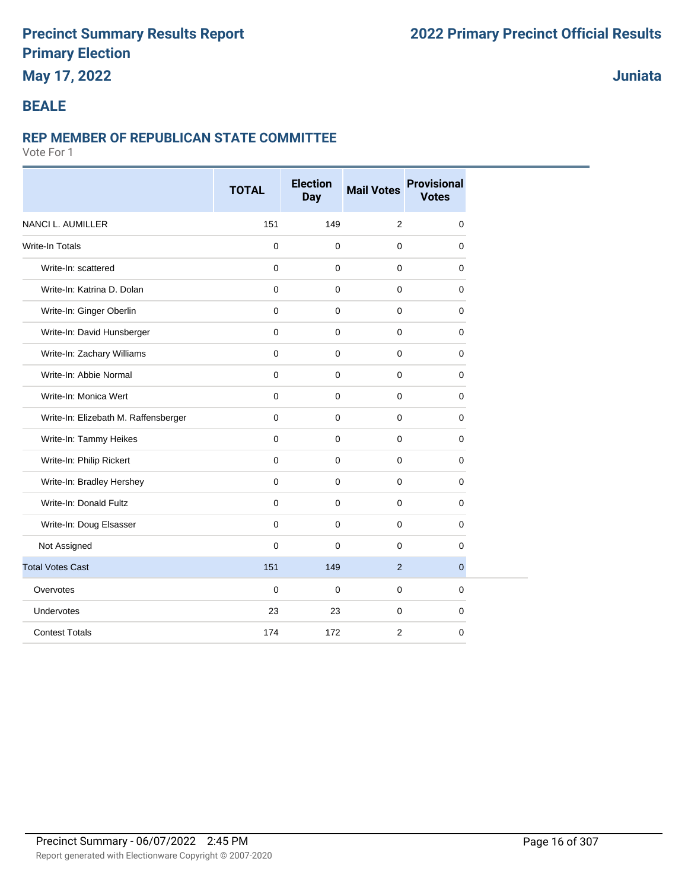# Precinct Summary Results Report
# Primary Election
# May 17, 2022

# 2022 Primary Precinct Official Results

# Juniata

## BEALE

### REP MEMBER OF REPUBLICAN STATE COMMITTEE

Vote For 1

| | TOTAL | Election Day | Mail Votes | Provisional Votes |
|---|---|---|---|---|
| NANCI L. AUMILLER | 151 | 149 | 2 | 0 |
| Write-In Totals | 0 | 0 | 0 | 0 |
| Write-In: scattered | 0 | 0 | 0 | 0 |
| Write-In: Katrina D. Dolan | 0 | 0 | 0 | 0 |
| Write-In: Ginger Oberlin | 0 | 0 | 0 | 0 |
| Write-In: David Hunsberger | 0 | 0 | 0 | 0 |
| Write-In: Zachary Williams | 0 | 0 | 0 | 0 |
| Write-In: Abbie Normal | 0 | 0 | 0 | 0 |
| Write-In: Monica Wert | 0 | 0 | 0 | 0 |
| Write-In: Elizebath M. Raffensberger | 0 | 0 | 0 | 0 |
| Write-In: Tammy Heikes | 0 | 0 | 0 | 0 |
| Write-In: Philip Rickert | 0 | 0 | 0 | 0 |
| Write-In: Bradley Hershey | 0 | 0 | 0 | 0 |
| Write-In: Donald Fultz | 0 | 0 | 0 | 0 |
| Write-In: Doug Elsasser | 0 | 0 | 0 | 0 |
| Not Assigned | 0 | 0 | 0 | 0 |
| Total Votes Cast | 151 | 149 | 2 | 0 |
| Overvotes | 0 | 0 | 0 | 0 |
| Undervotes | 23 | 23 | 0 | 0 |
| Contest Totals | 174 | 172 | 2 | 0 |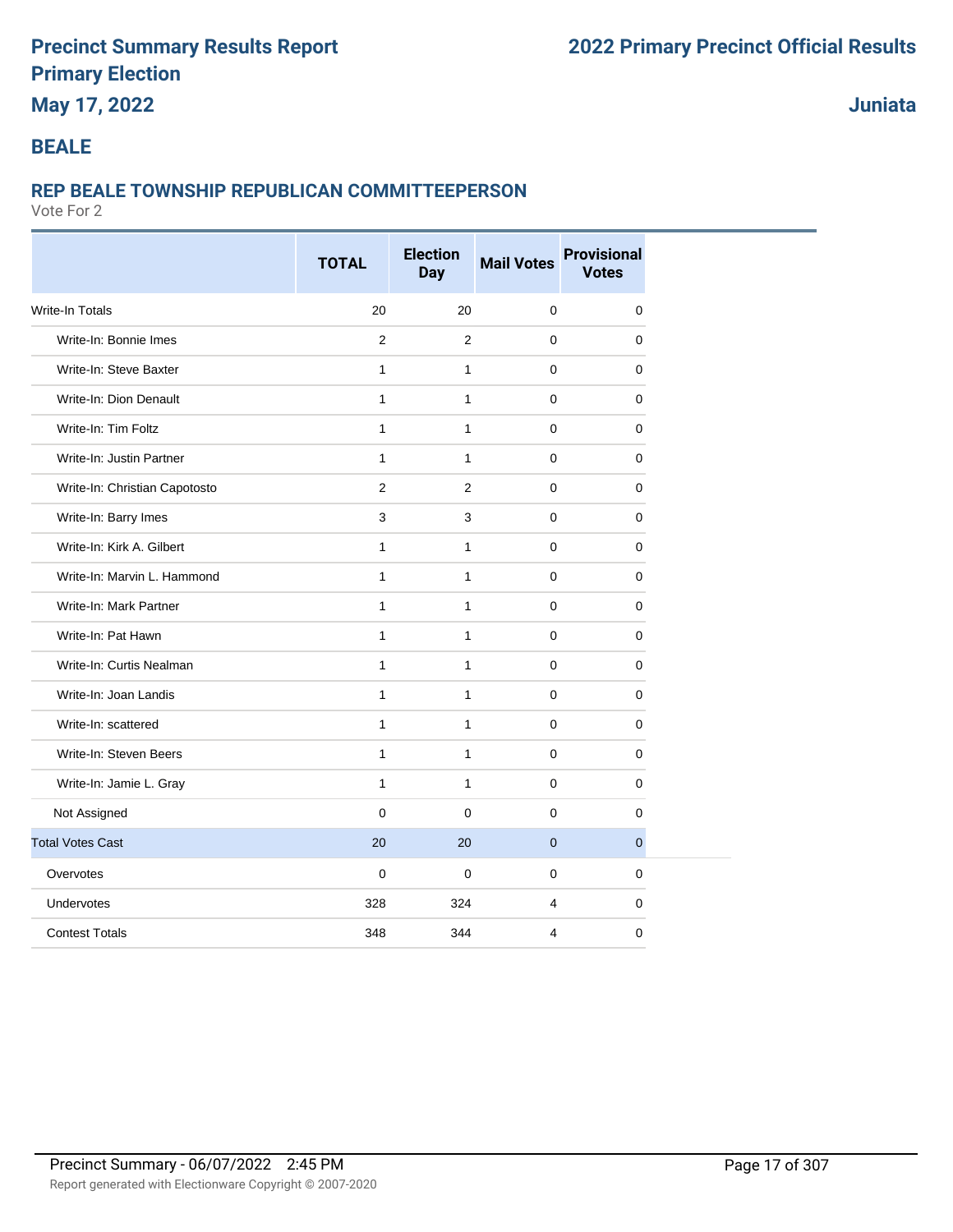# Precinct Summary Results Report
# Primary Election
## May 17, 2022

# 2022 Primary Precinct Official Results

## Juniata

## BEALE

### REP BEALE TOWNSHIP REPUBLICAN COMMITTEEPERSON

Vote For 2

| | TOTAL | Election Day | Mail Votes | Provisional Votes |
|---|---|---|---|---|
| Write-In Totals | 20 | 20 | 0 | 0 |
| Write-In: Bonnie Imes | 2 | 2 | 0 | 0 |
| Write-In: Steve Baxter | 1 | 1 | 0 | 0 |
| Write-In: Dion Denault | 1 | 1 | 0 | 0 |
| Write-In: Tim Foltz | 1 | 1 | 0 | 0 |
| Write-In: Justin Partner | 1 | 1 | 0 | 0 |
| Write-In: Christian Capotosto | 2 | 2 | 0 | 0 |
| Write-In: Barry Imes | 3 | 3 | 0 | 0 |
| Write-In: Kirk A. Gilbert | 1 | 1 | 0 | 0 |
| Write-In: Marvin L. Hammond | 1 | 1 | 0 | 0 |
| Write-In: Mark Partner | 1 | 1 | 0 | 0 |
| Write-In: Pat Hawn | 1 | 1 | 0 | 0 |
| Write-In: Curtis Nealman | 1 | 1 | 0 | 0 |
| Write-In: Joan Landis | 1 | 1 | 0 | 0 |
| Write-In: scattered | 1 | 1 | 0 | 0 |
| Write-In: Steven Beers | 1 | 1 | 0 | 0 |
| Write-In: Jamie L. Gray | 1 | 1 | 0 | 0 |
| Not Assigned | 0 | 0 | 0 | 0 |
| Total Votes Cast | 20 | 20 | 0 | 0 |
| Overvotes | 0 | 0 | 0 | 0 |
| Undervotes | 328 | 324 | 4 | 0 |
| Contest Totals | 348 | 344 | 4 | 0 |

Precinct Summary - 06/07/2022 2:45 PM

Report generated with Electionware Copyright © 2007-2020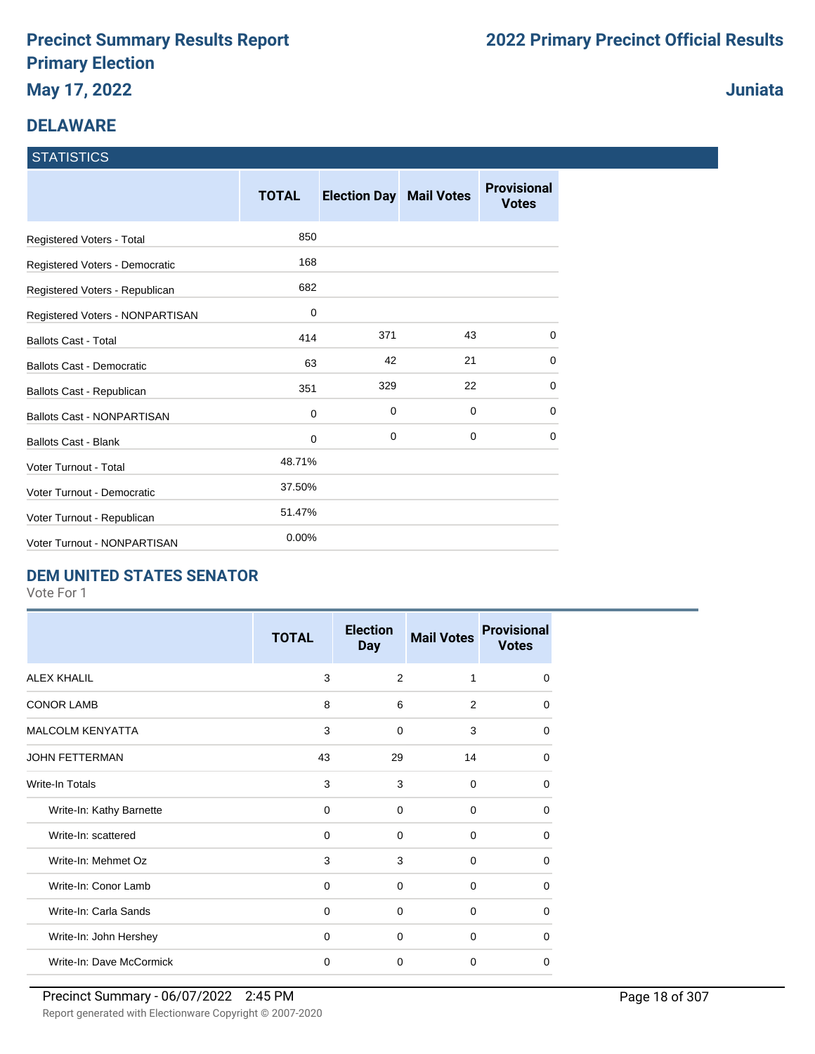# Precinct Summary Results Report
# Primary Election
## May 17, 2022

# 2022 Primary Precinct Official Results

## Juniata

## DELAWARE

### STATISTICS

| | TOTAL | Election Day | Mail Votes | Provisional Votes |
|---|---|---|---|---|
| Registered Voters - Total | 850 | | | |
| Registered Voters - Democratic | 168 | | | |
| Registered Voters - Republican | 682 | | | |
| Registered Voters - NONPARTISAN | 0 | | | |
| Ballots Cast - Total | 414 | 371 | 43 | 0 |
| Ballots Cast - Democratic | 63 | 42 | 21 | 0 |
| Ballots Cast - Republican | 351 | 329 | 22 | 0 |
| Ballots Cast - NONPARTISAN | 0 | 0 | 0 | 0 |
| Ballots Cast - Blank | 0 | 0 | 0 | 0 |
| Voter Turnout - Total | 48.71% | | | |
| Voter Turnout - Democratic | 37.50% | | | |
| Voter Turnout - Republican | 51.47% | | | |
| Voter Turnout - NONPARTISAN | 0.00% | | | |

## DEM UNITED STATES SENATOR

Vote For 1

| | TOTAL | Election Day | Mail Votes | Provisional Votes |
|---|---|---|---|---|
| ALEX KHALIL | 3 | 2 | 1 | 0 |
| CONOR LAMB | 8 | 6 | 2 | 0 |
| MALCOLM KENYATTA | 3 | 0 | 3 | 0 |
| JOHN FETTERMAN | 43 | 29 | 14 | 0 |
| Write-In Totals | 3 | 3 | 0 | 0 |
| Write-In: Kathy Barnette | 0 | 0 | 0 | 0 |
| Write-In: scattered | 0 | 0 | 0 | 0 |
| Write-In: Mehmet Oz | 3 | 3 | 0 | 0 |
| Write-In: Conor Lamb | 0 | 0 | 0 | 0 |
| Write-In: Carla Sands | 0 | 0 | 0 | 0 |
| Write-In: John Hershey | 0 | 0 | 0 | 0 |
| Write-In: Dave McCormick | 0 | 0 | 0 | 0 |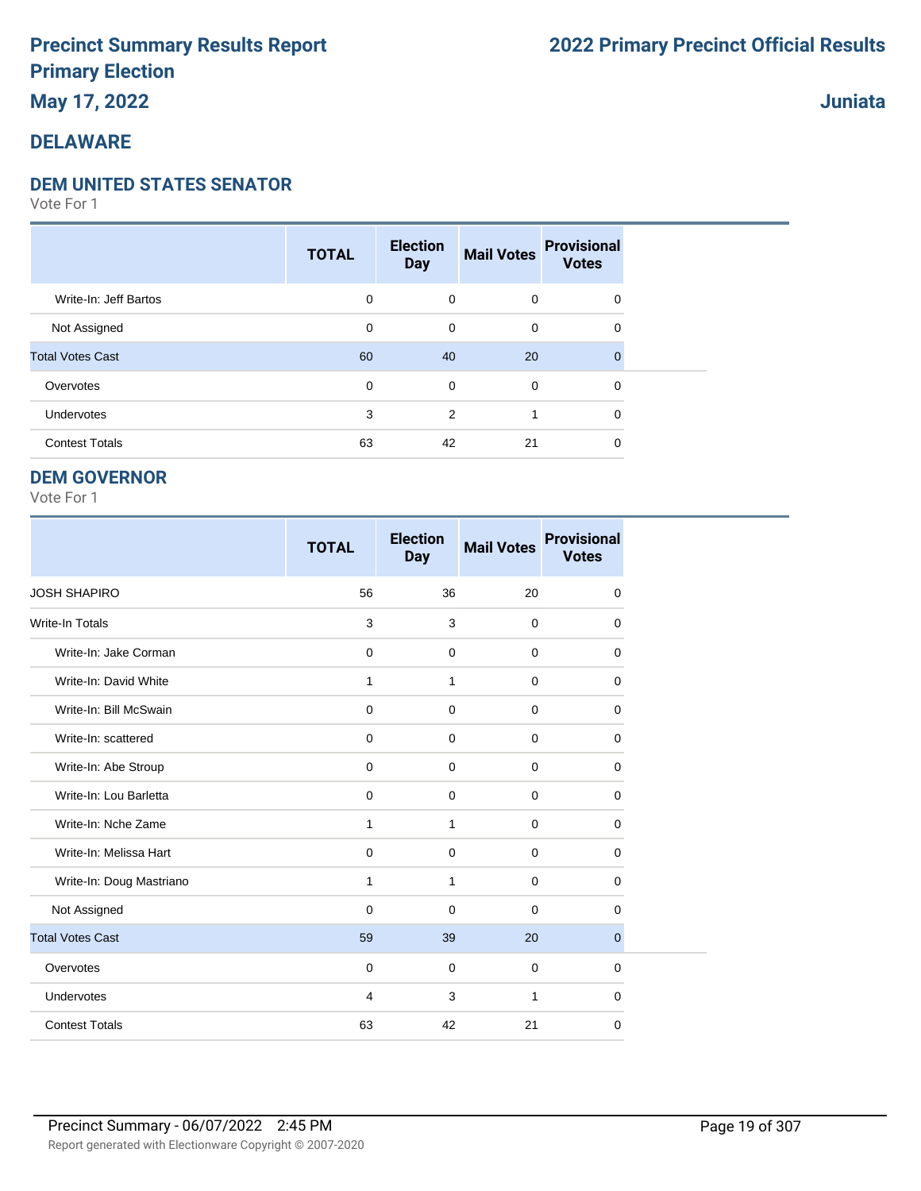# Precinct Summary Results Report

# Primary Election

**May 17, 2022**

# 2022 Primary Precinct Official Results

**Juniata**

## DELAWARE

### DEM UNITED STATES SENATOR

Vote For 1

| | TOTAL | Election Day | Mail Votes | Provisional Votes |
|---|---|---|---|---|
| Write-In: Jeff Bartos | 0 | 0 | 0 | 0 |
| Not Assigned | 0 | 0 | 0 | 0 |
| Total Votes Cast | 60 | 40 | 20 | 0 |
| Overvotes | 0 | 0 | 0 | 0 |
| Undervotes | 3 | 2 | 1 | 0 |
| Contest Totals | 63 | 42 | 21 | 0 |

### DEM GOVERNOR

Vote For 1

| | TOTAL | Election Day | Mail Votes | Provisional Votes |
|---|---|---|---|---|
| JOSH SHAPIRO | 56 | 36 | 20 | 0 |
| Write-In Totals | 3 | 3 | 0 | 0 |
| Write-In: Jake Corman | 0 | 0 | 0 | 0 |
| Write-In: David White | 1 | 1 | 0 | 0 |
| Write-In: Bill McSwain | 0 | 0 | 0 | 0 |
| Write-In: scattered | 0 | 0 | 0 | 0 |
| Write-In: Abe Stroup | 0 | 0 | 0 | 0 |
| Write-In: Lou Barletta | 0 | 0 | 0 | 0 |
| Write-In: Nche Zame | 1 | 1 | 0 | 0 |
| Write-In: Melissa Hart | 0 | 0 | 0 | 0 |
| Write-In: Doug Mastriano | 1 | 1 | 0 | 0 |
| Not Assigned | 0 | 0 | 0 | 0 |
| Total Votes Cast | 59 | 39 | 20 | 0 |
| Overvotes | 0 | 0 | 0 | 0 |
| Undervotes | 4 | 3 | 1 | 0 |
| Contest Totals | 63 | 42 | 21 | 0 |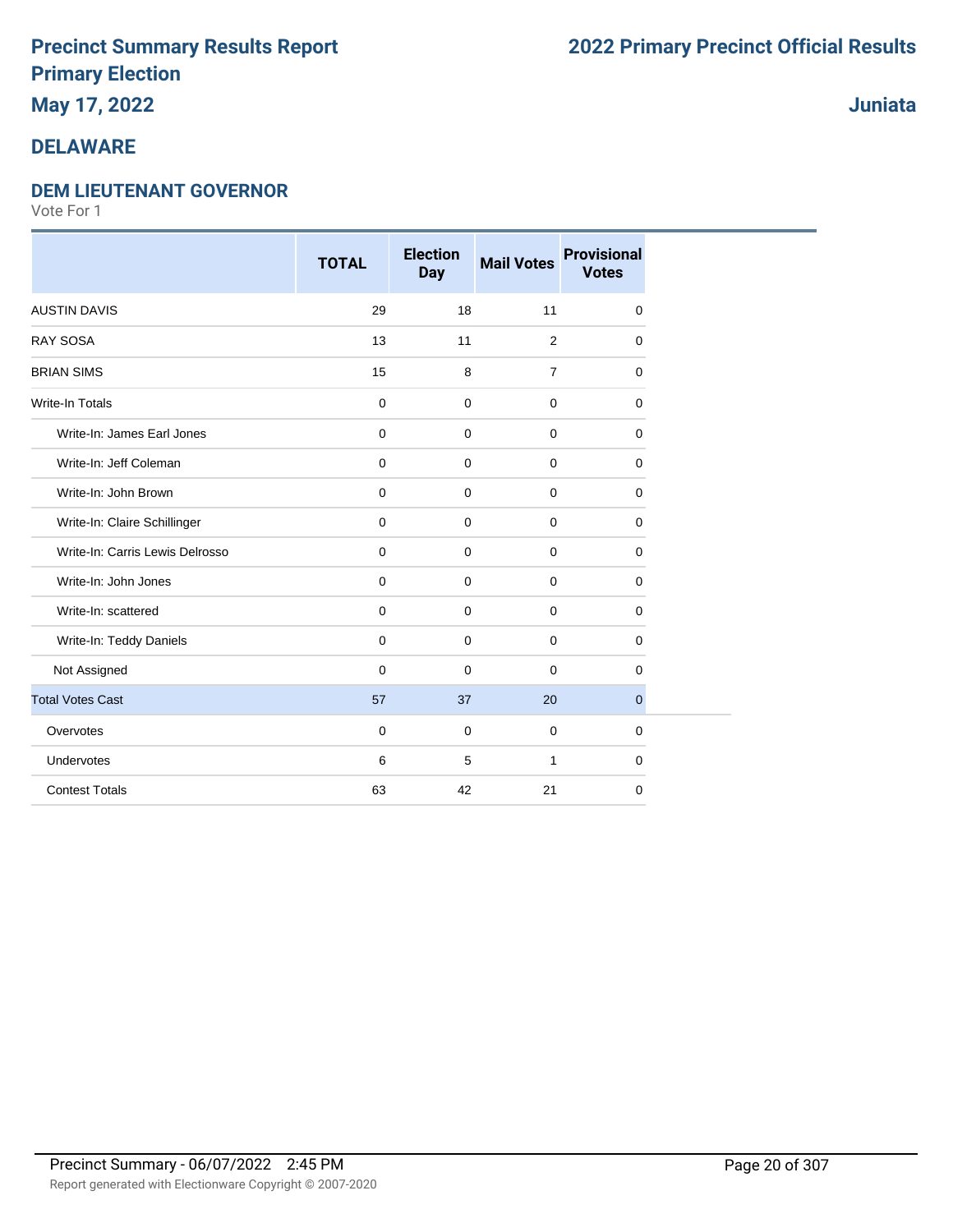# Precinct Summary Results Report
# Primary Election
## May 17, 2022

# 2022 Primary Precinct Official Results

## Juniata

## DELAWARE

### DEM LIEUTENANT GOVERNOR

Vote For 1

| | TOTAL | Election Day | Mail Votes | Provisional Votes |
|---|---|---|---|---|
| AUSTIN DAVIS | 29 | 18 | 11 | 0 |
| RAY SOSA | 13 | 11 | 2 | 0 |
| BRIAN SIMS | 15 | 8 | 7 | 0 |
| Write-In Totals | 0 | 0 | 0 | 0 |
| Write-In: James Earl Jones | 0 | 0 | 0 | 0 |
| Write-In: Jeff Coleman | 0 | 0 | 0 | 0 |
| Write-In: John Brown | 0 | 0 | 0 | 0 |
| Write-In: Claire Schillinger | 0 | 0 | 0 | 0 |
| Write-In: Carris Lewis Delrosso | 0 | 0 | 0 | 0 |
| Write-In: John Jones | 0 | 0 | 0 | 0 |
| Write-In: scattered | 0 | 0 | 0 | 0 |
| Write-In: Teddy Daniels | 0 | 0 | 0 | 0 |
| Not Assigned | 0 | 0 | 0 | 0 |
| Total Votes Cast | 57 | 37 | 20 | 0 |
| Overvotes | 0 | 0 | 0 | 0 |
| Undervotes | 6 | 5 | 1 | 0 |
| Contest Totals | 63 | 42 | 21 | 0 |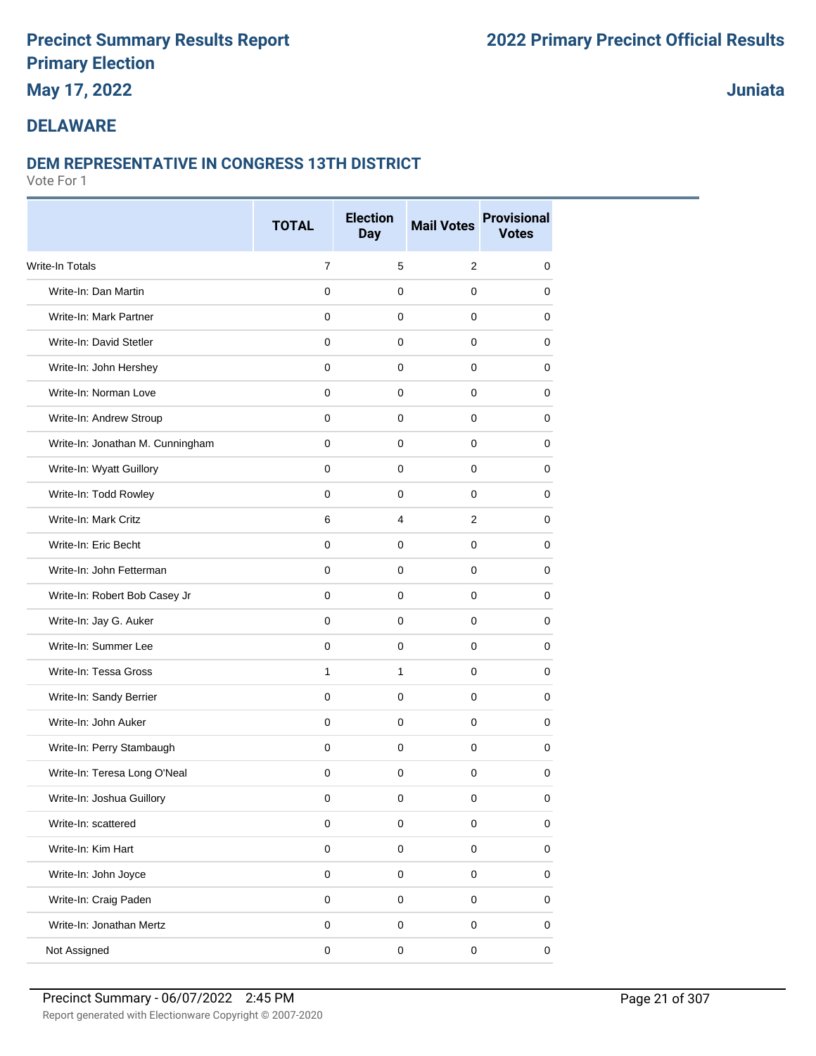# Precinct Summary Results Report
# Primary Election
# May 17, 2022

# 2022 Primary Precinct Official Results

# Juniata

## DELAWARE

### DEM REPRESENTATIVE IN CONGRESS 13TH DISTRICT

Vote For 1

| | TOTAL | Election Day | Mail Votes | Provisional Votes |
|---|---|---|---|---|
| Write-In Totals | 7 | 5 | 2 | 0 |
| Write-In: Dan Martin | 0 | 0 | 0 | 0 |
| Write-In: Mark Partner | 0 | 0 | 0 | 0 |
| Write-In: David Stetler | 0 | 0 | 0 | 0 |
| Write-In: John Hershey | 0 | 0 | 0 | 0 |
| Write-In: Norman Love | 0 | 0 | 0 | 0 |
| Write-In: Andrew Stroup | 0 | 0 | 0 | 0 |
| Write-In: Jonathan M. Cunningham | 0 | 0 | 0 | 0 |
| Write-In: Wyatt Guillory | 0 | 0 | 0 | 0 |
| Write-In: Todd Rowley | 0 | 0 | 0 | 0 |
| Write-In: Mark Critz | 6 | 4 | 2 | 0 |
| Write-In: Eric Becht | 0 | 0 | 0 | 0 |
| Write-In: John Fetterman | 0 | 0 | 0 | 0 |
| Write-In: Robert Bob Casey Jr | 0 | 0 | 0 | 0 |
| Write-In: Jay G. Auker | 0 | 0 | 0 | 0 |
| Write-In: Summer Lee | 0 | 0 | 0 | 0 |
| Write-In: Tessa Gross | 1 | 1 | 0 | 0 |
| Write-In: Sandy Berrier | 0 | 0 | 0 | 0 |
| Write-In: John Auker | 0 | 0 | 0 | 0 |
| Write-In: Perry Stambaugh | 0 | 0 | 0 | 0 |
| Write-In: Teresa Long O'Neal | 0 | 0 | 0 | 0 |
| Write-In: Joshua Guillory | 0 | 0 | 0 | 0 |
| Write-In: scattered | 0 | 0 | 0 | 0 |
| Write-In: Kim Hart | 0 | 0 | 0 | 0 |
| Write-In: John Joyce | 0 | 0 | 0 | 0 |
| Write-In: Craig Paden | 0 | 0 | 0 | 0 |
| Write-In: Jonathan Mertz | 0 | 0 | 0 | 0 |
| Not Assigned | 0 | 0 | 0 | 0 |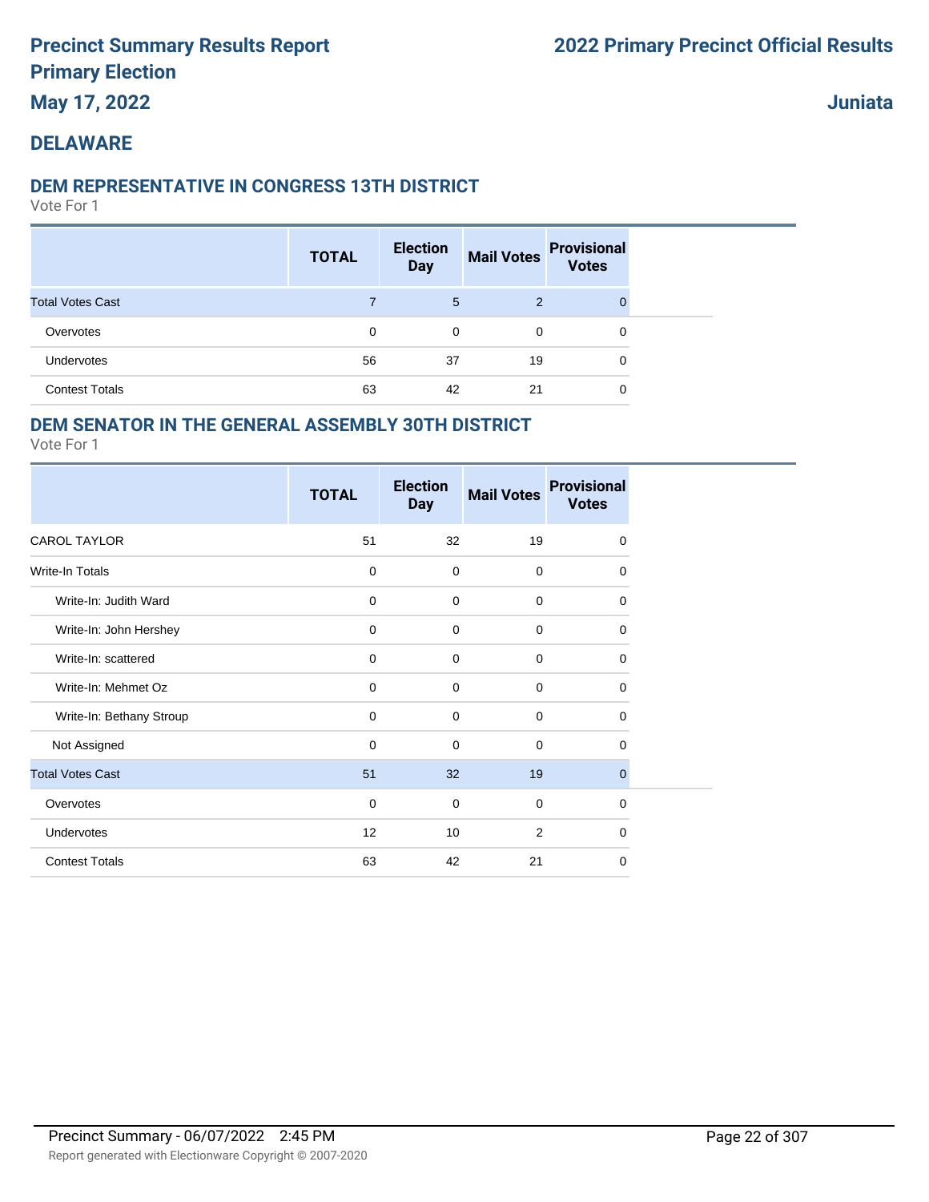# Precinct Summary Results Report
# Primary Election
# May 17, 2022

# 2022 Primary Precinct Official Results

## Juniata

## DELAWARE

### DEM REPRESENTATIVE IN CONGRESS 13TH DISTRICT

Vote For 1

| | TOTAL | Election Day | Mail Votes | Provisional Votes |
|---|---|---|---|---|
| Total Votes Cast | 7 | 5 | 2 | 0 |
| Overvotes | 0 | 0 | 0 | 0 |
| Undervotes | 56 | 37 | 19 | 0 |
| Contest Totals | 63 | 42 | 21 | 0 |

### DEM SENATOR IN THE GENERAL ASSEMBLY 30TH DISTRICT

Vote For 1

| | TOTAL | Election Day | Mail Votes | Provisional Votes |
|---|---|---|---|---|
| CAROL TAYLOR | 51 | 32 | 19 | 0 |
| Write-In Totals | 0 | 0 | 0 | 0 |
| Write-In: Judith Ward | 0 | 0 | 0 | 0 |
| Write-In: John Hershey | 0 | 0 | 0 | 0 |
| Write-In: scattered | 0 | 0 | 0 | 0 |
| Write-In: Mehmet Oz | 0 | 0 | 0 | 0 |
| Write-In: Bethany Stroup | 0 | 0 | 0 | 0 |
| Not Assigned | 0 | 0 | 0 | 0 |
| Total Votes Cast | 51 | 32 | 19 | 0 |
| Overvotes | 0 | 0 | 0 | 0 |
| Undervotes | 12 | 10 | 2 | 0 |
| Contest Totals | 63 | 42 | 21 | 0 |

Precinct Summary - 06/07/2022 2:45 PM

Report generated with Electionware Copyright © 2007-2020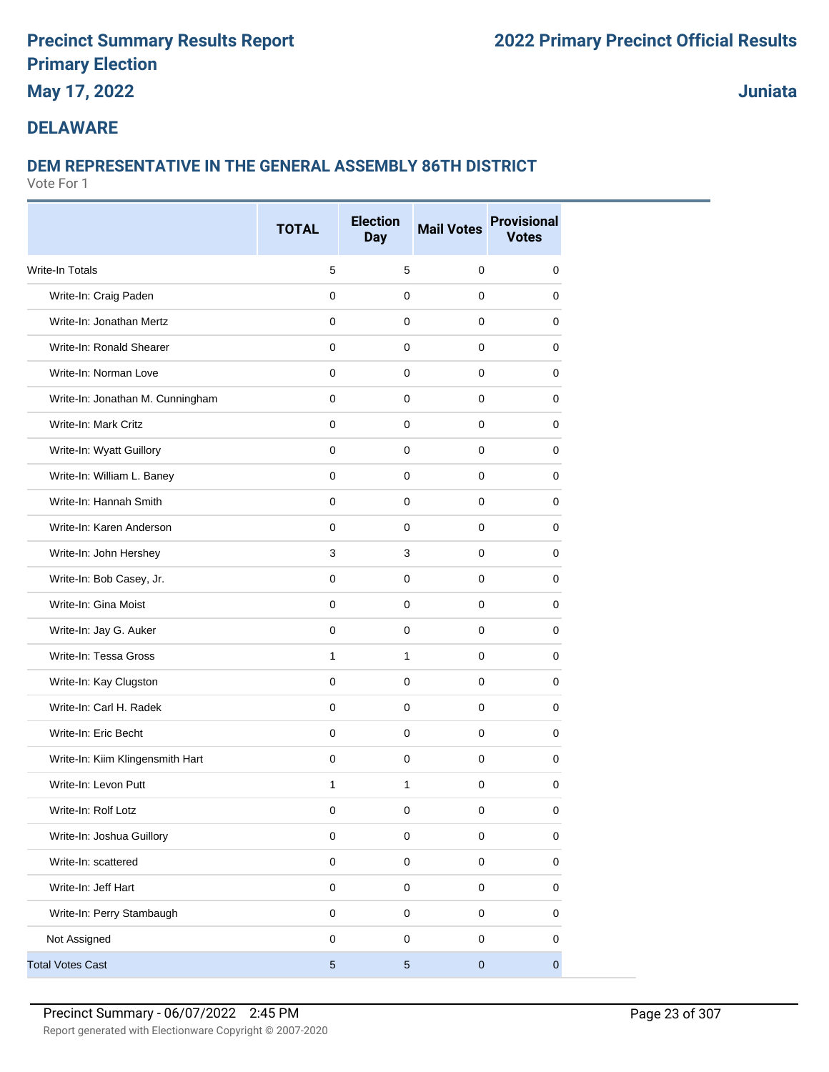# Precinct Summary Results Report
# Primary Election
# May 17, 2022

# 2022 Primary Precinct Official Results

**Juniata**

## DELAWARE

### DEM REPRESENTATIVE IN THE GENERAL ASSEMBLY 86TH DISTRICT

Vote For 1

| | TOTAL | Election Day | Mail Votes | Provisional Votes |
|---|---|---|---|---|
| Write-In Totals | 5 | 5 | 0 | 0 |
| Write-In: Craig Paden | 0 | 0 | 0 | 0 |
| Write-In: Jonathan Mertz | 0 | 0 | 0 | 0 |
| Write-In: Ronald Shearer | 0 | 0 | 0 | 0 |
| Write-In: Norman Love | 0 | 0 | 0 | 0 |
| Write-In: Jonathan M. Cunningham | 0 | 0 | 0 | 0 |
| Write-In: Mark Critz | 0 | 0 | 0 | 0 |
| Write-In: Wyatt Guillory | 0 | 0 | 0 | 0 |
| Write-In: William L. Baney | 0 | 0 | 0 | 0 |
| Write-In: Hannah Smith | 0 | 0 | 0 | 0 |
| Write-In: Karen Anderson | 0 | 0 | 0 | 0 |
| Write-In: John Hershey | 3 | 3 | 0 | 0 |
| Write-In: Bob Casey, Jr. | 0 | 0 | 0 | 0 |
| Write-In: Gina Moist | 0 | 0 | 0 | 0 |
| Write-In: Jay G. Auker | 0 | 0 | 0 | 0 |
| Write-In: Tessa Gross | 1 | 1 | 0 | 0 |
| Write-In: Kay Clugston | 0 | 0 | 0 | 0 |
| Write-In: Carl H. Radek | 0 | 0 | 0 | 0 |
| Write-In: Eric Becht | 0 | 0 | 0 | 0 |
| Write-In: Kiim Klingensmith Hart | 0 | 0 | 0 | 0 |
| Write-In: Levon Putt | 1 | 1 | 0 | 0 |
| Write-In: Rolf Lotz | 0 | 0 | 0 | 0 |
| Write-In: Joshua Guillory | 0 | 0 | 0 | 0 |
| Write-In: scattered | 0 | 0 | 0 | 0 |
| Write-In: Jeff Hart | 0 | 0 | 0 | 0 |
| Write-In: Perry Stambaugh | 0 | 0 | 0 | 0 |
| Not Assigned | 0 | 0 | 0 | 0 |
| Total Votes Cast | 5 | 5 | 0 | 0 |

Precinct Summary - 06/07/2022 2:45 PM

Report generated with Electionware Copyright © 2007-2020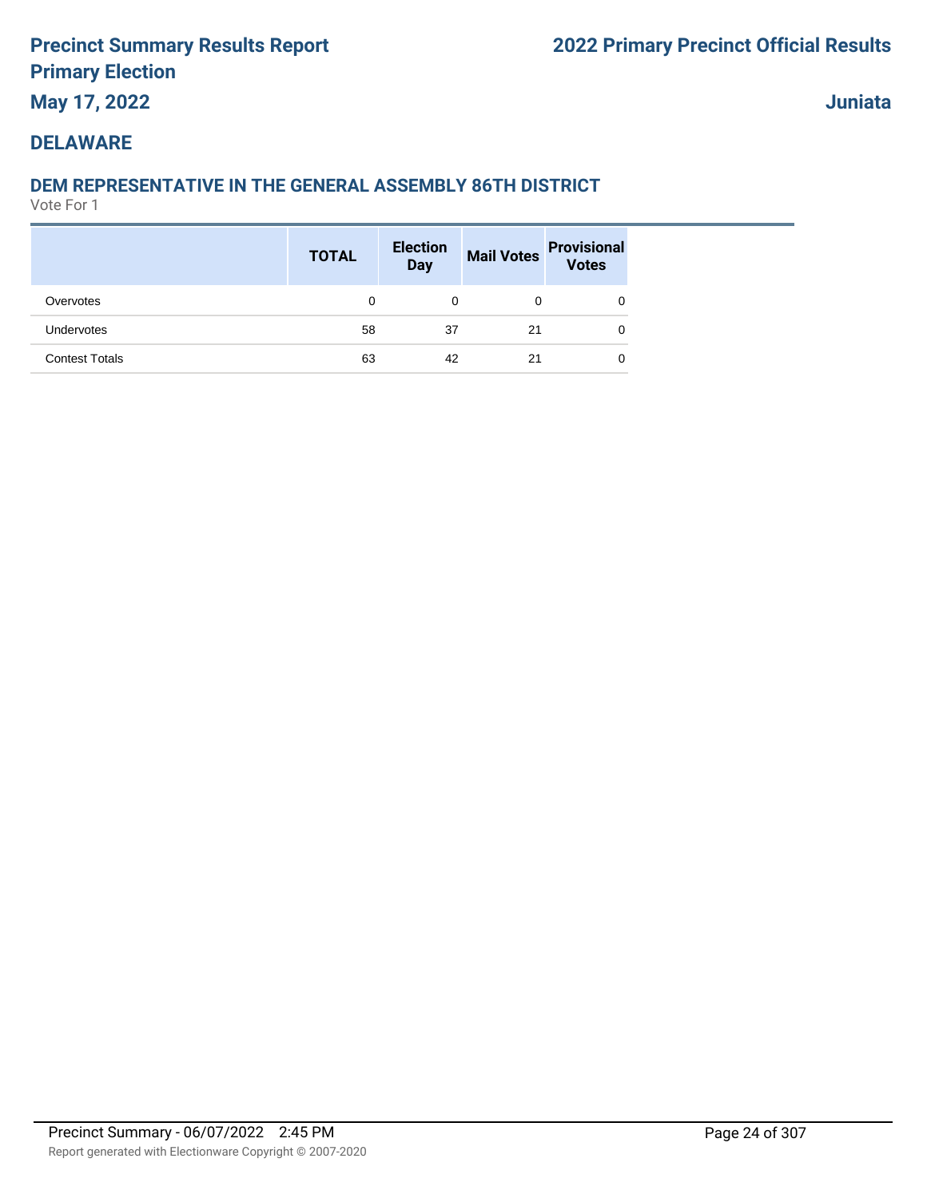# Precinct Summary Results Report
# Primary Election
## May 17, 2022

## 2022 Primary Precinct Official Results

## Juniata

## DELAWARE

### DEM REPRESENTATIVE IN THE GENERAL ASSEMBLY 86TH DISTRICT

Vote For 1

| | TOTAL | Election Day | Mail Votes | Provisional Votes |
|---|---|---|---|---|
| Overvotes | 0 | 0 | 0 | 0 |
| Undervotes | 58 | 37 | 21 | 0 |
| Contest Totals | 63 | 42 | 21 | 0 |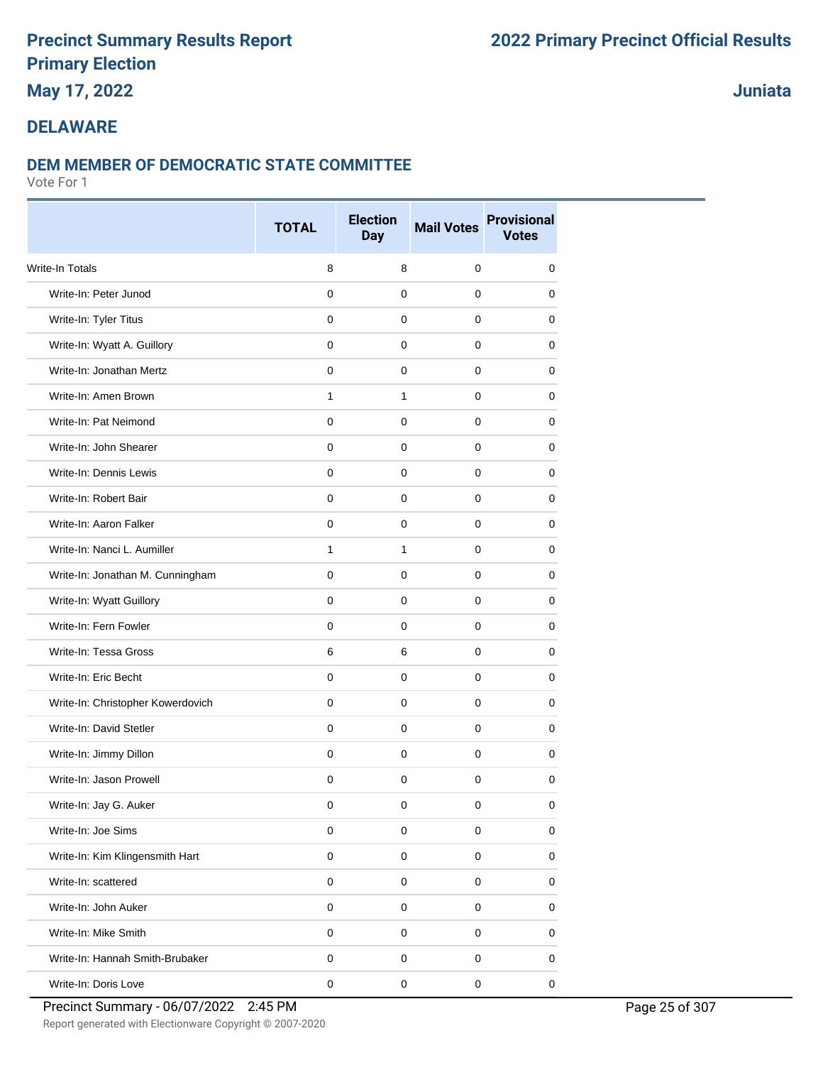# Precinct Summary Results Report
# Primary Election
## May 17, 2022

## 2022 Primary Precinct Official Results

## Juniata

## DELAWARE

### DEM MEMBER OF DEMOCRATIC STATE COMMITTEE

Vote For 1

| | TOTAL | Election Day | Mail Votes | Provisional Votes |
|---|---|---|---|---|
| Write-In Totals | 8 | 8 | 0 | 0 |
| Write-In: Peter Junod | 0 | 0 | 0 | 0 |
| Write-In: Tyler Titus | 0 | 0 | 0 | 0 |
| Write-In: Wyatt A. Guillory | 0 | 0 | 0 | 0 |
| Write-In: Jonathan Mertz | 0 | 0 | 0 | 0 |
| Write-In: Amen Brown | 1 | 1 | 0 | 0 |
| Write-In: Pat Neimond | 0 | 0 | 0 | 0 |
| Write-In: John Shearer | 0 | 0 | 0 | 0 |
| Write-In: Dennis Lewis | 0 | 0 | 0 | 0 |
| Write-In: Robert Bair | 0 | 0 | 0 | 0 |
| Write-In: Aaron Falker | 0 | 0 | 0 | 0 |
| Write-In: Nanci L. Aumiller | 1 | 1 | 0 | 0 |
| Write-In: Jonathan M. Cunningham | 0 | 0 | 0 | 0 |
| Write-In: Wyatt Guillory | 0 | 0 | 0 | 0 |
| Write-In: Fern Fowler | 0 | 0 | 0 | 0 |
| Write-In: Tessa Gross | 6 | 6 | 0 | 0 |
| Write-In: Eric Becht | 0 | 0 | 0 | 0 |
| Write-In: Christopher Kowerdovich | 0 | 0 | 0 | 0 |
| Write-In: David Stetler | 0 | 0 | 0 | 0 |
| Write-In: Jimmy Dillon | 0 | 0 | 0 | 0 |
| Write-In: Jason Prowell | 0 | 0 | 0 | 0 |
| Write-In: Jay G. Auker | 0 | 0 | 0 | 0 |
| Write-In: Joe Sims | 0 | 0 | 0 | 0 |
| Write-In: Kim Klingensmith Hart | 0 | 0 | 0 | 0 |
| Write-In: scattered | 0 | 0 | 0 | 0 |
| Write-In: John Auker | 0 | 0 | 0 | 0 |
| Write-In: Mike Smith | 0 | 0 | 0 | 0 |
| Write-In: Hannah Smith-Brubaker | 0 | 0 | 0 | 0 |
| Write-In: Doris Love | 0 | 0 | 0 | 0 |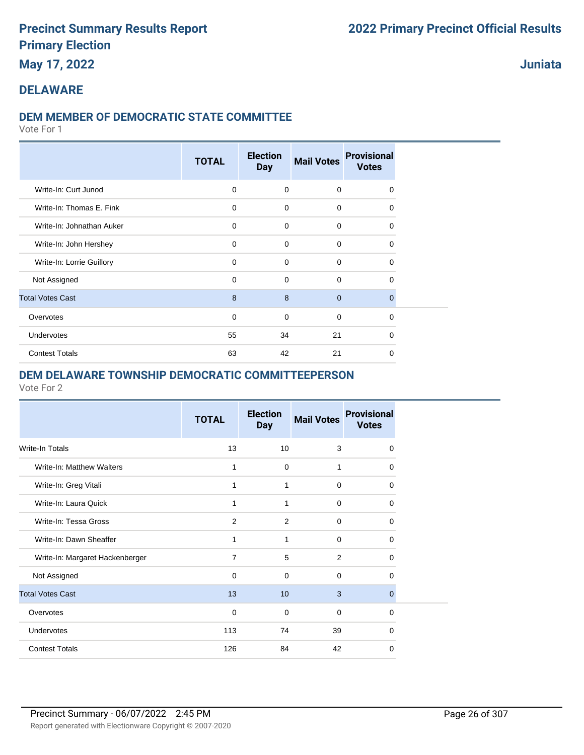# Precinct Summary Results Report
# Primary Election
# May 17, 2022

# 2022 Primary Precinct Official Results

## Juniata

## DELAWARE

### DEM MEMBER OF DEMOCRATIC STATE COMMITTEE

Vote For 1

| | TOTAL | Election Day | Mail Votes | Provisional Votes |
|---|---|---|---|---|
| Write-In: Curt Junod | 0 | 0 | 0 | 0 |
| Write-In: Thomas E. Fink | 0 | 0 | 0 | 0 |
| Write-In: Johnathan Auker | 0 | 0 | 0 | 0 |
| Write-In: John Hershey | 0 | 0 | 0 | 0 |
| Write-In: Lorrie Guillory | 0 | 0 | 0 | 0 |
| Not Assigned | 0 | 0 | 0 | 0 |
| Total Votes Cast | 8 | 8 | 0 | 0 |
| Overvotes | 0 | 0 | 0 | 0 |
| Undervotes | 55 | 34 | 21 | 0 |
| Contest Totals | 63 | 42 | 21 | 0 |

### DEM DELAWARE TOWNSHIP DEMOCRATIC COMMITTEEPERSON

Vote For 2

| | TOTAL | Election Day | Mail Votes | Provisional Votes |
|---|---|---|---|---|
| Write-In Totals | 13 | 10 | 3 | 0 |
| Write-In: Matthew Walters | 1 | 0 | 1 | 0 |
| Write-In: Greg Vitali | 1 | 1 | 0 | 0 |
| Write-In: Laura Quick | 1 | 1 | 0 | 0 |
| Write-In: Tessa Gross | 2 | 2 | 0 | 0 |
| Write-In: Dawn Sheaffer | 1 | 1 | 0 | 0 |
| Write-In: Margaret Hackenberger | 7 | 5 | 2 | 0 |
| Not Assigned | 0 | 0 | 0 | 0 |
| Total Votes Cast | 13 | 10 | 3 | 0 |
| Overvotes | 0 | 0 | 0 | 0 |
| Undervotes | 113 | 74 | 39 | 0 |
| Contest Totals | 126 | 84 | 42 | 0 |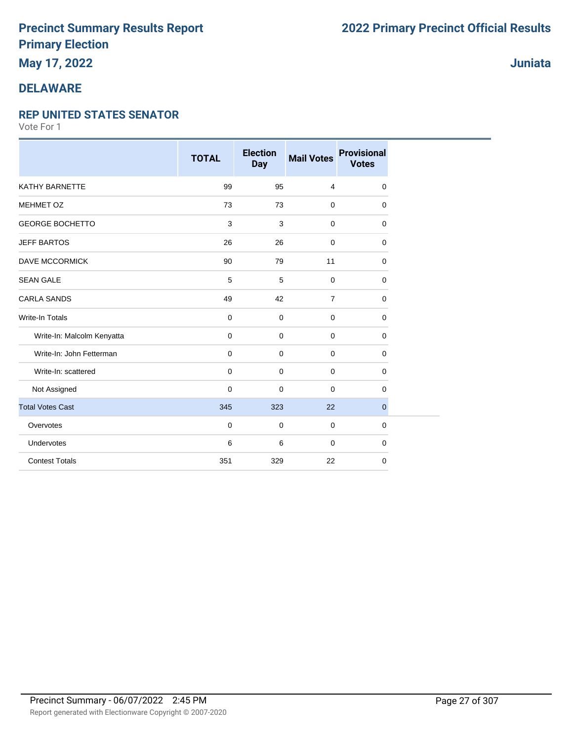# Precinct Summary Results Report
# Primary Election
## May 17, 2022

# 2022 Primary Precinct Official Results

## Juniata

## DELAWARE

### REP UNITED STATES SENATOR

Vote For 1

| | TOTAL | Election Day | Mail Votes | Provisional Votes |
|---|---|---|---|---|
| KATHY BARNETTE | 99 | 95 | 4 | 0 |
| MEHMET OZ | 73 | 73 | 0 | 0 |
| GEORGE BOCHETTO | 3 | 3 | 0 | 0 |
| JEFF BARTOS | 26 | 26 | 0 | 0 |
| DAVE MCCORMICK | 90 | 79 | 11 | 0 |
| SEAN GALE | 5 | 5 | 0 | 0 |
| CARLA SANDS | 49 | 42 | 7 | 0 |
| Write-In Totals | 0 | 0 | 0 | 0 |
| Write-In: Malcolm Kenyatta | 0 | 0 | 0 | 0 |
| Write-In: John Fetterman | 0 | 0 | 0 | 0 |
| Write-In: scattered | 0 | 0 | 0 | 0 |
| Not Assigned | 0 | 0 | 0 | 0 |
| Total Votes Cast | 345 | 323 | 22 | 0 |
| Overvotes | 0 | 0 | 0 | 0 |
| Undervotes | 6 | 6 | 0 | 0 |
| Contest Totals | 351 | 329 | 22 | 0 |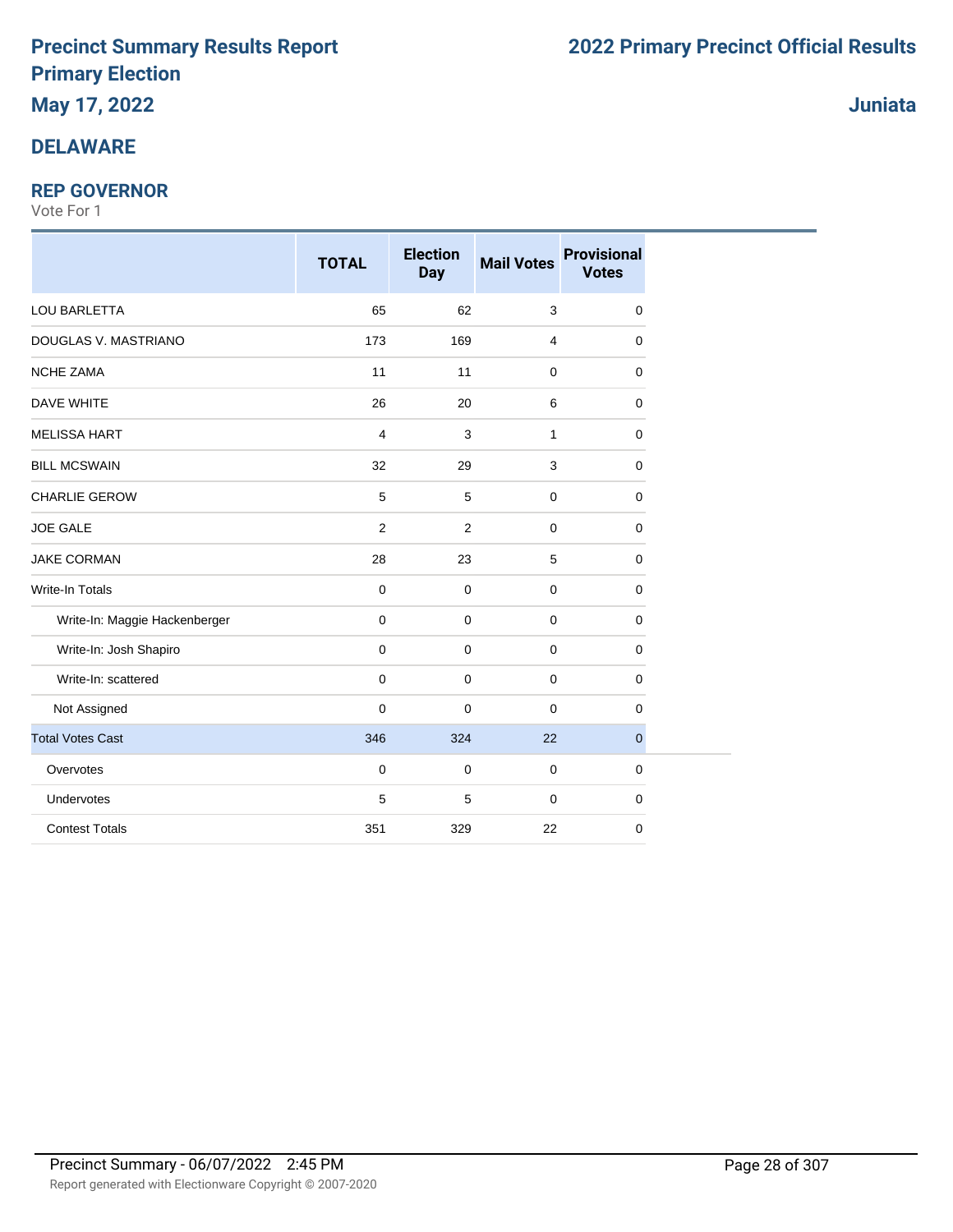# Precinct Summary Results Report
# Primary Election
## May 17, 2022

# 2022 Primary Precinct Official Results

## Juniata

## DELAWARE

### REP GOVERNOR

Vote For 1

| | TOTAL | Election Day | Mail Votes | Provisional Votes |
|---|---|---|---|---|
| LOU BARLETTA | 65 | 62 | 3 | 0 |
| DOUGLAS V. MASTRIANO | 173 | 169 | 4 | 0 |
| NCHE ZAMA | 11 | 11 | 0 | 0 |
| DAVE WHITE | 26 | 20 | 6 | 0 |
| MELISSA HART | 4 | 3 | 1 | 0 |
| BILL MCSWAIN | 32 | 29 | 3 | 0 |
| CHARLIE GEROW | 5 | 5 | 0 | 0 |
| JOE GALE | 2 | 2 | 0 | 0 |
| JAKE CORMAN | 28 | 23 | 5 | 0 |
| Write-In Totals | 0 | 0 | 0 | 0 |
| Write-In: Maggie Hackenberger | 0 | 0 | 0 | 0 |
| Write-In: Josh Shapiro | 0 | 0 | 0 | 0 |
| Write-In: scattered | 0 | 0 | 0 | 0 |
| Not Assigned | 0 | 0 | 0 | 0 |
| Total Votes Cast | 346 | 324 | 22 | 0 |
| Overvotes | 0 | 0 | 0 | 0 |
| Undervotes | 5 | 5 | 0 | 0 |
| Contest Totals | 351 | 329 | 22 | 0 |

Precinct Summary - 06/07/2022 2:45 PM

Report generated with Electionware Copyright © 2007-2020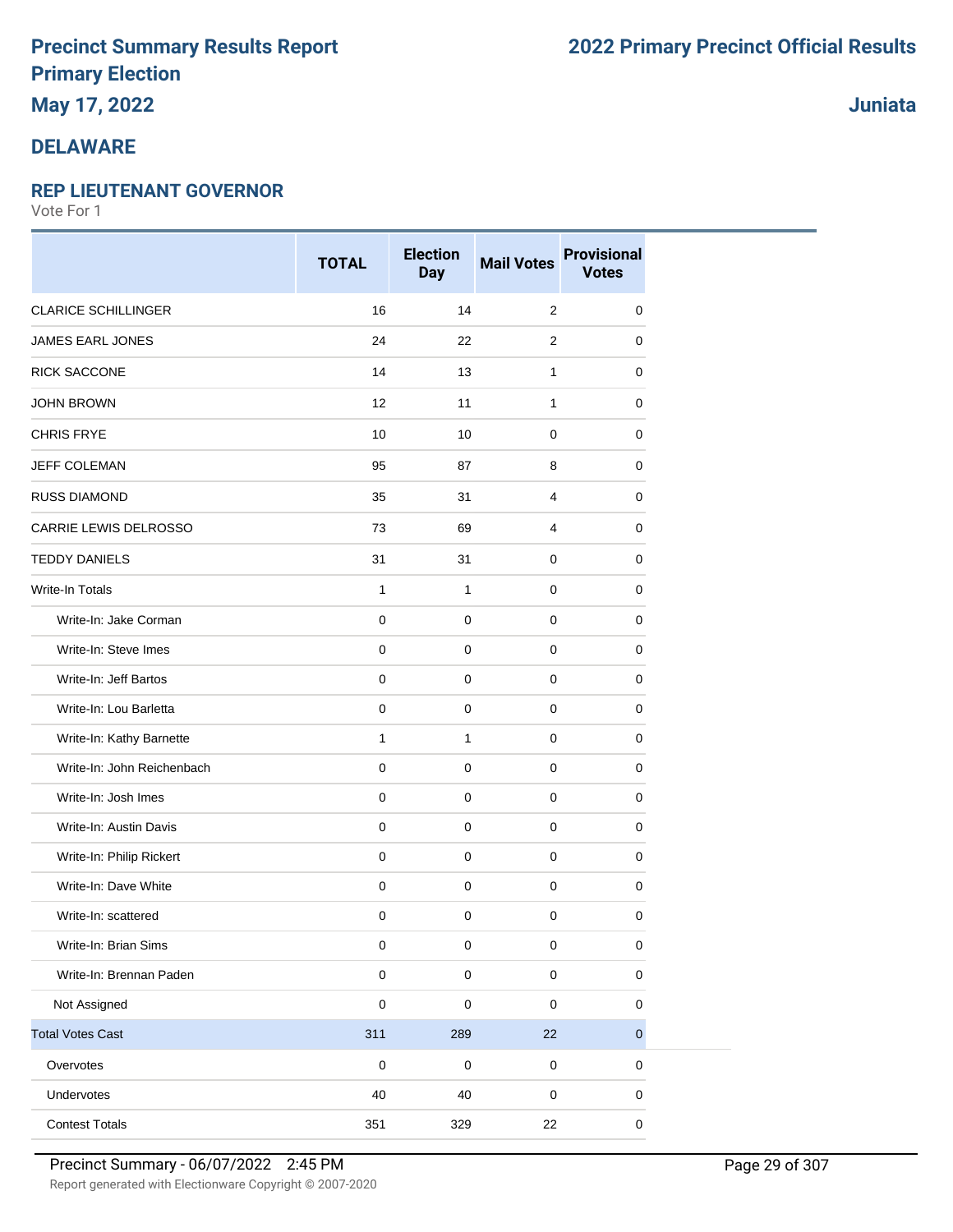# Precinct Summary Results Report
# Primary Election
## May 17, 2022

## 2022 Primary Precinct Official Results

## Juniata

## DELAWARE

### REP LIEUTENANT GOVERNOR

Vote For 1

| | TOTAL | Election Day | Mail Votes | Provisional Votes |
|---|---|---|---|---|
| CLARICE SCHILLINGER | 16 | 14 | 2 | 0 |
| JAMES EARL JONES | 24 | 22 | 2 | 0 |
| RICK SACCONE | 14 | 13 | 1 | 0 |
| JOHN BROWN | 12 | 11 | 1 | 0 |
| CHRIS FRYE | 10 | 10 | 0 | 0 |
| JEFF COLEMAN | 95 | 87 | 8 | 0 |
| RUSS DIAMOND | 35 | 31 | 4 | 0 |
| CARRIE LEWIS DELROSSO | 73 | 69 | 4 | 0 |
| TEDDY DANIELS | 31 | 31 | 0 | 0 |
| Write-In Totals | 1 | 1 | 0 | 0 |
| Write-In: Jake Corman | 0 | 0 | 0 | 0 |
| Write-In: Steve Imes | 0 | 0 | 0 | 0 |
| Write-In: Jeff Bartos | 0 | 0 | 0 | 0 |
| Write-In: Lou Barletta | 0 | 0 | 0 | 0 |
| Write-In: Kathy Barnette | 1 | 1 | 0 | 0 |
| Write-In: John Reichenbach | 0 | 0 | 0 | 0 |
| Write-In: Josh Imes | 0 | 0 | 0 | 0 |
| Write-In: Austin Davis | 0 | 0 | 0 | 0 |
| Write-In: Philip Rickert | 0 | 0 | 0 | 0 |
| Write-In: Dave White | 0 | 0 | 0 | 0 |
| Write-In: scattered | 0 | 0 | 0 | 0 |
| Write-In: Brian Sims | 0 | 0 | 0 | 0 |
| Write-In: Brennan Paden | 0 | 0 | 0 | 0 |
| Not Assigned | 0 | 0 | 0 | 0 |
| Total Votes Cast | 311 | 289 | 22 | 0 |
| Overvotes | 0 | 0 | 0 | 0 |
| Undervotes | 40 | 40 | 0 | 0 |
| Contest Totals | 351 | 329 | 22 | 0 |

Precinct Summary - 06/07/2022 2:45 PM

Report generated with Electionware Copyright © 2007-2020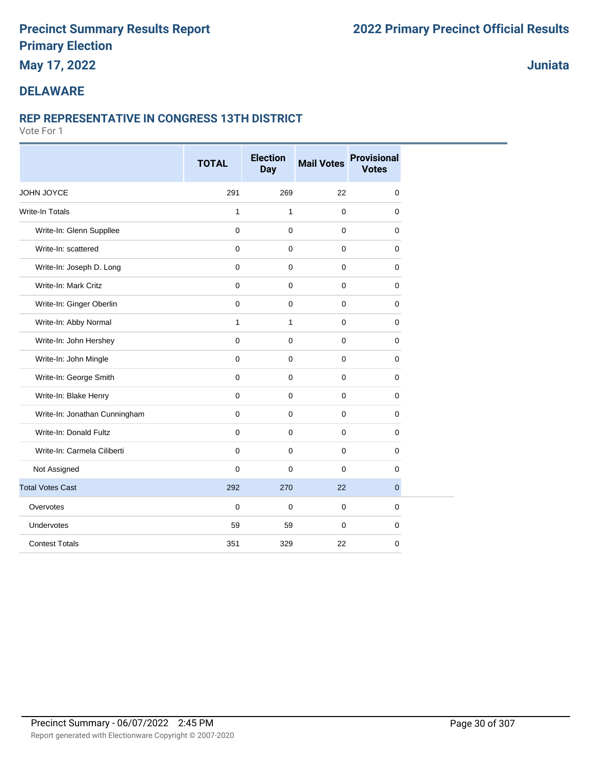# Precinct Summary Results Report
# Primary Election
# May 17, 2022

# 2022 Primary Precinct Official Results

## Juniata

## DELAWARE

### REP REPRESENTATIVE IN CONGRESS 13TH DISTRICT

Vote For 1

| | TOTAL | Election Day | Mail Votes | Provisional Votes |
|---|---|---|---|---|
| JOHN JOYCE | 291 | 269 | 22 | 0 |
| Write-In Totals | 1 | 1 | 0 | 0 |
| Write-In: Glenn Suppllee | 0 | 0 | 0 | 0 |
| Write-In: scattered | 0 | 0 | 0 | 0 |
| Write-In: Joseph D. Long | 0 | 0 | 0 | 0 |
| Write-In: Mark Critz | 0 | 0 | 0 | 0 |
| Write-In: Ginger Oberlin | 0 | 0 | 0 | 0 |
| Write-In: Abby Normal | 1 | 1 | 0 | 0 |
| Write-In: John Hershey | 0 | 0 | 0 | 0 |
| Write-In: John Mingle | 0 | 0 | 0 | 0 |
| Write-In: George Smith | 0 | 0 | 0 | 0 |
| Write-In: Blake Henry | 0 | 0 | 0 | 0 |
| Write-In: Jonathan Cunningham | 0 | 0 | 0 | 0 |
| Write-In: Donald Fultz | 0 | 0 | 0 | 0 |
| Write-In: Carmela Ciliberti | 0 | 0 | 0 | 0 |
| Not Assigned | 0 | 0 | 0 | 0 |
| Total Votes Cast | 292 | 270 | 22 | 0 |
| Overvotes | 0 | 0 | 0 | 0 |
| Undervotes | 59 | 59 | 0 | 0 |
| Contest Totals | 351 | 329 | 22 | 0 |

Precinct Summary - 06/07/2022 2:45 PM

Report generated with Electionware Copyright © 2007-2020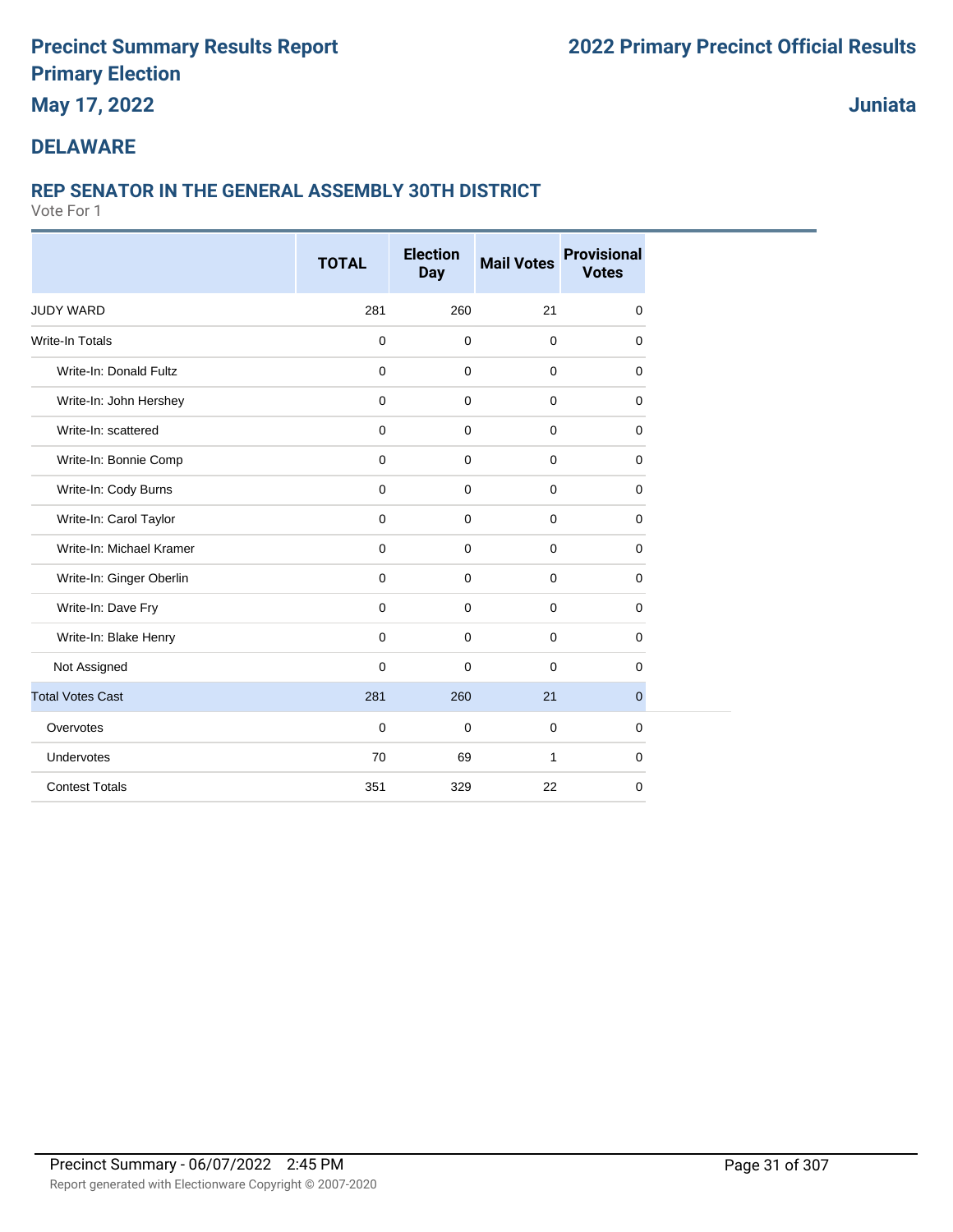# Precinct Summary Results Report
# Primary Election
# May 17, 2022

# 2022 Primary Precinct Official Results

**Juniata**

## DELAWARE

### REP SENATOR IN THE GENERAL ASSEMBLY 30TH DISTRICT

Vote For 1

| | TOTAL | Election Day | Mail Votes | Provisional Votes |
|---|---|---|---|---|
| JUDY WARD | 281 | 260 | 21 | 0 |
| Write-In Totals | 0 | 0 | 0 | 0 |
| Write-In: Donald Fultz | 0 | 0 | 0 | 0 |
| Write-In: John Hershey | 0 | 0 | 0 | 0 |
| Write-In: scattered | 0 | 0 | 0 | 0 |
| Write-In: Bonnie Comp | 0 | 0 | 0 | 0 |
| Write-In: Cody Burns | 0 | 0 | 0 | 0 |
| Write-In: Carol Taylor | 0 | 0 | 0 | 0 |
| Write-In: Michael Kramer | 0 | 0 | 0 | 0 |
| Write-In: Ginger Oberlin | 0 | 0 | 0 | 0 |
| Write-In: Dave Fry | 0 | 0 | 0 | 0 |
| Write-In: Blake Henry | 0 | 0 | 0 | 0 |
| Not Assigned | 0 | 0 | 0 | 0 |
| Total Votes Cast | 281 | 260 | 21 | 0 |
| Overvotes | 0 | 0 | 0 | 0 |
| Undervotes | 70 | 69 | 1 | 0 |
| Contest Totals | 351 | 329 | 22 | 0 |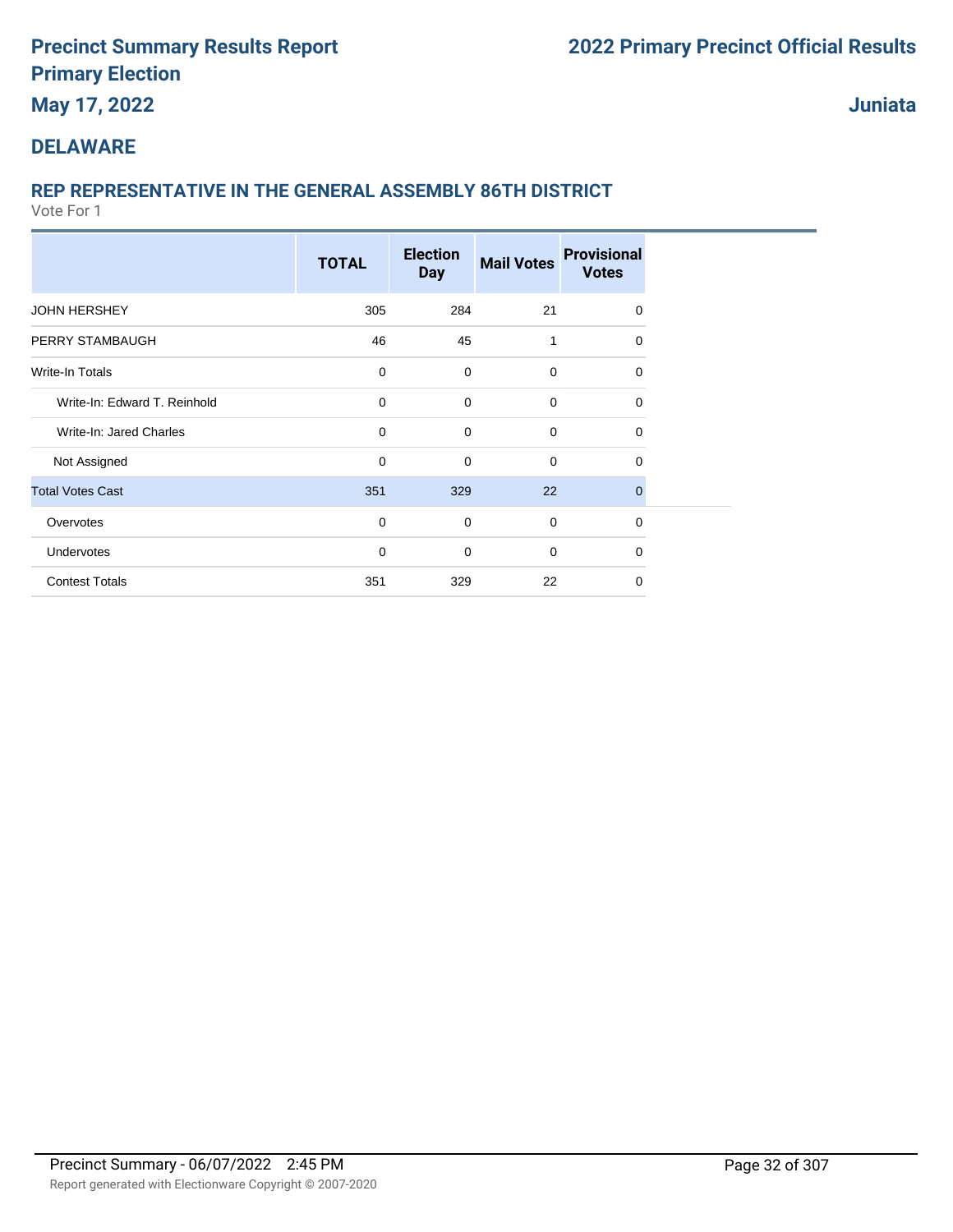# Precinct Summary Results Report
## Primary Election
## May 17, 2022

## 2022 Primary Precinct Official Results

**Juniata**

## DELAWARE

### REP REPRESENTATIVE IN THE GENERAL ASSEMBLY 86TH DISTRICT

Vote For 1

| | TOTAL | Election Day | Mail Votes | Provisional Votes |
|---|---|---|---|---|
| JOHN HERSHEY | 305 | 284 | 21 | 0 |
| PERRY STAMBAUGH | 46 | 45 | 1 | 0 |
| Write-In Totals | 0 | 0 | 0 | 0 |
| Write-In: Edward T. Reinhold | 0 | 0 | 0 | 0 |
| Write-In: Jared Charles | 0 | 0 | 0 | 0 |
| Not Assigned | 0 | 0 | 0 | 0 |
| Total Votes Cast | 351 | 329 | 22 | 0 |
| Overvotes | 0 | 0 | 0 | 0 |
| Undervotes | 0 | 0 | 0 | 0 |
| Contest Totals | 351 | 329 | 22 | 0 |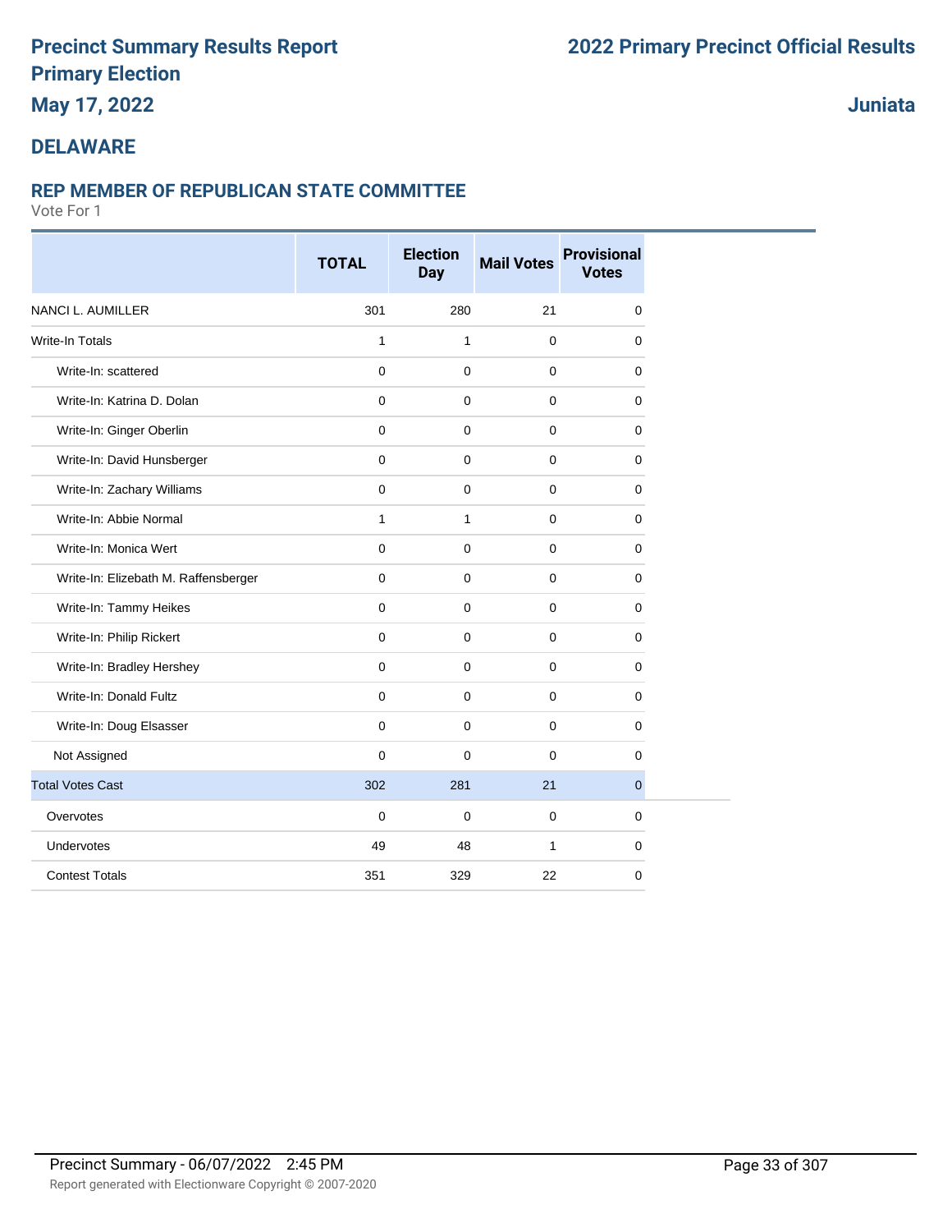# Precinct Summary Results Report
# Primary Election
# May 17, 2022

# 2022 Primary Precinct Official Results

# Juniata

## DELAWARE

### REP MEMBER OF REPUBLICAN STATE COMMITTEE

Vote For 1

| | TOTAL | Election Day | Mail Votes | Provisional Votes |
|---|---|---|---|---|
| NANCI L. AUMILLER | 301 | 280 | 21 | 0 |
| Write-In Totals | 1 | 1 | 0 | 0 |
| Write-In: scattered | 0 | 0 | 0 | 0 |
| Write-In: Katrina D. Dolan | 0 | 0 | 0 | 0 |
| Write-In: Ginger Oberlin | 0 | 0 | 0 | 0 |
| Write-In: David Hunsberger | 0 | 0 | 0 | 0 |
| Write-In: Zachary Williams | 0 | 0 | 0 | 0 |
| Write-In: Abbie Normal | 1 | 1 | 0 | 0 |
| Write-In: Monica Wert | 0 | 0 | 0 | 0 |
| Write-In: Elizebath M. Raffensberger | 0 | 0 | 0 | 0 |
| Write-In: Tammy Heikes | 0 | 0 | 0 | 0 |
| Write-In: Philip Rickert | 0 | 0 | 0 | 0 |
| Write-In: Bradley Hershey | 0 | 0 | 0 | 0 |
| Write-In: Donald Fultz | 0 | 0 | 0 | 0 |
| Write-In: Doug Elsasser | 0 | 0 | 0 | 0 |
| Not Assigned | 0 | 0 | 0 | 0 |
| Total Votes Cast | 302 | 281 | 21 | 0 |
| Overvotes | 0 | 0 | 0 | 0 |
| Undervotes | 49 | 48 | 1 | 0 |
| Contest Totals | 351 | 329 | 22 | 0 |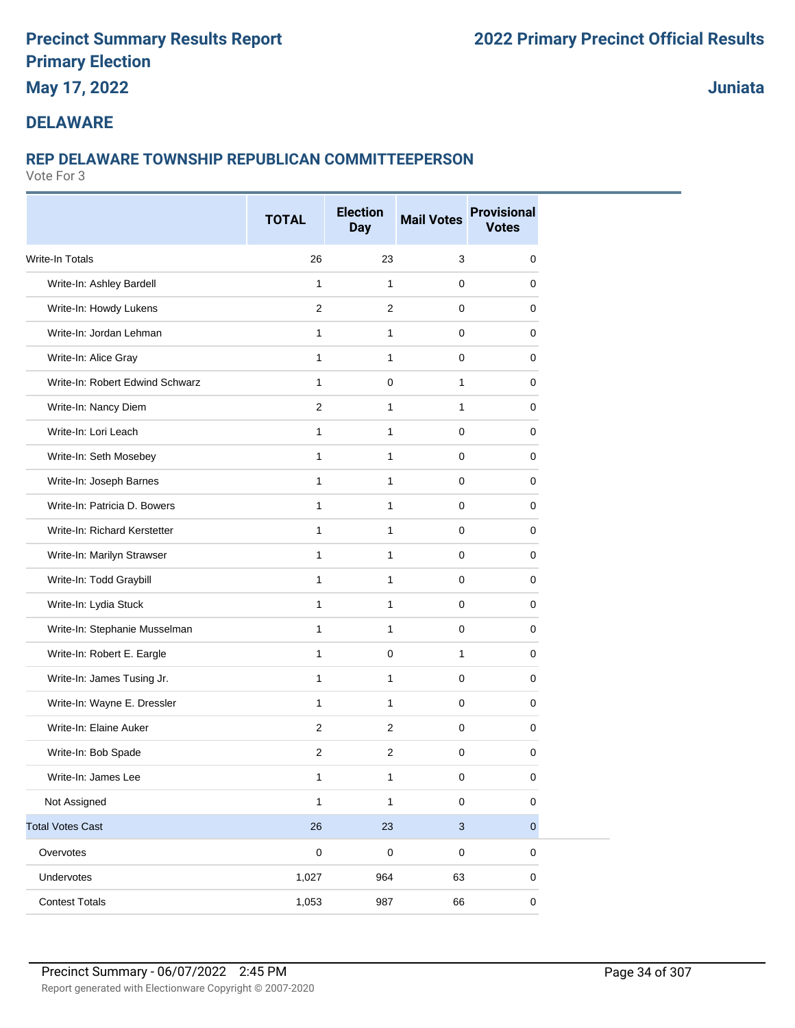# Precinct Summary Results Report

## Primary Election

## May 17, 2022

# 2022 Primary Precinct Official Results

## Juniata

## DELAWARE

### REP DELAWARE TOWNSHIP REPUBLICAN COMMITTEEPERSON

Vote For 3

| | TOTAL | Election Day | Mail Votes | Provisional Votes |
|---|---|---|---|---|
| Write-In Totals | 26 | 23 | 3 | 0 |
| Write-In: Ashley Bardell | 1 | 1 | 0 | 0 |
| Write-In: Howdy Lukens | 2 | 2 | 0 | 0 |
| Write-In: Jordan Lehman | 1 | 1 | 0 | 0 |
| Write-In: Alice Gray | 1 | 1 | 0 | 0 |
| Write-In: Robert Edwind Schwarz | 1 | 0 | 1 | 0 |
| Write-In: Nancy Diem | 2 | 1 | 1 | 0 |
| Write-In: Lori Leach | 1 | 1 | 0 | 0 |
| Write-In: Seth Mosebey | 1 | 1 | 0 | 0 |
| Write-In: Joseph Barnes | 1 | 1 | 0 | 0 |
| Write-In: Patricia D. Bowers | 1 | 1 | 0 | 0 |
| Write-In: Richard Kerstetter | 1 | 1 | 0 | 0 |
| Write-In: Marilyn Strawser | 1 | 1 | 0 | 0 |
| Write-In: Todd Graybill | 1 | 1 | 0 | 0 |
| Write-In: Lydia Stuck | 1 | 1 | 0 | 0 |
| Write-In: Stephanie Musselman | 1 | 1 | 0 | 0 |
| Write-In: Robert E. Eargle | 1 | 0 | 1 | 0 |
| Write-In: James Tusing Jr. | 1 | 1 | 0 | 0 |
| Write-In: Wayne E. Dressler | 1 | 1 | 0 | 0 |
| Write-In: Elaine Auker | 2 | 2 | 0 | 0 |
| Write-In: Bob Spade | 2 | 2 | 0 | 0 |
| Write-In: James Lee | 1 | 1 | 0 | 0 |
| Not Assigned | 1 | 1 | 0 | 0 |
| Total Votes Cast | 26 | 23 | 3 | 0 |
| Overvotes | 0 | 0 | 0 | 0 |
| Undervotes | 1,027 | 964 | 63 | 0 |
| Contest Totals | 1,053 | 987 | 66 | 0 |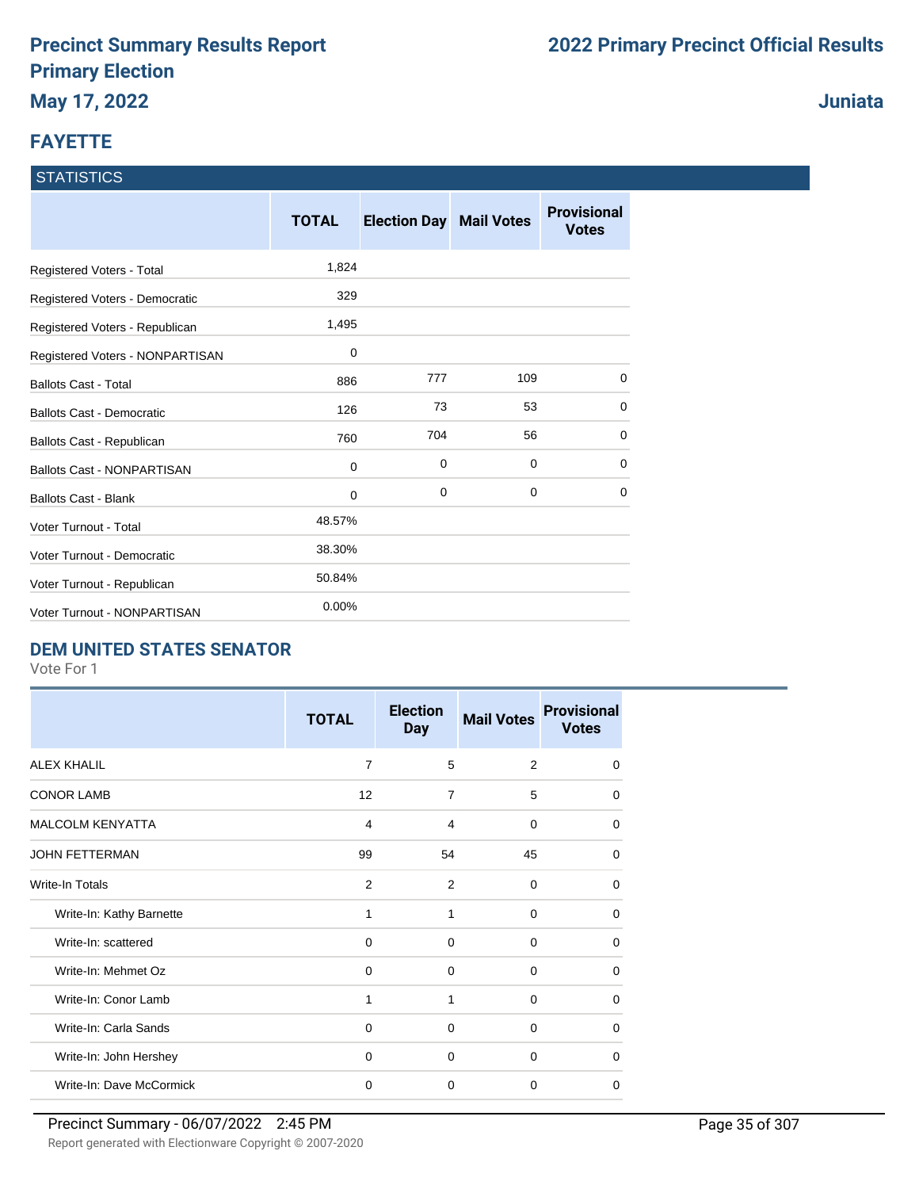# Precinct Summary Results Report
# Primary Election
# May 17, 2022

# 2022 Primary Precinct Official Results

## Juniata

## FAYETTE

### STATISTICS

| | TOTAL | Election Day | Mail Votes | Provisional Votes |
|---|---|---|---|---|
| Registered Voters - Total | 1,824 | | | |
| Registered Voters - Democratic | 329 | | | |
| Registered Voters - Republican | 1,495 | | | |
| Registered Voters - NONPARTISAN | 0 | | | |
| Ballots Cast - Total | 886 | 777 | 109 | 0 |
| Ballots Cast - Democratic | 126 | 73 | 53 | 0 |
| Ballots Cast - Republican | 760 | 704 | 56 | 0 |
| Ballots Cast - NONPARTISAN | 0 | 0 | 0 | 0 |
| Ballots Cast - Blank | 0 | 0 | 0 | 0 |
| Voter Turnout - Total | 48.57% | | | |
| Voter Turnout - Democratic | 38.30% | | | |
| Voter Turnout - Republican | 50.84% | | | |
| Voter Turnout - NONPARTISAN | 0.00% | | | |

### DEM UNITED STATES SENATOR

Vote For 1

| | TOTAL | Election Day | Mail Votes | Provisional Votes |
|---|---|---|---|---|
| ALEX KHALIL | 7 | 5 | 2 | 0 |
| CONOR LAMB | 12 | 7 | 5 | 0 |
| MALCOLM KENYATTA | 4 | 4 | 0 | 0 |
| JOHN FETTERMAN | 99 | 54 | 45 | 0 |
| Write-In Totals | 2 | 2 | 0 | 0 |
| Write-In: Kathy Barnette | 1 | 1 | 0 | 0 |
| Write-In: scattered | 0 | 0 | 0 | 0 |
| Write-In: Mehmet Oz | 0 | 0 | 0 | 0 |
| Write-In: Conor Lamb | 1 | 1 | 0 | 0 |
| Write-In: Carla Sands | 0 | 0 | 0 | 0 |
| Write-In: John Hershey | 0 | 0 | 0 | 0 |
| Write-In: Dave McCormick | 0 | 0 | 0 | 0 |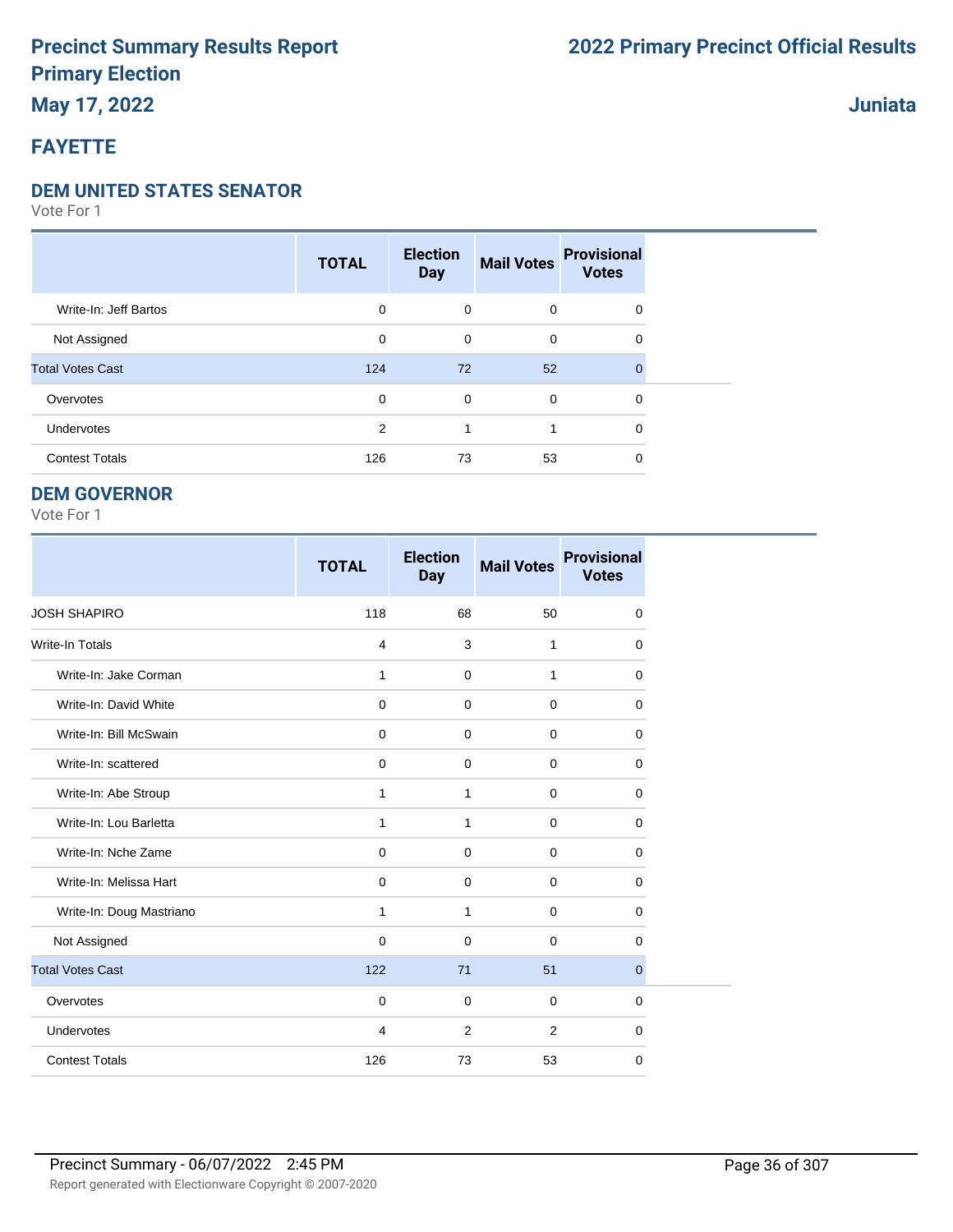# Precinct Summary Results Report
# Primary Election
# May 17, 2022

# 2022 Primary Precinct Official Results

## Juniata

## FAYETTE

### DEM UNITED STATES SENATOR

Vote For 1

| | TOTAL | Election Day | Mail Votes | Provisional Votes |
|---|---|---|---|---|
| Write-In: Jeff Bartos | 0 | 0 | 0 | 0 |
| Not Assigned | 0 | 0 | 0 | 0 |
| Total Votes Cast | 124 | 72 | 52 | 0 |
| Overvotes | 0 | 0 | 0 | 0 |
| Undervotes | 2 | 1 | 1 | 0 |
| Contest Totals | 126 | 73 | 53 | 0 |

### DEM GOVERNOR

Vote For 1

| | TOTAL | Election Day | Mail Votes | Provisional Votes |
|---|---|---|---|---|
| JOSH SHAPIRO | 118 | 68 | 50 | 0 |
| Write-In Totals | 4 | 3 | 1 | 0 |
| Write-In: Jake Corman | 1 | 0 | 1 | 0 |
| Write-In: David White | 0 | 0 | 0 | 0 |
| Write-In: Bill McSwain | 0 | 0 | 0 | 0 |
| Write-In: scattered | 0 | 0 | 0 | 0 |
| Write-In: Abe Stroup | 1 | 1 | 0 | 0 |
| Write-In: Lou Barletta | 1 | 1 | 0 | 0 |
| Write-In: Nche Zame | 0 | 0 | 0 | 0 |
| Write-In: Melissa Hart | 0 | 0 | 0 | 0 |
| Write-In: Doug Mastriano | 1 | 1 | 0 | 0 |
| Not Assigned | 0 | 0 | 0 | 0 |
| Total Votes Cast | 122 | 71 | 51 | 0 |
| Overvotes | 0 | 0 | 0 | 0 |
| Undervotes | 4 | 2 | 2 | 0 |
| Contest Totals | 126 | 73 | 53 | 0 |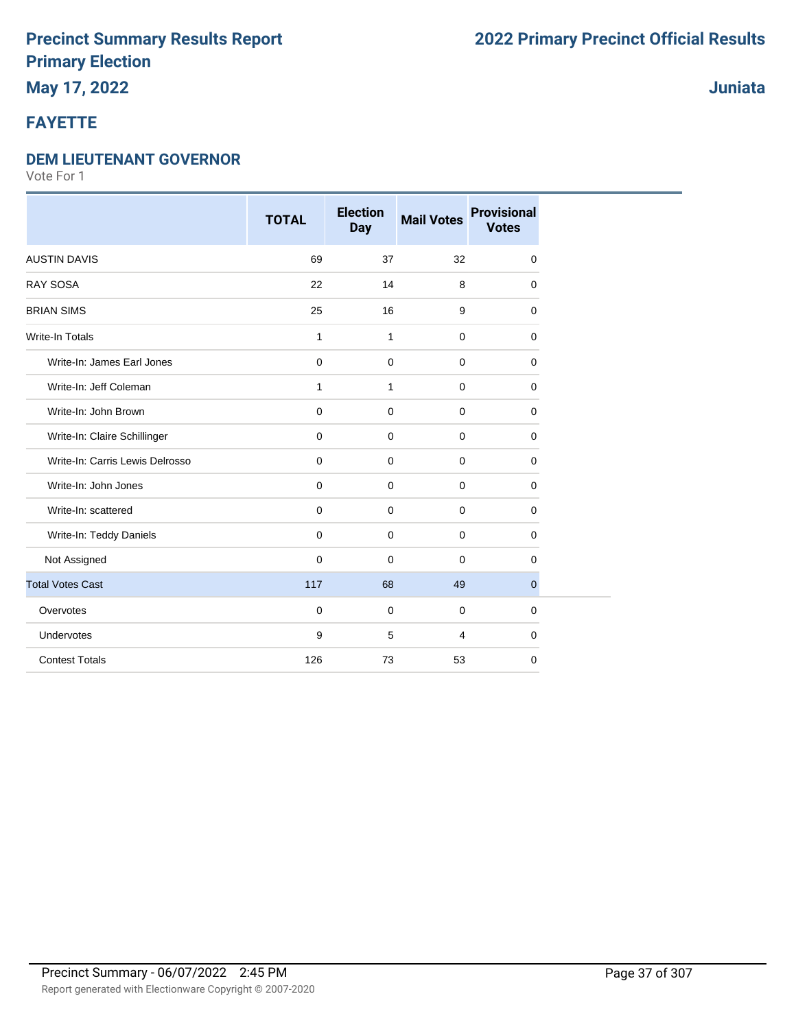# Precinct Summary Results Report
# Primary Election
## May 17, 2022

# 2022 Primary Precinct Official Results

## Juniata

## FAYETTE

### DEM LIEUTENANT GOVERNOR

Vote For 1

| | TOTAL | Election Day | Mail Votes | Provisional Votes |
|---|---|---|---|---|
| AUSTIN DAVIS | 69 | 37 | 32 | 0 |
| RAY SOSA | 22 | 14 | 8 | 0 |
| BRIAN SIMS | 25 | 16 | 9 | 0 |
| Write-In Totals | 1 | 1 | 0 | 0 |
| Write-In: James Earl Jones | 0 | 0 | 0 | 0 |
| Write-In: Jeff Coleman | 1 | 1 | 0 | 0 |
| Write-In: John Brown | 0 | 0 | 0 | 0 |
| Write-In: Claire Schillinger | 0 | 0 | 0 | 0 |
| Write-In: Carris Lewis Delrosso | 0 | 0 | 0 | 0 |
| Write-In: John Jones | 0 | 0 | 0 | 0 |
| Write-In: scattered | 0 | 0 | 0 | 0 |
| Write-In: Teddy Daniels | 0 | 0 | 0 | 0 |
| Not Assigned | 0 | 0 | 0 | 0 |
| Total Votes Cast | 117 | 68 | 49 | 0 |
| Overvotes | 0 | 0 | 0 | 0 |
| Undervotes | 9 | 5 | 4 | 0 |
| Contest Totals | 126 | 73 | 53 | 0 |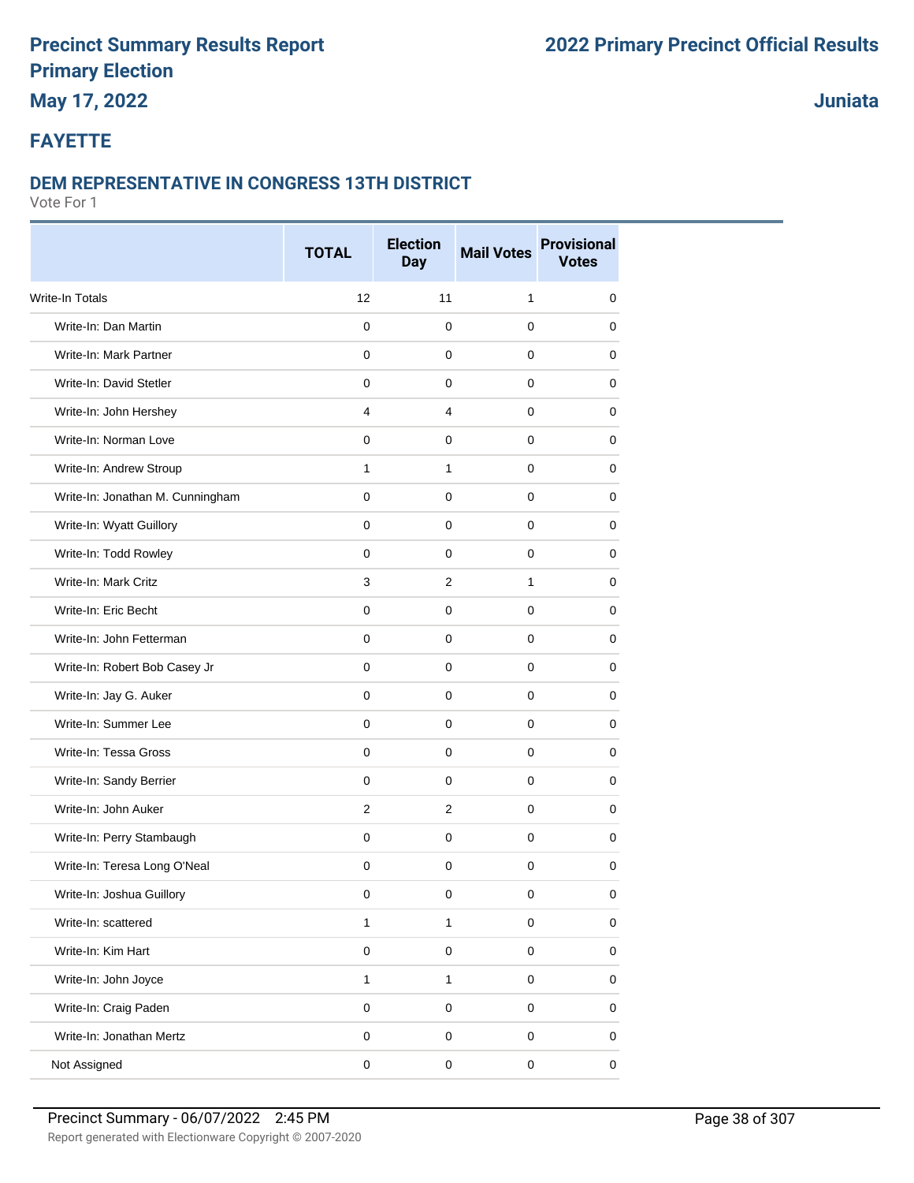# Precinct Summary Results Report
# Primary Election
# May 17, 2022

# 2022 Primary Precinct Official Results

## Juniata

## FAYETTE

### DEM REPRESENTATIVE IN CONGRESS 13TH DISTRICT

Vote For 1

| | TOTAL | Election Day | Mail Votes | Provisional Votes |
|---|---|---|---|---|
| Write-In Totals | 12 | 11 | 1 | 0 |
| Write-In: Dan Martin | 0 | 0 | 0 | 0 |
| Write-In: Mark Partner | 0 | 0 | 0 | 0 |
| Write-In: David Stetler | 0 | 0 | 0 | 0 |
| Write-In: John Hershey | 4 | 4 | 0 | 0 |
| Write-In: Norman Love | 0 | 0 | 0 | 0 |
| Write-In: Andrew Stroup | 1 | 1 | 0 | 0 |
| Write-In: Jonathan M. Cunningham | 0 | 0 | 0 | 0 |
| Write-In: Wyatt Guillory | 0 | 0 | 0 | 0 |
| Write-In: Todd Rowley | 0 | 0 | 0 | 0 |
| Write-In: Mark Critz | 3 | 2 | 1 | 0 |
| Write-In: Eric Becht | 0 | 0 | 0 | 0 |
| Write-In: John Fetterman | 0 | 0 | 0 | 0 |
| Write-In: Robert Bob Casey Jr | 0 | 0 | 0 | 0 |
| Write-In: Jay G. Auker | 0 | 0 | 0 | 0 |
| Write-In: Summer Lee | 0 | 0 | 0 | 0 |
| Write-In: Tessa Gross | 0 | 0 | 0 | 0 |
| Write-In: Sandy Berrier | 0 | 0 | 0 | 0 |
| Write-In: John Auker | 2 | 2 | 0 | 0 |
| Write-In: Perry Stambaugh | 0 | 0 | 0 | 0 |
| Write-In: Teresa Long O'Neal | 0 | 0 | 0 | 0 |
| Write-In: Joshua Guillory | 0 | 0 | 0 | 0 |
| Write-In: scattered | 1 | 1 | 0 | 0 |
| Write-In: Kim Hart | 0 | 0 | 0 | 0 |
| Write-In: John Joyce | 1 | 1 | 0 | 0 |
| Write-In: Craig Paden | 0 | 0 | 0 | 0 |
| Write-In: Jonathan Mertz | 0 | 0 | 0 | 0 |
| Not Assigned | 0 | 0 | 0 | 0 |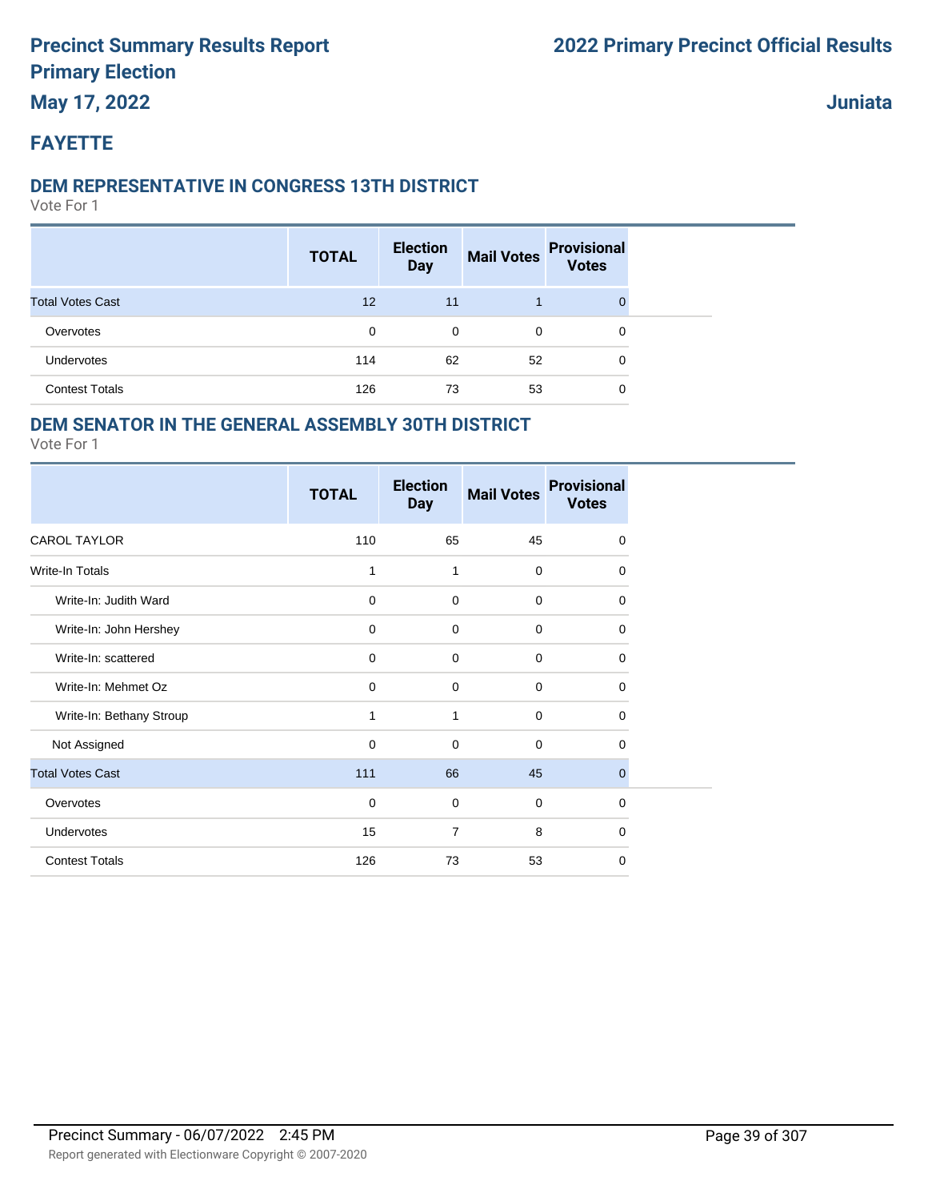# Precinct Summary Results Report
# Primary Election
# May 17, 2022

# 2022 Primary Precinct Official Results

**Juniata**

## FAYETTE

### DEM REPRESENTATIVE IN CONGRESS 13TH DISTRICT

Vote For 1

| | TOTAL | Election Day | Mail Votes | Provisional Votes |
|---|---|---|---|---|
| Total Votes Cast | 12 | 11 | 1 | 0 |
| Overvotes | 0 | 0 | 0 | 0 |
| Undervotes | 114 | 62 | 52 | 0 |
| Contest Totals | 126 | 73 | 53 | 0 |

### DEM SENATOR IN THE GENERAL ASSEMBLY 30TH DISTRICT

Vote For 1

| | TOTAL | Election Day | Mail Votes | Provisional Votes |
|---|---|---|---|---|
| CAROL TAYLOR | 110 | 65 | 45 | 0 |
| Write-In Totals | 1 | 1 | 0 | 0 |
| Write-In: Judith Ward | 0 | 0 | 0 | 0 |
| Write-In: John Hershey | 0 | 0 | 0 | 0 |
| Write-In: scattered | 0 | 0 | 0 | 0 |
| Write-In: Mehmet Oz | 0 | 0 | 0 | 0 |
| Write-In: Bethany Stroup | 1 | 1 | 0 | 0 |
| Not Assigned | 0 | 0 | 0 | 0 |
| Total Votes Cast | 111 | 66 | 45 | 0 |
| Overvotes | 0 | 0 | 0 | 0 |
| Undervotes | 15 | 7 | 8 | 0 |
| Contest Totals | 126 | 73 | 53 | 0 |

Precinct Summary - 06/07/2022 2:45 PM

Report generated with Electionware Copyright © 2007-2020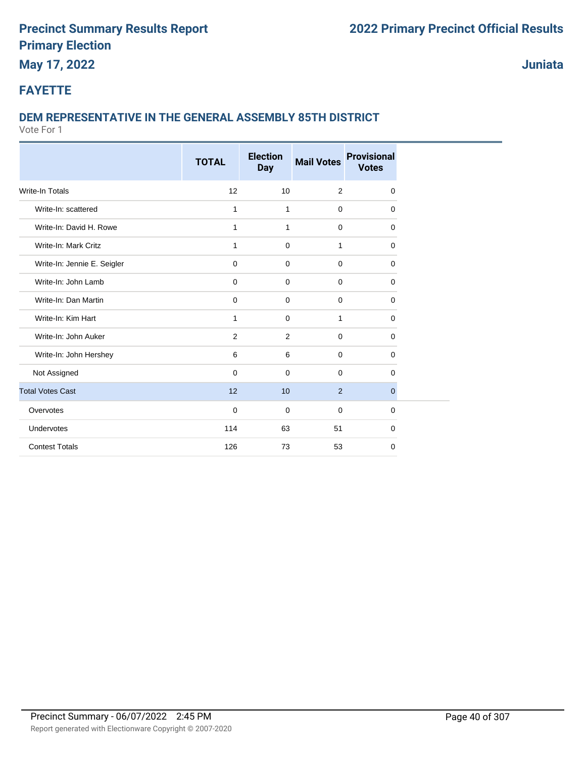# FAYETTE

## DEM REPRESENTATIVE IN THE GENERAL ASSEMBLY 85TH DISTRICT

Vote For 1

| | TOTAL | Election Day | Mail Votes | Provisional Votes |
|---|---|---|---|---|
| Write-In Totals | 12 | 10 | 2 | 0 |
| Write-In: scattered | 1 | 1 | 0 | 0 |
| Write-In: David H. Rowe | 1 | 1 | 0 | 0 |
| Write-In: Mark Critz | 1 | 0 | 1 | 0 |
| Write-In: Jennie E. Seigler | 0 | 0 | 0 | 0 |
| Write-In: John Lamb | 0 | 0 | 0 | 0 |
| Write-In: Dan Martin | 0 | 0 | 0 | 0 |
| Write-In: Kim Hart | 1 | 0 | 1 | 0 |
| Write-In: John Auker | 2 | 2 | 0 | 0 |
| Write-In: John Hershey | 6 | 6 | 0 | 0 |
| Not Assigned | 0 | 0 | 0 | 0 |
| Total Votes Cast | 12 | 10 | 2 | 0 |
| Overvotes | 0 | 0 | 0 | 0 |
| Undervotes | 114 | 63 | 51 | 0 |
| Contest Totals | 126 | 73 | 53 | 0 |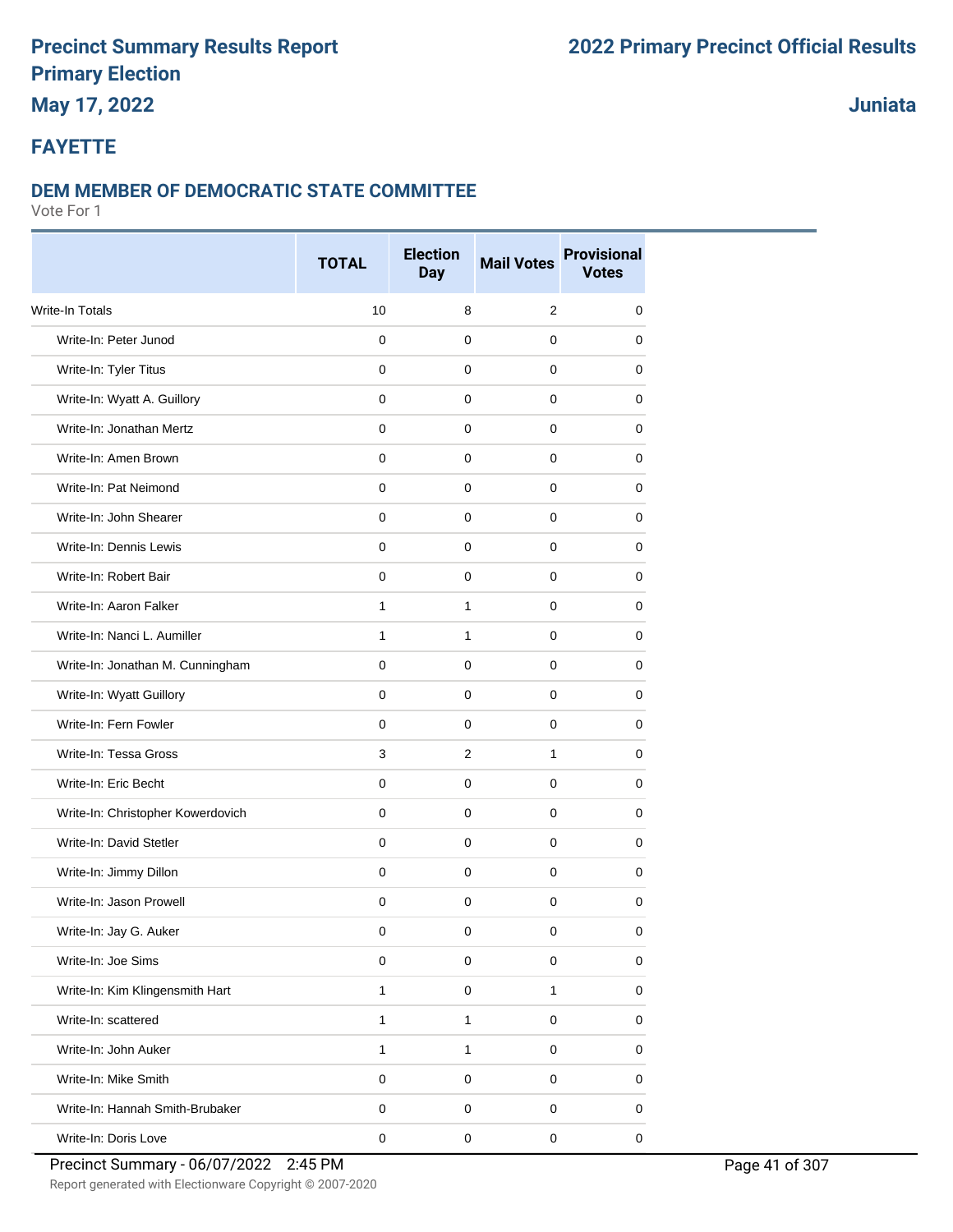# Precinct Summary Results Report
# Primary Election
## May 17, 2022

## 2022 Primary Precinct Official Results

## Juniata

## FAYETTE

### DEM MEMBER OF DEMOCRATIC STATE COMMITTEE

Vote For 1

| | TOTAL | Election Day | Mail Votes | Provisional Votes |
|---|---|---|---|---|
| Write-In Totals | 10 | 8 | 2 | 0 |
| Write-In: Peter Junod | 0 | 0 | 0 | 0 |
| Write-In: Tyler Titus | 0 | 0 | 0 | 0 |
| Write-In: Wyatt A. Guillory | 0 | 0 | 0 | 0 |
| Write-In: Jonathan Mertz | 0 | 0 | 0 | 0 |
| Write-In: Amen Brown | 0 | 0 | 0 | 0 |
| Write-In: Pat Neimond | 0 | 0 | 0 | 0 |
| Write-In: John Shearer | 0 | 0 | 0 | 0 |
| Write-In: Dennis Lewis | 0 | 0 | 0 | 0 |
| Write-In: Robert Bair | 0 | 0 | 0 | 0 |
| Write-In: Aaron Falker | 1 | 1 | 0 | 0 |
| Write-In: Nanci L. Aumiller | 1 | 1 | 0 | 0 |
| Write-In: Jonathan M. Cunningham | 0 | 0 | 0 | 0 |
| Write-In: Wyatt Guillory | 0 | 0 | 0 | 0 |
| Write-In: Fern Fowler | 0 | 0 | 0 | 0 |
| Write-In: Tessa Gross | 3 | 2 | 1 | 0 |
| Write-In: Eric Becht | 0 | 0 | 0 | 0 |
| Write-In: Christopher Kowerdovich | 0 | 0 | 0 | 0 |
| Write-In: David Stetler | 0 | 0 | 0 | 0 |
| Write-In: Jimmy Dillon | 0 | 0 | 0 | 0 |
| Write-In: Jason Prowell | 0 | 0 | 0 | 0 |
| Write-In: Jay G. Auker | 0 | 0 | 0 | 0 |
| Write-In: Joe Sims | 0 | 0 | 0 | 0 |
| Write-In: Kim Klingensmith Hart | 1 | 0 | 1 | 0 |
| Write-In: scattered | 1 | 1 | 0 | 0 |
| Write-In: John Auker | 1 | 1 | 0 | 0 |
| Write-In: Mike Smith | 0 | 0 | 0 | 0 |
| Write-In: Hannah Smith-Brubaker | 0 | 0 | 0 | 0 |
| Write-In: Doris Love | 0 | 0 | 0 | 0 |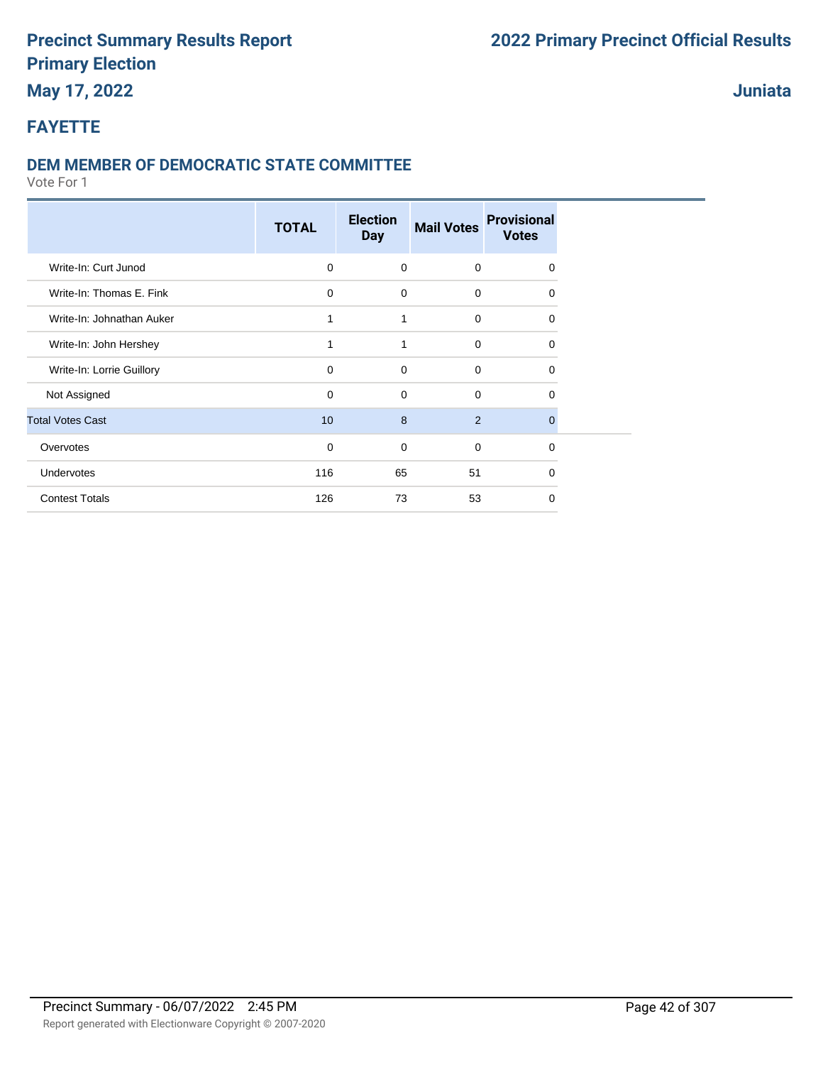# Precinct Summary Results Report
# Primary Election
### May 17, 2022

## 2022 Primary Precinct Official Results

**Juniata**

## FAYETTE

### DEM MEMBER OF DEMOCRATIC STATE COMMITTEE

Vote For 1

| | TOTAL | Election Day | Mail Votes | Provisional Votes |
|---|---|---|---|---|
| Write-In: Curt Junod | 0 | 0 | 0 | 0 |
| Write-In: Thomas E. Fink | 0 | 0 | 0 | 0 |
| Write-In: Johnathan Auker | 1 | 1 | 0 | 0 |
| Write-In: John Hershey | 1 | 1 | 0 | 0 |
| Write-In: Lorrie Guillory | 0 | 0 | 0 | 0 |
| Not Assigned | 0 | 0 | 0 | 0 |
| Total Votes Cast | 10 | 8 | 2 | 0 |
| Overvotes | 0 | 0 | 0 | 0 |
| Undervotes | 116 | 65 | 51 | 0 |
| Contest Totals | 126 | 73 | 53 | 0 |

Precinct Summary - 06/07/2022 2:45 PM

Report generated with Electionware Copyright © 2007-2020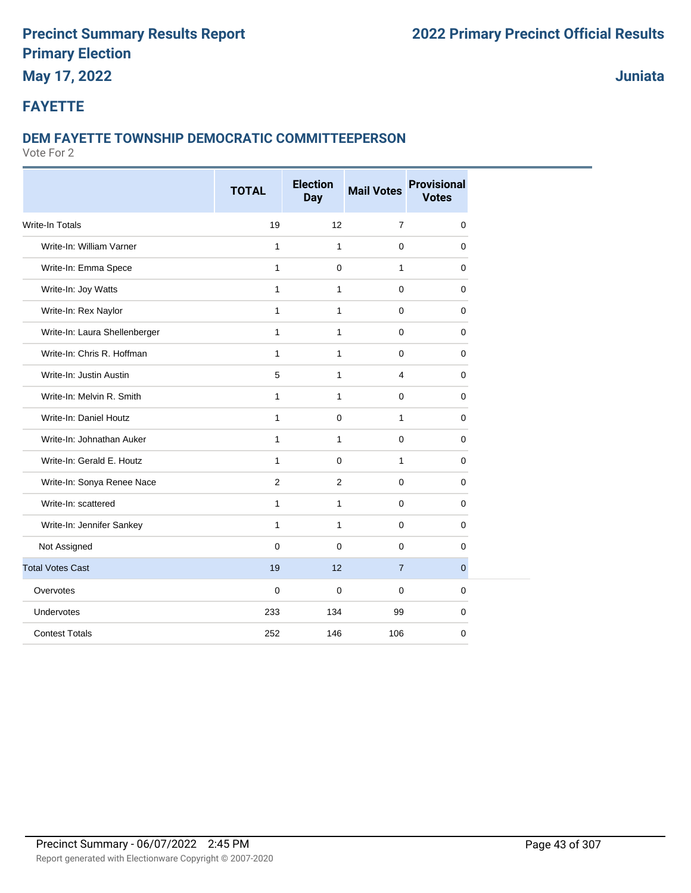## FAYETTE

### DEM FAYETTE TOWNSHIP DEMOCRATIC COMMITTEEPERSON

Vote For 2

| | TOTAL | Election Day | Mail Votes | Provisional Votes |
|---|---|---|---|---|
| Write-In Totals | 19 | 12 | 7 | 0 |
| Write-In: William Varner | 1 | 1 | 0 | 0 |
| Write-In: Emma Spece | 1 | 0 | 1 | 0 |
| Write-In: Joy Watts | 1 | 1 | 0 | 0 |
| Write-In: Rex Naylor | 1 | 1 | 0 | 0 |
| Write-In: Laura Shellenberger | 1 | 1 | 0 | 0 |
| Write-In: Chris R. Hoffman | 1 | 1 | 0 | 0 |
| Write-In: Justin Austin | 5 | 1 | 4 | 0 |
| Write-In: Melvin R. Smith | 1 | 1 | 0 | 0 |
| Write-In: Daniel Houtz | 1 | 0 | 1 | 0 |
| Write-In: Johnathan Auker | 1 | 1 | 0 | 0 |
| Write-In: Gerald E. Houtz | 1 | 0 | 1 | 0 |
| Write-In: Sonya Renee Nace | 2 | 2 | 0 | 0 |
| Write-In: scattered | 1 | 1 | 0 | 0 |
| Write-In: Jennifer Sankey | 1 | 1 | 0 | 0 |
| Not Assigned | 0 | 0 | 0 | 0 |
| Total Votes Cast | 19 | 12 | 7 | 0 |
| Overvotes | 0 | 0 | 0 | 0 |
| Undervotes | 233 | 134 | 99 | 0 |
| Contest Totals | 252 | 146 | 106 | 0 |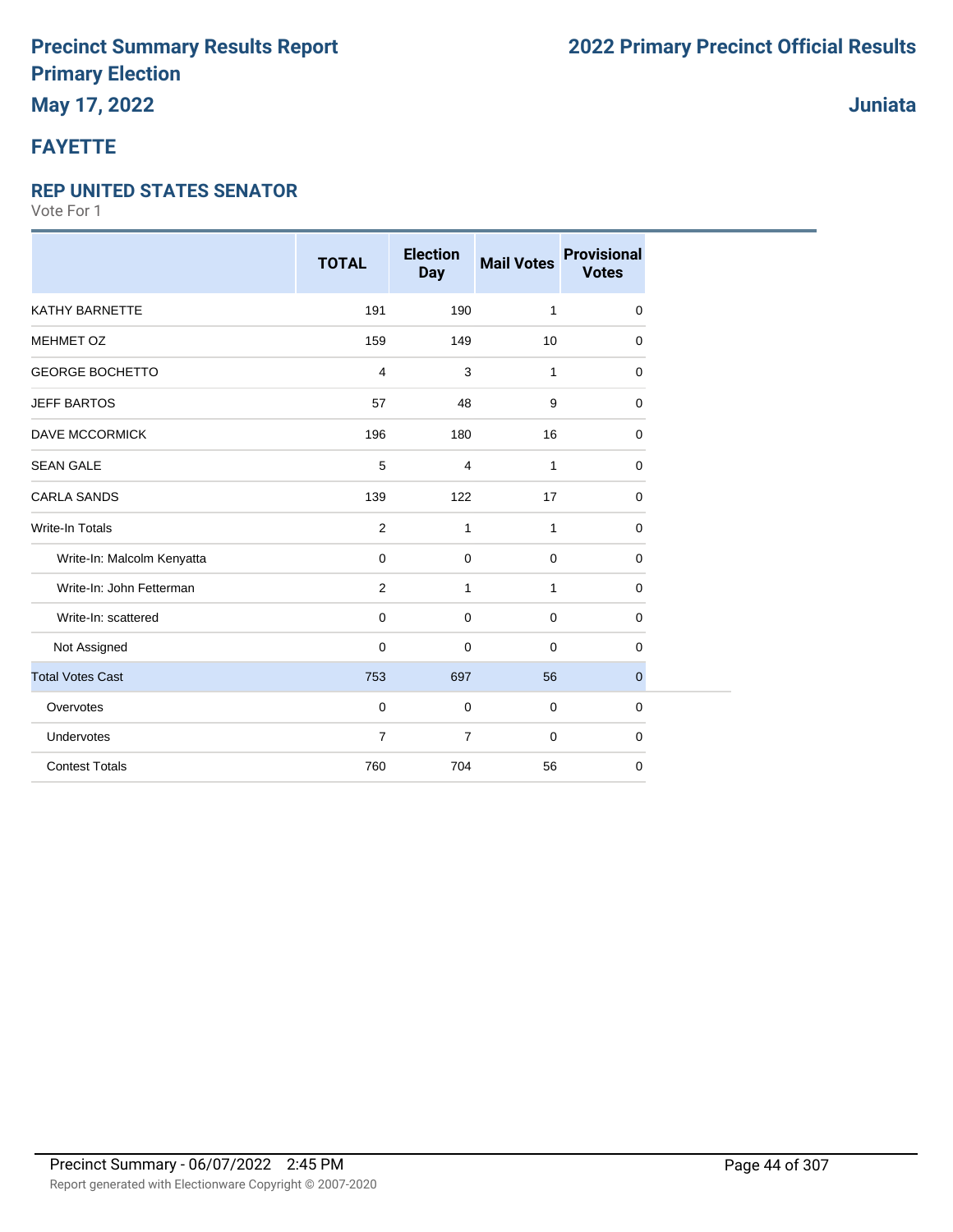# Precinct Summary Results Report
# Primary Election
## May 17, 2022

# 2022 Primary Precinct Official Results

## Juniata

## FAYETTE

### REP UNITED STATES SENATOR

Vote For 1

| | TOTAL | Election Day | Mail Votes | Provisional Votes |
|---|---|---|---|---|
| KATHY BARNETTE | 191 | 190 | 1 | 0 |
| MEHMET OZ | 159 | 149 | 10 | 0 |
| GEORGE BOCHETTO | 4 | 3 | 1 | 0 |
| JEFF BARTOS | 57 | 48 | 9 | 0 |
| DAVE MCCORMICK | 196 | 180 | 16 | 0 |
| SEAN GALE | 5 | 4 | 1 | 0 |
| CARLA SANDS | 139 | 122 | 17 | 0 |
| Write-In Totals | 2 | 1 | 1 | 0 |
| Write-In: Malcolm Kenyatta | 0 | 0 | 0 | 0 |
| Write-In: John Fetterman | 2 | 1 | 1 | 0 |
| Write-In: scattered | 0 | 0 | 0 | 0 |
| Not Assigned | 0 | 0 | 0 | 0 |
| Total Votes Cast | 753 | 697 | 56 | 0 |
| Overvotes | 0 | 0 | 0 | 0 |
| Undervotes | 7 | 7 | 0 | 0 |
| Contest Totals | 760 | 704 | 56 | 0 |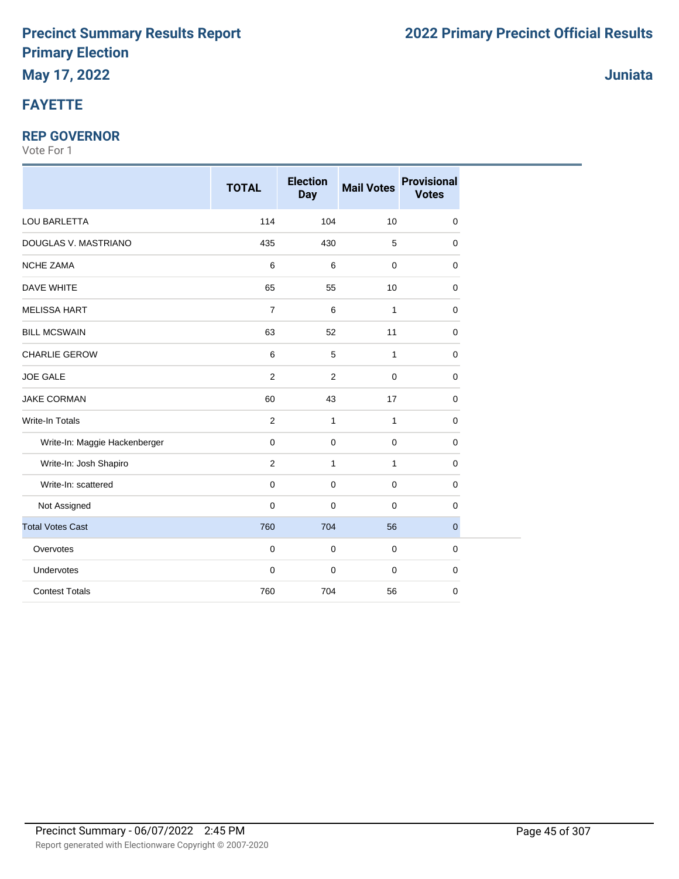# Precinct Summary Results Report
## Primary Election
### May 17, 2022

## 2022 Primary Precinct Official Results

### Juniata

## FAYETTE

### REP GOVERNOR
Vote For 1

| | TOTAL | Election Day | Mail Votes | Provisional Votes |
|---|---|---|---|---|
| LOU BARLETTA | 114 | 104 | 10 | 0 |
| DOUGLAS V. MASTRIANO | 435 | 430 | 5 | 0 |
| NCHE ZAMA | 6 | 6 | 0 | 0 |
| DAVE WHITE | 65 | 55 | 10 | 0 |
| MELISSA HART | 7 | 6 | 1 | 0 |
| BILL MCSWAIN | 63 | 52 | 11 | 0 |
| CHARLIE GEROW | 6 | 5 | 1 | 0 |
| JOE GALE | 2 | 2 | 0 | 0 |
| JAKE CORMAN | 60 | 43 | 17 | 0 |
| Write-In Totals | 2 | 1 | 1 | 0 |
| Write-In: Maggie Hackenberger | 0 | 0 | 0 | 0 |
| Write-In: Josh Shapiro | 2 | 1 | 1 | 0 |
| Write-In: scattered | 0 | 0 | 0 | 0 |
| Not Assigned | 0 | 0 | 0 | 0 |
| Total Votes Cast | 760 | 704 | 56 | 0 |
| Overvotes | 0 | 0 | 0 | 0 |
| Undervotes | 0 | 0 | 0 | 0 |
| Contest Totals | 760 | 704 | 56 | 0 |

Precinct Summary - 06/07/2022 2:45 PM

Report generated with Electionware Copyright © 2007-2020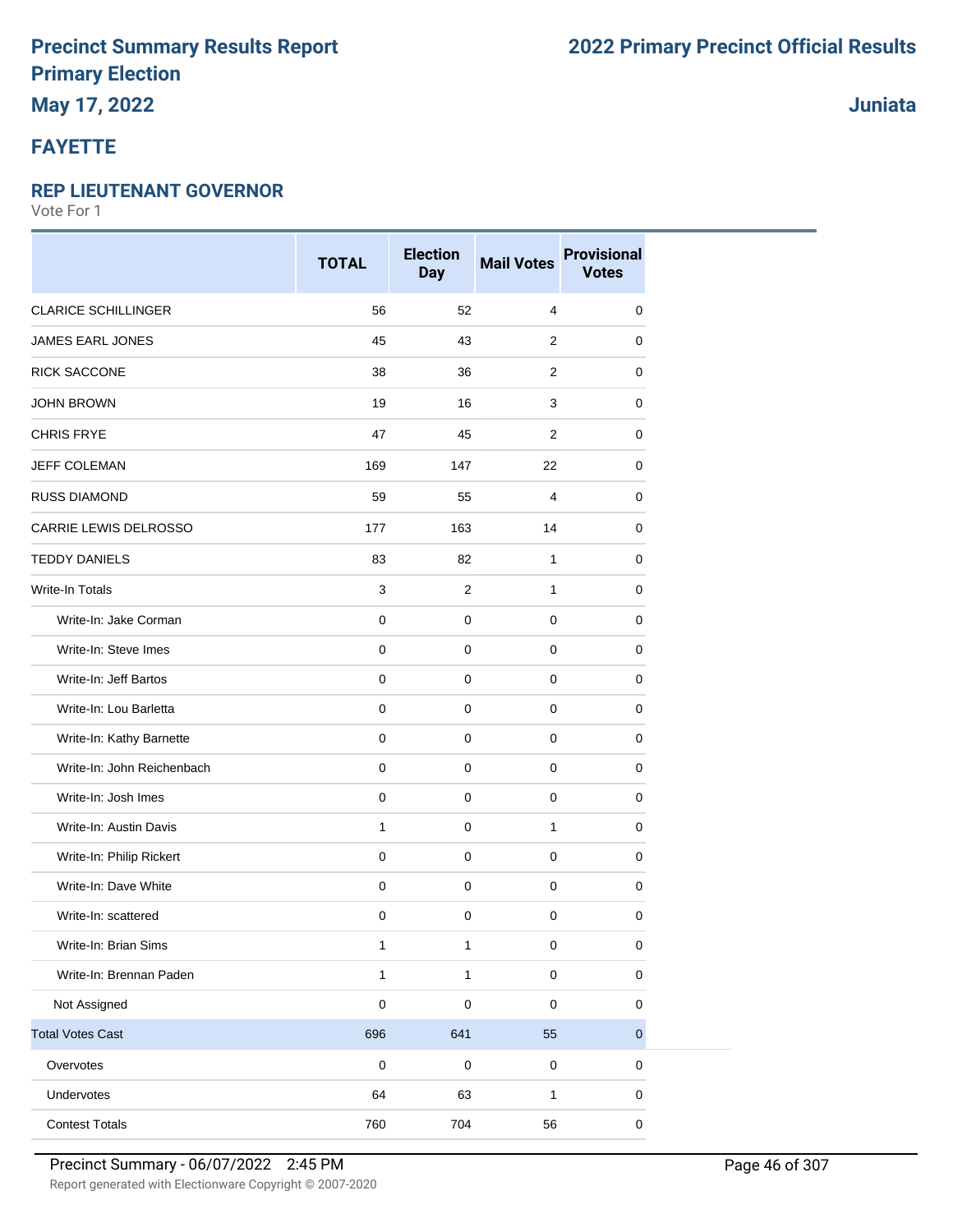# Precinct Summary Results Report

# Primary Election

**May 17, 2022**

**2022 Primary Precinct Official Results**

**Juniata**

## FAYETTE

### REP LIEUTENANT GOVERNOR

Vote For 1

| | TOTAL | Election Day | Mail Votes | Provisional Votes |
|---|---|---|---|---|
| CLARICE SCHILLINGER | 56 | 52 | 4 | 0 |
| JAMES EARL JONES | 45 | 43 | 2 | 0 |
| RICK SACCONE | 38 | 36 | 2 | 0 |
| JOHN BROWN | 19 | 16 | 3 | 0 |
| CHRIS FRYE | 47 | 45 | 2 | 0 |
| JEFF COLEMAN | 169 | 147 | 22 | 0 |
| RUSS DIAMOND | 59 | 55 | 4 | 0 |
| CARRIE LEWIS DELROSSO | 177 | 163 | 14 | 0 |
| TEDDY DANIELS | 83 | 82 | 1 | 0 |
| Write-In Totals | 3 | 2 | 1 | 0 |
| Write-In: Jake Corman | 0 | 0 | 0 | 0 |
| Write-In: Steve Imes | 0 | 0 | 0 | 0 |
| Write-In: Jeff Bartos | 0 | 0 | 0 | 0 |
| Write-In: Lou Barletta | 0 | 0 | 0 | 0 |
| Write-In: Kathy Barnette | 0 | 0 | 0 | 0 |
| Write-In: John Reichenbach | 0 | 0 | 0 | 0 |
| Write-In: Josh Imes | 0 | 0 | 0 | 0 |
| Write-In: Austin Davis | 1 | 0 | 1 | 0 |
| Write-In: Philip Rickert | 0 | 0 | 0 | 0 |
| Write-In: Dave White | 0 | 0 | 0 | 0 |
| Write-In: scattered | 0 | 0 | 0 | 0 |
| Write-In: Brian Sims | 1 | 1 | 0 | 0 |
| Write-In: Brennan Paden | 1 | 1 | 0 | 0 |
| Not Assigned | 0 | 0 | 0 | 0 |
| Total Votes Cast | 696 | 641 | 55 | 0 |
| Overvotes | 0 | 0 | 0 | 0 |
| Undervotes | 64 | 63 | 1 | 0 |
| Contest Totals | 760 | 704 | 56 | 0 |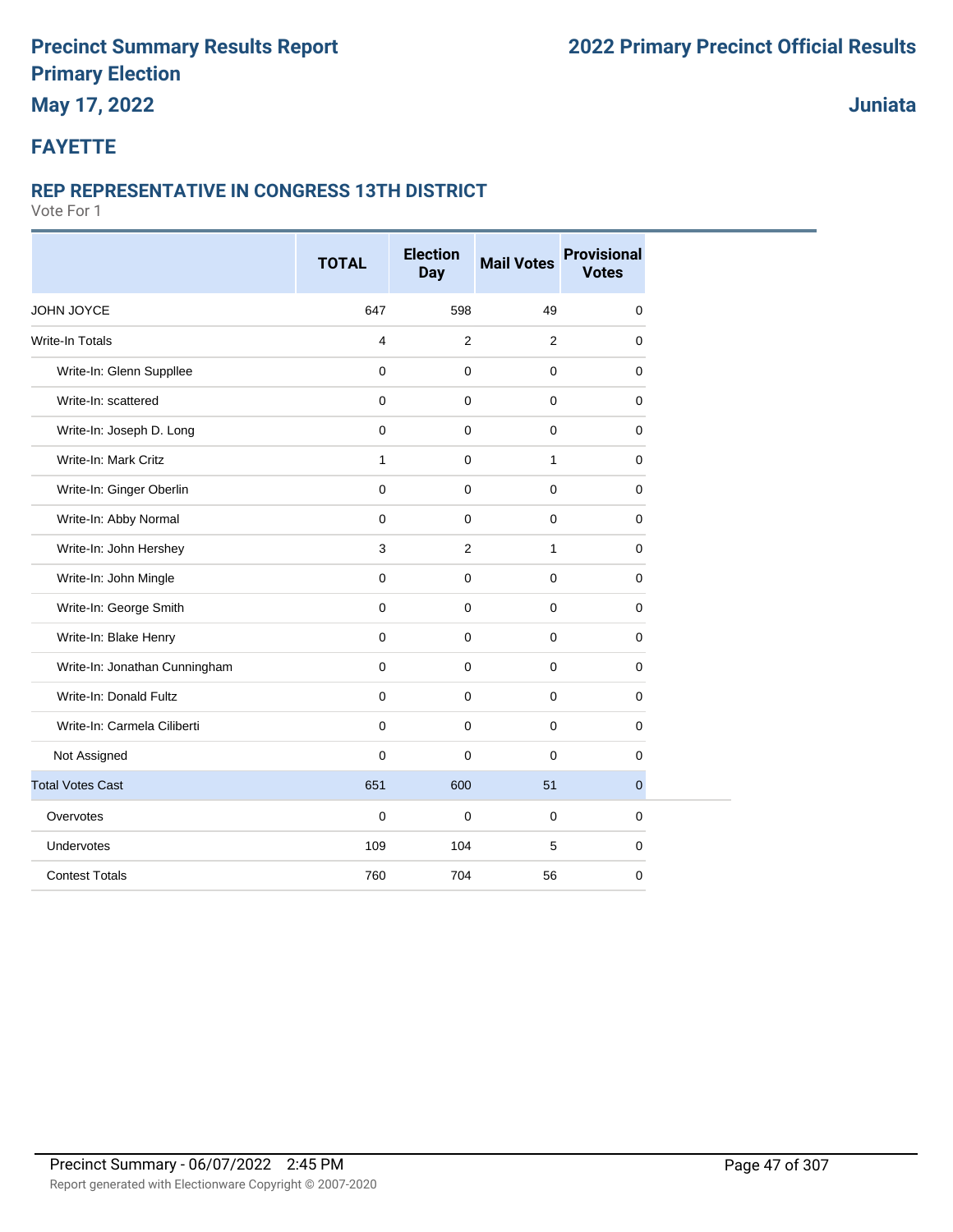# Precinct Summary Results Report

## Primary Election

**May 17, 2022**

# 2022 Primary Precinct Official Results

**Juniata**

## FAYETTE

### REP REPRESENTATIVE IN CONGRESS 13TH DISTRICT

Vote For 1

| | TOTAL | Election Day | Mail Votes | Provisional Votes |
|---|---|---|---|---|
| JOHN JOYCE | 647 | 598 | 49 | 0 |
| Write-In Totals | 4 | 2 | 2 | 0 |
| Write-In: Glenn Suppllee | 0 | 0 | 0 | 0 |
| Write-In: scattered | 0 | 0 | 0 | 0 |
| Write-In: Joseph D. Long | 0 | 0 | 0 | 0 |
| Write-In: Mark Critz | 1 | 0 | 1 | 0 |
| Write-In: Ginger Oberlin | 0 | 0 | 0 | 0 |
| Write-In: Abby Normal | 0 | 0 | 0 | 0 |
| Write-In: John Hershey | 3 | 2 | 1 | 0 |
| Write-In: John Mingle | 0 | 0 | 0 | 0 |
| Write-In: George Smith | 0 | 0 | 0 | 0 |
| Write-In: Blake Henry | 0 | 0 | 0 | 0 |
| Write-In: Jonathan Cunningham | 0 | 0 | 0 | 0 |
| Write-In: Donald Fultz | 0 | 0 | 0 | 0 |
| Write-In: Carmela Ciliberti | 0 | 0 | 0 | 0 |
| Not Assigned | 0 | 0 | 0 | 0 |
| Total Votes Cast | 651 | 600 | 51 | 0 |
| Overvotes | 0 | 0 | 0 | 0 |
| Undervotes | 109 | 104 | 5 | 0 |
| Contest Totals | 760 | 704 | 56 | 0 |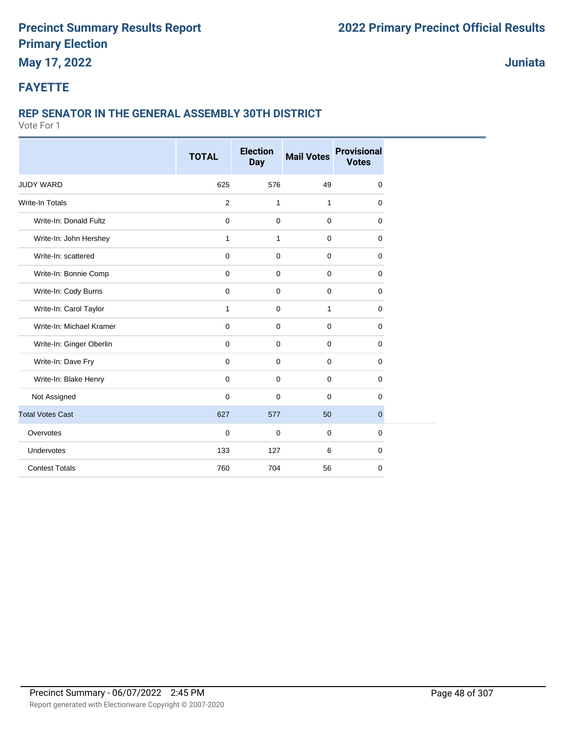# Precinct Summary Results Report
# Primary Election
# May 17, 2022

# 2022 Primary Precinct Official Results

# Juniata

## FAYETTE

### REP SENATOR IN THE GENERAL ASSEMBLY 30TH DISTRICT

Vote For 1

| | TOTAL | Election Day | Mail Votes | Provisional Votes |
|---|---|---|---|---|
| JUDY WARD | 625 | 576 | 49 | 0 |
| Write-In Totals | 2 | 1 | 1 | 0 |
| Write-In: Donald Fultz | 0 | 0 | 0 | 0 |
| Write-In: John Hershey | 1 | 1 | 0 | 0 |
| Write-In: scattered | 0 | 0 | 0 | 0 |
| Write-In: Bonnie Comp | 0 | 0 | 0 | 0 |
| Write-In: Cody Burns | 0 | 0 | 0 | 0 |
| Write-In: Carol Taylor | 1 | 0 | 1 | 0 |
| Write-In: Michael Kramer | 0 | 0 | 0 | 0 |
| Write-In: Ginger Oberlin | 0 | 0 | 0 | 0 |
| Write-In: Dave Fry | 0 | 0 | 0 | 0 |
| Write-In: Blake Henry | 0 | 0 | 0 | 0 |
| Not Assigned | 0 | 0 | 0 | 0 |
| Total Votes Cast | 627 | 577 | 50 | 0 |
| Overvotes | 0 | 0 | 0 | 0 |
| Undervotes | 133 | 127 | 6 | 0 |
| Contest Totals | 760 | 704 | 56 | 0 |

Precinct Summary - 06/07/2022 2:45 PM

Report generated with Electionware Copyright © 2007-2020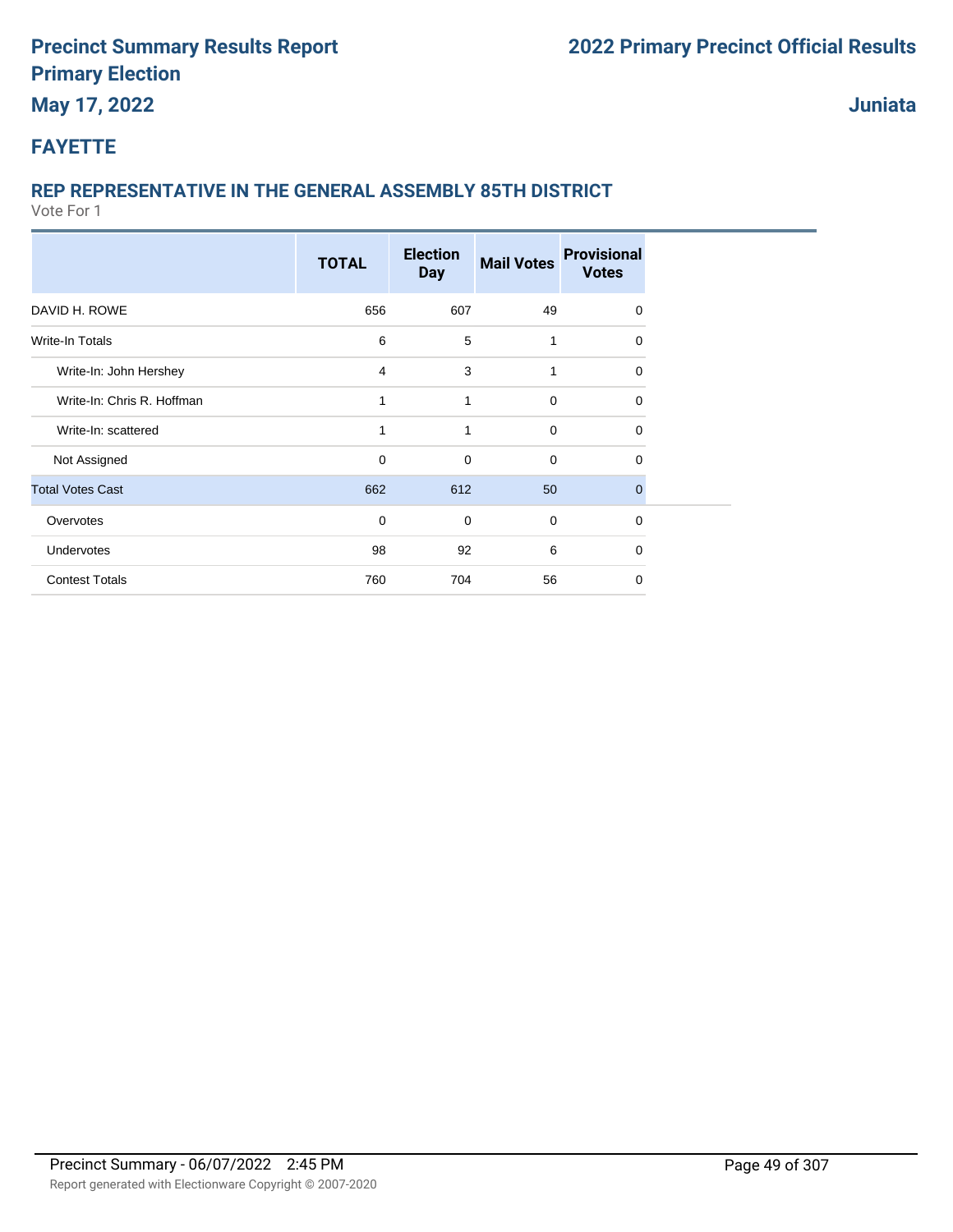# Precinct Summary Results Report
# Primary Election
## May 17, 2022

## 2022 Primary Precinct Official Results

## Juniata

## FAYETTE

### REP REPRESENTATIVE IN THE GENERAL ASSEMBLY 85TH DISTRICT

Vote For 1

| | TOTAL | Election Day | Mail Votes | Provisional Votes |
|---|---|---|---|---|
| DAVID H. ROWE | 656 | 607 | 49 | 0 |
| Write-In Totals | 6 | 5 | 1 | 0 |
| Write-In: John Hershey | 4 | 3 | 1 | 0 |
| Write-In: Chris R. Hoffman | 1 | 1 | 0 | 0 |
| Write-In: scattered | 1 | 1 | 0 | 0 |
| Not Assigned | 0 | 0 | 0 | 0 |
| Total Votes Cast | 662 | 612 | 50 | 0 |
| Overvotes | 0 | 0 | 0 | 0 |
| Undervotes | 98 | 92 | 6 | 0 |
| Contest Totals | 760 | 704 | 56 | 0 |

Precinct Summary - 06/07/2022 2:45 PM

Report generated with Electionware Copyright © 2007-2020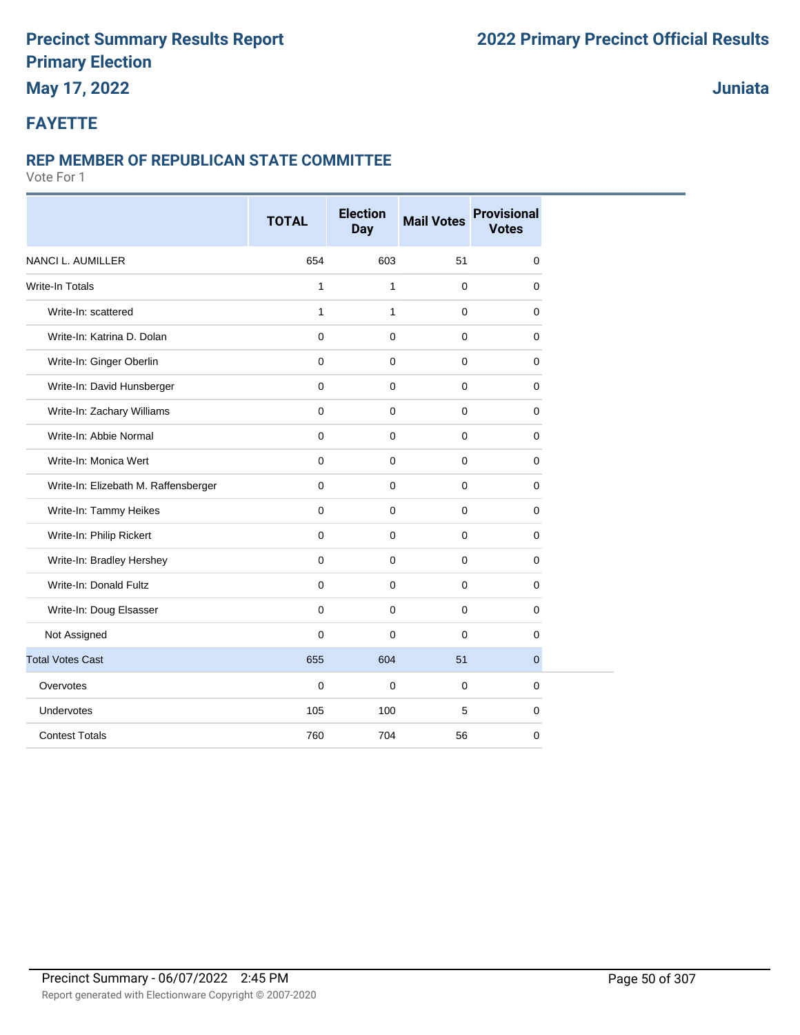# Precinct Summary Results Report
# Primary Election
## May 17, 2022

# 2022 Primary Precinct Official Results

## Juniata

## FAYETTE

### REP MEMBER OF REPUBLICAN STATE COMMITTEE

Vote For 1

| | TOTAL | Election Day | Mail Votes | Provisional Votes |
|---|---|---|---|---|
| NANCI L. AUMILLER | 654 | 603 | 51 | 0 |
| Write-In Totals | 1 | 1 | 0 | 0 |
| Write-In: scattered | 1 | 1 | 0 | 0 |
| Write-In: Katrina D. Dolan | 0 | 0 | 0 | 0 |
| Write-In: Ginger Oberlin | 0 | 0 | 0 | 0 |
| Write-In: David Hunsberger | 0 | 0 | 0 | 0 |
| Write-In: Zachary Williams | 0 | 0 | 0 | 0 |
| Write-In: Abbie Normal | 0 | 0 | 0 | 0 |
| Write-In: Monica Wert | 0 | 0 | 0 | 0 |
| Write-In: Elizebath M. Raffensberger | 0 | 0 | 0 | 0 |
| Write-In: Tammy Heikes | 0 | 0 | 0 | 0 |
| Write-In: Philip Rickert | 0 | 0 | 0 | 0 |
| Write-In: Bradley Hershey | 0 | 0 | 0 | 0 |
| Write-In: Donald Fultz | 0 | 0 | 0 | 0 |
| Write-In: Doug Elsasser | 0 | 0 | 0 | 0 |
| Not Assigned | 0 | 0 | 0 | 0 |
| Total Votes Cast | 655 | 604 | 51 | 0 |
| Overvotes | 0 | 0 | 0 | 0 |
| Undervotes | 105 | 100 | 5 | 0 |
| Contest Totals | 760 | 704 | 56 | 0 |

Precinct Summary - 06/07/2022 2:45 PM

Report generated with Electionware Copyright © 2007-2020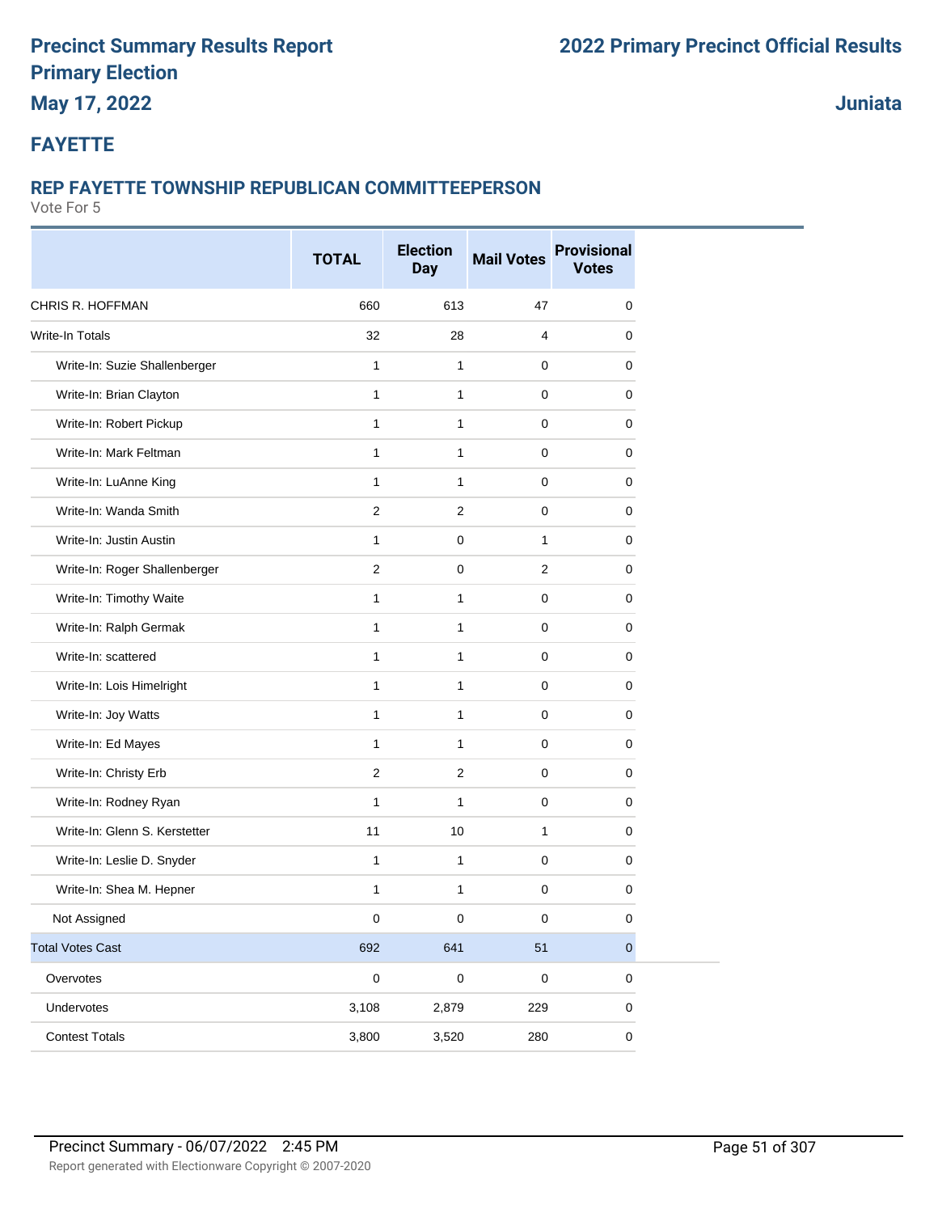# Precinct Summary Results Report
## Primary Election
## May 17, 2022

## 2022 Primary Precinct Official Results

## Juniata

## FAYETTE

### REP FAYETTE TOWNSHIP REPUBLICAN COMMITTEEPERSON

Vote For 5

| | TOTAL | Election Day | Mail Votes | Provisional Votes |
|---|---|---|---|---|
| CHRIS R. HOFFMAN | 660 | 613 | 47 | 0 |
| Write-In Totals | 32 | 28 | 4 | 0 |
| Write-In: Suzie Shallenberger | 1 | 1 | 0 | 0 |
| Write-In: Brian Clayton | 1 | 1 | 0 | 0 |
| Write-In: Robert Pickup | 1 | 1 | 0 | 0 |
| Write-In: Mark Feltman | 1 | 1 | 0 | 0 |
| Write-In: LuAnne King | 1 | 1 | 0 | 0 |
| Write-In: Wanda Smith | 2 | 2 | 0 | 0 |
| Write-In: Justin Austin | 1 | 0 | 1 | 0 |
| Write-In: Roger Shallenberger | 2 | 0 | 2 | 0 |
| Write-In: Timothy Waite | 1 | 1 | 0 | 0 |
| Write-In: Ralph Germak | 1 | 1 | 0 | 0 |
| Write-In: scattered | 1 | 1 | 0 | 0 |
| Write-In: Lois Himelright | 1 | 1 | 0 | 0 |
| Write-In: Joy Watts | 1 | 1 | 0 | 0 |
| Write-In: Ed Mayes | 1 | 1 | 0 | 0 |
| Write-In: Christy Erb | 2 | 2 | 0 | 0 |
| Write-In: Rodney Ryan | 1 | 1 | 0 | 0 |
| Write-In: Glenn S. Kerstetter | 11 | 10 | 1 | 0 |
| Write-In: Leslie D. Snyder | 1 | 1 | 0 | 0 |
| Write-In: Shea M. Hepner | 1 | 1 | 0 | 0 |
| Not Assigned | 0 | 0 | 0 | 0 |
| Total Votes Cast | 692 | 641 | 51 | 0 |
| Overvotes | 0 | 0 | 0 | 0 |
| Undervotes | 3,108 | 2,879 | 229 | 0 |
| Contest Totals | 3,800 | 3,520 | 280 | 0 |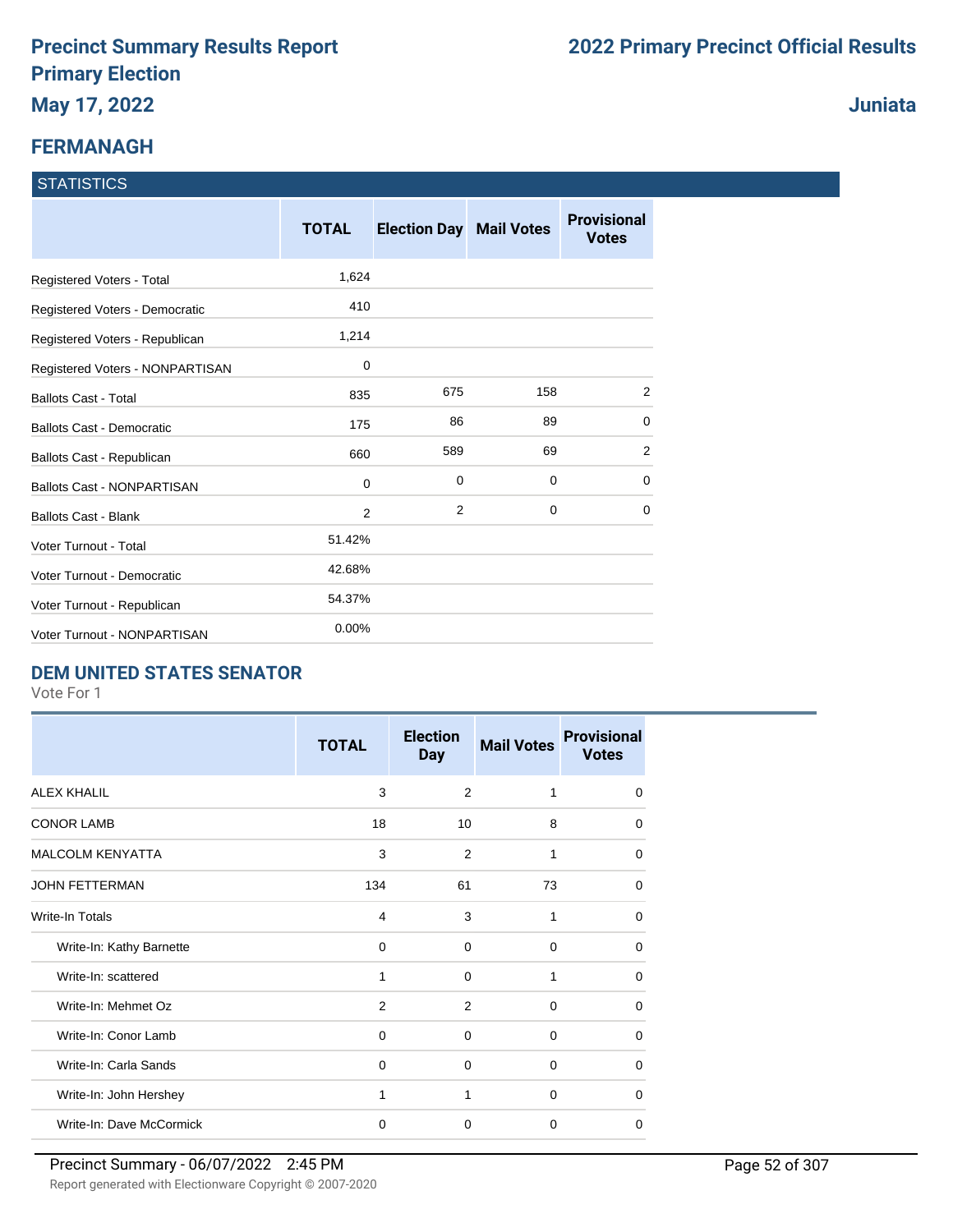# Precinct Summary Results Report
## Primary Election
### May 17, 2022

## 2022 Primary Precinct Official Results

### Juniata

## FERMANAGH

### STATISTICS

| | TOTAL | Election Day | Mail Votes | Provisional Votes |
|---|---|---|---|---|
| Registered Voters - Total | 1,624 | | | |
| Registered Voters - Democratic | 410 | | | |
| Registered Voters - Republican | 1,214 | | | |
| Registered Voters - NONPARTISAN | 0 | | | |
| Ballots Cast - Total | 835 | 675 | 158 | 2 |
| Ballots Cast - Democratic | 175 | 86 | 89 | 0 |
| Ballots Cast - Republican | 660 | 589 | 69 | 2 |
| Ballots Cast - NONPARTISAN | 0 | 0 | 0 | 0 |
| Ballots Cast - Blank | 2 | 2 | 0 | 0 |
| Voter Turnout - Total | 51.42% | | | |
| Voter Turnout - Democratic | 42.68% | | | |
| Voter Turnout - Republican | 54.37% | | | |
| Voter Turnout - NONPARTISAN | 0.00% | | | |

## DEM UNITED STATES SENATOR

Vote For 1

| | TOTAL | Election Day | Mail Votes | Provisional Votes |
|---|---|---|---|---|
| ALEX KHALIL | 3 | 2 | 1 | 0 |
| CONOR LAMB | 18 | 10 | 8 | 0 |
| MALCOLM KENYATTA | 3 | 2 | 1 | 0 |
| JOHN FETTERMAN | 134 | 61 | 73 | 0 |
| Write-In Totals | 4 | 3 | 1 | 0 |
| Write-In: Kathy Barnette | 0 | 0 | 0 | 0 |
| Write-In: scattered | 1 | 0 | 1 | 0 |
| Write-In: Mehmet Oz | 2 | 2 | 0 | 0 |
| Write-In: Conor Lamb | 0 | 0 | 0 | 0 |
| Write-In: Carla Sands | 0 | 0 | 0 | 0 |
| Write-In: John Hershey | 1 | 1 | 0 | 0 |
| Write-In: Dave McCormick | 0 | 0 | 0 | 0 |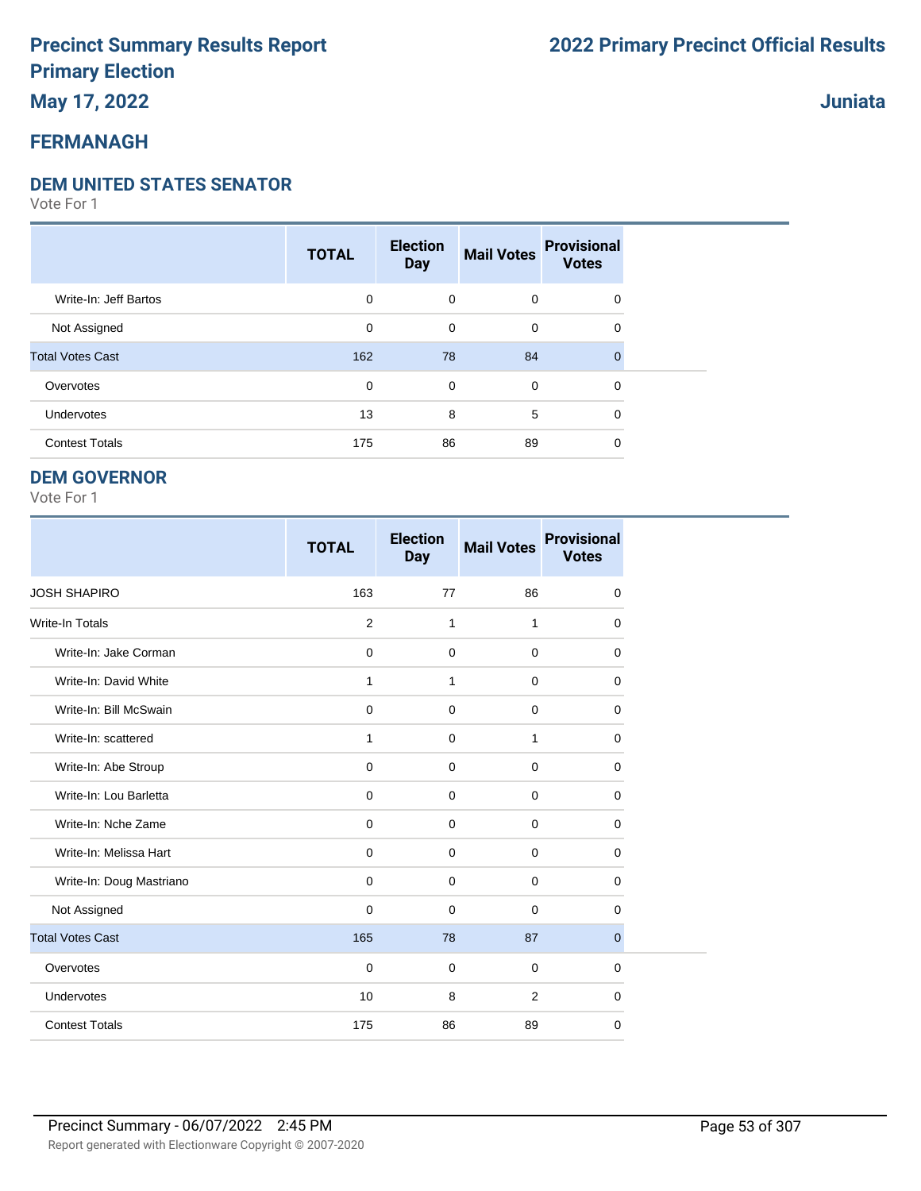Precinct Summary Results Report
Primary Election
May 17, 2022

2022 Primary Precinct Official Results

Juniata

## FERMANAGH

### DEM UNITED STATES SENATOR

Vote For 1

| | TOTAL | Election Day | Mail Votes | Provisional Votes |
|---|---|---|---|---|
| Write-In: Jeff Bartos | 0 | 0 | 0 | 0 |
| Not Assigned | 0 | 0 | 0 | 0 |
| Total Votes Cast | 162 | 78 | 84 | 0 |
| Overvotes | 0 | 0 | 0 | 0 |
| Undervotes | 13 | 8 | 5 | 0 |
| Contest Totals | 175 | 86 | 89 | 0 |

### DEM GOVERNOR

Vote For 1

| | TOTAL | Election Day | Mail Votes | Provisional Votes |
|---|---|---|---|---|
| JOSH SHAPIRO | 163 | 77 | 86 | 0 |
| Write-In Totals | 2 | 1 | 1 | 0 |
| Write-In: Jake Corman | 0 | 0 | 0 | 0 |
| Write-In: David White | 1 | 1 | 0 | 0 |
| Write-In: Bill McSwain | 0 | 0 | 0 | 0 |
| Write-In: scattered | 1 | 0 | 1 | 0 |
| Write-In: Abe Stroup | 0 | 0 | 0 | 0 |
| Write-In: Lou Barletta | 0 | 0 | 0 | 0 |
| Write-In: Nche Zame | 0 | 0 | 0 | 0 |
| Write-In: Melissa Hart | 0 | 0 | 0 | 0 |
| Write-In: Doug Mastriano | 0 | 0 | 0 | 0 |
| Not Assigned | 0 | 0 | 0 | 0 |
| Total Votes Cast | 165 | 78 | 87 | 0 |
| Overvotes | 0 | 0 | 0 | 0 |
| Undervotes | 10 | 8 | 2 | 0 |
| Contest Totals | 175 | 86 | 89 | 0 |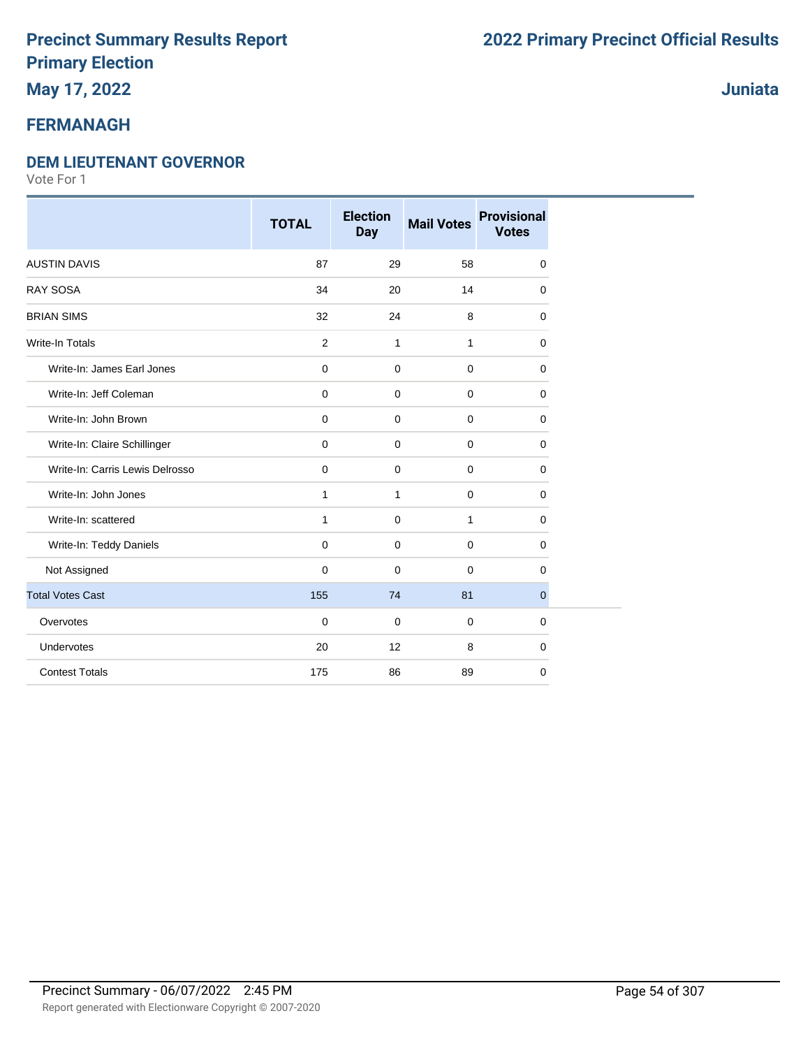# Precinct Summary Results Report
# Primary Election
# May 17, 2022

# 2022 Primary Precinct Official Results

# Juniata

## FERMANAGH

### DEM LIEUTENANT GOVERNOR

Vote For 1

| | TOTAL | Election Day | Mail Votes | Provisional Votes |
|---|---|---|---|---|
| AUSTIN DAVIS | 87 | 29 | 58 | 0 |
| RAY SOSA | 34 | 20 | 14 | 0 |
| BRIAN SIMS | 32 | 24 | 8 | 0 |
| Write-In Totals | 2 | 1 | 1 | 0 |
| Write-In: James Earl Jones | 0 | 0 | 0 | 0 |
| Write-In: Jeff Coleman | 0 | 0 | 0 | 0 |
| Write-In: John Brown | 0 | 0 | 0 | 0 |
| Write-In: Claire Schillinger | 0 | 0 | 0 | 0 |
| Write-In: Carris Lewis Delrosso | 0 | 0 | 0 | 0 |
| Write-In: John Jones | 1 | 1 | 0 | 0 |
| Write-In: scattered | 1 | 0 | 1 | 0 |
| Write-In: Teddy Daniels | 0 | 0 | 0 | 0 |
| Not Assigned | 0 | 0 | 0 | 0 |
| Total Votes Cast | 155 | 74 | 81 | 0 |
| Overvotes | 0 | 0 | 0 | 0 |
| Undervotes | 20 | 12 | 8 | 0 |
| Contest Totals | 175 | 86 | 89 | 0 |

Precinct Summary - 06/07/2022 2:45 PM

Report generated with Electionware Copyright © 2007-2020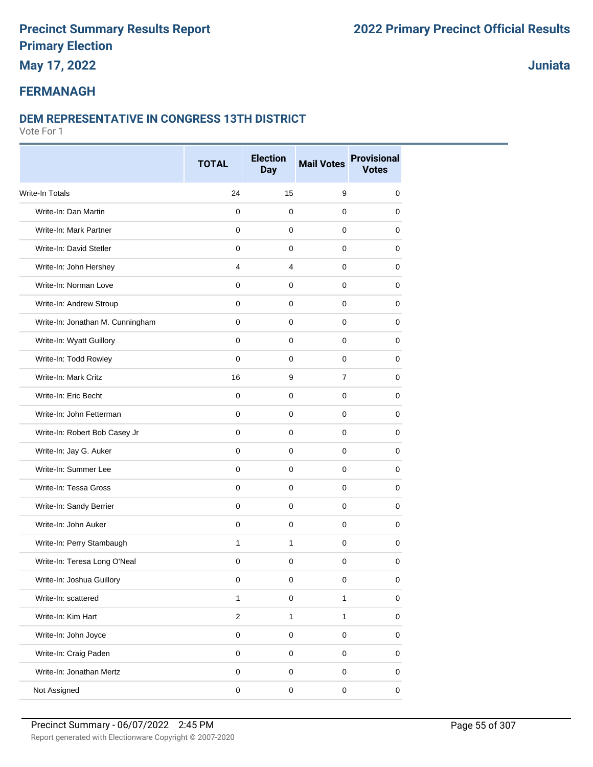# Precinct Summary Results Report

## Primary Election

## May 17, 2022

## 2022 Primary Precinct Official Results

## Juniata

## FERMANAGH

### DEM REPRESENTATIVE IN CONGRESS 13TH DISTRICT

Vote For 1

| | TOTAL | Election Day | Mail Votes | Provisional Votes |
|---|---|---|---|---|
| Write-In Totals | 24 | 15 | 9 | 0 |
| Write-In: Dan Martin | 0 | 0 | 0 | 0 |
| Write-In: Mark Partner | 0 | 0 | 0 | 0 |
| Write-In: David Stetler | 0 | 0 | 0 | 0 |
| Write-In: John Hershey | 4 | 4 | 0 | 0 |
| Write-In: Norman Love | 0 | 0 | 0 | 0 |
| Write-In: Andrew Stroup | 0 | 0 | 0 | 0 |
| Write-In: Jonathan M. Cunningham | 0 | 0 | 0 | 0 |
| Write-In: Wyatt Guillory | 0 | 0 | 0 | 0 |
| Write-In: Todd Rowley | 0 | 0 | 0 | 0 |
| Write-In: Mark Critz | 16 | 9 | 7 | 0 |
| Write-In: Eric Becht | 0 | 0 | 0 | 0 |
| Write-In: John Fetterman | 0 | 0 | 0 | 0 |
| Write-In: Robert Bob Casey Jr | 0 | 0 | 0 | 0 |
| Write-In: Jay G. Auker | 0 | 0 | 0 | 0 |
| Write-In: Summer Lee | 0 | 0 | 0 | 0 |
| Write-In: Tessa Gross | 0 | 0 | 0 | 0 |
| Write-In: Sandy Berrier | 0 | 0 | 0 | 0 |
| Write-In: John Auker | 0 | 0 | 0 | 0 |
| Write-In: Perry Stambaugh | 1 | 1 | 0 | 0 |
| Write-In: Teresa Long O'Neal | 0 | 0 | 0 | 0 |
| Write-In: Joshua Guillory | 0 | 0 | 0 | 0 |
| Write-In: scattered | 1 | 0 | 1 | 0 |
| Write-In: Kim Hart | 2 | 1 | 1 | 0 |
| Write-In: John Joyce | 0 | 0 | 0 | 0 |
| Write-In: Craig Paden | 0 | 0 | 0 | 0 |
| Write-In: Jonathan Mertz | 0 | 0 | 0 | 0 |
| Not Assigned | 0 | 0 | 0 | 0 |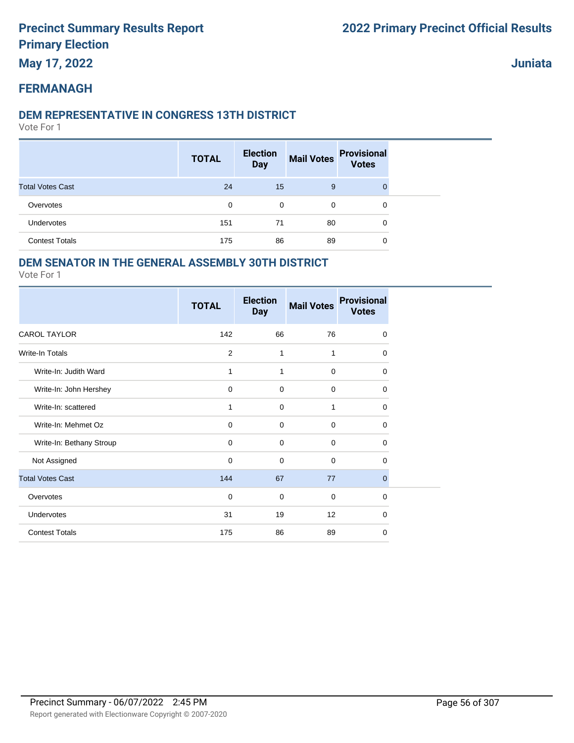# Precinct Summary Results Report
# Primary Election
## May 17, 2022

# 2022 Primary Precinct Official Results

## Juniata

## FERMANAGH

### DEM REPRESENTATIVE IN CONGRESS 13TH DISTRICT

Vote For 1

| | TOTAL | Election Day | Mail Votes | Provisional Votes |
|---|---|---|---|---|
| Total Votes Cast | 24 | 15 | 9 | 0 |
| Overvotes | 0 | 0 | 0 | 0 |
| Undervotes | 151 | 71 | 80 | 0 |
| Contest Totals | 175 | 86 | 89 | 0 |

### DEM SENATOR IN THE GENERAL ASSEMBLY 30TH DISTRICT

Vote For 1

| | TOTAL | Election Day | Mail Votes | Provisional Votes |
|---|---|---|---|---|
| CAROL TAYLOR | 142 | 66 | 76 | 0 |
| Write-In Totals | 2 | 1 | 1 | 0 |
| Write-In: Judith Ward | 1 | 1 | 0 | 0 |
| Write-In: John Hershey | 0 | 0 | 0 | 0 |
| Write-In: scattered | 1 | 0 | 1 | 0 |
| Write-In: Mehmet Oz | 0 | 0 | 0 | 0 |
| Write-In: Bethany Stroup | 0 | 0 | 0 | 0 |
| Not Assigned | 0 | 0 | 0 | 0 |
| Total Votes Cast | 144 | 67 | 77 | 0 |
| Overvotes | 0 | 0 | 0 | 0 |
| Undervotes | 31 | 19 | 12 | 0 |
| Contest Totals | 175 | 86 | 89 | 0 |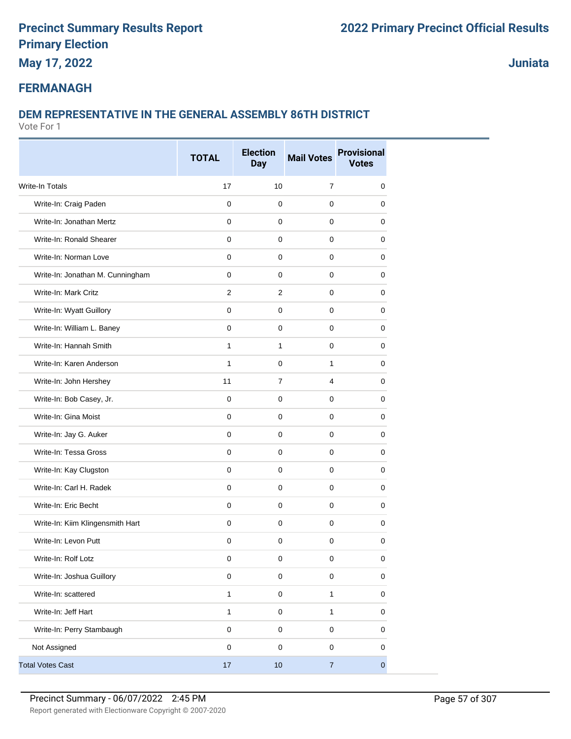# Precinct Summary Results Report
# Primary Election
## May 17, 2022

# 2022 Primary Precinct Official Results

## Juniata

## FERMANAGH

### DEM REPRESENTATIVE IN THE GENERAL ASSEMBLY 86TH DISTRICT

Vote For 1

| | TOTAL | Election Day | Mail Votes | Provisional Votes |
|---|---|---|---|---|
| Write-In Totals | 17 | 10 | 7 | 0 |
| Write-In: Craig Paden | 0 | 0 | 0 | 0 |
| Write-In: Jonathan Mertz | 0 | 0 | 0 | 0 |
| Write-In: Ronald Shearer | 0 | 0 | 0 | 0 |
| Write-In: Norman Love | 0 | 0 | 0 | 0 |
| Write-In: Jonathan M. Cunningham | 0 | 0 | 0 | 0 |
| Write-In: Mark Critz | 2 | 2 | 0 | 0 |
| Write-In: Wyatt Guillory | 0 | 0 | 0 | 0 |
| Write-In: William L. Baney | 0 | 0 | 0 | 0 |
| Write-In: Hannah Smith | 1 | 1 | 0 | 0 |
| Write-In: Karen Anderson | 1 | 0 | 1 | 0 |
| Write-In: John Hershey | 11 | 7 | 4 | 0 |
| Write-In: Bob Casey, Jr. | 0 | 0 | 0 | 0 |
| Write-In: Gina Moist | 0 | 0 | 0 | 0 |
| Write-In: Jay G. Auker | 0 | 0 | 0 | 0 |
| Write-In: Tessa Gross | 0 | 0 | 0 | 0 |
| Write-In: Kay Clugston | 0 | 0 | 0 | 0 |
| Write-In: Carl H. Radek | 0 | 0 | 0 | 0 |
| Write-In: Eric Becht | 0 | 0 | 0 | 0 |
| Write-In: Kiim Klingensmith Hart | 0 | 0 | 0 | 0 |
| Write-In: Levon Putt | 0 | 0 | 0 | 0 |
| Write-In: Rolf Lotz | 0 | 0 | 0 | 0 |
| Write-In: Joshua Guillory | 0 | 0 | 0 | 0 |
| Write-In: scattered | 1 | 0 | 1 | 0 |
| Write-In: Jeff Hart | 1 | 0 | 1 | 0 |
| Write-In: Perry Stambaugh | 0 | 0 | 0 | 0 |
| Not Assigned | 0 | 0 | 0 | 0 |
| Total Votes Cast | 17 | 10 | 7 | 0 |

Precinct Summary - 06/07/2022 2:45 PM

Report generated with Electionware Copyright © 2007-2020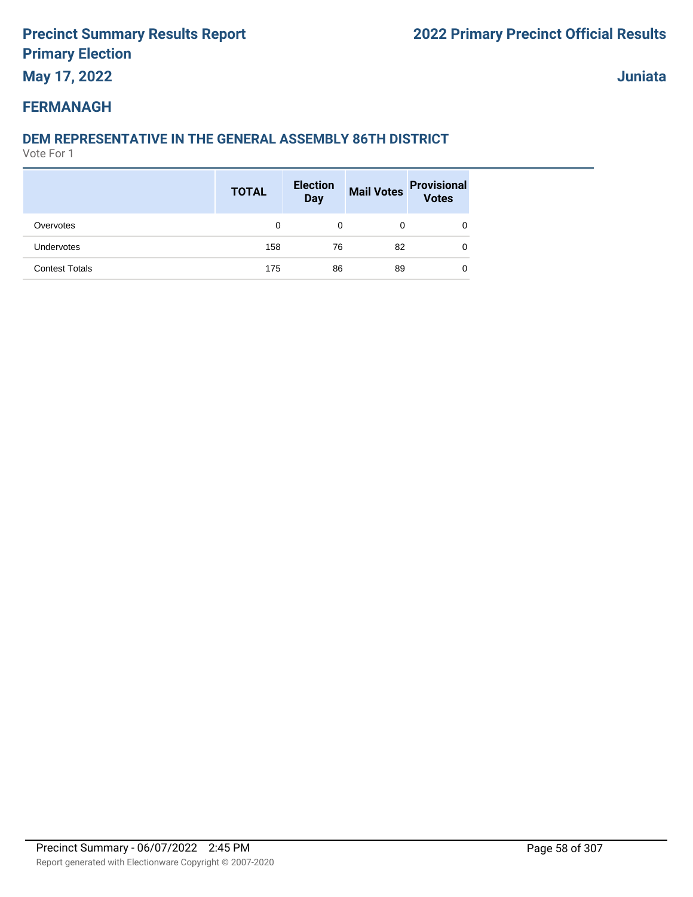## FERMANAGH

### DEM REPRESENTATIVE IN THE GENERAL ASSEMBLY 86TH DISTRICT

Vote For 1

| | TOTAL | Election Day | Mail Votes | Provisional Votes |
|---|---|---|---|---|
| Overvotes | 0 | 0 | 0 | 0 |
| Undervotes | 158 | 76 | 82 | 0 |
| Contest Totals | 175 | 86 | 89 | 0 |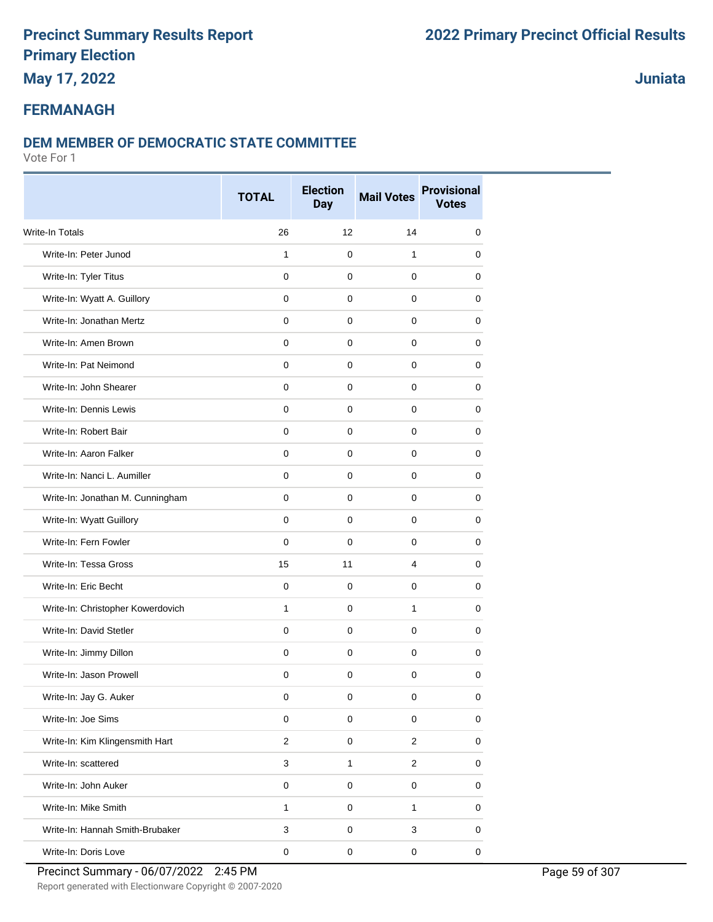# Precinct Summary Results Report
# Primary Election
# May 17, 2022

**2022 Primary Precinct Official Results**

**Juniata**

## FERMANAGH

### DEM MEMBER OF DEMOCRATIC STATE COMMITTEE

Vote For 1

| | TOTAL | Election Day | Mail Votes | Provisional Votes |
|---|---|---|---|---|
| Write-In Totals | 26 | 12 | 14 | 0 |
| Write-In: Peter Junod | 1 | 0 | 1 | 0 |
| Write-In: Tyler Titus | 0 | 0 | 0 | 0 |
| Write-In: Wyatt A. Guillory | 0 | 0 | 0 | 0 |
| Write-In: Jonathan Mertz | 0 | 0 | 0 | 0 |
| Write-In: Amen Brown | 0 | 0 | 0 | 0 |
| Write-In: Pat Neimond | 0 | 0 | 0 | 0 |
| Write-In: John Shearer | 0 | 0 | 0 | 0 |
| Write-In: Dennis Lewis | 0 | 0 | 0 | 0 |
| Write-In: Robert Bair | 0 | 0 | 0 | 0 |
| Write-In: Aaron Falker | 0 | 0 | 0 | 0 |
| Write-In: Nanci L. Aumiller | 0 | 0 | 0 | 0 |
| Write-In: Jonathan M. Cunningham | 0 | 0 | 0 | 0 |
| Write-In: Wyatt Guillory | 0 | 0 | 0 | 0 |
| Write-In: Fern Fowler | 0 | 0 | 0 | 0 |
| Write-In: Tessa Gross | 15 | 11 | 4 | 0 |
| Write-In: Eric Becht | 0 | 0 | 0 | 0 |
| Write-In: Christopher Kowerdovich | 1 | 0 | 1 | 0 |
| Write-In: David Stetler | 0 | 0 | 0 | 0 |
| Write-In: Jimmy Dillon | 0 | 0 | 0 | 0 |
| Write-In: Jason Prowell | 0 | 0 | 0 | 0 |
| Write-In: Jay G. Auker | 0 | 0 | 0 | 0 |
| Write-In: Joe Sims | 0 | 0 | 0 | 0 |
| Write-In: Kim Klingensmith Hart | 2 | 0 | 2 | 0 |
| Write-In: scattered | 3 | 1 | 2 | 0 |
| Write-In: John Auker | 0 | 0 | 0 | 0 |
| Write-In: Mike Smith | 1 | 0 | 1 | 0 |
| Write-In: Hannah Smith-Brubaker | 3 | 0 | 3 | 0 |
| Write-In: Doris Love | 0 | 0 | 0 | 0 |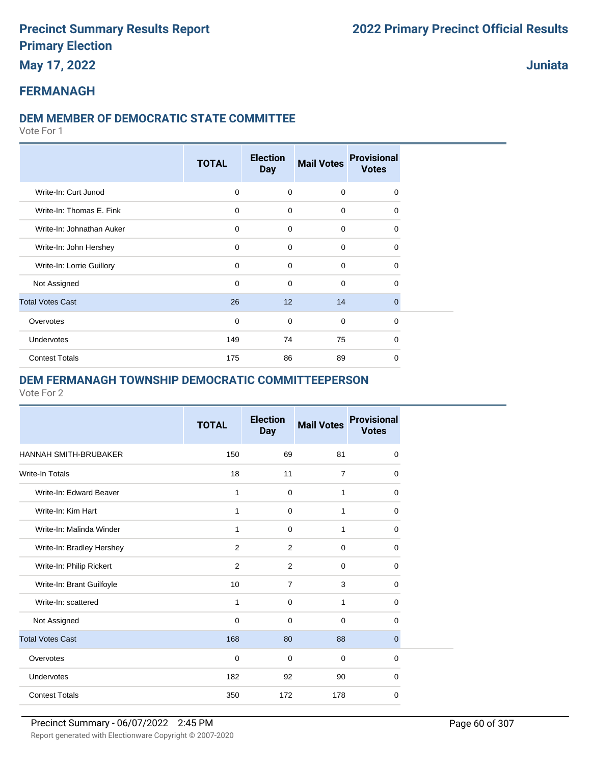# Precinct Summary Results Report
# Primary Election
# May 17, 2022

# 2022 Primary Precinct Official Results

**Juniata**

## FERMANAGH

### DEM MEMBER OF DEMOCRATIC STATE COMMITTEE

Vote For 1

| | TOTAL | Election Day | Mail Votes | Provisional Votes |
|---|---|---|---|---|
| Write-In: Curt Junod | 0 | 0 | 0 | 0 |
| Write-In: Thomas E. Fink | 0 | 0 | 0 | 0 |
| Write-In: Johnathan Auker | 0 | 0 | 0 | 0 |
| Write-In: John Hershey | 0 | 0 | 0 | 0 |
| Write-In: Lorrie Guillory | 0 | 0 | 0 | 0 |
| Not Assigned | 0 | 0 | 0 | 0 |
| Total Votes Cast | 26 | 12 | 14 | 0 |
| Overvotes | 0 | 0 | 0 | 0 |
| Undervotes | 149 | 74 | 75 | 0 |
| Contest Totals | 175 | 86 | 89 | 0 |

### DEM FERMANAGH TOWNSHIP DEMOCRATIC COMMITTEEPERSON

Vote For 2

| | TOTAL | Election Day | Mail Votes | Provisional Votes |
|---|---|---|---|---|
| HANNAH SMITH-BRUBAKER | 150 | 69 | 81 | 0 |
| Write-In Totals | 18 | 11 | 7 | 0 |
| Write-In: Edward Beaver | 1 | 0 | 1 | 0 |
| Write-In: Kim Hart | 1 | 0 | 1 | 0 |
| Write-In: Malinda Winder | 1 | 0 | 1 | 0 |
| Write-In: Bradley Hershey | 2 | 2 | 0 | 0 |
| Write-In: Philip Rickert | 2 | 2 | 0 | 0 |
| Write-In: Brant Guilfoyle | 10 | 7 | 3 | 0 |
| Write-In: scattered | 1 | 0 | 1 | 0 |
| Not Assigned | 0 | 0 | 0 | 0 |
| Total Votes Cast | 168 | 80 | 88 | 0 |
| Overvotes | 0 | 0 | 0 | 0 |
| Undervotes | 182 | 92 | 90 | 0 |
| Contest Totals | 350 | 172 | 178 | 0 |

Precinct Summary - 06/07/2022 2:45 PM

Report generated with Electionware Copyright © 2007-2020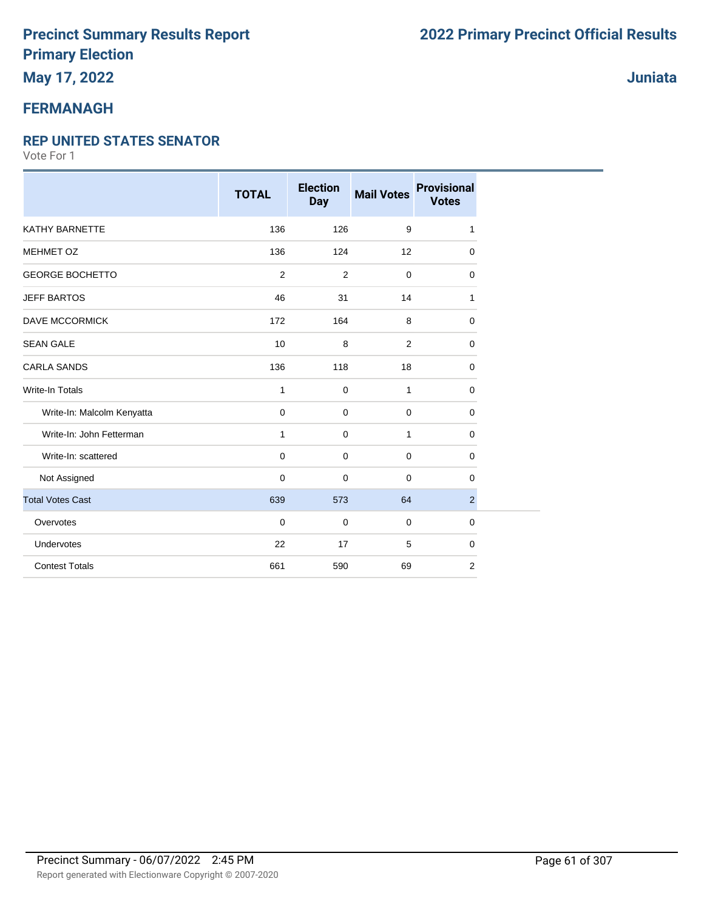# Precinct Summary Results Report
# Primary Election
## May 17, 2022

# 2022 Primary Precinct Official Results

## Juniata

## FERMANAGH

### REP UNITED STATES SENATOR

Vote For 1

| | TOTAL | Election Day | Mail Votes | Provisional Votes |
|---|---|---|---|---|
| KATHY BARNETTE | 136 | 126 | 9 | 1 |
| MEHMET OZ | 136 | 124 | 12 | 0 |
| GEORGE BOCHETTO | 2 | 2 | 0 | 0 |
| JEFF BARTOS | 46 | 31 | 14 | 1 |
| DAVE MCCORMICK | 172 | 164 | 8 | 0 |
| SEAN GALE | 10 | 8 | 2 | 0 |
| CARLA SANDS | 136 | 118 | 18 | 0 |
| Write-In Totals | 1 | 0 | 1 | 0 |
| Write-In: Malcolm Kenyatta | 0 | 0 | 0 | 0 |
| Write-In: John Fetterman | 1 | 0 | 1 | 0 |
| Write-In: scattered | 0 | 0 | 0 | 0 |
| Not Assigned | 0 | 0 | 0 | 0 |
| Total Votes Cast | 639 | 573 | 64 | 2 |
| Overvotes | 0 | 0 | 0 | 0 |
| Undervotes | 22 | 17 | 5 | 0 |
| Contest Totals | 661 | 590 | 69 | 2 |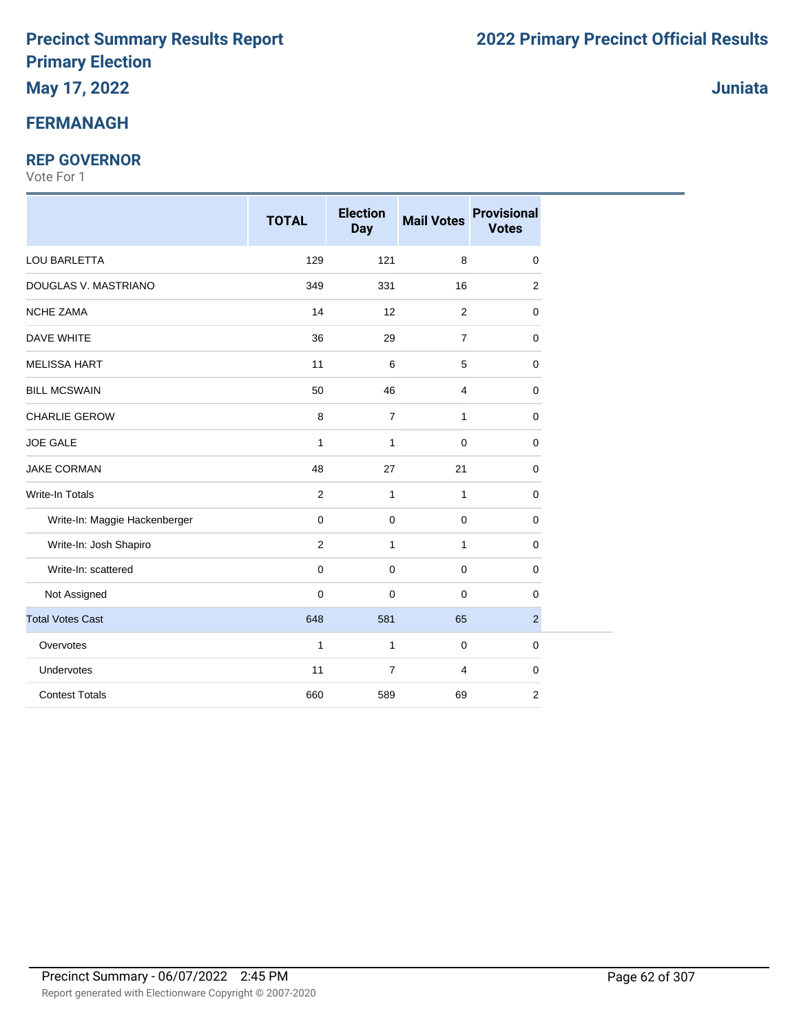# Precinct Summary Results Report
# Primary Election
## May 17, 2022

# 2022 Primary Precinct Official Results

## Juniata

## FERMANAGH

### REP GOVERNOR

Vote For 1

| | TOTAL | Election Day | Mail Votes | Provisional Votes |
|---|---|---|---|---|
| LOU BARLETTA | 129 | 121 | 8 | 0 |
| DOUGLAS V. MASTRIANO | 349 | 331 | 16 | 2 |
| NCHE ZAMA | 14 | 12 | 2 | 0 |
| DAVE WHITE | 36 | 29 | 7 | 0 |
| MELISSA HART | 11 | 6 | 5 | 0 |
| BILL MCSWAIN | 50 | 46 | 4 | 0 |
| CHARLIE GEROW | 8 | 7 | 1 | 0 |
| JOE GALE | 1 | 1 | 0 | 0 |
| JAKE CORMAN | 48 | 27 | 21 | 0 |
| Write-In Totals | 2 | 1 | 1 | 0 |
| Write-In: Maggie Hackenberger | 0 | 0 | 0 | 0 |
| Write-In: Josh Shapiro | 2 | 1 | 1 | 0 |
| Write-In: scattered | 0 | 0 | 0 | 0 |
| Not Assigned | 0 | 0 | 0 | 0 |
| Total Votes Cast | 648 | 581 | 65 | 2 |
| Overvotes | 1 | 1 | 0 | 0 |
| Undervotes | 11 | 7 | 4 | 0 |
| Contest Totals | 660 | 589 | 69 | 2 |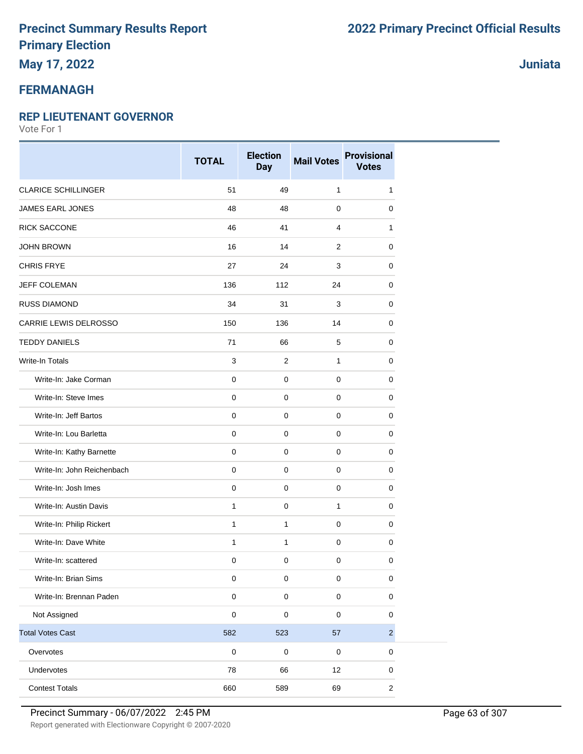# Precinct Summary Results Report
# Primary Election
## May 17, 2022

# 2022 Primary Precinct Official Results

## Juniata

## FERMANAGH

### REP LIEUTENANT GOVERNOR

Vote For 1

| | TOTAL | Election Day | Mail Votes | Provisional Votes |
|---|---|---|---|---|
| CLARICE SCHILLINGER | 51 | 49 | 1 | 1 |
| JAMES EARL JONES | 48 | 48 | 0 | 0 |
| RICK SACCONE | 46 | 41 | 4 | 1 |
| JOHN BROWN | 16 | 14 | 2 | 0 |
| CHRIS FRYE | 27 | 24 | 3 | 0 |
| JEFF COLEMAN | 136 | 112 | 24 | 0 |
| RUSS DIAMOND | 34 | 31 | 3 | 0 |
| CARRIE LEWIS DELROSSO | 150 | 136 | 14 | 0 |
| TEDDY DANIELS | 71 | 66 | 5 | 0 |
| Write-In Totals | 3 | 2 | 1 | 0 |
| Write-In: Jake Corman | 0 | 0 | 0 | 0 |
| Write-In: Steve Imes | 0 | 0 | 0 | 0 |
| Write-In: Jeff Bartos | 0 | 0 | 0 | 0 |
| Write-In: Lou Barletta | 0 | 0 | 0 | 0 |
| Write-In: Kathy Barnette | 0 | 0 | 0 | 0 |
| Write-In: John Reichenbach | 0 | 0 | 0 | 0 |
| Write-In: Josh Imes | 0 | 0 | 0 | 0 |
| Write-In: Austin Davis | 1 | 0 | 1 | 0 |
| Write-In: Philip Rickert | 1 | 1 | 0 | 0 |
| Write-In: Dave White | 1 | 1 | 0 | 0 |
| Write-In: scattered | 0 | 0 | 0 | 0 |
| Write-In: Brian Sims | 0 | 0 | 0 | 0 |
| Write-In: Brennan Paden | 0 | 0 | 0 | 0 |
| Not Assigned | 0 | 0 | 0 | 0 |
| Total Votes Cast | 582 | 523 | 57 | 2 |
| Overvotes | 0 | 0 | 0 | 0 |
| Undervotes | 78 | 66 | 12 | 0 |
| Contest Totals | 660 | 589 | 69 | 2 |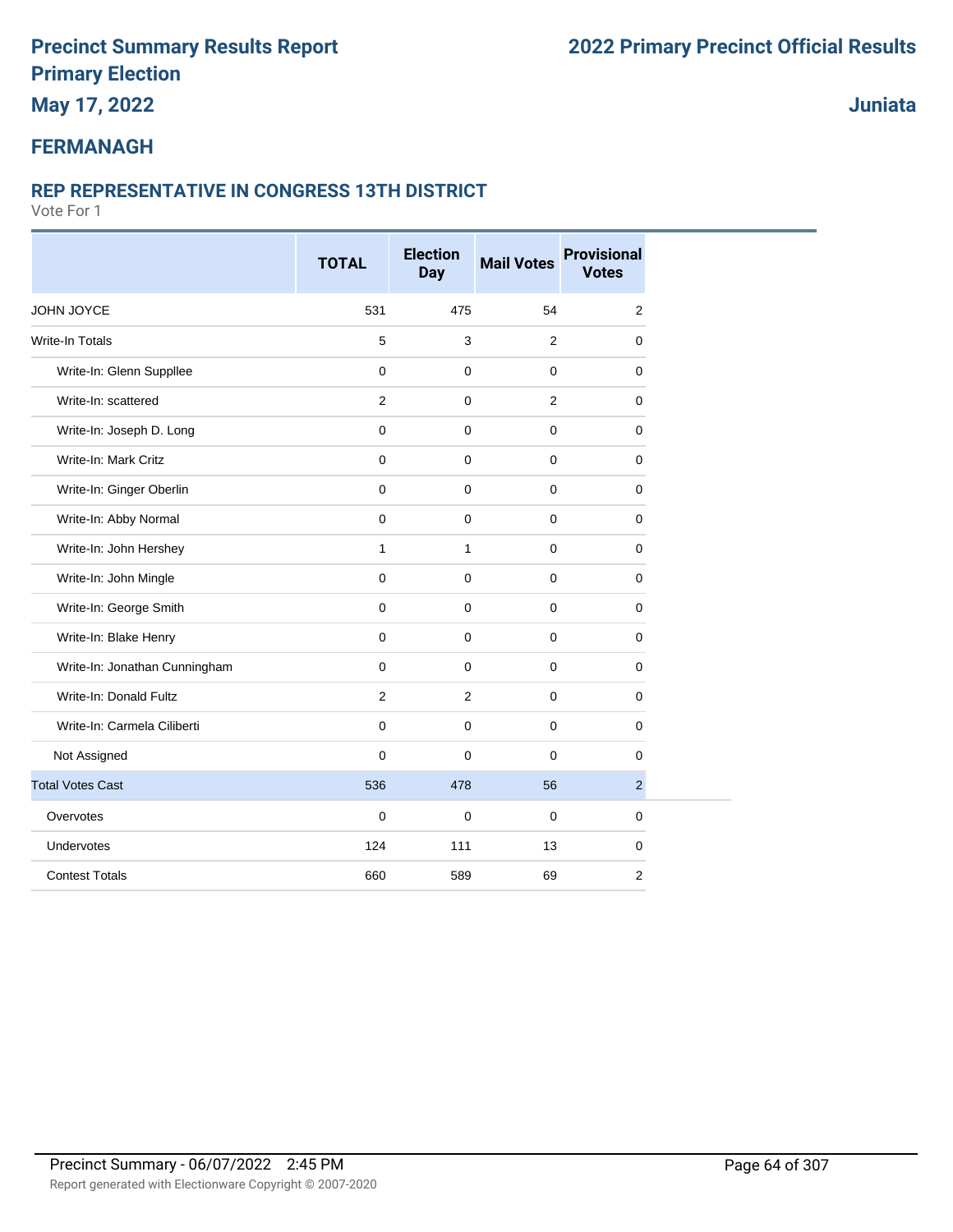# Precinct Summary Results Report
# Primary Election
## May 17, 2022

# 2022 Primary Precinct Official Results

## Juniata

## FERMANAGH

### REP REPRESENTATIVE IN CONGRESS 13TH DISTRICT

Vote For 1

| | TOTAL | Election Day | Mail Votes | Provisional Votes |
|---|---|---|---|---|
| JOHN JOYCE | 531 | 475 | 54 | 2 |
| Write-In Totals | 5 | 3 | 2 | 0 |
| Write-In: Glenn Suppllee | 0 | 0 | 0 | 0 |
| Write-In: scattered | 2 | 0 | 2 | 0 |
| Write-In: Joseph D. Long | 0 | 0 | 0 | 0 |
| Write-In: Mark Critz | 0 | 0 | 0 | 0 |
| Write-In: Ginger Oberlin | 0 | 0 | 0 | 0 |
| Write-In: Abby Normal | 0 | 0 | 0 | 0 |
| Write-In: John Hershey | 1 | 1 | 0 | 0 |
| Write-In: John Mingle | 0 | 0 | 0 | 0 |
| Write-In: George Smith | 0 | 0 | 0 | 0 |
| Write-In: Blake Henry | 0 | 0 | 0 | 0 |
| Write-In: Jonathan Cunningham | 0 | 0 | 0 | 0 |
| Write-In: Donald Fultz | 2 | 2 | 0 | 0 |
| Write-In: Carmela Ciliberti | 0 | 0 | 0 | 0 |
| Not Assigned | 0 | 0 | 0 | 0 |
| Total Votes Cast | 536 | 478 | 56 | 2 |
| Overvotes | 0 | 0 | 0 | 0 |
| Undervotes | 124 | 111 | 13 | 0 |
| Contest Totals | 660 | 589 | 69 | 2 |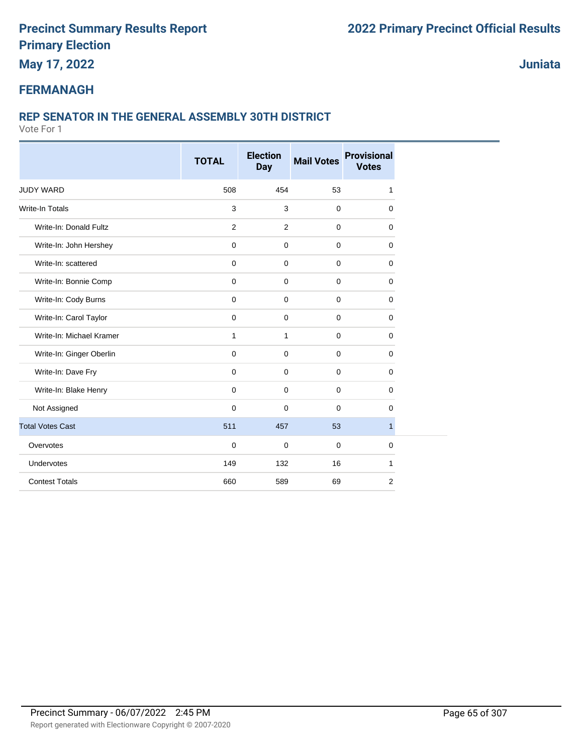# Precinct Summary Results Report
# Primary Election
# May 17, 2022

# 2022 Primary Precinct Official Results

**Juniata**

## FERMANAGH

### REP SENATOR IN THE GENERAL ASSEMBLY 30TH DISTRICT

Vote For 1

| | TOTAL | Election Day | Mail Votes | Provisional Votes |
|---|---|---|---|---|
| JUDY WARD | 508 | 454 | 53 | 1 |
| Write-In Totals | 3 | 3 | 0 | 0 |
| Write-In: Donald Fultz | 2 | 2 | 0 | 0 |
| Write-In: John Hershey | 0 | 0 | 0 | 0 |
| Write-In: scattered | 0 | 0 | 0 | 0 |
| Write-In: Bonnie Comp | 0 | 0 | 0 | 0 |
| Write-In: Cody Burns | 0 | 0 | 0 | 0 |
| Write-In: Carol Taylor | 0 | 0 | 0 | 0 |
| Write-In: Michael Kramer | 1 | 1 | 0 | 0 |
| Write-In: Ginger Oberlin | 0 | 0 | 0 | 0 |
| Write-In: Dave Fry | 0 | 0 | 0 | 0 |
| Write-In: Blake Henry | 0 | 0 | 0 | 0 |
| Not Assigned | 0 | 0 | 0 | 0 |
| Total Votes Cast | 511 | 457 | 53 | 1 |
| Overvotes | 0 | 0 | 0 | 0 |
| Undervotes | 149 | 132 | 16 | 1 |
| Contest Totals | 660 | 589 | 69 | 2 |

Precinct Summary - 06/07/2022 2:45 PM

Report generated with Electionware Copyright © 2007-2020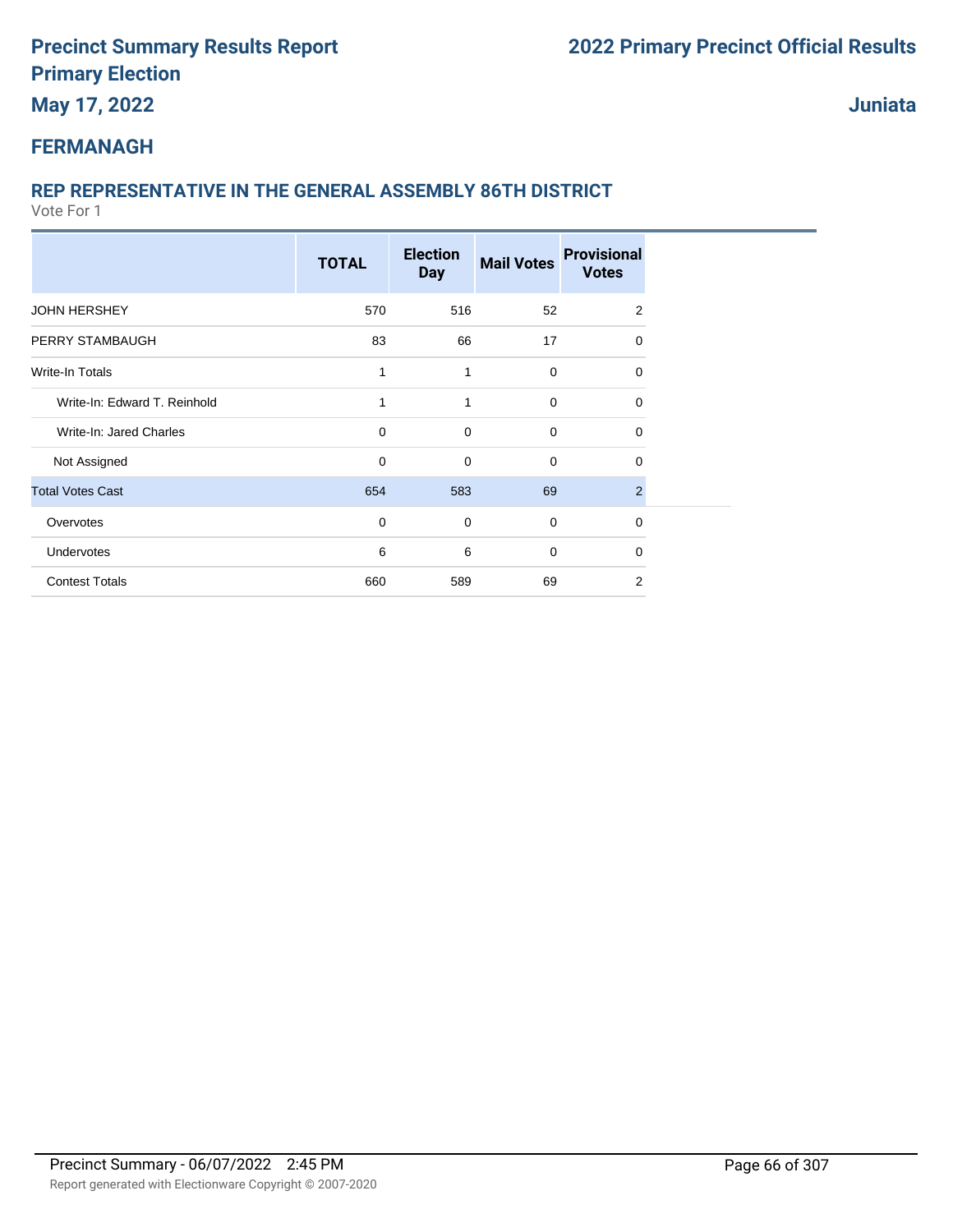# Precinct Summary Results Report
## Primary Election
## May 17, 2022

# 2022 Primary Precinct Official Results

## Juniata

## FERMANAGH

### REP REPRESENTATIVE IN THE GENERAL ASSEMBLY 86TH DISTRICT

Vote For 1

| | TOTAL | Election Day | Mail Votes | Provisional Votes |
|---|---|---|---|---|
| JOHN HERSHEY | 570 | 516 | 52 | 2 |
| PERRY STAMBAUGH | 83 | 66 | 17 | 0 |
| Write-In Totals | 1 | 1 | 0 | 0 |
| Write-In: Edward T. Reinhold | 1 | 1 | 0 | 0 |
| Write-In: Jared Charles | 0 | 0 | 0 | 0 |
| Not Assigned | 0 | 0 | 0 | 0 |
| Total Votes Cast | 654 | 583 | 69 | 2 |
| Overvotes | 0 | 0 | 0 | 0 |
| Undervotes | 6 | 6 | 0 | 0 |
| Contest Totals | 660 | 589 | 69 | 2 |

Precinct Summary - 06/07/2022 2:45 PM

Report generated with Electionware Copyright © 2007-2020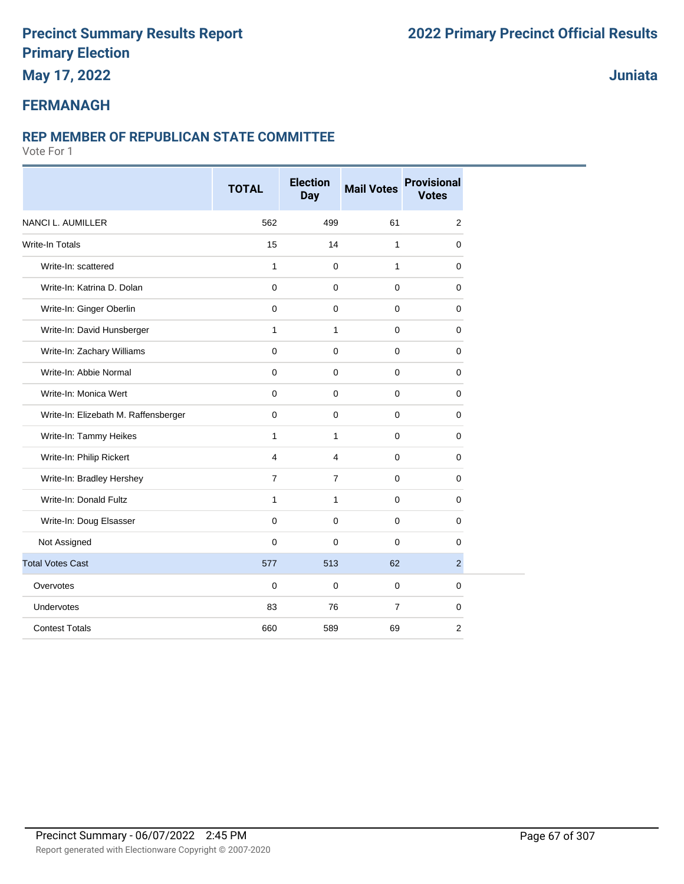# Precinct Summary Results Report

# Primary Election

## May 17, 2022

# 2022 Primary Precinct Official Results

## Juniata

## FERMANAGH

### REP MEMBER OF REPUBLICAN STATE COMMITTEE

Vote For 1

| | TOTAL | Election Day | Mail Votes | Provisional Votes |
|---|---|---|---|---|
| NANCI L. AUMILLER | 562 | 499 | 61 | 2 |
| Write-In Totals | 15 | 14 | 1 | 0 |
| Write-In: scattered | 1 | 0 | 1 | 0 |
| Write-In: Katrina D. Dolan | 0 | 0 | 0 | 0 |
| Write-In: Ginger Oberlin | 0 | 0 | 0 | 0 |
| Write-In: David Hunsberger | 1 | 1 | 0 | 0 |
| Write-In: Zachary Williams | 0 | 0 | 0 | 0 |
| Write-In: Abbie Normal | 0 | 0 | 0 | 0 |
| Write-In: Monica Wert | 0 | 0 | 0 | 0 |
| Write-In: Elizebath M. Raffensberger | 0 | 0 | 0 | 0 |
| Write-In: Tammy Heikes | 1 | 1 | 0 | 0 |
| Write-In: Philip Rickert | 4 | 4 | 0 | 0 |
| Write-In: Bradley Hershey | 7 | 7 | 0 | 0 |
| Write-In: Donald Fultz | 1 | 1 | 0 | 0 |
| Write-In: Doug Elsasser | 0 | 0 | 0 | 0 |
| Not Assigned | 0 | 0 | 0 | 0 |
| Total Votes Cast | 577 | 513 | 62 | 2 |
| Overvotes | 0 | 0 | 0 | 0 |
| Undervotes | 83 | 76 | 7 | 0 |
| Contest Totals | 660 | 589 | 69 | 2 |

Precinct Summary - 06/07/2022 2:45 PM

Report generated with Electionware Copyright © 2007-2020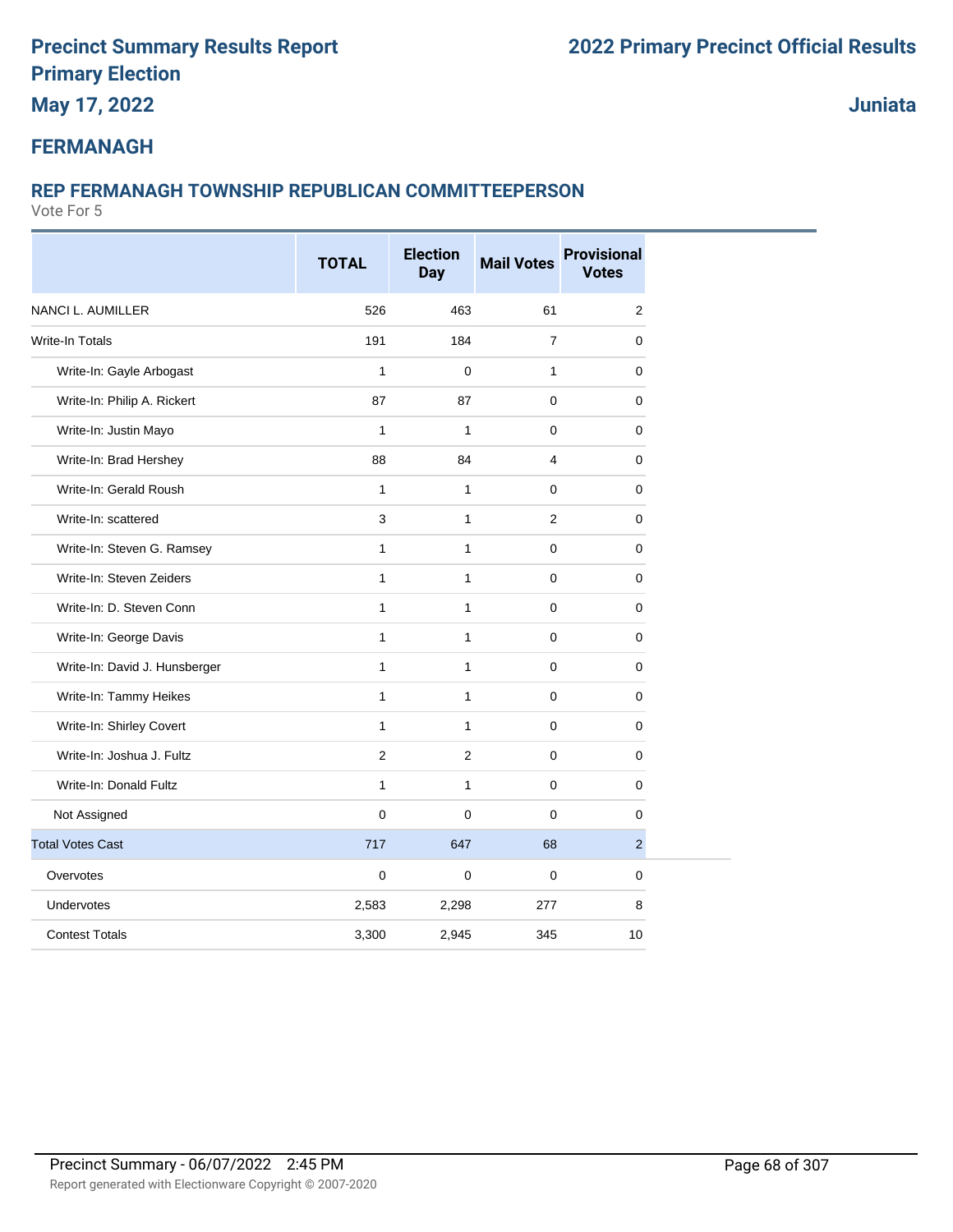# Precinct Summary Results Report
# Primary Election
## May 17, 2022

# 2022 Primary Precinct Official Results

## Juniata

## FERMANAGH

### REP FERMANAGH TOWNSHIP REPUBLICAN COMMITTEEPERSON

Vote For 5

| | TOTAL | Election Day | Mail Votes | Provisional Votes |
|---|---|---|---|---|
| NANCI L. AUMILLER | 526 | 463 | 61 | 2 |
| Write-In Totals | 191 | 184 | 7 | 0 |
| Write-In: Gayle Arbogast | 1 | 0 | 1 | 0 |
| Write-In: Philip A. Rickert | 87 | 87 | 0 | 0 |
| Write-In: Justin Mayo | 1 | 1 | 0 | 0 |
| Write-In: Brad Hershey | 88 | 84 | 4 | 0 |
| Write-In: Gerald Roush | 1 | 1 | 0 | 0 |
| Write-In: scattered | 3 | 1 | 2 | 0 |
| Write-In: Steven G. Ramsey | 1 | 1 | 0 | 0 |
| Write-In: Steven Zeiders | 1 | 1 | 0 | 0 |
| Write-In: D. Steven Conn | 1 | 1 | 0 | 0 |
| Write-In: George Davis | 1 | 1 | 0 | 0 |
| Write-In: David J. Hunsberger | 1 | 1 | 0 | 0 |
| Write-In: Tammy Heikes | 1 | 1 | 0 | 0 |
| Write-In: Shirley Covert | 1 | 1 | 0 | 0 |
| Write-In: Joshua J. Fultz | 2 | 2 | 0 | 0 |
| Write-In: Donald Fultz | 1 | 1 | 0 | 0 |
| Not Assigned | 0 | 0 | 0 | 0 |
| Total Votes Cast | 717 | 647 | 68 | 2 |
| Overvotes | 0 | 0 | 0 | 0 |
| Undervotes | 2,583 | 2,298 | 277 | 8 |
| Contest Totals | 3,300 | 2,945 | 345 | 10 |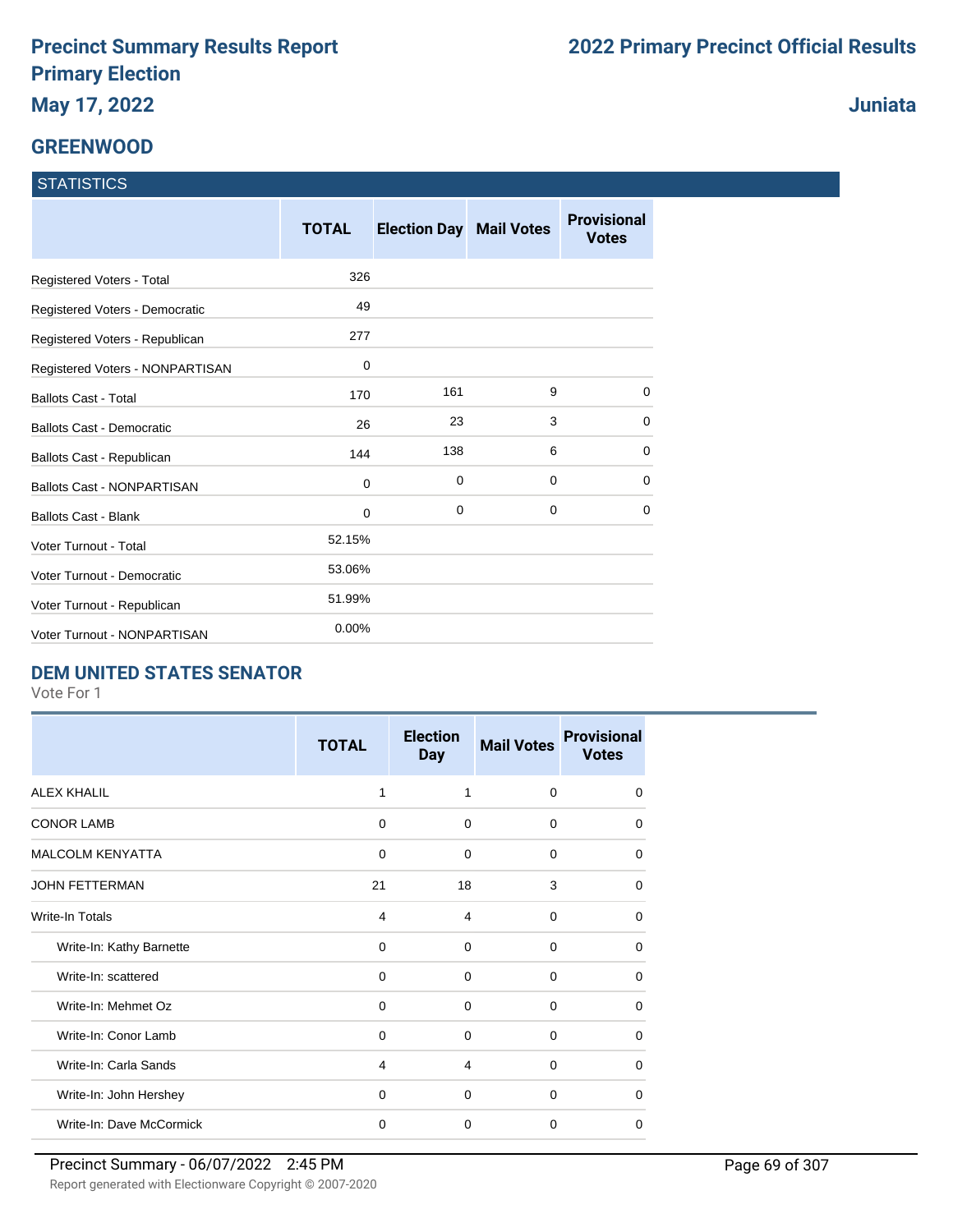# Precinct Summary Results Report
# Primary Election
# May 17, 2022

# 2022 Primary Precinct Official Results

# Juniata

## GREENWOOD

### STATISTICS

| | TOTAL | Election Day | Mail Votes | Provisional Votes |
|---|---|---|---|---|
| Registered Voters - Total | 326 | | | |
| Registered Voters - Democratic | 49 | | | |
| Registered Voters - Republican | 277 | | | |
| Registered Voters - NONPARTISAN | 0 | | | |
| Ballots Cast - Total | 170 | 161 | 9 | 0 |
| Ballots Cast - Democratic | 26 | 23 | 3 | 0 |
| Ballots Cast - Republican | 144 | 138 | 6 | 0 |
| Ballots Cast - NONPARTISAN | 0 | 0 | 0 | 0 |
| Ballots Cast - Blank | 0 | 0 | 0 | 0 |
| Voter Turnout - Total | 52.15% | | | |
| Voter Turnout - Democratic | 53.06% | | | |
| Voter Turnout - Republican | 51.99% | | | |
| Voter Turnout - NONPARTISAN | 0.00% | | | |

### DEM UNITED STATES SENATOR

Vote For 1

| | TOTAL | Election Day | Mail Votes | Provisional Votes |
|---|---|---|---|---|
| ALEX KHALIL | 1 | 1 | 0 | 0 |
| CONOR LAMB | 0 | 0 | 0 | 0 |
| MALCOLM KENYATTA | 0 | 0 | 0 | 0 |
| JOHN FETTERMAN | 21 | 18 | 3 | 0 |
| Write-In Totals | 4 | 4 | 0 | 0 |
| Write-In: Kathy Barnette | 0 | 0 | 0 | 0 |
| Write-In: scattered | 0 | 0 | 0 | 0 |
| Write-In: Mehmet Oz | 0 | 0 | 0 | 0 |
| Write-In: Conor Lamb | 0 | 0 | 0 | 0 |
| Write-In: Carla Sands | 4 | 4 | 0 | 0 |
| Write-In: John Hershey | 0 | 0 | 0 | 0 |
| Write-In: Dave McCormick | 0 | 0 | 0 | 0 |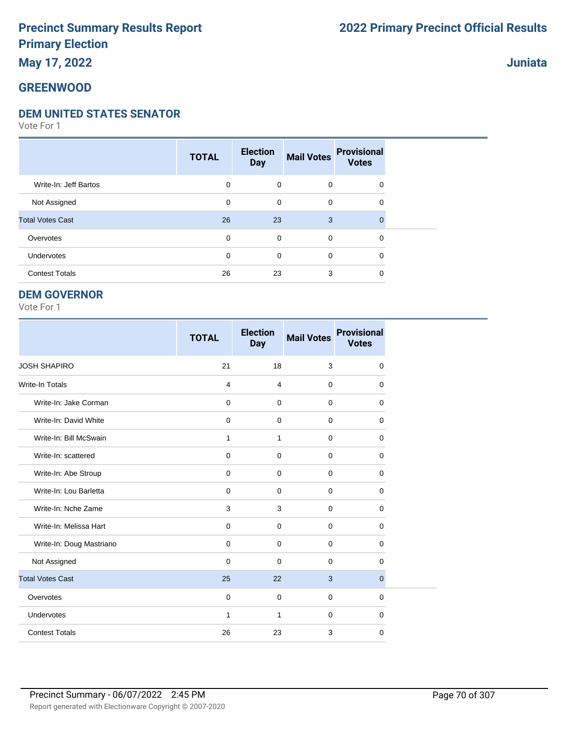# Precinct Summary Results Report
# Primary Election
## May 17, 2022

# 2022 Primary Precinct Official Results

## Juniata

## GREENWOOD

### DEM UNITED STATES SENATOR

Vote For 1

| | TOTAL | Election Day | Mail Votes | Provisional Votes |
|---|---|---|---|---|
| Write-In: Jeff Bartos | 0 | 0 | 0 | 0 |
| Not Assigned | 0 | 0 | 0 | 0 |
| Total Votes Cast | 26 | 23 | 3 | 0 |
| Overvotes | 0 | 0 | 0 | 0 |
| Undervotes | 0 | 0 | 0 | 0 |
| Contest Totals | 26 | 23 | 3 | 0 |

### DEM GOVERNOR

Vote For 1

| | TOTAL | Election Day | Mail Votes | Provisional Votes |
|---|---|---|---|---|
| JOSH SHAPIRO | 21 | 18 | 3 | 0 |
| Write-In Totals | 4 | 4 | 0 | 0 |
| Write-In: Jake Corman | 0 | 0 | 0 | 0 |
| Write-In: David White | 0 | 0 | 0 | 0 |
| Write-In: Bill McSwain | 1 | 1 | 0 | 0 |
| Write-In: scattered | 0 | 0 | 0 | 0 |
| Write-In: Abe Stroup | 0 | 0 | 0 | 0 |
| Write-In: Lou Barletta | 0 | 0 | 0 | 0 |
| Write-In: Nche Zame | 3 | 3 | 0 | 0 |
| Write-In: Melissa Hart | 0 | 0 | 0 | 0 |
| Write-In: Doug Mastriano | 0 | 0 | 0 | 0 |
| Not Assigned | 0 | 0 | 0 | 0 |
| Total Votes Cast | 25 | 22 | 3 | 0 |
| Overvotes | 0 | 0 | 0 | 0 |
| Undervotes | 1 | 1 | 0 | 0 |
| Contest Totals | 26 | 23 | 3 | 0 |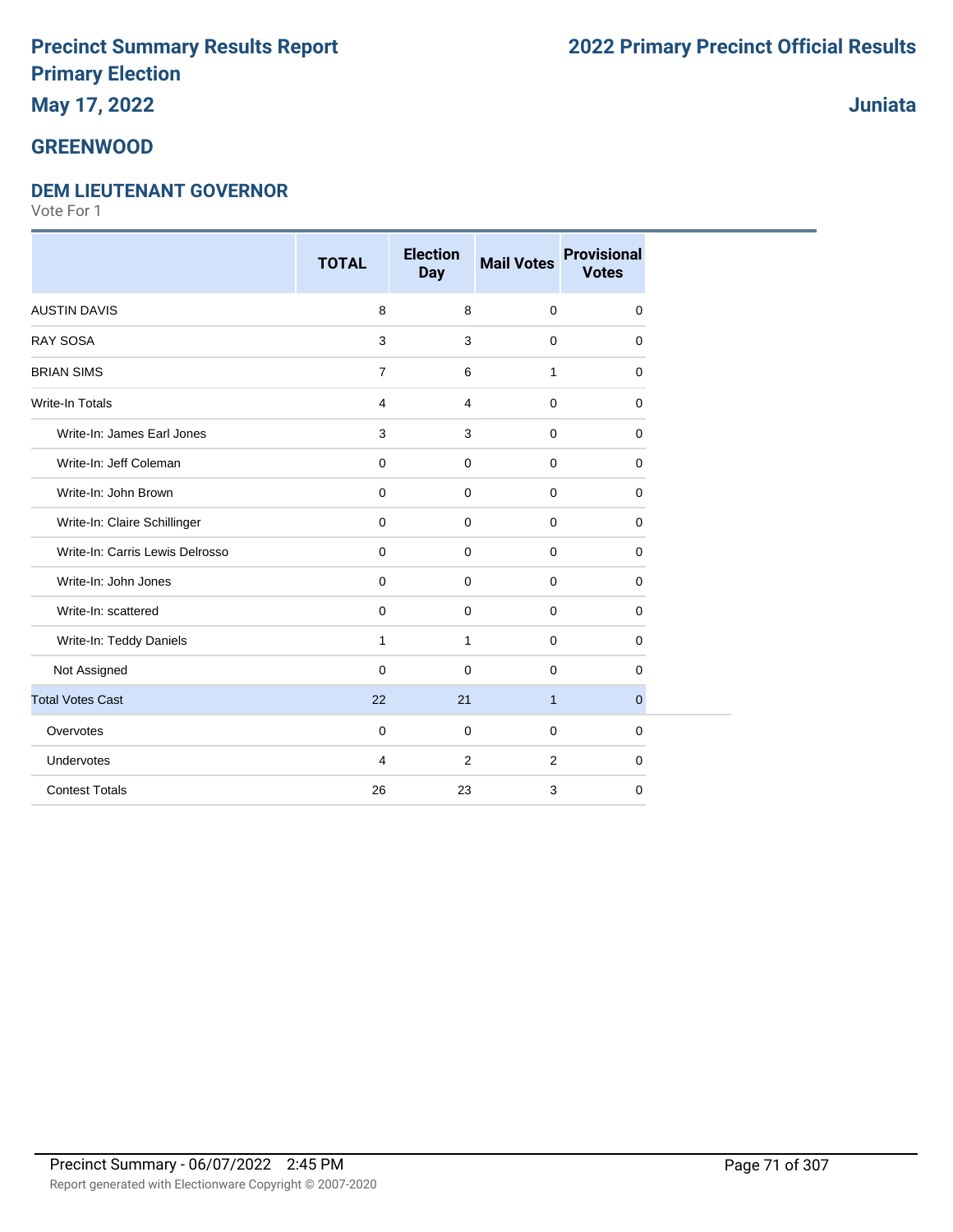# Precinct Summary Results Report
## Primary Election
## May 17, 2022

## 2022 Primary Precinct Official Results

## Juniata

## GREENWOOD

### DEM LIEUTENANT GOVERNOR

Vote For 1

| | TOTAL | Election Day | Mail Votes | Provisional Votes |
|---|---|---|---|---|
| AUSTIN DAVIS | 8 | 8 | 0 | 0 |
| RAY SOSA | 3 | 3 | 0 | 0 |
| BRIAN SIMS | 7 | 6 | 1 | 0 |
| Write-In Totals | 4 | 4 | 0 | 0 |
| Write-In: James Earl Jones | 3 | 3 | 0 | 0 |
| Write-In: Jeff Coleman | 0 | 0 | 0 | 0 |
| Write-In: John Brown | 0 | 0 | 0 | 0 |
| Write-In: Claire Schillinger | 0 | 0 | 0 | 0 |
| Write-In: Carris Lewis Delrosso | 0 | 0 | 0 | 0 |
| Write-In: John Jones | 0 | 0 | 0 | 0 |
| Write-In: scattered | 0 | 0 | 0 | 0 |
| Write-In: Teddy Daniels | 1 | 1 | 0 | 0 |
| Not Assigned | 0 | 0 | 0 | 0 |
| Total Votes Cast | 22 | 21 | 1 | 0 |
| Overvotes | 0 | 0 | 0 | 0 |
| Undervotes | 4 | 2 | 2 | 0 |
| Contest Totals | 26 | 23 | 3 | 0 |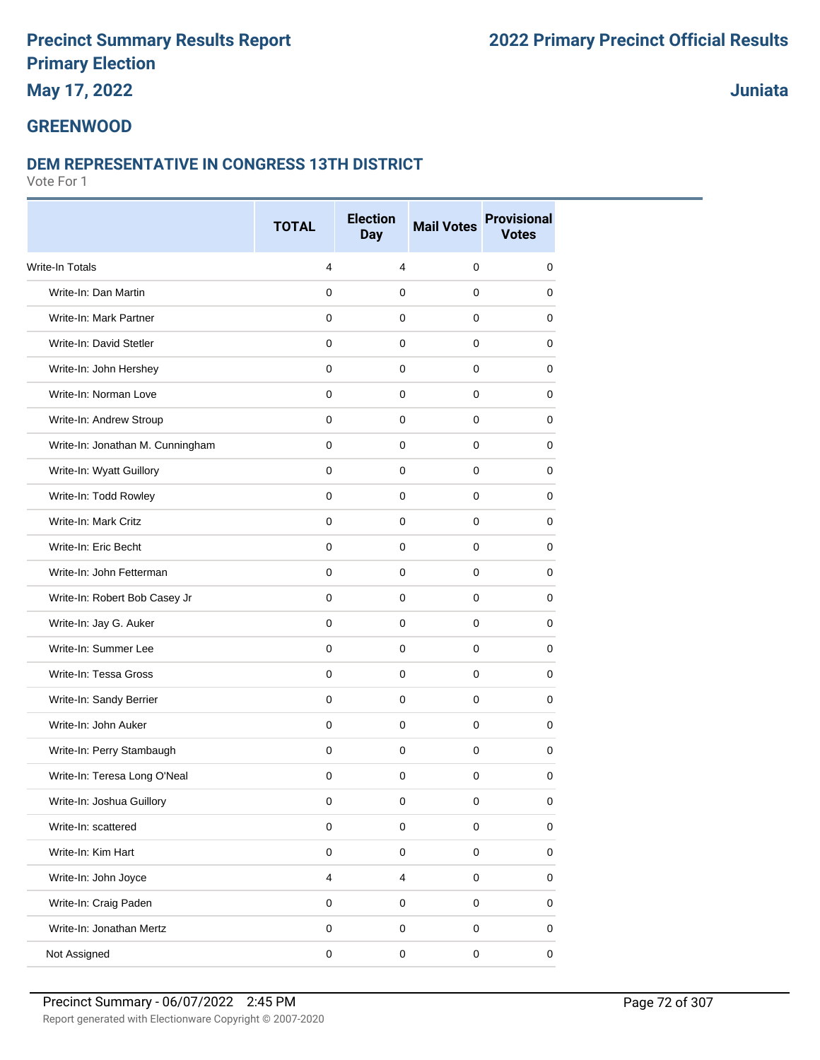# Precinct Summary Results Report
# Primary Election
## May 17, 2022

# 2022 Primary Precinct Official Results

## Juniata

## GREENWOOD

### DEM REPRESENTATIVE IN CONGRESS 13TH DISTRICT

Vote For 1

| | TOTAL | Election Day | Mail Votes | Provisional Votes |
|---|---|---|---|---|
| Write-In Totals | 4 | 4 | 0 | 0 |
| Write-In: Dan Martin | 0 | 0 | 0 | 0 |
| Write-In: Mark Partner | 0 | 0 | 0 | 0 |
| Write-In: David Stetler | 0 | 0 | 0 | 0 |
| Write-In: John Hershey | 0 | 0 | 0 | 0 |
| Write-In: Norman Love | 0 | 0 | 0 | 0 |
| Write-In: Andrew Stroup | 0 | 0 | 0 | 0 |
| Write-In: Jonathan M. Cunningham | 0 | 0 | 0 | 0 |
| Write-In: Wyatt Guillory | 0 | 0 | 0 | 0 |
| Write-In: Todd Rowley | 0 | 0 | 0 | 0 |
| Write-In: Mark Critz | 0 | 0 | 0 | 0 |
| Write-In: Eric Becht | 0 | 0 | 0 | 0 |
| Write-In: John Fetterman | 0 | 0 | 0 | 0 |
| Write-In: Robert Bob Casey Jr | 0 | 0 | 0 | 0 |
| Write-In: Jay G. Auker | 0 | 0 | 0 | 0 |
| Write-In: Summer Lee | 0 | 0 | 0 | 0 |
| Write-In: Tessa Gross | 0 | 0 | 0 | 0 |
| Write-In: Sandy Berrier | 0 | 0 | 0 | 0 |
| Write-In: John Auker | 0 | 0 | 0 | 0 |
| Write-In: Perry Stambaugh | 0 | 0 | 0 | 0 |
| Write-In: Teresa Long O'Neal | 0 | 0 | 0 | 0 |
| Write-In: Joshua Guillory | 0 | 0 | 0 | 0 |
| Write-In: scattered | 0 | 0 | 0 | 0 |
| Write-In: Kim Hart | 0 | 0 | 0 | 0 |
| Write-In: John Joyce | 4 | 4 | 0 | 0 |
| Write-In: Craig Paden | 0 | 0 | 0 | 0 |
| Write-In: Jonathan Mertz | 0 | 0 | 0 | 0 |
| Not Assigned | 0 | 0 | 0 | 0 |

Precinct Summary - 06/07/2022 2:45 PM

Report generated with Electionware Copyright © 2007-2020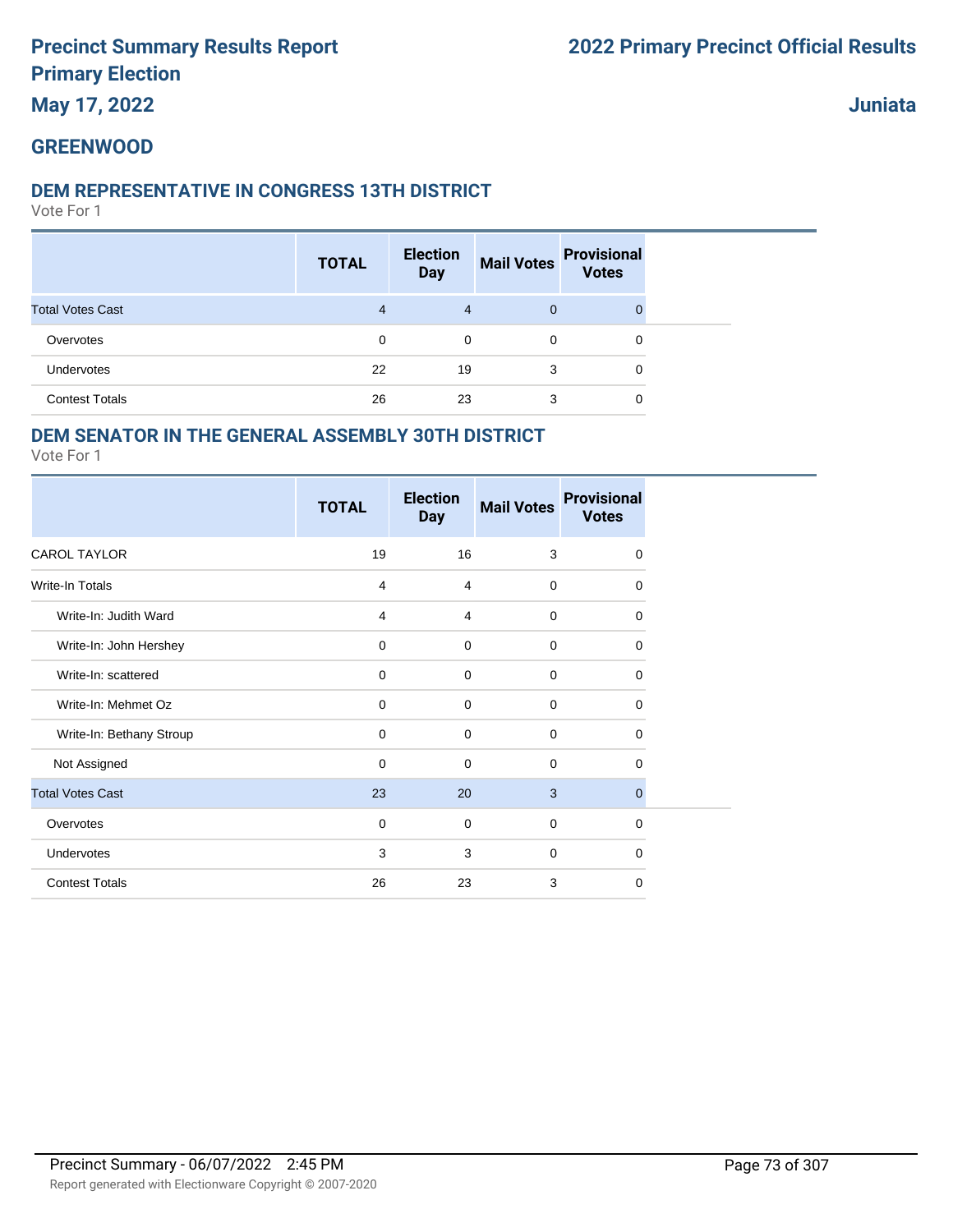# Precinct Summary Results Report
# Primary Election
# May 17, 2022

# 2022 Primary Precinct Official Results

# Juniata

## GREENWOOD

### DEM REPRESENTATIVE IN CONGRESS 13TH DISTRICT

Vote For 1

| | TOTAL | Election Day | Mail Votes | Provisional Votes |
|---|---|---|---|---|
| Total Votes Cast | 4 | 4 | 0 | 0 |
| Overvotes | 0 | 0 | 0 | 0 |
| Undervotes | 22 | 19 | 3 | 0 |
| Contest Totals | 26 | 23 | 3 | 0 |

### DEM SENATOR IN THE GENERAL ASSEMBLY 30TH DISTRICT

Vote For 1

| | TOTAL | Election Day | Mail Votes | Provisional Votes |
|---|---|---|---|---|
| CAROL TAYLOR | 19 | 16 | 3 | 0 |
| Write-In Totals | 4 | 4 | 0 | 0 |
| Write-In: Judith Ward | 4 | 4 | 0 | 0 |
| Write-In: John Hershey | 0 | 0 | 0 | 0 |
| Write-In: scattered | 0 | 0 | 0 | 0 |
| Write-In: Mehmet Oz | 0 | 0 | 0 | 0 |
| Write-In: Bethany Stroup | 0 | 0 | 0 | 0 |
| Not Assigned | 0 | 0 | 0 | 0 |
| Total Votes Cast | 23 | 20 | 3 | 0 |
| Overvotes | 0 | 0 | 0 | 0 |
| Undervotes | 3 | 3 | 0 | 0 |
| Contest Totals | 26 | 23 | 3 | 0 |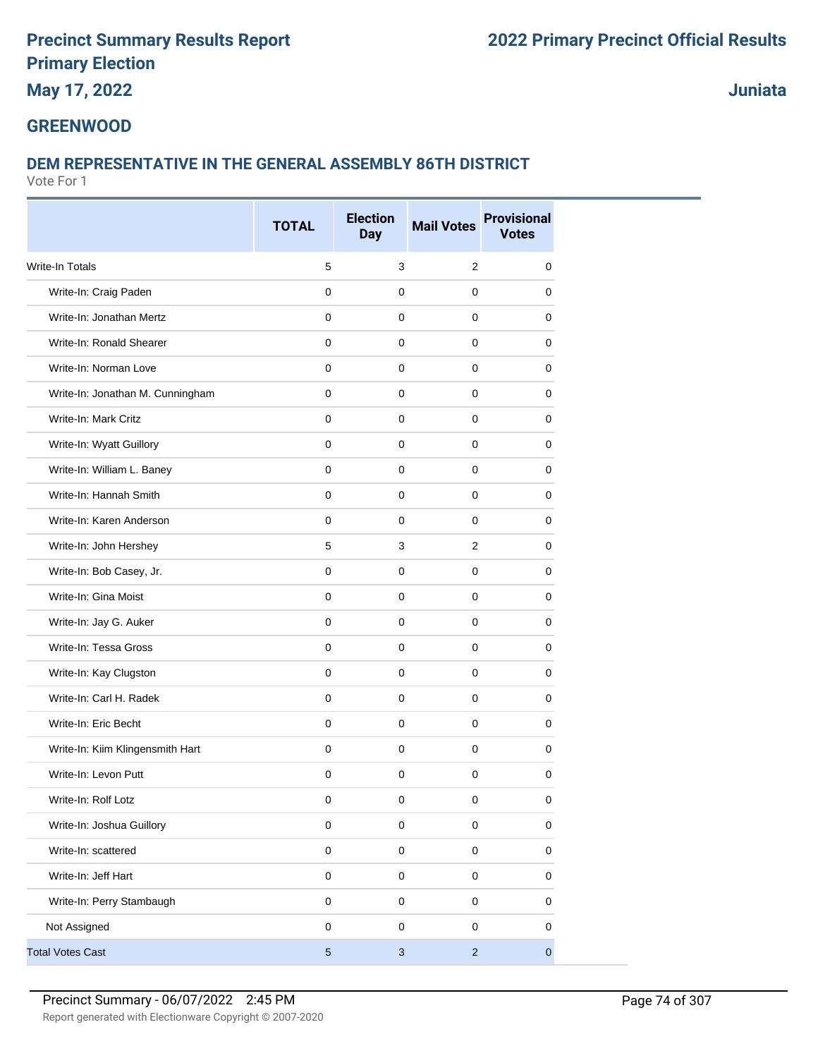# Precinct Summary Results Report
# Primary Election
# May 17, 2022

# 2022 Primary Precinct Official Results

**Juniata**

## GREENWOOD

### DEM REPRESENTATIVE IN THE GENERAL ASSEMBLY 86TH DISTRICT

Vote For 1

| | TOTAL | Election Day | Mail Votes | Provisional Votes |
|---|---|---|---|---|
| Write-In Totals | 5 | 3 | 2 | 0 |
| Write-In: Craig Paden | 0 | 0 | 0 | 0 |
| Write-In: Jonathan Mertz | 0 | 0 | 0 | 0 |
| Write-In: Ronald Shearer | 0 | 0 | 0 | 0 |
| Write-In: Norman Love | 0 | 0 | 0 | 0 |
| Write-In: Jonathan M. Cunningham | 0 | 0 | 0 | 0 |
| Write-In: Mark Critz | 0 | 0 | 0 | 0 |
| Write-In: Wyatt Guillory | 0 | 0 | 0 | 0 |
| Write-In: William L. Baney | 0 | 0 | 0 | 0 |
| Write-In: Hannah Smith | 0 | 0 | 0 | 0 |
| Write-In: Karen Anderson | 0 | 0 | 0 | 0 |
| Write-In: John Hershey | 5 | 3 | 2 | 0 |
| Write-In: Bob Casey, Jr. | 0 | 0 | 0 | 0 |
| Write-In: Gina Moist | 0 | 0 | 0 | 0 |
| Write-In: Jay G. Auker | 0 | 0 | 0 | 0 |
| Write-In: Tessa Gross | 0 | 0 | 0 | 0 |
| Write-In: Kay Clugston | 0 | 0 | 0 | 0 |
| Write-In: Carl H. Radek | 0 | 0 | 0 | 0 |
| Write-In: Eric Becht | 0 | 0 | 0 | 0 |
| Write-In: Kiim Klingensmith Hart | 0 | 0 | 0 | 0 |
| Write-In: Levon Putt | 0 | 0 | 0 | 0 |
| Write-In: Rolf Lotz | 0 | 0 | 0 | 0 |
| Write-In: Joshua Guillory | 0 | 0 | 0 | 0 |
| Write-In: scattered | 0 | 0 | 0 | 0 |
| Write-In: Jeff Hart | 0 | 0 | 0 | 0 |
| Write-In: Perry Stambaugh | 0 | 0 | 0 | 0 |
| Not Assigned | 0 | 0 | 0 | 0 |
| Total Votes Cast | 5 | 3 | 2 | 0 |

Precinct Summary - 06/07/2022 2:45 PM

Report generated with Electionware Copyright © 2007-2020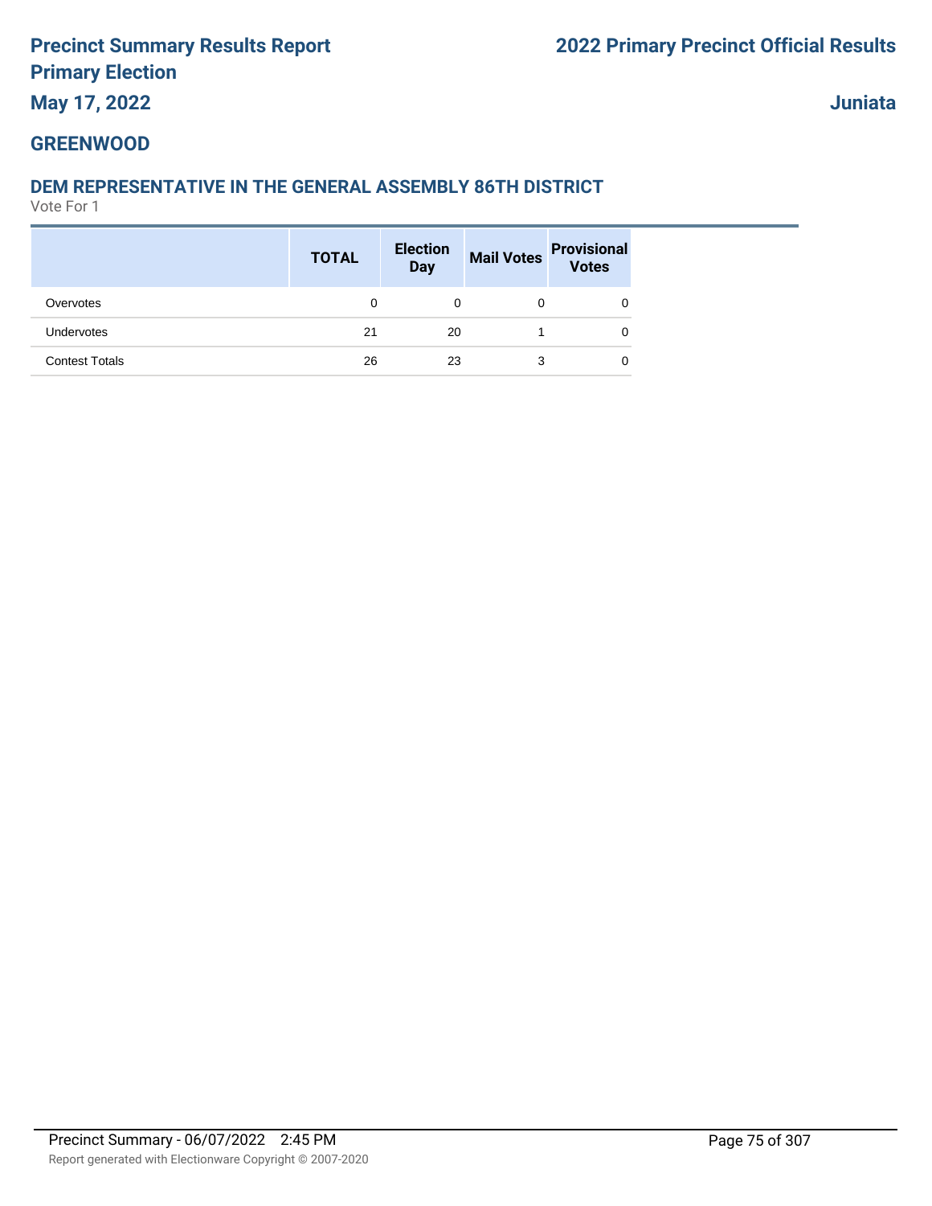# Precinct Summary Results Report
## Primary Election
## May 17, 2022

## 2022 Primary Precinct Official Results

## Juniata

## GREENWOOD

### DEM REPRESENTATIVE IN THE GENERAL ASSEMBLY 86TH DISTRICT
Vote For 1

| | TOTAL | Election Day | Mail Votes | Provisional Votes |
|---|---|---|---|---|
| Overvotes | 0 | 0 | 0 | 0 |
| Undervotes | 21 | 20 | 1 | 0 |
| Contest Totals | 26 | 23 | 3 | 0 |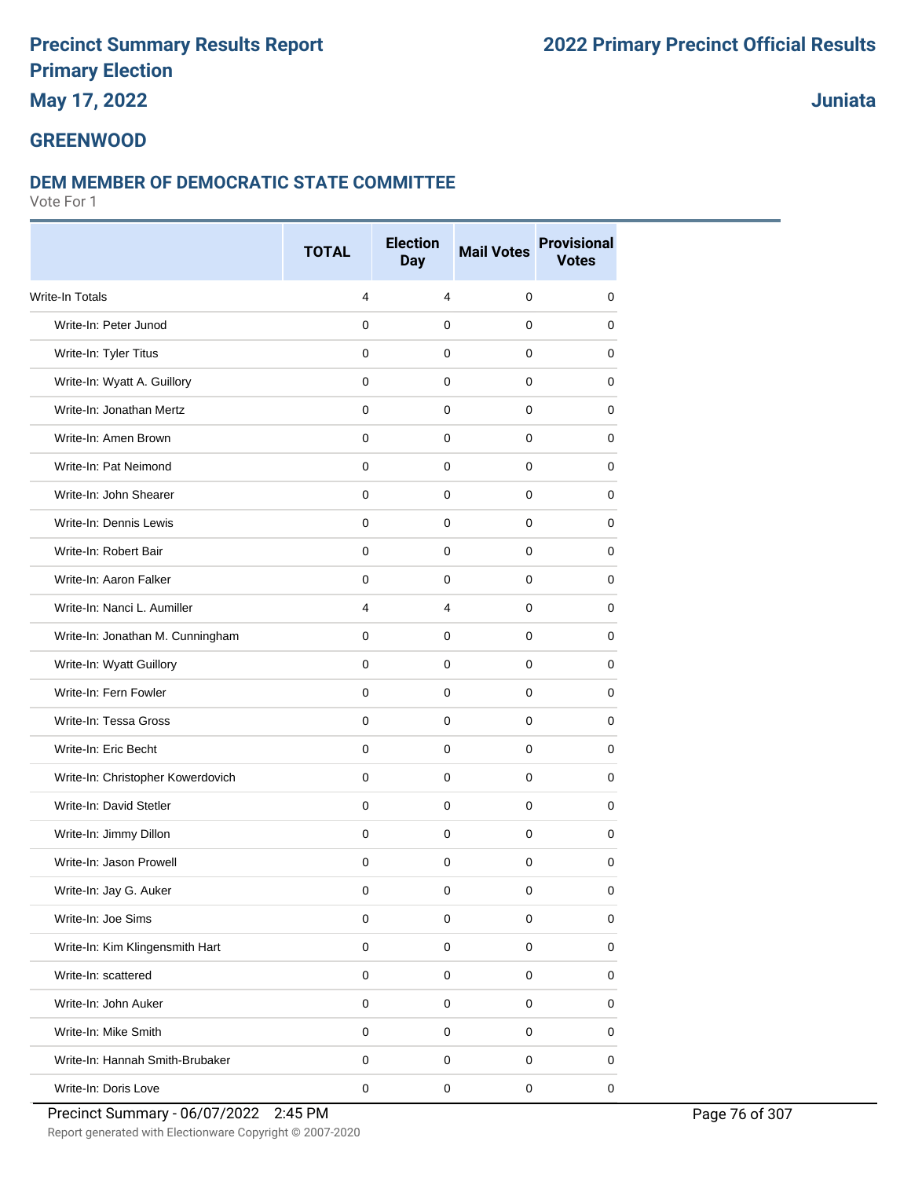# Precinct Summary Results Report
# Primary Election
# May 17, 2022

# 2022 Primary Precinct Official Results

## Juniata

## GREENWOOD

### DEM MEMBER OF DEMOCRATIC STATE COMMITTEE

Vote For 1

| | TOTAL | Election Day | Mail Votes | Provisional Votes |
|---|---|---|---|---|
| Write-In Totals | 4 | 4 | 0 | 0 |
| Write-In: Peter Junod | 0 | 0 | 0 | 0 |
| Write-In: Tyler Titus | 0 | 0 | 0 | 0 |
| Write-In: Wyatt A. Guillory | 0 | 0 | 0 | 0 |
| Write-In: Jonathan Mertz | 0 | 0 | 0 | 0 |
| Write-In: Amen Brown | 0 | 0 | 0 | 0 |
| Write-In: Pat Neimond | 0 | 0 | 0 | 0 |
| Write-In: John Shearer | 0 | 0 | 0 | 0 |
| Write-In: Dennis Lewis | 0 | 0 | 0 | 0 |
| Write-In: Robert Bair | 0 | 0 | 0 | 0 |
| Write-In: Aaron Falker | 0 | 0 | 0 | 0 |
| Write-In: Nanci L. Aumiller | 4 | 4 | 0 | 0 |
| Write-In: Jonathan M. Cunningham | 0 | 0 | 0 | 0 |
| Write-In: Wyatt Guillory | 0 | 0 | 0 | 0 |
| Write-In: Fern Fowler | 0 | 0 | 0 | 0 |
| Write-In: Tessa Gross | 0 | 0 | 0 | 0 |
| Write-In: Eric Becht | 0 | 0 | 0 | 0 |
| Write-In: Christopher Kowerdovich | 0 | 0 | 0 | 0 |
| Write-In: David Stetler | 0 | 0 | 0 | 0 |
| Write-In: Jimmy Dillon | 0 | 0 | 0 | 0 |
| Write-In: Jason Prowell | 0 | 0 | 0 | 0 |
| Write-In: Jay G. Auker | 0 | 0 | 0 | 0 |
| Write-In: Joe Sims | 0 | 0 | 0 | 0 |
| Write-In: Kim Klingensmith Hart | 0 | 0 | 0 | 0 |
| Write-In: scattered | 0 | 0 | 0 | 0 |
| Write-In: John Auker | 0 | 0 | 0 | 0 |
| Write-In: Mike Smith | 0 | 0 | 0 | 0 |
| Write-In: Hannah Smith-Brubaker | 0 | 0 | 0 | 0 |
| Write-In: Doris Love | 0 | 0 | 0 | 0 |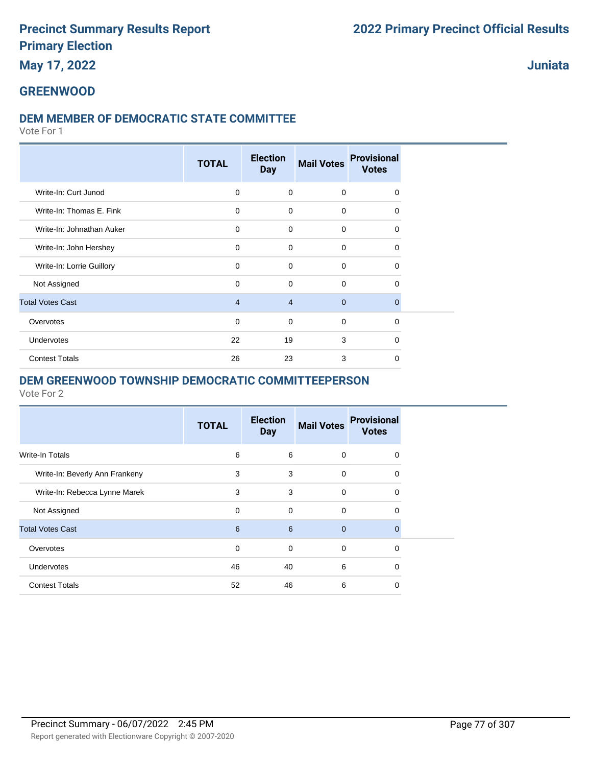# Precinct Summary Results Report
# Primary Election
## May 17, 2022

# 2022 Primary Precinct Official Results

## Juniata

## GREENWOOD

### DEM MEMBER OF DEMOCRATIC STATE COMMITTEE

Vote For 1

| | TOTAL | Election Day | Mail Votes | Provisional Votes |
|---|---|---|---|---|
| Write-In: Curt Junod | 0 | 0 | 0 | 0 |
| Write-In: Thomas E. Fink | 0 | 0 | 0 | 0 |
| Write-In: Johnathan Auker | 0 | 0 | 0 | 0 |
| Write-In: John Hershey | 0 | 0 | 0 | 0 |
| Write-In: Lorrie Guillory | 0 | 0 | 0 | 0 |
| Not Assigned | 0 | 0 | 0 | 0 |
| Total Votes Cast | 4 | 4 | 0 | 0 |
| Overvotes | 0 | 0 | 0 | 0 |
| Undervotes | 22 | 19 | 3 | 0 |
| Contest Totals | 26 | 23 | 3 | 0 |

### DEM GREENWOOD TOWNSHIP DEMOCRATIC COMMITTEEPERSON

Vote For 2

| | TOTAL | Election Day | Mail Votes | Provisional Votes |
|---|---|---|---|---|
| Write-In Totals | 6 | 6 | 0 | 0 |
| Write-In: Beverly Ann Frankeny | 3 | 3 | 0 | 0 |
| Write-In: Rebecca Lynne Marek | 3 | 3 | 0 | 0 |
| Not Assigned | 0 | 0 | 0 | 0 |
| Total Votes Cast | 6 | 6 | 0 | 0 |
| Overvotes | 0 | 0 | 0 | 0 |
| Undervotes | 46 | 40 | 6 | 0 |
| Contest Totals | 52 | 46 | 6 | 0 |

Precinct Summary - 06/07/2022 2:45 PM

Report generated with Electionware Copyright © 2007-2020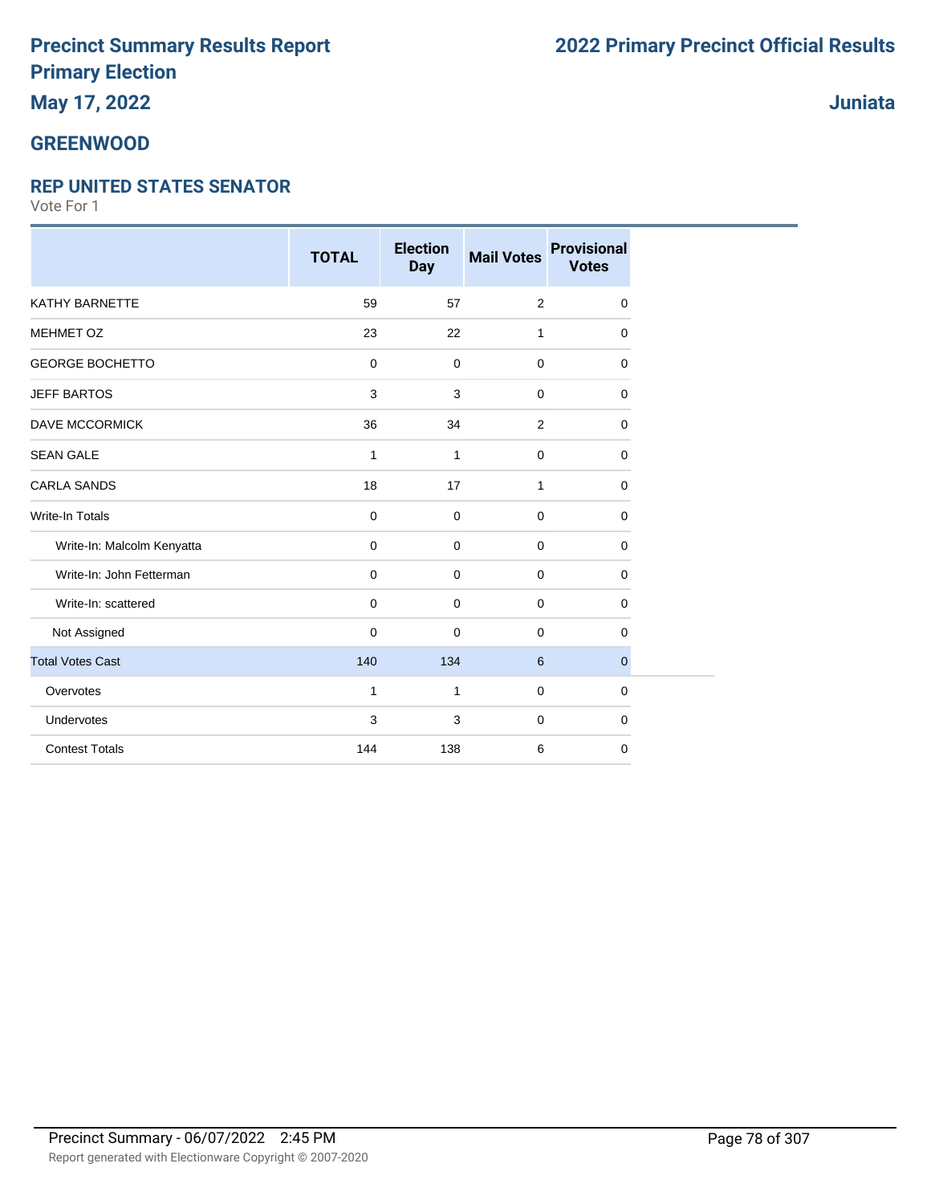# Precinct Summary Results Report
# Primary Election
## May 17, 2022

# 2022 Primary Precinct Official Results

## Juniata

## GREENWOOD

### REP UNITED STATES SENATOR

Vote For 1

| | TOTAL | Election Day | Mail Votes | Provisional Votes |
|---|---|---|---|---|
| KATHY BARNETTE | 59 | 57 | 2 | 0 |
| MEHMET OZ | 23 | 22 | 1 | 0 |
| GEORGE BOCHETTO | 0 | 0 | 0 | 0 |
| JEFF BARTOS | 3 | 3 | 0 | 0 |
| DAVE MCCORMICK | 36 | 34 | 2 | 0 |
| SEAN GALE | 1 | 1 | 0 | 0 |
| CARLA SANDS | 18 | 17 | 1 | 0 |
| Write-In Totals | 0 | 0 | 0 | 0 |
| Write-In: Malcolm Kenyatta | 0 | 0 | 0 | 0 |
| Write-In: John Fetterman | 0 | 0 | 0 | 0 |
| Write-In: scattered | 0 | 0 | 0 | 0 |
| Not Assigned | 0 | 0 | 0 | 0 |
| Total Votes Cast | 140 | 134 | 6 | 0 |
| Overvotes | 1 | 1 | 0 | 0 |
| Undervotes | 3 | 3 | 0 | 0 |
| Contest Totals | 144 | 138 | 6 | 0 |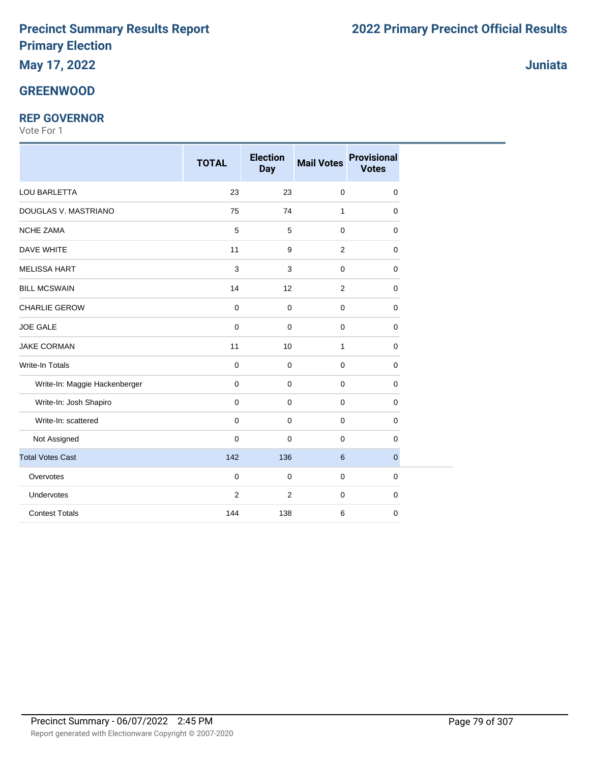# Precinct Summary Results Report
# Primary Election

**May 17, 2022**

**2022 Primary Precinct Official Results**

**Juniata**

## GREENWOOD

### REP GOVERNOR

Vote For 1

| | TOTAL | Election Day | Mail Votes | Provisional Votes |
|---|---|---|---|---|
| LOU BARLETTA | 23 | 23 | 0 | 0 |
| DOUGLAS V. MASTRIANO | 75 | 74 | 1 | 0 |
| NCHE ZAMA | 5 | 5 | 0 | 0 |
| DAVE WHITE | 11 | 9 | 2 | 0 |
| MELISSA HART | 3 | 3 | 0 | 0 |
| BILL MCSWAIN | 14 | 12 | 2 | 0 |
| CHARLIE GEROW | 0 | 0 | 0 | 0 |
| JOE GALE | 0 | 0 | 0 | 0 |
| JAKE CORMAN | 11 | 10 | 1 | 0 |
| Write-In Totals | 0 | 0 | 0 | 0 |
| Write-In: Maggie Hackenberger | 0 | 0 | 0 | 0 |
| Write-In: Josh Shapiro | 0 | 0 | 0 | 0 |
| Write-In: scattered | 0 | 0 | 0 | 0 |
| Not Assigned | 0 | 0 | 0 | 0 |
| Total Votes Cast | 142 | 136 | 6 | 0 |
| Overvotes | 0 | 0 | 0 | 0 |
| Undervotes | 2 | 2 | 0 | 0 |
| Contest Totals | 144 | 138 | 6 | 0 |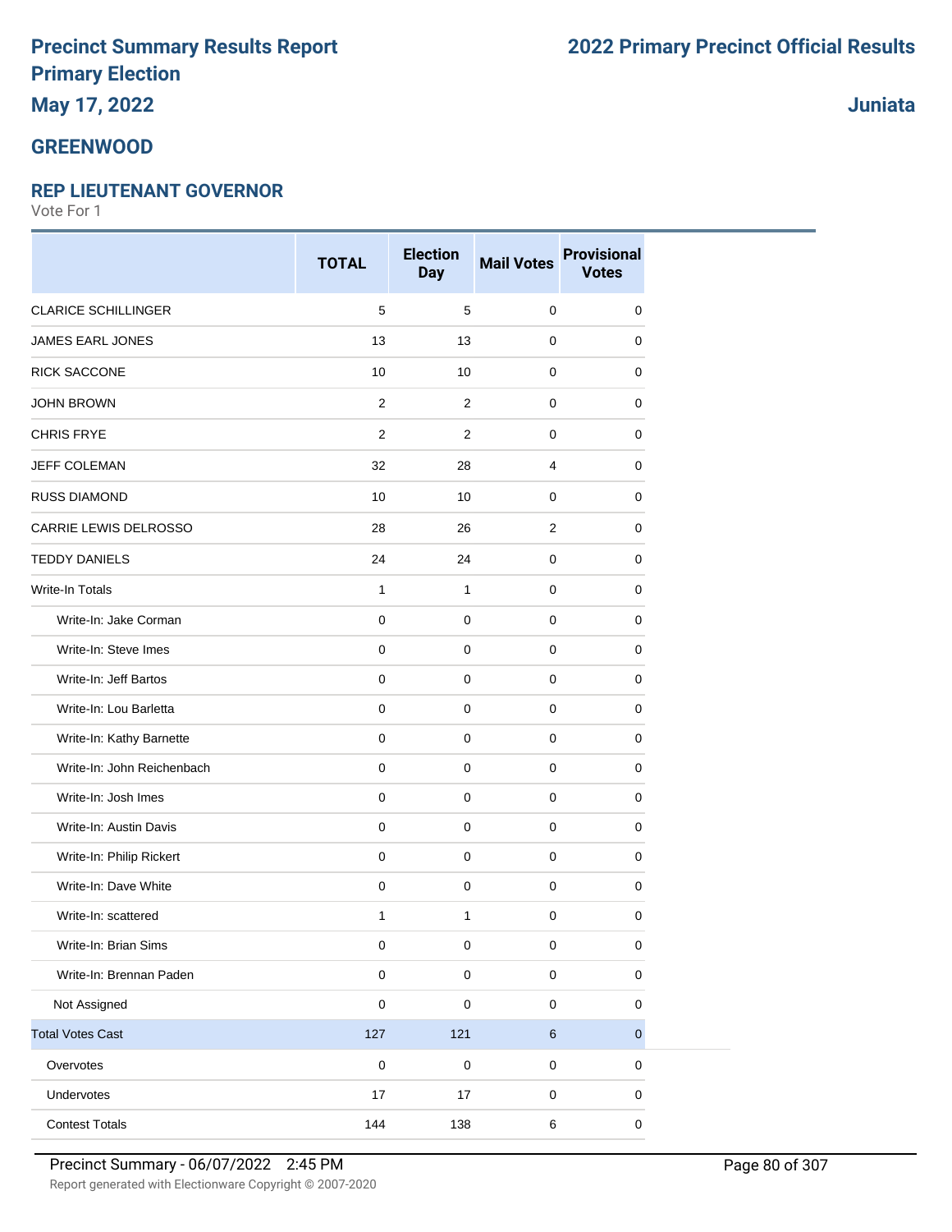# Precinct Summary Results Report
# Primary Election
## May 17, 2022

# 2022 Primary Precinct Official Results

## Juniata

## GREENWOOD

### REP LIEUTENANT GOVERNOR

Vote For 1

| | TOTAL | Election Day | Mail Votes | Provisional Votes |
|---|---|---|---|---|
| CLARICE SCHILLINGER | 5 | 5 | 0 | 0 |
| JAMES EARL JONES | 13 | 13 | 0 | 0 |
| RICK SACCONE | 10 | 10 | 0 | 0 |
| JOHN BROWN | 2 | 2 | 0 | 0 |
| CHRIS FRYE | 2 | 2 | 0 | 0 |
| JEFF COLEMAN | 32 | 28 | 4 | 0 |
| RUSS DIAMOND | 10 | 10 | 0 | 0 |
| CARRIE LEWIS DELROSSO | 28 | 26 | 2 | 0 |
| TEDDY DANIELS | 24 | 24 | 0 | 0 |
| Write-In Totals | 1 | 1 | 0 | 0 |
| Write-In: Jake Corman | 0 | 0 | 0 | 0 |
| Write-In: Steve Imes | 0 | 0 | 0 | 0 |
| Write-In: Jeff Bartos | 0 | 0 | 0 | 0 |
| Write-In: Lou Barletta | 0 | 0 | 0 | 0 |
| Write-In: Kathy Barnette | 0 | 0 | 0 | 0 |
| Write-In: John Reichenbach | 0 | 0 | 0 | 0 |
| Write-In: Josh Imes | 0 | 0 | 0 | 0 |
| Write-In: Austin Davis | 0 | 0 | 0 | 0 |
| Write-In: Philip Rickert | 0 | 0 | 0 | 0 |
| Write-In: Dave White | 0 | 0 | 0 | 0 |
| Write-In: scattered | 1 | 1 | 0 | 0 |
| Write-In: Brian Sims | 0 | 0 | 0 | 0 |
| Write-In: Brennan Paden | 0 | 0 | 0 | 0 |
| Not Assigned | 0 | 0 | 0 | 0 |
| Total Votes Cast | 127 | 121 | 6 | 0 |
| Overvotes | 0 | 0 | 0 | 0 |
| Undervotes | 17 | 17 | 0 | 0 |
| Contest Totals | 144 | 138 | 6 | 0 |

Precinct Summary - 06/07/2022 2:45 PM

Report generated with Electionware Copyright © 2007-2020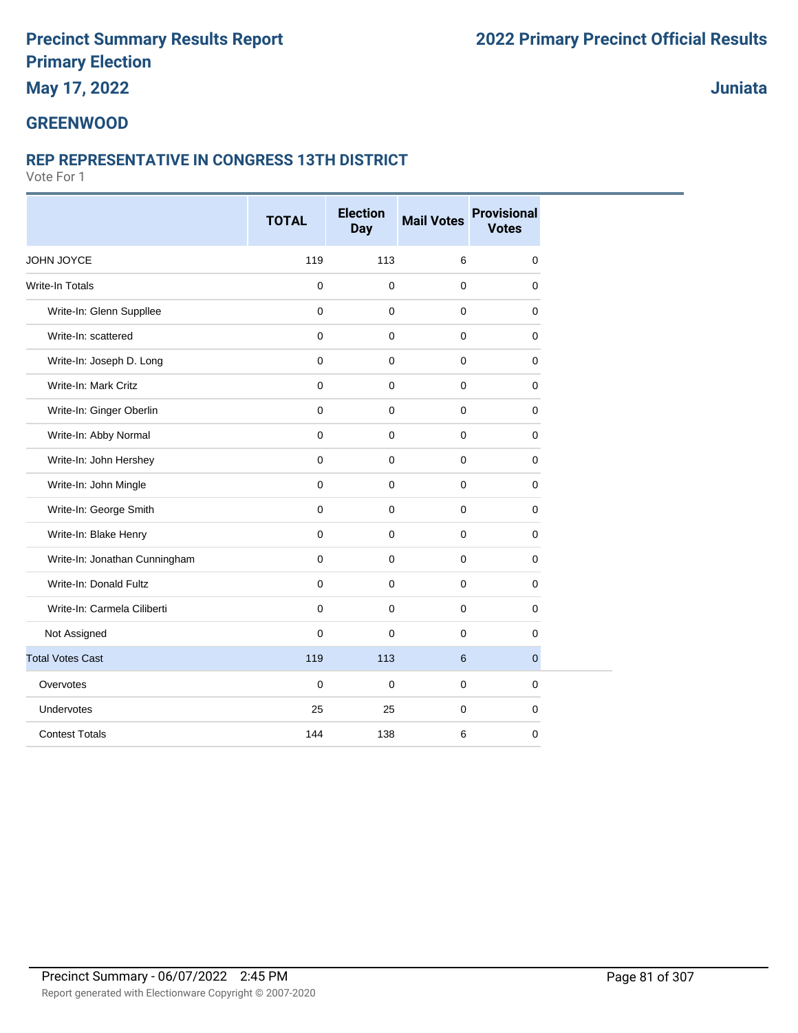# Precinct Summary Results Report
# Primary Election
## May 17, 2022

# 2022 Primary Precinct Official Results
## Juniata

## GREENWOOD

### REP REPRESENTATIVE IN CONGRESS 13TH DISTRICT

Vote For 1

| | TOTAL | Election Day | Mail Votes | Provisional Votes |
|---|---|---|---|---|
| JOHN JOYCE | 119 | 113 | 6 | 0 |
| Write-In Totals | 0 | 0 | 0 | 0 |
| Write-In: Glenn Suppllee | 0 | 0 | 0 | 0 |
| Write-In: scattered | 0 | 0 | 0 | 0 |
| Write-In: Joseph D. Long | 0 | 0 | 0 | 0 |
| Write-In: Mark Critz | 0 | 0 | 0 | 0 |
| Write-In: Ginger Oberlin | 0 | 0 | 0 | 0 |
| Write-In: Abby Normal | 0 | 0 | 0 | 0 |
| Write-In: John Hershey | 0 | 0 | 0 | 0 |
| Write-In: John Mingle | 0 | 0 | 0 | 0 |
| Write-In: George Smith | 0 | 0 | 0 | 0 |
| Write-In: Blake Henry | 0 | 0 | 0 | 0 |
| Write-In: Jonathan Cunningham | 0 | 0 | 0 | 0 |
| Write-In: Donald Fultz | 0 | 0 | 0 | 0 |
| Write-In: Carmela Ciliberti | 0 | 0 | 0 | 0 |
| Not Assigned | 0 | 0 | 0 | 0 |
| Total Votes Cast | 119 | 113 | 6 | 0 |
| Overvotes | 0 | 0 | 0 | 0 |
| Undervotes | 25 | 25 | 0 | 0 |
| Contest Totals | 144 | 138 | 6 | 0 |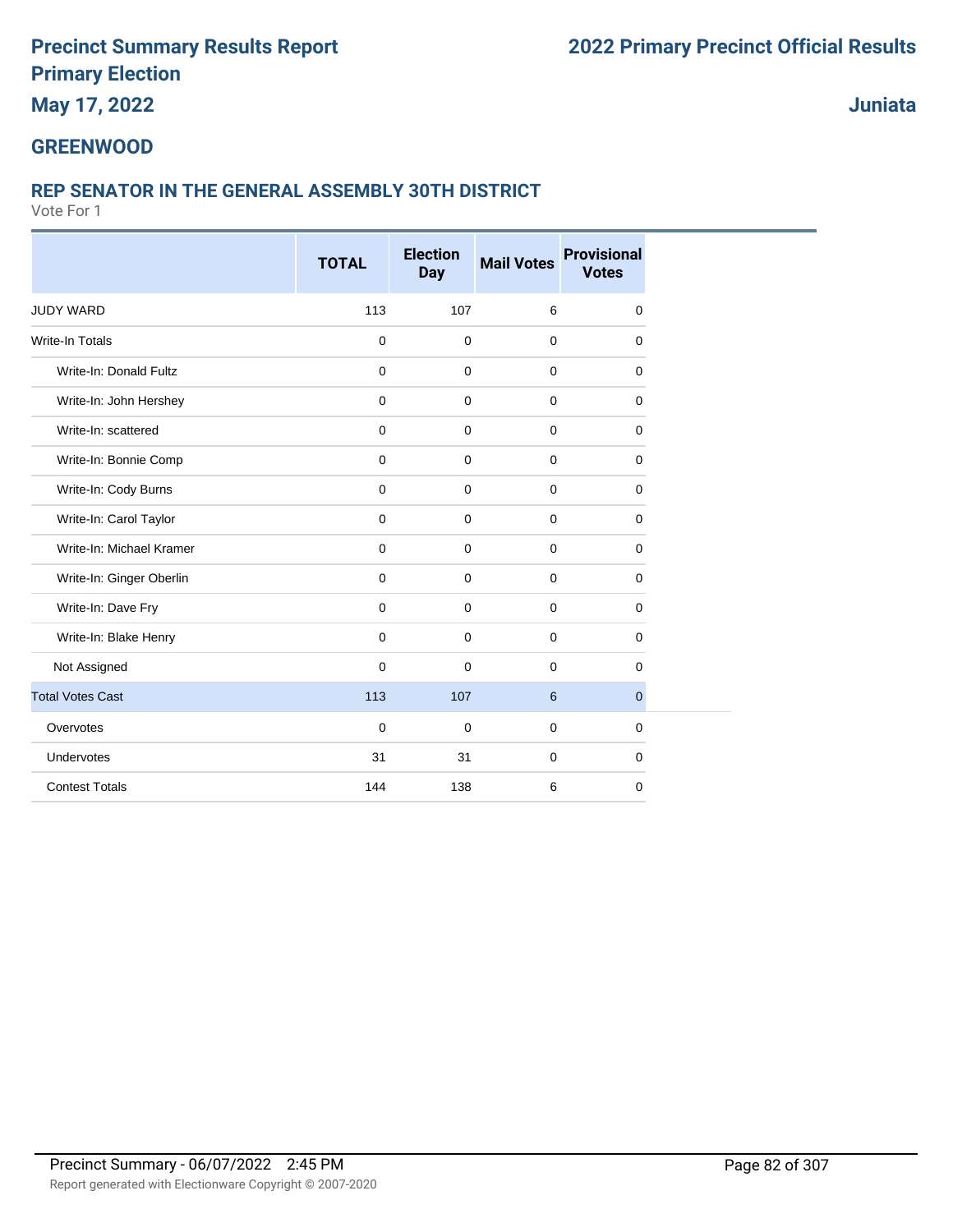# Precinct Summary Results Report
# Primary Election
## May 17, 2022

## 2022 Primary Precinct Official Results

## Juniata

## GREENWOOD

### REP SENATOR IN THE GENERAL ASSEMBLY 30TH DISTRICT

Vote For 1

| | TOTAL | Election Day | Mail Votes | Provisional Votes |
|---|---|---|---|---|
| JUDY WARD | 113 | 107 | 6 | 0 |
| Write-In Totals | 0 | 0 | 0 | 0 |
| Write-In: Donald Fultz | 0 | 0 | 0 | 0 |
| Write-In: John Hershey | 0 | 0 | 0 | 0 |
| Write-In: scattered | 0 | 0 | 0 | 0 |
| Write-In: Bonnie Comp | 0 | 0 | 0 | 0 |
| Write-In: Cody Burns | 0 | 0 | 0 | 0 |
| Write-In: Carol Taylor | 0 | 0 | 0 | 0 |
| Write-In: Michael Kramer | 0 | 0 | 0 | 0 |
| Write-In: Ginger Oberlin | 0 | 0 | 0 | 0 |
| Write-In: Dave Fry | 0 | 0 | 0 | 0 |
| Write-In: Blake Henry | 0 | 0 | 0 | 0 |
| Not Assigned | 0 | 0 | 0 | 0 |
| Total Votes Cast | 113 | 107 | 6 | 0 |
| Overvotes | 0 | 0 | 0 | 0 |
| Undervotes | 31 | 31 | 0 | 0 |
| Contest Totals | 144 | 138 | 6 | 0 |

Precinct Summary - 06/07/2022 2:45 PM

Report generated with Electionware Copyright © 2007-2020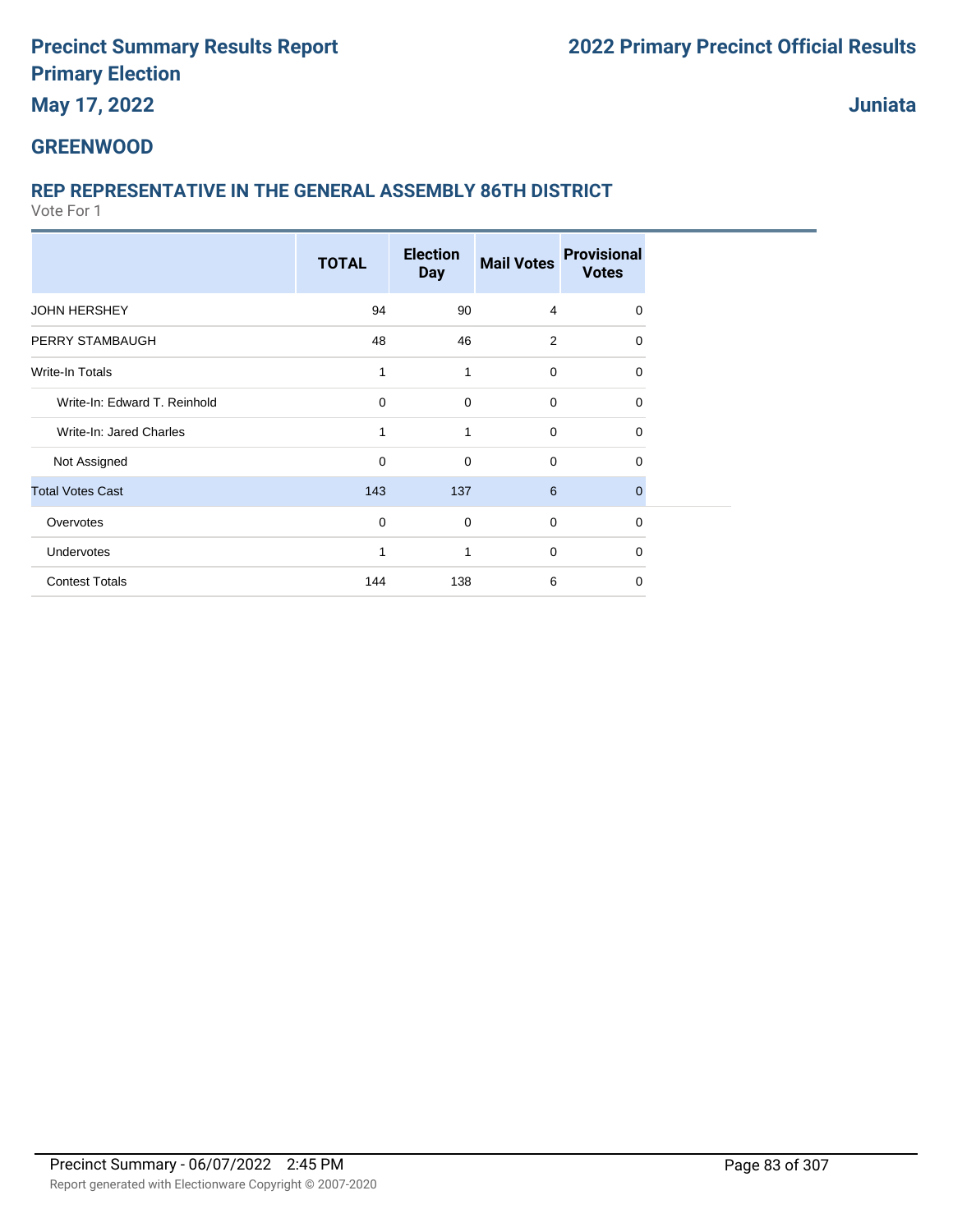# Precinct Summary Results Report
## Primary Election
## May 17, 2022

## 2022 Primary Precinct Official Results

## Juniata

## GREENWOOD

### REP REPRESENTATIVE IN THE GENERAL ASSEMBLY 86TH DISTRICT

Vote For 1

| | TOTAL | Election Day | Mail Votes | Provisional Votes |
|---|---|---|---|---|
| JOHN HERSHEY | 94 | 90 | 4 | 0 |
| PERRY STAMBAUGH | 48 | 46 | 2 | 0 |
| Write-In Totals | 1 | 1 | 0 | 0 |
| Write-In: Edward T. Reinhold | 0 | 0 | 0 | 0 |
| Write-In: Jared Charles | 1 | 1 | 0 | 0 |
| Not Assigned | 0 | 0 | 0 | 0 |
| Total Votes Cast | 143 | 137 | 6 | 0 |
| Overvotes | 0 | 0 | 0 | 0 |
| Undervotes | 1 | 1 | 0 | 0 |
| Contest Totals | 144 | 138 | 6 | 0 |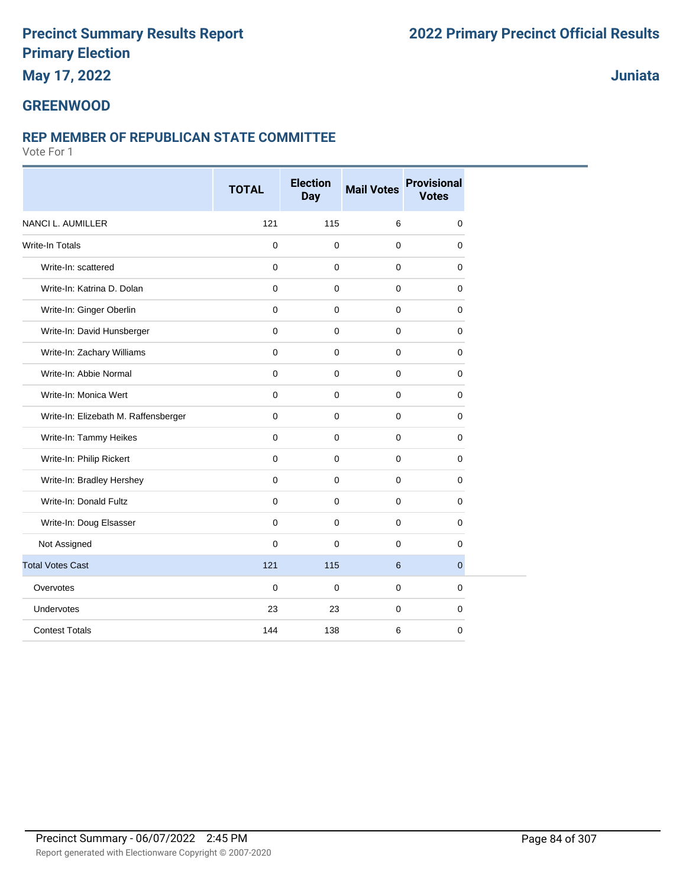# Precinct Summary Results Report
# Primary Election
**May 17, 2022**

# 2022 Primary Precinct Official Results

**Juniata**

## GREENWOOD

### REP MEMBER OF REPUBLICAN STATE COMMITTEE

Vote For 1

| | TOTAL | Election Day | Mail Votes | Provisional Votes |
|---|---|---|---|---|
| NANCI L. AUMILLER | 121 | 115 | 6 | 0 |
| Write-In Totals | 0 | 0 | 0 | 0 |
| Write-In: scattered | 0 | 0 | 0 | 0 |
| Write-In: Katrina D. Dolan | 0 | 0 | 0 | 0 |
| Write-In: Ginger Oberlin | 0 | 0 | 0 | 0 |
| Write-In: David Hunsberger | 0 | 0 | 0 | 0 |
| Write-In: Zachary Williams | 0 | 0 | 0 | 0 |
| Write-In: Abbie Normal | 0 | 0 | 0 | 0 |
| Write-In: Monica Wert | 0 | 0 | 0 | 0 |
| Write-In: Elizabeth M. Raffensberger | 0 | 0 | 0 | 0 |
| Write-In: Tammy Heikes | 0 | 0 | 0 | 0 |
| Write-In: Philip Rickert | 0 | 0 | 0 | 0 |
| Write-In: Bradley Hershey | 0 | 0 | 0 | 0 |
| Write-In: Donald Fultz | 0 | 0 | 0 | 0 |
| Write-In: Doug Elsasser | 0 | 0 | 0 | 0 |
| Not Assigned | 0 | 0 | 0 | 0 |
| Total Votes Cast | 121 | 115 | 6 | 0 |
| Overvotes | 0 | 0 | 0 | 0 |
| Undervotes | 23 | 23 | 0 | 0 |
| Contest Totals | 144 | 138 | 6 | 0 |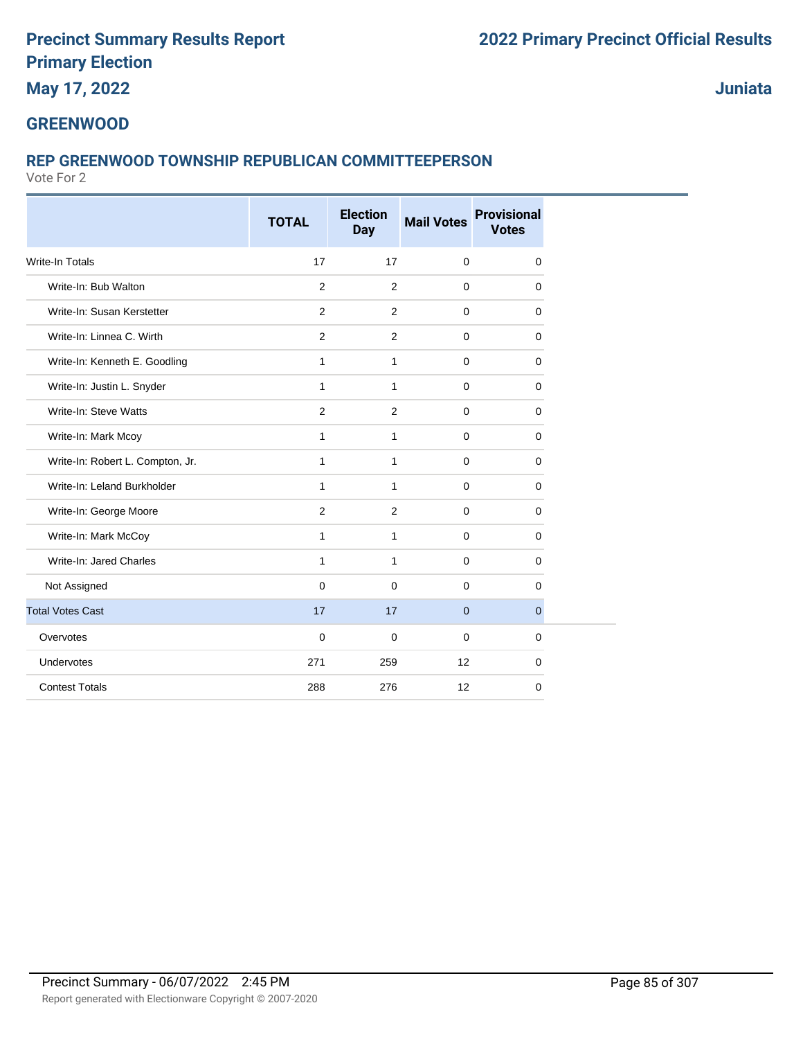# Precinct Summary Results Report
# Primary Election
# May 17, 2022

# 2022 Primary Precinct Official Results

**Juniata**

## GREENWOOD

### REP GREENWOOD TOWNSHIP REPUBLICAN COMMITTEEPERSON

Vote For 2

| | TOTAL | Election Day | Mail Votes | Provisional Votes |
|---|---|---|---|---|
| Write-In Totals | 17 | 17 | 0 | 0 |
| Write-In: Bub Walton | 2 | 2 | 0 | 0 |
| Write-In: Susan Kerstetter | 2 | 2 | 0 | 0 |
| Write-In: Linnea C. Wirth | 2 | 2 | 0 | 0 |
| Write-In: Kenneth E. Goodling | 1 | 1 | 0 | 0 |
| Write-In: Justin L. Snyder | 1 | 1 | 0 | 0 |
| Write-In: Steve Watts | 2 | 2 | 0 | 0 |
| Write-In: Mark Mcoy | 1 | 1 | 0 | 0 |
| Write-In: Robert L. Compton, Jr. | 1 | 1 | 0 | 0 |
| Write-In: Leland Burkholder | 1 | 1 | 0 | 0 |
| Write-In: George Moore | 2 | 2 | 0 | 0 |
| Write-In: Mark McCoy | 1 | 1 | 0 | 0 |
| Write-In: Jared Charles | 1 | 1 | 0 | 0 |
| Not Assigned | 0 | 0 | 0 | 0 |
| Total Votes Cast | 17 | 17 | 0 | 0 |
| Overvotes | 0 | 0 | 0 | 0 |
| Undervotes | 271 | 259 | 12 | 0 |
| Contest Totals | 288 | 276 | 12 | 0 |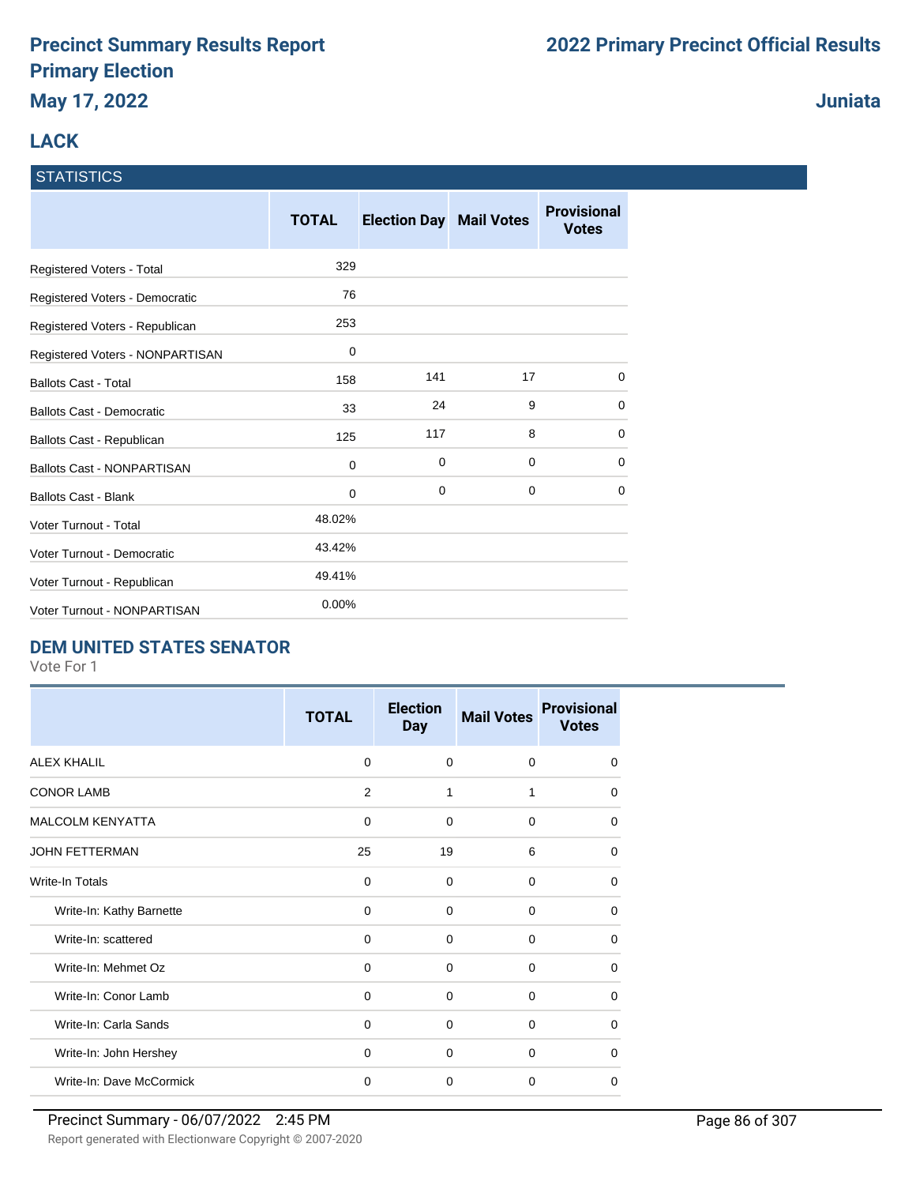# Precinct Summary Results Report
## Primary Election
### May 17, 2022

**2022 Primary Precinct Official Results**

**Juniata**

## LACK

### STATISTICS

| | TOTAL | Election Day | Mail Votes | Provisional Votes |
|---|---|---|---|---|
| Registered Voters - Total | 329 | | | |
| Registered Voters - Democratic | 76 | | | |
| Registered Voters - Republican | 253 | | | |
| Registered Voters - NONPARTISAN | 0 | | | |
| Ballots Cast - Total | 158 | 141 | 17 | 0 |
| Ballots Cast - Democratic | 33 | 24 | 9 | 0 |
| Ballots Cast - Republican | 125 | 117 | 8 | 0 |
| Ballots Cast - NONPARTISAN | 0 | 0 | 0 | 0 |
| Ballots Cast - Blank | 0 | 0 | 0 | 0 |
| Voter Turnout - Total | 48.02% | | | |
| Voter Turnout - Democratic | 43.42% | | | |
| Voter Turnout - Republican | 49.41% | | | |
| Voter Turnout - NONPARTISAN | 0.00% | | | |

### DEM UNITED STATES SENATOR

Vote For 1

| | TOTAL | Election Day | Mail Votes | Provisional Votes |
|---|---|---|---|---|
| ALEX KHALIL | 0 | 0 | 0 | 0 |
| CONOR LAMB | 2 | 1 | 1 | 0 |
| MALCOLM KENYATTA | 0 | 0 | 0 | 0 |
| JOHN FETTERMAN | 25 | 19 | 6 | 0 |
| Write-In Totals | 0 | 0 | 0 | 0 |
| Write-In: Kathy Barnette | 0 | 0 | 0 | 0 |
| Write-In: scattered | 0 | 0 | 0 | 0 |
| Write-In: Mehmet Oz | 0 | 0 | 0 | 0 |
| Write-In: Conor Lamb | 0 | 0 | 0 | 0 |
| Write-In: Carla Sands | 0 | 0 | 0 | 0 |
| Write-In: John Hershey | 0 | 0 | 0 | 0 |
| Write-In: Dave McCormick | 0 | 0 | 0 | 0 |

Precinct Summary - 06/07/2022 2:45 PM

Report generated with Electionware Copyright © 2007-2020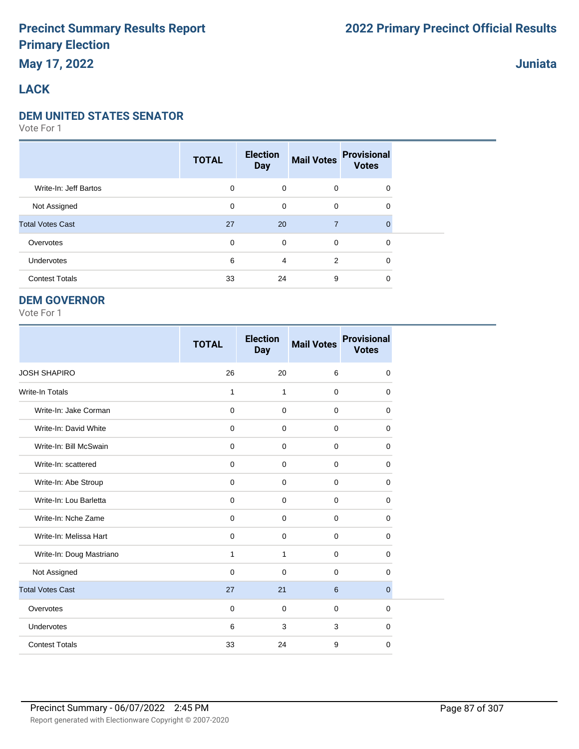# Precinct Summary Results Report
# Primary Election
## May 17, 2022

# 2022 Primary Precinct Official Results

## Juniata

## LACK

### DEM UNITED STATES SENATOR

Vote For 1

| | TOTAL | Election Day | Mail Votes | Provisional Votes |
|---|---|---|---|---|
| Write-In: Jeff Bartos | 0 | 0 | 0 | 0 |
| Not Assigned | 0 | 0 | 0 | 0 |
| Total Votes Cast | 27 | 20 | 7 | 0 |
| Overvotes | 0 | 0 | 0 | 0 |
| Undervotes | 6 | 4 | 2 | 0 |
| Contest Totals | 33 | 24 | 9 | 0 |

### DEM GOVERNOR

Vote For 1

| | TOTAL | Election Day | Mail Votes | Provisional Votes |
|---|---|---|---|---|
| JOSH SHAPIRO | 26 | 20 | 6 | 0 |
| Write-In Totals | 1 | 1 | 0 | 0 |
| Write-In: Jake Corman | 0 | 0 | 0 | 0 |
| Write-In: David White | 0 | 0 | 0 | 0 |
| Write-In: Bill McSwain | 0 | 0 | 0 | 0 |
| Write-In: scattered | 0 | 0 | 0 | 0 |
| Write-In: Abe Stroup | 0 | 0 | 0 | 0 |
| Write-In: Lou Barletta | 0 | 0 | 0 | 0 |
| Write-In: Nche Zame | 0 | 0 | 0 | 0 |
| Write-In: Melissa Hart | 0 | 0 | 0 | 0 |
| Write-In: Doug Mastriano | 1 | 1 | 0 | 0 |
| Not Assigned | 0 | 0 | 0 | 0 |
| Total Votes Cast | 27 | 21 | 6 | 0 |
| Overvotes | 0 | 0 | 0 | 0 |
| Undervotes | 6 | 3 | 3 | 0 |
| Contest Totals | 33 | 24 | 9 | 0 |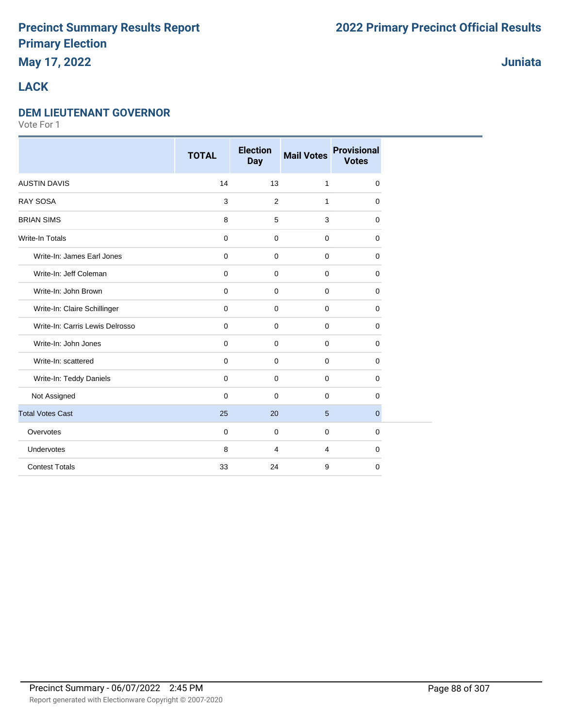# Precinct Summary Results Report
# Primary Election
## May 17, 2022

## 2022 Primary Precinct Official Results

## Juniata

## LACK

### DEM LIEUTENANT GOVERNOR

Vote For 1

| | TOTAL | Election Day | Mail Votes | Provisional Votes |
|---|---|---|---|---|
| AUSTIN DAVIS | 14 | 13 | 1 | 0 |
| RAY SOSA | 3 | 2 | 1 | 0 |
| BRIAN SIMS | 8 | 5 | 3 | 0 |
| Write-In Totals | 0 | 0 | 0 | 0 |
| Write-In: James Earl Jones | 0 | 0 | 0 | 0 |
| Write-In: Jeff Coleman | 0 | 0 | 0 | 0 |
| Write-In: John Brown | 0 | 0 | 0 | 0 |
| Write-In: Claire Schillinger | 0 | 0 | 0 | 0 |
| Write-In: Carris Lewis Delrosso | 0 | 0 | 0 | 0 |
| Write-In: John Jones | 0 | 0 | 0 | 0 |
| Write-In: scattered | 0 | 0 | 0 | 0 |
| Write-In: Teddy Daniels | 0 | 0 | 0 | 0 |
| Not Assigned | 0 | 0 | 0 | 0 |
| Total Votes Cast | 25 | 20 | 5 | 0 |
| Overvotes | 0 | 0 | 0 | 0 |
| Undervotes | 8 | 4 | 4 | 0 |
| Contest Totals | 33 | 24 | 9 | 0 |

Precinct Summary - 06/07/2022 2:45 PM

Report generated with Electionware Copyright © 2007-2020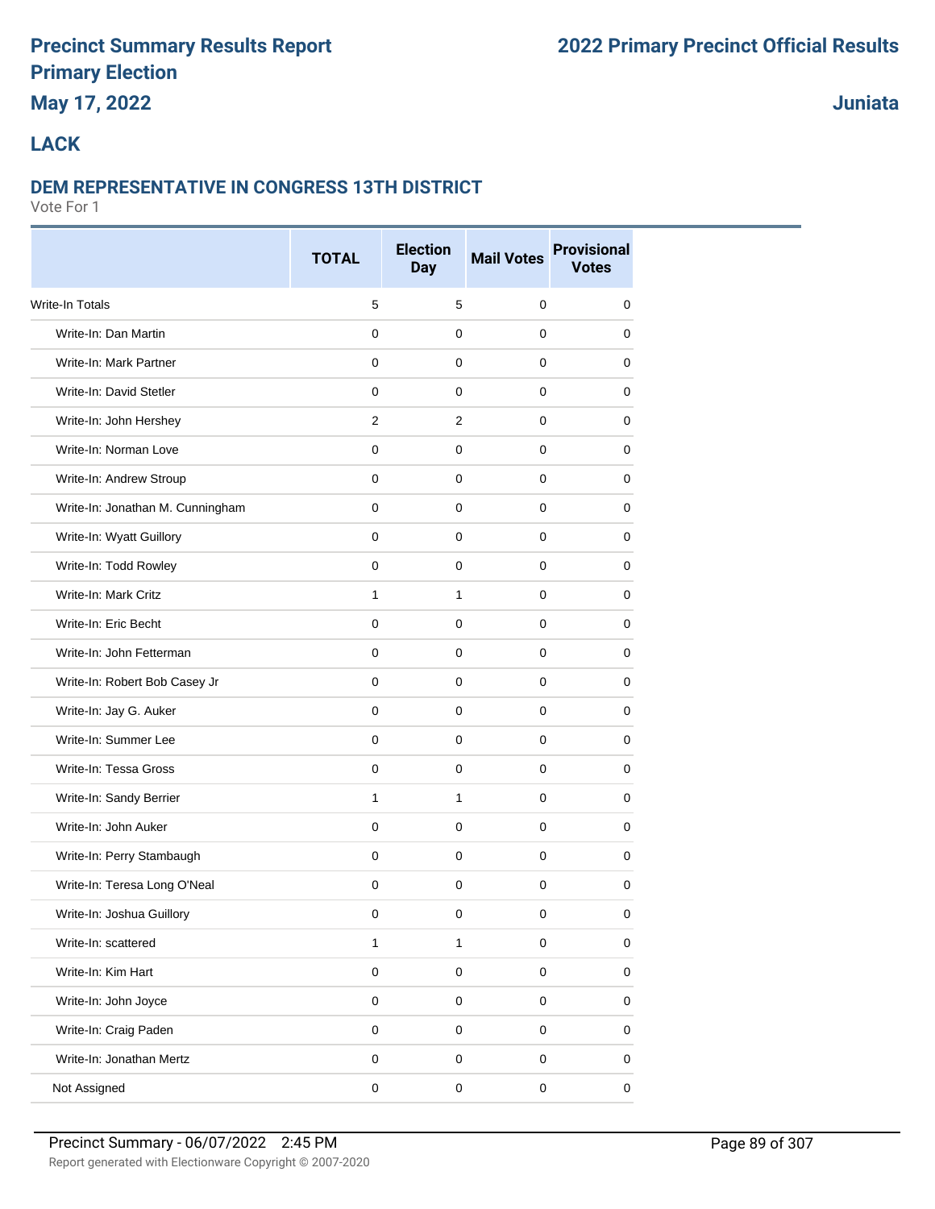# Precinct Summary Results Report
# Primary Election
# May 17, 2022

# 2022 Primary Precinct Official Results

# Juniata

## LACK

### DEM REPRESENTATIVE IN CONGRESS 13TH DISTRICT

Vote For 1

| | TOTAL | Election Day | Mail Votes | Provisional Votes |
|---|---|---|---|---|
| Write-In Totals | 5 | 5 | 0 | 0 |
| Write-In: Dan Martin | 0 | 0 | 0 | 0 |
| Write-In: Mark Partner | 0 | 0 | 0 | 0 |
| Write-In: David Stetler | 0 | 0 | 0 | 0 |
| Write-In: John Hershey | 2 | 2 | 0 | 0 |
| Write-In: Norman Love | 0 | 0 | 0 | 0 |
| Write-In: Andrew Stroup | 0 | 0 | 0 | 0 |
| Write-In: Jonathan M. Cunningham | 0 | 0 | 0 | 0 |
| Write-In: Wyatt Guillory | 0 | 0 | 0 | 0 |
| Write-In: Todd Rowley | 0 | 0 | 0 | 0 |
| Write-In: Mark Critz | 1 | 1 | 0 | 0 |
| Write-In: Eric Becht | 0 | 0 | 0 | 0 |
| Write-In: John Fetterman | 0 | 0 | 0 | 0 |
| Write-In: Robert Bob Casey Jr | 0 | 0 | 0 | 0 |
| Write-In: Jay G. Auker | 0 | 0 | 0 | 0 |
| Write-In: Summer Lee | 0 | 0 | 0 | 0 |
| Write-In: Tessa Gross | 0 | 0 | 0 | 0 |
| Write-In: Sandy Berrier | 1 | 1 | 0 | 0 |
| Write-In: John Auker | 0 | 0 | 0 | 0 |
| Write-In: Perry Stambaugh | 0 | 0 | 0 | 0 |
| Write-In: Teresa Long O'Neal | 0 | 0 | 0 | 0 |
| Write-In: Joshua Guillory | 0 | 0 | 0 | 0 |
| Write-In: scattered | 1 | 1 | 0 | 0 |
| Write-In: Kim Hart | 0 | 0 | 0 | 0 |
| Write-In: John Joyce | 0 | 0 | 0 | 0 |
| Write-In: Craig Paden | 0 | 0 | 0 | 0 |
| Write-In: Jonathan Mertz | 0 | 0 | 0 | 0 |
| Not Assigned | 0 | 0 | 0 | 0 |

Precinct Summary - 06/07/2022 2:45 PM

Report generated with Electionware Copyright © 2007-2020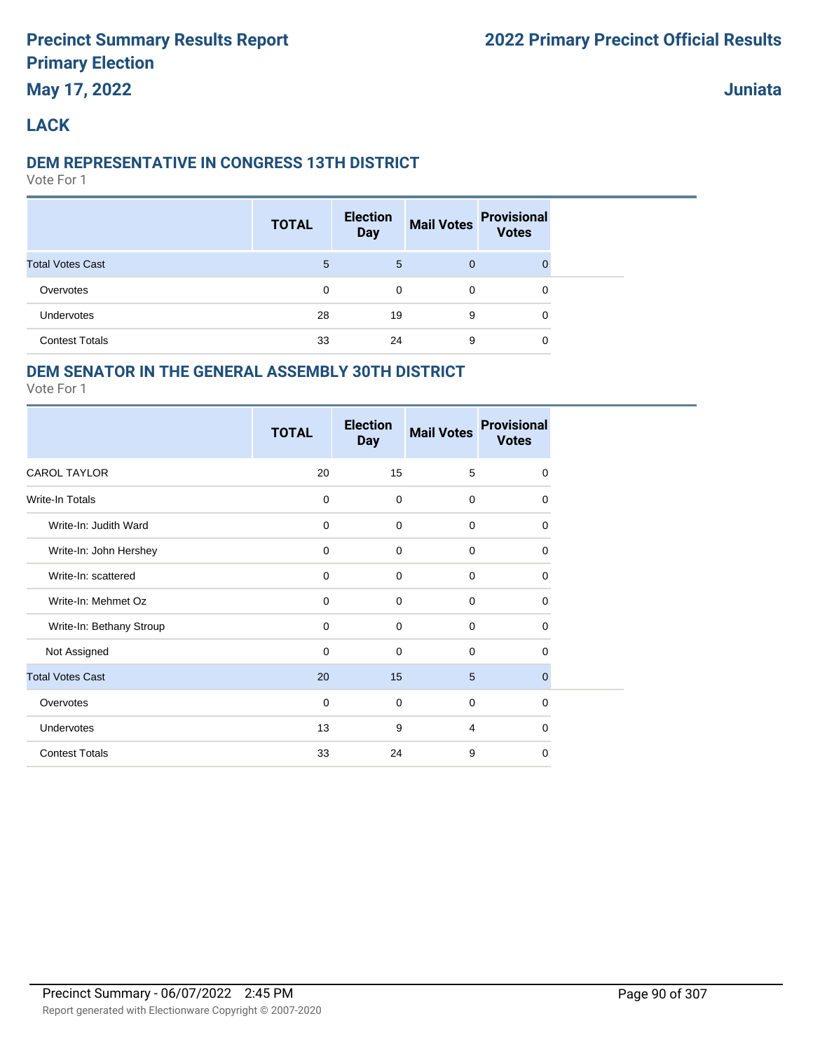# Precinct Summary Results Report
# Primary Election
## May 17, 2022

## 2022 Primary Precinct Official Results

## Juniata

## LACK

### DEM REPRESENTATIVE IN CONGRESS 13TH DISTRICT
Vote For 1

| | TOTAL | Election Day | Mail Votes | Provisional Votes |
|---|---|---|---|---|
| Total Votes Cast | 5 | 5 | 0 | 0 |
| Overvotes | 0 | 0 | 0 | 0 |
| Undervotes | 28 | 19 | 9 | 0 |
| Contest Totals | 33 | 24 | 9 | 0 |

### DEM SENATOR IN THE GENERAL ASSEMBLY 30TH DISTRICT
Vote For 1

| | TOTAL | Election Day | Mail Votes | Provisional Votes |
|---|---|---|---|---|
| CAROL TAYLOR | 20 | 15 | 5 | 0 |
| Write-In Totals | 0 | 0 | 0 | 0 |
| Write-In: Judith Ward | 0 | 0 | 0 | 0 |
| Write-In: John Hershey | 0 | 0 | 0 | 0 |
| Write-In: scattered | 0 | 0 | 0 | 0 |
| Write-In: Mehmet Oz | 0 | 0 | 0 | 0 |
| Write-In: Bethany Stroup | 0 | 0 | 0 | 0 |
| Not Assigned | 0 | 0 | 0 | 0 |
| Total Votes Cast | 20 | 15 | 5 | 0 |
| Overvotes | 0 | 0 | 0 | 0 |
| Undervotes | 13 | 9 | 4 | 0 |
| Contest Totals | 33 | 24 | 9 | 0 |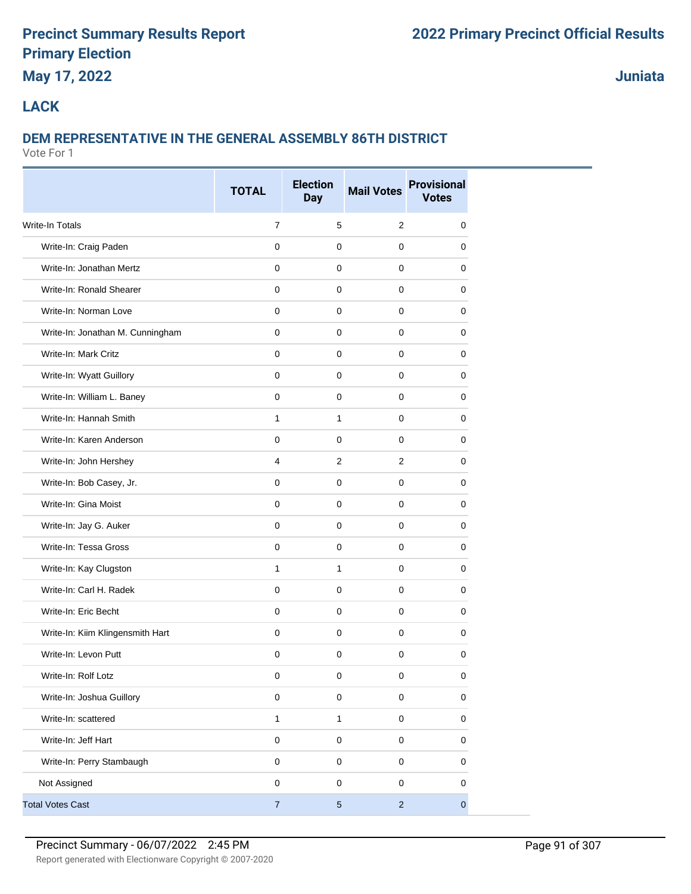# Precinct Summary Results Report
# Primary Election
## May 17, 2022

# 2022 Primary Precinct Official Results

## Juniata

## LACK

### DEM REPRESENTATIVE IN THE GENERAL ASSEMBLY 86TH DISTRICT
Vote For 1

| | TOTAL | Election Day | Mail Votes | Provisional Votes |
|---|---|---|---|---|
| Write-In Totals | 7 | 5 | 2 | 0 |
| Write-In: Craig Paden | 0 | 0 | 0 | 0 |
| Write-In: Jonathan Mertz | 0 | 0 | 0 | 0 |
| Write-In: Ronald Shearer | 0 | 0 | 0 | 0 |
| Write-In: Norman Love | 0 | 0 | 0 | 0 |
| Write-In: Jonathan M. Cunningham | 0 | 0 | 0 | 0 |
| Write-In: Mark Critz | 0 | 0 | 0 | 0 |
| Write-In: Wyatt Guillory | 0 | 0 | 0 | 0 |
| Write-In: William L. Baney | 0 | 0 | 0 | 0 |
| Write-In: Hannah Smith | 1 | 1 | 0 | 0 |
| Write-In: Karen Anderson | 0 | 0 | 0 | 0 |
| Write-In: John Hershey | 4 | 2 | 2 | 0 |
| Write-In: Bob Casey, Jr. | 0 | 0 | 0 | 0 |
| Write-In: Gina Moist | 0 | 0 | 0 | 0 |
| Write-In: Jay G. Auker | 0 | 0 | 0 | 0 |
| Write-In: Tessa Gross | 0 | 0 | 0 | 0 |
| Write-In: Kay Clugston | 1 | 1 | 0 | 0 |
| Write-In: Carl H. Radek | 0 | 0 | 0 | 0 |
| Write-In: Eric Becht | 0 | 0 | 0 | 0 |
| Write-In: Kiim Klingensmith Hart | 0 | 0 | 0 | 0 |
| Write-In: Levon Putt | 0 | 0 | 0 | 0 |
| Write-In: Rolf Lotz | 0 | 0 | 0 | 0 |
| Write-In: Joshua Guillory | 0 | 0 | 0 | 0 |
| Write-In: scattered | 1 | 1 | 0 | 0 |
| Write-In: Jeff Hart | 0 | 0 | 0 | 0 |
| Write-In: Perry Stambaugh | 0 | 0 | 0 | 0 |
| Not Assigned | 0 | 0 | 0 | 0 |
| Total Votes Cast | 7 | 5 | 2 | 0 |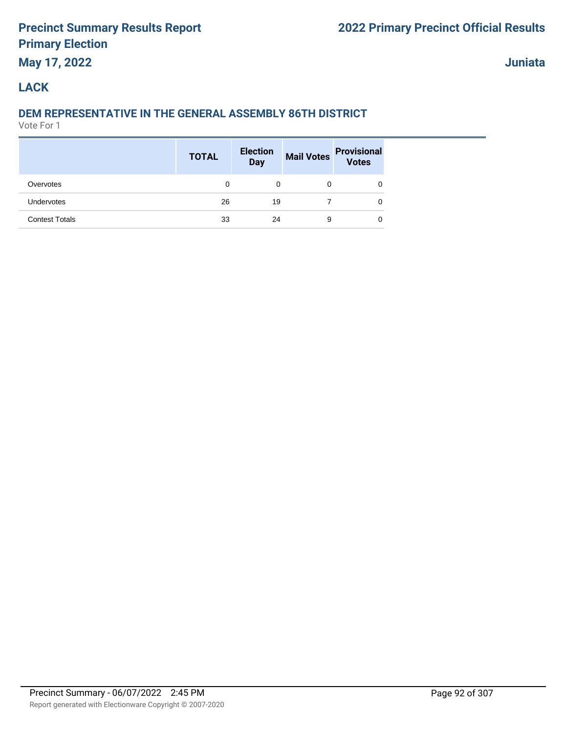# Precinct Summary Results Report
# Primary Election
**May 17, 2022**

# 2022 Primary Precinct Official Results

**Juniata**

## LACK

### DEM REPRESENTATIVE IN THE GENERAL ASSEMBLY 86TH DISTRICT

Vote For 1

| | TOTAL | Election Day | Mail Votes | Provisional Votes |
|---|---|---|---|---|
| Overvotes | 0 | 0 | 0 | 0 |
| Undervotes | 26 | 19 | 7 | 0 |
| Contest Totals | 33 | 24 | 9 | 0 |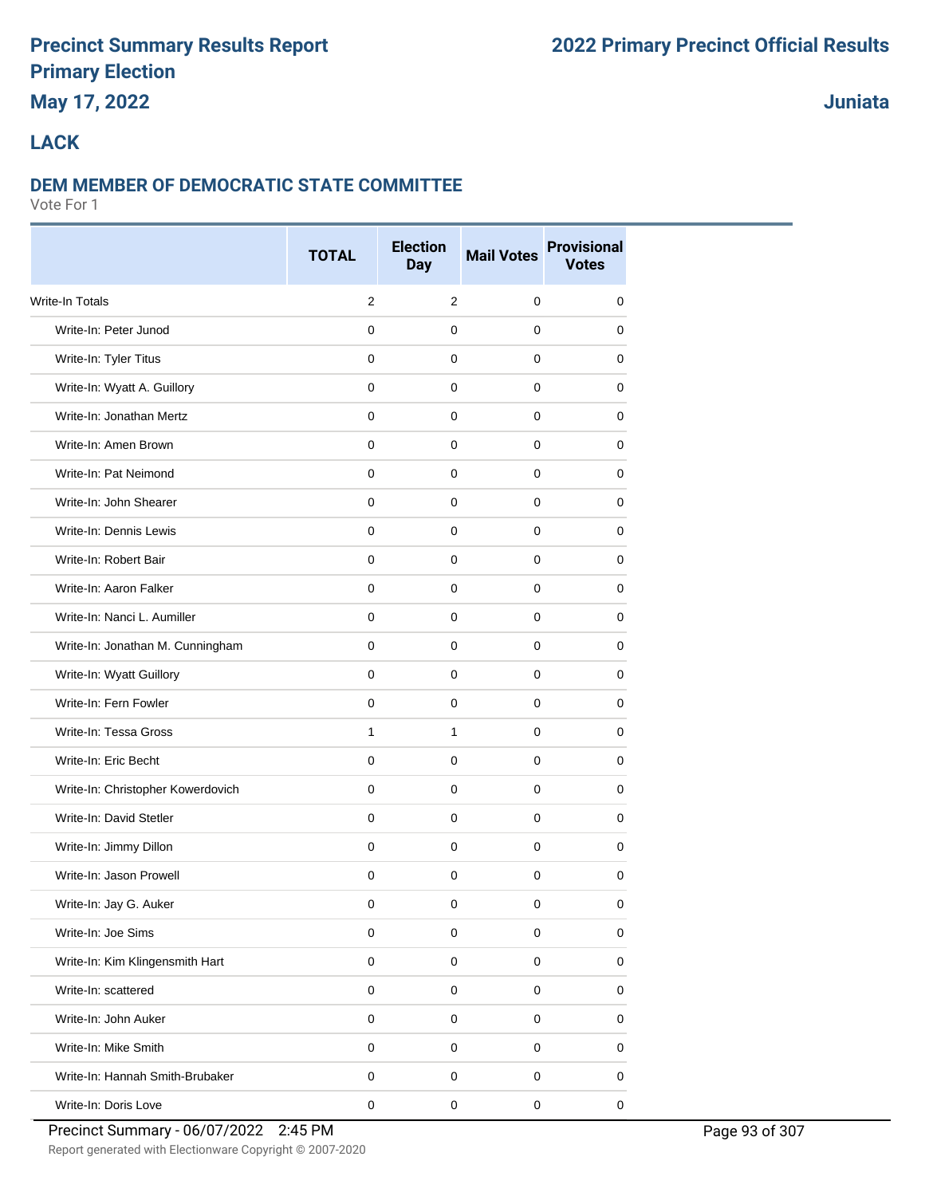# Precinct Summary Results Report
# Primary Election
## May 17, 2022

**2022 Primary Precinct Official Results**

**Juniata**

## LACK

### DEM MEMBER OF DEMOCRATIC STATE COMMITTEE

Vote For 1

| | TOTAL | Election Day | Mail Votes | Provisional Votes |
|---|---|---|---|---|
| Write-In Totals | 2 | 2 | 0 | 0 |
| Write-In: Peter Junod | 0 | 0 | 0 | 0 |
| Write-In: Tyler Titus | 0 | 0 | 0 | 0 |
| Write-In: Wyatt A. Guillory | 0 | 0 | 0 | 0 |
| Write-In: Jonathan Mertz | 0 | 0 | 0 | 0 |
| Write-In: Amen Brown | 0 | 0 | 0 | 0 |
| Write-In: Pat Neimond | 0 | 0 | 0 | 0 |
| Write-In: John Shearer | 0 | 0 | 0 | 0 |
| Write-In: Dennis Lewis | 0 | 0 | 0 | 0 |
| Write-In: Robert Bair | 0 | 0 | 0 | 0 |
| Write-In: Aaron Falker | 0 | 0 | 0 | 0 |
| Write-In: Nanci L. Aumiller | 0 | 0 | 0 | 0 |
| Write-In: Jonathan M. Cunningham | 0 | 0 | 0 | 0 |
| Write-In: Wyatt Guillory | 0 | 0 | 0 | 0 |
| Write-In: Fern Fowler | 0 | 0 | 0 | 0 |
| Write-In: Tessa Gross | 1 | 1 | 0 | 0 |
| Write-In: Eric Becht | 0 | 0 | 0 | 0 |
| Write-In: Christopher Kowerdovich | 0 | 0 | 0 | 0 |
| Write-In: David Stetler | 0 | 0 | 0 | 0 |
| Write-In: Jimmy Dillon | 0 | 0 | 0 | 0 |
| Write-In: Jason Prowell | 0 | 0 | 0 | 0 |
| Write-In: Jay G. Auker | 0 | 0 | 0 | 0 |
| Write-In: Joe Sims | 0 | 0 | 0 | 0 |
| Write-In: Kim Klingensmith Hart | 0 | 0 | 0 | 0 |
| Write-In: scattered | 0 | 0 | 0 | 0 |
| Write-In: John Auker | 0 | 0 | 0 | 0 |
| Write-In: Mike Smith | 0 | 0 | 0 | 0 |
| Write-In: Hannah Smith-Brubaker | 0 | 0 | 0 | 0 |
| Write-In: Doris Love | 0 | 0 | 0 | 0 |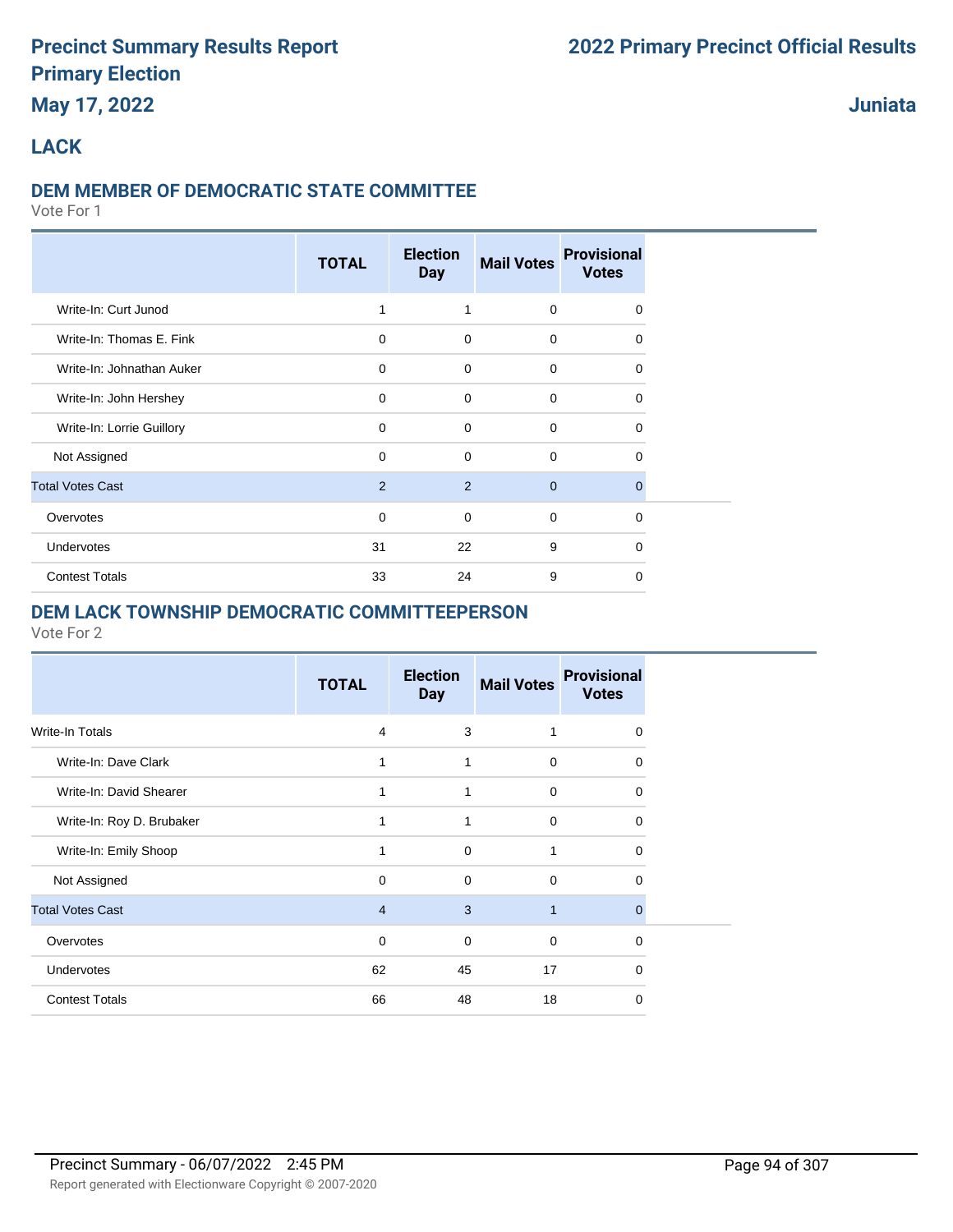# Precinct Summary Results Report
# Primary Election
## May 17, 2022

# 2022 Primary Precinct Official Results

## Juniata

## LACK

### DEM MEMBER OF DEMOCRATIC STATE COMMITTEE

Vote For 1

| | TOTAL | Election Day | Mail Votes | Provisional Votes |
|---|---|---|---|---|
| Write-In: Curt Junod | 1 | 1 | 0 | 0 |
| Write-In: Thomas E. Fink | 0 | 0 | 0 | 0 |
| Write-In: Johnathan Auker | 0 | 0 | 0 | 0 |
| Write-In: John Hershey | 0 | 0 | 0 | 0 |
| Write-In: Lorrie Guillory | 0 | 0 | 0 | 0 |
| Not Assigned | 0 | 0 | 0 | 0 |
| Total Votes Cast | 2 | 2 | 0 | 0 |
| Overvotes | 0 | 0 | 0 | 0 |
| Undervotes | 31 | 22 | 9 | 0 |
| Contest Totals | 33 | 24 | 9 | 0 |

### DEM LACK TOWNSHIP DEMOCRATIC COMMITTEEPERSON

Vote For 2

| | TOTAL | Election Day | Mail Votes | Provisional Votes |
|---|---|---|---|---|
| Write-In Totals | 4 | 3 | 1 | 0 |
| Write-In: Dave Clark | 1 | 1 | 0 | 0 |
| Write-In: David Shearer | 1 | 1 | 0 | 0 |
| Write-In: Roy D. Brubaker | 1 | 1 | 0 | 0 |
| Write-In: Emily Shoop | 1 | 0 | 1 | 0 |
| Not Assigned | 0 | 0 | 0 | 0 |
| Total Votes Cast | 4 | 3 | 1 | 0 |
| Overvotes | 0 | 0 | 0 | 0 |
| Undervotes | 62 | 45 | 17 | 0 |
| Contest Totals | 66 | 48 | 18 | 0 |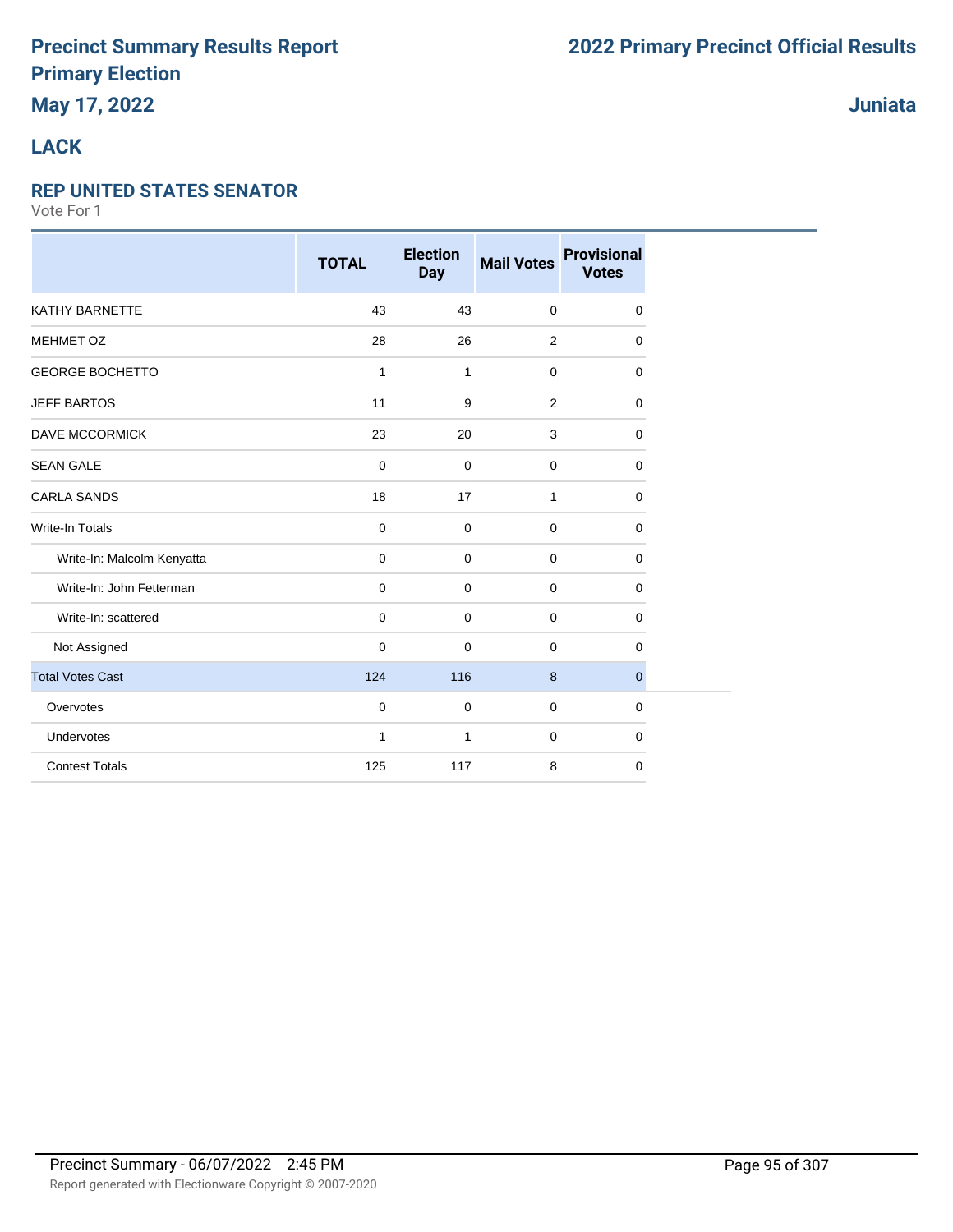# Precinct Summary Results Report
# Primary Election
# May 17, 2022

## 2022 Primary Precinct Official Results

## Juniata

## LACK

### REP UNITED STATES SENATOR

Vote For 1

| | TOTAL | Election Day | Mail Votes | Provisional Votes |
|---|---|---|---|---|
| KATHY BARNETTE | 43 | 43 | 0 | 0 |
| MEHMET OZ | 28 | 26 | 2 | 0 |
| GEORGE BOCHETTO | 1 | 1 | 0 | 0 |
| JEFF BARTOS | 11 | 9 | 2 | 0 |
| DAVE MCCORMICK | 23 | 20 | 3 | 0 |
| SEAN GALE | 0 | 0 | 0 | 0 |
| CARLA SANDS | 18 | 17 | 1 | 0 |
| Write-In Totals | 0 | 0 | 0 | 0 |
| Write-In: Malcolm Kenyatta | 0 | 0 | 0 | 0 |
| Write-In: John Fetterman | 0 | 0 | 0 | 0 |
| Write-In: scattered | 0 | 0 | 0 | 0 |
| Not Assigned | 0 | 0 | 0 | 0 |
| Total Votes Cast | 124 | 116 | 8 | 0 |
| Overvotes | 0 | 0 | 0 | 0 |
| Undervotes | 1 | 1 | 0 | 0 |
| Contest Totals | 125 | 117 | 8 | 0 |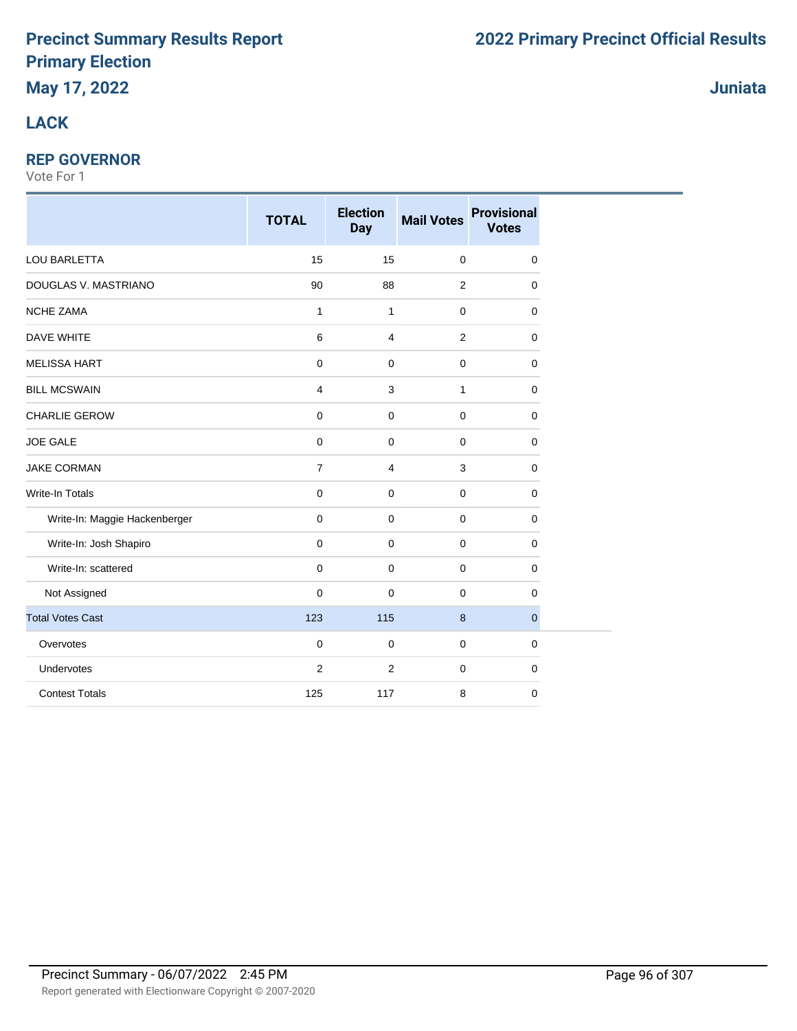# Precinct Summary Results Report
## Primary Election
### May 17, 2022

# 2022 Primary Precinct Official Results

**Juniata**

## LACK

### REP GOVERNOR

Vote For 1

| | TOTAL | Election Day | Mail Votes | Provisional Votes |
|---|---|---|---|---|
| LOU BARLETTA | 15 | 15 | 0 | 0 |
| DOUGLAS V. MASTRIANO | 90 | 88 | 2 | 0 |
| NCHE ZAMA | 1 | 1 | 0 | 0 |
| DAVE WHITE | 6 | 4 | 2 | 0 |
| MELISSA HART | 0 | 0 | 0 | 0 |
| BILL MCSWAIN | 4 | 3 | 1 | 0 |
| CHARLIE GEROW | 0 | 0 | 0 | 0 |
| JOE GALE | 0 | 0 | 0 | 0 |
| JAKE CORMAN | 7 | 4 | 3 | 0 |
| Write-In Totals | 0 | 0 | 0 | 0 |
| Write-In: Maggie Hackenberger | 0 | 0 | 0 | 0 |
| Write-In: Josh Shapiro | 0 | 0 | 0 | 0 |
| Write-In: scattered | 0 | 0 | 0 | 0 |
| Not Assigned | 0 | 0 | 0 | 0 |
| Total Votes Cast | 123 | 115 | 8 | 0 |
| Overvotes | 0 | 0 | 0 | 0 |
| Undervotes | 2 | 2 | 0 | 0 |
| Contest Totals | 125 | 117 | 8 | 0 |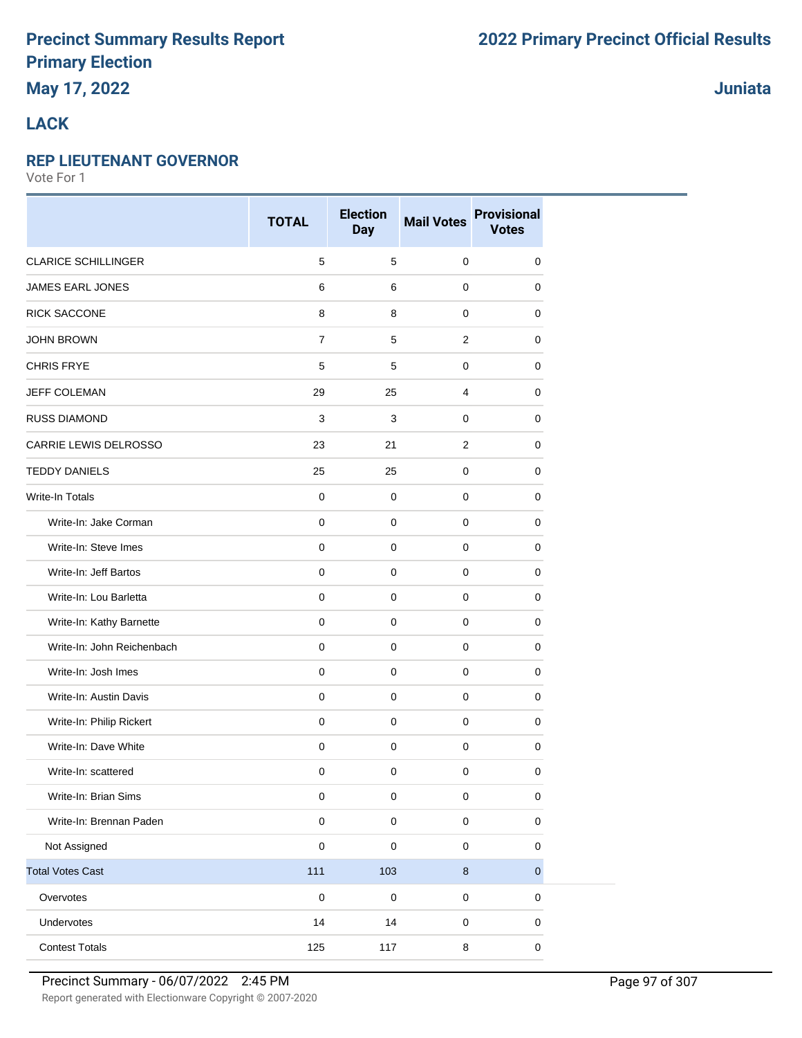# Precinct Summary Results Report
# Primary Election
## May 17, 2022

# 2022 Primary Precinct Official Results

**Juniata**

## LACK

### REP LIEUTENANT GOVERNOR

Vote For 1

| | TOTAL | Election Day | Mail Votes | Provisional Votes |
|---|---|---|---|---|
| CLARICE SCHILLINGER | 5 | 5 | 0 | 0 |
| JAMES EARL JONES | 6 | 6 | 0 | 0 |
| RICK SACCONE | 8 | 8 | 0 | 0 |
| JOHN BROWN | 7 | 5 | 2 | 0 |
| CHRIS FRYE | 5 | 5 | 0 | 0 |
| JEFF COLEMAN | 29 | 25 | 4 | 0 |
| RUSS DIAMOND | 3 | 3 | 0 | 0 |
| CARRIE LEWIS DELROSSO | 23 | 21 | 2 | 0 |
| TEDDY DANIELS | 25 | 25 | 0 | 0 |
| Write-In Totals | 0 | 0 | 0 | 0 |
| Write-In: Jake Corman | 0 | 0 | 0 | 0 |
| Write-In: Steve Imes | 0 | 0 | 0 | 0 |
| Write-In: Jeff Bartos | 0 | 0 | 0 | 0 |
| Write-In: Lou Barletta | 0 | 0 | 0 | 0 |
| Write-In: Kathy Barnette | 0 | 0 | 0 | 0 |
| Write-In: John Reichenbach | 0 | 0 | 0 | 0 |
| Write-In: Josh Imes | 0 | 0 | 0 | 0 |
| Write-In: Austin Davis | 0 | 0 | 0 | 0 |
| Write-In: Philip Rickert | 0 | 0 | 0 | 0 |
| Write-In: Dave White | 0 | 0 | 0 | 0 |
| Write-In: scattered | 0 | 0 | 0 | 0 |
| Write-In: Brian Sims | 0 | 0 | 0 | 0 |
| Write-In: Brennan Paden | 0 | 0 | 0 | 0 |
| Not Assigned | 0 | 0 | 0 | 0 |
| Total Votes Cast | 111 | 103 | 8 | 0 |
| Overvotes | 0 | 0 | 0 | 0 |
| Undervotes | 14 | 14 | 0 | 0 |
| Contest Totals | 125 | 117 | 8 | 0 |

Precinct Summary - 06/07/2022 2:45 PM

Report generated with Electionware Copyright © 2007-2020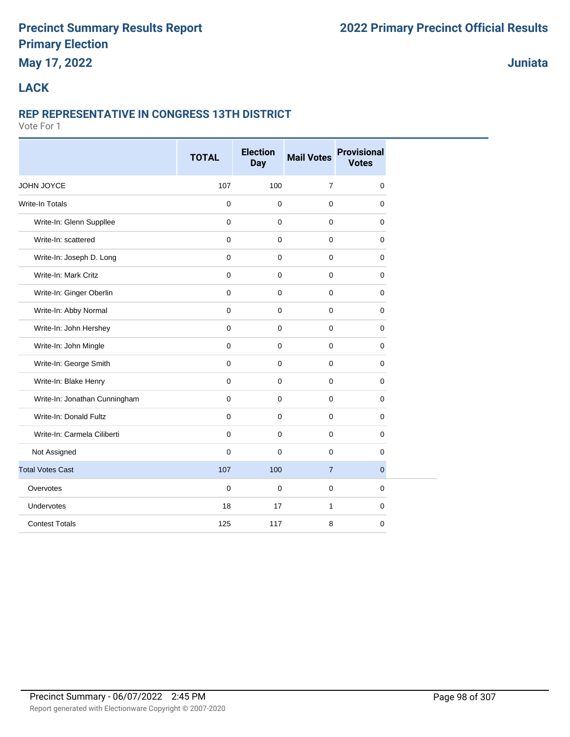# Precinct Summary Results Report
# Primary Election
## May 17, 2022

**2022 Primary Precinct Official Results**

**Juniata**

## LACK

### REP REPRESENTATIVE IN CONGRESS 13TH DISTRICT

Vote For 1

| | TOTAL | Election Day | Mail Votes | Provisional Votes |
|---|---|---|---|---|
| JOHN JOYCE | 107 | 100 | 7 | 0 |
| Write-In Totals | 0 | 0 | 0 | 0 |
| Write-In: Glenn Suppllee | 0 | 0 | 0 | 0 |
| Write-In: scattered | 0 | 0 | 0 | 0 |
| Write-In: Joseph D. Long | 0 | 0 | 0 | 0 |
| Write-In: Mark Critz | 0 | 0 | 0 | 0 |
| Write-In: Ginger Oberlin | 0 | 0 | 0 | 0 |
| Write-In: Abby Normal | 0 | 0 | 0 | 0 |
| Write-In: John Hershey | 0 | 0 | 0 | 0 |
| Write-In: John Mingle | 0 | 0 | 0 | 0 |
| Write-In: George Smith | 0 | 0 | 0 | 0 |
| Write-In: Blake Henry | 0 | 0 | 0 | 0 |
| Write-In: Jonathan Cunningham | 0 | 0 | 0 | 0 |
| Write-In: Donald Fultz | 0 | 0 | 0 | 0 |
| Write-In: Carmela Ciliberti | 0 | 0 | 0 | 0 |
| Not Assigned | 0 | 0 | 0 | 0 |
| Total Votes Cast | 107 | 100 | 7 | 0 |
| Overvotes | 0 | 0 | 0 | 0 |
| Undervotes | 18 | 17 | 1 | 0 |
| Contest Totals | 125 | 117 | 8 | 0 |

Precinct Summary - 06/07/2022 2:45 PM

Report generated with Electionware Copyright © 2007-2020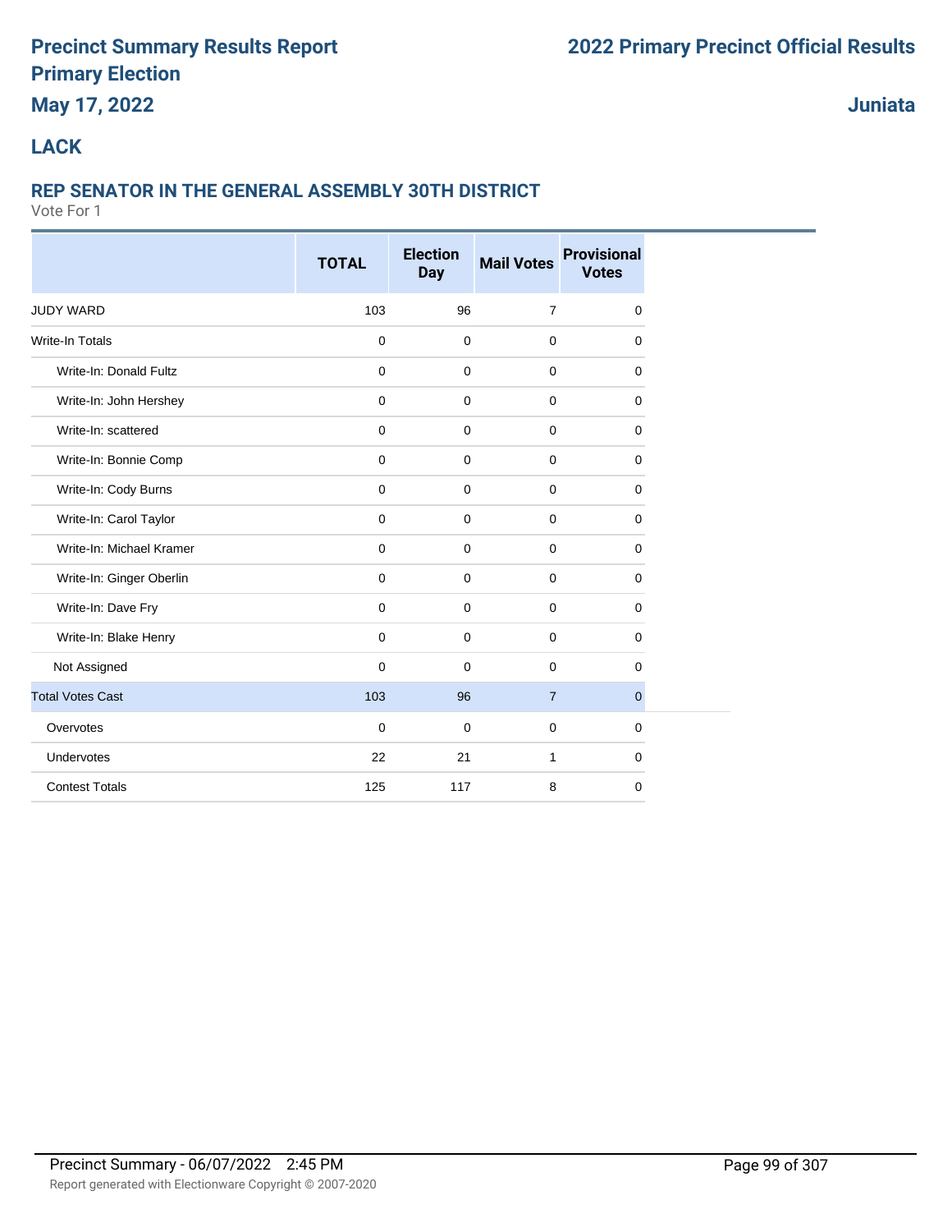# Precinct Summary Results Report
# Primary Election
# May 17, 2022

## 2022 Primary Precinct Official Results

## Juniata

## LACK

### REP SENATOR IN THE GENERAL ASSEMBLY 30TH DISTRICT

Vote For 1

| | TOTAL | Election Day | Mail Votes | Provisional Votes |
|---|---|---|---|---|
| JUDY WARD | 103 | 96 | 7 | 0 |
| Write-In Totals | 0 | 0 | 0 | 0 |
| Write-In: Donald Fultz | 0 | 0 | 0 | 0 |
| Write-In: John Hershey | 0 | 0 | 0 | 0 |
| Write-In: scattered | 0 | 0 | 0 | 0 |
| Write-In: Bonnie Comp | 0 | 0 | 0 | 0 |
| Write-In: Cody Burns | 0 | 0 | 0 | 0 |
| Write-In: Carol Taylor | 0 | 0 | 0 | 0 |
| Write-In: Michael Kramer | 0 | 0 | 0 | 0 |
| Write-In: Ginger Oberlin | 0 | 0 | 0 | 0 |
| Write-In: Dave Fry | 0 | 0 | 0 | 0 |
| Write-In: Blake Henry | 0 | 0 | 0 | 0 |
| Not Assigned | 0 | 0 | 0 | 0 |
| Total Votes Cast | 103 | 96 | 7 | 0 |
| Overvotes | 0 | 0 | 0 | 0 |
| Undervotes | 22 | 21 | 1 | 0 |
| Contest Totals | 125 | 117 | 8 | 0 |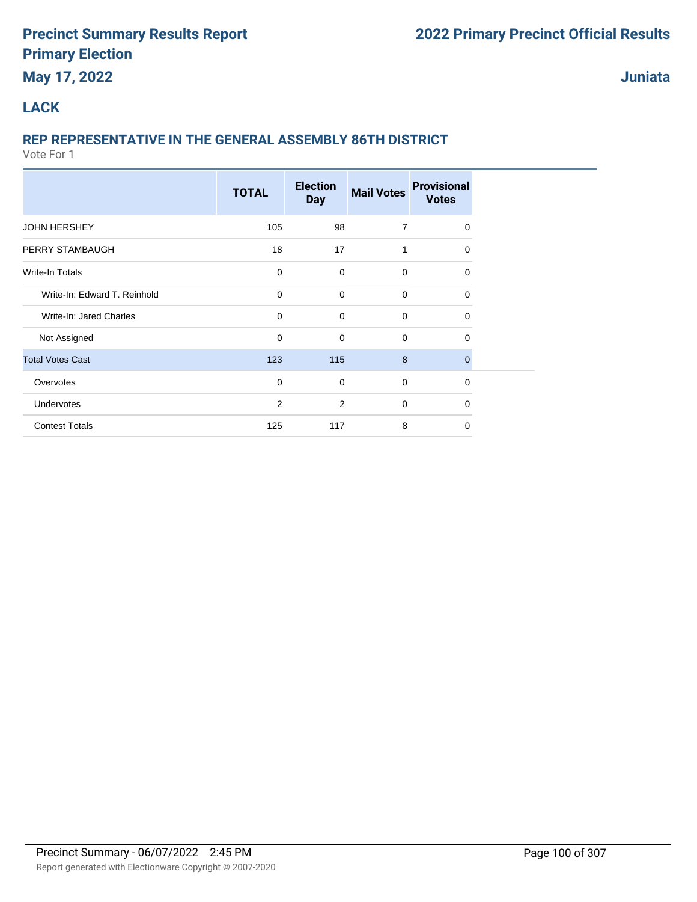# Precinct Summary Results Report
## Primary Election
## May 17, 2022

## 2022 Primary Precinct Official Results

## Juniata

## LACK

### REP REPRESENTATIVE IN THE GENERAL ASSEMBLY 86TH DISTRICT

Vote For 1

| | TOTAL | Election Day | Mail Votes | Provisional Votes |
|---|---|---|---|---|
| JOHN HERSHEY | 105 | 98 | 7 | 0 |
| PERRY STAMBAUGH | 18 | 17 | 1 | 0 |
| Write-In Totals | 0 | 0 | 0 | 0 |
| Write-In: Edward T. Reinhold | 0 | 0 | 0 | 0 |
| Write-In: Jared Charles | 0 | 0 | 0 | 0 |
| Not Assigned | 0 | 0 | 0 | 0 |
| Total Votes Cast | 123 | 115 | 8 | 0 |
| Overvotes | 0 | 0 | 0 | 0 |
| Undervotes | 2 | 2 | 0 | 0 |
| Contest Totals | 125 | 117 | 8 | 0 |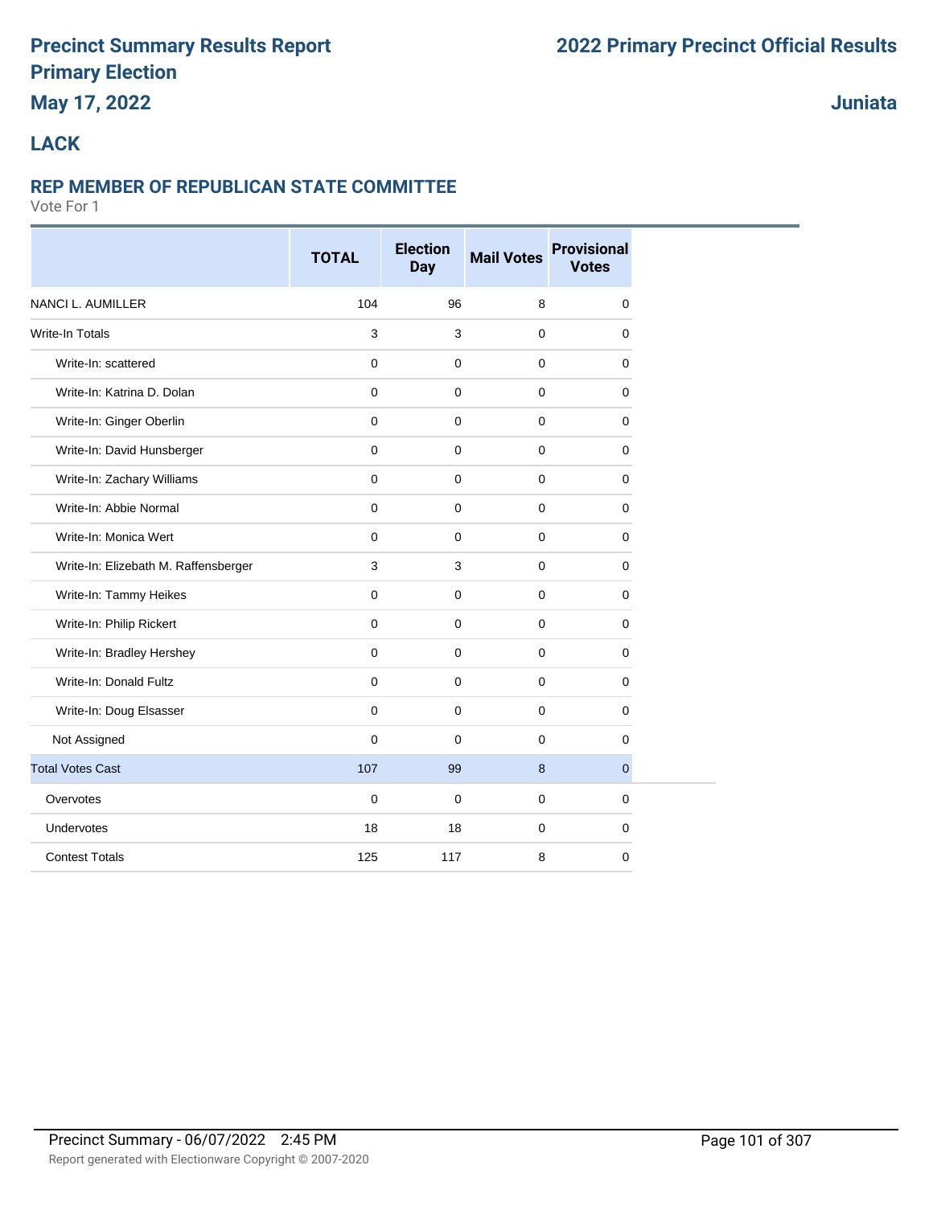# Precinct Summary Results Report
# Primary Election
## May 17, 2022

# 2022 Primary Precinct Official Results

## Juniata

## LACK

### REP MEMBER OF REPUBLICAN STATE COMMITTEE

Vote For 1

| | TOTAL | Election Day | Mail Votes | Provisional Votes |
|---|---|---|---|---|
| NANCI L. AUMILLER | 104 | 96 | 8 | 0 |
| Write-In Totals | 3 | 3 | 0 | 0 |
| Write-In: scattered | 0 | 0 | 0 | 0 |
| Write-In: Katrina D. Dolan | 0 | 0 | 0 | 0 |
| Write-In: Ginger Oberlin | 0 | 0 | 0 | 0 |
| Write-In: David Hunsberger | 0 | 0 | 0 | 0 |
| Write-In: Zachary Williams | 0 | 0 | 0 | 0 |
| Write-In: Abbie Normal | 0 | 0 | 0 | 0 |
| Write-In: Monica Wert | 0 | 0 | 0 | 0 |
| Write-In: Elizebath M. Raffensberger | 3 | 3 | 0 | 0 |
| Write-In: Tammy Heikes | 0 | 0 | 0 | 0 |
| Write-In: Philip Rickert | 0 | 0 | 0 | 0 |
| Write-In: Bradley Hershey | 0 | 0 | 0 | 0 |
| Write-In: Donald Fultz | 0 | 0 | 0 | 0 |
| Write-In: Doug Elsasser | 0 | 0 | 0 | 0 |
| Not Assigned | 0 | 0 | 0 | 0 |
| Total Votes Cast | 107 | 99 | 8 | 0 |
| Overvotes | 0 | 0 | 0 | 0 |
| Undervotes | 18 | 18 | 0 | 0 |
| Contest Totals | 125 | 117 | 8 | 0 |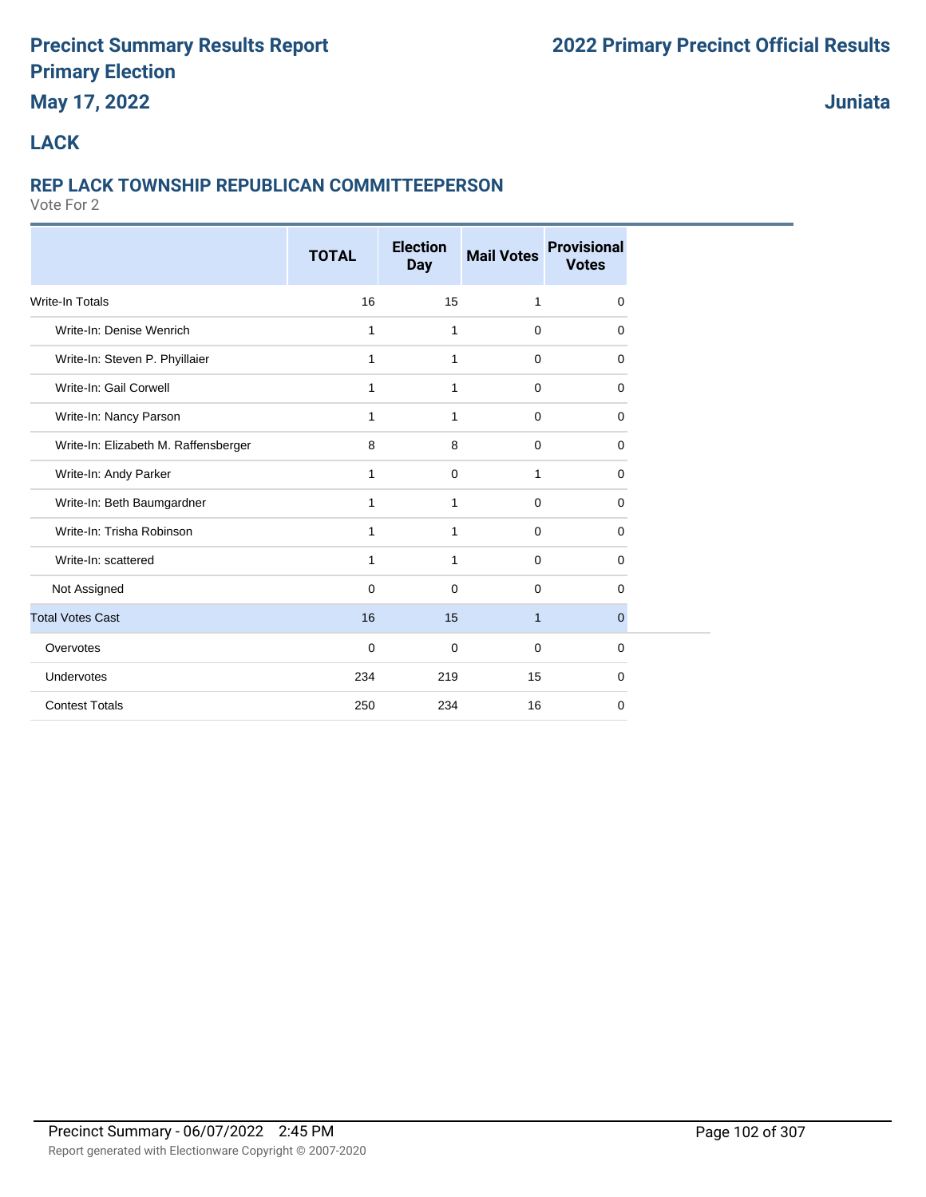# Precinct Summary Results Report
# Primary Election
## May 17, 2022

# 2022 Primary Precinct Official Results

## Juniata

## LACK

### REP LACK TOWNSHIP REPUBLICAN COMMITTEEPERSON

Vote For 2

| | TOTAL | Election Day | Mail Votes | Provisional Votes |
|---|---|---|---|---|
| Write-In Totals | 16 | 15 | 1 | 0 |
| Write-In: Denise Wenrich | 1 | 1 | 0 | 0 |
| Write-In: Steven P. Phyillaier | 1 | 1 | 0 | 0 |
| Write-In: Gail Corwell | 1 | 1 | 0 | 0 |
| Write-In: Nancy Parson | 1 | 1 | 0 | 0 |
| Write-In: Elizabeth M. Raffensberger | 8 | 8 | 0 | 0 |
| Write-In: Andy Parker | 1 | 0 | 1 | 0 |
| Write-In: Beth Baumgardner | 1 | 1 | 0 | 0 |
| Write-In: Trisha Robinson | 1 | 1 | 0 | 0 |
| Write-In: scattered | 1 | 1 | 0 | 0 |
| Not Assigned | 0 | 0 | 0 | 0 |
| Total Votes Cast | 16 | 15 | 1 | 0 |
| Overvotes | 0 | 0 | 0 | 0 |
| Undervotes | 234 | 219 | 15 | 0 |
| Contest Totals | 250 | 234 | 16 | 0 |

Precinct Summary - 06/07/2022 2:45 PM

Report generated with Electionware Copyright © 2007-2020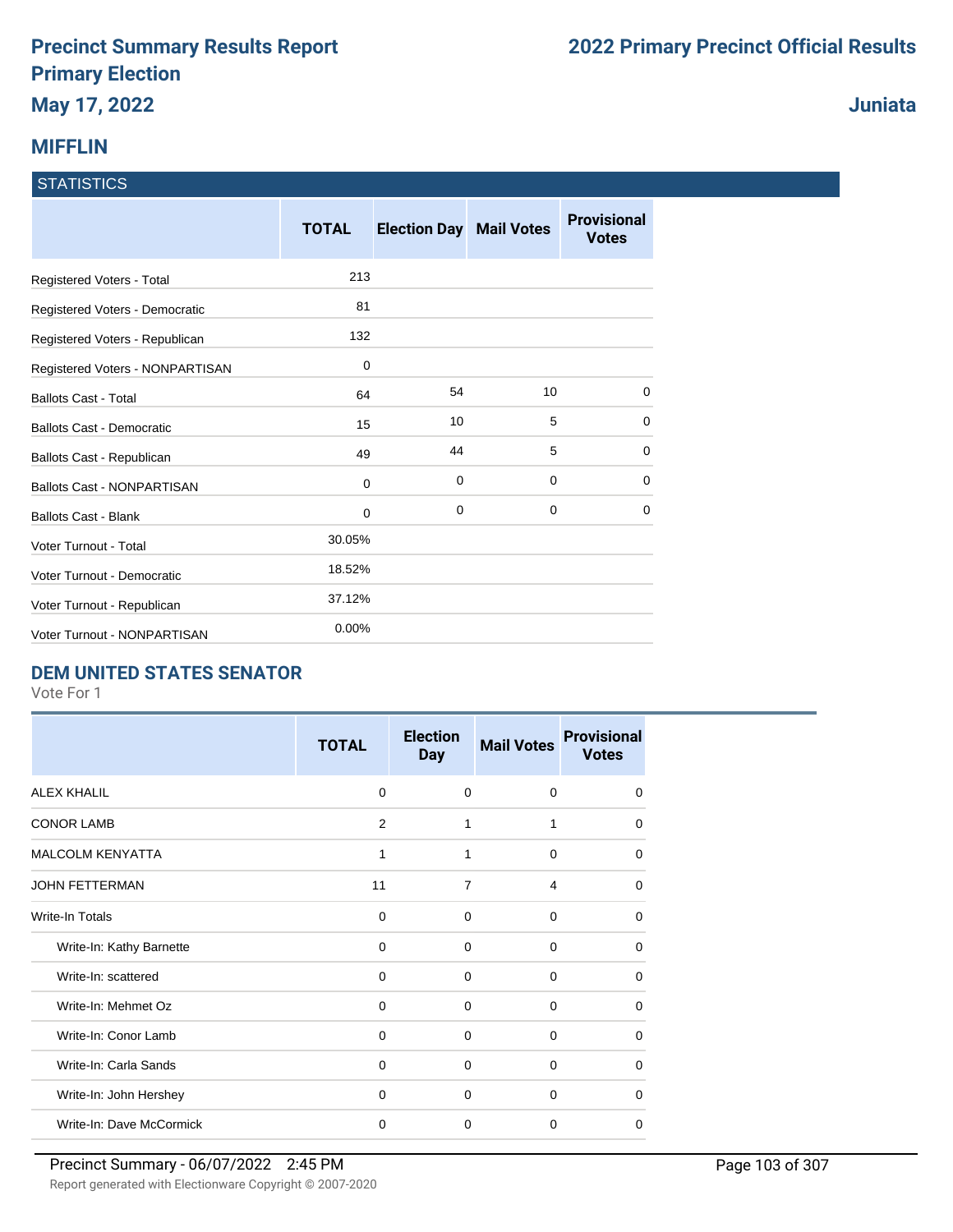# Precinct Summary Results Report
## Primary Election
### May 17, 2022

## 2022 Primary Precinct Official Results

### Juniata

## MIFFLIN

| STATISTICS | TOTAL | Election Day | Mail Votes | Provisional Votes |
|---|---|---|---|---|
| Registered Voters - Total | 213 | | | |
| Registered Voters - Democratic | 81 | | | |
| Registered Voters - Republican | 132 | | | |
| Registered Voters - NONPARTISAN | 0 | | | |
| Ballots Cast - Total | 64 | 54 | 10 | 0 |
| Ballots Cast - Democratic | 15 | 10 | 5 | 0 |
| Ballots Cast - Republican | 49 | 44 | 5 | 0 |
| Ballots Cast - NONPARTISAN | 0 | 0 | 0 | 0 |
| Ballots Cast - Blank | 0 | 0 | 0 | 0 |
| Voter Turnout - Total | 30.05% | | | |
| Voter Turnout - Democratic | 18.52% | | | |
| Voter Turnout - Republican | 37.12% | | | |
| Voter Turnout - NONPARTISAN | 0.00% | | | |

## DEM UNITED STATES SENATOR

Vote For 1

| | TOTAL | Election Day | Mail Votes | Provisional Votes |
|---|---|---|---|---|
| ALEX KHALIL | 0 | 0 | 0 | 0 |
| CONOR LAMB | 2 | 1 | 1 | 0 |
| MALCOLM KENYATTA | 1 | 1 | 0 | 0 |
| JOHN FETTERMAN | 11 | 7 | 4 | 0 |
| Write-In Totals | 0 | 0 | 0 | 0 |
| Write-In: Kathy Barnette | 0 | 0 | 0 | 0 |
| Write-In: scattered | 0 | 0 | 0 | 0 |
| Write-In: Mehmet Oz | 0 | 0 | 0 | 0 |
| Write-In: Conor Lamb | 0 | 0 | 0 | 0 |
| Write-In: Carla Sands | 0 | 0 | 0 | 0 |
| Write-In: John Hershey | 0 | 0 | 0 | 0 |
| Write-In: Dave McCormick | 0 | 0 | 0 | 0 |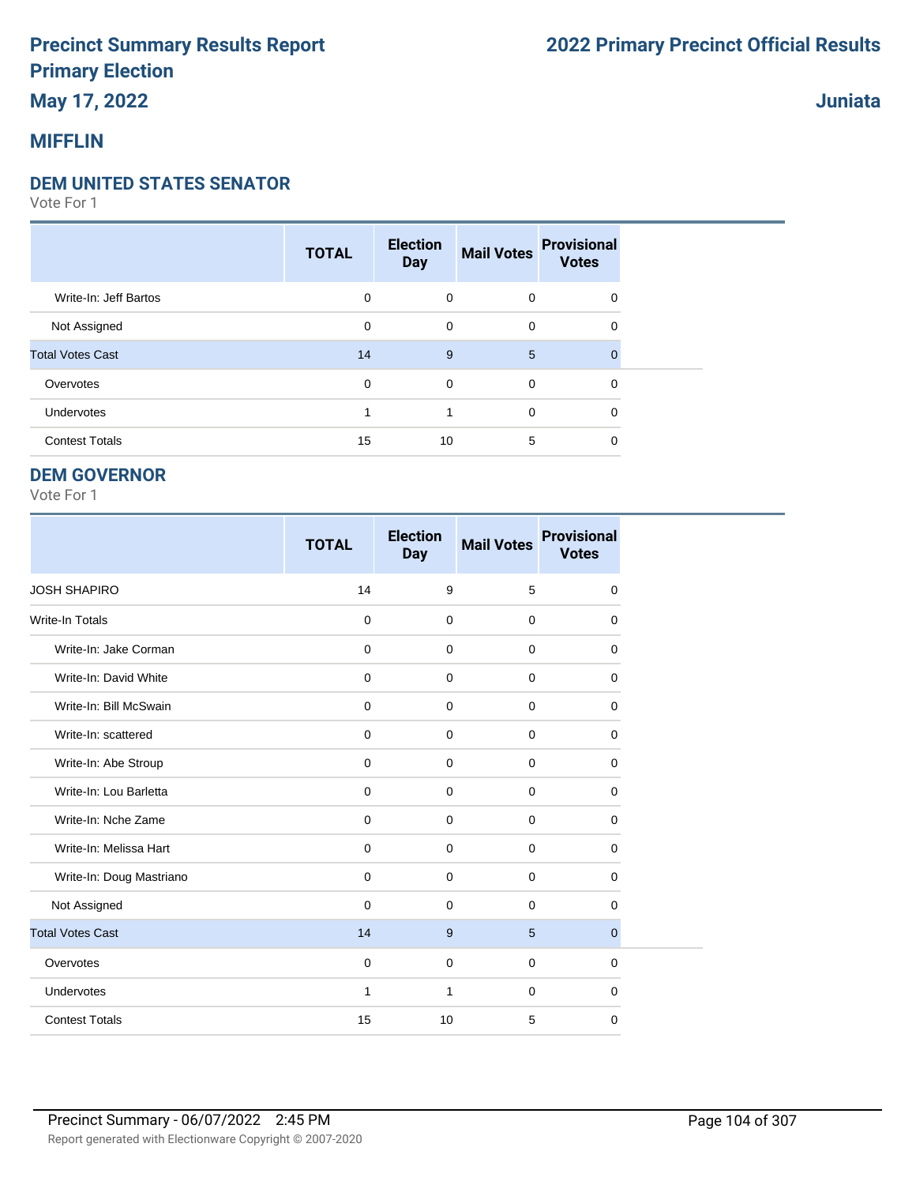# Precinct Summary Results Report
# Primary Election
## May 17, 2022

## 2022 Primary Precinct Official Results

## Juniata

## MIFFLIN

### DEM UNITED STATES SENATOR

Vote For 1

| | TOTAL | Election Day | Mail Votes | Provisional Votes |
|---|---|---|---|---|
| Write-In: Jeff Bartos | 0 | 0 | 0 | 0 |
| Not Assigned | 0 | 0 | 0 | 0 |
| Total Votes Cast | 14 | 9 | 5 | 0 |
| Overvotes | 0 | 0 | 0 | 0 |
| Undervotes | 1 | 1 | 0 | 0 |
| Contest Totals | 15 | 10 | 5 | 0 |

### DEM GOVERNOR

Vote For 1

| | TOTAL | Election Day | Mail Votes | Provisional Votes |
|---|---|---|---|---|
| JOSH SHAPIRO | 14 | 9 | 5 | 0 |
| Write-In Totals | 0 | 0 | 0 | 0 |
| Write-In: Jake Corman | 0 | 0 | 0 | 0 |
| Write-In: David White | 0 | 0 | 0 | 0 |
| Write-In: Bill McSwain | 0 | 0 | 0 | 0 |
| Write-In: scattered | 0 | 0 | 0 | 0 |
| Write-In: Abe Stroup | 0 | 0 | 0 | 0 |
| Write-In: Lou Barletta | 0 | 0 | 0 | 0 |
| Write-In: Nche Zame | 0 | 0 | 0 | 0 |
| Write-In: Melissa Hart | 0 | 0 | 0 | 0 |
| Write-In: Doug Mastriano | 0 | 0 | 0 | 0 |
| Not Assigned | 0 | 0 | 0 | 0 |
| Total Votes Cast | 14 | 9 | 5 | 0 |
| Overvotes | 0 | 0 | 0 | 0 |
| Undervotes | 1 | 1 | 0 | 0 |
| Contest Totals | 15 | 10 | 5 | 0 |

Precinct Summary - 06/07/2022 2:45 PM

Report generated with Electionware Copyright © 2007-2020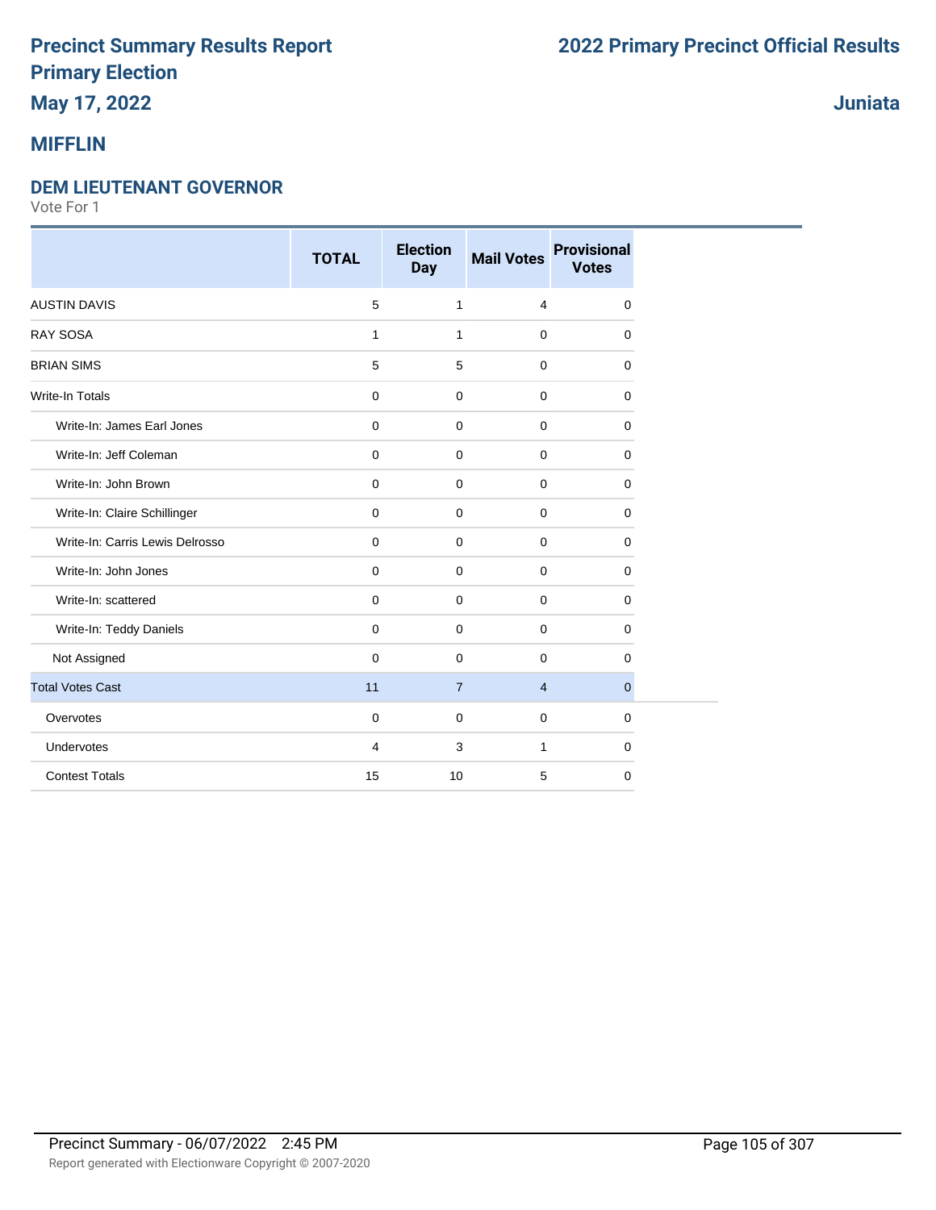# Precinct Summary Results Report
# Primary Election
## May 17, 2022

# 2022 Primary Precinct Official Results

## Juniata

## MIFFLIN

### DEM LIEUTENANT GOVERNOR

Vote For 1

| | TOTAL | Election Day | Mail Votes | Provisional Votes |
|---|---|---|---|---|
| AUSTIN DAVIS | 5 | 1 | 4 | 0 |
| RAY SOSA | 1 | 1 | 0 | 0 |
| BRIAN SIMS | 5 | 5 | 0 | 0 |
| Write-In Totals | 0 | 0 | 0 | 0 |
| Write-In: James Earl Jones | 0 | 0 | 0 | 0 |
| Write-In: Jeff Coleman | 0 | 0 | 0 | 0 |
| Write-In: John Brown | 0 | 0 | 0 | 0 |
| Write-In: Claire Schillinger | 0 | 0 | 0 | 0 |
| Write-In: Carris Lewis Delrosso | 0 | 0 | 0 | 0 |
| Write-In: John Jones | 0 | 0 | 0 | 0 |
| Write-In: scattered | 0 | 0 | 0 | 0 |
| Write-In: Teddy Daniels | 0 | 0 | 0 | 0 |
| Not Assigned | 0 | 0 | 0 | 0 |
| Total Votes Cast | 11 | 7 | 4 | 0 |
| Overvotes | 0 | 0 | 0 | 0 |
| Undervotes | 4 | 3 | 1 | 0 |
| Contest Totals | 15 | 10 | 5 | 0 |

Precinct Summary - 06/07/2022 2:45 PM

Report generated with Electionware Copyright © 2007-2020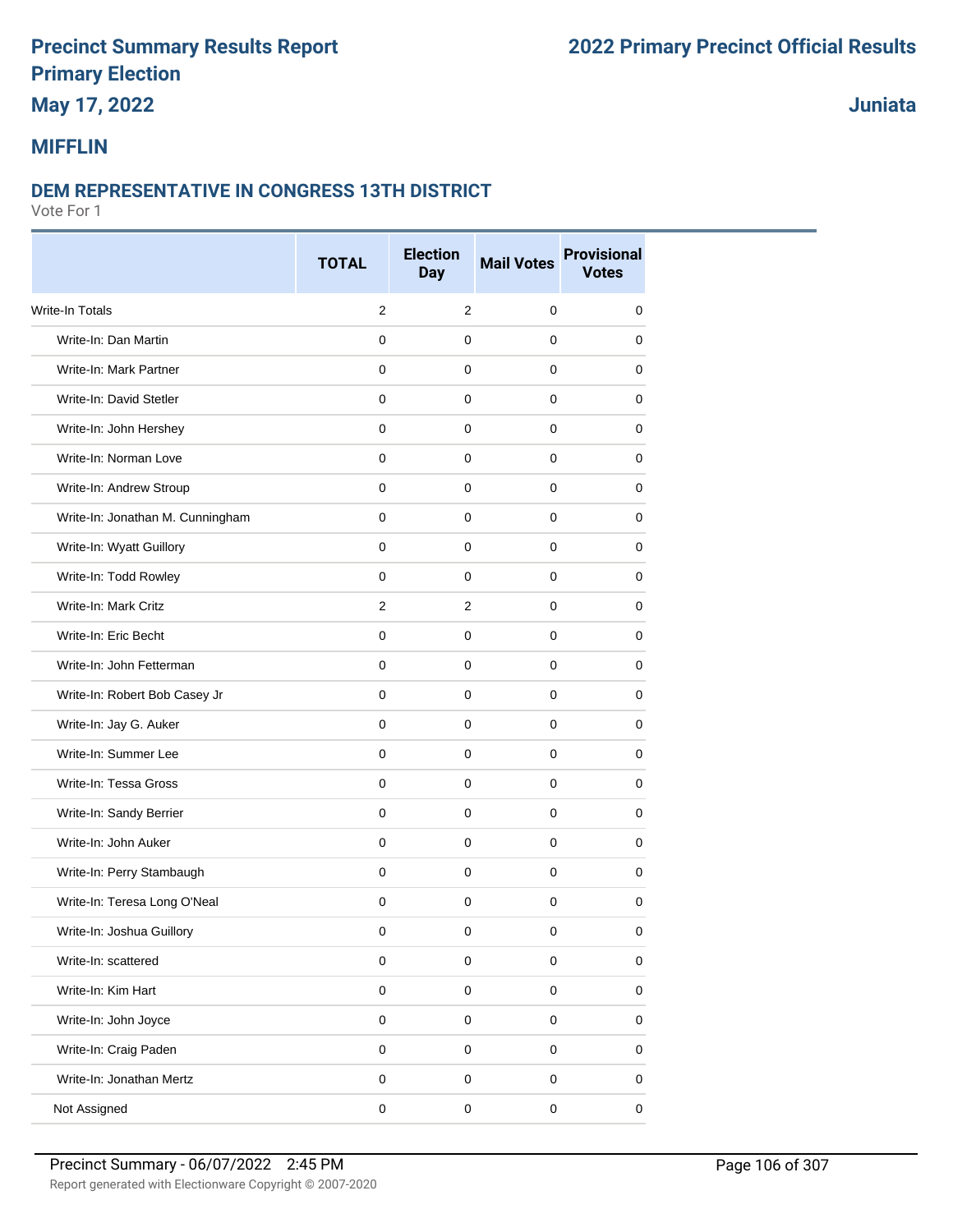# Precinct Summary Results Report

## Primary Election

## May 17, 2022

# 2022 Primary Precinct Official Results

## Juniata

## MIFFLIN

### DEM REPRESENTATIVE IN CONGRESS 13TH DISTRICT

Vote For 1

| | TOTAL | Election Day | Mail Votes | Provisional Votes |
|---|---|---|---|---|
| Write-In Totals | 2 | 2 | 0 | 0 |
| Write-In: Dan Martin | 0 | 0 | 0 | 0 |
| Write-In: Mark Partner | 0 | 0 | 0 | 0 |
| Write-In: David Stetler | 0 | 0 | 0 | 0 |
| Write-In: John Hershey | 0 | 0 | 0 | 0 |
| Write-In: Norman Love | 0 | 0 | 0 | 0 |
| Write-In: Andrew Stroup | 0 | 0 | 0 | 0 |
| Write-In: Jonathan M. Cunningham | 0 | 0 | 0 | 0 |
| Write-In: Wyatt Guillory | 0 | 0 | 0 | 0 |
| Write-In: Todd Rowley | 0 | 0 | 0 | 0 |
| Write-In: Mark Critz | 2 | 2 | 0 | 0 |
| Write-In: Eric Becht | 0 | 0 | 0 | 0 |
| Write-In: John Fetterman | 0 | 0 | 0 | 0 |
| Write-In: Robert Bob Casey Jr | 0 | 0 | 0 | 0 |
| Write-In: Jay G. Auker | 0 | 0 | 0 | 0 |
| Write-In: Summer Lee | 0 | 0 | 0 | 0 |
| Write-In: Tessa Gross | 0 | 0 | 0 | 0 |
| Write-In: Sandy Berrier | 0 | 0 | 0 | 0 |
| Write-In: John Auker | 0 | 0 | 0 | 0 |
| Write-In: Perry Stambaugh | 0 | 0 | 0 | 0 |
| Write-In: Teresa Long O'Neal | 0 | 0 | 0 | 0 |
| Write-In: Joshua Guillory | 0 | 0 | 0 | 0 |
| Write-In: scattered | 0 | 0 | 0 | 0 |
| Write-In: Kim Hart | 0 | 0 | 0 | 0 |
| Write-In: John Joyce | 0 | 0 | 0 | 0 |
| Write-In: Craig Paden | 0 | 0 | 0 | 0 |
| Write-In: Jonathan Mertz | 0 | 0 | 0 | 0 |
| Not Assigned | 0 | 0 | 0 | 0 |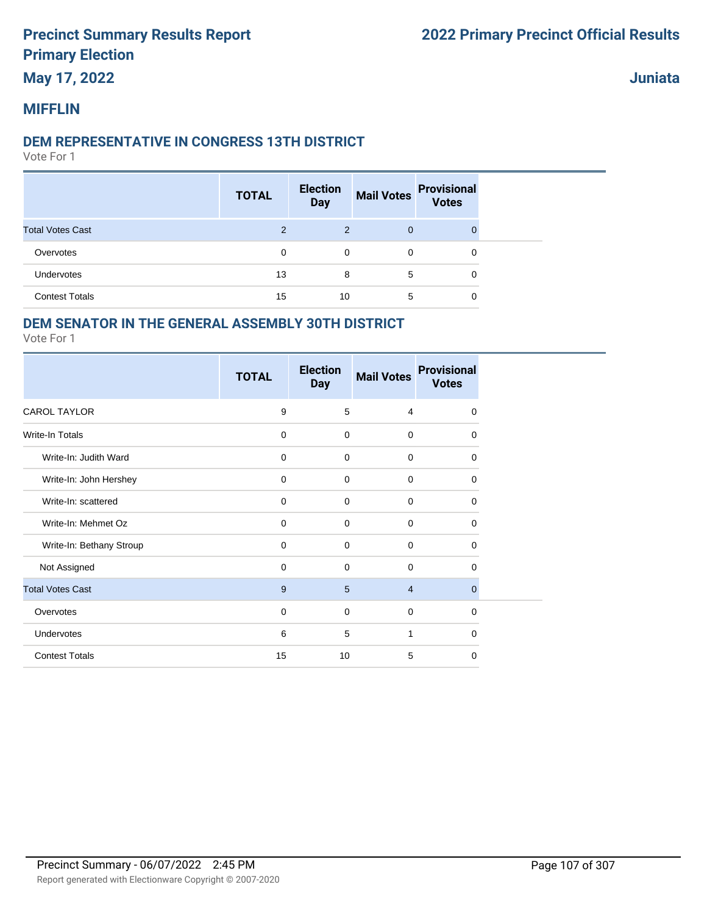# Precinct Summary Results Report

## Primary Election

## May 17, 2022

## 2022 Primary Precinct Official Results

## Juniata

## MIFFLIN

### DEM REPRESENTATIVE IN CONGRESS 13TH DISTRICT

Vote For 1

| | TOTAL | Election Day | Mail Votes | Provisional Votes |
|---|---|---|---|---|
| Total Votes Cast | 2 | 2 | 0 | 0 |
| Overvotes | 0 | 0 | 0 | 0 |
| Undervotes | 13 | 8 | 5 | 0 |
| Contest Totals | 15 | 10 | 5 | 0 |

### DEM SENATOR IN THE GENERAL ASSEMBLY 30TH DISTRICT

Vote For 1

| | TOTAL | Election Day | Mail Votes | Provisional Votes |
|---|---|---|---|---|
| CAROL TAYLOR | 9 | 5 | 4 | 0 |
| Write-In Totals | 0 | 0 | 0 | 0 |
| Write-In: Judith Ward | 0 | 0 | 0 | 0 |
| Write-In: John Hershey | 0 | 0 | 0 | 0 |
| Write-In: scattered | 0 | 0 | 0 | 0 |
| Write-In: Mehmet Oz | 0 | 0 | 0 | 0 |
| Write-In: Bethany Stroup | 0 | 0 | 0 | 0 |
| Not Assigned | 0 | 0 | 0 | 0 |
| Total Votes Cast | 9 | 5 | 4 | 0 |
| Overvotes | 0 | 0 | 0 | 0 |
| Undervotes | 6 | 5 | 1 | 0 |
| Contest Totals | 15 | 10 | 5 | 0 |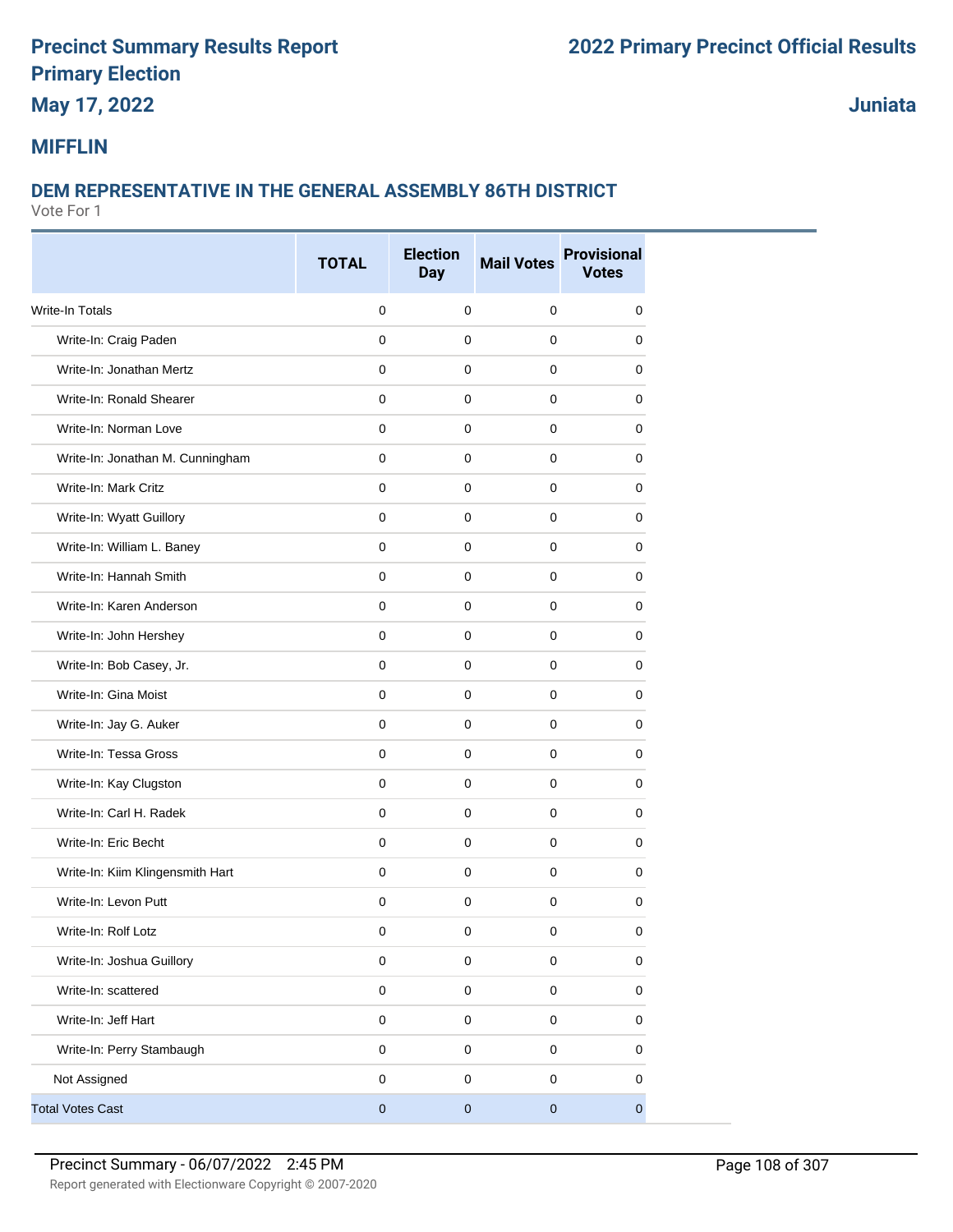# Precinct Summary Results Report
## Primary Election
## May 17, 2022

# 2022 Primary Precinct Official Results

**Juniata**

## MIFFLIN

### DEM REPRESENTATIVE IN THE GENERAL ASSEMBLY 86TH DISTRICT

Vote For 1

| | TOTAL | Election Day | Mail Votes | Provisional Votes |
|---|---|---|---|---|
| Write-In Totals | 0 | 0 | 0 | 0 |
| Write-In: Craig Paden | 0 | 0 | 0 | 0 |
| Write-In: Jonathan Mertz | 0 | 0 | 0 | 0 |
| Write-In: Ronald Shearer | 0 | 0 | 0 | 0 |
| Write-In: Norman Love | 0 | 0 | 0 | 0 |
| Write-In: Jonathan M. Cunningham | 0 | 0 | 0 | 0 |
| Write-In: Mark Critz | 0 | 0 | 0 | 0 |
| Write-In: Wyatt Guillory | 0 | 0 | 0 | 0 |
| Write-In: William L. Baney | 0 | 0 | 0 | 0 |
| Write-In: Hannah Smith | 0 | 0 | 0 | 0 |
| Write-In: Karen Anderson | 0 | 0 | 0 | 0 |
| Write-In: John Hershey | 0 | 0 | 0 | 0 |
| Write-In: Bob Casey, Jr. | 0 | 0 | 0 | 0 |
| Write-In: Gina Moist | 0 | 0 | 0 | 0 |
| Write-In: Jay G. Auker | 0 | 0 | 0 | 0 |
| Write-In: Tessa Gross | 0 | 0 | 0 | 0 |
| Write-In: Kay Clugston | 0 | 0 | 0 | 0 |
| Write-In: Carl H. Radek | 0 | 0 | 0 | 0 |
| Write-In: Eric Becht | 0 | 0 | 0 | 0 |
| Write-In: Kiim Klingensmith Hart | 0 | 0 | 0 | 0 |
| Write-In: Levon Putt | 0 | 0 | 0 | 0 |
| Write-In: Rolf Lotz | 0 | 0 | 0 | 0 |
| Write-In: Joshua Guillory | 0 | 0 | 0 | 0 |
| Write-In: scattered | 0 | 0 | 0 | 0 |
| Write-In: Jeff Hart | 0 | 0 | 0 | 0 |
| Write-In: Perry Stambaugh | 0 | 0 | 0 | 0 |
| Not Assigned | 0 | 0 | 0 | 0 |
| Total Votes Cast | 0 | 0 | 0 | 0 |

Precinct Summary - 06/07/2022 2:45 PM

Report generated with Electionware Copyright © 2007-2020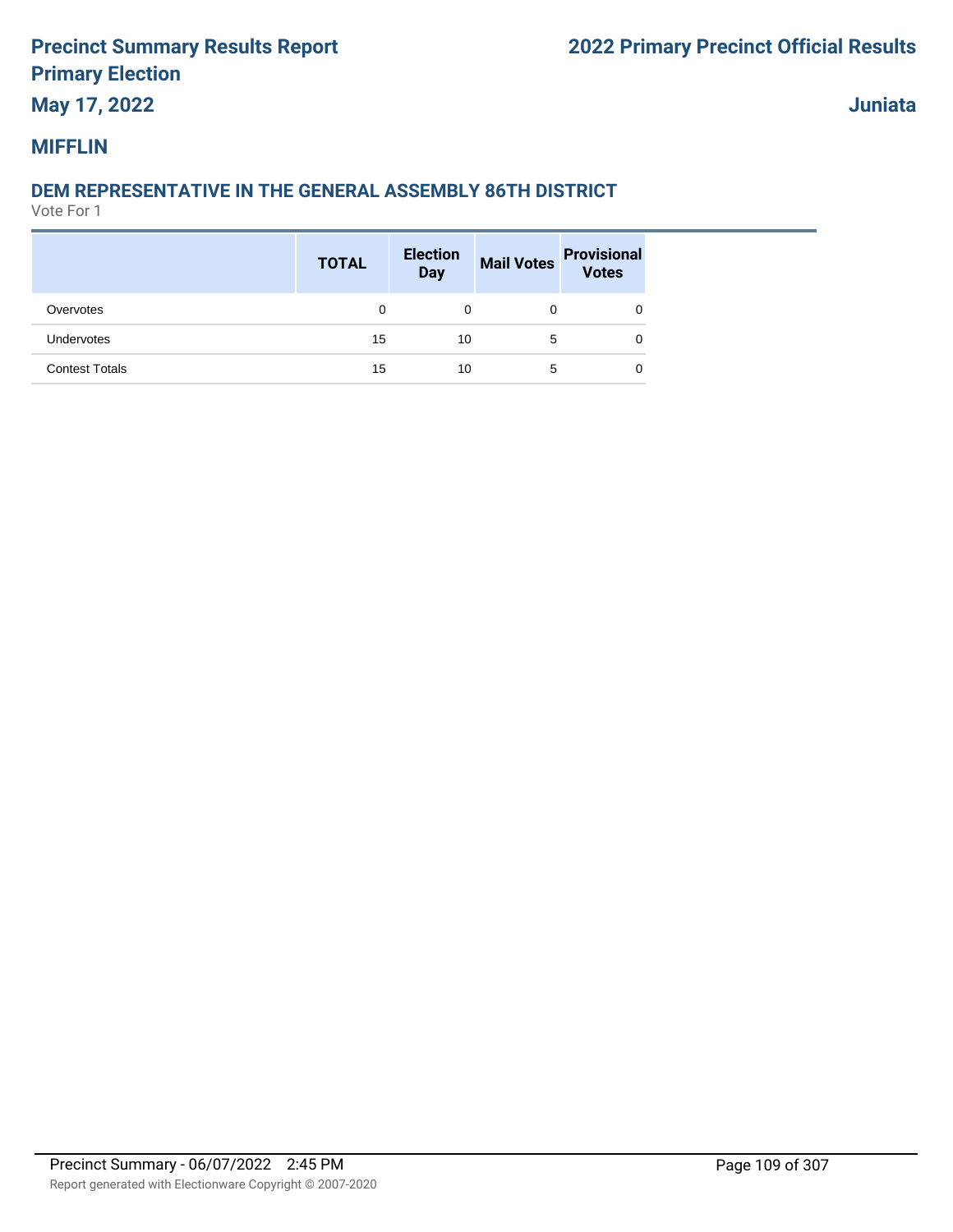## MIFFLIN

### DEM REPRESENTATIVE IN THE GENERAL ASSEMBLY 86TH DISTRICT

Vote For 1

| | TOTAL | Election Day | Mail Votes | Provisional Votes |
|---|---|---|---|---|
| Overvotes | 0 | 0 | 0 | 0 |
| Undervotes | 15 | 10 | 5 | 0 |
| Contest Totals | 15 | 10 | 5 | 0 |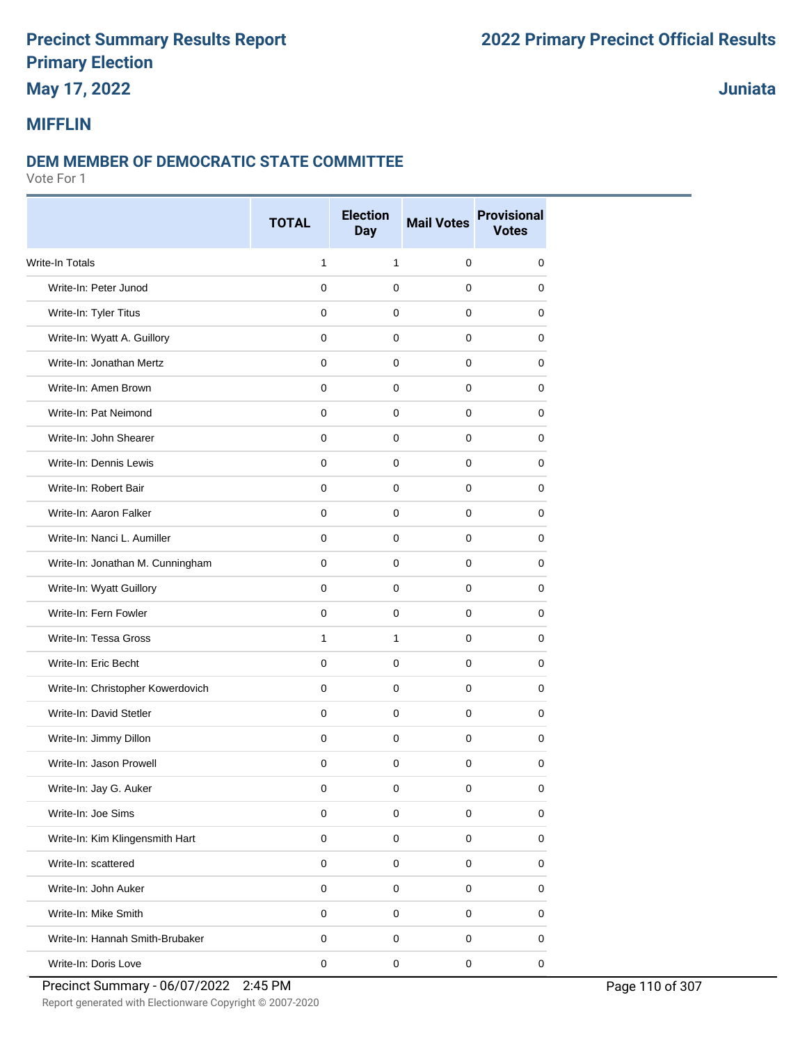# Precinct Summary Results Report
# Primary Election
## May 17, 2022

# 2022 Primary Precinct Official Results

## Juniata

## MIFFLIN

### DEM MEMBER OF DEMOCRATIC STATE COMMITTEE

Vote For 1

| | TOTAL | Election Day | Mail Votes | Provisional Votes |
|---|---|---|---|---|
| Write-In Totals | 1 | 1 | 0 | 0 |
| Write-In: Peter Junod | 0 | 0 | 0 | 0 |
| Write-In: Tyler Titus | 0 | 0 | 0 | 0 |
| Write-In: Wyatt A. Guillory | 0 | 0 | 0 | 0 |
| Write-In: Jonathan Mertz | 0 | 0 | 0 | 0 |
| Write-In: Amen Brown | 0 | 0 | 0 | 0 |
| Write-In: Pat Neimond | 0 | 0 | 0 | 0 |
| Write-In: John Shearer | 0 | 0 | 0 | 0 |
| Write-In: Dennis Lewis | 0 | 0 | 0 | 0 |
| Write-In: Robert Bair | 0 | 0 | 0 | 0 |
| Write-In: Aaron Falker | 0 | 0 | 0 | 0 |
| Write-In: Nanci L. Aumiller | 0 | 0 | 0 | 0 |
| Write-In: Jonathan M. Cunningham | 0 | 0 | 0 | 0 |
| Write-In: Wyatt Guillory | 0 | 0 | 0 | 0 |
| Write-In: Fern Fowler | 0 | 0 | 0 | 0 |
| Write-In: Tessa Gross | 1 | 1 | 0 | 0 |
| Write-In: Eric Becht | 0 | 0 | 0 | 0 |
| Write-In: Christopher Kowerdovich | 0 | 0 | 0 | 0 |
| Write-In: David Stetler | 0 | 0 | 0 | 0 |
| Write-In: Jimmy Dillon | 0 | 0 | 0 | 0 |
| Write-In: Jason Prowell | 0 | 0 | 0 | 0 |
| Write-In: Jay G. Auker | 0 | 0 | 0 | 0 |
| Write-In: Joe Sims | 0 | 0 | 0 | 0 |
| Write-In: Kim Klingensmith Hart | 0 | 0 | 0 | 0 |
| Write-In: scattered | 0 | 0 | 0 | 0 |
| Write-In: John Auker | 0 | 0 | 0 | 0 |
| Write-In: Mike Smith | 0 | 0 | 0 | 0 |
| Write-In: Hannah Smith-Brubaker | 0 | 0 | 0 | 0 |
| Write-In: Doris Love | 0 | 0 | 0 | 0 |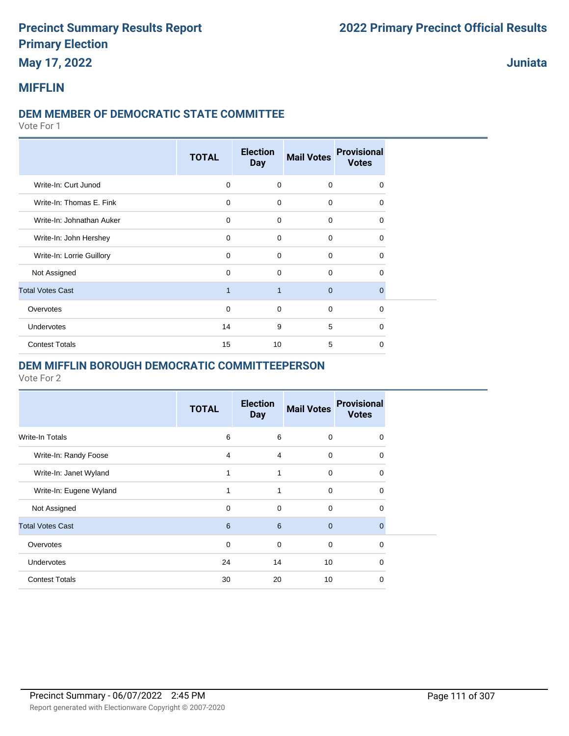# Precinct Summary Results Report
# Primary Election
# May 17, 2022

# 2022 Primary Precinct Official Results

# Juniata

## MIFFLIN

### DEM MEMBER OF DEMOCRATIC STATE COMMITTEE

Vote For 1

| | TOTAL | Election Day | Mail Votes | Provisional Votes |
|---|---|---|---|---|
| Write-In: Curt Junod | 0 | 0 | 0 | 0 |
| Write-In: Thomas E. Fink | 0 | 0 | 0 | 0 |
| Write-In: Johnathan Auker | 0 | 0 | 0 | 0 |
| Write-In: John Hershey | 0 | 0 | 0 | 0 |
| Write-In: Lorrie Guillory | 0 | 0 | 0 | 0 |
| Not Assigned | 0 | 0 | 0 | 0 |
| Total Votes Cast | 1 | 1 | 0 | 0 |
| Overvotes | 0 | 0 | 0 | 0 |
| Undervotes | 14 | 9 | 5 | 0 |
| Contest Totals | 15 | 10 | 5 | 0 |

### DEM MIFFLIN BOROUGH DEMOCRATIC COMMITTEEPERSON

Vote For 2

| | TOTAL | Election Day | Mail Votes | Provisional Votes |
|---|---|---|---|---|
| Write-In Totals | 6 | 6 | 0 | 0 |
| Write-In: Randy Foose | 4 | 4 | 0 | 0 |
| Write-In: Janet Wyland | 1 | 1 | 0 | 0 |
| Write-In: Eugene Wyland | 1 | 1 | 0 | 0 |
| Not Assigned | 0 | 0 | 0 | 0 |
| Total Votes Cast | 6 | 6 | 0 | 0 |
| Overvotes | 0 | 0 | 0 | 0 |
| Undervotes | 24 | 14 | 10 | 0 |
| Contest Totals | 30 | 20 | 10 | 0 |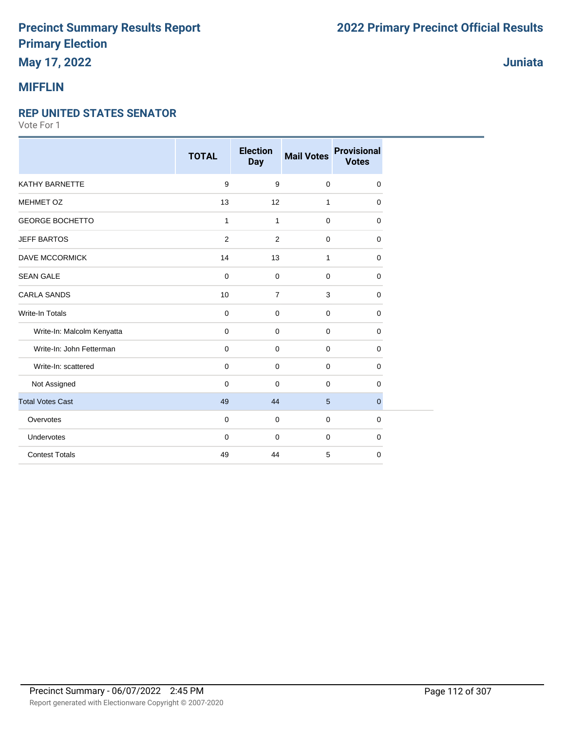# Precinct Summary Results Report
# Primary Election
# May 17, 2022

# 2022 Primary Precinct Official Results

**Juniata**

## MIFFLIN

### REP UNITED STATES SENATOR

Vote For 1

| | TOTAL | Election Day | Mail Votes | Provisional Votes |
|---|---|---|---|---|
| KATHY BARNETTE | 9 | 9 | 0 | 0 |
| MEHMET OZ | 13 | 12 | 1 | 0 |
| GEORGE BOCHETTO | 1 | 1 | 0 | 0 |
| JEFF BARTOS | 2 | 2 | 0 | 0 |
| DAVE MCCORMICK | 14 | 13 | 1 | 0 |
| SEAN GALE | 0 | 0 | 0 | 0 |
| CARLA SANDS | 10 | 7 | 3 | 0 |
| Write-In Totals | 0 | 0 | 0 | 0 |
| Write-In: Malcolm Kenyatta | 0 | 0 | 0 | 0 |
| Write-In: John Fetterman | 0 | 0 | 0 | 0 |
| Write-In: scattered | 0 | 0 | 0 | 0 |
| Not Assigned | 0 | 0 | 0 | 0 |
| Total Votes Cast | 49 | 44 | 5 | 0 |
| Overvotes | 0 | 0 | 0 | 0 |
| Undervotes | 0 | 0 | 0 | 0 |
| Contest Totals | 49 | 44 | 5 | 0 |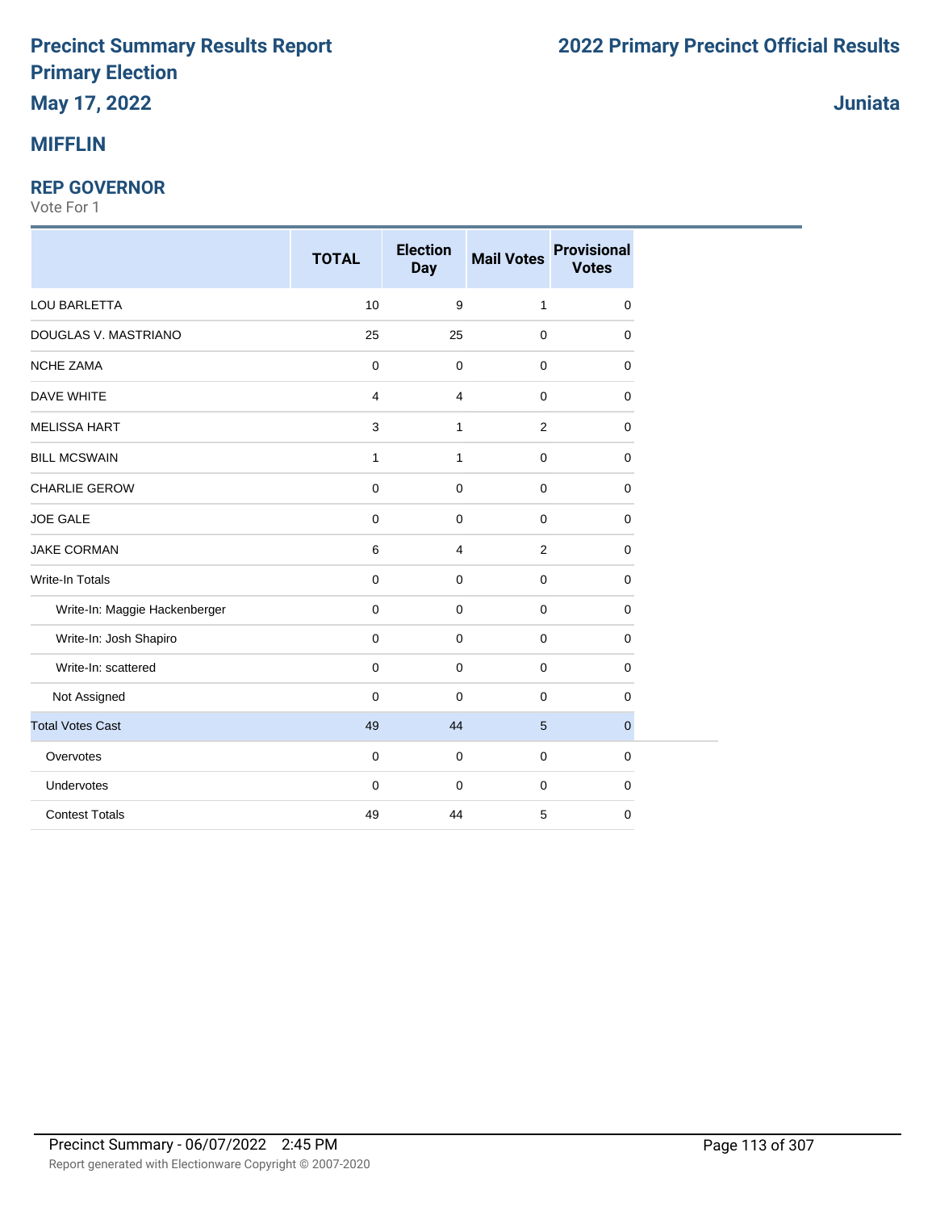# Precinct Summary Results Report
## Primary Election
**May 17, 2022**

**2022 Primary Precinct Official Results**

**Juniata**

## MIFFLIN

### REP GOVERNOR
Vote For 1

| | TOTAL | Election Day | Mail Votes | Provisional Votes |
|---|---|---|---|---|
| LOU BARLETTA | 10 | 9 | 1 | 0 |
| DOUGLAS V. MASTRIANO | 25 | 25 | 0 | 0 |
| NCHE ZAMA | 0 | 0 | 0 | 0 |
| DAVE WHITE | 4 | 4 | 0 | 0 |
| MELISSA HART | 3 | 1 | 2 | 0 |
| BILL MCSWAIN | 1 | 1 | 0 | 0 |
| CHARLIE GEROW | 0 | 0 | 0 | 0 |
| JOE GALE | 0 | 0 | 0 | 0 |
| JAKE CORMAN | 6 | 4 | 2 | 0 |
| Write-In Totals | 0 | 0 | 0 | 0 |
| Write-In: Maggie Hackenberger | 0 | 0 | 0 | 0 |
| Write-In: Josh Shapiro | 0 | 0 | 0 | 0 |
| Write-In: scattered | 0 | 0 | 0 | 0 |
| Not Assigned | 0 | 0 | 0 | 0 |
| Total Votes Cast | 49 | 44 | 5 | 0 |
| Overvotes | 0 | 0 | 0 | 0 |
| Undervotes | 0 | 0 | 0 | 0 |
| Contest Totals | 49 | 44 | 5 | 0 |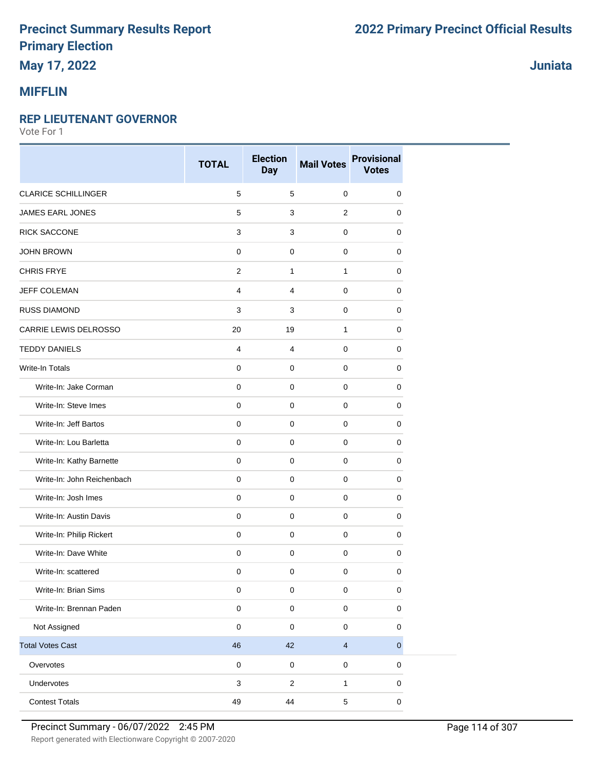# Precinct Summary Results Report
# Primary Election
# May 17, 2022

# 2022 Primary Precinct Official Results

**Juniata**

## MIFFLIN

### REP LIEUTENANT GOVERNOR

Vote For 1

| | TOTAL | Election Day | Mail Votes | Provisional Votes |
|---|---|---|---|---|
| CLARICE SCHILLINGER | 5 | 5 | 0 | 0 |
| JAMES EARL JONES | 5 | 3 | 2 | 0 |
| RICK SACCONE | 3 | 3 | 0 | 0 |
| JOHN BROWN | 0 | 0 | 0 | 0 |
| CHRIS FRYE | 2 | 1 | 1 | 0 |
| JEFF COLEMAN | 4 | 4 | 0 | 0 |
| RUSS DIAMOND | 3 | 3 | 0 | 0 |
| CARRIE LEWIS DELROSSO | 20 | 19 | 1 | 0 |
| TEDDY DANIELS | 4 | 4 | 0 | 0 |
| Write-In Totals | 0 | 0 | 0 | 0 |
| Write-In: Jake Corman | 0 | 0 | 0 | 0 |
| Write-In: Steve Imes | 0 | 0 | 0 | 0 |
| Write-In: Jeff Bartos | 0 | 0 | 0 | 0 |
| Write-In: Lou Barletta | 0 | 0 | 0 | 0 |
| Write-In: Kathy Barnette | 0 | 0 | 0 | 0 |
| Write-In: John Reichenbach | 0 | 0 | 0 | 0 |
| Write-In: Josh Imes | 0 | 0 | 0 | 0 |
| Write-In: Austin Davis | 0 | 0 | 0 | 0 |
| Write-In: Philip Rickert | 0 | 0 | 0 | 0 |
| Write-In: Dave White | 0 | 0 | 0 | 0 |
| Write-In: scattered | 0 | 0 | 0 | 0 |
| Write-In: Brian Sims | 0 | 0 | 0 | 0 |
| Write-In: Brennan Paden | 0 | 0 | 0 | 0 |
| Not Assigned | 0 | 0 | 0 | 0 |
| Total Votes Cast | 46 | 42 | 4 | 0 |
| Overvotes | 0 | 0 | 0 | 0 |
| Undervotes | 3 | 2 | 1 | 0 |
| Contest Totals | 49 | 44 | 5 | 0 |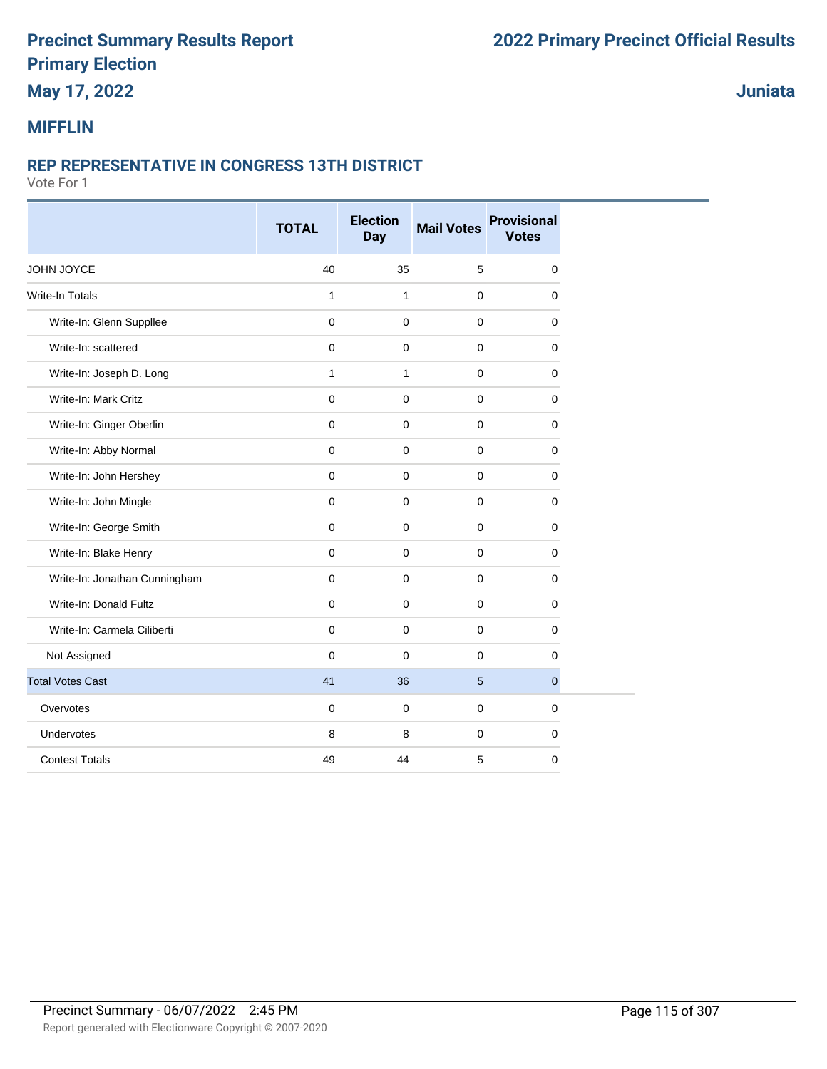# Precinct Summary Results Report
## Primary Election
## May 17, 2022

## 2022 Primary Precinct Official Results

## Juniata

## MIFFLIN

### REP REPRESENTATIVE IN CONGRESS 13TH DISTRICT

Vote For 1

| | TOTAL | Election Day | Mail Votes | Provisional Votes |
|---|---|---|---|---|
| JOHN JOYCE | 40 | 35 | 5 | 0 |
| Write-In Totals | 1 | 1 | 0 | 0 |
| Write-In: Glenn Suppllee | 0 | 0 | 0 | 0 |
| Write-In: scattered | 0 | 0 | 0 | 0 |
| Write-In: Joseph D. Long | 1 | 1 | 0 | 0 |
| Write-In: Mark Critz | 0 | 0 | 0 | 0 |
| Write-In: Ginger Oberlin | 0 | 0 | 0 | 0 |
| Write-In: Abby Normal | 0 | 0 | 0 | 0 |
| Write-In: John Hershey | 0 | 0 | 0 | 0 |
| Write-In: John Mingle | 0 | 0 | 0 | 0 |
| Write-In: George Smith | 0 | 0 | 0 | 0 |
| Write-In: Blake Henry | 0 | 0 | 0 | 0 |
| Write-In: Jonathan Cunningham | 0 | 0 | 0 | 0 |
| Write-In: Donald Fultz | 0 | 0 | 0 | 0 |
| Write-In: Carmela Ciliberti | 0 | 0 | 0 | 0 |
| Not Assigned | 0 | 0 | 0 | 0 |
| Total Votes Cast | 41 | 36 | 5 | 0 |
| Overvotes | 0 | 0 | 0 | 0 |
| Undervotes | 8 | 8 | 0 | 0 |
| Contest Totals | 49 | 44 | 5 | 0 |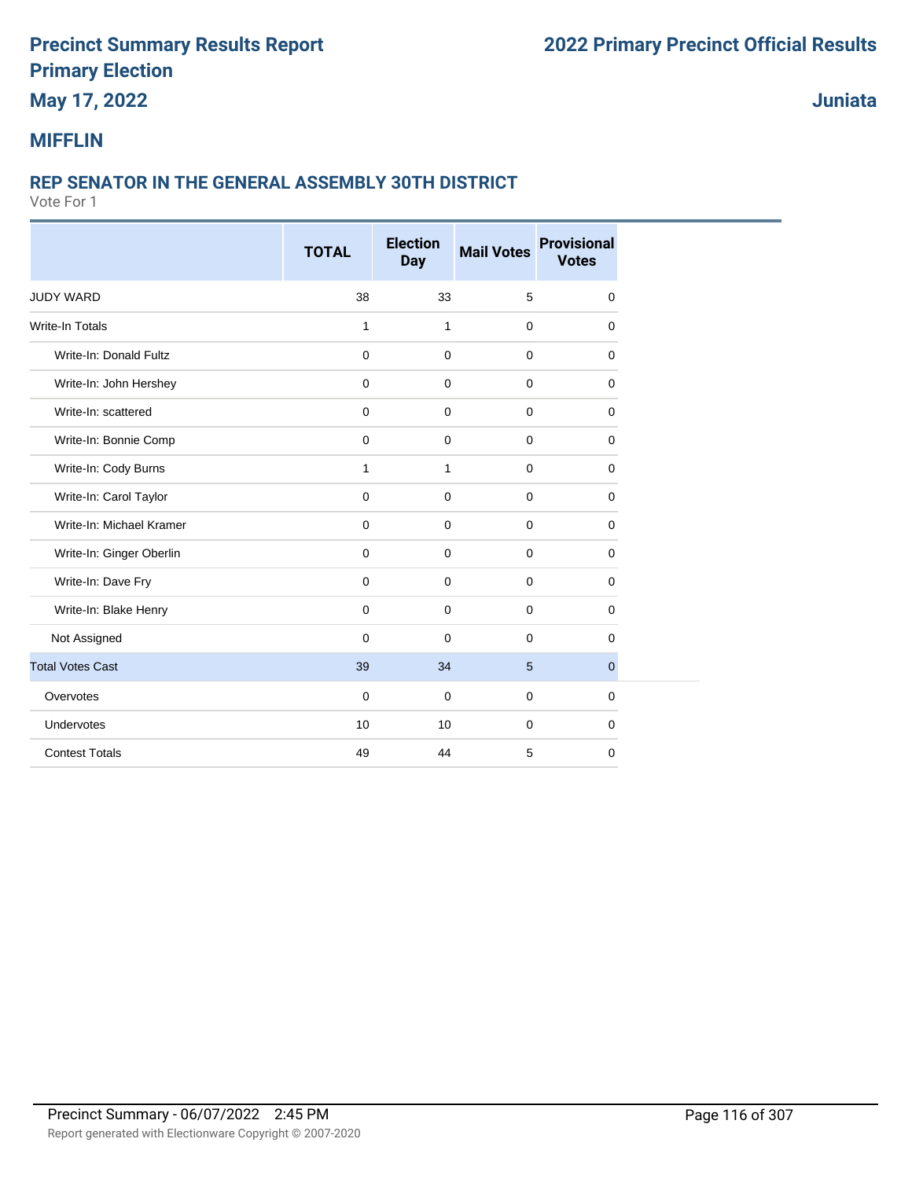# Precinct Summary Results Report
# Primary Election
# May 17, 2022

# 2022 Primary Precinct Official Results

# Juniata

## MIFFLIN

### REP SENATOR IN THE GENERAL ASSEMBLY 30TH DISTRICT

Vote For 1

| | TOTAL | Election Day | Mail Votes | Provisional Votes |
|---|---|---|---|---|
| JUDY WARD | 38 | 33 | 5 | 0 |
| Write-In Totals | 1 | 1 | 0 | 0 |
| Write-In: Donald Fultz | 0 | 0 | 0 | 0 |
| Write-In: John Hershey | 0 | 0 | 0 | 0 |
| Write-In: scattered | 0 | 0 | 0 | 0 |
| Write-In: Bonnie Comp | 0 | 0 | 0 | 0 |
| Write-In: Cody Burns | 1 | 1 | 0 | 0 |
| Write-In: Carol Taylor | 0 | 0 | 0 | 0 |
| Write-In: Michael Kramer | 0 | 0 | 0 | 0 |
| Write-In: Ginger Oberlin | 0 | 0 | 0 | 0 |
| Write-In: Dave Fry | 0 | 0 | 0 | 0 |
| Write-In: Blake Henry | 0 | 0 | 0 | 0 |
| Not Assigned | 0 | 0 | 0 | 0 |
| Total Votes Cast | 39 | 34 | 5 | 0 |
| Overvotes | 0 | 0 | 0 | 0 |
| Undervotes | 10 | 10 | 0 | 0 |
| Contest Totals | 49 | 44 | 5 | 0 |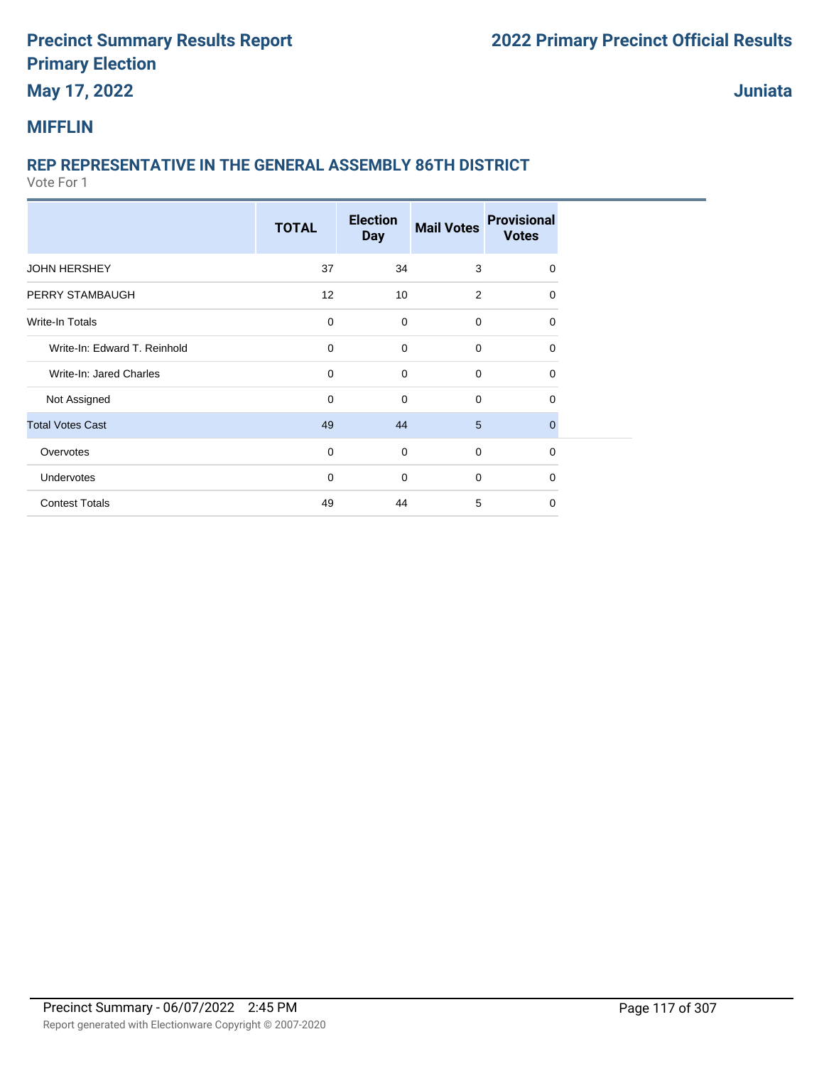# Precinct Summary Results Report
## Primary Election
### May 17, 2022

## 2022 Primary Precinct Official Results

**Juniata**

## MIFFLIN

### REP REPRESENTATIVE IN THE GENERAL ASSEMBLY 86TH DISTRICT

Vote For 1

| | TOTAL | Election Day | Mail Votes | Provisional Votes |
|---|---|---|---|---|
| JOHN HERSHEY | 37 | 34 | 3 | 0 |
| PERRY STAMBAUGH | 12 | 10 | 2 | 0 |
| Write-In Totals | 0 | 0 | 0 | 0 |
| Write-In: Edward T. Reinhold | 0 | 0 | 0 | 0 |
| Write-In: Jared Charles | 0 | 0 | 0 | 0 |
| Not Assigned | 0 | 0 | 0 | 0 |
| Total Votes Cast | 49 | 44 | 5 | 0 |
| Overvotes | 0 | 0 | 0 | 0 |
| Undervotes | 0 | 0 | 0 | 0 |
| Contest Totals | 49 | 44 | 5 | 0 |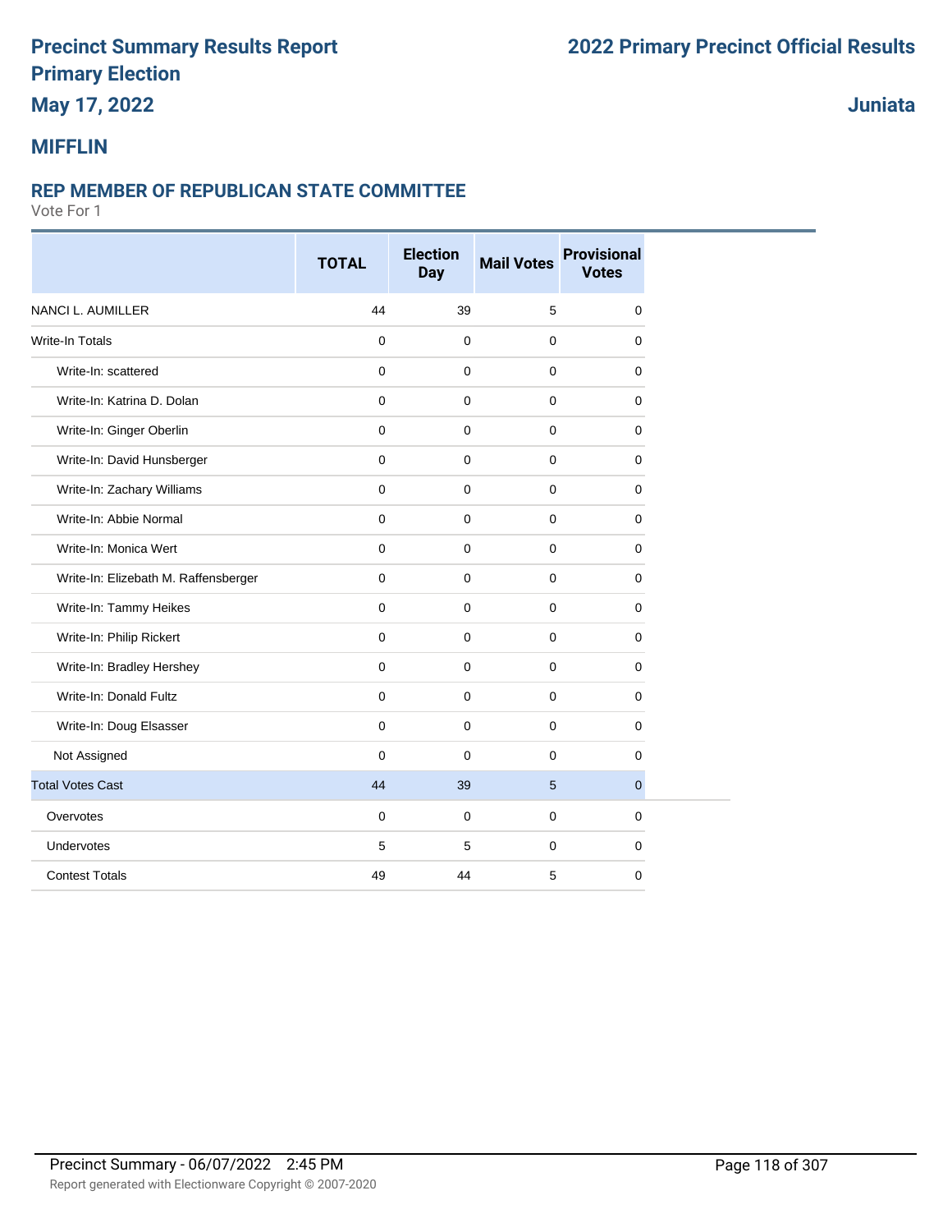# Precinct Summary Results Report
# Primary Election
# May 17, 2022

# 2022 Primary Precinct Official Results

## Juniata

## MIFFLIN

### REP MEMBER OF REPUBLICAN STATE COMMITTEE

Vote For 1

| | TOTAL | Election Day | Mail Votes | Provisional Votes |
|---|---|---|---|---|
| NANCI L. AUMILLER | 44 | 39 | 5 | 0 |
| Write-In Totals | 0 | 0 | 0 | 0 |
| Write-In: scattered | 0 | 0 | 0 | 0 |
| Write-In: Katrina D. Dolan | 0 | 0 | 0 | 0 |
| Write-In: Ginger Oberlin | 0 | 0 | 0 | 0 |
| Write-In: David Hunsberger | 0 | 0 | 0 | 0 |
| Write-In: Zachary Williams | 0 | 0 | 0 | 0 |
| Write-In: Abbie Normal | 0 | 0 | 0 | 0 |
| Write-In: Monica Wert | 0 | 0 | 0 | 0 |
| Write-In: Elizebath M. Raffensberger | 0 | 0 | 0 | 0 |
| Write-In: Tammy Heikes | 0 | 0 | 0 | 0 |
| Write-In: Philip Rickert | 0 | 0 | 0 | 0 |
| Write-In: Bradley Hershey | 0 | 0 | 0 | 0 |
| Write-In: Donald Fultz | 0 | 0 | 0 | 0 |
| Write-In: Doug Elsasser | 0 | 0 | 0 | 0 |
| Not Assigned | 0 | 0 | 0 | 0 |
| Total Votes Cast | 44 | 39 | 5 | 0 |
| Overvotes | 0 | 0 | 0 | 0 |
| Undervotes | 5 | 5 | 0 | 0 |
| Contest Totals | 49 | 44 | 5 | 0 |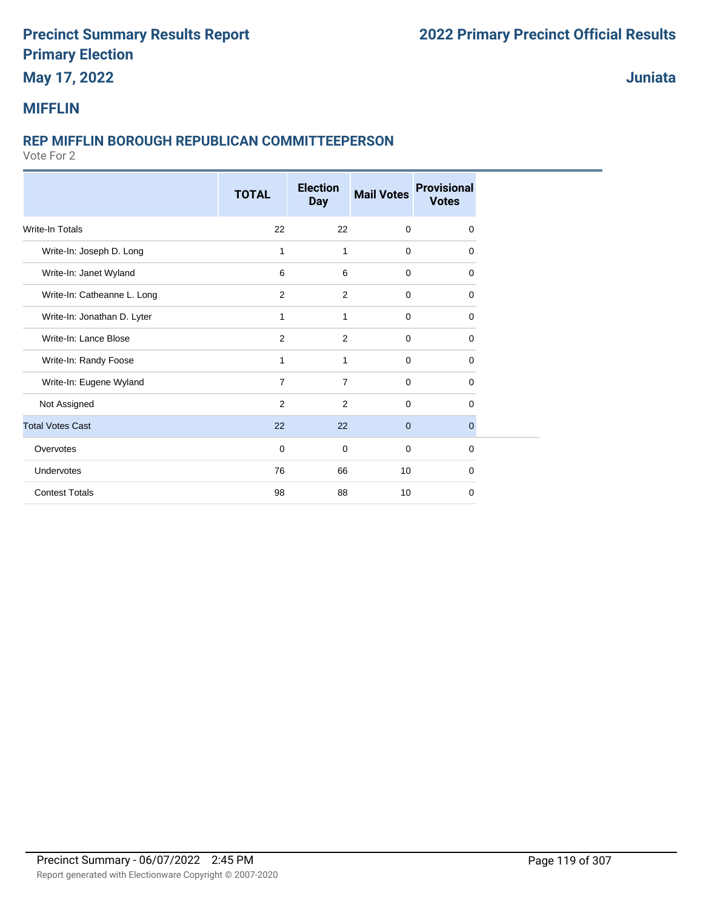# Precinct Summary Results Report
# Primary Election
## May 17, 2022

# 2022 Primary Precinct Official Results

## Juniata

## MIFFLIN

### REP MIFFLIN BOROUGH REPUBLICAN COMMITTEEPERSON

Vote For 2

| | TOTAL | Election Day | Mail Votes | Provisional Votes |
|---|---|---|---|---|
| Write-In Totals | 22 | 22 | 0 | 0 |
| Write-In: Joseph D. Long | 1 | 1 | 0 | 0 |
| Write-In: Janet Wyland | 6 | 6 | 0 | 0 |
| Write-In: Catheanne L. Long | 2 | 2 | 0 | 0 |
| Write-In: Jonathan D. Lyter | 1 | 1 | 0 | 0 |
| Write-In: Lance Blose | 2 | 2 | 0 | 0 |
| Write-In: Randy Foose | 1 | 1 | 0 | 0 |
| Write-In: Eugene Wyland | 7 | 7 | 0 | 0 |
| Not Assigned | 2 | 2 | 0 | 0 |
| Total Votes Cast | 22 | 22 | 0 | 0 |
| Overvotes | 0 | 0 | 0 | 0 |
| Undervotes | 76 | 66 | 10 | 0 |
| Contest Totals | 98 | 88 | 10 | 0 |

Precinct Summary - 06/07/2022 2:45 PM

Report generated with Electionware Copyright © 2007-2020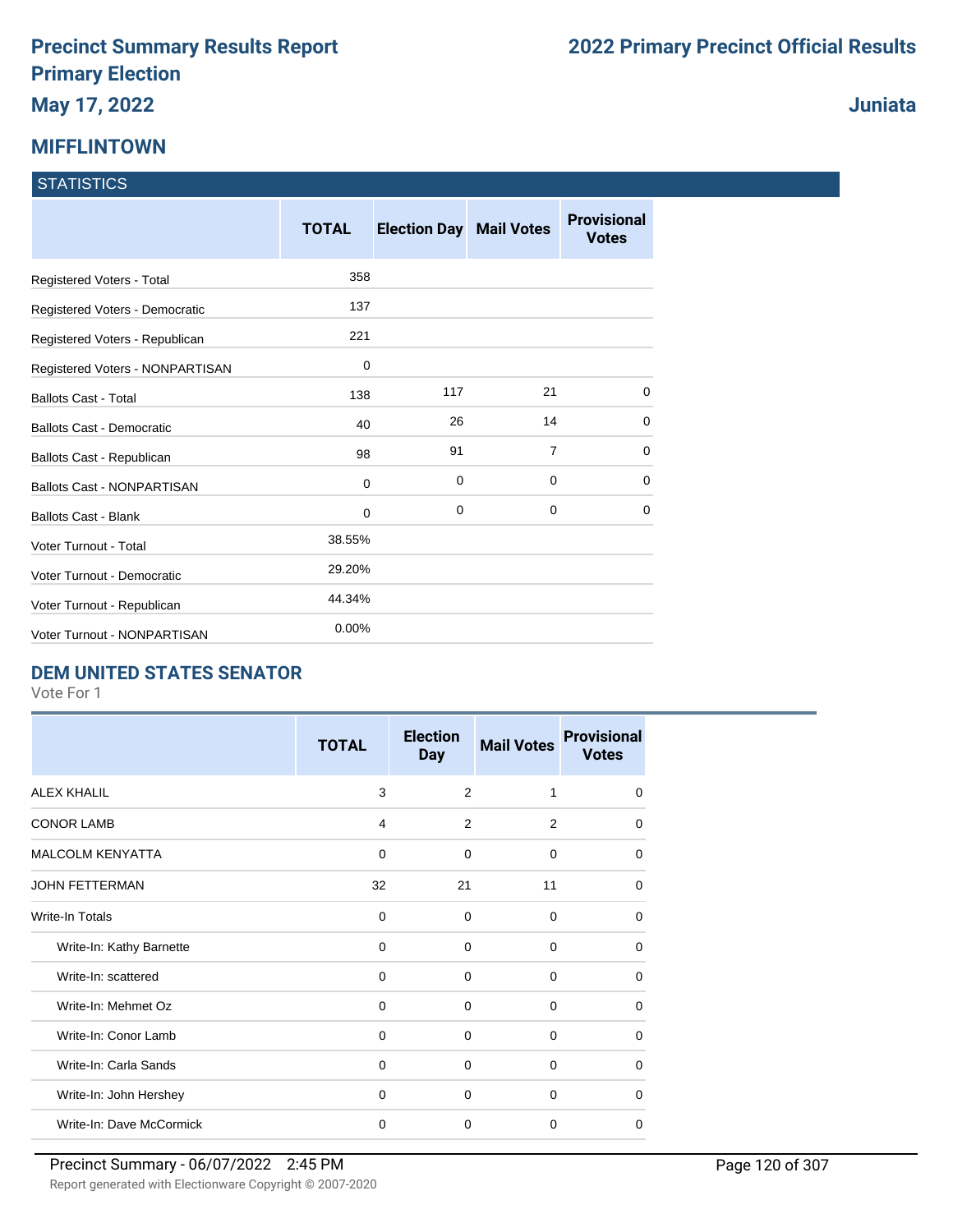# Precinct Summary Results Report
# Primary Election
## May 17, 2022

# 2022 Primary Precinct Official Results

## Juniata

## MIFFLINTOWN

### STATISTICS

| | TOTAL | Election Day | Mail Votes | Provisional Votes |
|---|---|---|---|---|
| Registered Voters - Total | 358 | | | |
| Registered Voters - Democratic | 137 | | | |
| Registered Voters - Republican | 221 | | | |
| Registered Voters - NONPARTISAN | 0 | | | |
| Ballots Cast - Total | 138 | 117 | 21 | 0 |
| Ballots Cast - Democratic | 40 | 26 | 14 | 0 |
| Ballots Cast - Republican | 98 | 91 | 7 | 0 |
| Ballots Cast - NONPARTISAN | 0 | 0 | 0 | 0 |
| Ballots Cast - Blank | 0 | 0 | 0 | 0 |
| Voter Turnout - Total | 38.55% | | | |
| Voter Turnout - Democratic | 29.20% | | | |
| Voter Turnout - Republican | 44.34% | | | |
| Voter Turnout - NONPARTISAN | 0.00% | | | |

### DEM UNITED STATES SENATOR

Vote For 1

| | TOTAL | Election Day | Mail Votes | Provisional Votes |
|---|---|---|---|---|
| ALEX KHALIL | 3 | 2 | 1 | 0 |
| CONOR LAMB | 4 | 2 | 2 | 0 |
| MALCOLM KENYATTA | 0 | 0 | 0 | 0 |
| JOHN FETTERMAN | 32 | 21 | 11 | 0 |
| Write-In Totals | 0 | 0 | 0 | 0 |
| Write-In: Kathy Barnette | 0 | 0 | 0 | 0 |
| Write-In: scattered | 0 | 0 | 0 | 0 |
| Write-In: Mehmet Oz | 0 | 0 | 0 | 0 |
| Write-In: Conor Lamb | 0 | 0 | 0 | 0 |
| Write-In: Carla Sands | 0 | 0 | 0 | 0 |
| Write-In: John Hershey | 0 | 0 | 0 | 0 |
| Write-In: Dave McCormick | 0 | 0 | 0 | 0 |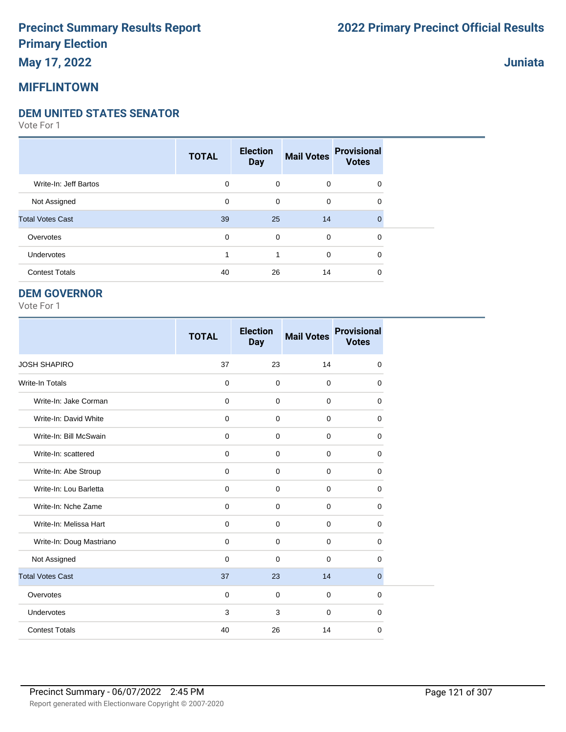# Precinct Summary Results Report
# Primary Election
# May 17, 2022

# 2022 Primary Precinct Official Results

## Juniata

## MIFFLINTOWN

### DEM UNITED STATES SENATOR

Vote For 1

| | TOTAL | Election Day | Mail Votes | Provisional Votes |
|---|---|---|---|---|
| Write-In: Jeff Bartos | 0 | 0 | 0 | 0 |
| Not Assigned | 0 | 0 | 0 | 0 |
| Total Votes Cast | 39 | 25 | 14 | 0 |
| Overvotes | 0 | 0 | 0 | 0 |
| Undervotes | 1 | 1 | 0 | 0 |
| Contest Totals | 40 | 26 | 14 | 0 |

### DEM GOVERNOR

Vote For 1

| | TOTAL | Election Day | Mail Votes | Provisional Votes |
|---|---|---|---|---|
| JOSH SHAPIRO | 37 | 23 | 14 | 0 |
| Write-In Totals | 0 | 0 | 0 | 0 |
| Write-In: Jake Corman | 0 | 0 | 0 | 0 |
| Write-In: David White | 0 | 0 | 0 | 0 |
| Write-In: Bill McSwain | 0 | 0 | 0 | 0 |
| Write-In: scattered | 0 | 0 | 0 | 0 |
| Write-In: Abe Stroup | 0 | 0 | 0 | 0 |
| Write-In: Lou Barletta | 0 | 0 | 0 | 0 |
| Write-In: Nche Zame | 0 | 0 | 0 | 0 |
| Write-In: Melissa Hart | 0 | 0 | 0 | 0 |
| Write-In: Doug Mastriano | 0 | 0 | 0 | 0 |
| Not Assigned | 0 | 0 | 0 | 0 |
| Total Votes Cast | 37 | 23 | 14 | 0 |
| Overvotes | 0 | 0 | 0 | 0 |
| Undervotes | 3 | 3 | 0 | 0 |
| Contest Totals | 40 | 26 | 14 | 0 |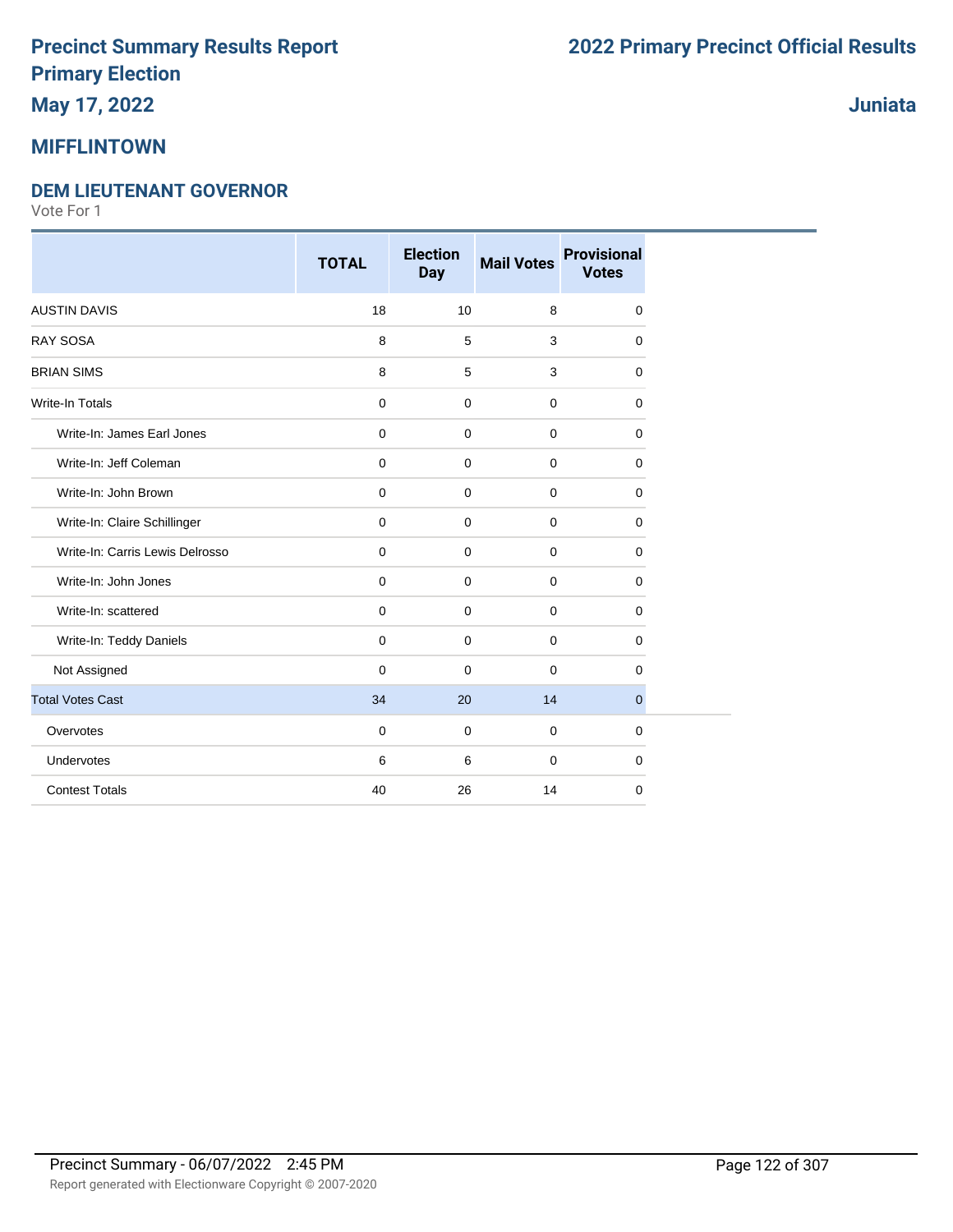# Precinct Summary Results Report
# Primary Election
**May 17, 2022**

**2022 Primary Precinct Official Results**

**Juniata**

## MIFFLINTOWN

### DEM LIEUTENANT GOVERNOR

Vote For 1

| | TOTAL | Election Day | Mail Votes | Provisional Votes |
|---|---|---|---|---|
| AUSTIN DAVIS | 18 | 10 | 8 | 0 |
| RAY SOSA | 8 | 5 | 3 | 0 |
| BRIAN SIMS | 8 | 5 | 3 | 0 |
| Write-In Totals | 0 | 0 | 0 | 0 |
| Write-In: James Earl Jones | 0 | 0 | 0 | 0 |
| Write-In: Jeff Coleman | 0 | 0 | 0 | 0 |
| Write-In: John Brown | 0 | 0 | 0 | 0 |
| Write-In: Claire Schillinger | 0 | 0 | 0 | 0 |
| Write-In: Carris Lewis Delrosso | 0 | 0 | 0 | 0 |
| Write-In: John Jones | 0 | 0 | 0 | 0 |
| Write-In: scattered | 0 | 0 | 0 | 0 |
| Write-In: Teddy Daniels | 0 | 0 | 0 | 0 |
| Not Assigned | 0 | 0 | 0 | 0 |
| Total Votes Cast | 34 | 20 | 14 | 0 |
| Overvotes | 0 | 0 | 0 | 0 |
| Undervotes | 6 | 6 | 0 | 0 |
| Contest Totals | 40 | 26 | 14 | 0 |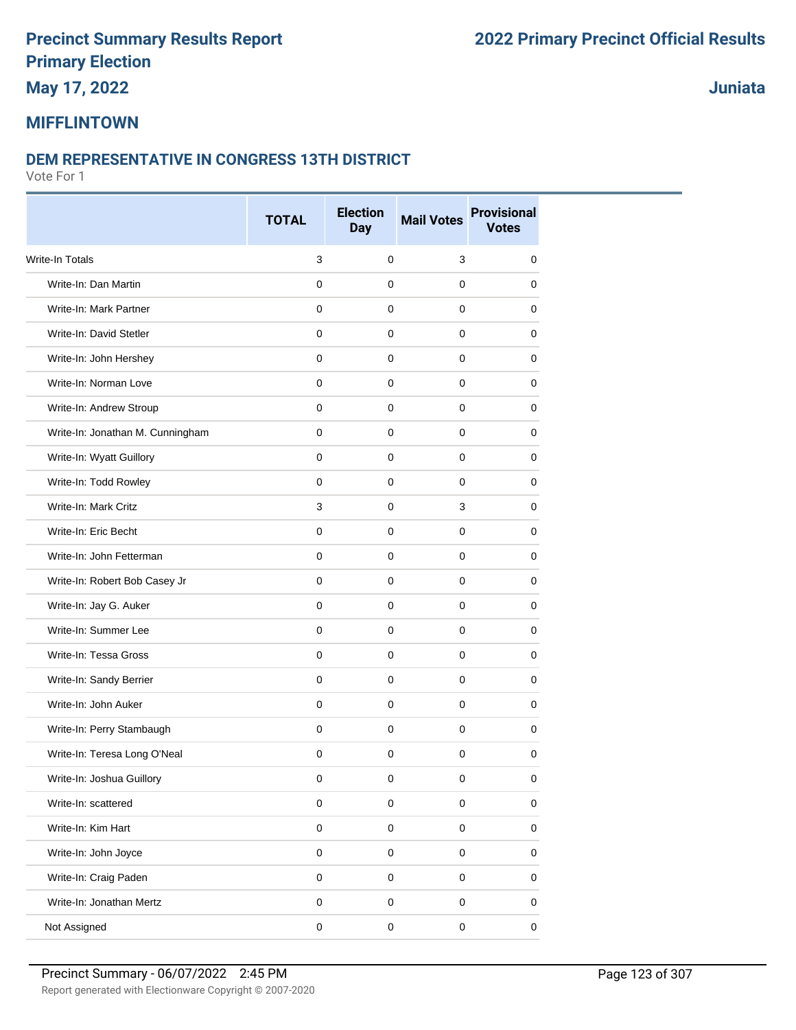# Precinct Summary Results Report
# Primary Election
## May 17, 2022

# 2022 Primary Precinct Official Results

## Juniata

## MIFFLINTOWN

### DEM REPRESENTATIVE IN CONGRESS 13TH DISTRICT

Vote For 1

| | TOTAL | Election Day | Mail Votes | Provisional Votes |
|---|---|---|---|---|
| Write-In Totals | 3 | 0 | 3 | 0 |
| Write-In: Dan Martin | 0 | 0 | 0 | 0 |
| Write-In: Mark Partner | 0 | 0 | 0 | 0 |
| Write-In: David Stetler | 0 | 0 | 0 | 0 |
| Write-In: John Hershey | 0 | 0 | 0 | 0 |
| Write-In: Norman Love | 0 | 0 | 0 | 0 |
| Write-In: Andrew Stroup | 0 | 0 | 0 | 0 |
| Write-In: Jonathan M. Cunningham | 0 | 0 | 0 | 0 |
| Write-In: Wyatt Guillory | 0 | 0 | 0 | 0 |
| Write-In: Todd Rowley | 0 | 0 | 0 | 0 |
| Write-In: Mark Critz | 3 | 0 | 3 | 0 |
| Write-In: Eric Becht | 0 | 0 | 0 | 0 |
| Write-In: John Fetterman | 0 | 0 | 0 | 0 |
| Write-In: Robert Bob Casey Jr | 0 | 0 | 0 | 0 |
| Write-In: Jay G. Auker | 0 | 0 | 0 | 0 |
| Write-In: Summer Lee | 0 | 0 | 0 | 0 |
| Write-In: Tessa Gross | 0 | 0 | 0 | 0 |
| Write-In: Sandy Berrier | 0 | 0 | 0 | 0 |
| Write-In: John Auker | 0 | 0 | 0 | 0 |
| Write-In: Perry Stambaugh | 0 | 0 | 0 | 0 |
| Write-In: Teresa Long O'Neal | 0 | 0 | 0 | 0 |
| Write-In: Joshua Guillory | 0 | 0 | 0 | 0 |
| Write-In: scattered | 0 | 0 | 0 | 0 |
| Write-In: Kim Hart | 0 | 0 | 0 | 0 |
| Write-In: John Joyce | 0 | 0 | 0 | 0 |
| Write-In: Craig Paden | 0 | 0 | 0 | 0 |
| Write-In: Jonathan Mertz | 0 | 0 | 0 | 0 |
| Not Assigned | 0 | 0 | 0 | 0 |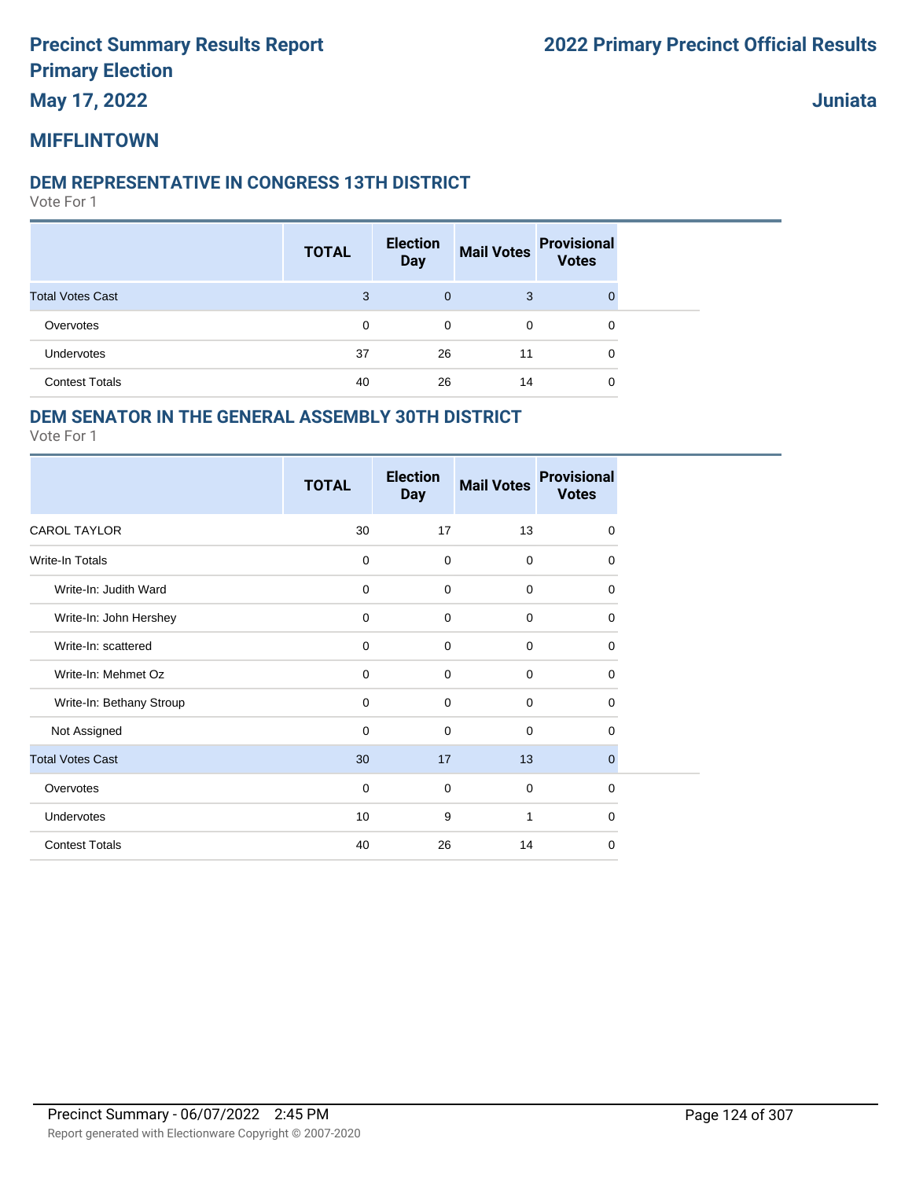# Precinct Summary Results Report
# Primary Election
# May 17, 2022

# 2022 Primary Precinct Official Results

# Juniata

## MIFFLINTOWN

### DEM REPRESENTATIVE IN CONGRESS 13TH DISTRICT

Vote For 1

| | TOTAL | Election Day | Mail Votes | Provisional Votes |
|---|---|---|---|---|
| Total Votes Cast | 3 | 0 | 3 | 0 |
| Overvotes | 0 | 0 | 0 | 0 |
| Undervotes | 37 | 26 | 11 | 0 |
| Contest Totals | 40 | 26 | 14 | 0 |

### DEM SENATOR IN THE GENERAL ASSEMBLY 30TH DISTRICT

Vote For 1

| | TOTAL | Election Day | Mail Votes | Provisional Votes |
|---|---|---|---|---|
| CAROL TAYLOR | 30 | 17 | 13 | 0 |
| Write-In Totals | 0 | 0 | 0 | 0 |
| Write-In: Judith Ward | 0 | 0 | 0 | 0 |
| Write-In: John Hershey | 0 | 0 | 0 | 0 |
| Write-In: scattered | 0 | 0 | 0 | 0 |
| Write-In: Mehmet Oz | 0 | 0 | 0 | 0 |
| Write-In: Bethany Stroup | 0 | 0 | 0 | 0 |
| Not Assigned | 0 | 0 | 0 | 0 |
| Total Votes Cast | 30 | 17 | 13 | 0 |
| Overvotes | 0 | 0 | 0 | 0 |
| Undervotes | 10 | 9 | 1 | 0 |
| Contest Totals | 40 | 26 | 14 | 0 |

Precinct Summary - 06/07/2022 2:45 PM

Report generated with Electionware Copyright © 2007-2020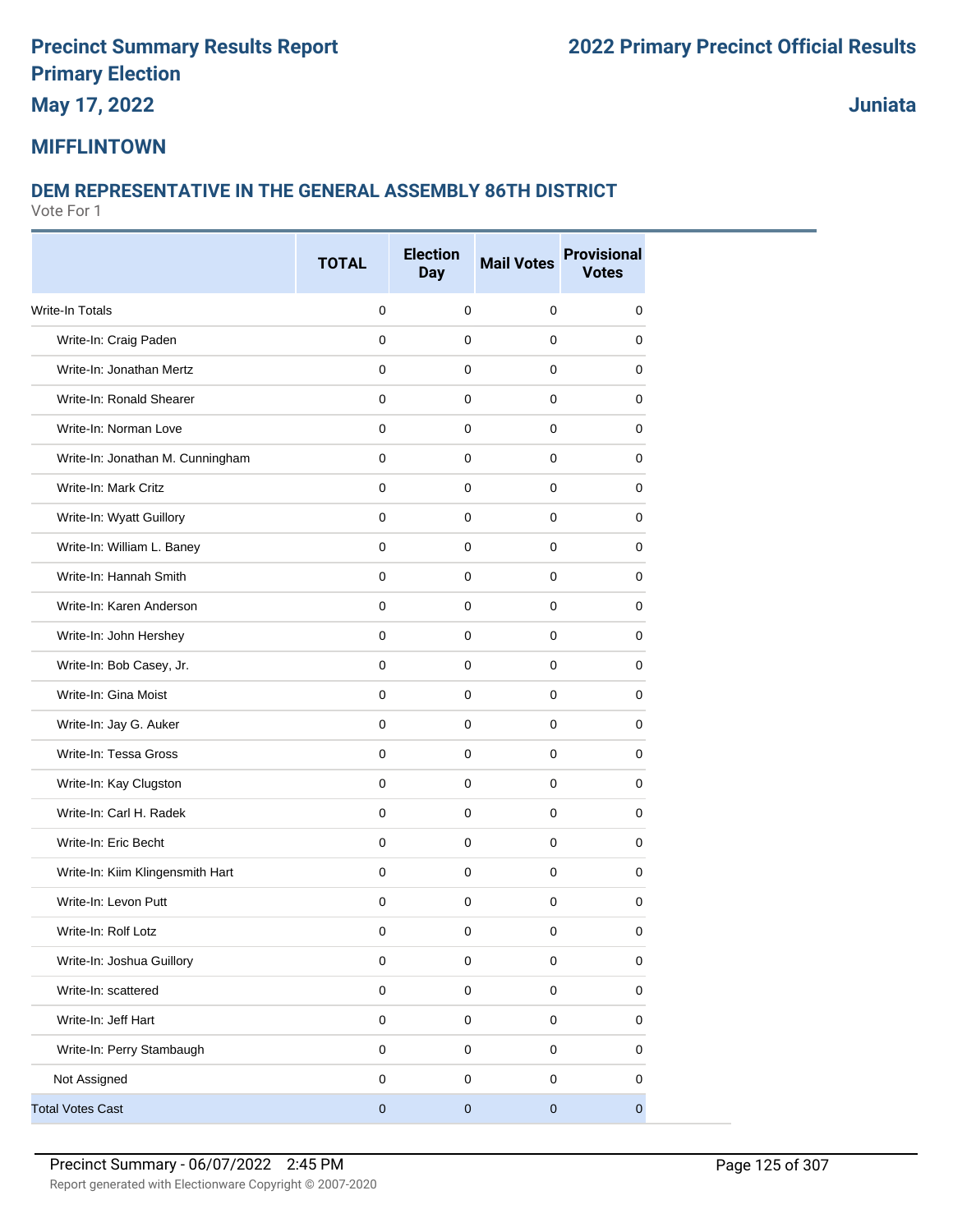# Precinct Summary Results Report
# Primary Election
# May 17, 2022

# 2022 Primary Precinct Official Results

**Juniata**

## MIFFLINTOWN

### DEM REPRESENTATIVE IN THE GENERAL ASSEMBLY 86TH DISTRICT

Vote For 1

| | TOTAL | Election Day | Mail Votes | Provisional Votes |
|---|---|---|---|---|
| Write-In Totals | 0 | 0 | 0 | 0 |
| Write-In: Craig Paden | 0 | 0 | 0 | 0 |
| Write-In: Jonathan Mertz | 0 | 0 | 0 | 0 |
| Write-In: Ronald Shearer | 0 | 0 | 0 | 0 |
| Write-In: Norman Love | 0 | 0 | 0 | 0 |
| Write-In: Jonathan M. Cunningham | 0 | 0 | 0 | 0 |
| Write-In: Mark Critz | 0 | 0 | 0 | 0 |
| Write-In: Wyatt Guillory | 0 | 0 | 0 | 0 |
| Write-In: William L. Baney | 0 | 0 | 0 | 0 |
| Write-In: Hannah Smith | 0 | 0 | 0 | 0 |
| Write-In: Karen Anderson | 0 | 0 | 0 | 0 |
| Write-In: John Hershey | 0 | 0 | 0 | 0 |
| Write-In: Bob Casey, Jr. | 0 | 0 | 0 | 0 |
| Write-In: Gina Moist | 0 | 0 | 0 | 0 |
| Write-In: Jay G. Auker | 0 | 0 | 0 | 0 |
| Write-In: Tessa Gross | 0 | 0 | 0 | 0 |
| Write-In: Kay Clugston | 0 | 0 | 0 | 0 |
| Write-In: Carl H. Radek | 0 | 0 | 0 | 0 |
| Write-In: Eric Becht | 0 | 0 | 0 | 0 |
| Write-In: Kiim Klingensmith Hart | 0 | 0 | 0 | 0 |
| Write-In: Levon Putt | 0 | 0 | 0 | 0 |
| Write-In: Rolf Lotz | 0 | 0 | 0 | 0 |
| Write-In: Joshua Guillory | 0 | 0 | 0 | 0 |
| Write-In: scattered | 0 | 0 | 0 | 0 |
| Write-In: Jeff Hart | 0 | 0 | 0 | 0 |
| Write-In: Perry Stambaugh | 0 | 0 | 0 | 0 |
| Not Assigned | 0 | 0 | 0 | 0 |
| Total Votes Cast | 0 | 0 | 0 | 0 |

Precinct Summary - 06/07/2022 2:45 PM

Report generated with Electionware Copyright © 2007-2020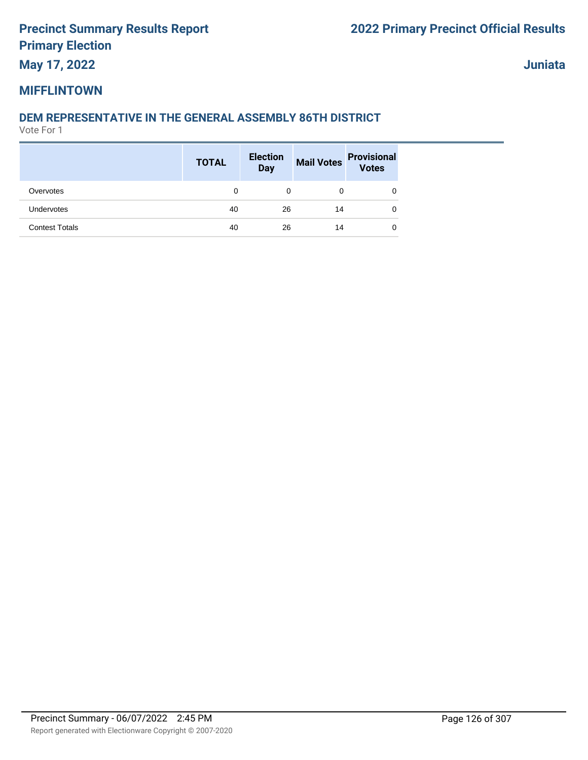# Precinct Summary Results Report

## Primary Election

**May 17, 2022**

**2022 Primary Precinct Official Results**

**Juniata**

## MIFFLINTOWN

### DEM REPRESENTATIVE IN THE GENERAL ASSEMBLY 86TH DISTRICT

Vote For 1

| | TOTAL | Election Day | Mail Votes | Provisional Votes |
|---|---|---|---|---|
| Overvotes | 0 | 0 | 0 | 0 |
| Undervotes | 40 | 26 | 14 | 0 |
| Contest Totals | 40 | 26 | 14 | 0 |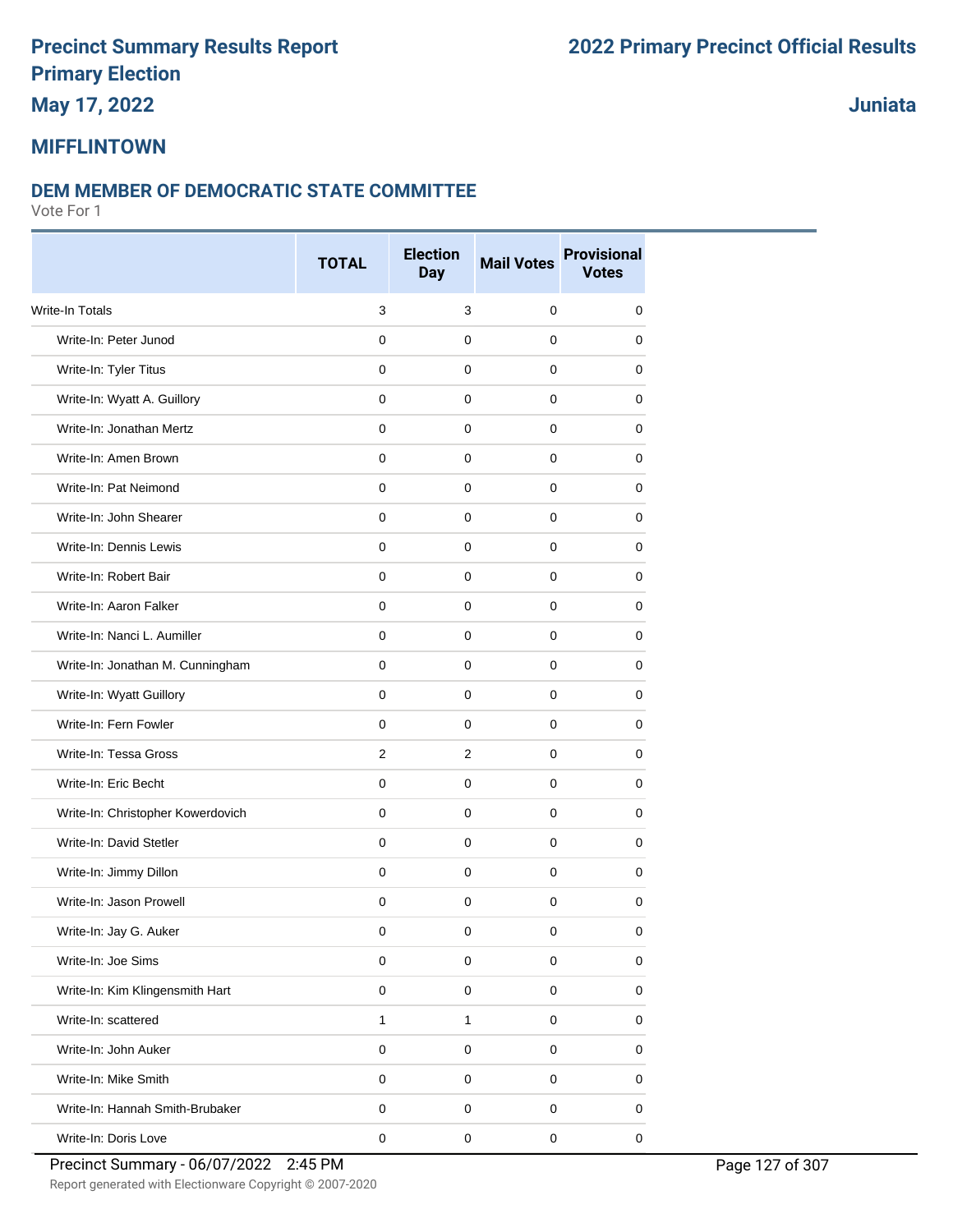# Precinct Summary Results Report
# Primary Election
## May 17, 2022

## 2022 Primary Precinct Official Results

## Juniata

## MIFFLINTOWN

### DEM MEMBER OF DEMOCRATIC STATE COMMITTEE

Vote For 1

| | TOTAL | Election Day | Mail Votes | Provisional Votes |
|---|---|---|---|---|
| Write-In Totals | 3 | 3 | 0 | 0 |
| Write-In: Peter Junod | 0 | 0 | 0 | 0 |
| Write-In: Tyler Titus | 0 | 0 | 0 | 0 |
| Write-In: Wyatt A. Guillory | 0 | 0 | 0 | 0 |
| Write-In: Jonathan Mertz | 0 | 0 | 0 | 0 |
| Write-In: Amen Brown | 0 | 0 | 0 | 0 |
| Write-In: Pat Neimond | 0 | 0 | 0 | 0 |
| Write-In: John Shearer | 0 | 0 | 0 | 0 |
| Write-In: Dennis Lewis | 0 | 0 | 0 | 0 |
| Write-In: Robert Bair | 0 | 0 | 0 | 0 |
| Write-In: Aaron Falker | 0 | 0 | 0 | 0 |
| Write-In: Nanci L. Aumiller | 0 | 0 | 0 | 0 |
| Write-In: Jonathan M. Cunningham | 0 | 0 | 0 | 0 |
| Write-In: Wyatt Guillory | 0 | 0 | 0 | 0 |
| Write-In: Fern Fowler | 0 | 0 | 0 | 0 |
| Write-In: Tessa Gross | 2 | 2 | 0 | 0 |
| Write-In: Eric Becht | 0 | 0 | 0 | 0 |
| Write-In: Christopher Kowerdovich | 0 | 0 | 0 | 0 |
| Write-In: David Stetler | 0 | 0 | 0 | 0 |
| Write-In: Jimmy Dillon | 0 | 0 | 0 | 0 |
| Write-In: Jason Prowell | 0 | 0 | 0 | 0 |
| Write-In: Jay G. Auker | 0 | 0 | 0 | 0 |
| Write-In: Joe Sims | 0 | 0 | 0 | 0 |
| Write-In: Kim Klingensmith Hart | 0 | 0 | 0 | 0 |
| Write-In: scattered | 1 | 1 | 0 | 0 |
| Write-In: John Auker | 0 | 0 | 0 | 0 |
| Write-In: Mike Smith | 0 | 0 | 0 | 0 |
| Write-In: Hannah Smith-Brubaker | 0 | 0 | 0 | 0 |
| Write-In: Doris Love | 0 | 0 | 0 | 0 |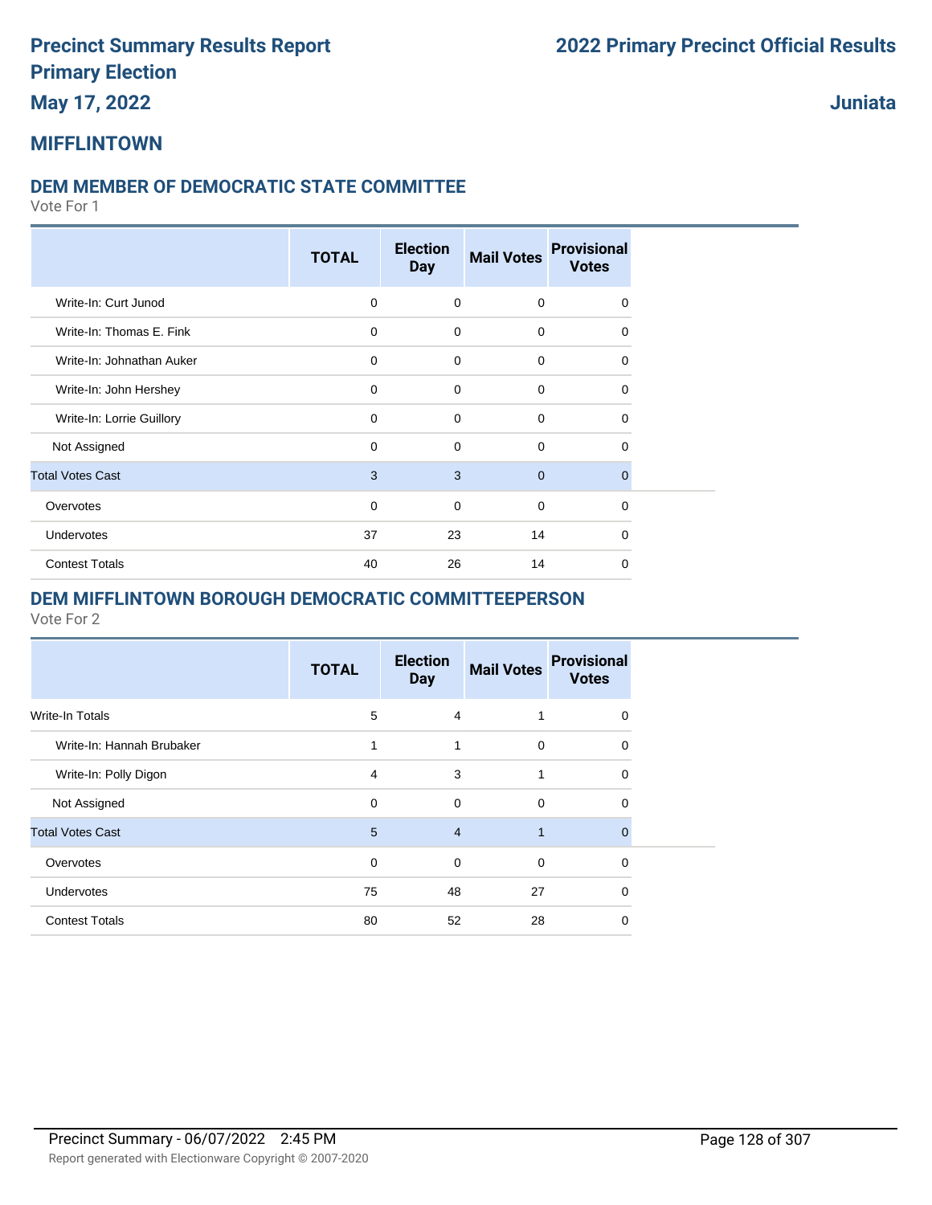# Precinct Summary Results Report
# Primary Election
# May 17, 2022

# 2022 Primary Precinct Official Results

# Juniata

## MIFFLINTOWN

### DEM MEMBER OF DEMOCRATIC STATE COMMITTEE

Vote For 1

| | TOTAL | Election Day | Mail Votes | Provisional Votes |
|---|---|---|---|---|
| Write-In: Curt Junod | 0 | 0 | 0 | 0 |
| Write-In: Thomas E. Fink | 0 | 0 | 0 | 0 |
| Write-In: Johnathan Auker | 0 | 0 | 0 | 0 |
| Write-In: John Hershey | 0 | 0 | 0 | 0 |
| Write-In: Lorrie Guillory | 0 | 0 | 0 | 0 |
| Not Assigned | 0 | 0 | 0 | 0 |
| Total Votes Cast | 3 | 3 | 0 | 0 |
| Overvotes | 0 | 0 | 0 | 0 |
| Undervotes | 37 | 23 | 14 | 0 |
| Contest Totals | 40 | 26 | 14 | 0 |

### DEM MIFFLINTOWN BOROUGH DEMOCRATIC COMMITTEEPERSON

Vote For 2

| | TOTAL | Election Day | Mail Votes | Provisional Votes |
|---|---|---|---|---|
| Write-In Totals | 5 | 4 | 1 | 0 |
| Write-In: Hannah Brubaker | 1 | 1 | 0 | 0 |
| Write-In: Polly Digon | 4 | 3 | 1 | 0 |
| Not Assigned | 0 | 0 | 0 | 0 |
| Total Votes Cast | 5 | 4 | 1 | 0 |
| Overvotes | 0 | 0 | 0 | 0 |
| Undervotes | 75 | 48 | 27 | 0 |
| Contest Totals | 80 | 52 | 28 | 0 |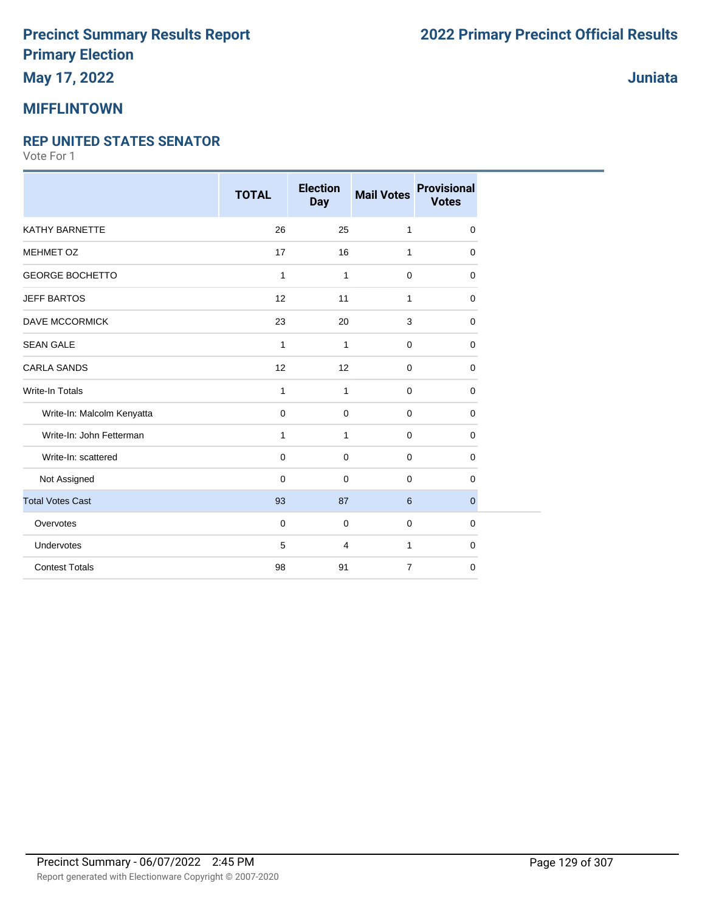# Precinct Summary Results Report
# Primary Election

**May 17, 2022**

# 2022 Primary Precinct Official Results

**Juniata**

## MIFFLINTOWN

### REP UNITED STATES SENATOR

Vote For 1

| | TOTAL | Election Day | Mail Votes | Provisional Votes |
|---|---|---|---|---|
| KATHY BARNETTE | 26 | 25 | 1 | 0 |
| MEHMET OZ | 17 | 16 | 1 | 0 |
| GEORGE BOCHETTO | 1 | 1 | 0 | 0 |
| JEFF BARTOS | 12 | 11 | 1 | 0 |
| DAVE MCCORMICK | 23 | 20 | 3 | 0 |
| SEAN GALE | 1 | 1 | 0 | 0 |
| CARLA SANDS | 12 | 12 | 0 | 0 |
| Write-In Totals | 1 | 1 | 0 | 0 |
| Write-In: Malcolm Kenyatta | 0 | 0 | 0 | 0 |
| Write-In: John Fetterman | 1 | 1 | 0 | 0 |
| Write-In: scattered | 0 | 0 | 0 | 0 |
| Not Assigned | 0 | 0 | 0 | 0 |
| Total Votes Cast | 93 | 87 | 6 | 0 |
| Overvotes | 0 | 0 | 0 | 0 |
| Undervotes | 5 | 4 | 1 | 0 |
| Contest Totals | 98 | 91 | 7 | 0 |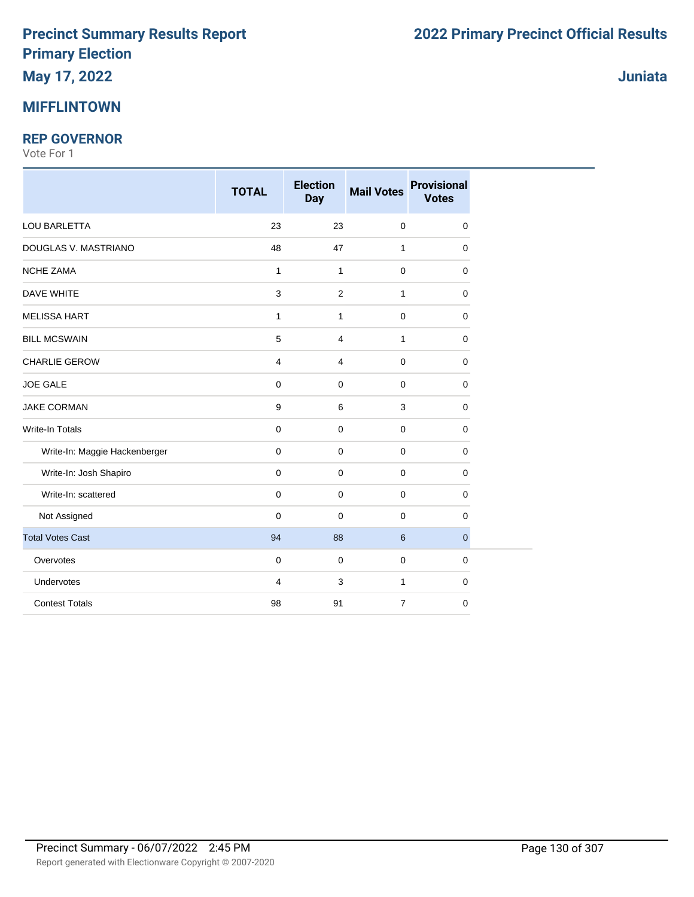# Precinct Summary Results Report
# Primary Election
## May 17, 2022

# 2022 Primary Precinct Official Results

## Juniata

## MIFFLINTOWN

### REP GOVERNOR
Vote For 1

| | TOTAL | Election Day | Mail Votes | Provisional Votes |
|---|---|---|---|---|
| LOU BARLETTA | 23 | 23 | 0 | 0 |
| DOUGLAS V. MASTRIANO | 48 | 47 | 1 | 0 |
| NCHE ZAMA | 1 | 1 | 0 | 0 |
| DAVE WHITE | 3 | 2 | 1 | 0 |
| MELISSA HART | 1 | 1 | 0 | 0 |
| BILL MCSWAIN | 5 | 4 | 1 | 0 |
| CHARLIE GEROW | 4 | 4 | 0 | 0 |
| JOE GALE | 0 | 0 | 0 | 0 |
| JAKE CORMAN | 9 | 6 | 3 | 0 |
| Write-In Totals | 0 | 0 | 0 | 0 |
| Write-In: Maggie Hackenberger | 0 | 0 | 0 | 0 |
| Write-In: Josh Shapiro | 0 | 0 | 0 | 0 |
| Write-In: scattered | 0 | 0 | 0 | 0 |
| Not Assigned | 0 | 0 | 0 | 0 |
| Total Votes Cast | 94 | 88 | 6 | 0 |
| Overvotes | 0 | 0 | 0 | 0 |
| Undervotes | 4 | 3 | 1 | 0 |
| Contest Totals | 98 | 91 | 7 | 0 |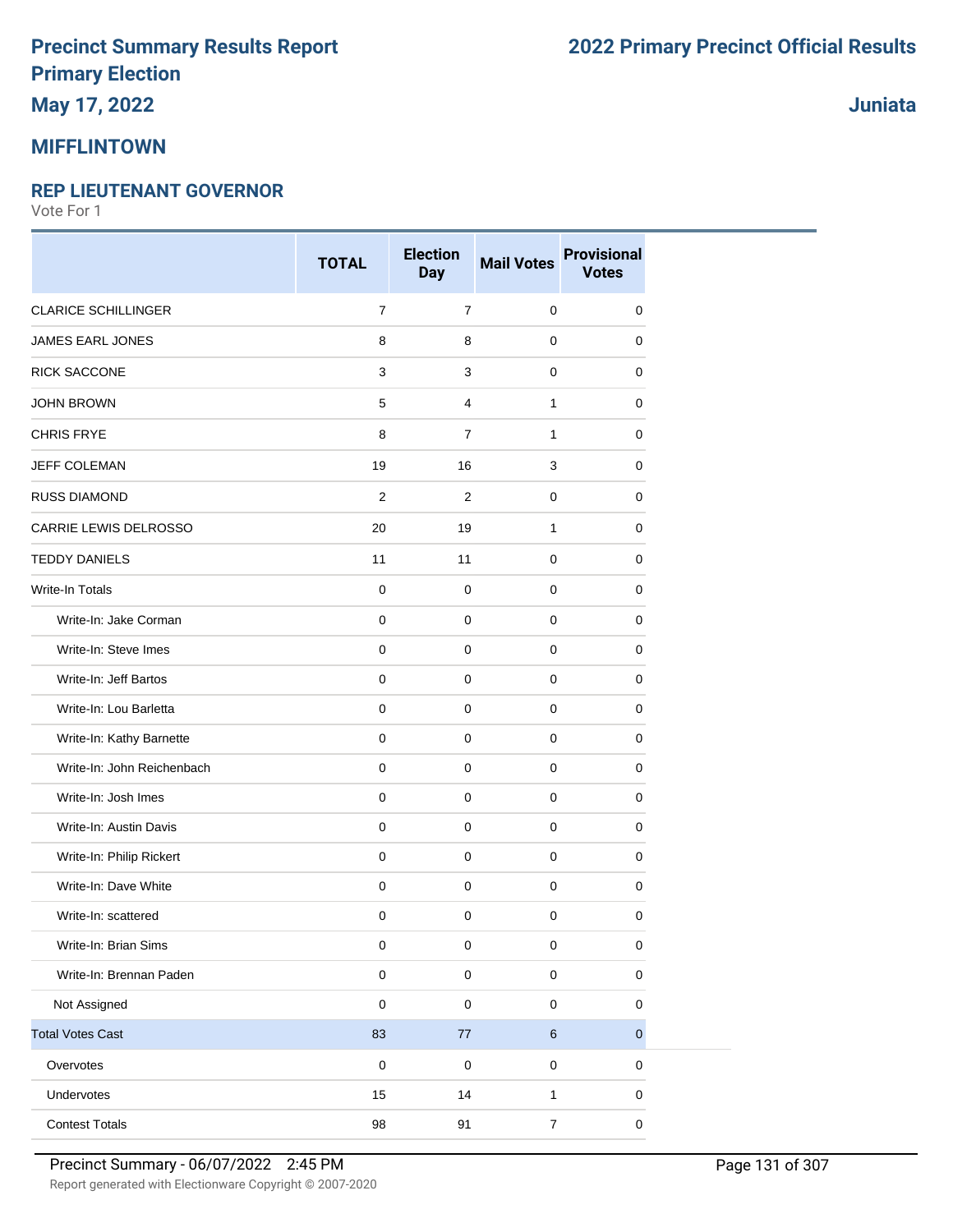# Precinct Summary Results Report
# Primary Election

**2022 Primary Precinct Official Results**

**May 17, 2022**

**Juniata**

## MIFFLINTOWN

### REP LIEUTENANT GOVERNOR

Vote For 1

| | TOTAL | Election Day | Mail Votes | Provisional Votes |
|---|---|---|---|---|
| CLARICE SCHILLINGER | 7 | 7 | 0 | 0 |
| JAMES EARL JONES | 8 | 8 | 0 | 0 |
| RICK SACCONE | 3 | 3 | 0 | 0 |
| JOHN BROWN | 5 | 4 | 1 | 0 |
| CHRIS FRYE | 8 | 7 | 1 | 0 |
| JEFF COLEMAN | 19 | 16 | 3 | 0 |
| RUSS DIAMOND | 2 | 2 | 0 | 0 |
| CARRIE LEWIS DELROSSO | 20 | 19 | 1 | 0 |
| TEDDY DANIELS | 11 | 11 | 0 | 0 |
| Write-In Totals | 0 | 0 | 0 | 0 |
| Write-In: Jake Corman | 0 | 0 | 0 | 0 |
| Write-In: Steve Imes | 0 | 0 | 0 | 0 |
| Write-In: Jeff Bartos | 0 | 0 | 0 | 0 |
| Write-In: Lou Barletta | 0 | 0 | 0 | 0 |
| Write-In: Kathy Barnette | 0 | 0 | 0 | 0 |
| Write-In: John Reichenbach | 0 | 0 | 0 | 0 |
| Write-In: Josh Imes | 0 | 0 | 0 | 0 |
| Write-In: Austin Davis | 0 | 0 | 0 | 0 |
| Write-In: Philip Rickert | 0 | 0 | 0 | 0 |
| Write-In: Dave White | 0 | 0 | 0 | 0 |
| Write-In: scattered | 0 | 0 | 0 | 0 |
| Write-In: Brian Sims | 0 | 0 | 0 | 0 |
| Write-In: Brennan Paden | 0 | 0 | 0 | 0 |
| Not Assigned | 0 | 0 | 0 | 0 |
| Total Votes Cast | 83 | 77 | 6 | 0 |
| Overvotes | 0 | 0 | 0 | 0 |
| Undervotes | 15 | 14 | 1 | 0 |
| Contest Totals | 98 | 91 | 7 | 0 |

Precinct Summary - 06/07/2022 2:45 PM

Report generated with Electionware Copyright © 2007-2020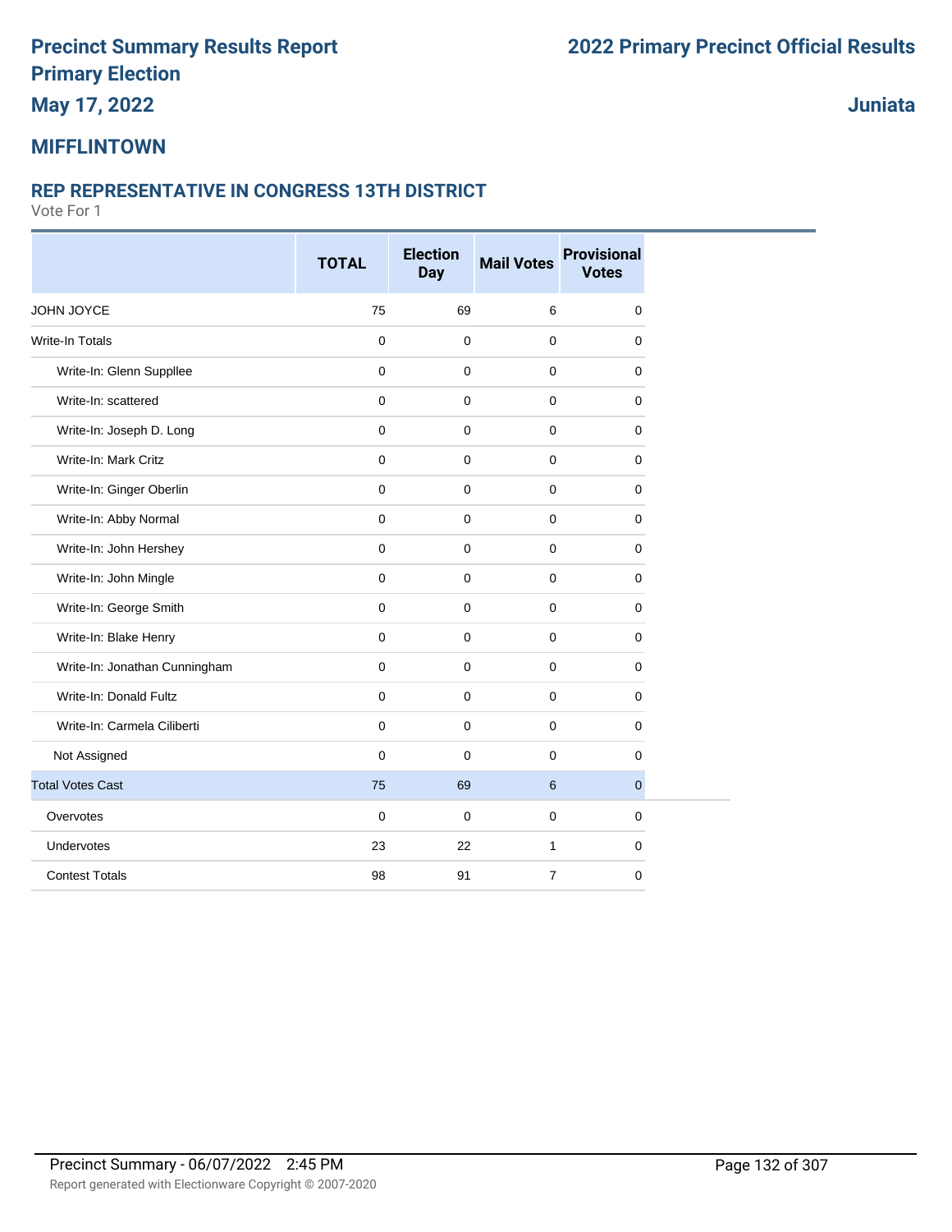# Precinct Summary Results Report
# Primary Election
## May 17, 2022

**2022 Primary Precinct Official Results**

**Juniata**

## MIFFLINTOWN

### REP REPRESENTATIVE IN CONGRESS 13TH DISTRICT

Vote For 1

| | TOTAL | Election Day | Mail Votes | Provisional Votes |
|---|---|---|---|---|
| JOHN JOYCE | 75 | 69 | 6 | 0 |
| Write-In Totals | 0 | 0 | 0 | 0 |
| Write-In: Glenn Suppllee | 0 | 0 | 0 | 0 |
| Write-In: scattered | 0 | 0 | 0 | 0 |
| Write-In: Joseph D. Long | 0 | 0 | 0 | 0 |
| Write-In: Mark Critz | 0 | 0 | 0 | 0 |
| Write-In: Ginger Oberlin | 0 | 0 | 0 | 0 |
| Write-In: Abby Normal | 0 | 0 | 0 | 0 |
| Write-In: John Hershey | 0 | 0 | 0 | 0 |
| Write-In: John Mingle | 0 | 0 | 0 | 0 |
| Write-In: George Smith | 0 | 0 | 0 | 0 |
| Write-In: Blake Henry | 0 | 0 | 0 | 0 |
| Write-In: Jonathan Cunningham | 0 | 0 | 0 | 0 |
| Write-In: Donald Fultz | 0 | 0 | 0 | 0 |
| Write-In: Carmela Ciliberti | 0 | 0 | 0 | 0 |
| Not Assigned | 0 | 0 | 0 | 0 |
| Total Votes Cast | 75 | 69 | 6 | 0 |
| Overvotes | 0 | 0 | 0 | 0 |
| Undervotes | 23 | 22 | 1 | 0 |
| Contest Totals | 98 | 91 | 7 | 0 |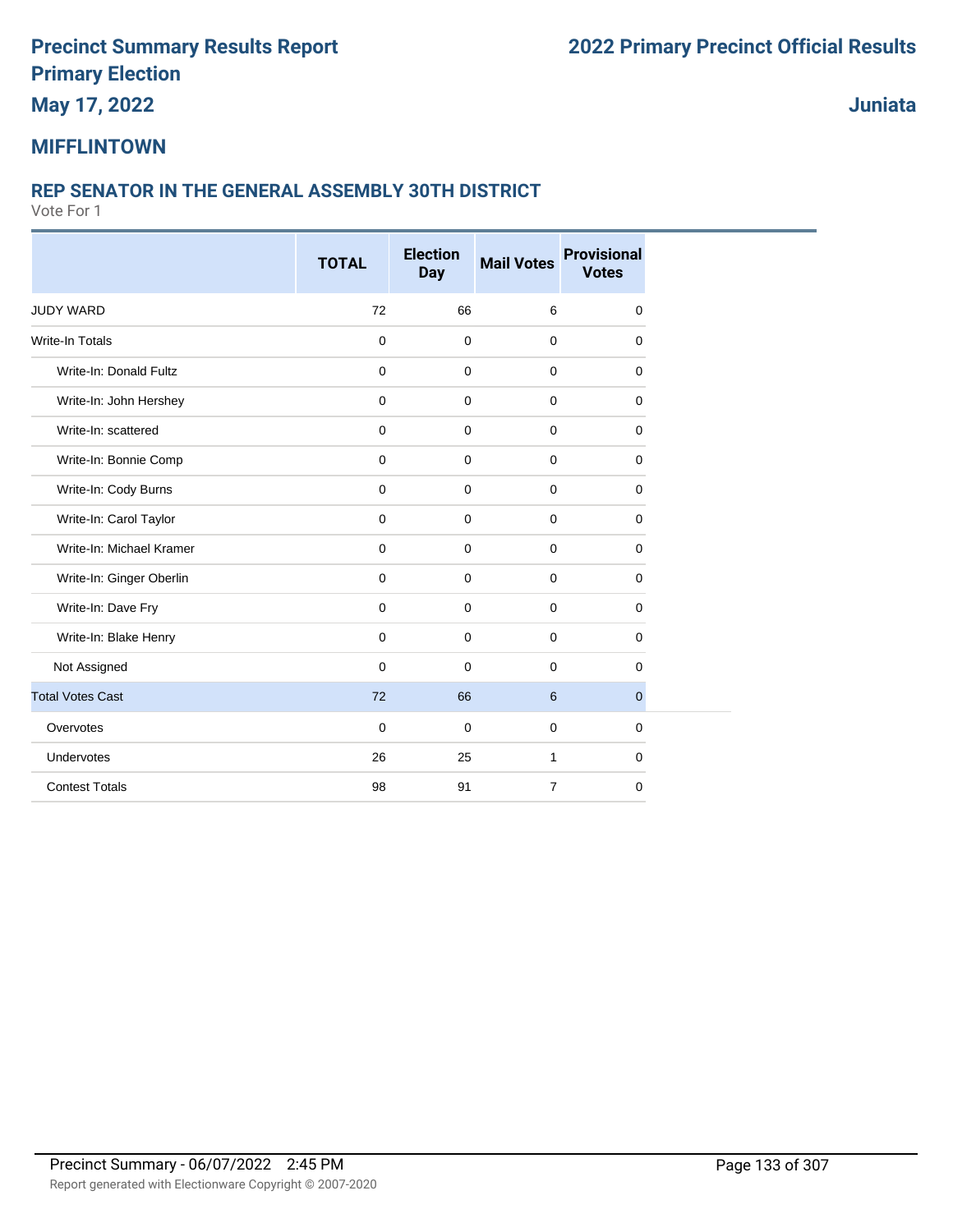# Precinct Summary Results Report
# Primary Election
# May 17, 2022

# 2022 Primary Precinct Official Results

**Juniata**

## MIFFLINTOWN

### REP SENATOR IN THE GENERAL ASSEMBLY 30TH DISTRICT

Vote For 1

| | TOTAL | Election Day | Mail Votes | Provisional Votes |
|---|---|---|---|---|
| JUDY WARD | 72 | 66 | 6 | 0 |
| Write-In Totals | 0 | 0 | 0 | 0 |
| Write-In: Donald Fultz | 0 | 0 | 0 | 0 |
| Write-In: John Hershey | 0 | 0 | 0 | 0 |
| Write-In: scattered | 0 | 0 | 0 | 0 |
| Write-In: Bonnie Comp | 0 | 0 | 0 | 0 |
| Write-In: Cody Burns | 0 | 0 | 0 | 0 |
| Write-In: Carol Taylor | 0 | 0 | 0 | 0 |
| Write-In: Michael Kramer | 0 | 0 | 0 | 0 |
| Write-In: Ginger Oberlin | 0 | 0 | 0 | 0 |
| Write-In: Dave Fry | 0 | 0 | 0 | 0 |
| Write-In: Blake Henry | 0 | 0 | 0 | 0 |
| Not Assigned | 0 | 0 | 0 | 0 |
| Total Votes Cast | 72 | 66 | 6 | 0 |
| Overvotes | 0 | 0 | 0 | 0 |
| Undervotes | 26 | 25 | 1 | 0 |
| Contest Totals | 98 | 91 | 7 | 0 |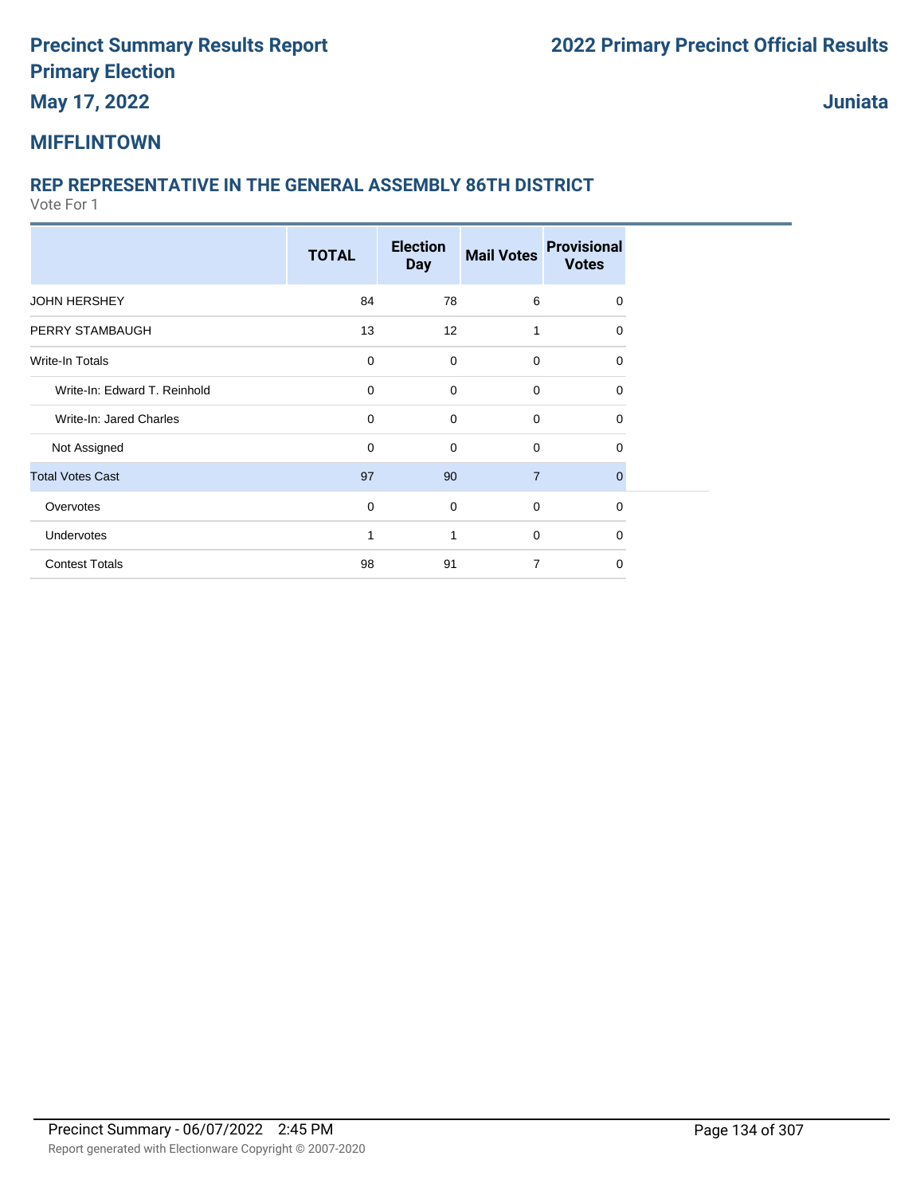# Precinct Summary Results Report
## Primary Election
**May 17, 2022**

# 2022 Primary Precinct Official Results

**Juniata**

## MIFFLINTOWN

### REP REPRESENTATIVE IN THE GENERAL ASSEMBLY 86TH DISTRICT

Vote For 1

| | TOTAL | Election Day | Mail Votes | Provisional Votes |
|---|---|---|---|---|
| JOHN HERSHEY | 84 | 78 | 6 | 0 |
| PERRY STAMBAUGH | 13 | 12 | 1 | 0 |
| Write-In Totals | 0 | 0 | 0 | 0 |
| Write-In: Edward T. Reinhold | 0 | 0 | 0 | 0 |
| Write-In: Jared Charles | 0 | 0 | 0 | 0 |
| Not Assigned | 0 | 0 | 0 | 0 |
| Total Votes Cast | 97 | 90 | 7 | 0 |
| Overvotes | 0 | 0 | 0 | 0 |
| Undervotes | 1 | 1 | 0 | 0 |
| Contest Totals | 98 | 91 | 7 | 0 |

Precinct Summary - 06/07/2022 2:45 PM

Report generated with Electionware Copyright © 2007-2020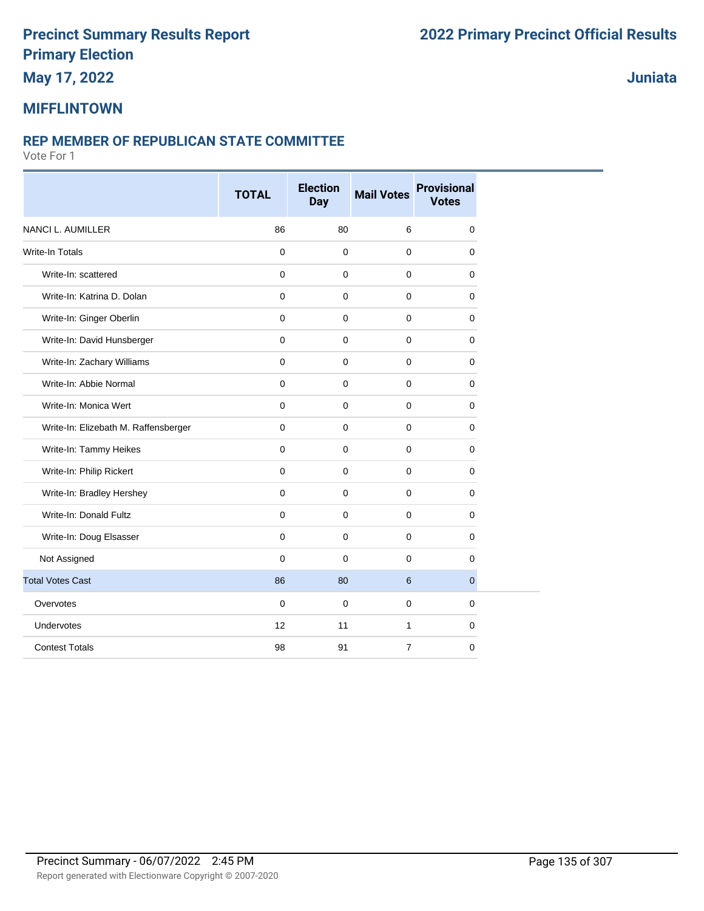# Precinct Summary Results Report
# Primary Election
## May 17, 2022

# 2022 Primary Precinct Official Results

## Juniata

## MIFFLINTOWN

### REP MEMBER OF REPUBLICAN STATE COMMITTEE

Vote For 1

| | TOTAL | Election Day | Mail Votes | Provisional Votes |
|---|---|---|---|---|
| NANCI L. AUMILLER | 86 | 80 | 6 | 0 |
| Write-In Totals | 0 | 0 | 0 | 0 |
| Write-In: scattered | 0 | 0 | 0 | 0 |
| Write-In: Katrina D. Dolan | 0 | 0 | 0 | 0 |
| Write-In: Ginger Oberlin | 0 | 0 | 0 | 0 |
| Write-In: David Hunsberger | 0 | 0 | 0 | 0 |
| Write-In: Zachary Williams | 0 | 0 | 0 | 0 |
| Write-In: Abbie Normal | 0 | 0 | 0 | 0 |
| Write-In: Monica Wert | 0 | 0 | 0 | 0 |
| Write-In: Elizebath M. Raffensberger | 0 | 0 | 0 | 0 |
| Write-In: Tammy Heikes | 0 | 0 | 0 | 0 |
| Write-In: Philip Rickert | 0 | 0 | 0 | 0 |
| Write-In: Bradley Hershey | 0 | 0 | 0 | 0 |
| Write-In: Donald Fultz | 0 | 0 | 0 | 0 |
| Write-In: Doug Elsasser | 0 | 0 | 0 | 0 |
| Not Assigned | 0 | 0 | 0 | 0 |
| Total Votes Cast | 86 | 80 | 6 | 0 |
| Overvotes | 0 | 0 | 0 | 0 |
| Undervotes | 12 | 11 | 1 | 0 |
| Contest Totals | 98 | 91 | 7 | 0 |

Precinct Summary - 06/07/2022 2:45 PM

Report generated with Electionware Copyright © 2007-2020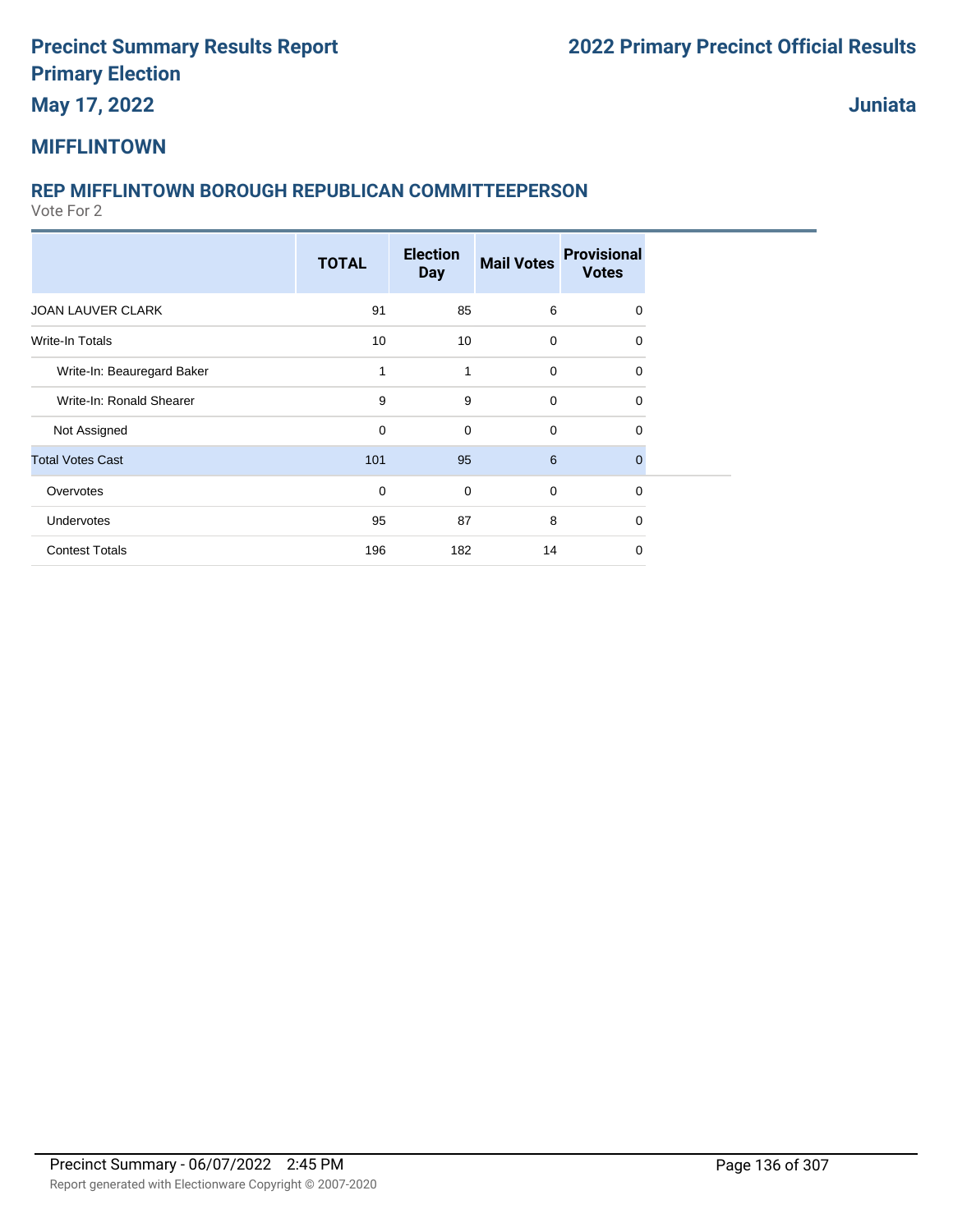# Precinct Summary Results Report

**Primary Election**

**May 17, 2022**

# 2022 Primary Precinct Official Results

**Juniata**

## MIFFLINTOWN

### REP MIFFLINTOWN BOROUGH REPUBLICAN COMMITTEEPERSON

Vote For 2

| | TOTAL | Election Day | Mail Votes | Provisional Votes |
|---|---|---|---|---|
| JOAN LAUVER CLARK | 91 | 85 | 6 | 0 |
| Write-In Totals | 10 | 10 | 0 | 0 |
| Write-In: Beauregard Baker | 1 | 1 | 0 | 0 |
| Write-In: Ronald Shearer | 9 | 9 | 0 | 0 |
| Not Assigned | 0 | 0 | 0 | 0 |
| Total Votes Cast | 101 | 95 | 6 | 0 |
| Overvotes | 0 | 0 | 0 | 0 |
| Undervotes | 95 | 87 | 8 | 0 |
| Contest Totals | 196 | 182 | 14 | 0 |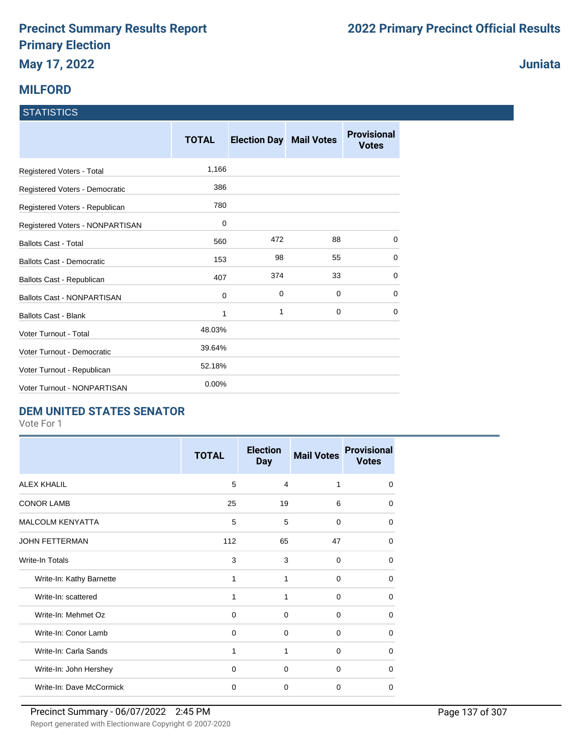# Precinct Summary Results Report
# Primary Election
## May 17, 2022

## 2022 Primary Precinct Official Results
## Juniata

## MILFORD

### STATISTICS

| | TOTAL | Election Day | Mail Votes | Provisional Votes |
|---|---|---|---|---|
| Registered Voters - Total | 1,166 | | | |
| Registered Voters - Democratic | 386 | | | |
| Registered Voters - Republican | 780 | | | |
| Registered Voters - NONPARTISAN | 0 | | | |
| Ballots Cast - Total | 560 | 472 | 88 | 0 |
| Ballots Cast - Democratic | 153 | 98 | 55 | 0 |
| Ballots Cast - Republican | 407 | 374 | 33 | 0 |
| Ballots Cast - NONPARTISAN | 0 | 0 | 0 | 0 |
| Ballots Cast - Blank | 1 | 1 | 0 | 0 |
| Voter Turnout - Total | 48.03% | | | |
| Voter Turnout - Democratic | 39.64% | | | |
| Voter Turnout - Republican | 52.18% | | | |
| Voter Turnout - NONPARTISAN | 0.00% | | | |

### DEM UNITED STATES SENATOR

Vote For 1

| | TOTAL | Election Day | Mail Votes | Provisional Votes |
|---|---|---|---|---|
| ALEX KHALIL | 5 | 4 | 1 | 0 |
| CONOR LAMB | 25 | 19 | 6 | 0 |
| MALCOLM KENYATTA | 5 | 5 | 0 | 0 |
| JOHN FETTERMAN | 112 | 65 | 47 | 0 |
| Write-In Totals | 3 | 3 | 0 | 0 |
| Write-In: Kathy Barnette | 1 | 1 | 0 | 0 |
| Write-In: scattered | 1 | 1 | 0 | 0 |
| Write-In: Mehmet Oz | 0 | 0 | 0 | 0 |
| Write-In: Conor Lamb | 0 | 0 | 0 | 0 |
| Write-In: Carla Sands | 1 | 1 | 0 | 0 |
| Write-In: John Hershey | 0 | 0 | 0 | 0 |
| Write-In: Dave McCormick | 0 | 0 | 0 | 0 |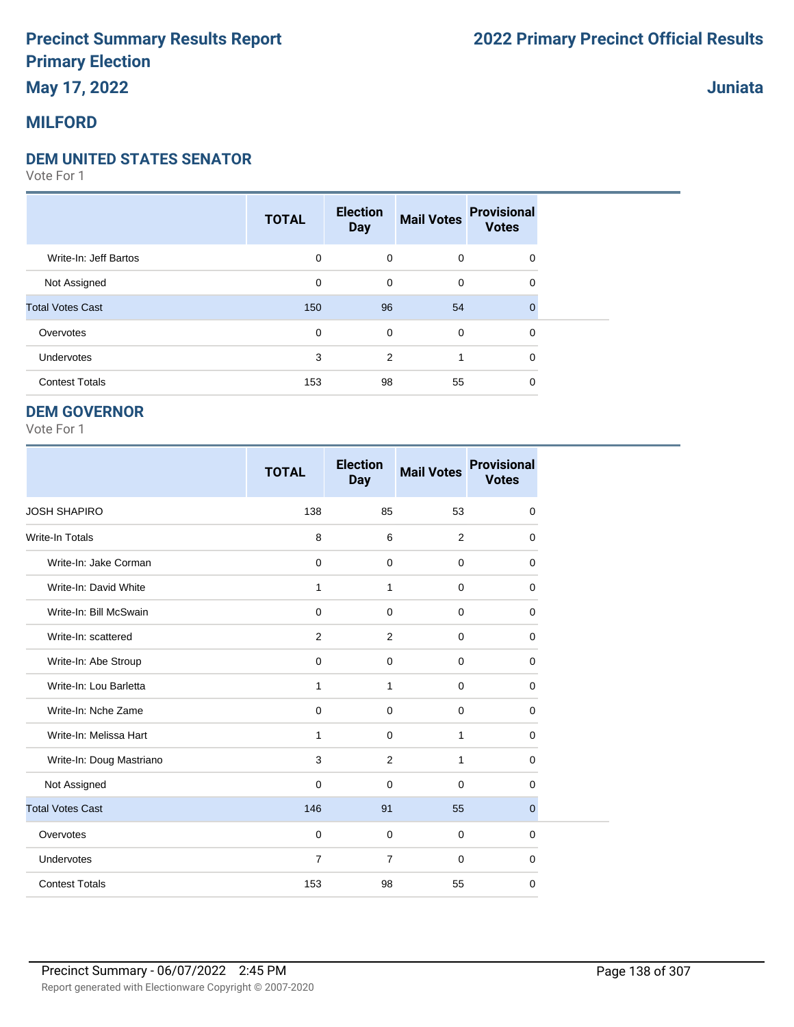# Precinct Summary Results Report
# Primary Election
# May 17, 2022

# 2022 Primary Precinct Official Results

# Juniata

## MILFORD

### DEM UNITED STATES SENATOR

Vote For 1

| | TOTAL | Election Day | Mail Votes | Provisional Votes |
|---|---|---|---|---|
| Write-In: Jeff Bartos | 0 | 0 | 0 | 0 |
| Not Assigned | 0 | 0 | 0 | 0 |
| Total Votes Cast | 150 | 96 | 54 | 0 |
| Overvotes | 0 | 0 | 0 | 0 |
| Undervotes | 3 | 2 | 1 | 0 |
| Contest Totals | 153 | 98 | 55 | 0 |

### DEM GOVERNOR

Vote For 1

| | TOTAL | Election Day | Mail Votes | Provisional Votes |
|---|---|---|---|---|
| JOSH SHAPIRO | 138 | 85 | 53 | 0 |
| Write-In Totals | 8 | 6 | 2 | 0 |
| Write-In: Jake Corman | 0 | 0 | 0 | 0 |
| Write-In: David White | 1 | 1 | 0 | 0 |
| Write-In: Bill McSwain | 0 | 0 | 0 | 0 |
| Write-In: scattered | 2 | 2 | 0 | 0 |
| Write-In: Abe Stroup | 0 | 0 | 0 | 0 |
| Write-In: Lou Barletta | 1 | 1 | 0 | 0 |
| Write-In: Nche Zame | 0 | 0 | 0 | 0 |
| Write-In: Melissa Hart | 1 | 0 | 1 | 0 |
| Write-In: Doug Mastriano | 3 | 2 | 1 | 0 |
| Not Assigned | 0 | 0 | 0 | 0 |
| Total Votes Cast | 146 | 91 | 55 | 0 |
| Overvotes | 0 | 0 | 0 | 0 |
| Undervotes | 7 | 7 | 0 | 0 |
| Contest Totals | 153 | 98 | 55 | 0 |

Precinct Summary - 06/07/2022 2:45 PM

Report generated with Electionware Copyright © 2007-2020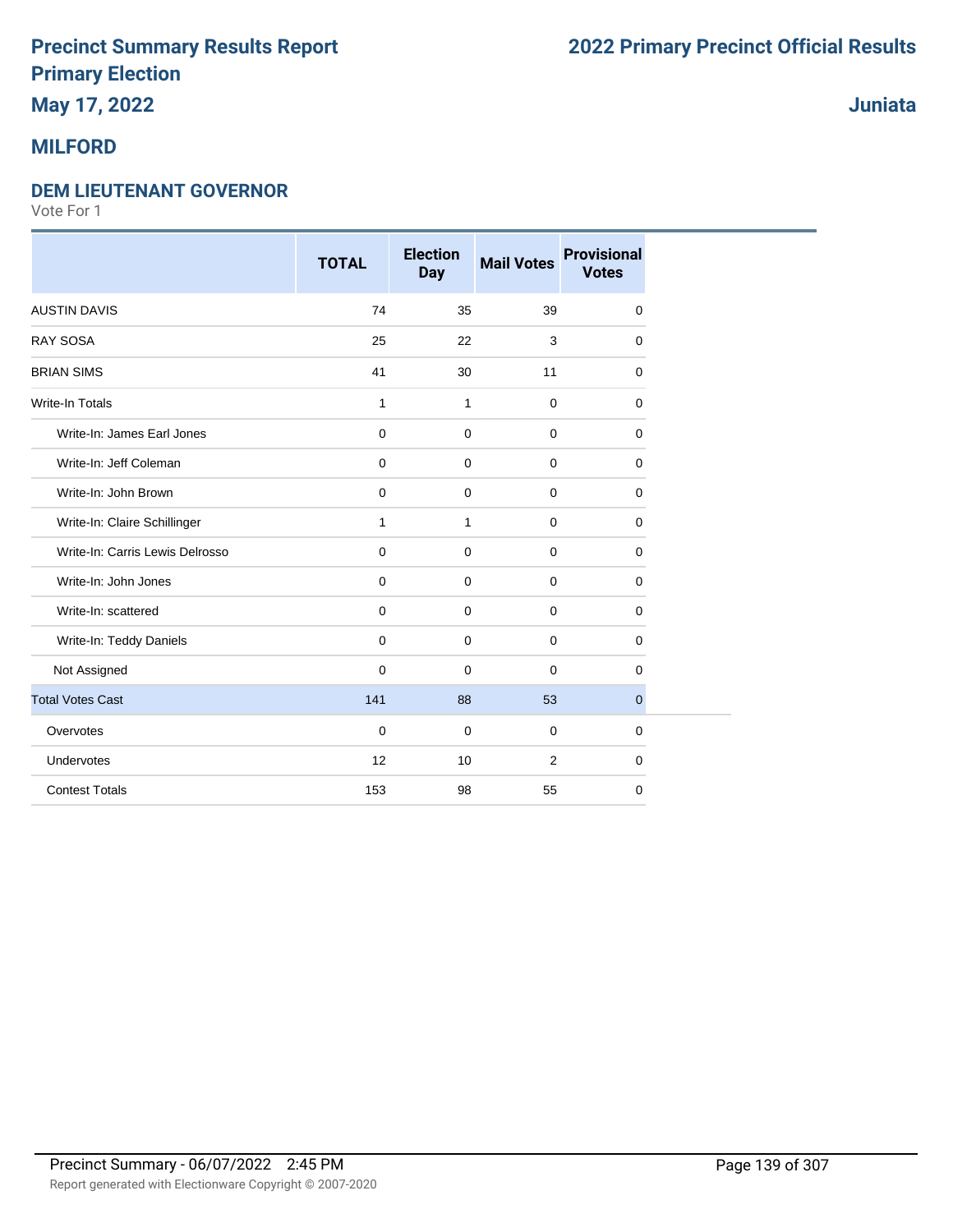# Precinct Summary Results Report
# Primary Election
## May 17, 2022

## 2022 Primary Precinct Official Results

## Juniata

## MILFORD

### DEM LIEUTENANT GOVERNOR

Vote For 1

| | TOTAL | Election Day | Mail Votes | Provisional Votes |
|---|---|---|---|---|
| AUSTIN DAVIS | 74 | 35 | 39 | 0 |
| RAY SOSA | 25 | 22 | 3 | 0 |
| BRIAN SIMS | 41 | 30 | 11 | 0 |
| Write-In Totals | 1 | 1 | 0 | 0 |
| Write-In: James Earl Jones | 0 | 0 | 0 | 0 |
| Write-In: Jeff Coleman | 0 | 0 | 0 | 0 |
| Write-In: John Brown | 0 | 0 | 0 | 0 |
| Write-In: Claire Schillinger | 1 | 1 | 0 | 0 |
| Write-In: Carris Lewis Delrosso | 0 | 0 | 0 | 0 |
| Write-In: John Jones | 0 | 0 | 0 | 0 |
| Write-In: scattered | 0 | 0 | 0 | 0 |
| Write-In: Teddy Daniels | 0 | 0 | 0 | 0 |
| Not Assigned | 0 | 0 | 0 | 0 |
| Total Votes Cast | 141 | 88 | 53 | 0 |
| Overvotes | 0 | 0 | 0 | 0 |
| Undervotes | 12 | 10 | 2 | 0 |
| Contest Totals | 153 | 98 | 55 | 0 |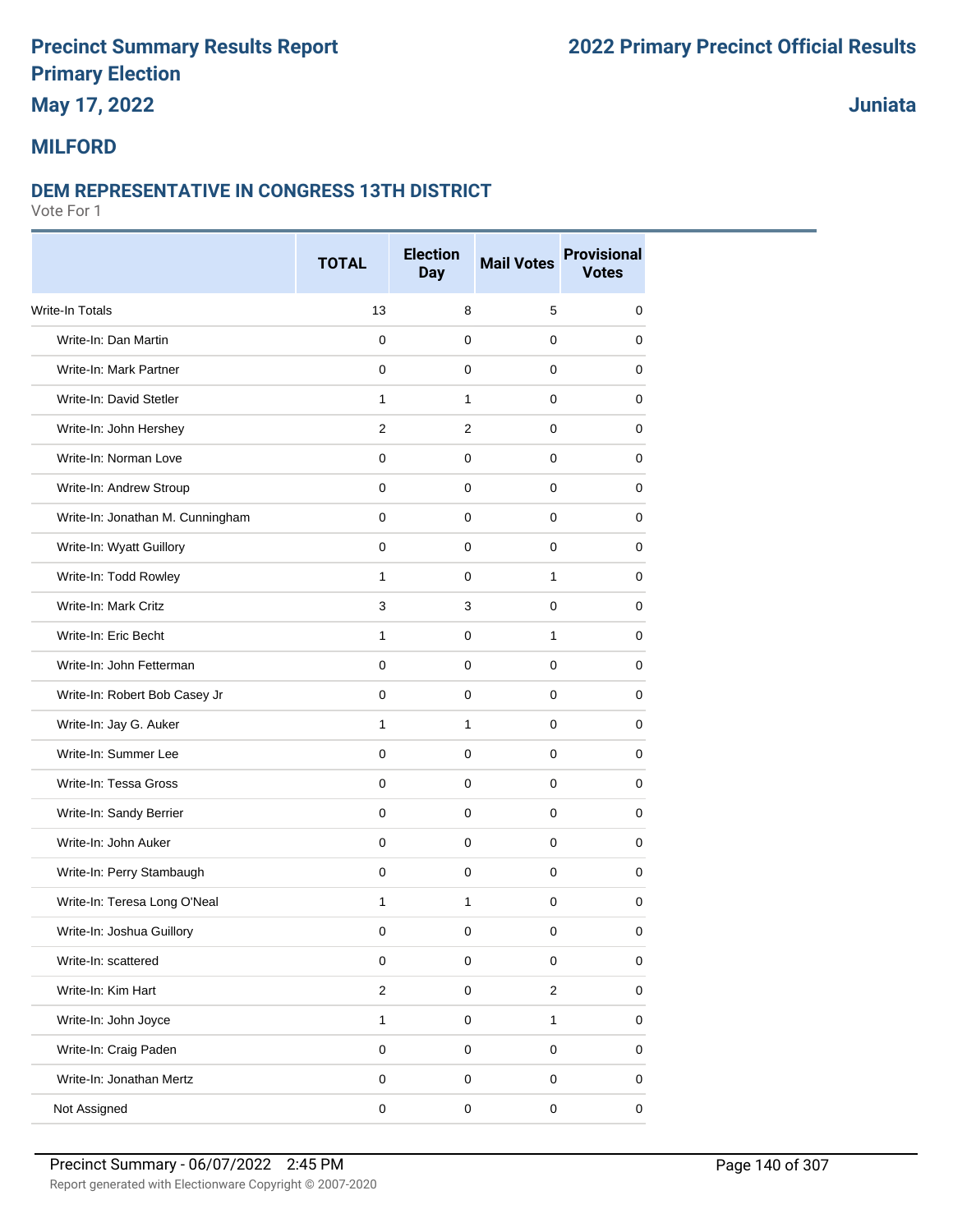# Precinct Summary Results Report
## Primary Election
## May 17, 2022

## 2022 Primary Precinct Official Results

## Juniata

## MILFORD

### DEM REPRESENTATIVE IN CONGRESS 13TH DISTRICT

Vote For 1

| | TOTAL | Election Day | Mail Votes | Provisional Votes |
|---|---|---|---|---|
| Write-In Totals | 13 | 8 | 5 | 0 |
| Write-In: Dan Martin | 0 | 0 | 0 | 0 |
| Write-In: Mark Partner | 0 | 0 | 0 | 0 |
| Write-In: David Stetler | 1 | 1 | 0 | 0 |
| Write-In: John Hershey | 2 | 2 | 0 | 0 |
| Write-In: Norman Love | 0 | 0 | 0 | 0 |
| Write-In: Andrew Stroup | 0 | 0 | 0 | 0 |
| Write-In: Jonathan M. Cunningham | 0 | 0 | 0 | 0 |
| Write-In: Wyatt Guillory | 0 | 0 | 0 | 0 |
| Write-In: Todd Rowley | 1 | 0 | 1 | 0 |
| Write-In: Mark Critz | 3 | 3 | 0 | 0 |
| Write-In: Eric Becht | 1 | 0 | 1 | 0 |
| Write-In: John Fetterman | 0 | 0 | 0 | 0 |
| Write-In: Robert Bob Casey Jr | 0 | 0 | 0 | 0 |
| Write-In: Jay G. Auker | 1 | 1 | 0 | 0 |
| Write-In: Summer Lee | 0 | 0 | 0 | 0 |
| Write-In: Tessa Gross | 0 | 0 | 0 | 0 |
| Write-In: Sandy Berrier | 0 | 0 | 0 | 0 |
| Write-In: John Auker | 0 | 0 | 0 | 0 |
| Write-In: Perry Stambaugh | 0 | 0 | 0 | 0 |
| Write-In: Teresa Long O'Neal | 1 | 1 | 0 | 0 |
| Write-In: Joshua Guillory | 0 | 0 | 0 | 0 |
| Write-In: scattered | 0 | 0 | 0 | 0 |
| Write-In: Kim Hart | 2 | 0 | 2 | 0 |
| Write-In: John Joyce | 1 | 0 | 1 | 0 |
| Write-In: Craig Paden | 0 | 0 | 0 | 0 |
| Write-In: Jonathan Mertz | 0 | 0 | 0 | 0 |
| Not Assigned | 0 | 0 | 0 | 0 |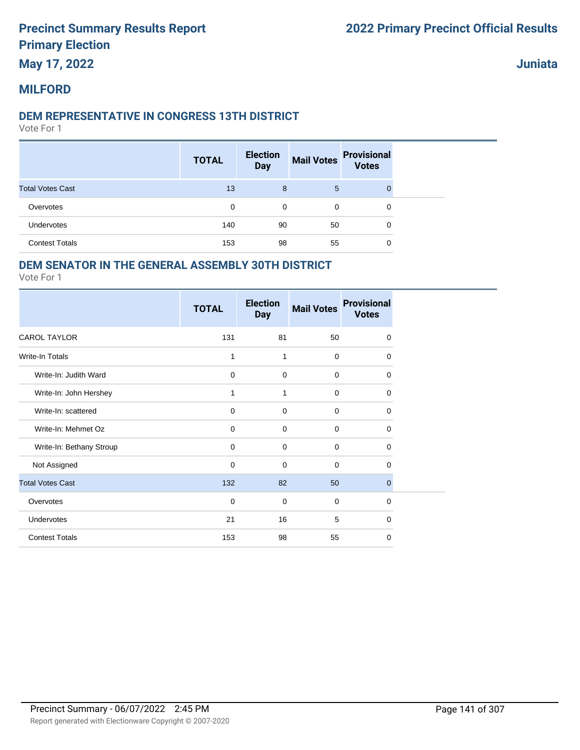# Precinct Summary Results Report
# Primary Election
# May 17, 2022

**2022 Primary Precinct Official Results**

**Juniata**

## MILFORD

### DEM REPRESENTATIVE IN CONGRESS 13TH DISTRICT

Vote For 1

| | TOTAL | Election Day | Mail Votes | Provisional Votes |
|---|---|---|---|---|
| Total Votes Cast | 13 | 8 | 5 | 0 |
| Overvotes | 0 | 0 | 0 | 0 |
| Undervotes | 140 | 90 | 50 | 0 |
| Contest Totals | 153 | 98 | 55 | 0 |

### DEM SENATOR IN THE GENERAL ASSEMBLY 30TH DISTRICT

Vote For 1

| | TOTAL | Election Day | Mail Votes | Provisional Votes |
|---|---|---|---|---|
| CAROL TAYLOR | 131 | 81 | 50 | 0 |
| Write-In Totals | 1 | 1 | 0 | 0 |
| Write-In: Judith Ward | 0 | 0 | 0 | 0 |
| Write-In: John Hershey | 1 | 1 | 0 | 0 |
| Write-In: scattered | 0 | 0 | 0 | 0 |
| Write-In: Mehmet Oz | 0 | 0 | 0 | 0 |
| Write-In: Bethany Stroup | 0 | 0 | 0 | 0 |
| Not Assigned | 0 | 0 | 0 | 0 |
| Total Votes Cast | 132 | 82 | 50 | 0 |
| Overvotes | 0 | 0 | 0 | 0 |
| Undervotes | 21 | 16 | 5 | 0 |
| Contest Totals | 153 | 98 | 55 | 0 |

Precinct Summary - 06/07/2022 2:45 PM

Report generated with Electionware Copyright © 2007-2020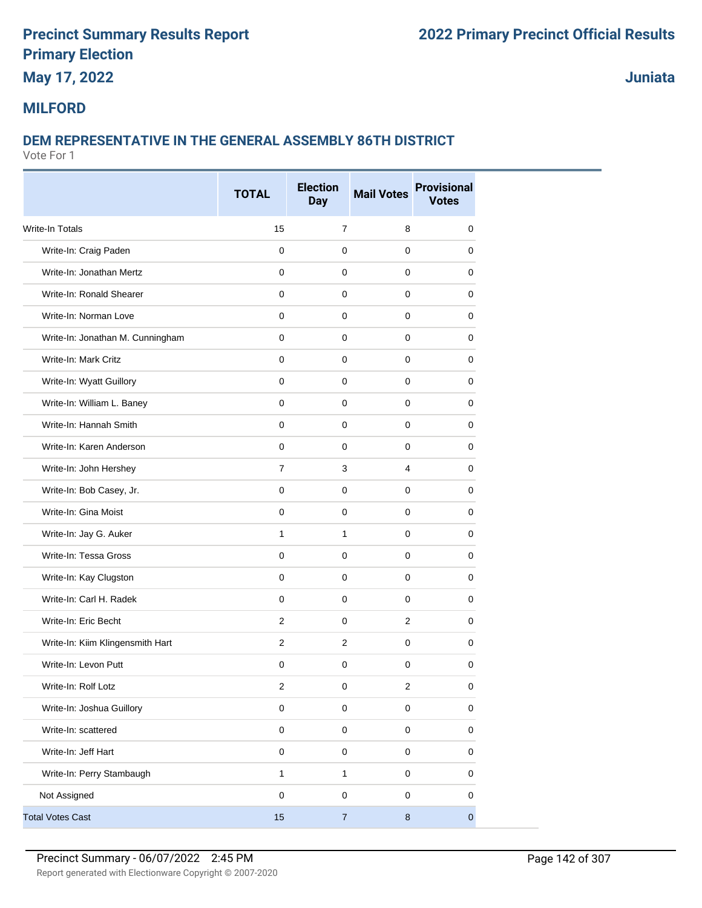# Precinct Summary Results Report
# Primary Election
# May 17, 2022

## 2022 Primary Precinct Official Results

**Juniata**

## MILFORD

### DEM REPRESENTATIVE IN THE GENERAL ASSEMBLY 86TH DISTRICT

Vote For 1

| | TOTAL | Election Day | Mail Votes | Provisional Votes |
|---|---|---|---|---|
| Write-In Totals | 15 | 7 | 8 | 0 |
| Write-In: Craig Paden | 0 | 0 | 0 | 0 |
| Write-In: Jonathan Mertz | 0 | 0 | 0 | 0 |
| Write-In: Ronald Shearer | 0 | 0 | 0 | 0 |
| Write-In: Norman Love | 0 | 0 | 0 | 0 |
| Write-In: Jonathan M. Cunningham | 0 | 0 | 0 | 0 |
| Write-In: Mark Critz | 0 | 0 | 0 | 0 |
| Write-In: Wyatt Guillory | 0 | 0 | 0 | 0 |
| Write-In: William L. Baney | 0 | 0 | 0 | 0 |
| Write-In: Hannah Smith | 0 | 0 | 0 | 0 |
| Write-In: Karen Anderson | 0 | 0 | 0 | 0 |
| Write-In: John Hershey | 7 | 3 | 4 | 0 |
| Write-In: Bob Casey, Jr. | 0 | 0 | 0 | 0 |
| Write-In: Gina Moist | 0 | 0 | 0 | 0 |
| Write-In: Jay G. Auker | 1 | 1 | 0 | 0 |
| Write-In: Tessa Gross | 0 | 0 | 0 | 0 |
| Write-In: Kay Clugston | 0 | 0 | 0 | 0 |
| Write-In: Carl H. Radek | 0 | 0 | 0 | 0 |
| Write-In: Eric Becht | 2 | 0 | 2 | 0 |
| Write-In: Kiim Klingensmith Hart | 2 | 2 | 0 | 0 |
| Write-In: Levon Putt | 0 | 0 | 0 | 0 |
| Write-In: Rolf Lotz | 2 | 0 | 2 | 0 |
| Write-In: Joshua Guillory | 0 | 0 | 0 | 0 |
| Write-In: scattered | 0 | 0 | 0 | 0 |
| Write-In: Jeff Hart | 0 | 0 | 0 | 0 |
| Write-In: Perry Stambaugh | 1 | 1 | 0 | 0 |
| Not Assigned | 0 | 0 | 0 | 0 |
| Total Votes Cast | 15 | 7 | 8 | 0 |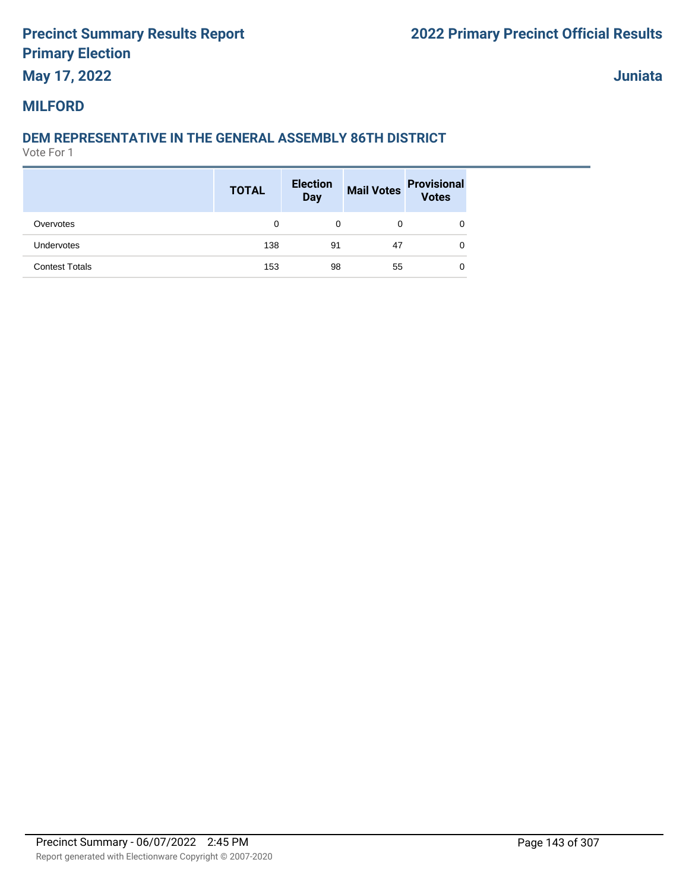# Precinct Summary Results Report

# Primary Election

## May 17, 2022

# 2022 Primary Precinct Official Results

## Juniata

## MILFORD

### DEM REPRESENTATIVE IN THE GENERAL ASSEMBLY 86TH DISTRICT

Vote For 1

| | TOTAL | Election Day | Mail Votes | Provisional Votes |
|---|---|---|---|---|
| Overvotes | 0 | 0 | 0 | 0 |
| Undervotes | 138 | 91 | 47 | 0 |
| Contest Totals | 153 | 98 | 55 | 0 |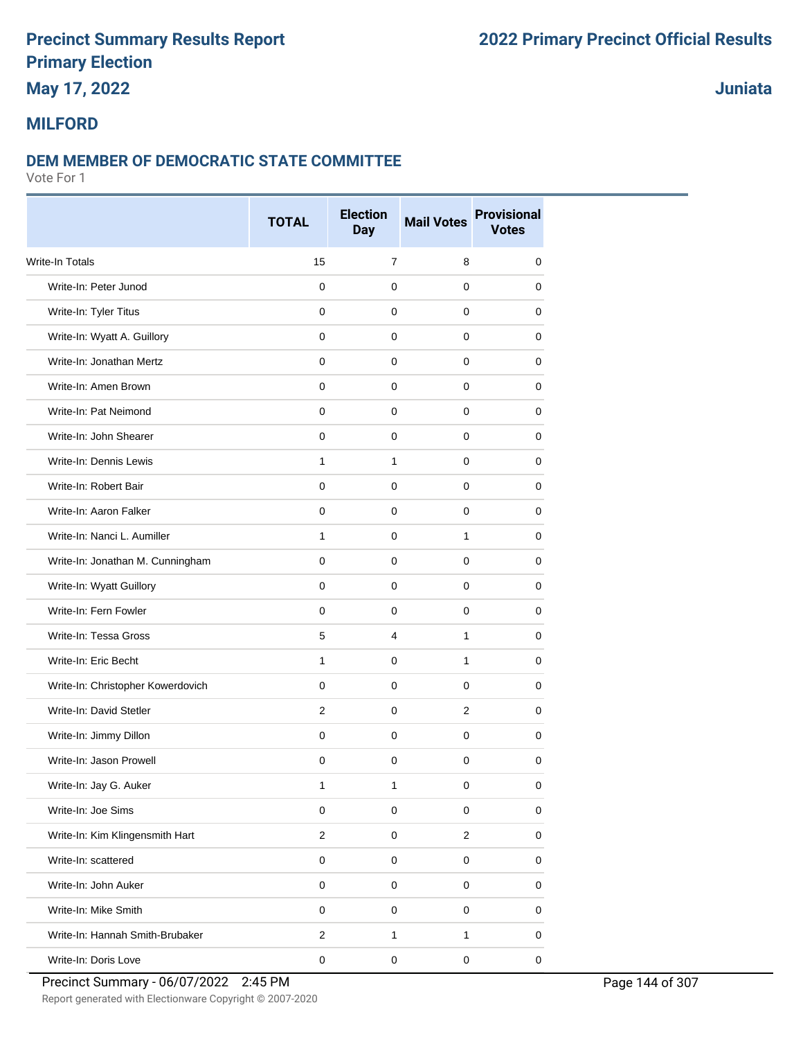# Precinct Summary Results Report
# Primary Election
# May 17, 2022

## 2022 Primary Precinct Official Results

## Juniata

## MILFORD

### DEM MEMBER OF DEMOCRATIC STATE COMMITTEE

Vote For 1

| | TOTAL | Election Day | Mail Votes | Provisional Votes |
|---|---|---|---|---|
| Write-In Totals | 15 | 7 | 8 | 0 |
| Write-In: Peter Junod | 0 | 0 | 0 | 0 |
| Write-In: Tyler Titus | 0 | 0 | 0 | 0 |
| Write-In: Wyatt A. Guillory | 0 | 0 | 0 | 0 |
| Write-In: Jonathan Mertz | 0 | 0 | 0 | 0 |
| Write-In: Amen Brown | 0 | 0 | 0 | 0 |
| Write-In: Pat Neimond | 0 | 0 | 0 | 0 |
| Write-In: John Shearer | 0 | 0 | 0 | 0 |
| Write-In: Dennis Lewis | 1 | 1 | 0 | 0 |
| Write-In: Robert Bair | 0 | 0 | 0 | 0 |
| Write-In: Aaron Falker | 0 | 0 | 0 | 0 |
| Write-In: Nanci L. Aumiller | 1 | 0 | 1 | 0 |
| Write-In: Jonathan M. Cunningham | 0 | 0 | 0 | 0 |
| Write-In: Wyatt Guillory | 0 | 0 | 0 | 0 |
| Write-In: Fern Fowler | 0 | 0 | 0 | 0 |
| Write-In: Tessa Gross | 5 | 4 | 1 | 0 |
| Write-In: Eric Becht | 1 | 0 | 1 | 0 |
| Write-In: Christopher Kowerdovich | 0 | 0 | 0 | 0 |
| Write-In: David Stetler | 2 | 0 | 2 | 0 |
| Write-In: Jimmy Dillon | 0 | 0 | 0 | 0 |
| Write-In: Jason Prowell | 0 | 0 | 0 | 0 |
| Write-In: Jay G. Auker | 1 | 1 | 0 | 0 |
| Write-In: Joe Sims | 0 | 0 | 0 | 0 |
| Write-In: Kim Klingensmith Hart | 2 | 0 | 2 | 0 |
| Write-In: scattered | 0 | 0 | 0 | 0 |
| Write-In: John Auker | 0 | 0 | 0 | 0 |
| Write-In: Mike Smith | 0 | 0 | 0 | 0 |
| Write-In: Hannah Smith-Brubaker | 2 | 1 | 1 | 0 |
| Write-In: Doris Love | 0 | 0 | 0 | 0 |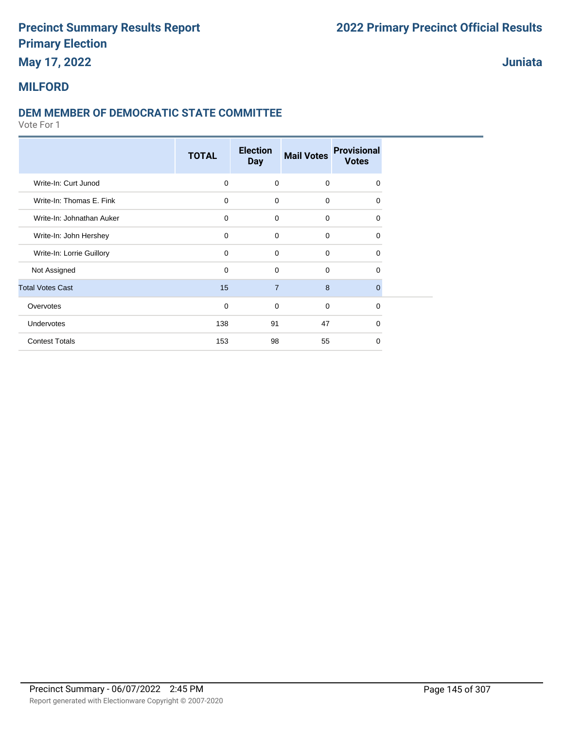# Precinct Summary Results Report

## Primary Election

**May 17, 2022**

**2022 Primary Precinct Official Results**

**Juniata**

## MILFORD

### DEM MEMBER OF DEMOCRATIC STATE COMMITTEE

Vote For 1

| | TOTAL | Election Day | Mail Votes | Provisional Votes |
|---|---|---|---|---|
| Write-In: Curt Junod | 0 | 0 | 0 | 0 |
| Write-In: Thomas E. Fink | 0 | 0 | 0 | 0 |
| Write-In: Johnathan Auker | 0 | 0 | 0 | 0 |
| Write-In: John Hershey | 0 | 0 | 0 | 0 |
| Write-In: Lorrie Guillory | 0 | 0 | 0 | 0 |
| Not Assigned | 0 | 0 | 0 | 0 |
| Total Votes Cast | 15 | 7 | 8 | 0 |
| Overvotes | 0 | 0 | 0 | 0 |
| Undervotes | 138 | 91 | 47 | 0 |
| Contest Totals | 153 | 98 | 55 | 0 |

Precinct Summary - 06/07/2022 2:45 PM

Report generated with Electionware Copyright © 2007-2020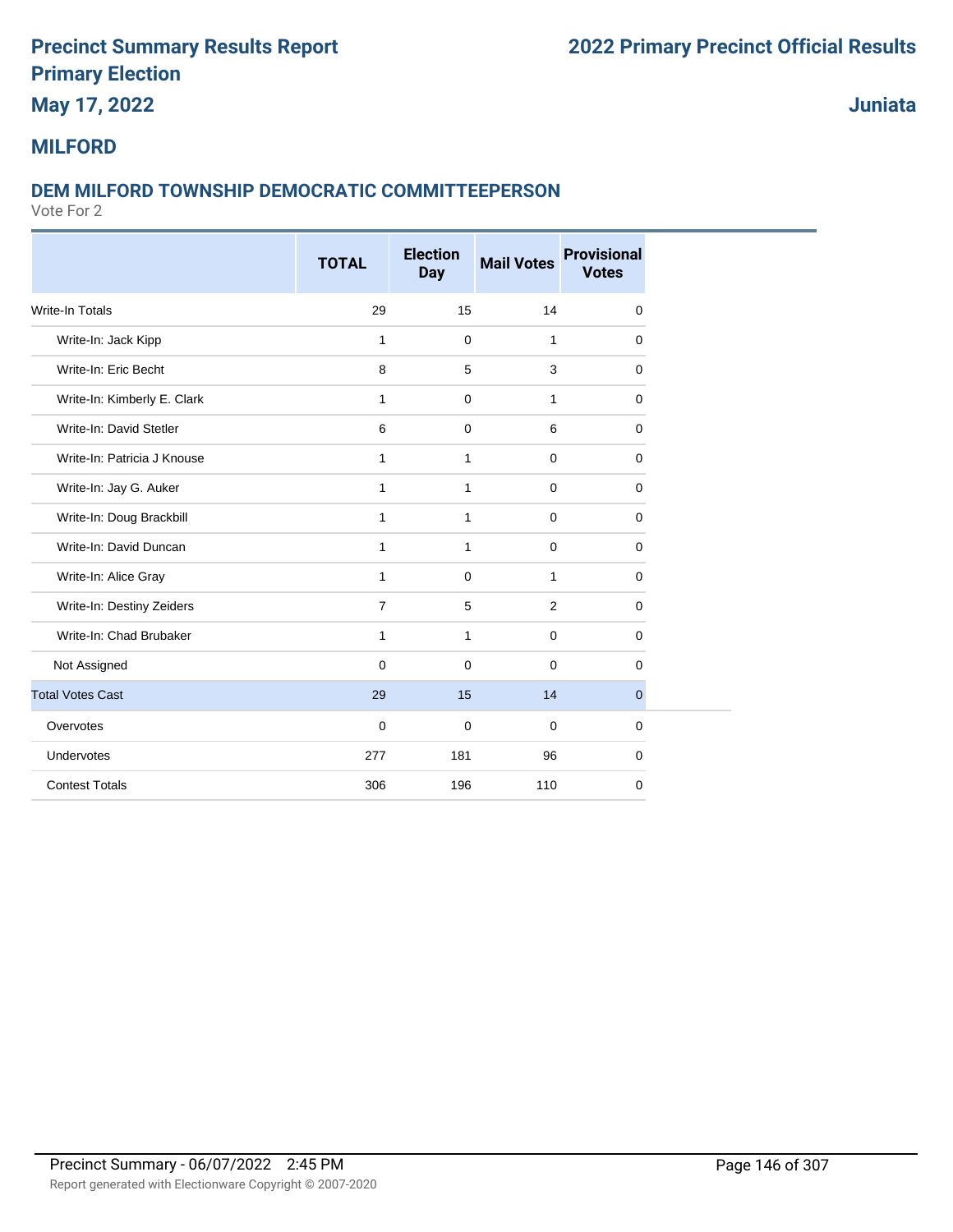# Precinct Summary Results Report
# Primary Election
# May 17, 2022

# 2022 Primary Precinct Official Results

**Juniata**

## MILFORD

### DEM MILFORD TOWNSHIP DEMOCRATIC COMMITTEEPERSON

Vote For 2

| | TOTAL | Election Day | Mail Votes | Provisional Votes |
|---|---|---|---|---|
| Write-In Totals | 29 | 15 | 14 | 0 |
| Write-In: Jack Kipp | 1 | 0 | 1 | 0 |
| Write-In: Eric Becht | 8 | 5 | 3 | 0 |
| Write-In: Kimberly E. Clark | 1 | 0 | 1 | 0 |
| Write-In: David Stetler | 6 | 0 | 6 | 0 |
| Write-In: Patricia J Knouse | 1 | 1 | 0 | 0 |
| Write-In: Jay G. Auker | 1 | 1 | 0 | 0 |
| Write-In: Doug Brackbill | 1 | 1 | 0 | 0 |
| Write-In: David Duncan | 1 | 1 | 0 | 0 |
| Write-In: Alice Gray | 1 | 0 | 1 | 0 |
| Write-In: Destiny Zeiders | 7 | 5 | 2 | 0 |
| Write-In: Chad Brubaker | 1 | 1 | 0 | 0 |
| Not Assigned | 0 | 0 | 0 | 0 |
| Total Votes Cast | 29 | 15 | 14 | 0 |
| Overvotes | 0 | 0 | 0 | 0 |
| Undervotes | 277 | 181 | 96 | 0 |
| Contest Totals | 306 | 196 | 110 | 0 |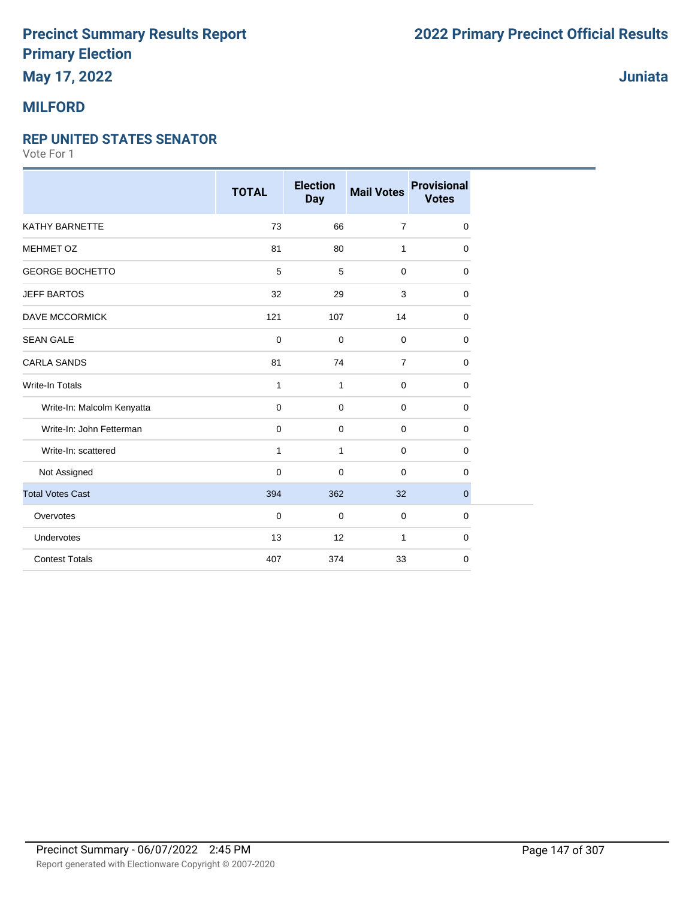# Precinct Summary Results Report
# Primary Election
## May 17, 2022

# 2022 Primary Precinct Official Results

## Juniata

## MILFORD

### REP UNITED STATES SENATOR

Vote For 1

| | TOTAL | Election Day | Mail Votes | Provisional Votes |
|---|---|---|---|---|
| KATHY BARNETTE | 73 | 66 | 7 | 0 |
| MEHMET OZ | 81 | 80 | 1 | 0 |
| GEORGE BOCHETTO | 5 | 5 | 0 | 0 |
| JEFF BARTOS | 32 | 29 | 3 | 0 |
| DAVE MCCORMICK | 121 | 107 | 14 | 0 |
| SEAN GALE | 0 | 0 | 0 | 0 |
| CARLA SANDS | 81 | 74 | 7 | 0 |
| Write-In Totals | 1 | 1 | 0 | 0 |
| Write-In: Malcolm Kenyatta | 0 | 0 | 0 | 0 |
| Write-In: John Fetterman | 0 | 0 | 0 | 0 |
| Write-In: scattered | 1 | 1 | 0 | 0 |
| Not Assigned | 0 | 0 | 0 | 0 |
| Total Votes Cast | 394 | 362 | 32 | 0 |
| Overvotes | 0 | 0 | 0 | 0 |
| Undervotes | 13 | 12 | 1 | 0 |
| Contest Totals | 407 | 374 | 33 | 0 |

Precinct Summary - 06/07/2022 2:45 PM

Report generated with Electionware Copyright © 2007-2020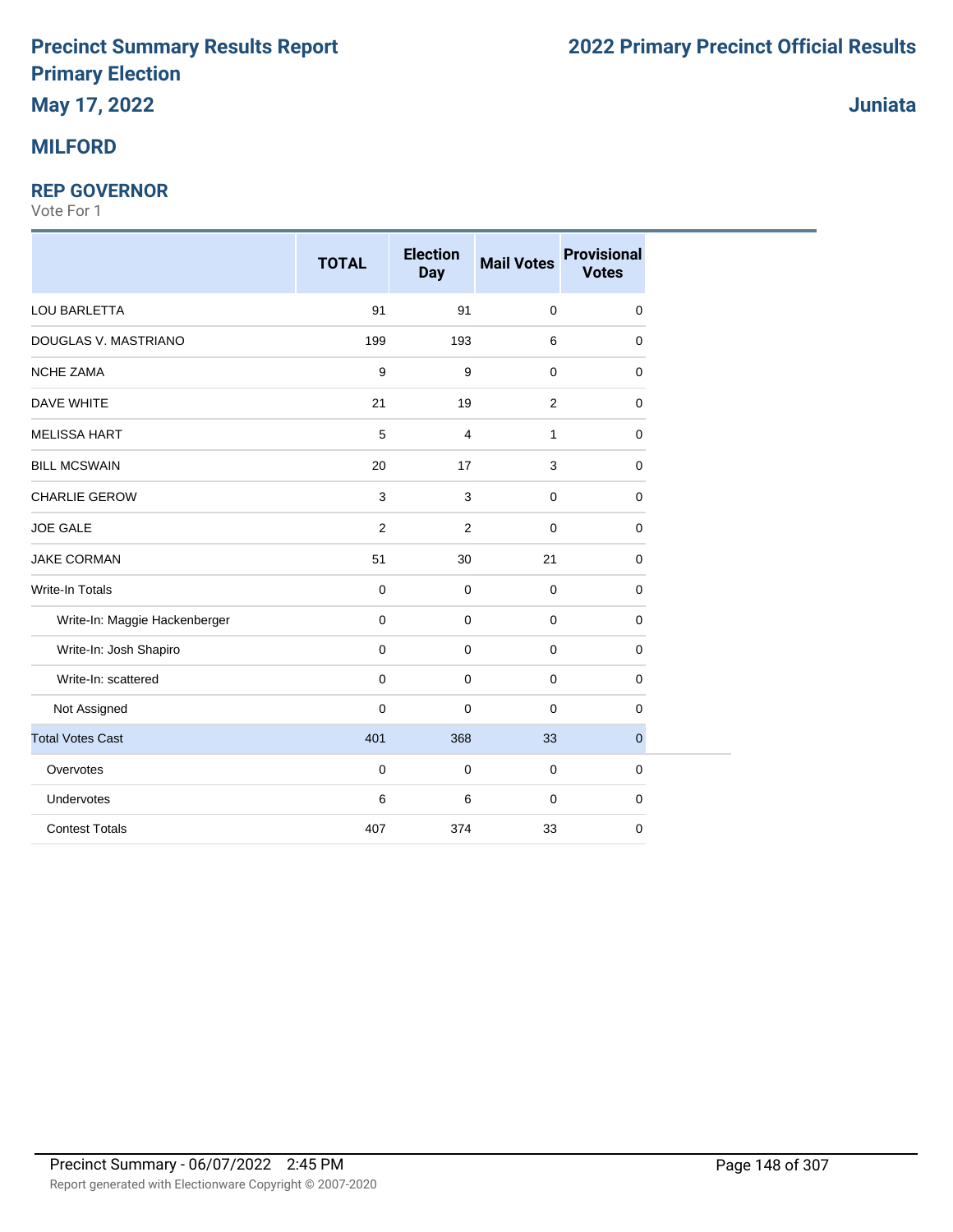# Precinct Summary Results Report
# Primary Election
## May 17, 2022

# 2022 Primary Precinct Official Results

## Juniata

## MILFORD

### REP GOVERNOR

Vote For 1

| | TOTAL | Election Day | Mail Votes | Provisional Votes |
|---|---|---|---|---|
| LOU BARLETTA | 91 | 91 | 0 | 0 |
| DOUGLAS V. MASTRIANO | 199 | 193 | 6 | 0 |
| NCHE ZAMA | 9 | 9 | 0 | 0 |
| DAVE WHITE | 21 | 19 | 2 | 0 |
| MELISSA HART | 5 | 4 | 1 | 0 |
| BILL MCSWAIN | 20 | 17 | 3 | 0 |
| CHARLIE GEROW | 3 | 3 | 0 | 0 |
| JOE GALE | 2 | 2 | 0 | 0 |
| JAKE CORMAN | 51 | 30 | 21 | 0 |
| Write-In Totals | 0 | 0 | 0 | 0 |
| Write-In: Maggie Hackenberger | 0 | 0 | 0 | 0 |
| Write-In: Josh Shapiro | 0 | 0 | 0 | 0 |
| Write-In: scattered | 0 | 0 | 0 | 0 |
| Not Assigned | 0 | 0 | 0 | 0 |
| Total Votes Cast | 401 | 368 | 33 | 0 |
| Overvotes | 0 | 0 | 0 | 0 |
| Undervotes | 6 | 6 | 0 | 0 |
| Contest Totals | 407 | 374 | 33 | 0 |

Precinct Summary - 06/07/2022 2:45 PM

Report generated with Electionware Copyright © 2007-2020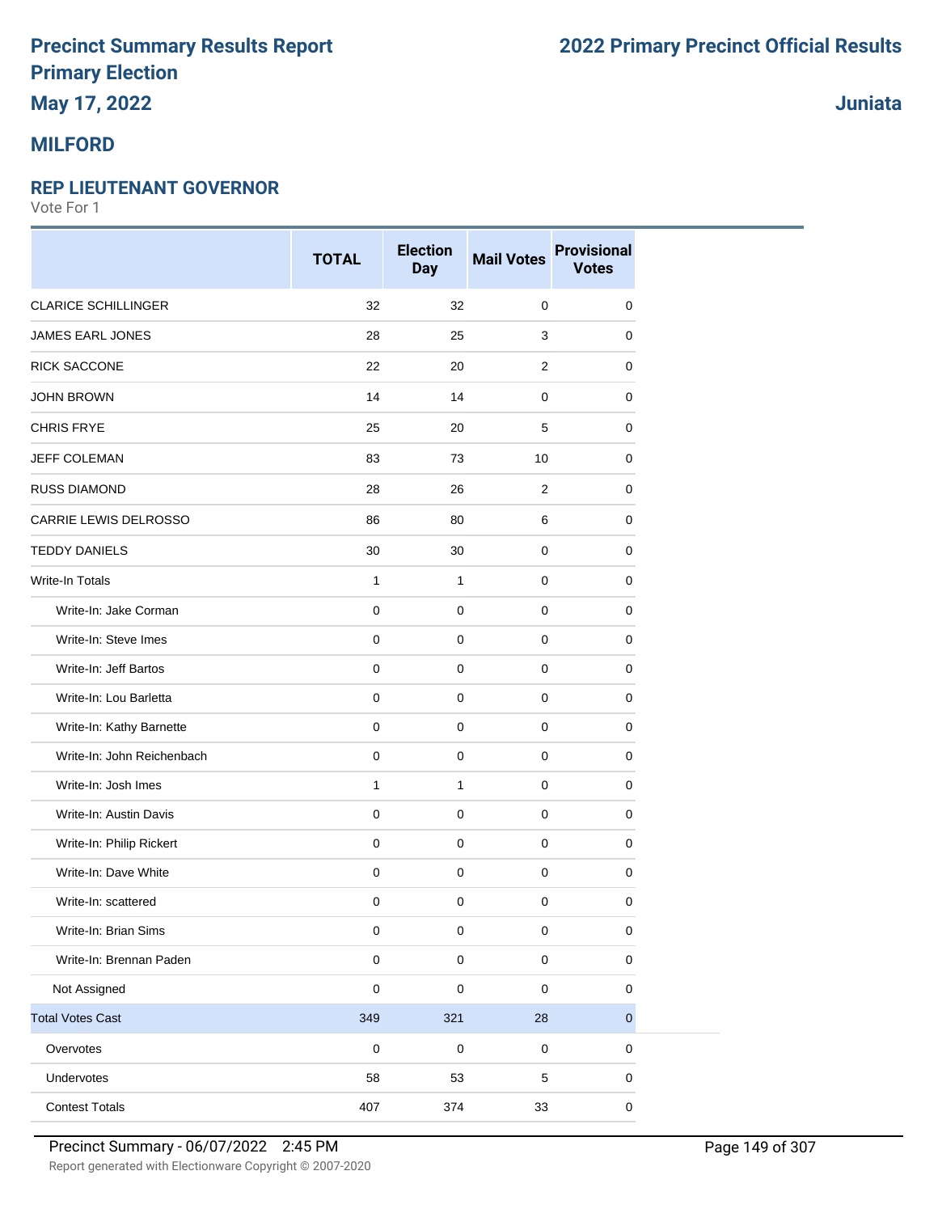# Precinct Summary Results Report
# Primary Election
# May 17, 2022

# 2022 Primary Precinct Official Results

**Juniata**

## MILFORD

### REP LIEUTENANT GOVERNOR

Vote For 1

| | TOTAL | Election Day | Mail Votes | Provisional Votes |
|---|---|---|---|---|
| CLARICE SCHILLINGER | 32 | 32 | 0 | 0 |
| JAMES EARL JONES | 28 | 25 | 3 | 0 |
| RICK SACCONE | 22 | 20 | 2 | 0 |
| JOHN BROWN | 14 | 14 | 0 | 0 |
| CHRIS FRYE | 25 | 20 | 5 | 0 |
| JEFF COLEMAN | 83 | 73 | 10 | 0 |
| RUSS DIAMOND | 28 | 26 | 2 | 0 |
| CARRIE LEWIS DELROSSO | 86 | 80 | 6 | 0 |
| TEDDY DANIELS | 30 | 30 | 0 | 0 |
| Write-In Totals | 1 | 1 | 0 | 0 |
| Write-In: Jake Corman | 0 | 0 | 0 | 0 |
| Write-In: Steve Imes | 0 | 0 | 0 | 0 |
| Write-In: Jeff Bartos | 0 | 0 | 0 | 0 |
| Write-In: Lou Barletta | 0 | 0 | 0 | 0 |
| Write-In: Kathy Barnette | 0 | 0 | 0 | 0 |
| Write-In: John Reichenbach | 0 | 0 | 0 | 0 |
| Write-In: Josh Imes | 1 | 1 | 0 | 0 |
| Write-In: Austin Davis | 0 | 0 | 0 | 0 |
| Write-In: Philip Rickert | 0 | 0 | 0 | 0 |
| Write-In: Dave White | 0 | 0 | 0 | 0 |
| Write-In: scattered | 0 | 0 | 0 | 0 |
| Write-In: Brian Sims | 0 | 0 | 0 | 0 |
| Write-In: Brennan Paden | 0 | 0 | 0 | 0 |
| Not Assigned | 0 | 0 | 0 | 0 |
| Total Votes Cast | 349 | 321 | 28 | 0 |
| Overvotes | 0 | 0 | 0 | 0 |
| Undervotes | 58 | 53 | 5 | 0 |
| Contest Totals | 407 | 374 | 33 | 0 |

Precinct Summary - 06/07/2022 2:45 PM

Report generated with Electionware Copyright © 2007-2020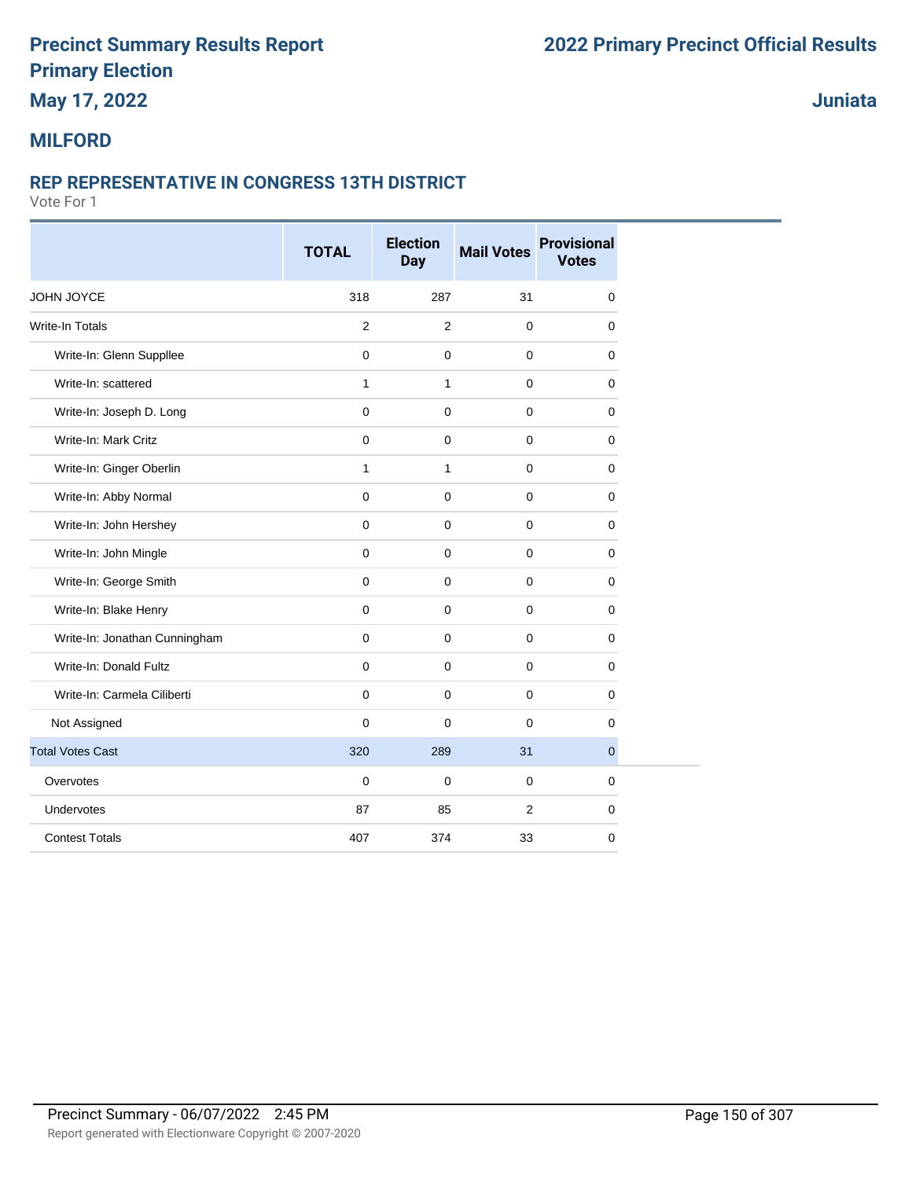# Precinct Summary Results Report
# Primary Election
## May 17, 2022

# 2022 Primary Precinct Official Results

## Juniata

## MILFORD

### REP REPRESENTATIVE IN CONGRESS 13TH DISTRICT

Vote For 1

| | TOTAL | Election Day | Mail Votes | Provisional Votes |
|---|---|---|---|---|
| JOHN JOYCE | 318 | 287 | 31 | 0 |
| Write-In Totals | 2 | 2 | 0 | 0 |
| Write-In: Glenn Suppllee | 0 | 0 | 0 | 0 |
| Write-In: scattered | 1 | 1 | 0 | 0 |
| Write-In: Joseph D. Long | 0 | 0 | 0 | 0 |
| Write-In: Mark Critz | 0 | 0 | 0 | 0 |
| Write-In: Ginger Oberlin | 1 | 1 | 0 | 0 |
| Write-In: Abby Normal | 0 | 0 | 0 | 0 |
| Write-In: John Hershey | 0 | 0 | 0 | 0 |
| Write-In: John Mingle | 0 | 0 | 0 | 0 |
| Write-In: George Smith | 0 | 0 | 0 | 0 |
| Write-In: Blake Henry | 0 | 0 | 0 | 0 |
| Write-In: Jonathan Cunningham | 0 | 0 | 0 | 0 |
| Write-In: Donald Fultz | 0 | 0 | 0 | 0 |
| Write-In: Carmela Ciliberti | 0 | 0 | 0 | 0 |
| Not Assigned | 0 | 0 | 0 | 0 |
| Total Votes Cast | 320 | 289 | 31 | 0 |
| Overvotes | 0 | 0 | 0 | 0 |
| Undervotes | 87 | 85 | 2 | 0 |
| Contest Totals | 407 | 374 | 33 | 0 |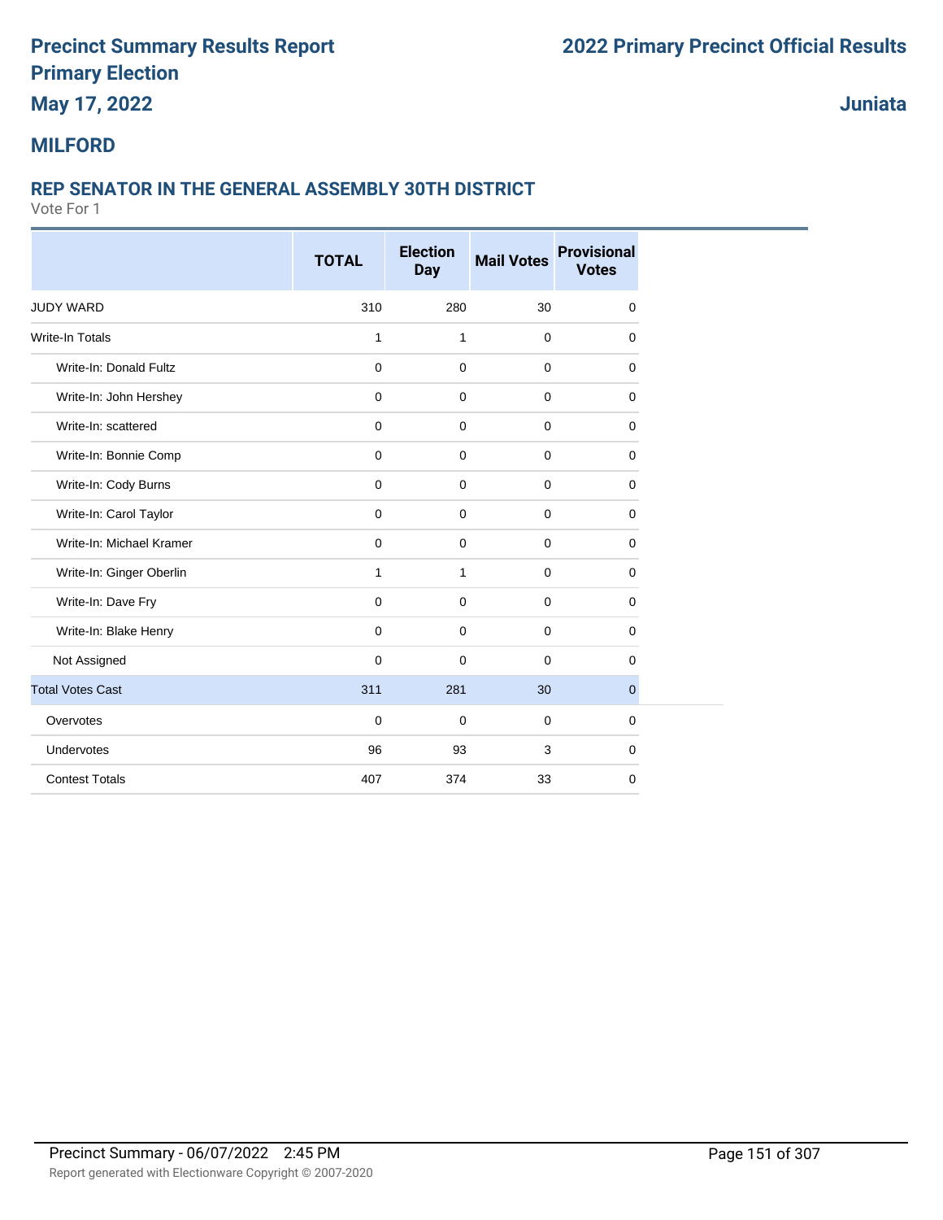# Precinct Summary Results Report
# Primary Election
## May 17, 2022

# 2022 Primary Precinct Official Results

## Juniata

## MILFORD

### REP SENATOR IN THE GENERAL ASSEMBLY 30TH DISTRICT

Vote For 1

| | TOTAL | Election Day | Mail Votes | Provisional Votes |
|---|---|---|---|---|
| JUDY WARD | 310 | 280 | 30 | 0 |
| Write-In Totals | 1 | 1 | 0 | 0 |
| Write-In: Donald Fultz | 0 | 0 | 0 | 0 |
| Write-In: John Hershey | 0 | 0 | 0 | 0 |
| Write-In: scattered | 0 | 0 | 0 | 0 |
| Write-In: Bonnie Comp | 0 | 0 | 0 | 0 |
| Write-In: Cody Burns | 0 | 0 | 0 | 0 |
| Write-In: Carol Taylor | 0 | 0 | 0 | 0 |
| Write-In: Michael Kramer | 0 | 0 | 0 | 0 |
| Write-In: Ginger Oberlin | 1 | 1 | 0 | 0 |
| Write-In: Dave Fry | 0 | 0 | 0 | 0 |
| Write-In: Blake Henry | 0 | 0 | 0 | 0 |
| Not Assigned | 0 | 0 | 0 | 0 |
| Total Votes Cast | 311 | 281 | 30 | 0 |
| Overvotes | 0 | 0 | 0 | 0 |
| Undervotes | 96 | 93 | 3 | 0 |
| Contest Totals | 407 | 374 | 33 | 0 |

Precinct Summary - 06/07/2022 2:45 PM

Report generated with Electionware Copyright © 2007-2020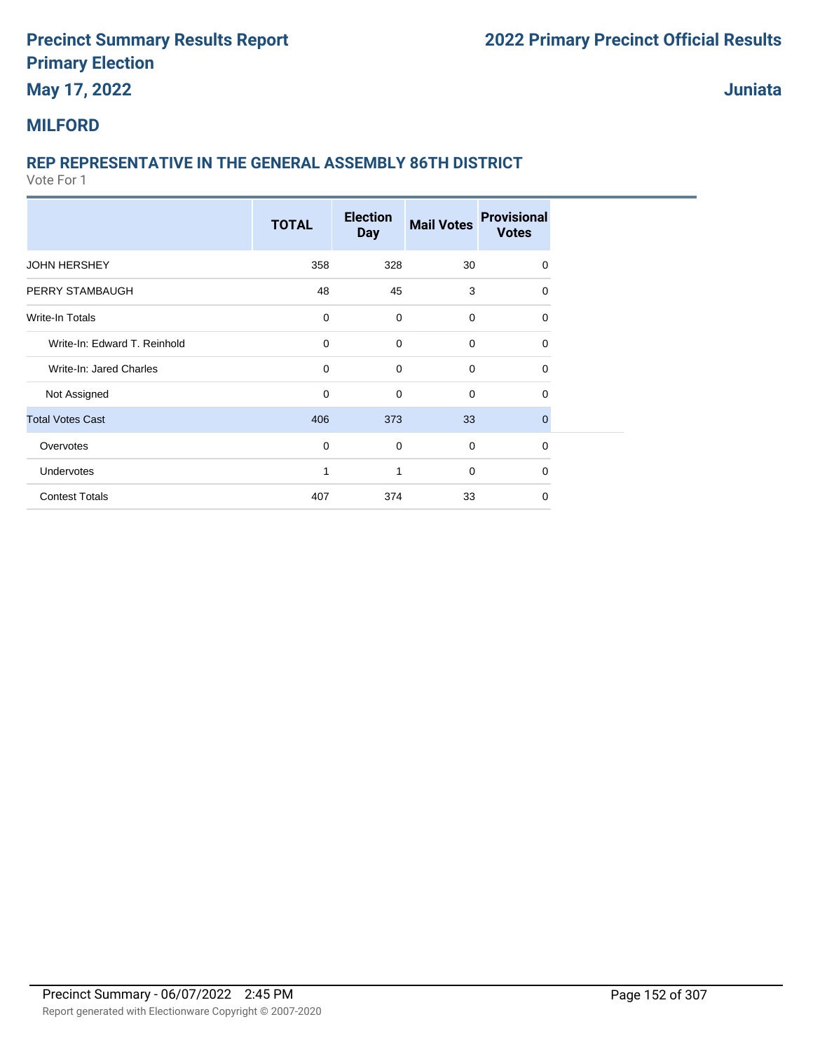Precinct Summary Results Report
Primary Election
May 17, 2022

2022 Primary Precinct Official Results

Juniata

## MILFORD

### REP REPRESENTATIVE IN THE GENERAL ASSEMBLY 86TH DISTRICT

Vote For 1

| | TOTAL | Election Day | Mail Votes | Provisional Votes |
|---|---|---|---|---|
| JOHN HERSHEY | 358 | 328 | 30 | 0 |
| PERRY STAMBAUGH | 48 | 45 | 3 | 0 |
| Write-In Totals | 0 | 0 | 0 | 0 |
| Write-In: Edward T. Reinhold | 0 | 0 | 0 | 0 |
| Write-In: Jared Charles | 0 | 0 | 0 | 0 |
| Not Assigned | 0 | 0 | 0 | 0 |
| Total Votes Cast | 406 | 373 | 33 | 0 |
| Overvotes | 0 | 0 | 0 | 0 |
| Undervotes | 1 | 1 | 0 | 0 |
| Contest Totals | 407 | 374 | 33 | 0 |

Precinct Summary - 06/07/2022 2:45 PM

Report generated with Electionware Copyright © 2007-2020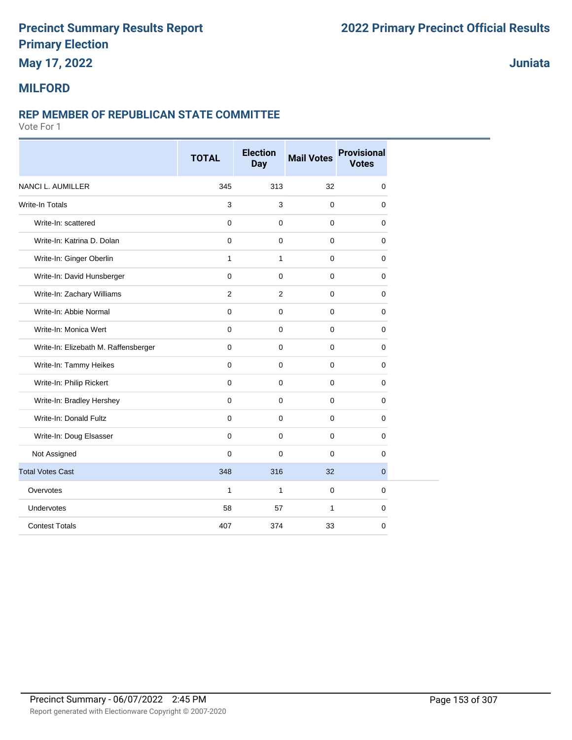# Precinct Summary Results Report
## Primary Election
## May 17, 2022

## 2022 Primary Precinct Official Results

## Juniata

## MILFORD

### REP MEMBER OF REPUBLICAN STATE COMMITTEE

Vote For 1

| | TOTAL | Election Day | Mail Votes | Provisional Votes |
|---|---|---|---|---|
| NANCI L. AUMILLER | 345 | 313 | 32 | 0 |
| Write-In Totals | 3 | 3 | 0 | 0 |
| Write-In: scattered | 0 | 0 | 0 | 0 |
| Write-In: Katrina D. Dolan | 0 | 0 | 0 | 0 |
| Write-In: Ginger Oberlin | 1 | 1 | 0 | 0 |
| Write-In: David Hunsberger | 0 | 0 | 0 | 0 |
| Write-In: Zachary Williams | 2 | 2 | 0 | 0 |
| Write-In: Abbie Normal | 0 | 0 | 0 | 0 |
| Write-In: Monica Wert | 0 | 0 | 0 | 0 |
| Write-In: Elizebath M. Raffensberger | 0 | 0 | 0 | 0 |
| Write-In: Tammy Heikes | 0 | 0 | 0 | 0 |
| Write-In: Philip Rickert | 0 | 0 | 0 | 0 |
| Write-In: Bradley Hershey | 0 | 0 | 0 | 0 |
| Write-In: Donald Fultz | 0 | 0 | 0 | 0 |
| Write-In: Doug Elsasser | 0 | 0 | 0 | 0 |
| Not Assigned | 0 | 0 | 0 | 0 |
| Total Votes Cast | 348 | 316 | 32 | 0 |
| Overvotes | 1 | 1 | 0 | 0 |
| Undervotes | 58 | 57 | 1 | 0 |
| Contest Totals | 407 | 374 | 33 | 0 |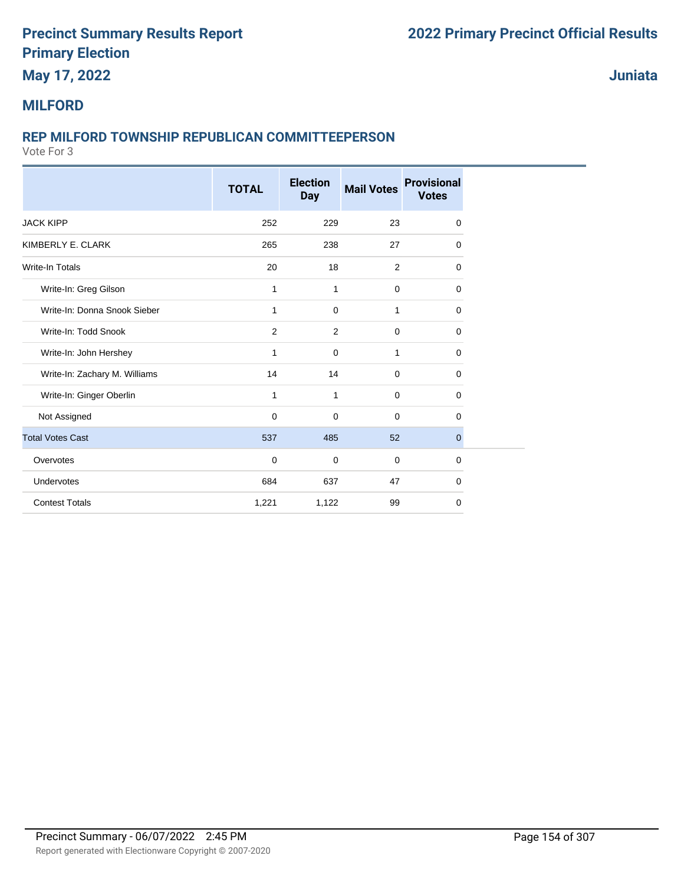# Precinct Summary Results Report
# Primary Election
## May 17, 2022

## 2022 Primary Precinct Official Results

## Juniata

## MILFORD

### REP MILFORD TOWNSHIP REPUBLICAN COMMITTEEPERSON

Vote For 3

| | TOTAL | Election Day | Mail Votes | Provisional Votes |
|---|---|---|---|---|
| JACK KIPP | 252 | 229 | 23 | 0 |
| KIMBERLY E. CLARK | 265 | 238 | 27 | 0 |
| Write-In Totals | 20 | 18 | 2 | 0 |
| Write-In: Greg Gilson | 1 | 1 | 0 | 0 |
| Write-In: Donna Snook Sieber | 1 | 0 | 1 | 0 |
| Write-In: Todd Snook | 2 | 2 | 0 | 0 |
| Write-In: John Hershey | 1 | 0 | 1 | 0 |
| Write-In: Zachary M. Williams | 14 | 14 | 0 | 0 |
| Write-In: Ginger Oberlin | 1 | 1 | 0 | 0 |
| Not Assigned | 0 | 0 | 0 | 0 |
| Total Votes Cast | 537 | 485 | 52 | 0 |
| Overvotes | 0 | 0 | 0 | 0 |
| Undervotes | 684 | 637 | 47 | 0 |
| Contest Totals | 1,221 | 1,122 | 99 | 0 |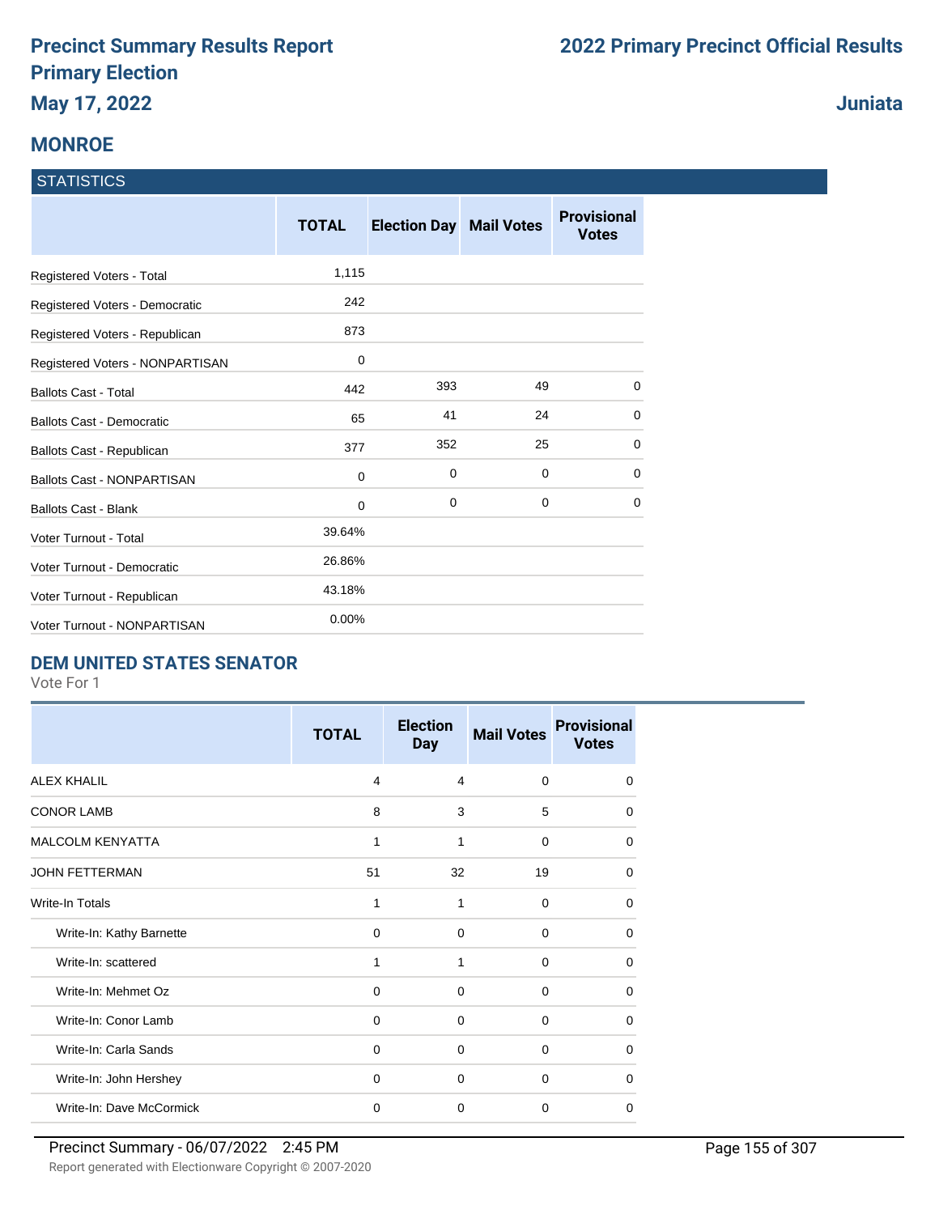# Precinct Summary Results Report
# Primary Election
## May 17, 2022

# 2022 Primary Precinct Official Results

## Juniata

## MONROE

### STATISTICS

| | TOTAL | Election Day | Mail Votes | Provisional Votes |
|---|---|---|---|---|
| Registered Voters - Total | 1,115 | | | |
| Registered Voters - Democratic | 242 | | | |
| Registered Voters - Republican | 873 | | | |
| Registered Voters - NONPARTISAN | 0 | | | |
| Ballots Cast - Total | 442 | 393 | 49 | 0 |
| Ballots Cast - Democratic | 65 | 41 | 24 | 0 |
| Ballots Cast - Republican | 377 | 352 | 25 | 0 |
| Ballots Cast - NONPARTISAN | 0 | 0 | 0 | 0 |
| Ballots Cast - Blank | 0 | 0 | 0 | 0 |
| Voter Turnout - Total | 39.64% | | | |
| Voter Turnout - Democratic | 26.86% | | | |
| Voter Turnout - Republican | 43.18% | | | |
| Voter Turnout - NONPARTISAN | 0.00% | | | |

### DEM UNITED STATES SENATOR

Vote For 1

| | TOTAL | Election Day | Mail Votes | Provisional Votes |
|---|---|---|---|---|
| ALEX KHALIL | 4 | 4 | 0 | 0 |
| CONOR LAMB | 8 | 3 | 5 | 0 |
| MALCOLM KENYATTA | 1 | 1 | 0 | 0 |
| JOHN FETTERMAN | 51 | 32 | 19 | 0 |
| Write-In Totals | 1 | 1 | 0 | 0 |
| Write-In: Kathy Barnette | 0 | 0 | 0 | 0 |
| Write-In: scattered | 1 | 1 | 0 | 0 |
| Write-In: Mehmet Oz | 0 | 0 | 0 | 0 |
| Write-In: Conor Lamb | 0 | 0 | 0 | 0 |
| Write-In: Carla Sands | 0 | 0 | 0 | 0 |
| Write-In: John Hershey | 0 | 0 | 0 | 0 |
| Write-In: Dave McCormick | 0 | 0 | 0 | 0 |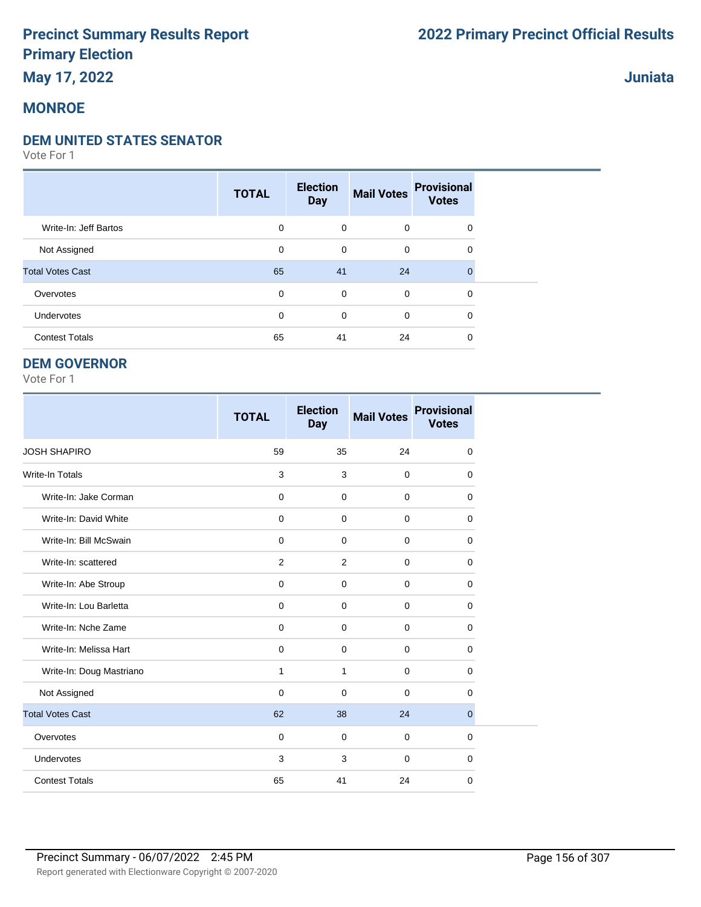# Precinct Summary Results Report
# Primary Election
# May 17, 2022

# 2022 Primary Precinct Official Results

## Juniata

## MONROE

### DEM UNITED STATES SENATOR

Vote For 1

| | TOTAL | Election Day | Mail Votes | Provisional Votes |
|---|---|---|---|---|
| Write-In: Jeff Bartos | 0 | 0 | 0 | 0 |
| Not Assigned | 0 | 0 | 0 | 0 |
| Total Votes Cast | 65 | 41 | 24 | 0 |
| Overvotes | 0 | 0 | 0 | 0 |
| Undervotes | 0 | 0 | 0 | 0 |
| Contest Totals | 65 | 41 | 24 | 0 |

### DEM GOVERNOR

Vote For 1

| | TOTAL | Election Day | Mail Votes | Provisional Votes |
|---|---|---|---|---|
| JOSH SHAPIRO | 59 | 35 | 24 | 0 |
| Write-In Totals | 3 | 3 | 0 | 0 |
| Write-In: Jake Corman | 0 | 0 | 0 | 0 |
| Write-In: David White | 0 | 0 | 0 | 0 |
| Write-In: Bill McSwain | 0 | 0 | 0 | 0 |
| Write-In: scattered | 2 | 2 | 0 | 0 |
| Write-In: Abe Stroup | 0 | 0 | 0 | 0 |
| Write-In: Lou Barletta | 0 | 0 | 0 | 0 |
| Write-In: Nche Zame | 0 | 0 | 0 | 0 |
| Write-In: Melissa Hart | 0 | 0 | 0 | 0 |
| Write-In: Doug Mastriano | 1 | 1 | 0 | 0 |
| Not Assigned | 0 | 0 | 0 | 0 |
| Total Votes Cast | 62 | 38 | 24 | 0 |
| Overvotes | 0 | 0 | 0 | 0 |
| Undervotes | 3 | 3 | 0 | 0 |
| Contest Totals | 65 | 41 | 24 | 0 |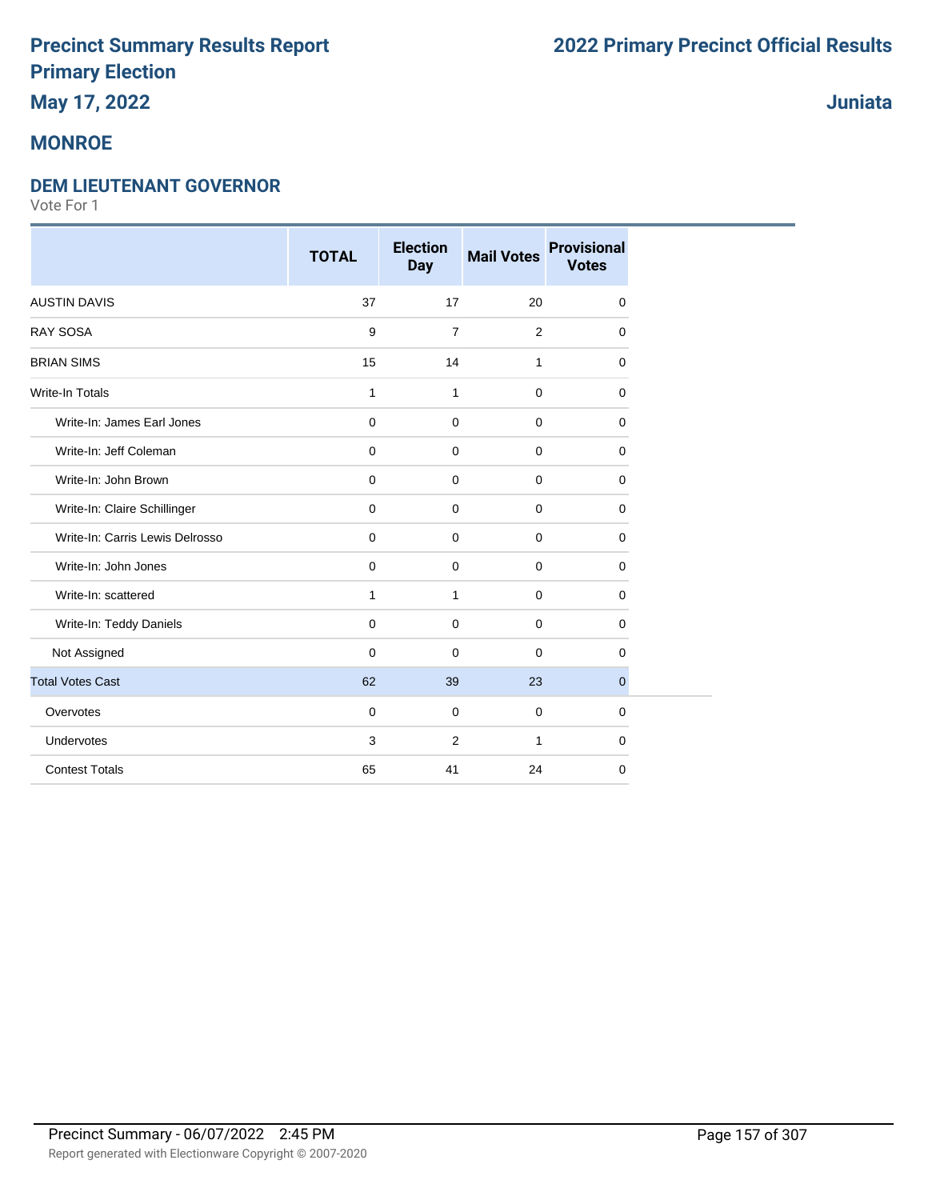# Precinct Summary Results Report
# Primary Election
## May 17, 2022

# 2022 Primary Precinct Official Results

## Juniata

## MONROE

### DEM LIEUTENANT GOVERNOR

Vote For 1

| | TOTAL | Election Day | Mail Votes | Provisional Votes |
|---|---|---|---|---|
| AUSTIN DAVIS | 37 | 17 | 20 | 0 |
| RAY SOSA | 9 | 7 | 2 | 0 |
| BRIAN SIMS | 15 | 14 | 1 | 0 |
| Write-In Totals | 1 | 1 | 0 | 0 |
| Write-In: James Earl Jones | 0 | 0 | 0 | 0 |
| Write-In: Jeff Coleman | 0 | 0 | 0 | 0 |
| Write-In: John Brown | 0 | 0 | 0 | 0 |
| Write-In: Claire Schillinger | 0 | 0 | 0 | 0 |
| Write-In: Carris Lewis Delrosso | 0 | 0 | 0 | 0 |
| Write-In: John Jones | 0 | 0 | 0 | 0 |
| Write-In: scattered | 1 | 1 | 0 | 0 |
| Write-In: Teddy Daniels | 0 | 0 | 0 | 0 |
| Not Assigned | 0 | 0 | 0 | 0 |
| Total Votes Cast | 62 | 39 | 23 | 0 |
| Overvotes | 0 | 0 | 0 | 0 |
| Undervotes | 3 | 2 | 1 | 0 |
| Contest Totals | 65 | 41 | 24 | 0 |

Precinct Summary - 06/07/2022 2:45 PM

Report generated with Electionware Copyright © 2007-2020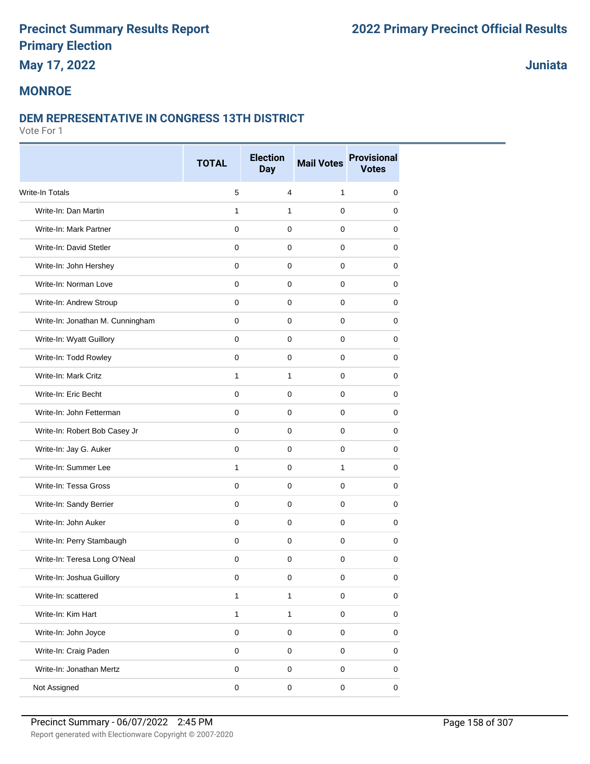# Precinct Summary Results Report

## Primary Election

## May 17, 2022

# 2022 Primary Precinct Official Results

## Juniata

## MONROE

### DEM REPRESENTATIVE IN CONGRESS 13TH DISTRICT

Vote For 1

| | TOTAL | Election Day | Mail Votes | Provisional Votes |
|---|---|---|---|---|
| Write-In Totals | 5 | 4 | 1 | 0 |
| Write-In: Dan Martin | 1 | 1 | 0 | 0 |
| Write-In: Mark Partner | 0 | 0 | 0 | 0 |
| Write-In: David Stetler | 0 | 0 | 0 | 0 |
| Write-In: John Hershey | 0 | 0 | 0 | 0 |
| Write-In: Norman Love | 0 | 0 | 0 | 0 |
| Write-In: Andrew Stroup | 0 | 0 | 0 | 0 |
| Write-In: Jonathan M. Cunningham | 0 | 0 | 0 | 0 |
| Write-In: Wyatt Guillory | 0 | 0 | 0 | 0 |
| Write-In: Todd Rowley | 0 | 0 | 0 | 0 |
| Write-In: Mark Critz | 1 | 1 | 0 | 0 |
| Write-In: Eric Becht | 0 | 0 | 0 | 0 |
| Write-In: John Fetterman | 0 | 0 | 0 | 0 |
| Write-In: Robert Bob Casey Jr | 0 | 0 | 0 | 0 |
| Write-In: Jay G. Auker | 0 | 0 | 0 | 0 |
| Write-In: Summer Lee | 1 | 0 | 1 | 0 |
| Write-In: Tessa Gross | 0 | 0 | 0 | 0 |
| Write-In: Sandy Berrier | 0 | 0 | 0 | 0 |
| Write-In: John Auker | 0 | 0 | 0 | 0 |
| Write-In: Perry Stambaugh | 0 | 0 | 0 | 0 |
| Write-In: Teresa Long O'Neal | 0 | 0 | 0 | 0 |
| Write-In: Joshua Guillory | 0 | 0 | 0 | 0 |
| Write-In: scattered | 1 | 1 | 0 | 0 |
| Write-In: Kim Hart | 1 | 1 | 0 | 0 |
| Write-In: John Joyce | 0 | 0 | 0 | 0 |
| Write-In: Craig Paden | 0 | 0 | 0 | 0 |
| Write-In: Jonathan Mertz | 0 | 0 | 0 | 0 |
| Not Assigned | 0 | 0 | 0 | 0 |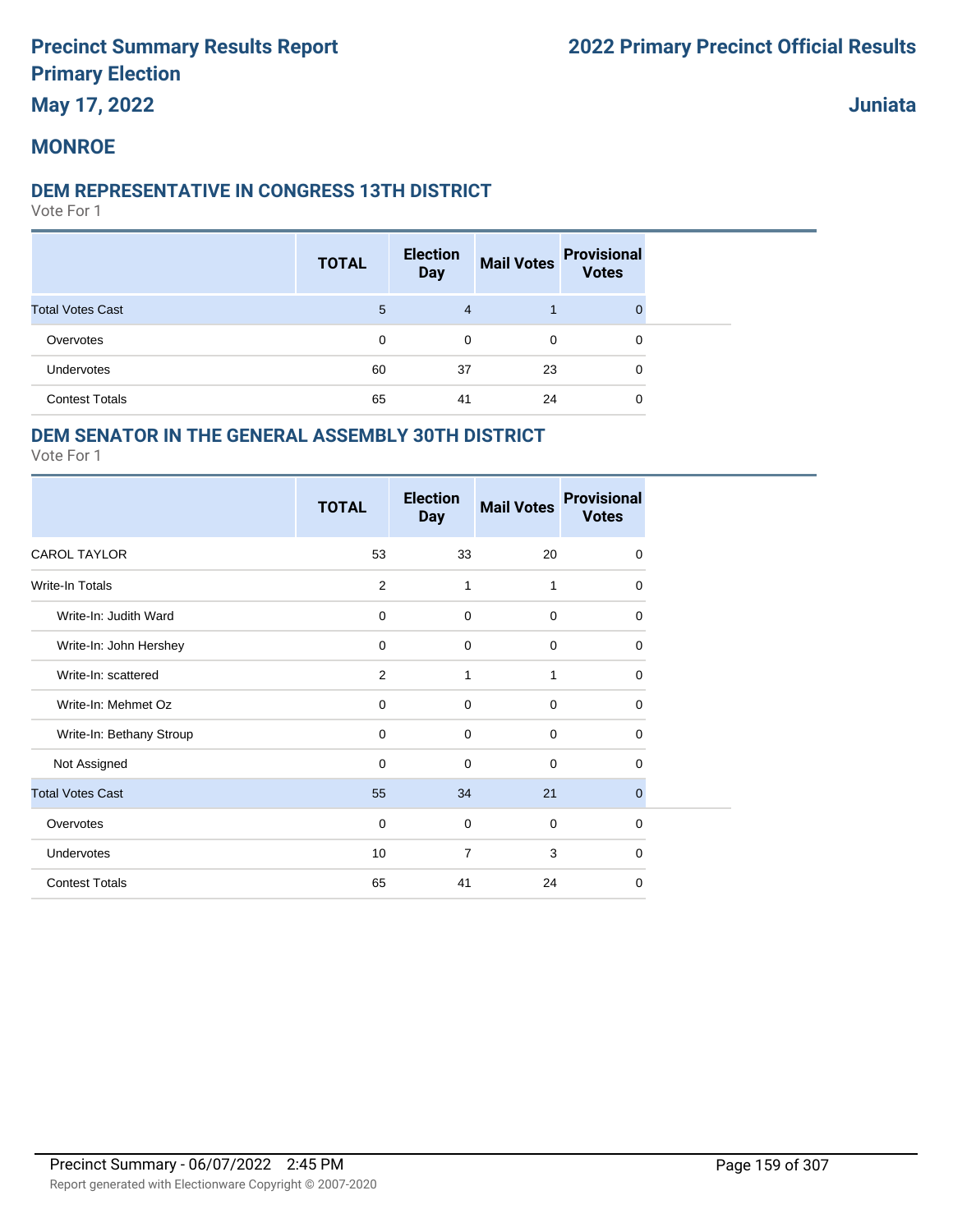# Precinct Summary Results Report
# Primary Election
## May 17, 2022

# 2022 Primary Precinct Official Results

## Juniata

## MONROE

### DEM REPRESENTATIVE IN CONGRESS 13TH DISTRICT

Vote For 1

| | TOTAL | Election Day | Mail Votes | Provisional Votes |
|---|---|---|---|---|
| Total Votes Cast | 5 | 4 | 1 | 0 |
| Overvotes | 0 | 0 | 0 | 0 |
| Undervotes | 60 | 37 | 23 | 0 |
| Contest Totals | 65 | 41 | 24 | 0 |

### DEM SENATOR IN THE GENERAL ASSEMBLY 30TH DISTRICT

Vote For 1

| | TOTAL | Election Day | Mail Votes | Provisional Votes |
|---|---|---|---|---|
| CAROL TAYLOR | 53 | 33 | 20 | 0 |
| Write-In Totals | 2 | 1 | 1 | 0 |
| Write-In: Judith Ward | 0 | 0 | 0 | 0 |
| Write-In: John Hershey | 0 | 0 | 0 | 0 |
| Write-In: scattered | 2 | 1 | 1 | 0 |
| Write-In: Mehmet Oz | 0 | 0 | 0 | 0 |
| Write-In: Bethany Stroup | 0 | 0 | 0 | 0 |
| Not Assigned | 0 | 0 | 0 | 0 |
| Total Votes Cast | 55 | 34 | 21 | 0 |
| Overvotes | 0 | 0 | 0 | 0 |
| Undervotes | 10 | 7 | 3 | 0 |
| Contest Totals | 65 | 41 | 24 | 0 |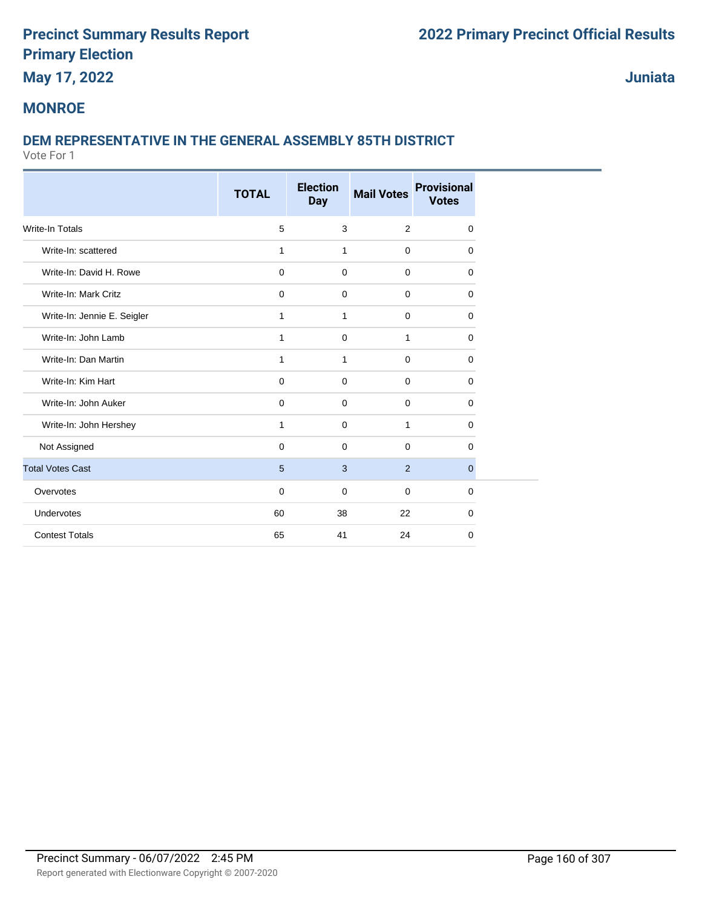# Precinct Summary Results Report
# Primary Election
## May 17, 2022

# 2022 Primary Precinct Official Results

## Juniata

## MONROE

### DEM REPRESENTATIVE IN THE GENERAL ASSEMBLY 85TH DISTRICT

Vote For 1

| | TOTAL | Election Day | Mail Votes | Provisional Votes |
|---|---|---|---|---|
| Write-In Totals | 5 | 3 | 2 | 0 |
| Write-In: scattered | 1 | 1 | 0 | 0 |
| Write-In: David H. Rowe | 0 | 0 | 0 | 0 |
| Write-In: Mark Critz | 0 | 0 | 0 | 0 |
| Write-In: Jennie E. Seigler | 1 | 1 | 0 | 0 |
| Write-In: John Lamb | 1 | 0 | 1 | 0 |
| Write-In: Dan Martin | 1 | 1 | 0 | 0 |
| Write-In: Kim Hart | 0 | 0 | 0 | 0 |
| Write-In: John Auker | 0 | 0 | 0 | 0 |
| Write-In: John Hershey | 1 | 0 | 1 | 0 |
| Not Assigned | 0 | 0 | 0 | 0 |
| Total Votes Cast | 5 | 3 | 2 | 0 |
| Overvotes | 0 | 0 | 0 | 0 |
| Undervotes | 60 | 38 | 22 | 0 |
| Contest Totals | 65 | 41 | 24 | 0 |

Precinct Summary - 06/07/2022 2:45 PM

Report generated with Electionware Copyright © 2007-2020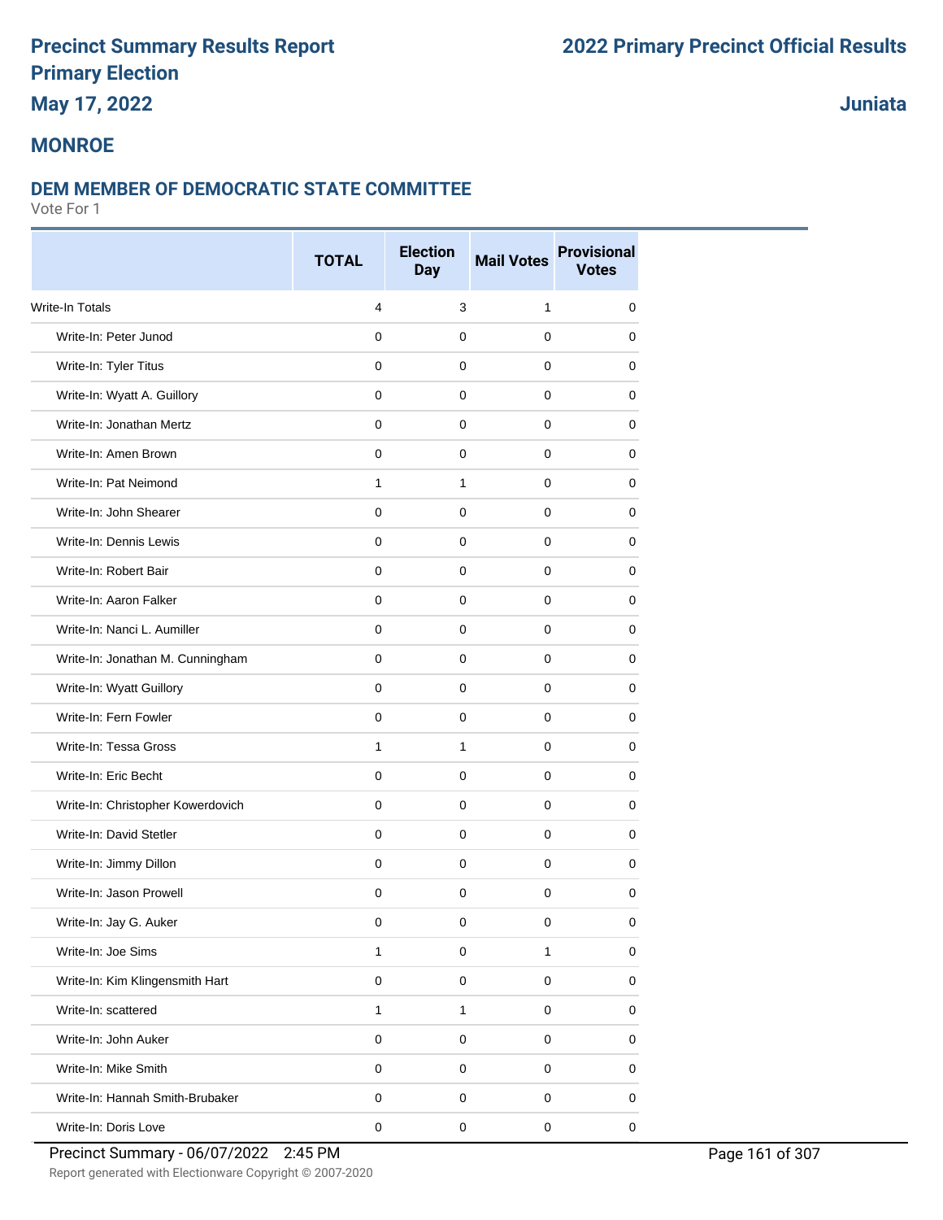# Precinct Summary Results Report
# Primary Election
## May 17, 2022

# 2022 Primary Precinct Official Results
## Juniata

## MONROE

### DEM MEMBER OF DEMOCRATIC STATE COMMITTEE
Vote For 1

| | TOTAL | Election Day | Mail Votes | Provisional Votes |
|---|---|---|---|---|
| Write-In Totals | 4 | 3 | 1 | 0 |
| Write-In: Peter Junod | 0 | 0 | 0 | 0 |
| Write-In: Tyler Titus | 0 | 0 | 0 | 0 |
| Write-In: Wyatt A. Guillory | 0 | 0 | 0 | 0 |
| Write-In: Jonathan Mertz | 0 | 0 | 0 | 0 |
| Write-In: Amen Brown | 0 | 0 | 0 | 0 |
| Write-In: Pat Neimond | 1 | 1 | 0 | 0 |
| Write-In: John Shearer | 0 | 0 | 0 | 0 |
| Write-In: Dennis Lewis | 0 | 0 | 0 | 0 |
| Write-In: Robert Bair | 0 | 0 | 0 | 0 |
| Write-In: Aaron Falker | 0 | 0 | 0 | 0 |
| Write-In: Nanci L. Aumiller | 0 | 0 | 0 | 0 |
| Write-In: Jonathan M. Cunningham | 0 | 0 | 0 | 0 |
| Write-In: Wyatt Guillory | 0 | 0 | 0 | 0 |
| Write-In: Fern Fowler | 0 | 0 | 0 | 0 |
| Write-In: Tessa Gross | 1 | 1 | 0 | 0 |
| Write-In: Eric Becht | 0 | 0 | 0 | 0 |
| Write-In: Christopher Kowerdovich | 0 | 0 | 0 | 0 |
| Write-In: David Stetler | 0 | 0 | 0 | 0 |
| Write-In: Jimmy Dillon | 0 | 0 | 0 | 0 |
| Write-In: Jason Prowell | 0 | 0 | 0 | 0 |
| Write-In: Jay G. Auker | 0 | 0 | 0 | 0 |
| Write-In: Joe Sims | 1 | 0 | 1 | 0 |
| Write-In: Kim Klingensmith Hart | 0 | 0 | 0 | 0 |
| Write-In: scattered | 1 | 1 | 0 | 0 |
| Write-In: John Auker | 0 | 0 | 0 | 0 |
| Write-In: Mike Smith | 0 | 0 | 0 | 0 |
| Write-In: Hannah Smith-Brubaker | 0 | 0 | 0 | 0 |
| Write-In: Doris Love | 0 | 0 | 0 | 0 |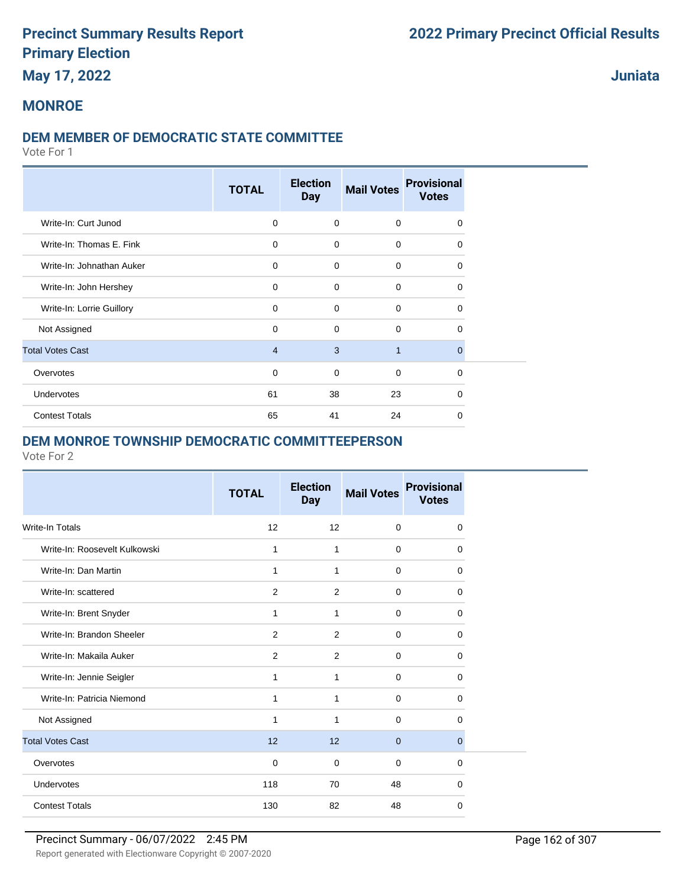# Precinct Summary Results Report

# Primary Election

**May 17, 2022**

**2022 Primary Precinct Official Results**

**Juniata**

## MONROE

### DEM MEMBER OF DEMOCRATIC STATE COMMITTEE

Vote For 1

| | TOTAL | Election Day | Mail Votes | Provisional Votes |
|---|---|---|---|---|
| Write-In: Curt Junod | 0 | 0 | 0 | 0 |
| Write-In: Thomas E. Fink | 0 | 0 | 0 | 0 |
| Write-In: Johnathan Auker | 0 | 0 | 0 | 0 |
| Write-In: John Hershey | 0 | 0 | 0 | 0 |
| Write-In: Lorrie Guillory | 0 | 0 | 0 | 0 |
| Not Assigned | 0 | 0 | 0 | 0 |
| Total Votes Cast | 4 | 3 | 1 | 0 |
| Overvotes | 0 | 0 | 0 | 0 |
| Undervotes | 61 | 38 | 23 | 0 |
| Contest Totals | 65 | 41 | 24 | 0 |

### DEM MONROE TOWNSHIP DEMOCRATIC COMMITTEEPERSON

Vote For 2

| | TOTAL | Election Day | Mail Votes | Provisional Votes |
|---|---|---|---|---|
| Write-In Totals | 12 | 12 | 0 | 0 |
| Write-In: Roosevelt Kulkowski | 1 | 1 | 0 | 0 |
| Write-In: Dan Martin | 1 | 1 | 0 | 0 |
| Write-In: scattered | 2 | 2 | 0 | 0 |
| Write-In: Brent Snyder | 1 | 1 | 0 | 0 |
| Write-In: Brandon Sheeler | 2 | 2 | 0 | 0 |
| Write-In: Makaila Auker | 2 | 2 | 0 | 0 |
| Write-In: Jennie Seigler | 1 | 1 | 0 | 0 |
| Write-In: Patricia Niemond | 1 | 1 | 0 | 0 |
| Not Assigned | 1 | 1 | 0 | 0 |
| Total Votes Cast | 12 | 12 | 0 | 0 |
| Overvotes | 0 | 0 | 0 | 0 |
| Undervotes | 118 | 70 | 48 | 0 |
| Contest Totals | 130 | 82 | 48 | 0 |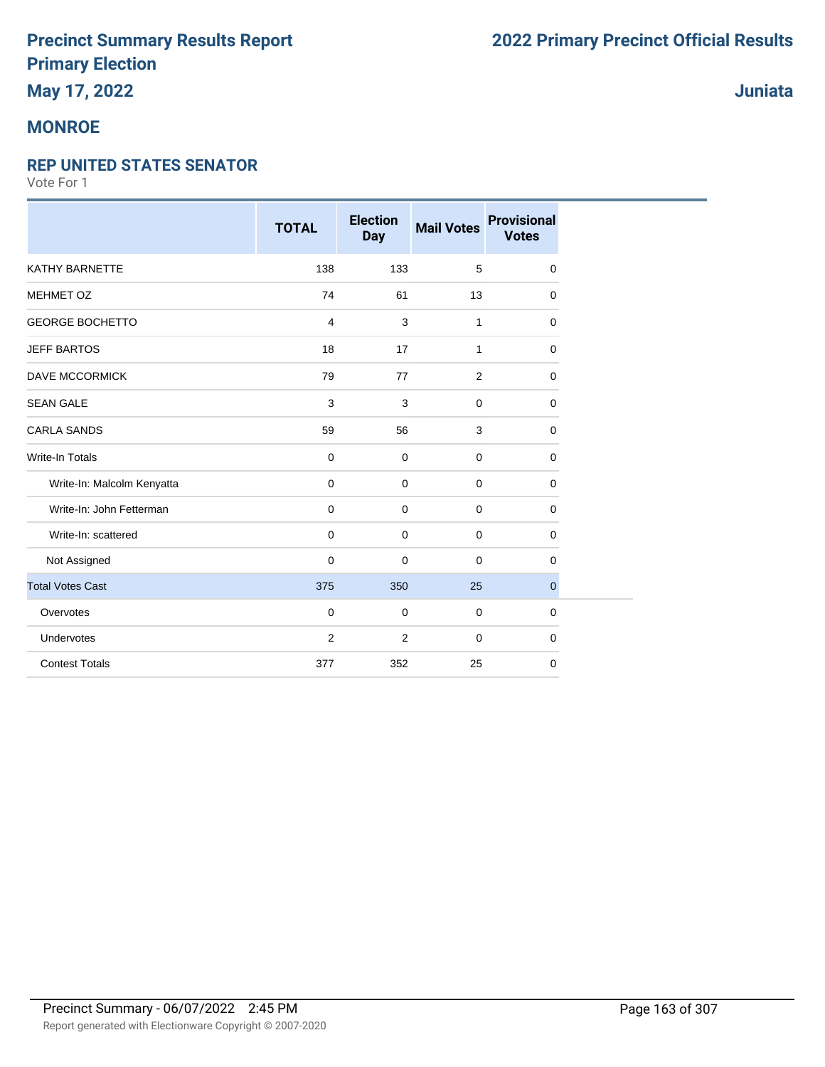# Precinct Summary Results Report
# Primary Election
## May 17, 2022

# 2022 Primary Precinct Official Results

## Juniata

## MONROE

### REP UNITED STATES SENATOR

Vote For 1

| | TOTAL | Election Day | Mail Votes | Provisional Votes |
|---|---|---|---|---|
| KATHY BARNETTE | 138 | 133 | 5 | 0 |
| MEHMET OZ | 74 | 61 | 13 | 0 |
| GEORGE BOCHETTO | 4 | 3 | 1 | 0 |
| JEFF BARTOS | 18 | 17 | 1 | 0 |
| DAVE MCCORMICK | 79 | 77 | 2 | 0 |
| SEAN GALE | 3 | 3 | 0 | 0 |
| CARLA SANDS | 59 | 56 | 3 | 0 |
| Write-In Totals | 0 | 0 | 0 | 0 |
| Write-In: Malcolm Kenyatta | 0 | 0 | 0 | 0 |
| Write-In: John Fetterman | 0 | 0 | 0 | 0 |
| Write-In: scattered | 0 | 0 | 0 | 0 |
| Not Assigned | 0 | 0 | 0 | 0 |
| Total Votes Cast | 375 | 350 | 25 | 0 |
| Overvotes | 0 | 0 | 0 | 0 |
| Undervotes | 2 | 2 | 0 | 0 |
| Contest Totals | 377 | 352 | 25 | 0 |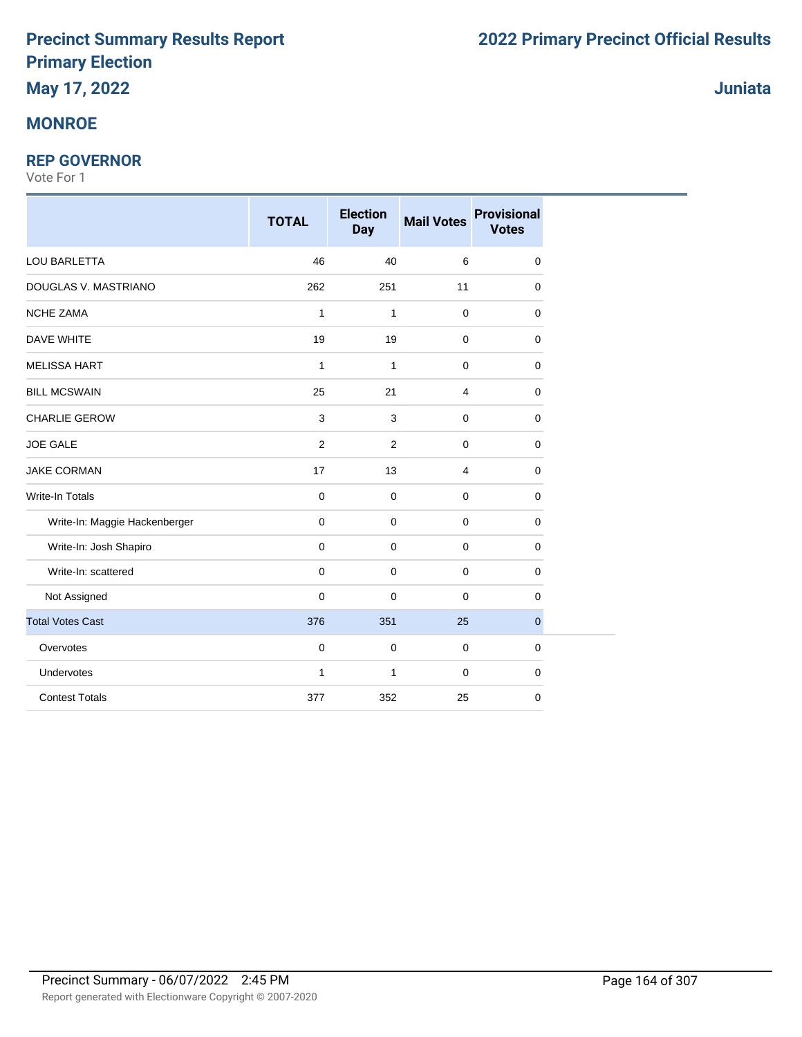# Precinct Summary Results Report
# Primary Election
## May 17, 2022

# 2022 Primary Precinct Official Results

## Juniata

## MONROE

### REP GOVERNOR

Vote For 1

| | TOTAL | Election Day | Mail Votes | Provisional Votes |
|---|---|---|---|---|
| LOU BARLETTA | 46 | 40 | 6 | 0 |
| DOUGLAS V. MASTRIANO | 262 | 251 | 11 | 0 |
| NCHE ZAMA | 1 | 1 | 0 | 0 |
| DAVE WHITE | 19 | 19 | 0 | 0 |
| MELISSA HART | 1 | 1 | 0 | 0 |
| BILL MCSWAIN | 25 | 21 | 4 | 0 |
| CHARLIE GEROW | 3 | 3 | 0 | 0 |
| JOE GALE | 2 | 2 | 0 | 0 |
| JAKE CORMAN | 17 | 13 | 4 | 0 |
| Write-In Totals | 0 | 0 | 0 | 0 |
| Write-In: Maggie Hackenberger | 0 | 0 | 0 | 0 |
| Write-In: Josh Shapiro | 0 | 0 | 0 | 0 |
| Write-In: scattered | 0 | 0 | 0 | 0 |
| Not Assigned | 0 | 0 | 0 | 0 |
| Total Votes Cast | 376 | 351 | 25 | 0 |
| Overvotes | 0 | 0 | 0 | 0 |
| Undervotes | 1 | 1 | 0 | 0 |
| Contest Totals | 377 | 352 | 25 | 0 |

Precinct Summary - 06/07/2022 2:45 PM

Report generated with Electionware Copyright © 2007-2020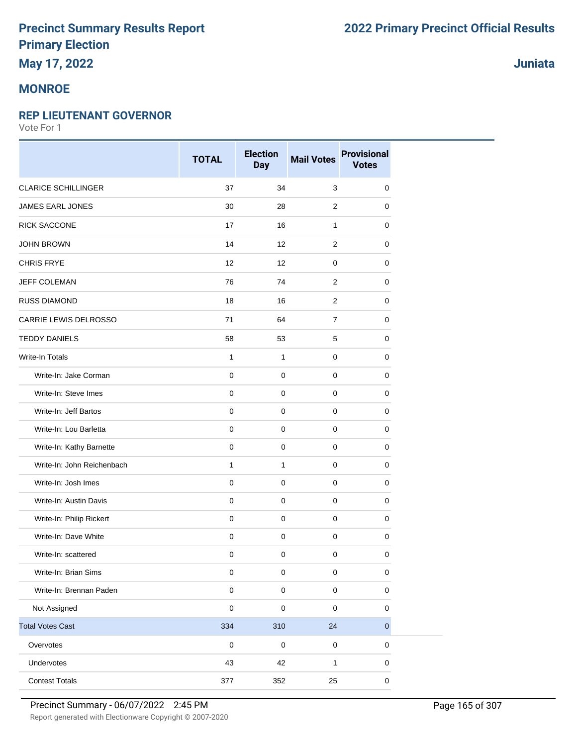# Precinct Summary Results Report
# Primary Election
## May 17, 2022

**2022 Primary Precinct Official Results**

**Juniata**

## MONROE

### REP LIEUTENANT GOVERNOR

Vote For 1

| | TOTAL | Election Day | Mail Votes | Provisional Votes |
|---|---|---|---|---|
| CLARICE SCHILLINGER | 37 | 34 | 3 | 0 |
| JAMES EARL JONES | 30 | 28 | 2 | 0 |
| RICK SACCONE | 17 | 16 | 1 | 0 |
| JOHN BROWN | 14 | 12 | 2 | 0 |
| CHRIS FRYE | 12 | 12 | 0 | 0 |
| JEFF COLEMAN | 76 | 74 | 2 | 0 |
| RUSS DIAMOND | 18 | 16 | 2 | 0 |
| CARRIE LEWIS DELROSSO | 71 | 64 | 7 | 0 |
| TEDDY DANIELS | 58 | 53 | 5 | 0 |
| Write-In Totals | 1 | 1 | 0 | 0 |
| Write-In: Jake Corman | 0 | 0 | 0 | 0 |
| Write-In: Steve Imes | 0 | 0 | 0 | 0 |
| Write-In: Jeff Bartos | 0 | 0 | 0 | 0 |
| Write-In: Lou Barletta | 0 | 0 | 0 | 0 |
| Write-In: Kathy Barnette | 0 | 0 | 0 | 0 |
| Write-In: John Reichenbach | 1 | 1 | 0 | 0 |
| Write-In: Josh Imes | 0 | 0 | 0 | 0 |
| Write-In: Austin Davis | 0 | 0 | 0 | 0 |
| Write-In: Philip Rickert | 0 | 0 | 0 | 0 |
| Write-In: Dave White | 0 | 0 | 0 | 0 |
| Write-In: scattered | 0 | 0 | 0 | 0 |
| Write-In: Brian Sims | 0 | 0 | 0 | 0 |
| Write-In: Brennan Paden | 0 | 0 | 0 | 0 |
| Not Assigned | 0 | 0 | 0 | 0 |
| Total Votes Cast | 334 | 310 | 24 | 0 |
| Overvotes | 0 | 0 | 0 | 0 |
| Undervotes | 43 | 42 | 1 | 0 |
| Contest Totals | 377 | 352 | 25 | 0 |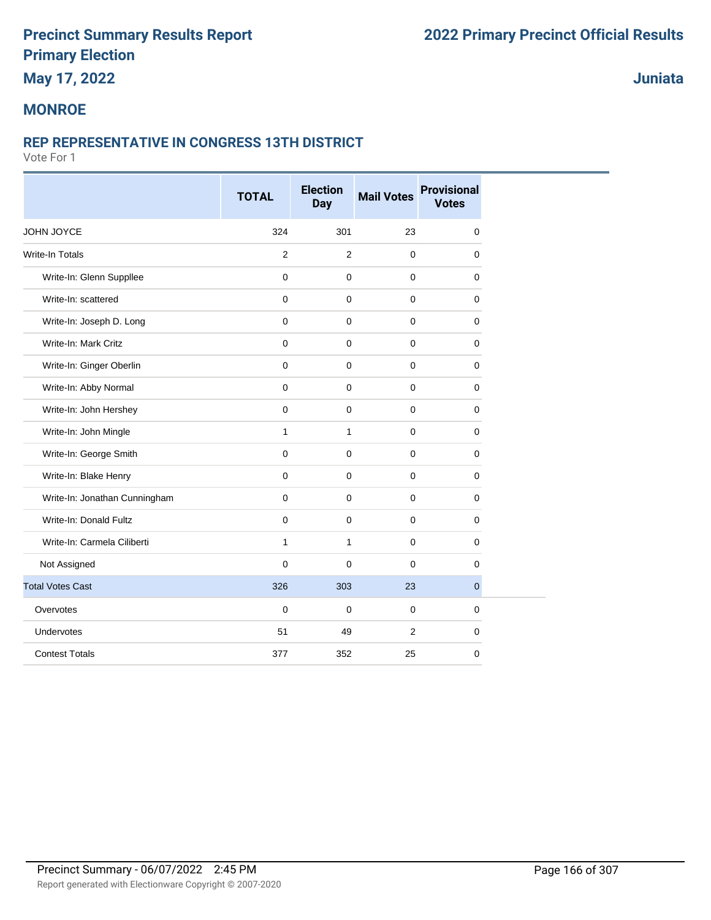# Precinct Summary Results Report
# Primary Election
## May 17, 2022

**2022 Primary Precinct Official Results**

**Juniata**

## MONROE

### REP REPRESENTATIVE IN CONGRESS 13TH DISTRICT

Vote For 1

| | TOTAL | Election Day | Mail Votes | Provisional Votes |
|---|---|---|---|---|
| JOHN JOYCE | 324 | 301 | 23 | 0 |
| Write-In Totals | 2 | 2 | 0 | 0 |
| Write-In: Glenn Suppllee | 0 | 0 | 0 | 0 |
| Write-In: scattered | 0 | 0 | 0 | 0 |
| Write-In: Joseph D. Long | 0 | 0 | 0 | 0 |
| Write-In: Mark Critz | 0 | 0 | 0 | 0 |
| Write-In: Ginger Oberlin | 0 | 0 | 0 | 0 |
| Write-In: Abby Normal | 0 | 0 | 0 | 0 |
| Write-In: John Hershey | 0 | 0 | 0 | 0 |
| Write-In: John Mingle | 1 | 1 | 0 | 0 |
| Write-In: George Smith | 0 | 0 | 0 | 0 |
| Write-In: Blake Henry | 0 | 0 | 0 | 0 |
| Write-In: Jonathan Cunningham | 0 | 0 | 0 | 0 |
| Write-In: Donald Fultz | 0 | 0 | 0 | 0 |
| Write-In: Carmela Ciliberti | 1 | 1 | 0 | 0 |
| Not Assigned | 0 | 0 | 0 | 0 |
| Total Votes Cast | 326 | 303 | 23 | 0 |
| Overvotes | 0 | 0 | 0 | 0 |
| Undervotes | 51 | 49 | 2 | 0 |
| Contest Totals | 377 | 352 | 25 | 0 |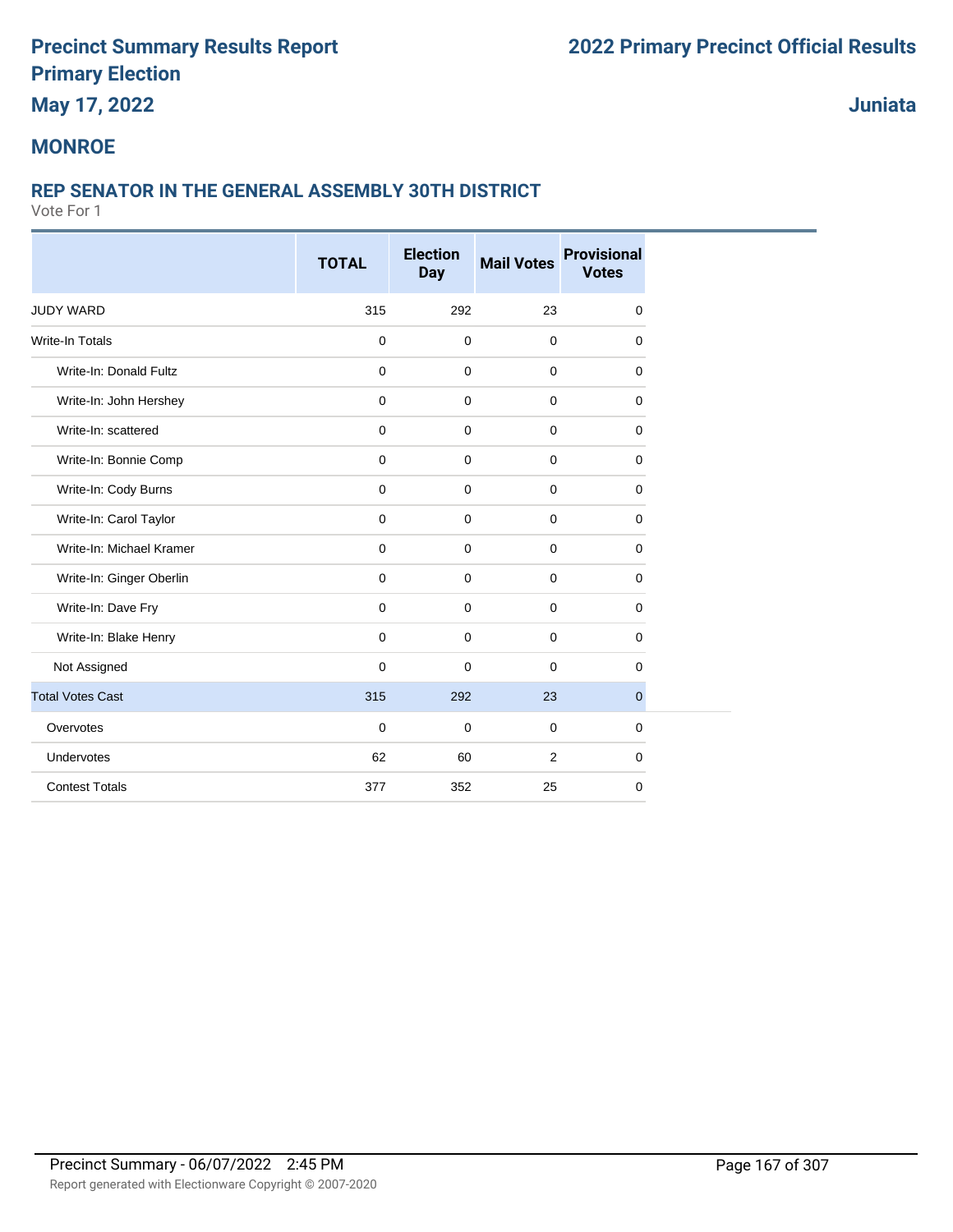# Precinct Summary Results Report
# Primary Election
**May 17, 2022**

**2022 Primary Precinct Official Results**

**Juniata**

## MONROE

### REP SENATOR IN THE GENERAL ASSEMBLY 30TH DISTRICT
Vote For 1

| | TOTAL | Election Day | Mail Votes | Provisional Votes |
|---|---|---|---|---|
| JUDY WARD | 315 | 292 | 23 | 0 |
| Write-In Totals | 0 | 0 | 0 | 0 |
| Write-In: Donald Fultz | 0 | 0 | 0 | 0 |
| Write-In: John Hershey | 0 | 0 | 0 | 0 |
| Write-In: scattered | 0 | 0 | 0 | 0 |
| Write-In: Bonnie Comp | 0 | 0 | 0 | 0 |
| Write-In: Cody Burns | 0 | 0 | 0 | 0 |
| Write-In: Carol Taylor | 0 | 0 | 0 | 0 |
| Write-In: Michael Kramer | 0 | 0 | 0 | 0 |
| Write-In: Ginger Oberlin | 0 | 0 | 0 | 0 |
| Write-In: Dave Fry | 0 | 0 | 0 | 0 |
| Write-In: Blake Henry | 0 | 0 | 0 | 0 |
| Not Assigned | 0 | 0 | 0 | 0 |
| Total Votes Cast | 315 | 292 | 23 | 0 |
| Overvotes | 0 | 0 | 0 | 0 |
| Undervotes | 62 | 60 | 2 | 0 |
| Contest Totals | 377 | 352 | 25 | 0 |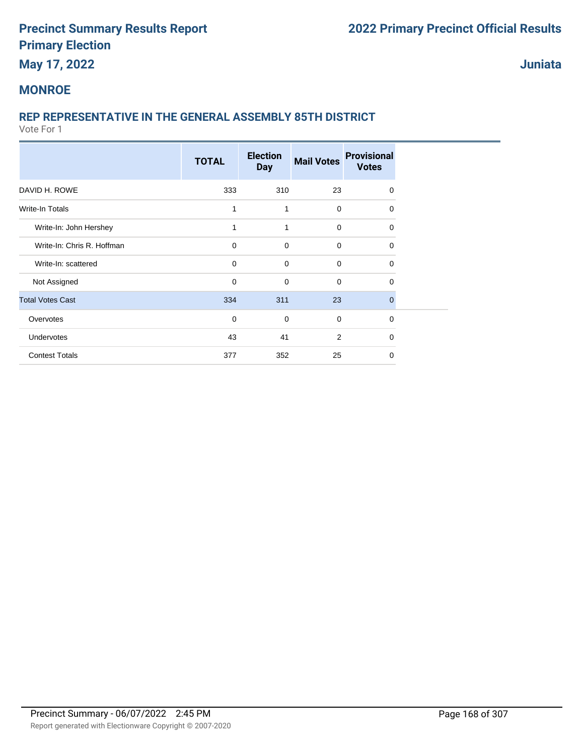# Precinct Summary Results Report
# Primary Election
**May 17, 2022**

# 2022 Primary Precinct Official Results

**Juniata**

## MONROE

### REP REPRESENTATIVE IN THE GENERAL ASSEMBLY 85TH DISTRICT

Vote For 1

| | TOTAL | Election Day | Mail Votes | Provisional Votes |
|---|---|---|---|---|
| DAVID H. ROWE | 333 | 310 | 23 | 0 |
| Write-In Totals | 1 | 1 | 0 | 0 |
| Write-In: John Hershey | 1 | 1 | 0 | 0 |
| Write-In: Chris R. Hoffman | 0 | 0 | 0 | 0 |
| Write-In: scattered | 0 | 0 | 0 | 0 |
| Not Assigned | 0 | 0 | 0 | 0 |
| Total Votes Cast | 334 | 311 | 23 | 0 |
| Overvotes | 0 | 0 | 0 | 0 |
| Undervotes | 43 | 41 | 2 | 0 |
| Contest Totals | 377 | 352 | 25 | 0 |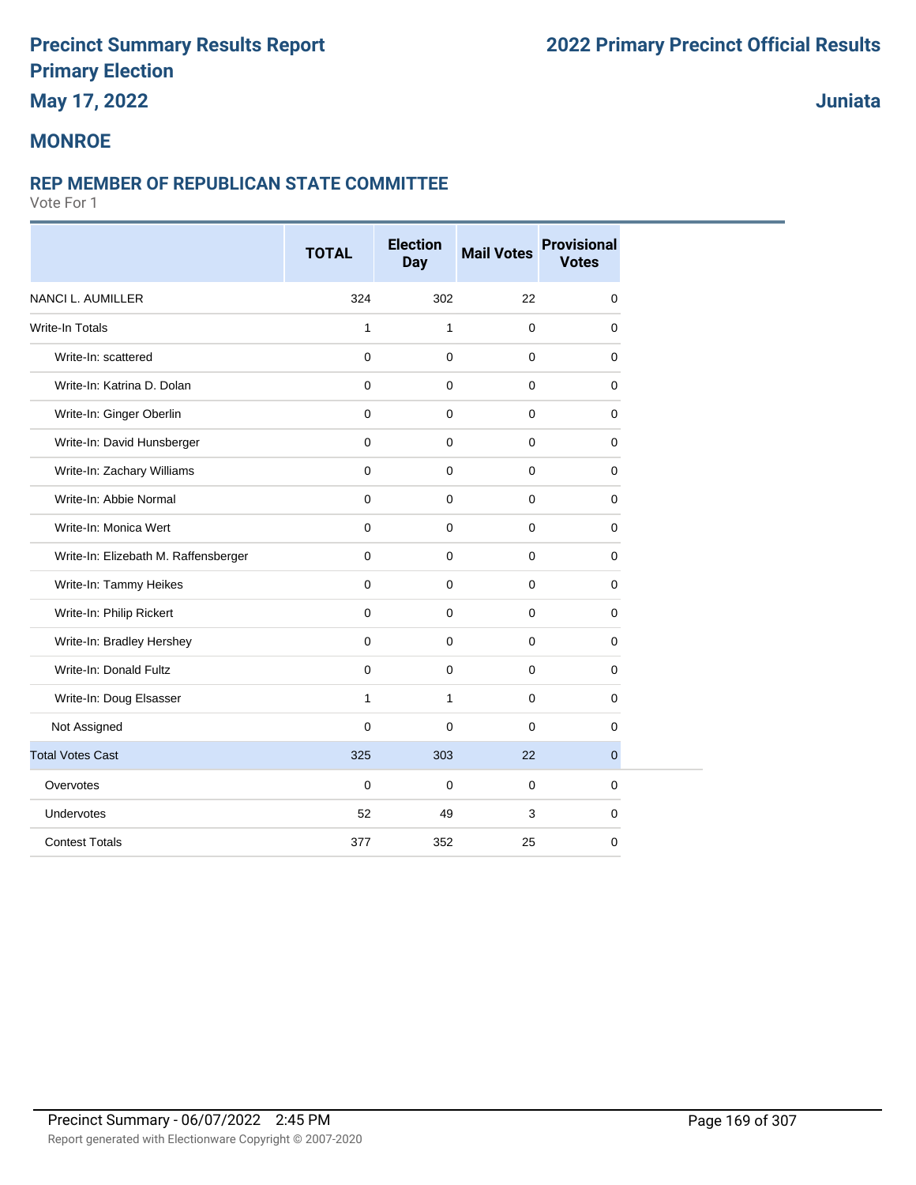# Precinct Summary Results Report
# Primary Election
# May 17, 2022

# 2022 Primary Precinct Official Results

## Juniata

## MONROE

### REP MEMBER OF REPUBLICAN STATE COMMITTEE

Vote For 1

| | TOTAL | Election Day | Mail Votes | Provisional Votes |
|---|---|---|---|---|
| NANCI L. AUMILLER | 324 | 302 | 22 | 0 |
| Write-In Totals | 1 | 1 | 0 | 0 |
| Write-In: scattered | 0 | 0 | 0 | 0 |
| Write-In: Katrina D. Dolan | 0 | 0 | 0 | 0 |
| Write-In: Ginger Oberlin | 0 | 0 | 0 | 0 |
| Write-In: David Hunsberger | 0 | 0 | 0 | 0 |
| Write-In: Zachary Williams | 0 | 0 | 0 | 0 |
| Write-In: Abbie Normal | 0 | 0 | 0 | 0 |
| Write-In: Monica Wert | 0 | 0 | 0 | 0 |
| Write-In: Elizebath M. Raffensberger | 0 | 0 | 0 | 0 |
| Write-In: Tammy Heikes | 0 | 0 | 0 | 0 |
| Write-In: Philip Rickert | 0 | 0 | 0 | 0 |
| Write-In: Bradley Hershey | 0 | 0 | 0 | 0 |
| Write-In: Donald Fultz | 0 | 0 | 0 | 0 |
| Write-In: Doug Elsasser | 1 | 1 | 0 | 0 |
| Not Assigned | 0 | 0 | 0 | 0 |
| Total Votes Cast | 325 | 303 | 22 | 0 |
| Overvotes | 0 | 0 | 0 | 0 |
| Undervotes | 52 | 49 | 3 | 0 |
| Contest Totals | 377 | 352 | 25 | 0 |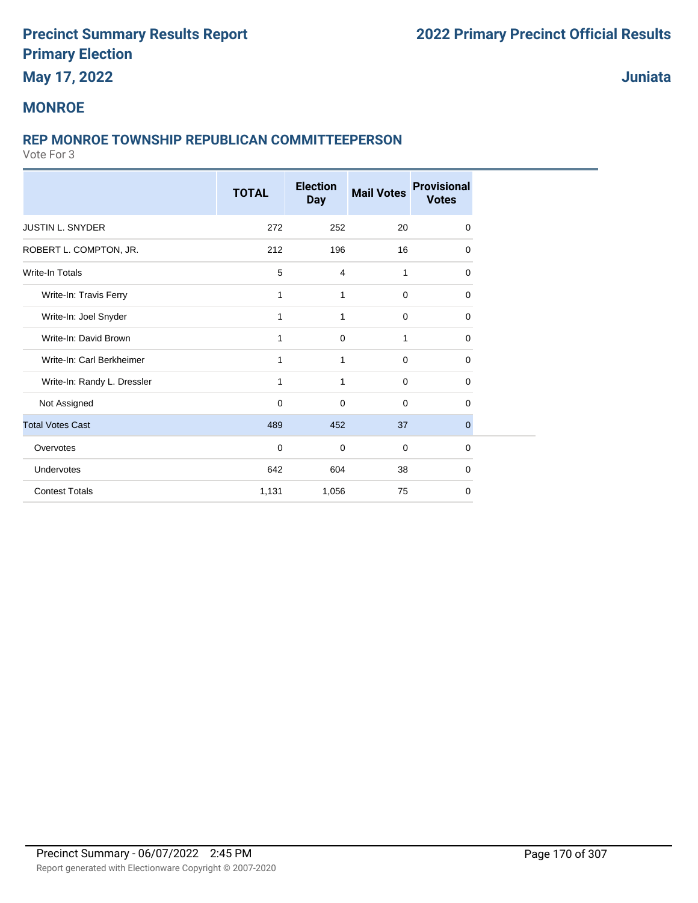# Precinct Summary Results Report
# Primary Election
## May 17, 2022

# 2022 Primary Precinct Official Results

## Juniata

## MONROE

### REP MONROE TOWNSHIP REPUBLICAN COMMITTEEPERSON

Vote For 3

| | TOTAL | Election Day | Mail Votes | Provisional Votes |
|---|---|---|---|---|
| JUSTIN L. SNYDER | 272 | 252 | 20 | 0 |
| ROBERT L. COMPTON, JR. | 212 | 196 | 16 | 0 |
| Write-In Totals | 5 | 4 | 1 | 0 |
| Write-In: Travis Ferry | 1 | 1 | 0 | 0 |
| Write-In: Joel Snyder | 1 | 1 | 0 | 0 |
| Write-In: David Brown | 1 | 0 | 1 | 0 |
| Write-In: Carl Berkheimer | 1 | 1 | 0 | 0 |
| Write-In: Randy L. Dressler | 1 | 1 | 0 | 0 |
| Not Assigned | 0 | 0 | 0 | 0 |
| Total Votes Cast | 489 | 452 | 37 | 0 |
| Overvotes | 0 | 0 | 0 | 0 |
| Undervotes | 642 | 604 | 38 | 0 |
| Contest Totals | 1,131 | 1,056 | 75 | 0 |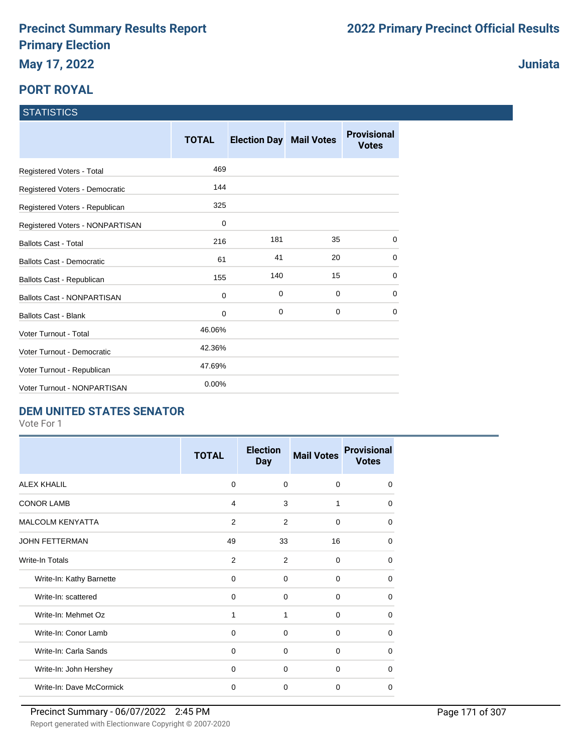# Precinct Summary Results Report
# Primary Election
## May 17, 2022

# 2022 Primary Precinct Official Results

## Juniata

## PORT ROYAL

### STATISTICS

| | TOTAL | Election Day | Mail Votes | Provisional Votes |
|---|---|---|---|---|
| Registered Voters - Total | 469 | | | |
| Registered Voters - Democratic | 144 | | | |
| Registered Voters - Republican | 325 | | | |
| Registered Voters - NONPARTISAN | 0 | | | |
| Ballots Cast - Total | 216 | 181 | 35 | 0 |
| Ballots Cast - Democratic | 61 | 41 | 20 | 0 |
| Ballots Cast - Republican | 155 | 140 | 15 | 0 |
| Ballots Cast - NONPARTISAN | 0 | 0 | 0 | 0 |
| Ballots Cast - Blank | 0 | 0 | 0 | 0 |
| Voter Turnout - Total | 46.06% | | | |
| Voter Turnout - Democratic | 42.36% | | | |
| Voter Turnout - Republican | 47.69% | | | |
| Voter Turnout - NONPARTISAN | 0.00% | | | |

### DEM UNITED STATES SENATOR

Vote For 1

| | TOTAL | Election Day | Mail Votes | Provisional Votes |
|---|---|---|---|---|
| ALEX KHALIL | 0 | 0 | 0 | 0 |
| CONOR LAMB | 4 | 3 | 1 | 0 |
| MALCOLM KENYATTA | 2 | 2 | 0 | 0 |
| JOHN FETTERMAN | 49 | 33 | 16 | 0 |
| Write-In Totals | 2 | 2 | 0 | 0 |
| Write-In: Kathy Barnette | 0 | 0 | 0 | 0 |
| Write-In: scattered | 0 | 0 | 0 | 0 |
| Write-In: Mehmet Oz | 1 | 1 | 0 | 0 |
| Write-In: Conor Lamb | 0 | 0 | 0 | 0 |
| Write-In: Carla Sands | 0 | 0 | 0 | 0 |
| Write-In: John Hershey | 0 | 0 | 0 | 0 |
| Write-In: Dave McCormick | 0 | 0 | 0 | 0 |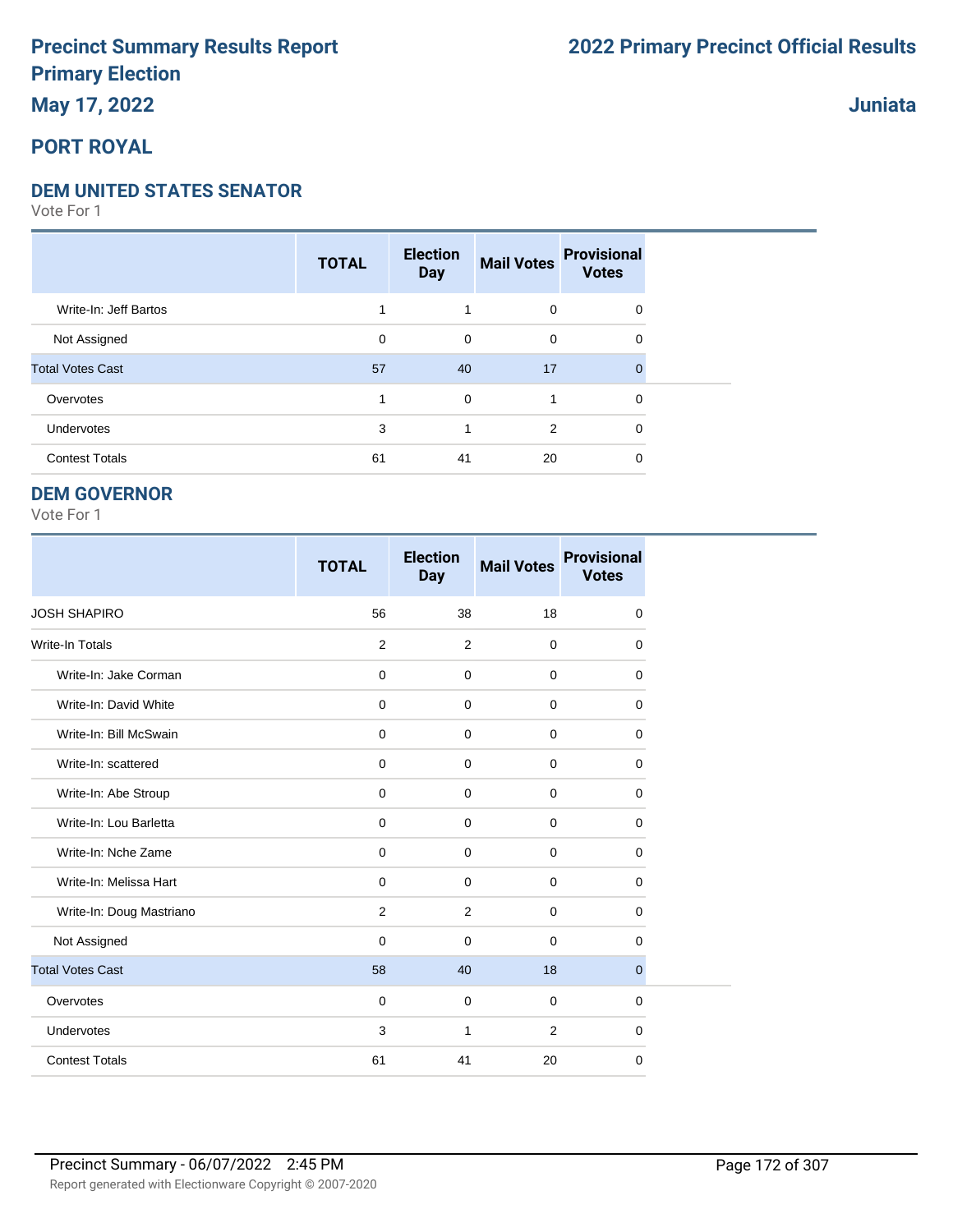# Precinct Summary Results Report
# Primary Election
## May 17, 2022

**2022 Primary Precinct Official Results**

**Juniata**

## PORT ROYAL

### DEM UNITED STATES SENATOR

Vote For 1

| | TOTAL | Election Day | Mail Votes | Provisional Votes |
|---|---|---|---|---|
| Write-In: Jeff Bartos | 1 | 1 | 0 | 0 |
| Not Assigned | 0 | 0 | 0 | 0 |
| Total Votes Cast | 57 | 40 | 17 | 0 |
| Overvotes | 1 | 0 | 1 | 0 |
| Undervotes | 3 | 1 | 2 | 0 |
| Contest Totals | 61 | 41 | 20 | 0 |

### DEM GOVERNOR

Vote For 1

| | TOTAL | Election Day | Mail Votes | Provisional Votes |
|---|---|---|---|---|
| JOSH SHAPIRO | 56 | 38 | 18 | 0 |
| Write-In Totals | 2 | 2 | 0 | 0 |
| Write-In: Jake Corman | 0 | 0 | 0 | 0 |
| Write-In: David White | 0 | 0 | 0 | 0 |
| Write-In: Bill McSwain | 0 | 0 | 0 | 0 |
| Write-In: scattered | 0 | 0 | 0 | 0 |
| Write-In: Abe Stroup | 0 | 0 | 0 | 0 |
| Write-In: Lou Barletta | 0 | 0 | 0 | 0 |
| Write-In: Nche Zame | 0 | 0 | 0 | 0 |
| Write-In: Melissa Hart | 0 | 0 | 0 | 0 |
| Write-In: Doug Mastriano | 2 | 2 | 0 | 0 |
| Not Assigned | 0 | 0 | 0 | 0 |
| Total Votes Cast | 58 | 40 | 18 | 0 |
| Overvotes | 0 | 0 | 0 | 0 |
| Undervotes | 3 | 1 | 2 | 0 |
| Contest Totals | 61 | 41 | 20 | 0 |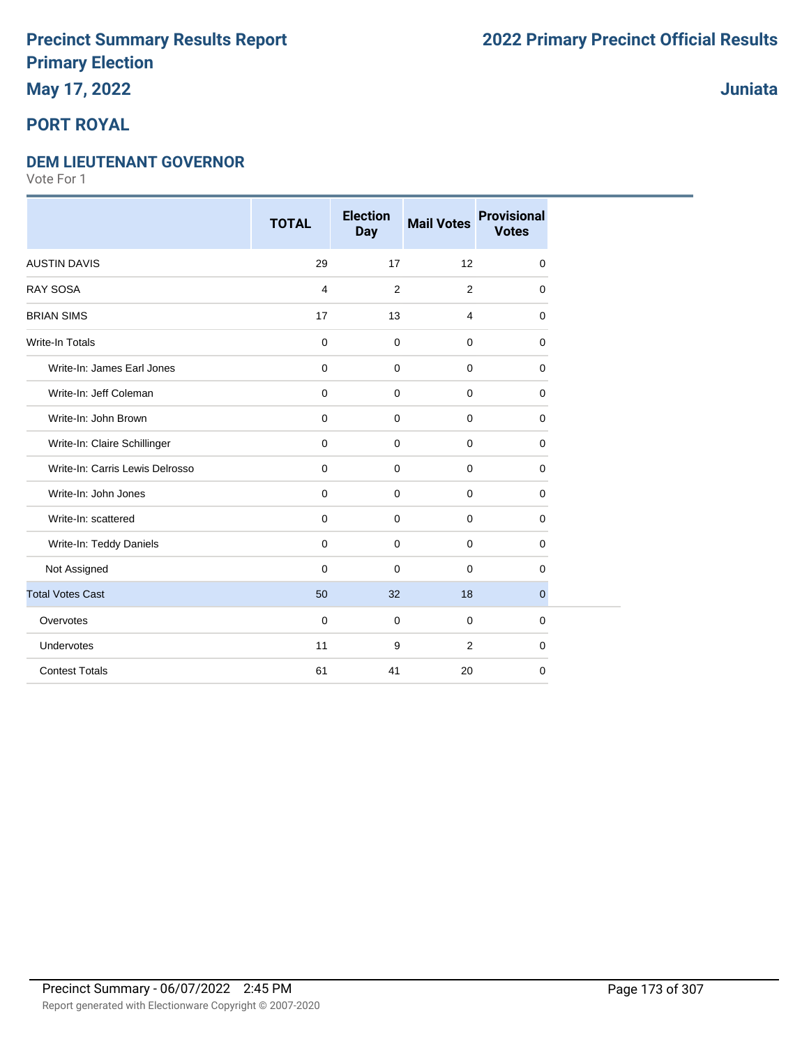# Precinct Summary Results Report
# Primary Election
## May 17, 2022

# 2022 Primary Precinct Official Results

## Juniata

## PORT ROYAL

### DEM LIEUTENANT GOVERNOR

Vote For 1

| | TOTAL | Election Day | Mail Votes | Provisional Votes |
|---|---|---|---|---|
| AUSTIN DAVIS | 29 | 17 | 12 | 0 |
| RAY SOSA | 4 | 2 | 2 | 0 |
| BRIAN SIMS | 17 | 13 | 4 | 0 |
| Write-In Totals | 0 | 0 | 0 | 0 |
| Write-In: James Earl Jones | 0 | 0 | 0 | 0 |
| Write-In: Jeff Coleman | 0 | 0 | 0 | 0 |
| Write-In: John Brown | 0 | 0 | 0 | 0 |
| Write-In: Claire Schillinger | 0 | 0 | 0 | 0 |
| Write-In: Carris Lewis Delrosso | 0 | 0 | 0 | 0 |
| Write-In: John Jones | 0 | 0 | 0 | 0 |
| Write-In: scattered | 0 | 0 | 0 | 0 |
| Write-In: Teddy Daniels | 0 | 0 | 0 | 0 |
| Not Assigned | 0 | 0 | 0 | 0 |
| Total Votes Cast | 50 | 32 | 18 | 0 |
| Overvotes | 0 | 0 | 0 | 0 |
| Undervotes | 11 | 9 | 2 | 0 |
| Contest Totals | 61 | 41 | 20 | 0 |

Precinct Summary - 06/07/2022 2:45 PM

Report generated with Electionware Copyright © 2007-2020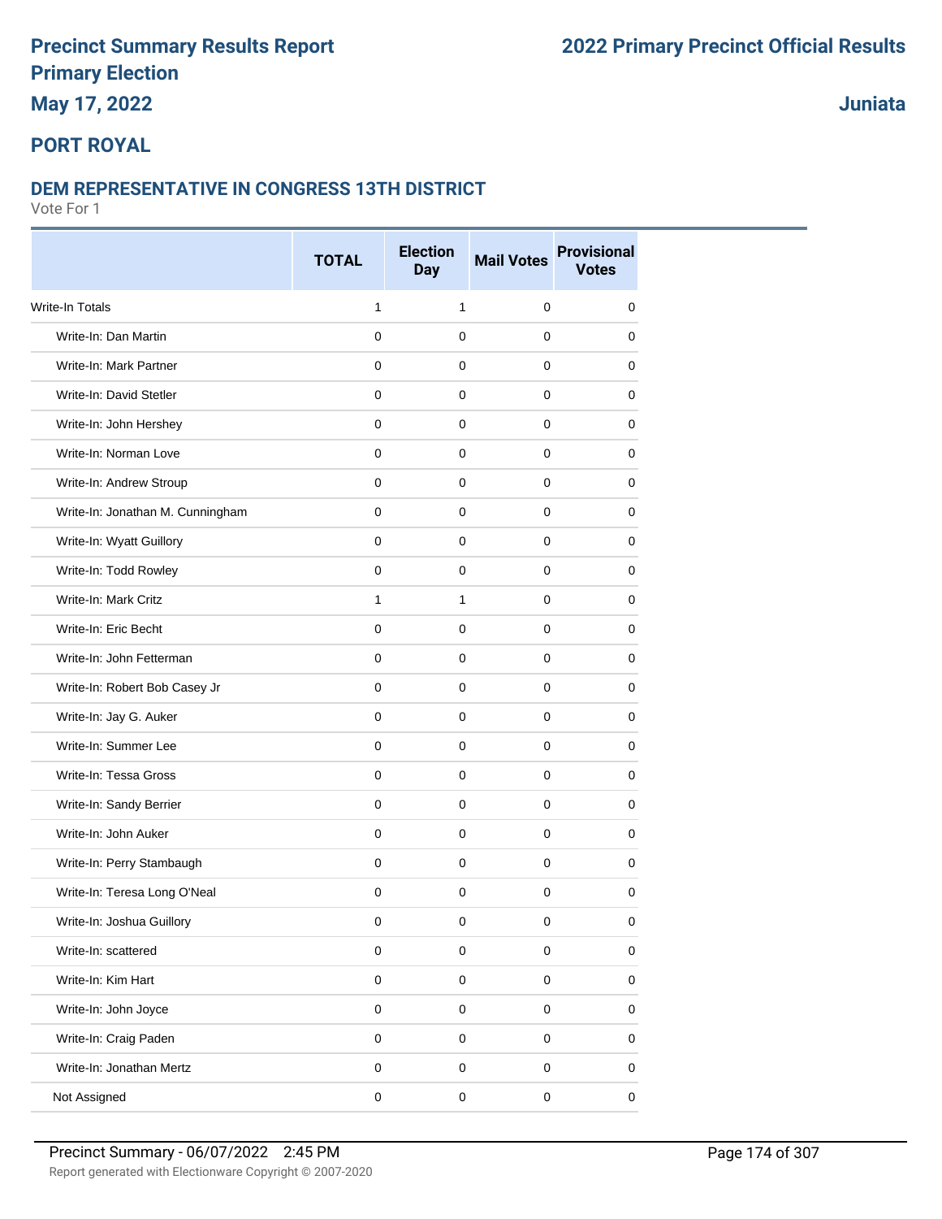# Precinct Summary Results Report

## Primary Election

## May 17, 2022

# 2022 Primary Precinct Official Results

## Juniata

## PORT ROYAL

### DEM REPRESENTATIVE IN CONGRESS 13TH DISTRICT

Vote For 1

| | TOTAL | Election Day | Mail Votes | Provisional Votes |
|---|---|---|---|---|
| Write-In Totals | 1 | 1 | 0 | 0 |
| Write-In: Dan Martin | 0 | 0 | 0 | 0 |
| Write-In: Mark Partner | 0 | 0 | 0 | 0 |
| Write-In: David Stetler | 0 | 0 | 0 | 0 |
| Write-In: John Hershey | 0 | 0 | 0 | 0 |
| Write-In: Norman Love | 0 | 0 | 0 | 0 |
| Write-In: Andrew Stroup | 0 | 0 | 0 | 0 |
| Write-In: Jonathan M. Cunningham | 0 | 0 | 0 | 0 |
| Write-In: Wyatt Guillory | 0 | 0 | 0 | 0 |
| Write-In: Todd Rowley | 0 | 0 | 0 | 0 |
| Write-In: Mark Critz | 1 | 1 | 0 | 0 |
| Write-In: Eric Becht | 0 | 0 | 0 | 0 |
| Write-In: John Fetterman | 0 | 0 | 0 | 0 |
| Write-In: Robert Bob Casey Jr | 0 | 0 | 0 | 0 |
| Write-In: Jay G. Auker | 0 | 0 | 0 | 0 |
| Write-In: Summer Lee | 0 | 0 | 0 | 0 |
| Write-In: Tessa Gross | 0 | 0 | 0 | 0 |
| Write-In: Sandy Berrier | 0 | 0 | 0 | 0 |
| Write-In: John Auker | 0 | 0 | 0 | 0 |
| Write-In: Perry Stambaugh | 0 | 0 | 0 | 0 |
| Write-In: Teresa Long O'Neal | 0 | 0 | 0 | 0 |
| Write-In: Joshua Guillory | 0 | 0 | 0 | 0 |
| Write-In: scattered | 0 | 0 | 0 | 0 |
| Write-In: Kim Hart | 0 | 0 | 0 | 0 |
| Write-In: John Joyce | 0 | 0 | 0 | 0 |
| Write-In: Craig Paden | 0 | 0 | 0 | 0 |
| Write-In: Jonathan Mertz | 0 | 0 | 0 | 0 |
| Not Assigned | 0 | 0 | 0 | 0 |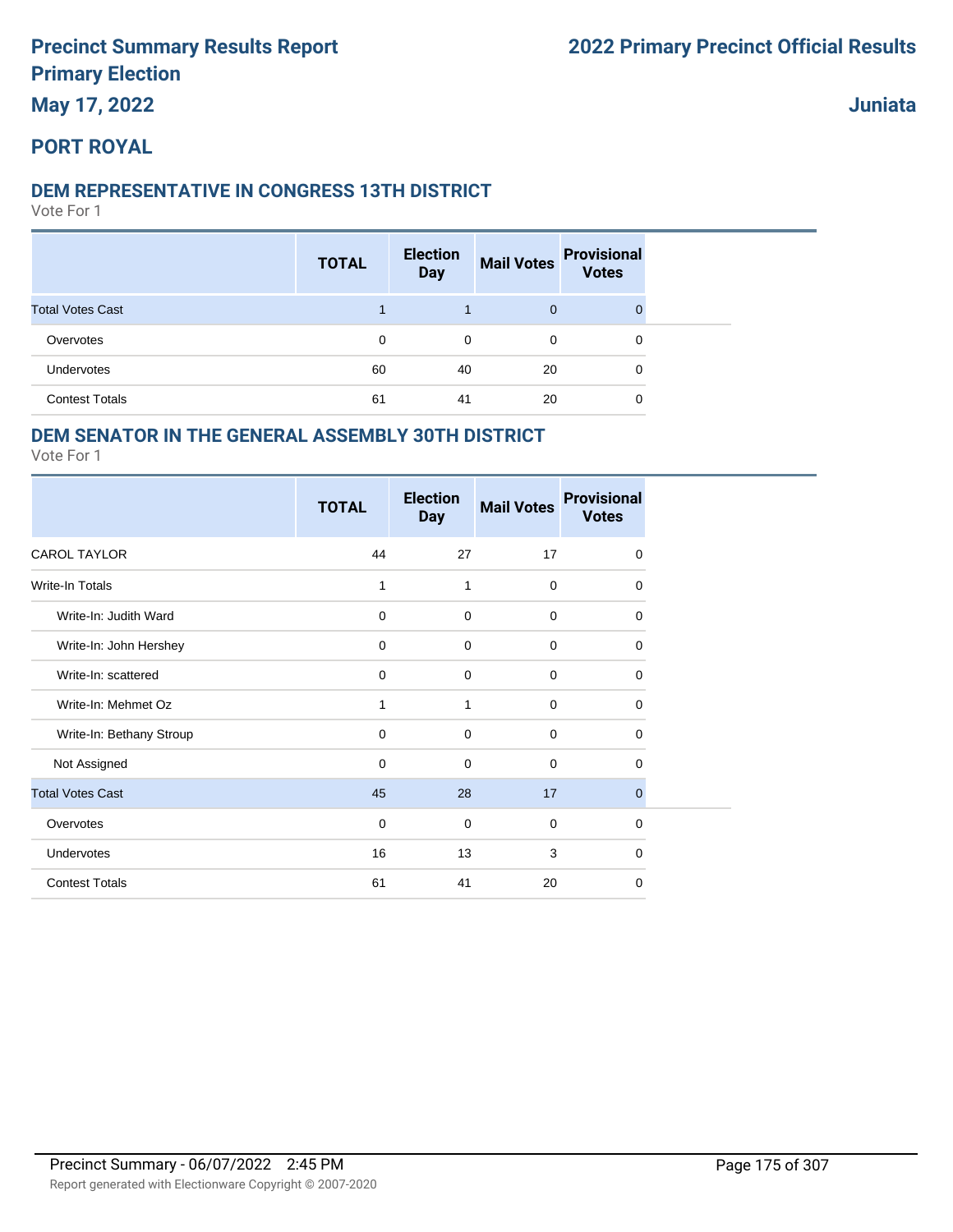# Precinct Summary Results Report
# Primary Election
# May 17, 2022

# 2022 Primary Precinct Official Results

# Juniata

## PORT ROYAL

### DEM REPRESENTATIVE IN CONGRESS 13TH DISTRICT

Vote For 1

| | TOTAL | Election Day | Mail Votes | Provisional Votes |
|---|---|---|---|---|
| Total Votes Cast | 1 | 1 | 0 | 0 |
| Overvotes | 0 | 0 | 0 | 0 |
| Undervotes | 60 | 40 | 20 | 0 |
| Contest Totals | 61 | 41 | 20 | 0 |

### DEM SENATOR IN THE GENERAL ASSEMBLY 30TH DISTRICT

Vote For 1

| | TOTAL | Election Day | Mail Votes | Provisional Votes |
|---|---|---|---|---|
| CAROL TAYLOR | 44 | 27 | 17 | 0 |
| Write-In Totals | 1 | 1 | 0 | 0 |
| Write-In: Judith Ward | 0 | 0 | 0 | 0 |
| Write-In: John Hershey | 0 | 0 | 0 | 0 |
| Write-In: scattered | 0 | 0 | 0 | 0 |
| Write-In: Mehmet Oz | 1 | 1 | 0 | 0 |
| Write-In: Bethany Stroup | 0 | 0 | 0 | 0 |
| Not Assigned | 0 | 0 | 0 | 0 |
| Total Votes Cast | 45 | 28 | 17 | 0 |
| Overvotes | 0 | 0 | 0 | 0 |
| Undervotes | 16 | 13 | 3 | 0 |
| Contest Totals | 61 | 41 | 20 | 0 |

Precinct Summary - 06/07/2022 2:45 PM

Report generated with Electionware Copyright © 2007-2020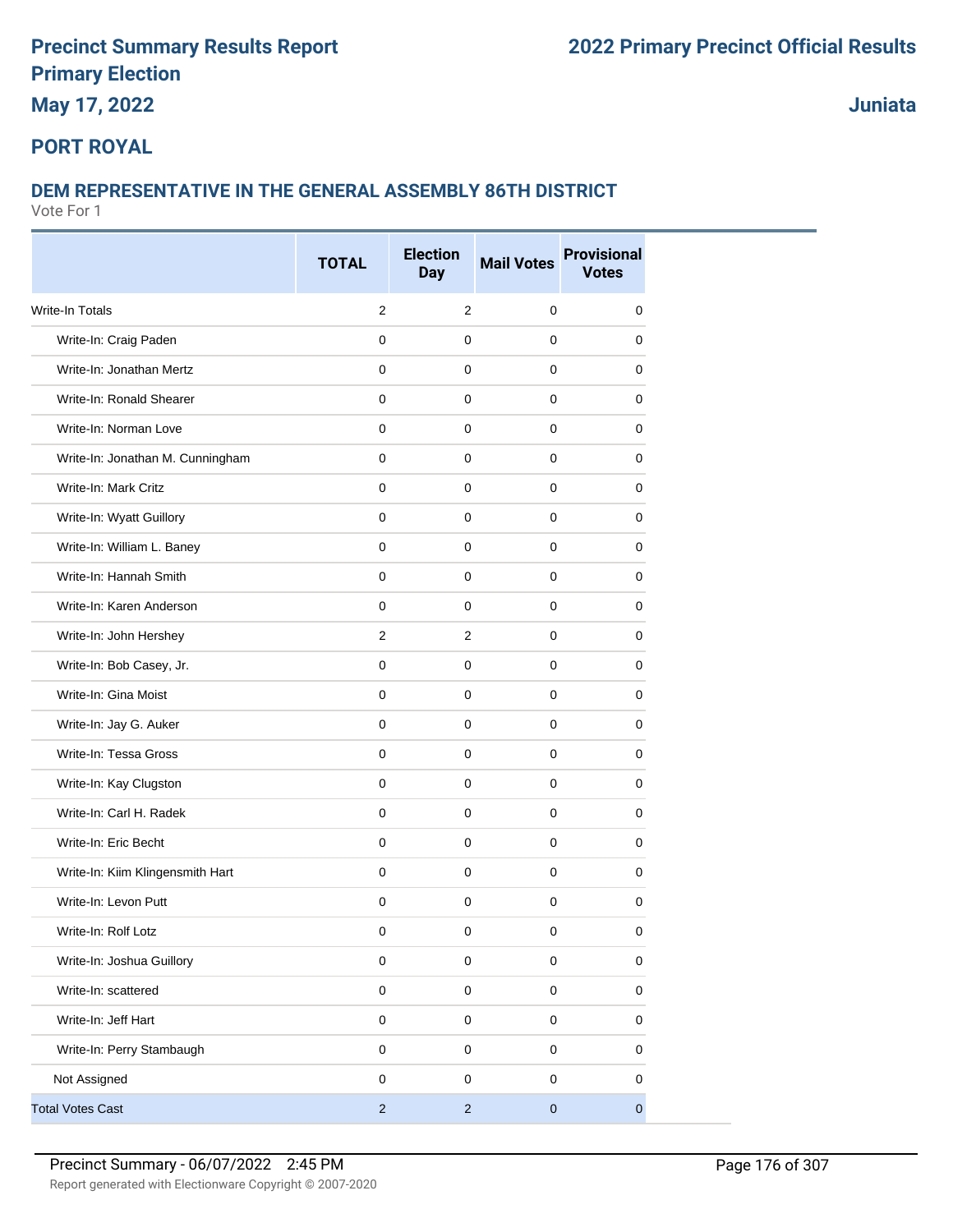# Precinct Summary Results Report
# Primary Election
**May 17, 2022**

## 2022 Primary Precinct Official Results

**Juniata**

## PORT ROYAL

### DEM REPRESENTATIVE IN THE GENERAL ASSEMBLY 86TH DISTRICT
Vote For 1

| | TOTAL | Election Day | Mail Votes | Provisional Votes |
|---|---|---|---|---|
| Write-In Totals | 2 | 2 | 0 | 0 |
| Write-In: Craig Paden | 0 | 0 | 0 | 0 |
| Write-In: Jonathan Mertz | 0 | 0 | 0 | 0 |
| Write-In: Ronald Shearer | 0 | 0 | 0 | 0 |
| Write-In: Norman Love | 0 | 0 | 0 | 0 |
| Write-In: Jonathan M. Cunningham | 0 | 0 | 0 | 0 |
| Write-In: Mark Critz | 0 | 0 | 0 | 0 |
| Write-In: Wyatt Guillory | 0 | 0 | 0 | 0 |
| Write-In: William L. Baney | 0 | 0 | 0 | 0 |
| Write-In: Hannah Smith | 0 | 0 | 0 | 0 |
| Write-In: Karen Anderson | 0 | 0 | 0 | 0 |
| Write-In: John Hershey | 2 | 2 | 0 | 0 |
| Write-In: Bob Casey, Jr. | 0 | 0 | 0 | 0 |
| Write-In: Gina Moist | 0 | 0 | 0 | 0 |
| Write-In: Jay G. Auker | 0 | 0 | 0 | 0 |
| Write-In: Tessa Gross | 0 | 0 | 0 | 0 |
| Write-In: Kay Clugston | 0 | 0 | 0 | 0 |
| Write-In: Carl H. Radek | 0 | 0 | 0 | 0 |
| Write-In: Eric Becht | 0 | 0 | 0 | 0 |
| Write-In: Kiim Klingensmith Hart | 0 | 0 | 0 | 0 |
| Write-In: Levon Putt | 0 | 0 | 0 | 0 |
| Write-In: Rolf Lotz | 0 | 0 | 0 | 0 |
| Write-In: Joshua Guillory | 0 | 0 | 0 | 0 |
| Write-In: scattered | 0 | 0 | 0 | 0 |
| Write-In: Jeff Hart | 0 | 0 | 0 | 0 |
| Write-In: Perry Stambaugh | 0 | 0 | 0 | 0 |
| Not Assigned | 0 | 0 | 0 | 0 |
| Total Votes Cast | 2 | 2 | 0 | 0 |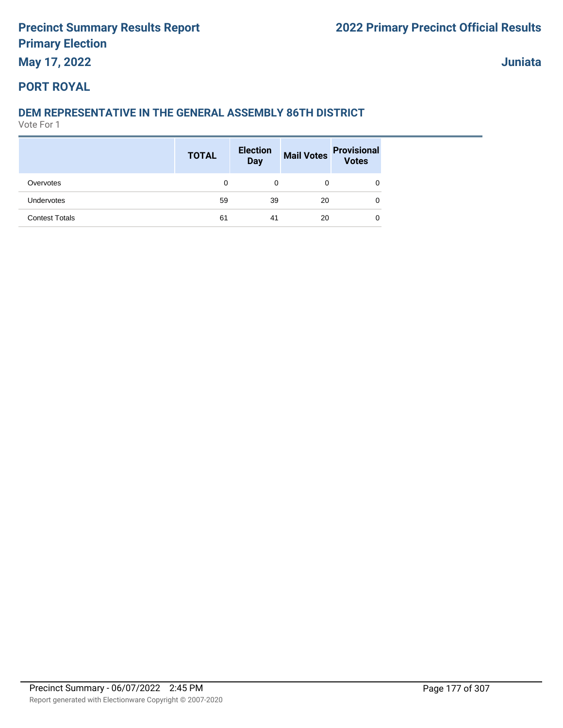# Precinct Summary Results Report
## Primary Election
### May 17, 2022

## 2022 Primary Precinct Official Results

### Juniata

### PORT ROYAL

### DEM REPRESENTATIVE IN THE GENERAL ASSEMBLY 86TH DISTRICT

Vote For 1

| | TOTAL | Election Day | Mail Votes | Provisional Votes |
|---|---|---|---|---|
| Overvotes | 0 | 0 | 0 | 0 |
| Undervotes | 59 | 39 | 20 | 0 |
| Contest Totals | 61 | 41 | 20 | 0 |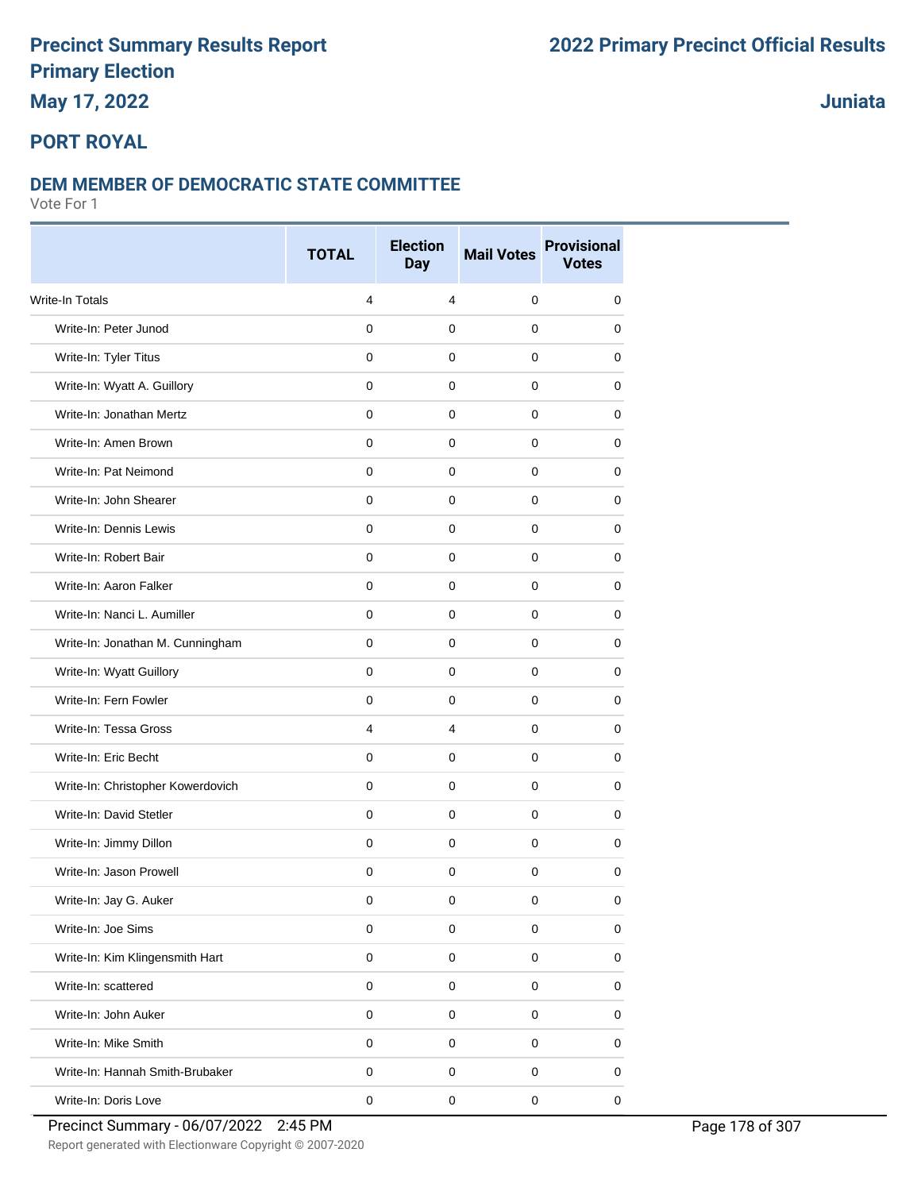# Precinct Summary Results Report
# Primary Election
## May 17, 2022

## 2022 Primary Precinct Official Results

## Juniata

## PORT ROYAL

### DEM MEMBER OF DEMOCRATIC STATE COMMITTEE

Vote For 1

| | TOTAL | Election Day | Mail Votes | Provisional Votes |
|---|---|---|---|---|
| Write-In Totals | 4 | 4 | 0 | 0 |
| Write-In: Peter Junod | 0 | 0 | 0 | 0 |
| Write-In: Tyler Titus | 0 | 0 | 0 | 0 |
| Write-In: Wyatt A. Guillory | 0 | 0 | 0 | 0 |
| Write-In: Jonathan Mertz | 0 | 0 | 0 | 0 |
| Write-In: Amen Brown | 0 | 0 | 0 | 0 |
| Write-In: Pat Neimond | 0 | 0 | 0 | 0 |
| Write-In: John Shearer | 0 | 0 | 0 | 0 |
| Write-In: Dennis Lewis | 0 | 0 | 0 | 0 |
| Write-In: Robert Bair | 0 | 0 | 0 | 0 |
| Write-In: Aaron Falker | 0 | 0 | 0 | 0 |
| Write-In: Nanci L. Aumiller | 0 | 0 | 0 | 0 |
| Write-In: Jonathan M. Cunningham | 0 | 0 | 0 | 0 |
| Write-In: Wyatt Guillory | 0 | 0 | 0 | 0 |
| Write-In: Fern Fowler | 0 | 0 | 0 | 0 |
| Write-In: Tessa Gross | 4 | 4 | 0 | 0 |
| Write-In: Eric Becht | 0 | 0 | 0 | 0 |
| Write-In: Christopher Kowerdovich | 0 | 0 | 0 | 0 |
| Write-In: David Stetler | 0 | 0 | 0 | 0 |
| Write-In: Jimmy Dillon | 0 | 0 | 0 | 0 |
| Write-In: Jason Prowell | 0 | 0 | 0 | 0 |
| Write-In: Jay G. Auker | 0 | 0 | 0 | 0 |
| Write-In: Joe Sims | 0 | 0 | 0 | 0 |
| Write-In: Kim Klingensmith Hart | 0 | 0 | 0 | 0 |
| Write-In: scattered | 0 | 0 | 0 | 0 |
| Write-In: John Auker | 0 | 0 | 0 | 0 |
| Write-In: Mike Smith | 0 | 0 | 0 | 0 |
| Write-In: Hannah Smith-Brubaker | 0 | 0 | 0 | 0 |
| Write-In: Doris Love | 0 | 0 | 0 | 0 |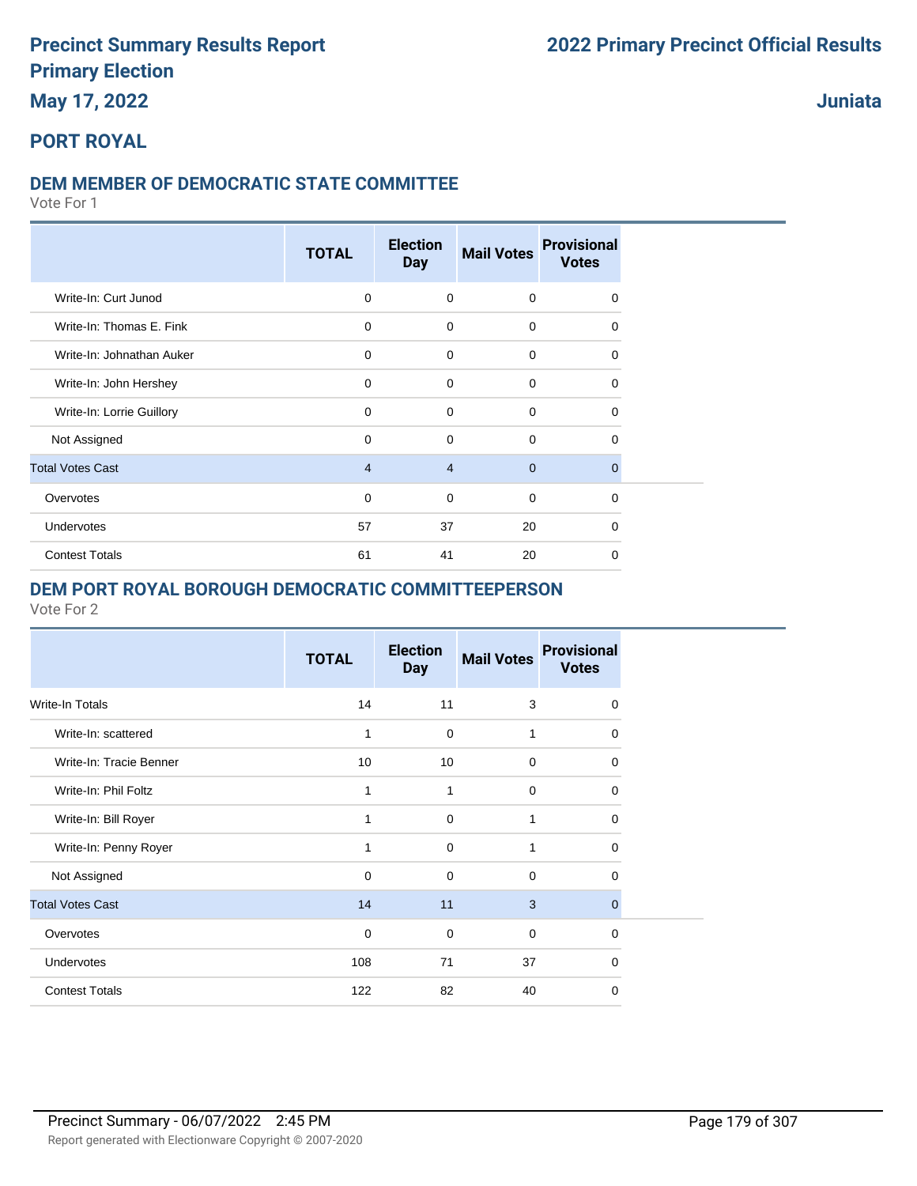# Precinct Summary Results Report
# Primary Election
# May 17, 2022

## 2022 Primary Precinct Official Results

## Juniata

## PORT ROYAL

### DEM MEMBER OF DEMOCRATIC STATE COMMITTEE

Vote For 1

| | TOTAL | Election Day | Mail Votes | Provisional Votes |
|---|---|---|---|---|
| Write-In: Curt Junod | 0 | 0 | 0 | 0 |
| Write-In: Thomas E. Fink | 0 | 0 | 0 | 0 |
| Write-In: Johnathan Auker | 0 | 0 | 0 | 0 |
| Write-In: John Hershey | 0 | 0 | 0 | 0 |
| Write-In: Lorrie Guillory | 0 | 0 | 0 | 0 |
| Not Assigned | 0 | 0 | 0 | 0 |
| Total Votes Cast | 4 | 4 | 0 | 0 |
| Overvotes | 0 | 0 | 0 | 0 |
| Undervotes | 57 | 37 | 20 | 0 |
| Contest Totals | 61 | 41 | 20 | 0 |

### DEM PORT ROYAL BOROUGH DEMOCRATIC COMMITTEEPERSON

Vote For 2

| | TOTAL | Election Day | Mail Votes | Provisional Votes |
|---|---|---|---|---|
| Write-In Totals | 14 | 11 | 3 | 0 |
| Write-In: scattered | 1 | 0 | 1 | 0 |
| Write-In: Tracie Benner | 10 | 10 | 0 | 0 |
| Write-In: Phil Foltz | 1 | 1 | 0 | 0 |
| Write-In: Bill Royer | 1 | 0 | 1 | 0 |
| Write-In: Penny Royer | 1 | 0 | 1 | 0 |
| Not Assigned | 0 | 0 | 0 | 0 |
| Total Votes Cast | 14 | 11 | 3 | 0 |
| Overvotes | 0 | 0 | 0 | 0 |
| Undervotes | 108 | 71 | 37 | 0 |
| Contest Totals | 122 | 82 | 40 | 0 |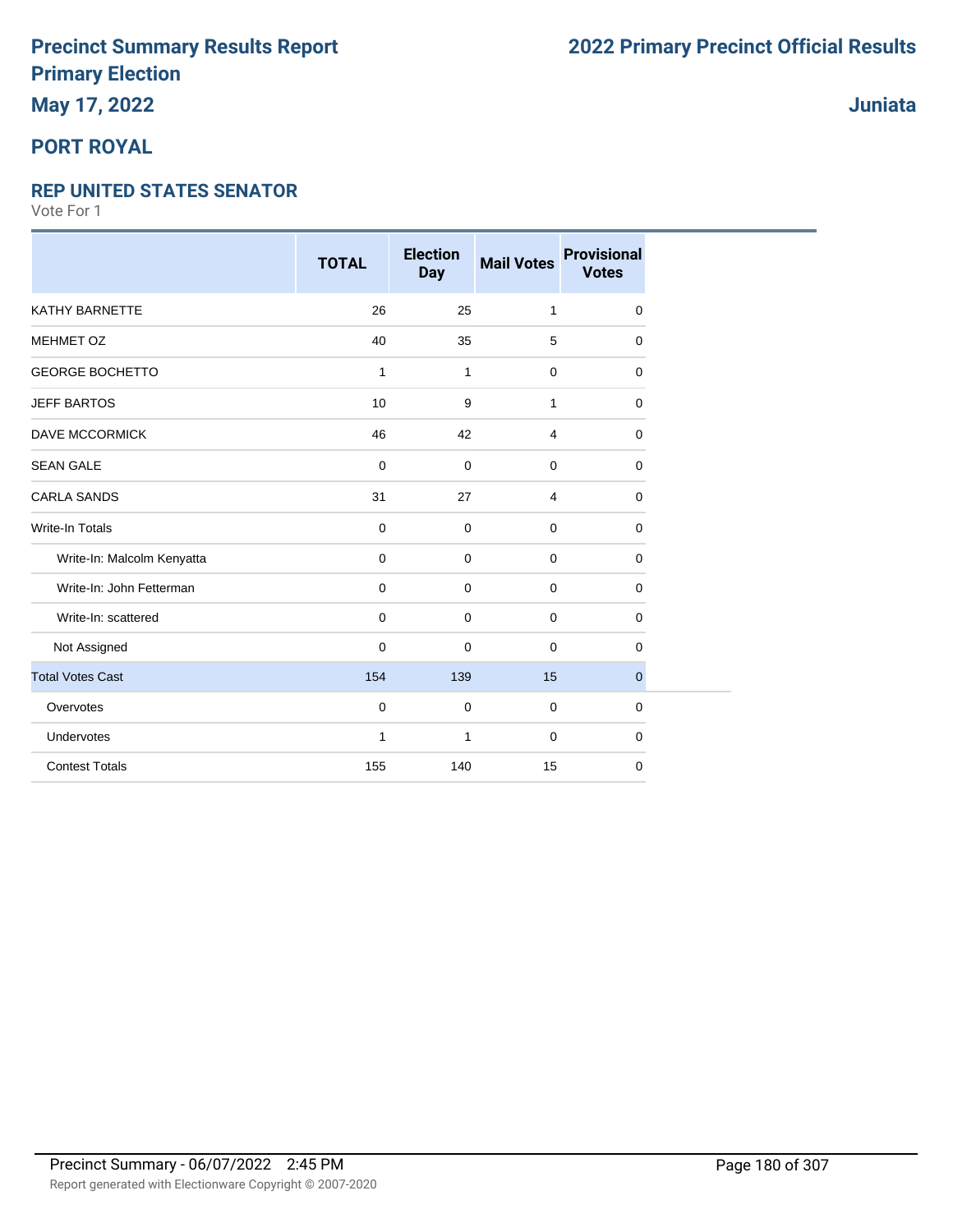# Precinct Summary Results Report
## Primary Election
## May 17, 2022

# 2022 Primary Precinct Official Results

## Juniata

## PORT ROYAL

### REP UNITED STATES SENATOR

Vote For 1

| | TOTAL | Election Day | Mail Votes | Provisional Votes |
|---|---|---|---|---|
| KATHY BARNETTE | 26 | 25 | 1 | 0 |
| MEHMET OZ | 40 | 35 | 5 | 0 |
| GEORGE BOCHETTO | 1 | 1 | 0 | 0 |
| JEFF BARTOS | 10 | 9 | 1 | 0 |
| DAVE MCCORMICK | 46 | 42 | 4 | 0 |
| SEAN GALE | 0 | 0 | 0 | 0 |
| CARLA SANDS | 31 | 27 | 4 | 0 |
| Write-In Totals | 0 | 0 | 0 | 0 |
| Write-In: Malcolm Kenyatta | 0 | 0 | 0 | 0 |
| Write-In: John Fetterman | 0 | 0 | 0 | 0 |
| Write-In: scattered | 0 | 0 | 0 | 0 |
| Not Assigned | 0 | 0 | 0 | 0 |
| Total Votes Cast | 154 | 139 | 15 | 0 |
| Overvotes | 0 | 0 | 0 | 0 |
| Undervotes | 1 | 1 | 0 | 0 |
| Contest Totals | 155 | 140 | 15 | 0 |

Precinct Summary - 06/07/2022 2:45 PM

Report generated with Electionware Copyright © 2007-2020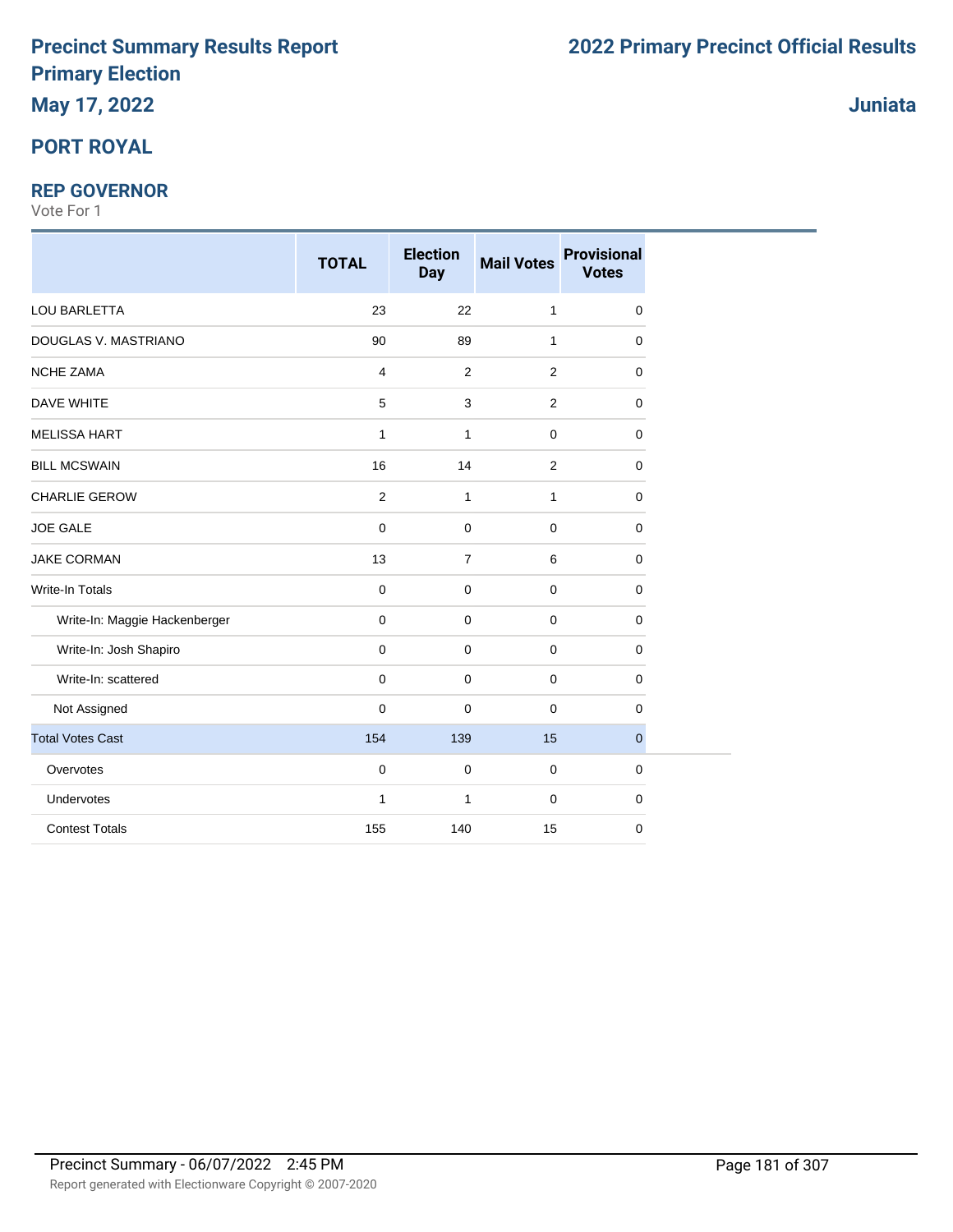# Precinct Summary Results Report
# Primary Election
## May 17, 2022

# 2022 Primary Precinct Official Results

## Juniata

## PORT ROYAL

### REP GOVERNOR

Vote For 1

| | TOTAL | Election Day | Mail Votes | Provisional Votes |
|---|---|---|---|---|
| LOU BARLETTA | 23 | 22 | 1 | 0 |
| DOUGLAS V. MASTRIANO | 90 | 89 | 1 | 0 |
| NCHE ZAMA | 4 | 2 | 2 | 0 |
| DAVE WHITE | 5 | 3 | 2 | 0 |
| MELISSA HART | 1 | 1 | 0 | 0 |
| BILL MCSWAIN | 16 | 14 | 2 | 0 |
| CHARLIE GEROW | 2 | 1 | 1 | 0 |
| JOE GALE | 0 | 0 | 0 | 0 |
| JAKE CORMAN | 13 | 7 | 6 | 0 |
| Write-In Totals | 0 | 0 | 0 | 0 |
| Write-In: Maggie Hackenberger | 0 | 0 | 0 | 0 |
| Write-In: Josh Shapiro | 0 | 0 | 0 | 0 |
| Write-In: scattered | 0 | 0 | 0 | 0 |
| Not Assigned | 0 | 0 | 0 | 0 |
| Total Votes Cast | 154 | 139 | 15 | 0 |
| Overvotes | 0 | 0 | 0 | 0 |
| Undervotes | 1 | 1 | 0 | 0 |
| Contest Totals | 155 | 140 | 15 | 0 |

Precinct Summary - 06/07/2022 2:45 PM

Report generated with Electionware Copyright © 2007-2020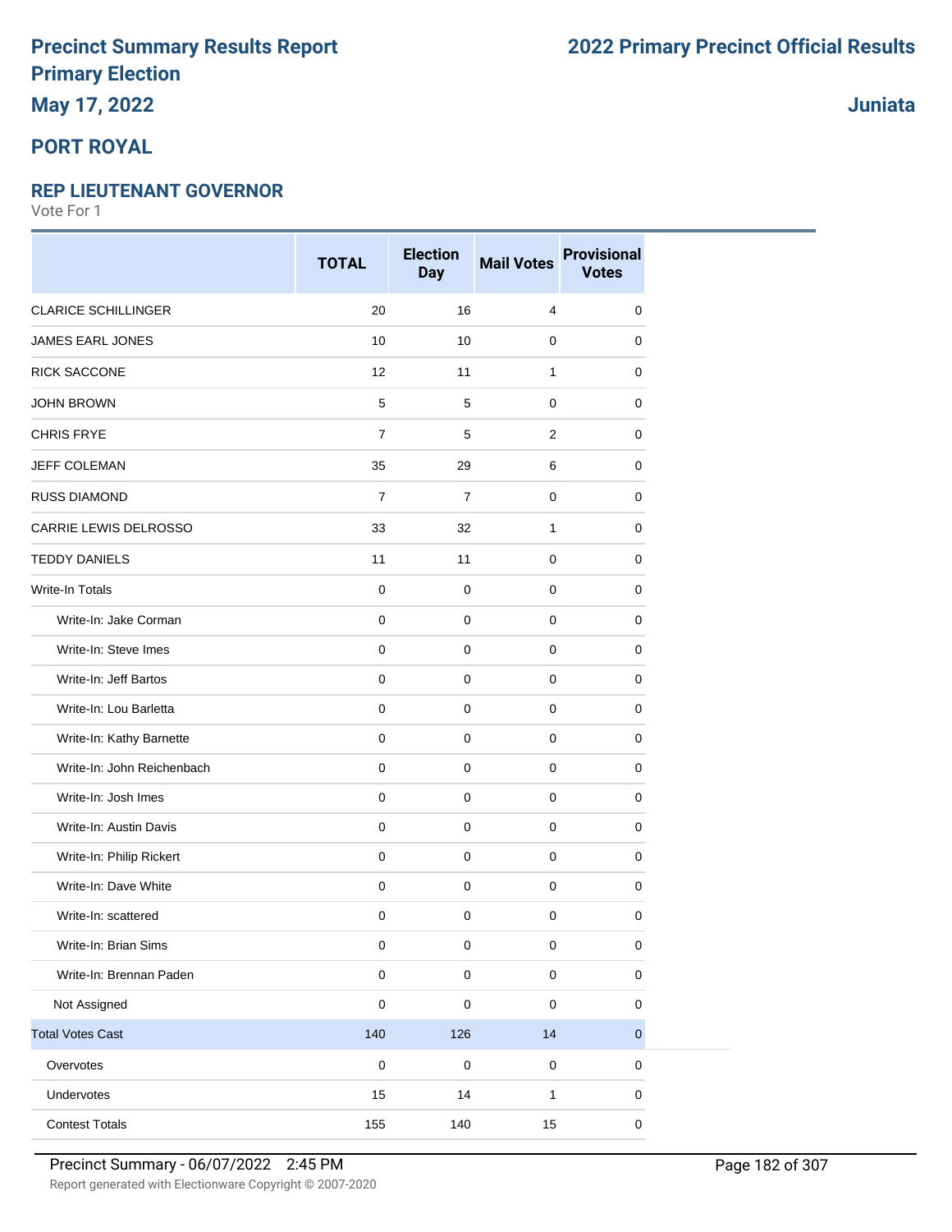# Precinct Summary Results Report

## Primary Election

**May 17, 2022**

**2022 Primary Precinct Official Results**

**Juniata**

## PORT ROYAL

### REP LIEUTENANT GOVERNOR

Vote For 1

| | TOTAL | Election Day | Mail Votes | Provisional Votes |
|---|---|---|---|---|
| CLARICE SCHILLINGER | 20 | 16 | 4 | 0 |
| JAMES EARL JONES | 10 | 10 | 0 | 0 |
| RICK SACCONE | 12 | 11 | 1 | 0 |
| JOHN BROWN | 5 | 5 | 0 | 0 |
| CHRIS FRYE | 7 | 5 | 2 | 0 |
| JEFF COLEMAN | 35 | 29 | 6 | 0 |
| RUSS DIAMOND | 7 | 7 | 0 | 0 |
| CARRIE LEWIS DELROSSO | 33 | 32 | 1 | 0 |
| TEDDY DANIELS | 11 | 11 | 0 | 0 |
| Write-In Totals | 0 | 0 | 0 | 0 |
| Write-In: Jake Corman | 0 | 0 | 0 | 0 |
| Write-In: Steve Imes | 0 | 0 | 0 | 0 |
| Write-In: Jeff Bartos | 0 | 0 | 0 | 0 |
| Write-In: Lou Barletta | 0 | 0 | 0 | 0 |
| Write-In: Kathy Barnette | 0 | 0 | 0 | 0 |
| Write-In: John Reichenbach | 0 | 0 | 0 | 0 |
| Write-In: Josh Imes | 0 | 0 | 0 | 0 |
| Write-In: Austin Davis | 0 | 0 | 0 | 0 |
| Write-In: Philip Rickert | 0 | 0 | 0 | 0 |
| Write-In: Dave White | 0 | 0 | 0 | 0 |
| Write-In: scattered | 0 | 0 | 0 | 0 |
| Write-In: Brian Sims | 0 | 0 | 0 | 0 |
| Write-In: Brennan Paden | 0 | 0 | 0 | 0 |
| Not Assigned | 0 | 0 | 0 | 0 |
| Total Votes Cast | 140 | 126 | 14 | 0 |
| Overvotes | 0 | 0 | 0 | 0 |
| Undervotes | 15 | 14 | 1 | 0 |
| Contest Totals | 155 | 140 | 15 | 0 |

Precinct Summary - 06/07/2022 2:45 PM

Report generated with Electionware Copyright © 2007-2020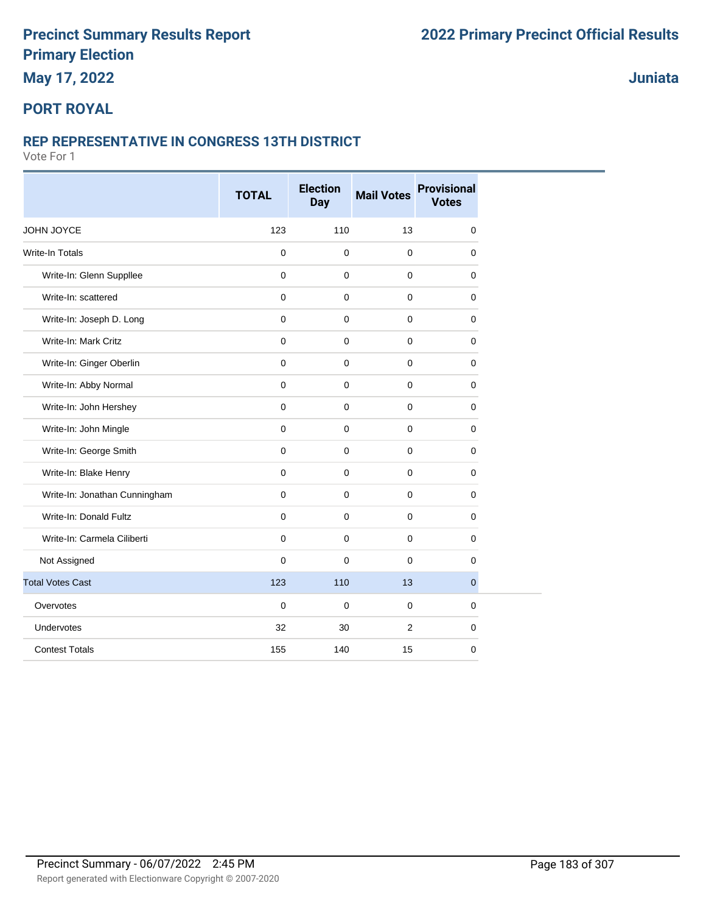# Precinct Summary Results Report
# Primary Election
# May 17, 2022

# 2022 Primary Precinct Official Results

**Juniata**

## PORT ROYAL

### REP REPRESENTATIVE IN CONGRESS 13TH DISTRICT

Vote For 1

| | TOTAL | Election Day | Mail Votes | Provisional Votes |
|---|---|---|---|---|
| JOHN JOYCE | 123 | 110 | 13 | 0 |
| Write-In Totals | 0 | 0 | 0 | 0 |
| Write-In: Glenn Suppllee | 0 | 0 | 0 | 0 |
| Write-In: scattered | 0 | 0 | 0 | 0 |
| Write-In: Joseph D. Long | 0 | 0 | 0 | 0 |
| Write-In: Mark Critz | 0 | 0 | 0 | 0 |
| Write-In: Ginger Oberlin | 0 | 0 | 0 | 0 |
| Write-In: Abby Normal | 0 | 0 | 0 | 0 |
| Write-In: John Hershey | 0 | 0 | 0 | 0 |
| Write-In: John Mingle | 0 | 0 | 0 | 0 |
| Write-In: George Smith | 0 | 0 | 0 | 0 |
| Write-In: Blake Henry | 0 | 0 | 0 | 0 |
| Write-In: Jonathan Cunningham | 0 | 0 | 0 | 0 |
| Write-In: Donald Fultz | 0 | 0 | 0 | 0 |
| Write-In: Carmela Ciliberti | 0 | 0 | 0 | 0 |
| Not Assigned | 0 | 0 | 0 | 0 |
| Total Votes Cast | 123 | 110 | 13 | 0 |
| Overvotes | 0 | 0 | 0 | 0 |
| Undervotes | 32 | 30 | 2 | 0 |
| Contest Totals | 155 | 140 | 15 | 0 |

Precinct Summary - 06/07/2022 2:45 PM

Report generated with Electionware Copyright © 2007-2020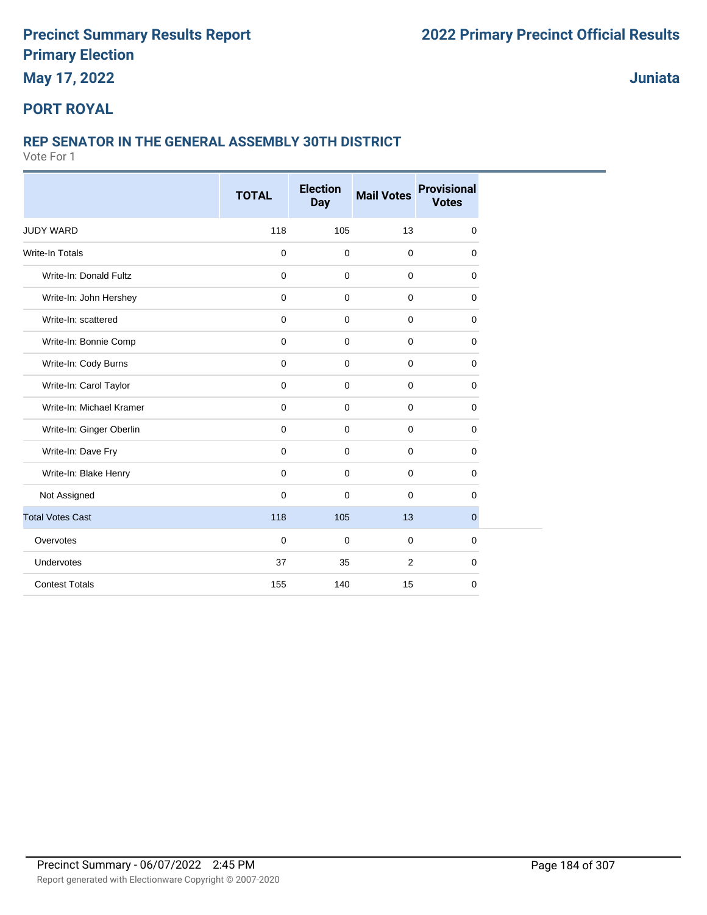# Precinct Summary Results Report
# Primary Election
# May 17, 2022

## 2022 Primary Precinct Official Results

## Juniata

## PORT ROYAL

### REP SENATOR IN THE GENERAL ASSEMBLY 30TH DISTRICT

Vote For 1

| | TOTAL | Election Day | Mail Votes | Provisional Votes |
|---|---|---|---|---|
| JUDY WARD | 118 | 105 | 13 | 0 |
| Write-In Totals | 0 | 0 | 0 | 0 |
| Write-In: Donald Fultz | 0 | 0 | 0 | 0 |
| Write-In: John Hershey | 0 | 0 | 0 | 0 |
| Write-In: scattered | 0 | 0 | 0 | 0 |
| Write-In: Bonnie Comp | 0 | 0 | 0 | 0 |
| Write-In: Cody Burns | 0 | 0 | 0 | 0 |
| Write-In: Carol Taylor | 0 | 0 | 0 | 0 |
| Write-In: Michael Kramer | 0 | 0 | 0 | 0 |
| Write-In: Ginger Oberlin | 0 | 0 | 0 | 0 |
| Write-In: Dave Fry | 0 | 0 | 0 | 0 |
| Write-In: Blake Henry | 0 | 0 | 0 | 0 |
| Not Assigned | 0 | 0 | 0 | 0 |
| Total Votes Cast | 118 | 105 | 13 | 0 |
| Overvotes | 0 | 0 | 0 | 0 |
| Undervotes | 37 | 35 | 2 | 0 |
| Contest Totals | 155 | 140 | 15 | 0 |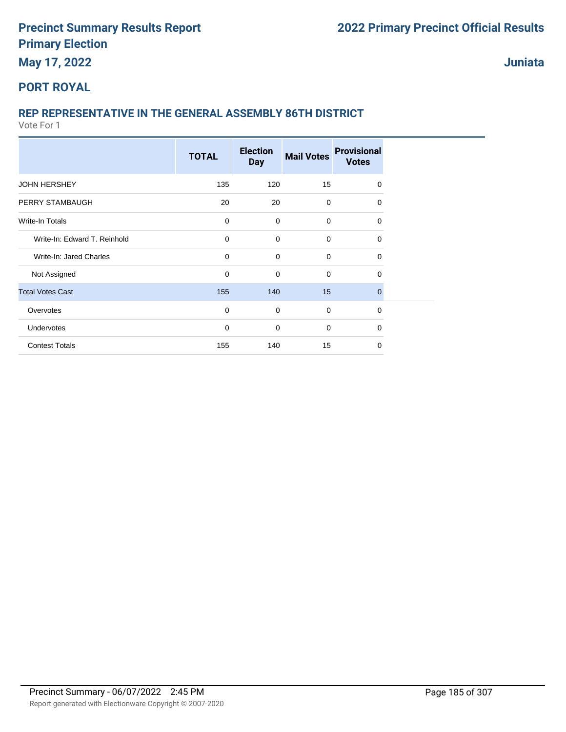# Precinct Summary Results Report

## Primary Election

## May 17, 2022

# 2022 Primary Precinct Official Results

## Juniata

## PORT ROYAL

### REP REPRESENTATIVE IN THE GENERAL ASSEMBLY 86TH DISTRICT

Vote For 1

| | TOTAL | Election Day | Mail Votes | Provisional Votes |
|---|---|---|---|---|
| JOHN HERSHEY | 135 | 120 | 15 | 0 |
| PERRY STAMBAUGH | 20 | 20 | 0 | 0 |
| Write-In Totals | 0 | 0 | 0 | 0 |
| Write-In: Edward T. Reinhold | 0 | 0 | 0 | 0 |
| Write-In: Jared Charles | 0 | 0 | 0 | 0 |
| Not Assigned | 0 | 0 | 0 | 0 |
| Total Votes Cast | 155 | 140 | 15 | 0 |
| Overvotes | 0 | 0 | 0 | 0 |
| Undervotes | 0 | 0 | 0 | 0 |
| Contest Totals | 155 | 140 | 15 | 0 |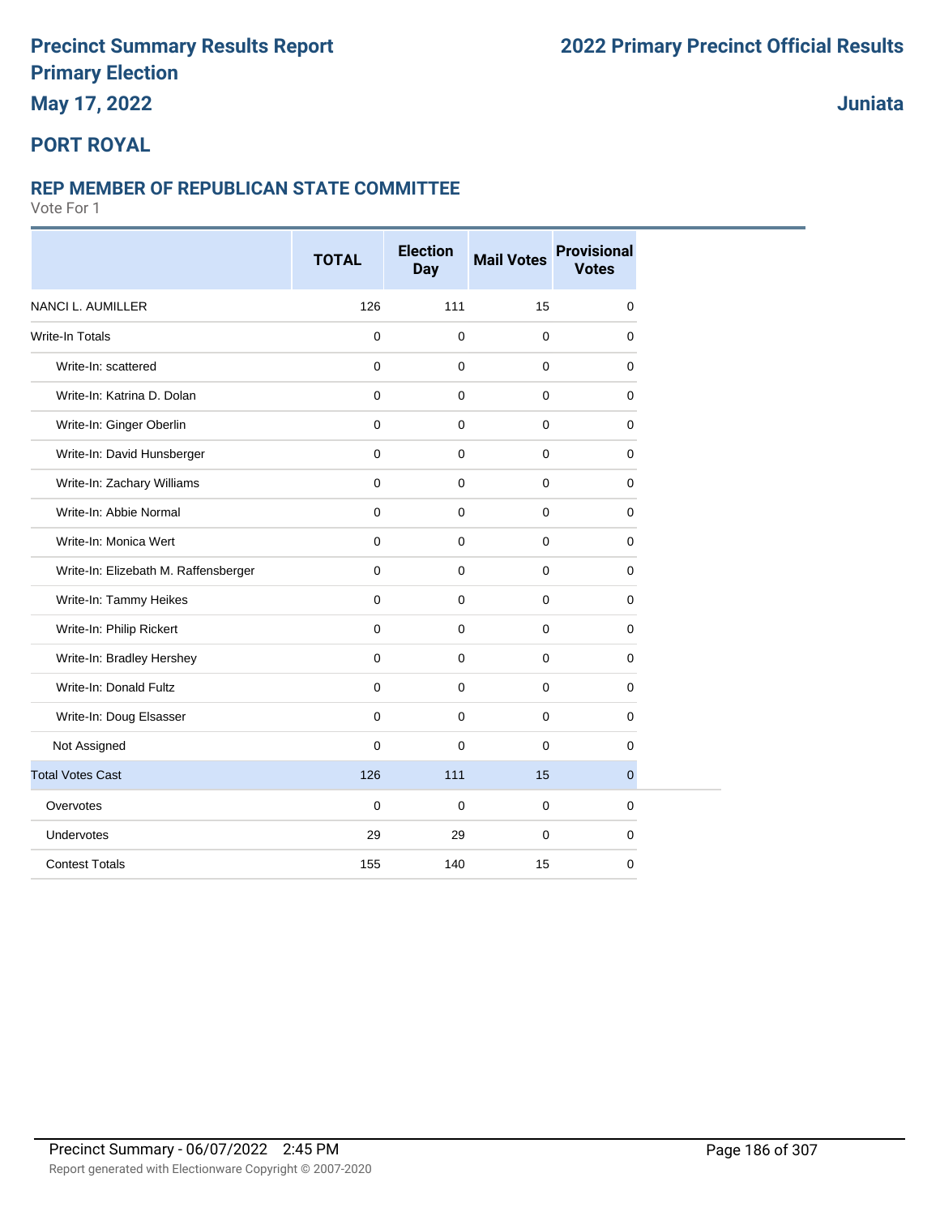# Precinct Summary Results Report
# Primary Election
## May 17, 2022

# 2022 Primary Precinct Official Results

## Juniata

## PORT ROYAL

### REP MEMBER OF REPUBLICAN STATE COMMITTEE

Vote For 1

| | TOTAL | Election Day | Mail Votes | Provisional Votes |
|---|---|---|---|---|
| NANCI L. AUMILLER | 126 | 111 | 15 | 0 |
| Write-In Totals | 0 | 0 | 0 | 0 |
| Write-In: scattered | 0 | 0 | 0 | 0 |
| Write-In: Katrina D. Dolan | 0 | 0 | 0 | 0 |
| Write-In: Ginger Oberlin | 0 | 0 | 0 | 0 |
| Write-In: David Hunsberger | 0 | 0 | 0 | 0 |
| Write-In: Zachary Williams | 0 | 0 | 0 | 0 |
| Write-In: Abbie Normal | 0 | 0 | 0 | 0 |
| Write-In: Monica Wert | 0 | 0 | 0 | 0 |
| Write-In: Elizebath M. Raffensberger | 0 | 0 | 0 | 0 |
| Write-In: Tammy Heikes | 0 | 0 | 0 | 0 |
| Write-In: Philip Rickert | 0 | 0 | 0 | 0 |
| Write-In: Bradley Hershey | 0 | 0 | 0 | 0 |
| Write-In: Donald Fultz | 0 | 0 | 0 | 0 |
| Write-In: Doug Elsasser | 0 | 0 | 0 | 0 |
| Not Assigned | 0 | 0 | 0 | 0 |
| Total Votes Cast | 126 | 111 | 15 | 0 |
| Overvotes | 0 | 0 | 0 | 0 |
| Undervotes | 29 | 29 | 0 | 0 |
| Contest Totals | 155 | 140 | 15 | 0 |

Precinct Summary - 06/07/2022 2:45 PM

Report generated with Electionware Copyright © 2007-2020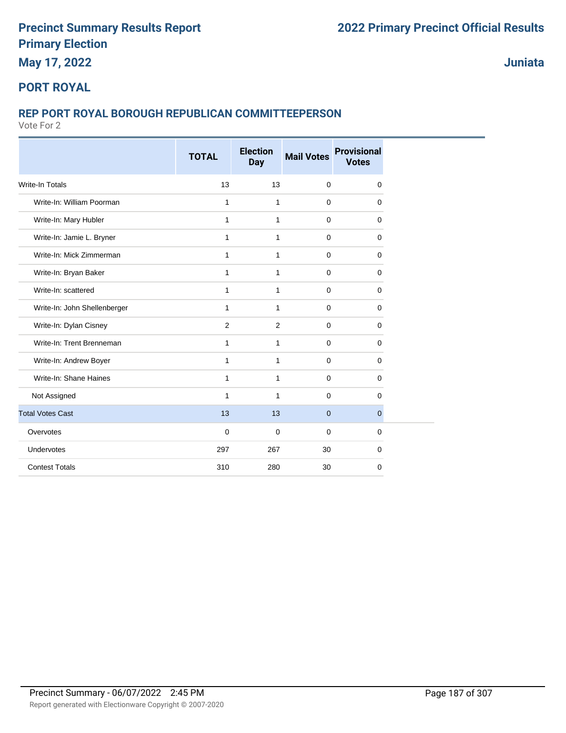# Precinct Summary Results Report
# Primary Election
## May 17, 2022

# 2022 Primary Precinct Official Results

## Juniata

## PORT ROYAL

### REP PORT ROYAL BOROUGH REPUBLICAN COMMITTEEPERSON

Vote For 2

| | TOTAL | Election Day | Mail Votes | Provisional Votes |
|---|---|---|---|---|
| Write-In Totals | 13 | 13 | 0 | 0 |
| Write-In: William Poorman | 1 | 1 | 0 | 0 |
| Write-In: Mary Hubler | 1 | 1 | 0 | 0 |
| Write-In: Jamie L. Bryner | 1 | 1 | 0 | 0 |
| Write-In: Mick Zimmerman | 1 | 1 | 0 | 0 |
| Write-In: Bryan Baker | 1 | 1 | 0 | 0 |
| Write-In: scattered | 1 | 1 | 0 | 0 |
| Write-In: John Shellenberger | 1 | 1 | 0 | 0 |
| Write-In: Dylan Cisney | 2 | 2 | 0 | 0 |
| Write-In: Trent Brenneman | 1 | 1 | 0 | 0 |
| Write-In: Andrew Boyer | 1 | 1 | 0 | 0 |
| Write-In: Shane Haines | 1 | 1 | 0 | 0 |
| Not Assigned | 1 | 1 | 0 | 0 |
| Total Votes Cast | 13 | 13 | 0 | 0 |
| Overvotes | 0 | 0 | 0 | 0 |
| Undervotes | 297 | 267 | 30 | 0 |
| Contest Totals | 310 | 280 | 30 | 0 |

Precinct Summary - 06/07/2022 2:45 PM

Report generated with Electionware Copyright © 2007-2020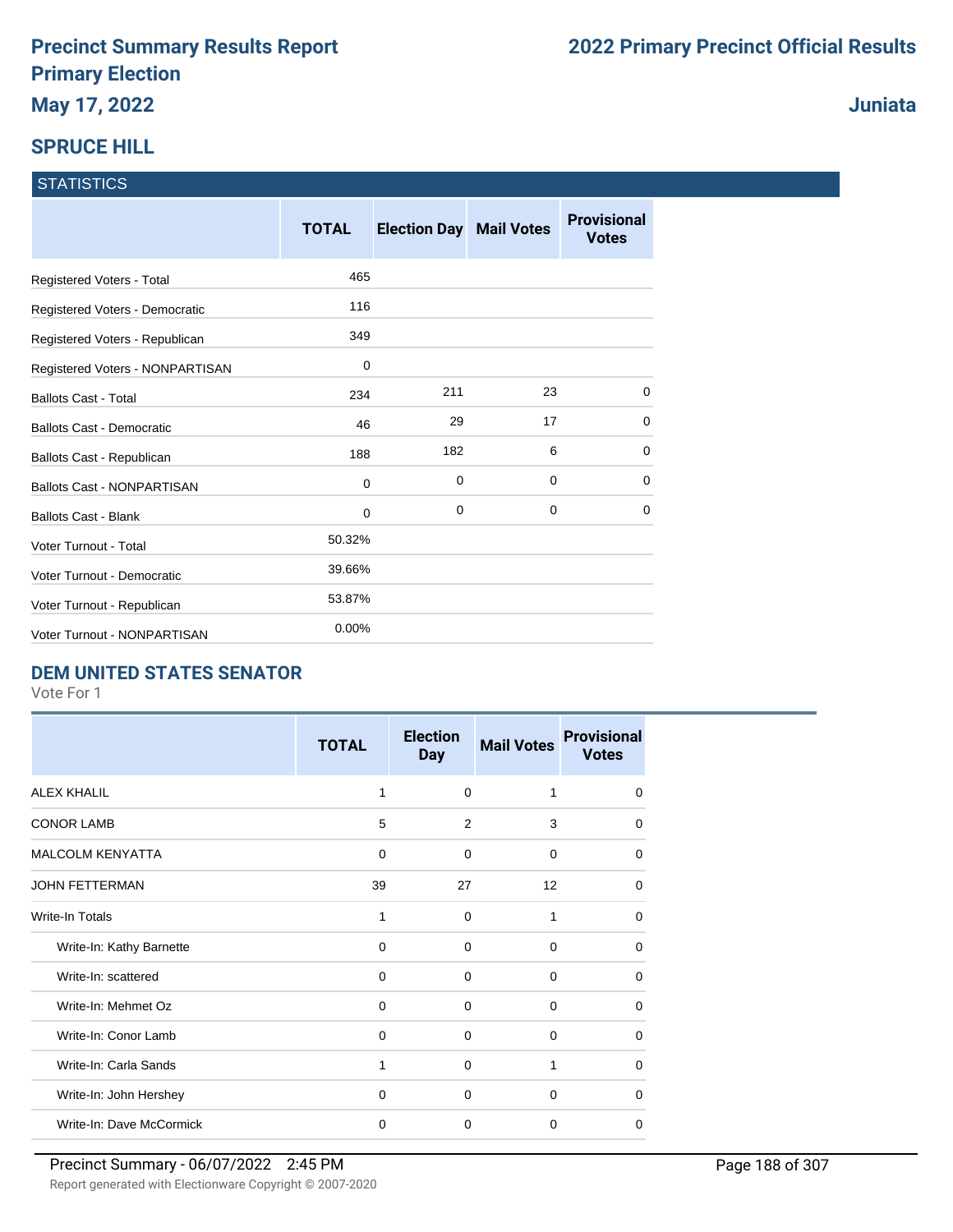# Precinct Summary Results Report
# Primary Election
**May 17, 2022**

**2022 Primary Precinct Official Results**

**Juniata**

## SPRUCE HILL

### STATISTICS

| | TOTAL | Election Day | Mail Votes | Provisional Votes |
|---|---|---|---|---|
| Registered Voters - Total | 465 | | | |
| Registered Voters - Democratic | 116 | | | |
| Registered Voters - Republican | 349 | | | |
| Registered Voters - NONPARTISAN | 0 | | | |
| Ballots Cast - Total | 234 | 211 | 23 | 0 |
| Ballots Cast - Democratic | 46 | 29 | 17 | 0 |
| Ballots Cast - Republican | 188 | 182 | 6 | 0 |
| Ballots Cast - NONPARTISAN | 0 | 0 | 0 | 0 |
| Ballots Cast - Blank | 0 | 0 | 0 | 0 |
| Voter Turnout - Total | 50.32% | | | |
| Voter Turnout - Democratic | 39.66% | | | |
| Voter Turnout - Republican | 53.87% | | | |
| Voter Turnout - NONPARTISAN | 0.00% | | | |

### DEM UNITED STATES SENATOR

Vote For 1

| | TOTAL | Election Day | Mail Votes | Provisional Votes |
|---|---|---|---|---|
| ALEX KHALIL | 1 | 0 | 1 | 0 |
| CONOR LAMB | 5 | 2 | 3 | 0 |
| MALCOLM KENYATTA | 0 | 0 | 0 | 0 |
| JOHN FETTERMAN | 39 | 27 | 12 | 0 |
| Write-In Totals | 1 | 0 | 1 | 0 |
| Write-In: Kathy Barnette | 0 | 0 | 0 | 0 |
| Write-In: scattered | 0 | 0 | 0 | 0 |
| Write-In: Mehmet Oz | 0 | 0 | 0 | 0 |
| Write-In: Conor Lamb | 0 | 0 | 0 | 0 |
| Write-In: Carla Sands | 1 | 0 | 1 | 0 |
| Write-In: John Hershey | 0 | 0 | 0 | 0 |
| Write-In: Dave McCormick | 0 | 0 | 0 | 0 |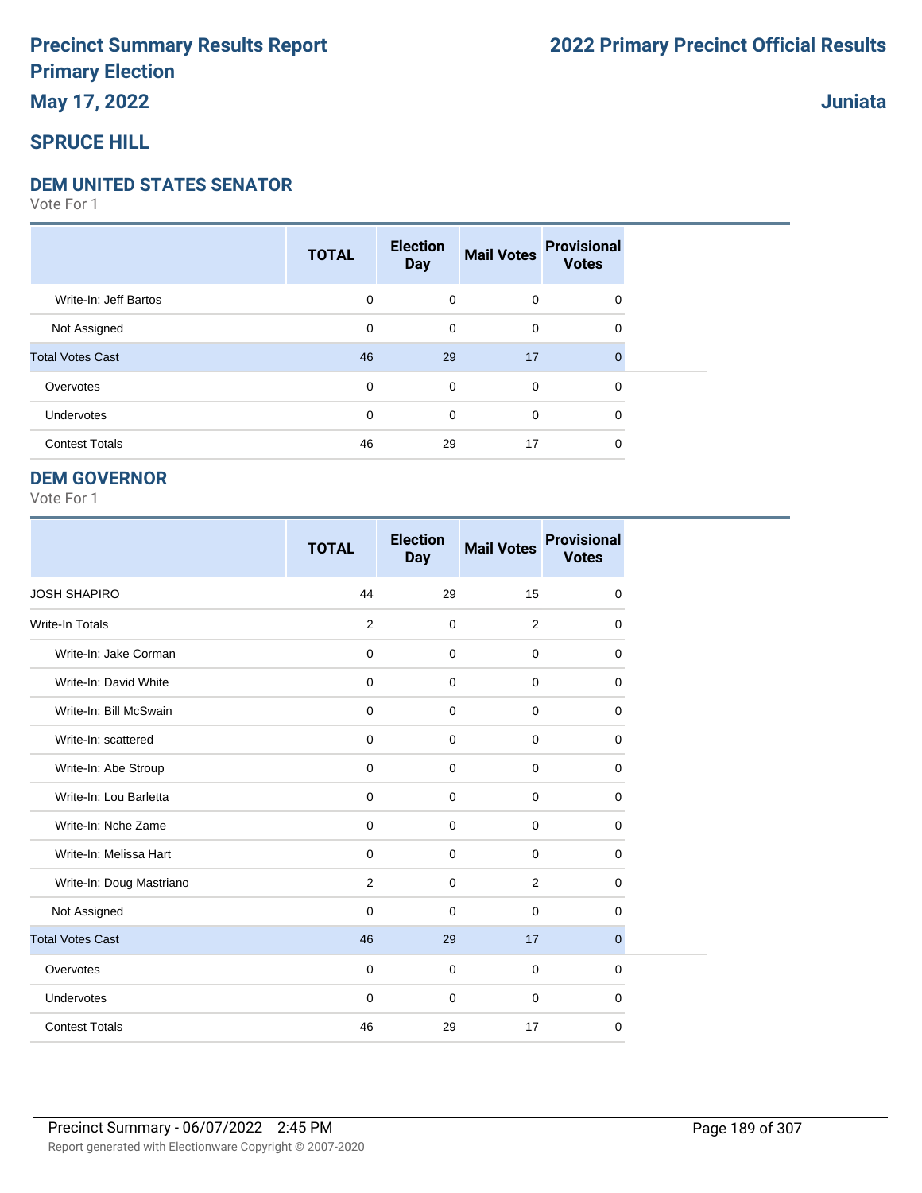# Precinct Summary Results Report
# Primary Election
## May 17, 2022

# 2022 Primary Precinct Official Results

## Juniata

## SPRUCE HILL

### DEM UNITED STATES SENATOR

Vote For 1

| | TOTAL | Election Day | Mail Votes | Provisional Votes |
|---|---|---|---|---|
| Write-In: Jeff Bartos | 0 | 0 | 0 | 0 |
| Not Assigned | 0 | 0 | 0 | 0 |
| Total Votes Cast | 46 | 29 | 17 | 0 |
| Overvotes | 0 | 0 | 0 | 0 |
| Undervotes | 0 | 0 | 0 | 0 |
| Contest Totals | 46 | 29 | 17 | 0 |

### DEM GOVERNOR

Vote For 1

| | TOTAL | Election Day | Mail Votes | Provisional Votes |
|---|---|---|---|---|
| JOSH SHAPIRO | 44 | 29 | 15 | 0 |
| Write-In Totals | 2 | 0 | 2 | 0 |
| Write-In: Jake Corman | 0 | 0 | 0 | 0 |
| Write-In: David White | 0 | 0 | 0 | 0 |
| Write-In: Bill McSwain | 0 | 0 | 0 | 0 |
| Write-In: scattered | 0 | 0 | 0 | 0 |
| Write-In: Abe Stroup | 0 | 0 | 0 | 0 |
| Write-In: Lou Barletta | 0 | 0 | 0 | 0 |
| Write-In: Nche Zame | 0 | 0 | 0 | 0 |
| Write-In: Melissa Hart | 0 | 0 | 0 | 0 |
| Write-In: Doug Mastriano | 2 | 0 | 2 | 0 |
| Not Assigned | 0 | 0 | 0 | 0 |
| Total Votes Cast | 46 | 29 | 17 | 0 |
| Overvotes | 0 | 0 | 0 | 0 |
| Undervotes | 0 | 0 | 0 | 0 |
| Contest Totals | 46 | 29 | 17 | 0 |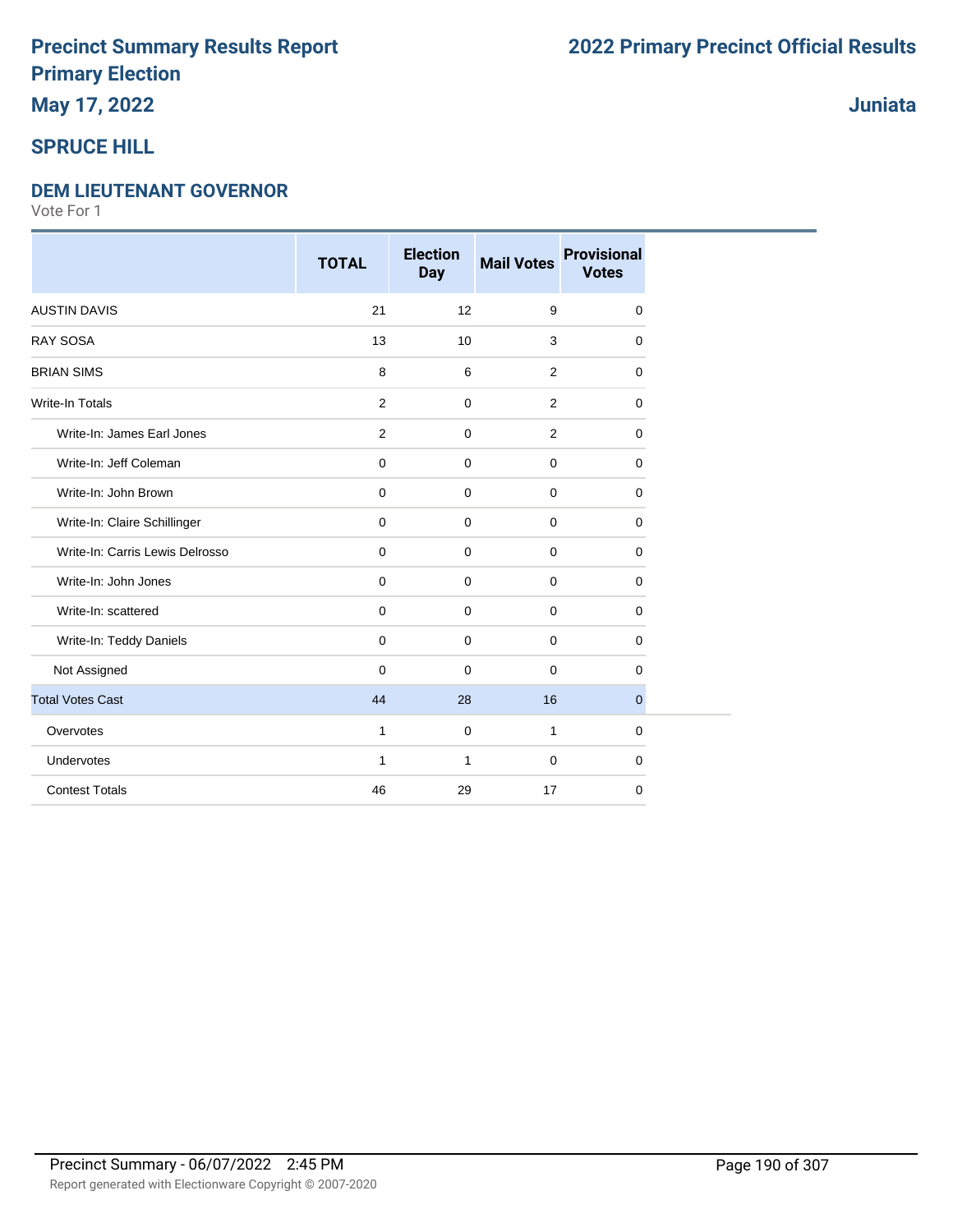# Precinct Summary Results Report
# Primary Election
## May 17, 2022

# 2022 Primary Precinct Official Results

## Juniata

## SPRUCE HILL

### DEM LIEUTENANT GOVERNOR

Vote For 1

| | TOTAL | Election Day | Mail Votes | Provisional Votes |
|---|---|---|---|---|
| AUSTIN DAVIS | 21 | 12 | 9 | 0 |
| RAY SOSA | 13 | 10 | 3 | 0 |
| BRIAN SIMS | 8 | 6 | 2 | 0 |
| Write-In Totals | 2 | 0 | 2 | 0 |
| Write-In: James Earl Jones | 2 | 0 | 2 | 0 |
| Write-In: Jeff Coleman | 0 | 0 | 0 | 0 |
| Write-In: John Brown | 0 | 0 | 0 | 0 |
| Write-In: Claire Schillinger | 0 | 0 | 0 | 0 |
| Write-In: Carris Lewis Delrosso | 0 | 0 | 0 | 0 |
| Write-In: John Jones | 0 | 0 | 0 | 0 |
| Write-In: scattered | 0 | 0 | 0 | 0 |
| Write-In: Teddy Daniels | 0 | 0 | 0 | 0 |
| Not Assigned | 0 | 0 | 0 | 0 |
| Total Votes Cast | 44 | 28 | 16 | 0 |
| Overvotes | 1 | 0 | 1 | 0 |
| Undervotes | 1 | 1 | 0 | 0 |
| Contest Totals | 46 | 29 | 17 | 0 |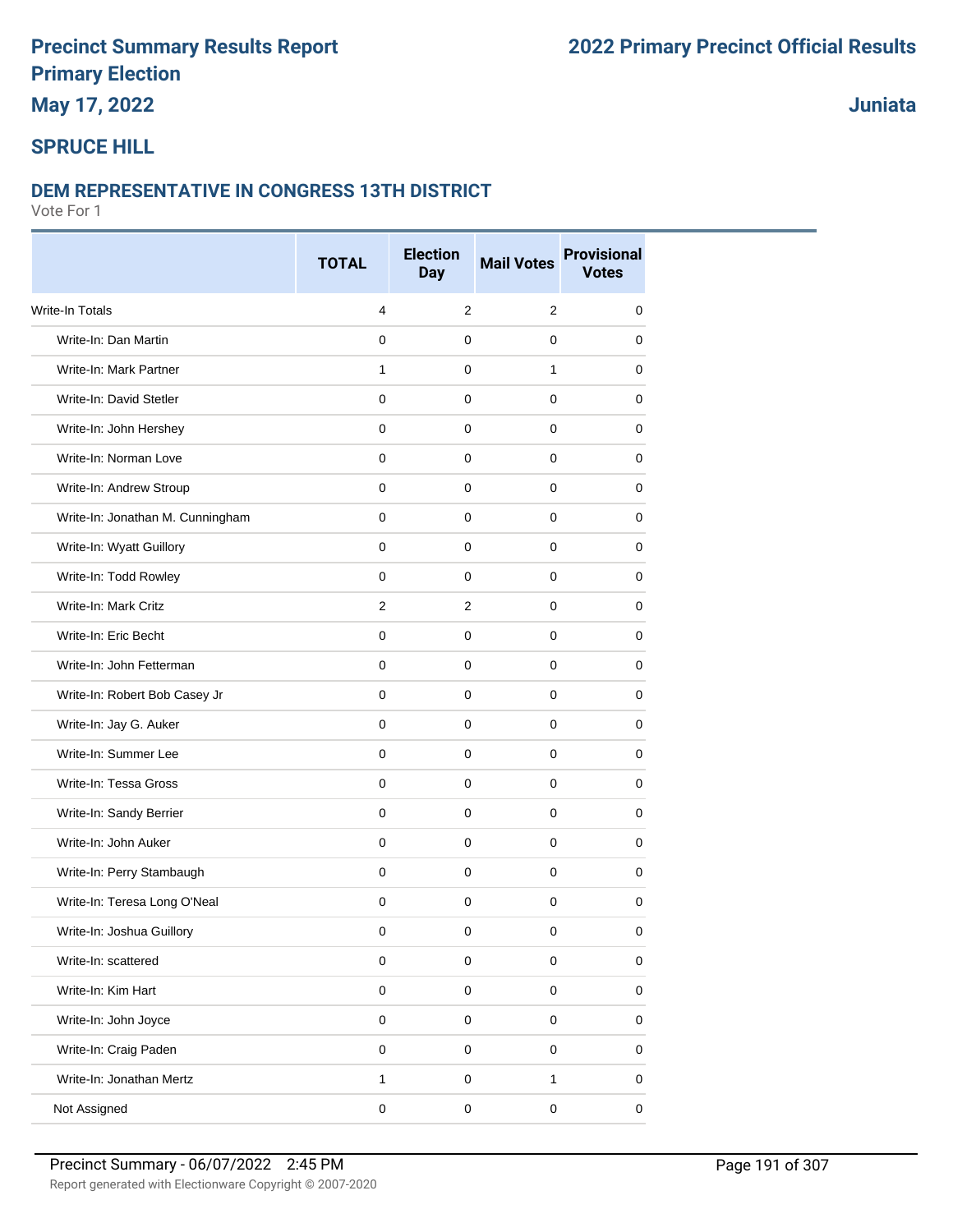# Precinct Summary Results Report
# Primary Election
# May 17, 2022

# 2022 Primary Precinct Official Results

# Juniata

## SPRUCE HILL

### DEM REPRESENTATIVE IN CONGRESS 13TH DISTRICT

Vote For 1

| | TOTAL | Election Day | Mail Votes | Provisional Votes |
|---|---|---|---|---|
| Write-In Totals | 4 | 2 | 2 | 0 |
| Write-In: Dan Martin | 0 | 0 | 0 | 0 |
| Write-In: Mark Partner | 1 | 0 | 1 | 0 |
| Write-In: David Stetler | 0 | 0 | 0 | 0 |
| Write-In: John Hershey | 0 | 0 | 0 | 0 |
| Write-In: Norman Love | 0 | 0 | 0 | 0 |
| Write-In: Andrew Stroup | 0 | 0 | 0 | 0 |
| Write-In: Jonathan M. Cunningham | 0 | 0 | 0 | 0 |
| Write-In: Wyatt Guillory | 0 | 0 | 0 | 0 |
| Write-In: Todd Rowley | 0 | 0 | 0 | 0 |
| Write-In: Mark Critz | 2 | 2 | 0 | 0 |
| Write-In: Eric Becht | 0 | 0 | 0 | 0 |
| Write-In: John Fetterman | 0 | 0 | 0 | 0 |
| Write-In: Robert Bob Casey Jr | 0 | 0 | 0 | 0 |
| Write-In: Jay G. Auker | 0 | 0 | 0 | 0 |
| Write-In: Summer Lee | 0 | 0 | 0 | 0 |
| Write-In: Tessa Gross | 0 | 0 | 0 | 0 |
| Write-In: Sandy Berrier | 0 | 0 | 0 | 0 |
| Write-In: John Auker | 0 | 0 | 0 | 0 |
| Write-In: Perry Stambaugh | 0 | 0 | 0 | 0 |
| Write-In: Teresa Long O'Neal | 0 | 0 | 0 | 0 |
| Write-In: Joshua Guillory | 0 | 0 | 0 | 0 |
| Write-In: scattered | 0 | 0 | 0 | 0 |
| Write-In: Kim Hart | 0 | 0 | 0 | 0 |
| Write-In: John Joyce | 0 | 0 | 0 | 0 |
| Write-In: Craig Paden | 0 | 0 | 0 | 0 |
| Write-In: Jonathan Mertz | 1 | 0 | 1 | 0 |
| Not Assigned | 0 | 0 | 0 | 0 |

Precinct Summary - 06/07/2022 2:45 PM

Report generated with Electionware Copyright © 2007-2020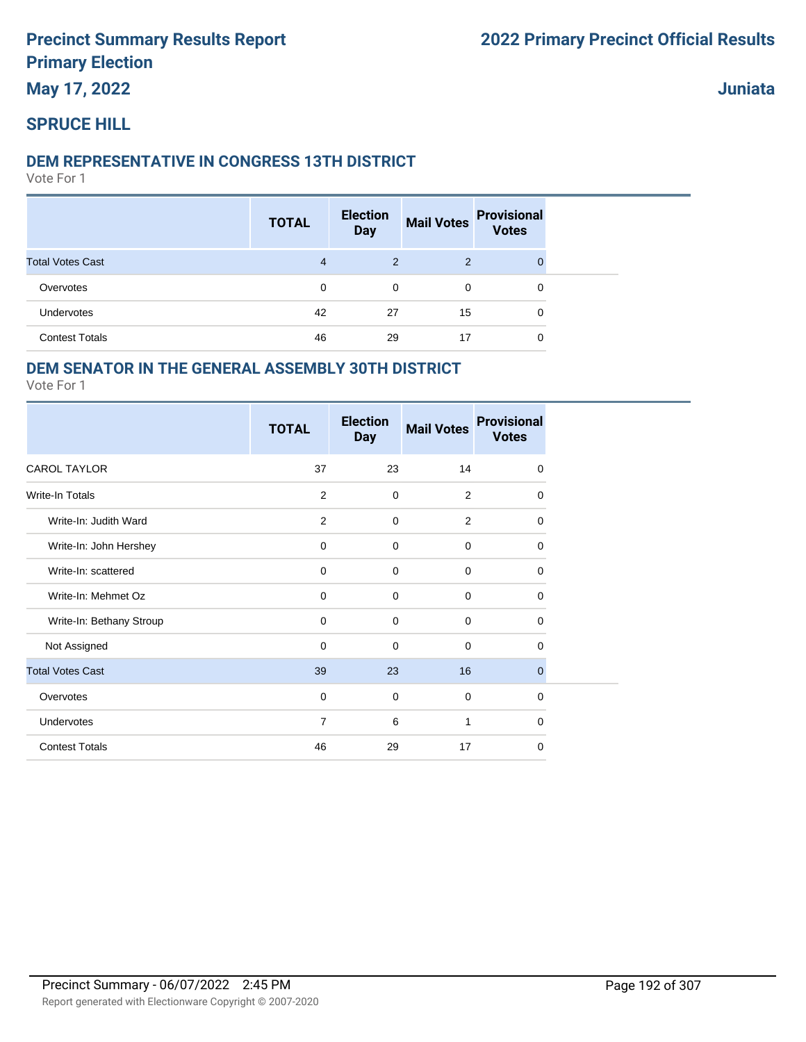# Precinct Summary Results Report
# Primary Election
## May 17, 2022

# 2022 Primary Precinct Official Results

## Juniata

## SPRUCE HILL

### DEM REPRESENTATIVE IN CONGRESS 13TH DISTRICT

Vote For 1

| | TOTAL | Election Day | Mail Votes | Provisional Votes |
|---|---|---|---|---|
| Total Votes Cast | 4 | 2 | 2 | 0 |
| Overvotes | 0 | 0 | 0 | 0 |
| Undervotes | 42 | 27 | 15 | 0 |
| Contest Totals | 46 | 29 | 17 | 0 |

### DEM SENATOR IN THE GENERAL ASSEMBLY 30TH DISTRICT

Vote For 1

| | TOTAL | Election Day | Mail Votes | Provisional Votes |
|---|---|---|---|---|
| CAROL TAYLOR | 37 | 23 | 14 | 0 |
| Write-In Totals | 2 | 0 | 2 | 0 |
| Write-In: Judith Ward | 2 | 0 | 2 | 0 |
| Write-In: John Hershey | 0 | 0 | 0 | 0 |
| Write-In: scattered | 0 | 0 | 0 | 0 |
| Write-In: Mehmet Oz | 0 | 0 | 0 | 0 |
| Write-In: Bethany Stroup | 0 | 0 | 0 | 0 |
| Not Assigned | 0 | 0 | 0 | 0 |
| Total Votes Cast | 39 | 23 | 16 | 0 |
| Overvotes | 0 | 0 | 0 | 0 |
| Undervotes | 7 | 6 | 1 | 0 |
| Contest Totals | 46 | 29 | 17 | 0 |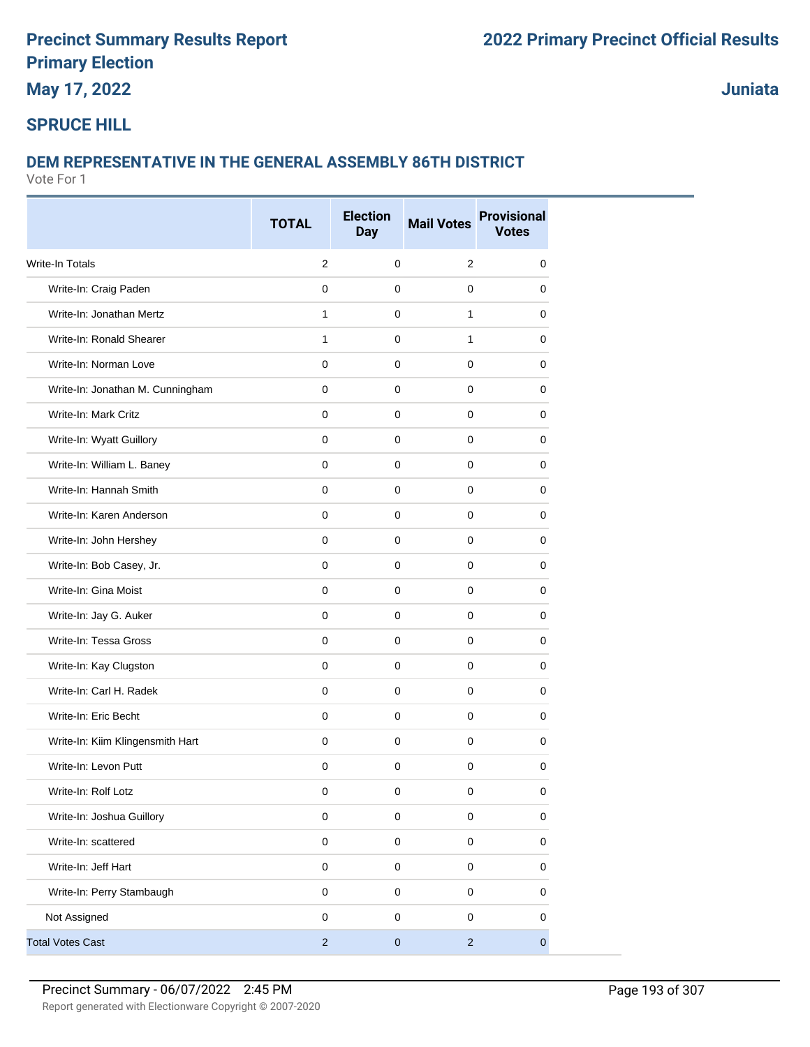# Precinct Summary Results Report
# Primary Election
## May 17, 2022

## 2022 Primary Precinct Official Results

## Juniata

## SPRUCE HILL

### DEM REPRESENTATIVE IN THE GENERAL ASSEMBLY 86TH DISTRICT

Vote For 1

| | TOTAL | Election Day | Mail Votes | Provisional Votes |
|---|---|---|---|---|
| Write-In Totals | 2 | 0 | 2 | 0 |
| Write-In: Craig Paden | 0 | 0 | 0 | 0 |
| Write-In: Jonathan Mertz | 1 | 0 | 1 | 0 |
| Write-In: Ronald Shearer | 1 | 0 | 1 | 0 |
| Write-In: Norman Love | 0 | 0 | 0 | 0 |
| Write-In: Jonathan M. Cunningham | 0 | 0 | 0 | 0 |
| Write-In: Mark Critz | 0 | 0 | 0 | 0 |
| Write-In: Wyatt Guillory | 0 | 0 | 0 | 0 |
| Write-In: William L. Baney | 0 | 0 | 0 | 0 |
| Write-In: Hannah Smith | 0 | 0 | 0 | 0 |
| Write-In: Karen Anderson | 0 | 0 | 0 | 0 |
| Write-In: John Hershey | 0 | 0 | 0 | 0 |
| Write-In: Bob Casey, Jr. | 0 | 0 | 0 | 0 |
| Write-In: Gina Moist | 0 | 0 | 0 | 0 |
| Write-In: Jay G. Auker | 0 | 0 | 0 | 0 |
| Write-In: Tessa Gross | 0 | 0 | 0 | 0 |
| Write-In: Kay Clugston | 0 | 0 | 0 | 0 |
| Write-In: Carl H. Radek | 0 | 0 | 0 | 0 |
| Write-In: Eric Becht | 0 | 0 | 0 | 0 |
| Write-In: Kiim Klingensmith Hart | 0 | 0 | 0 | 0 |
| Write-In: Levon Putt | 0 | 0 | 0 | 0 |
| Write-In: Rolf Lotz | 0 | 0 | 0 | 0 |
| Write-In: Joshua Guillory | 0 | 0 | 0 | 0 |
| Write-In: scattered | 0 | 0 | 0 | 0 |
| Write-In: Jeff Hart | 0 | 0 | 0 | 0 |
| Write-In: Perry Stambaugh | 0 | 0 | 0 | 0 |
| Not Assigned | 0 | 0 | 0 | 0 |
| Total Votes Cast | 2 | 0 | 2 | 0 |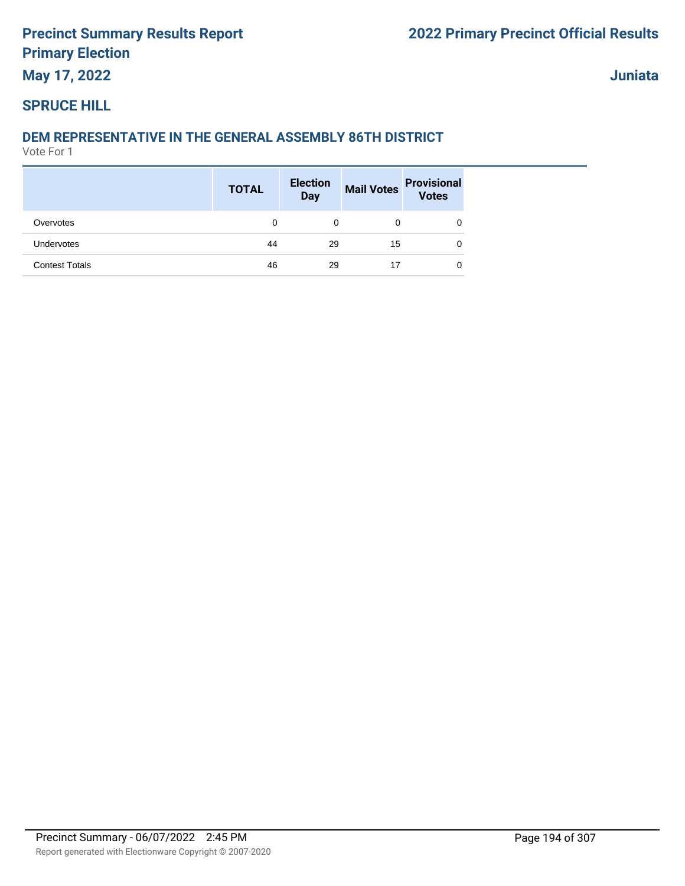# Precinct Summary Results Report
## Primary Election
## May 17, 2022

## 2022 Primary Precinct Official Results

## Juniata

## SPRUCE HILL

### DEM REPRESENTATIVE IN THE GENERAL ASSEMBLY 86TH DISTRICT

Vote For 1

| | TOTAL | Election Day | Mail Votes | Provisional Votes |
|---|---|---|---|---|
| Overvotes | 0 | 0 | 0 | 0 |
| Undervotes | 44 | 29 | 15 | 0 |
| Contest Totals | 46 | 29 | 17 | 0 |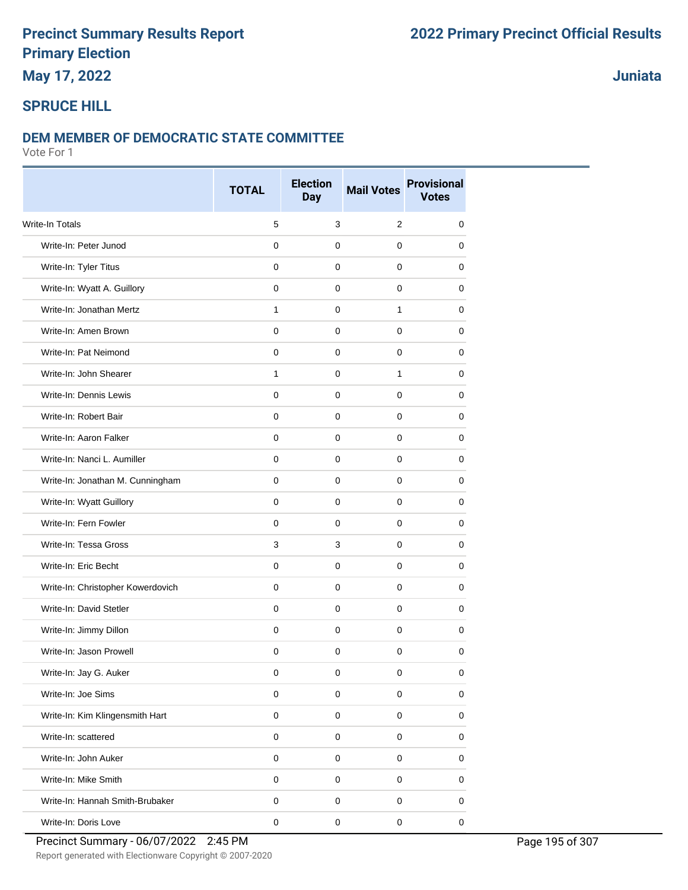# Precinct Summary Results Report
## Primary Election
## May 17, 2022

## 2022 Primary Precinct Official Results

## Juniata

## SPRUCE HILL

### DEM MEMBER OF DEMOCRATIC STATE COMMITTEE

Vote For 1

| | TOTAL | Election Day | Mail Votes | Provisional Votes |
|---|---|---|---|---|
| Write-In Totals | 5 | 3 | 2 | 0 |
| Write-In: Peter Junod | 0 | 0 | 0 | 0 |
| Write-In: Tyler Titus | 0 | 0 | 0 | 0 |
| Write-In: Wyatt A. Guillory | 0 | 0 | 0 | 0 |
| Write-In: Jonathan Mertz | 1 | 0 | 1 | 0 |
| Write-In: Amen Brown | 0 | 0 | 0 | 0 |
| Write-In: Pat Neimond | 0 | 0 | 0 | 0 |
| Write-In: John Shearer | 1 | 0 | 1 | 0 |
| Write-In: Dennis Lewis | 0 | 0 | 0 | 0 |
| Write-In: Robert Bair | 0 | 0 | 0 | 0 |
| Write-In: Aaron Falker | 0 | 0 | 0 | 0 |
| Write-In: Nanci L. Aumiller | 0 | 0 | 0 | 0 |
| Write-In: Jonathan M. Cunningham | 0 | 0 | 0 | 0 |
| Write-In: Wyatt Guillory | 0 | 0 | 0 | 0 |
| Write-In: Fern Fowler | 0 | 0 | 0 | 0 |
| Write-In: Tessa Gross | 3 | 3 | 0 | 0 |
| Write-In: Eric Becht | 0 | 0 | 0 | 0 |
| Write-In: Christopher Kowerdovich | 0 | 0 | 0 | 0 |
| Write-In: David Stetler | 0 | 0 | 0 | 0 |
| Write-In: Jimmy Dillon | 0 | 0 | 0 | 0 |
| Write-In: Jason Prowell | 0 | 0 | 0 | 0 |
| Write-In: Jay G. Auker | 0 | 0 | 0 | 0 |
| Write-In: Joe Sims | 0 | 0 | 0 | 0 |
| Write-In: Kim Klingensmith Hart | 0 | 0 | 0 | 0 |
| Write-In: scattered | 0 | 0 | 0 | 0 |
| Write-In: John Auker | 0 | 0 | 0 | 0 |
| Write-In: Mike Smith | 0 | 0 | 0 | 0 |
| Write-In: Hannah Smith-Brubaker | 0 | 0 | 0 | 0 |
| Write-In: Doris Love | 0 | 0 | 0 | 0 |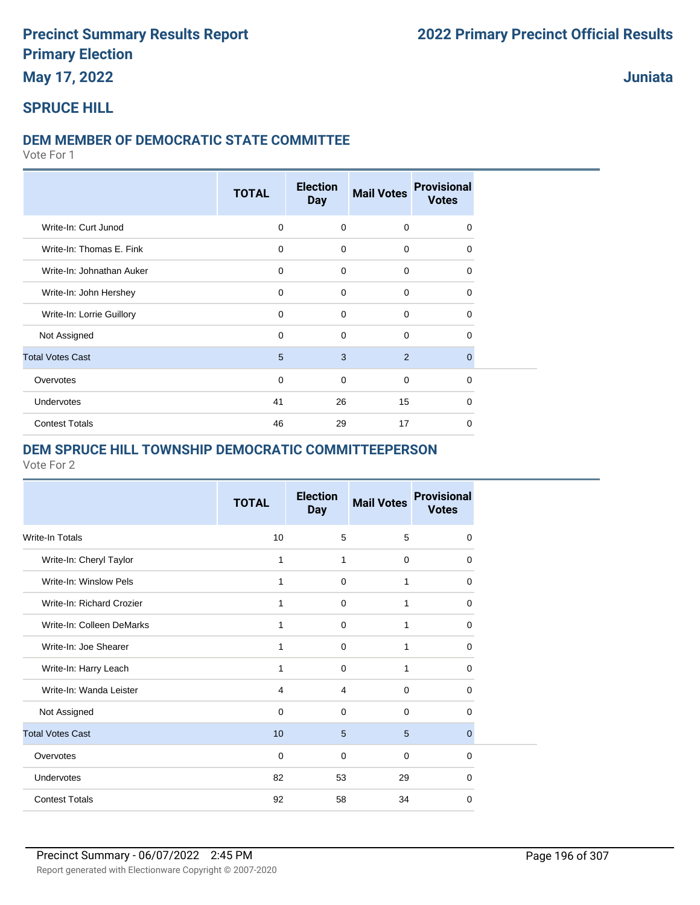# Precinct Summary Results Report
# Primary Election
# May 17, 2022

## 2022 Primary Precinct Official Results

## Juniata

## SPRUCE HILL

### DEM MEMBER OF DEMOCRATIC STATE COMMITTEE

Vote For 1

| | TOTAL | Election Day | Mail Votes | Provisional Votes |
|---|---|---|---|---|
| Write-In: Curt Junod | 0 | 0 | 0 | 0 |
| Write-In: Thomas E. Fink | 0 | 0 | 0 | 0 |
| Write-In: Johnathan Auker | 0 | 0 | 0 | 0 |
| Write-In: John Hershey | 0 | 0 | 0 | 0 |
| Write-In: Lorrie Guillory | 0 | 0 | 0 | 0 |
| Not Assigned | 0 | 0 | 0 | 0 |
| Total Votes Cast | 5 | 3 | 2 | 0 |
| Overvotes | 0 | 0 | 0 | 0 |
| Undervotes | 41 | 26 | 15 | 0 |
| Contest Totals | 46 | 29 | 17 | 0 |

### DEM SPRUCE HILL TOWNSHIP DEMOCRATIC COMMITTEEPERSON

Vote For 2

| | TOTAL | Election Day | Mail Votes | Provisional Votes |
|---|---|---|---|---|
| Write-In Totals | 10 | 5 | 5 | 0 |
| Write-In: Cheryl Taylor | 1 | 1 | 0 | 0 |
| Write-In: Winslow Pels | 1 | 0 | 1 | 0 |
| Write-In: Richard Crozier | 1 | 0 | 1 | 0 |
| Write-In: Colleen DeMarks | 1 | 0 | 1 | 0 |
| Write-In: Joe Shearer | 1 | 0 | 1 | 0 |
| Write-In: Harry Leach | 1 | 0 | 1 | 0 |
| Write-In: Wanda Leister | 4 | 4 | 0 | 0 |
| Not Assigned | 0 | 0 | 0 | 0 |
| Total Votes Cast | 10 | 5 | 5 | 0 |
| Overvotes | 0 | 0 | 0 | 0 |
| Undervotes | 82 | 53 | 29 | 0 |
| Contest Totals | 92 | 58 | 34 | 0 |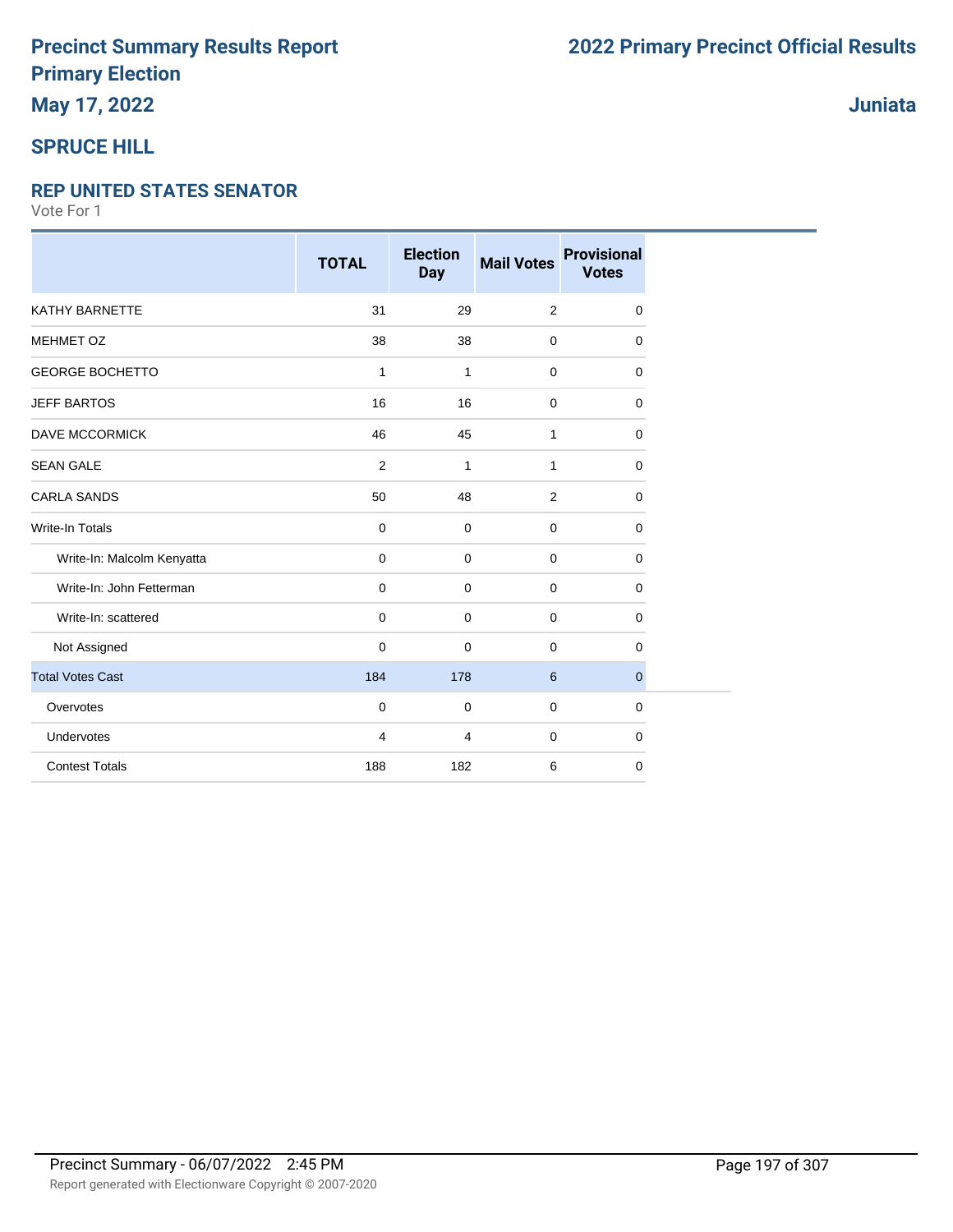# Precinct Summary Results Report
# Primary Election
## May 17, 2022

## 2022 Primary Precinct Official Results

## Juniata

## SPRUCE HILL

### REP UNITED STATES SENATOR

Vote For 1

| | TOTAL | Election Day | Mail Votes | Provisional Votes |
|---|---|---|---|---|
| KATHY BARNETTE | 31 | 29 | 2 | 0 |
| MEHMET OZ | 38 | 38 | 0 | 0 |
| GEORGE BOCHETTO | 1 | 1 | 0 | 0 |
| JEFF BARTOS | 16 | 16 | 0 | 0 |
| DAVE MCCORMICK | 46 | 45 | 1 | 0 |
| SEAN GALE | 2 | 1 | 1 | 0 |
| CARLA SANDS | 50 | 48 | 2 | 0 |
| Write-In Totals | 0 | 0 | 0 | 0 |
| Write-In: Malcolm Kenyatta | 0 | 0 | 0 | 0 |
| Write-In: John Fetterman | 0 | 0 | 0 | 0 |
| Write-In: scattered | 0 | 0 | 0 | 0 |
| Not Assigned | 0 | 0 | 0 | 0 |
| Total Votes Cast | 184 | 178 | 6 | 0 |
| Overvotes | 0 | 0 | 0 | 0 |
| Undervotes | 4 | 4 | 0 | 0 |
| Contest Totals | 188 | 182 | 6 | 0 |

Precinct Summary - 06/07/2022 2:45 PM

Report generated with Electionware Copyright © 2007-2020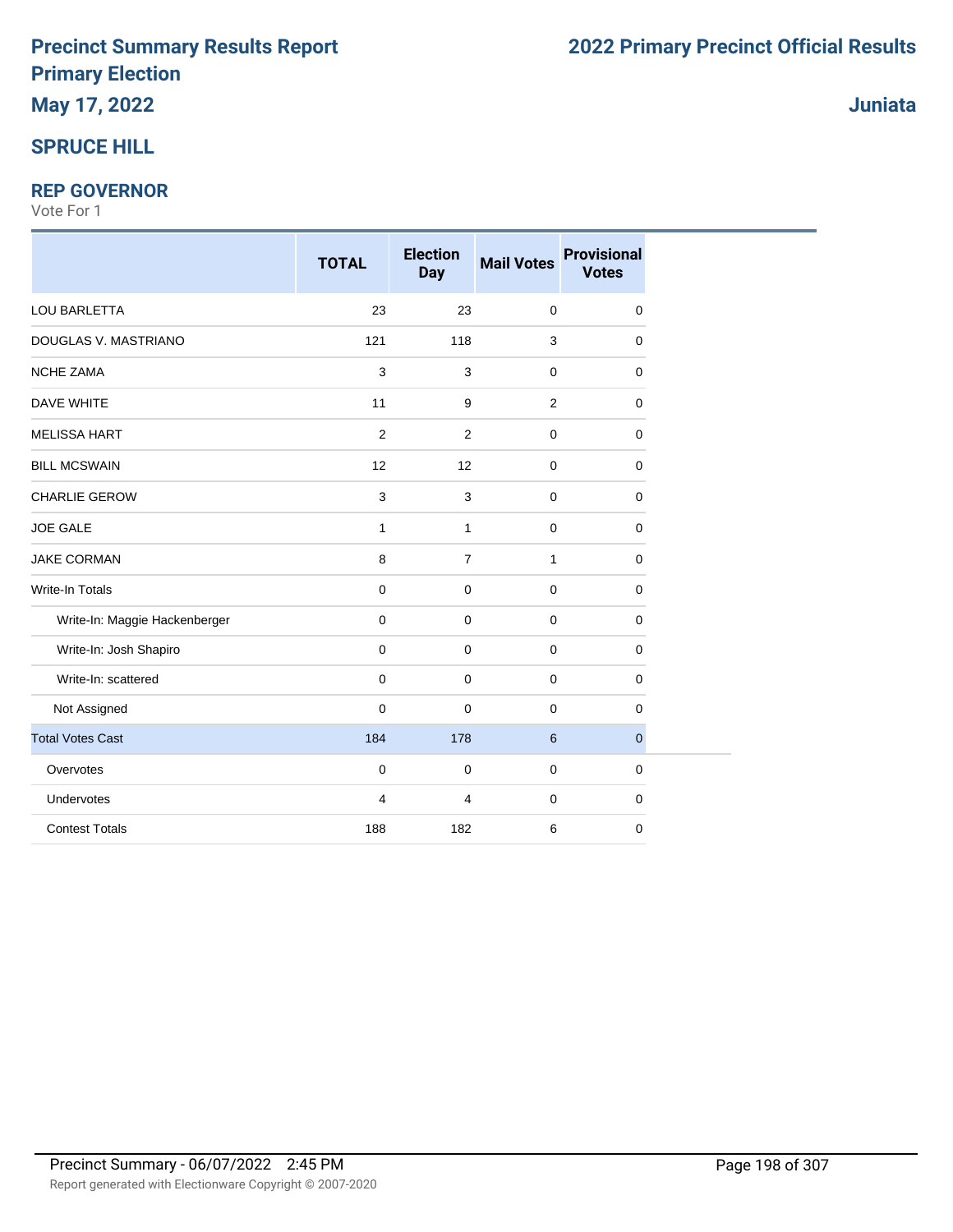# Precinct Summary Results Report
# Primary Election
## May 17, 2022

# 2022 Primary Precinct Official Results

## Juniata

## SPRUCE HILL

### REP GOVERNOR
Vote For 1

| | TOTAL | Election Day | Mail Votes | Provisional Votes |
|---|---|---|---|---|
| LOU BARLETTA | 23 | 23 | 0 | 0 |
| DOUGLAS V. MASTRIANO | 121 | 118 | 3 | 0 |
| NCHE ZAMA | 3 | 3 | 0 | 0 |
| DAVE WHITE | 11 | 9 | 2 | 0 |
| MELISSA HART | 2 | 2 | 0 | 0 |
| BILL MCSWAIN | 12 | 12 | 0 | 0 |
| CHARLIE GEROW | 3 | 3 | 0 | 0 |
| JOE GALE | 1 | 1 | 0 | 0 |
| JAKE CORMAN | 8 | 7 | 1 | 0 |
| Write-In Totals | 0 | 0 | 0 | 0 |
| Write-In: Maggie Hackenberger | 0 | 0 | 0 | 0 |
| Write-In: Josh Shapiro | 0 | 0 | 0 | 0 |
| Write-In: scattered | 0 | 0 | 0 | 0 |
| Not Assigned | 0 | 0 | 0 | 0 |
| Total Votes Cast | 184 | 178 | 6 | 0 |
| Overvotes | 0 | 0 | 0 | 0 |
| Undervotes | 4 | 4 | 0 | 0 |
| Contest Totals | 188 | 182 | 6 | 0 |

Precinct Summary - 06/07/2022 2:45 PM

Report generated with Electionware Copyright © 2007-2020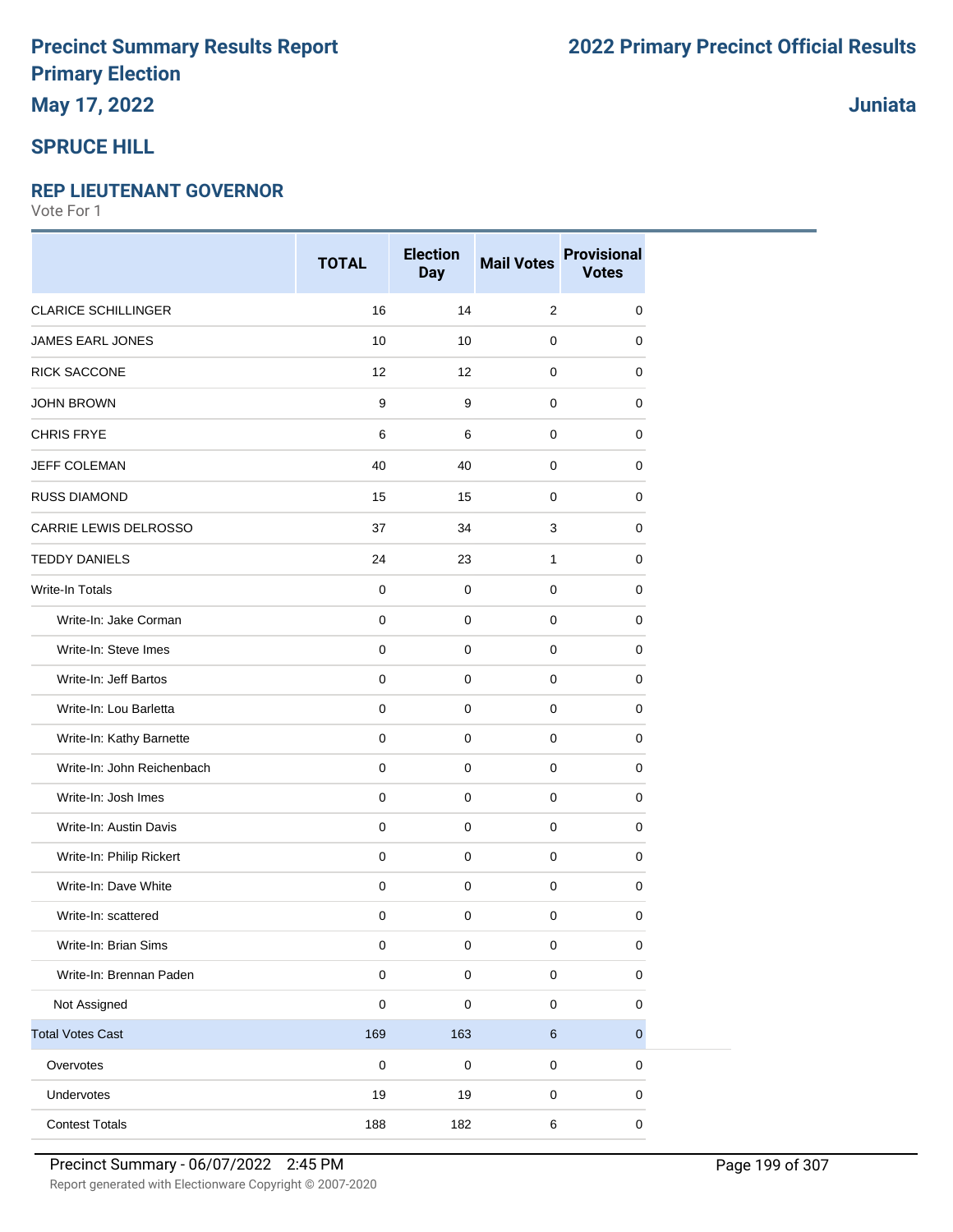# Precinct Summary Results Report

# Primary Election

# May 17, 2022

# 2022 Primary Precinct Official Results

**Juniata**

## SPRUCE HILL

### REP LIEUTENANT GOVERNOR

Vote For 1

| | TOTAL | Election Day | Mail Votes | Provisional Votes |
|---|---|---|---|---|
| CLARICE SCHILLINGER | 16 | 14 | 2 | 0 |
| JAMES EARL JONES | 10 | 10 | 0 | 0 |
| RICK SACCONE | 12 | 12 | 0 | 0 |
| JOHN BROWN | 9 | 9 | 0 | 0 |
| CHRIS FRYE | 6 | 6 | 0 | 0 |
| JEFF COLEMAN | 40 | 40 | 0 | 0 |
| RUSS DIAMOND | 15 | 15 | 0 | 0 |
| CARRIE LEWIS DELROSSO | 37 | 34 | 3 | 0 |
| TEDDY DANIELS | 24 | 23 | 1 | 0 |
| Write-In Totals | 0 | 0 | 0 | 0 |
| Write-In: Jake Corman | 0 | 0 | 0 | 0 |
| Write-In: Steve Imes | 0 | 0 | 0 | 0 |
| Write-In: Jeff Bartos | 0 | 0 | 0 | 0 |
| Write-In: Lou Barletta | 0 | 0 | 0 | 0 |
| Write-In: Kathy Barnette | 0 | 0 | 0 | 0 |
| Write-In: John Reichenbach | 0 | 0 | 0 | 0 |
| Write-In: Josh Imes | 0 | 0 | 0 | 0 |
| Write-In: Austin Davis | 0 | 0 | 0 | 0 |
| Write-In: Philip Rickert | 0 | 0 | 0 | 0 |
| Write-In: Dave White | 0 | 0 | 0 | 0 |
| Write-In: scattered | 0 | 0 | 0 | 0 |
| Write-In: Brian Sims | 0 | 0 | 0 | 0 |
| Write-In: Brennan Paden | 0 | 0 | 0 | 0 |
| Not Assigned | 0 | 0 | 0 | 0 |
| Total Votes Cast | 169 | 163 | 6 | 0 |
| Overvotes | 0 | 0 | 0 | 0 |
| Undervotes | 19 | 19 | 0 | 0 |
| Contest Totals | 188 | 182 | 6 | 0 |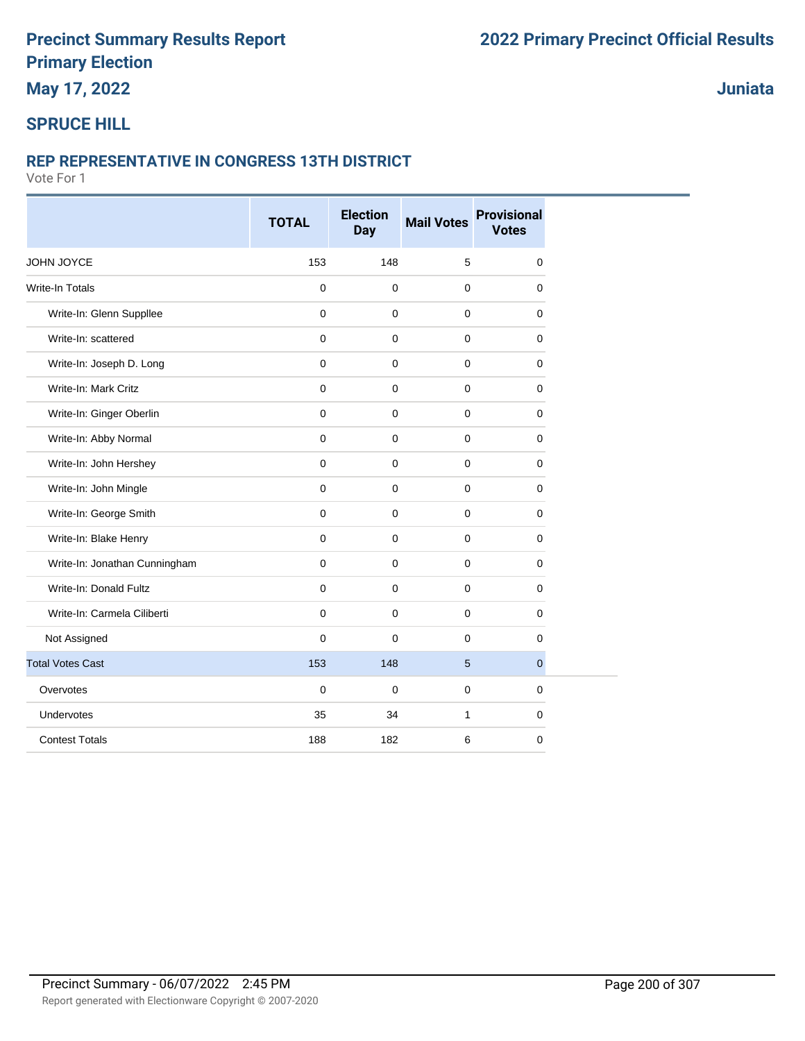# Precinct Summary Results Report
# Primary Election
# 2022 Primary Precinct Official Results

**May 17, 2022**

**Juniata**

## SPRUCE HILL

### REP REPRESENTATIVE IN CONGRESS 13TH DISTRICT

Vote For 1

| | TOTAL | Election Day | Mail Votes | Provisional Votes |
|---|---|---|---|---|
| JOHN JOYCE | 153 | 148 | 5 | 0 |
| Write-In Totals | 0 | 0 | 0 | 0 |
| Write-In: Glenn Suppllee | 0 | 0 | 0 | 0 |
| Write-In: scattered | 0 | 0 | 0 | 0 |
| Write-In: Joseph D. Long | 0 | 0 | 0 | 0 |
| Write-In: Mark Critz | 0 | 0 | 0 | 0 |
| Write-In: Ginger Oberlin | 0 | 0 | 0 | 0 |
| Write-In: Abby Normal | 0 | 0 | 0 | 0 |
| Write-In: John Hershey | 0 | 0 | 0 | 0 |
| Write-In: John Mingle | 0 | 0 | 0 | 0 |
| Write-In: George Smith | 0 | 0 | 0 | 0 |
| Write-In: Blake Henry | 0 | 0 | 0 | 0 |
| Write-In: Jonathan Cunningham | 0 | 0 | 0 | 0 |
| Write-In: Donald Fultz | 0 | 0 | 0 | 0 |
| Write-In: Carmela Ciliberti | 0 | 0 | 0 | 0 |
| Not Assigned | 0 | 0 | 0 | 0 |
| Total Votes Cast | 153 | 148 | 5 | 0 |
| Overvotes | 0 | 0 | 0 | 0 |
| Undervotes | 35 | 34 | 1 | 0 |
| Contest Totals | 188 | 182 | 6 | 0 |

Precinct Summary - 06/07/2022 2:45 PM

Report generated with Electionware Copyright © 2007-2020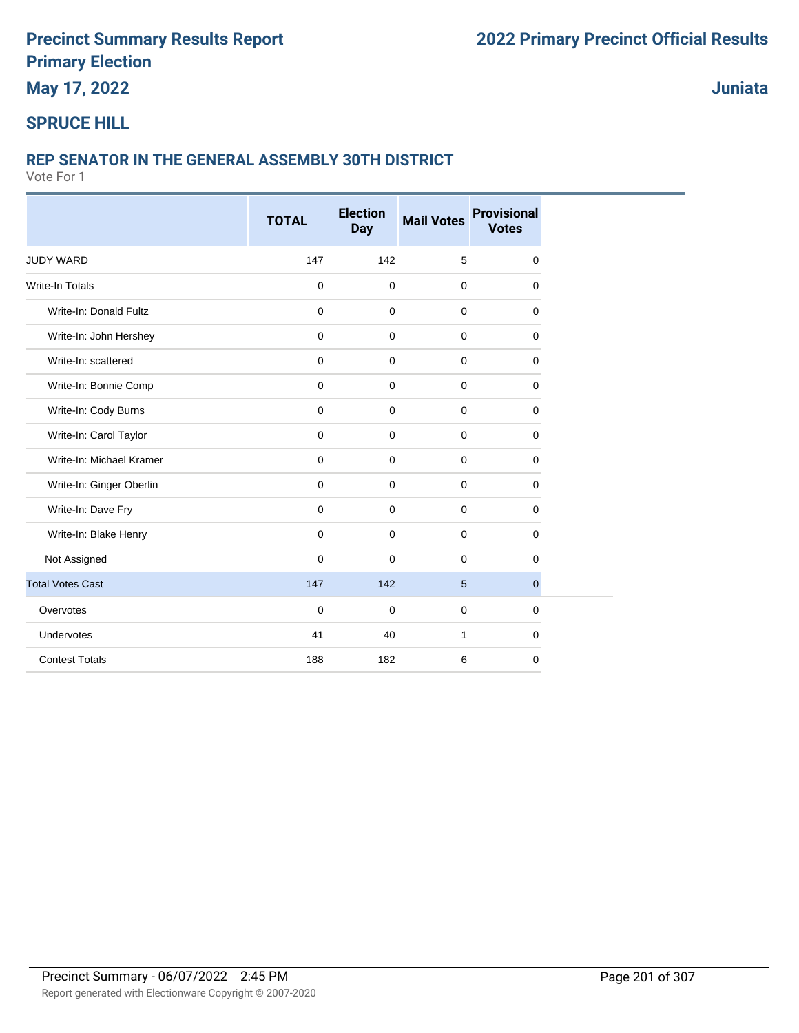# Precinct Summary Results Report
# Primary Election
## May 17, 2022

**2022 Primary Precinct Official Results**

**Juniata**

## SPRUCE HILL

### REP SENATOR IN THE GENERAL ASSEMBLY 30TH DISTRICT

Vote For 1

| | TOTAL | Election Day | Mail Votes | Provisional Votes |
|---|---|---|---|---|
| JUDY WARD | 147 | 142 | 5 | 0 |
| Write-In Totals | 0 | 0 | 0 | 0 |
| Write-In: Donald Fultz | 0 | 0 | 0 | 0 |
| Write-In: John Hershey | 0 | 0 | 0 | 0 |
| Write-In: scattered | 0 | 0 | 0 | 0 |
| Write-In: Bonnie Comp | 0 | 0 | 0 | 0 |
| Write-In: Cody Burns | 0 | 0 | 0 | 0 |
| Write-In: Carol Taylor | 0 | 0 | 0 | 0 |
| Write-In: Michael Kramer | 0 | 0 | 0 | 0 |
| Write-In: Ginger Oberlin | 0 | 0 | 0 | 0 |
| Write-In: Dave Fry | 0 | 0 | 0 | 0 |
| Write-In: Blake Henry | 0 | 0 | 0 | 0 |
| Not Assigned | 0 | 0 | 0 | 0 |
| Total Votes Cast | 147 | 142 | 5 | 0 |
| Overvotes | 0 | 0 | 0 | 0 |
| Undervotes | 41 | 40 | 1 | 0 |
| Contest Totals | 188 | 182 | 6 | 0 |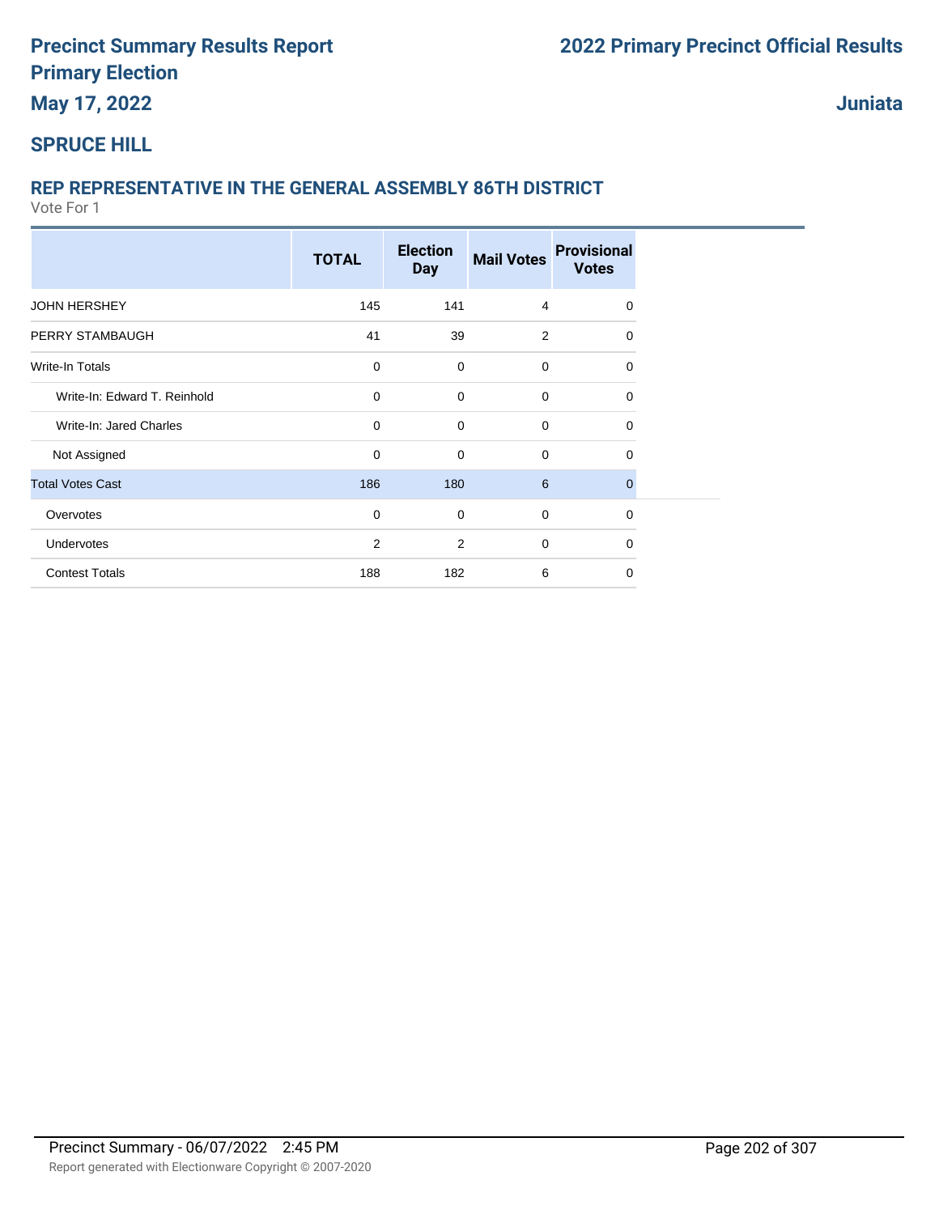# Precinct Summary Results Report

# Primary Election

**May 17, 2022**

# 2022 Primary Precinct Official Results

**Juniata**

## SPRUCE HILL

### REP REPRESENTATIVE IN THE GENERAL ASSEMBLY 86TH DISTRICT

Vote For 1

| | TOTAL | Election Day | Mail Votes | Provisional Votes |
|---|---|---|---|---|
| JOHN HERSHEY | 145 | 141 | 4 | 0 |
| PERRY STAMBAUGH | 41 | 39 | 2 | 0 |
| Write-In Totals | 0 | 0 | 0 | 0 |
| Write-In: Edward T. Reinhold | 0 | 0 | 0 | 0 |
| Write-In: Jared Charles | 0 | 0 | 0 | 0 |
| Not Assigned | 0 | 0 | 0 | 0 |
| Total Votes Cast | 186 | 180 | 6 | 0 |
| Overvotes | 0 | 0 | 0 | 0 |
| Undervotes | 2 | 2 | 0 | 0 |
| Contest Totals | 188 | 182 | 6 | 0 |

Precinct Summary - 06/07/2022 2:45 PM

Report generated with Electionware Copyright © 2007-2020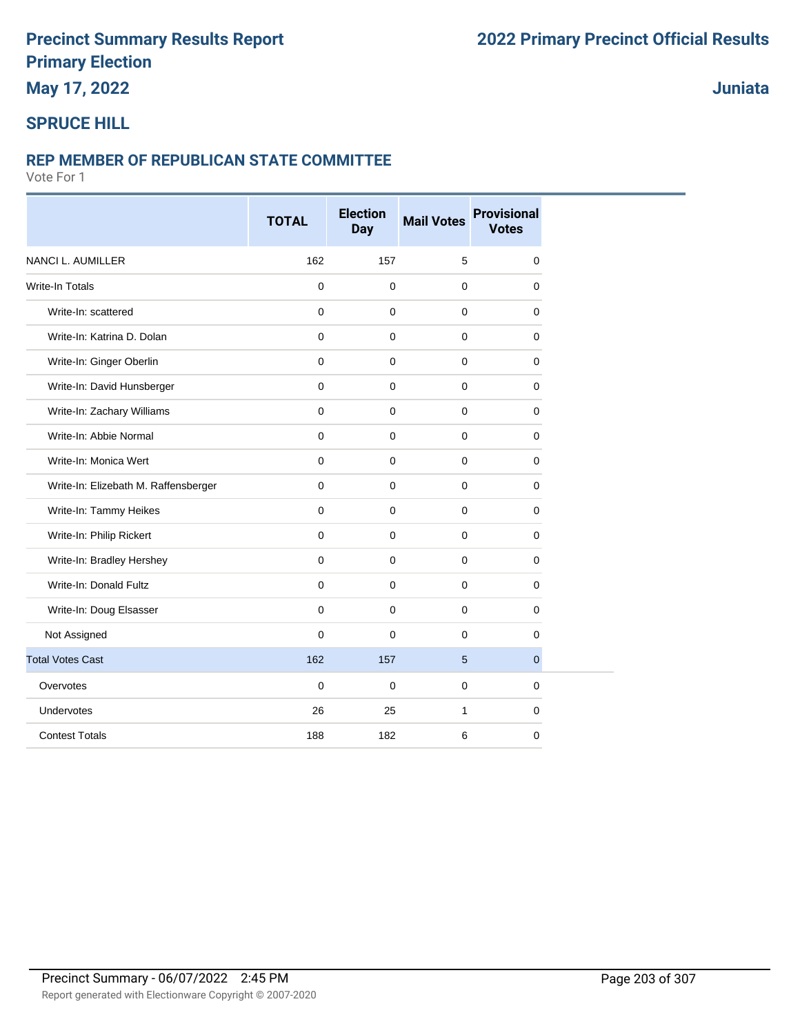# Precinct Summary Results Report
# Primary Election
# May 17, 2022

# 2022 Primary Precinct Official Results

# Juniata

## SPRUCE HILL

### REP MEMBER OF REPUBLICAN STATE COMMITTEE

Vote For 1

| | TOTAL | Election Day | Mail Votes | Provisional Votes |
|---|---|---|---|---|
| NANCI L. AUMILLER | 162 | 157 | 5 | 0 |
| Write-In Totals | 0 | 0 | 0 | 0 |
| Write-In: scattered | 0 | 0 | 0 | 0 |
| Write-In: Katrina D. Dolan | 0 | 0 | 0 | 0 |
| Write-In: Ginger Oberlin | 0 | 0 | 0 | 0 |
| Write-In: David Hunsberger | 0 | 0 | 0 | 0 |
| Write-In: Zachary Williams | 0 | 0 | 0 | 0 |
| Write-In: Abbie Normal | 0 | 0 | 0 | 0 |
| Write-In: Monica Wert | 0 | 0 | 0 | 0 |
| Write-In: Elizebath M. Raffensberger | 0 | 0 | 0 | 0 |
| Write-In: Tammy Heikes | 0 | 0 | 0 | 0 |
| Write-In: Philip Rickert | 0 | 0 | 0 | 0 |
| Write-In: Bradley Hershey | 0 | 0 | 0 | 0 |
| Write-In: Donald Fultz | 0 | 0 | 0 | 0 |
| Write-In: Doug Elsasser | 0 | 0 | 0 | 0 |
| Not Assigned | 0 | 0 | 0 | 0 |
| Total Votes Cast | 162 | 157 | 5 | 0 |
| Overvotes | 0 | 0 | 0 | 0 |
| Undervotes | 26 | 25 | 1 | 0 |
| Contest Totals | 188 | 182 | 6 | 0 |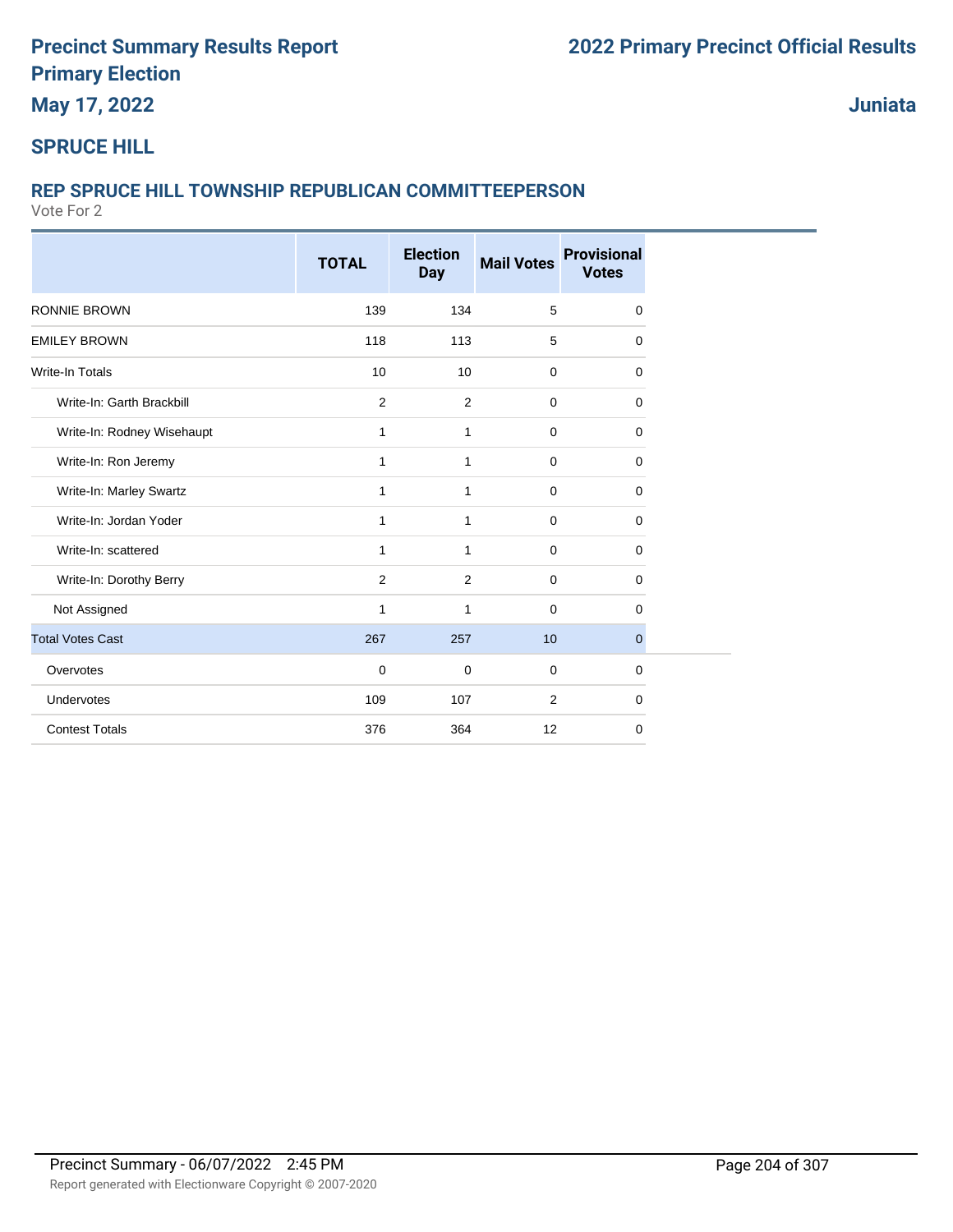# Precinct Summary Results Report
# Primary Election
### May 17, 2022

## 2022 Primary Precinct Official Results

### Juniata

## SPRUCE HILL

### REP SPRUCE HILL TOWNSHIP REPUBLICAN COMMITTEEPERSON

Vote For 2

| | TOTAL | Election Day | Mail Votes | Provisional Votes |
|---|---|---|---|---|
| RONNIE BROWN | 139 | 134 | 5 | 0 |
| EMILEY BROWN | 118 | 113 | 5 | 0 |
| Write-In Totals | 10 | 10 | 0 | 0 |
| Write-In: Garth Brackbill | 2 | 2 | 0 | 0 |
| Write-In: Rodney Wisehaupt | 1 | 1 | 0 | 0 |
| Write-In: Ron Jeremy | 1 | 1 | 0 | 0 |
| Write-In: Marley Swartz | 1 | 1 | 0 | 0 |
| Write-In: Jordan Yoder | 1 | 1 | 0 | 0 |
| Write-In: scattered | 1 | 1 | 0 | 0 |
| Write-In: Dorothy Berry | 2 | 2 | 0 | 0 |
| Not Assigned | 1 | 1 | 0 | 0 |
| Total Votes Cast | 267 | 257 | 10 | 0 |
| Overvotes | 0 | 0 | 0 | 0 |
| Undervotes | 109 | 107 | 2 | 0 |
| Contest Totals | 376 | 364 | 12 | 0 |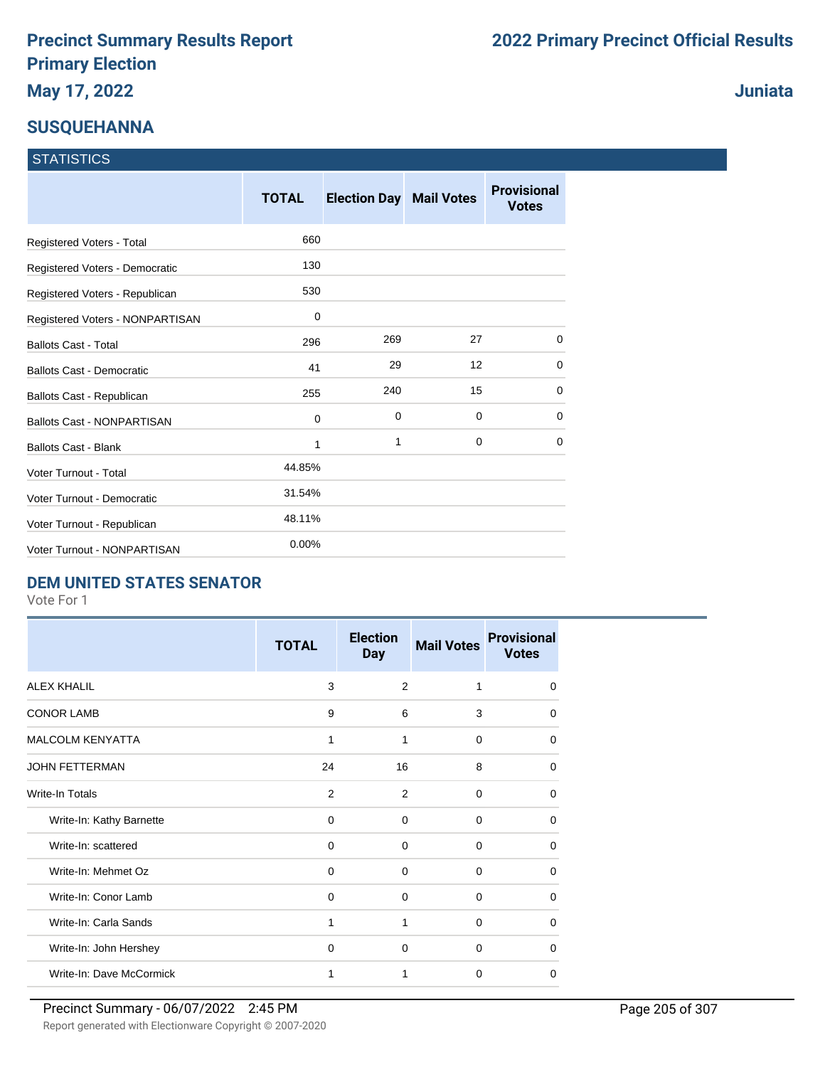# Precinct Summary Results Report
# Primary Election
## May 17, 2022

# 2022 Primary Precinct Official Results

## Juniata

## SUSQUEHANNA

### STATISTICS

| | TOTAL | Election Day | Mail Votes | Provisional Votes |
|---|---|---|---|---|
| Registered Voters - Total | 660 | | | |
| Registered Voters - Democratic | 130 | | | |
| Registered Voters - Republican | 530 | | | |
| Registered Voters - NONPARTISAN | 0 | | | |
| Ballots Cast - Total | 296 | 269 | 27 | 0 |
| Ballots Cast - Democratic | 41 | 29 | 12 | 0 |
| Ballots Cast - Republican | 255 | 240 | 15 | 0 |
| Ballots Cast - NONPARTISAN | 0 | 0 | 0 | 0 |
| Ballots Cast - Blank | 1 | 1 | 0 | 0 |
| Voter Turnout - Total | 44.85% | | | |
| Voter Turnout - Democratic | 31.54% | | | |
| Voter Turnout - Republican | 48.11% | | | |
| Voter Turnout - NONPARTISAN | 0.00% | | | |

### DEM UNITED STATES SENATOR

Vote For 1

| | TOTAL | Election Day | Mail Votes | Provisional Votes |
|---|---|---|---|---|
| ALEX KHALIL | 3 | 2 | 1 | 0 |
| CONOR LAMB | 9 | 6 | 3 | 0 |
| MALCOLM KENYATTA | 1 | 1 | 0 | 0 |
| JOHN FETTERMAN | 24 | 16 | 8 | 0 |
| Write-In Totals | 2 | 2 | 0 | 0 |
| Write-In: Kathy Barnette | 0 | 0 | 0 | 0 |
| Write-In: scattered | 0 | 0 | 0 | 0 |
| Write-In: Mehmet Oz | 0 | 0 | 0 | 0 |
| Write-In: Conor Lamb | 0 | 0 | 0 | 0 |
| Write-In: Carla Sands | 1 | 1 | 0 | 0 |
| Write-In: John Hershey | 0 | 0 | 0 | 0 |
| Write-In: Dave McCormick | 1 | 1 | 0 | 0 |

Precinct Summary - 06/07/2022 2:45 PM

Report generated with Electionware Copyright © 2007-2020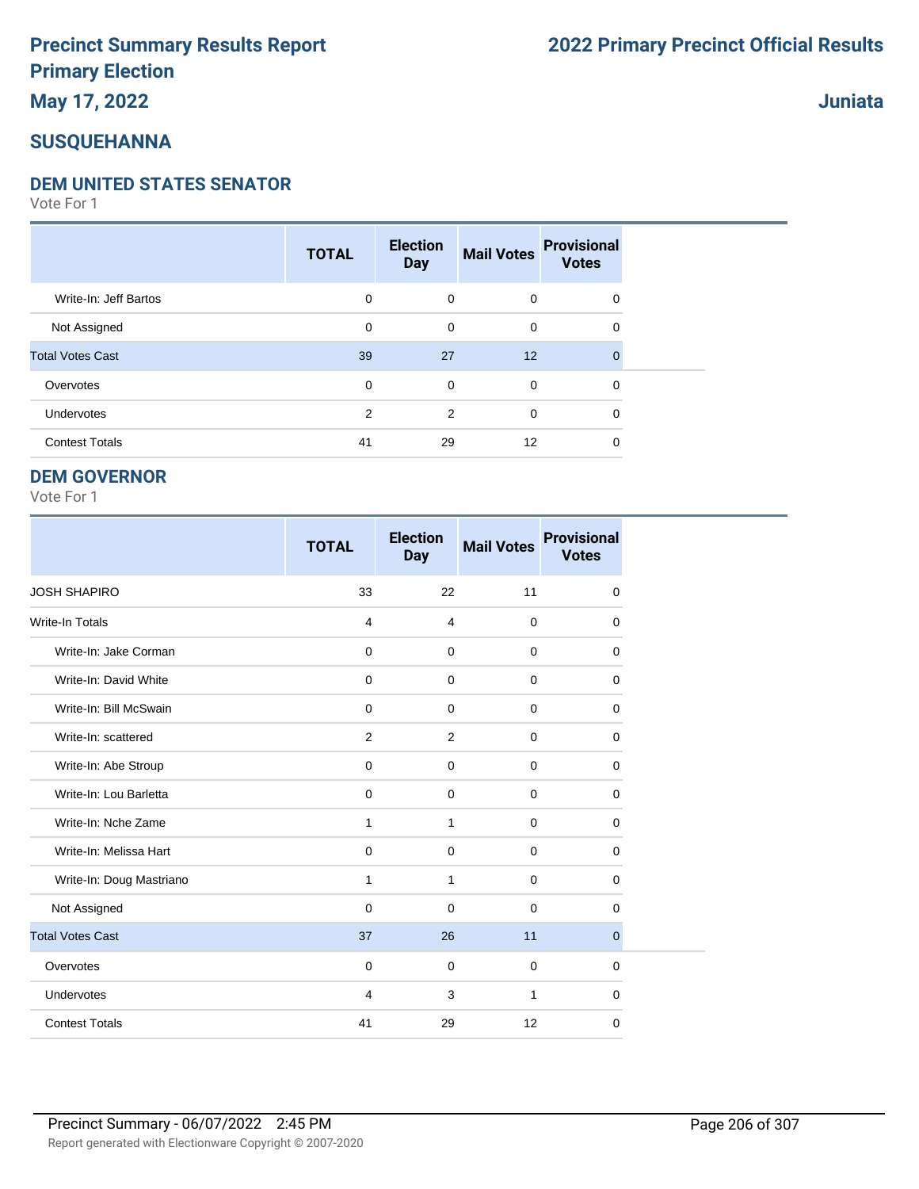# Precinct Summary Results Report
# Primary Election
## May 17, 2022

# 2022 Primary Precinct Official Results

## Juniata

## SUSQUEHANNA

### DEM UNITED STATES SENATOR

Vote For 1

| | TOTAL | Election Day | Mail Votes | Provisional Votes |
|---|---|---|---|---|
| Write-In: Jeff Bartos | 0 | 0 | 0 | 0 |
| Not Assigned | 0 | 0 | 0 | 0 |
| Total Votes Cast | 39 | 27 | 12 | 0 |
| Overvotes | 0 | 0 | 0 | 0 |
| Undervotes | 2 | 2 | 0 | 0 |
| Contest Totals | 41 | 29 | 12 | 0 |

### DEM GOVERNOR

Vote For 1

| | TOTAL | Election Day | Mail Votes | Provisional Votes |
|---|---|---|---|---|
| JOSH SHAPIRO | 33 | 22 | 11 | 0 |
| Write-In Totals | 4 | 4 | 0 | 0 |
| Write-In: Jake Corman | 0 | 0 | 0 | 0 |
| Write-In: David White | 0 | 0 | 0 | 0 |
| Write-In: Bill McSwain | 0 | 0 | 0 | 0 |
| Write-In: scattered | 2 | 2 | 0 | 0 |
| Write-In: Abe Stroup | 0 | 0 | 0 | 0 |
| Write-In: Lou Barletta | 0 | 0 | 0 | 0 |
| Write-In: Nche Zame | 1 | 1 | 0 | 0 |
| Write-In: Melissa Hart | 0 | 0 | 0 | 0 |
| Write-In: Doug Mastriano | 1 | 1 | 0 | 0 |
| Not Assigned | 0 | 0 | 0 | 0 |
| Total Votes Cast | 37 | 26 | 11 | 0 |
| Overvotes | 0 | 0 | 0 | 0 |
| Undervotes | 4 | 3 | 1 | 0 |
| Contest Totals | 41 | 29 | 12 | 0 |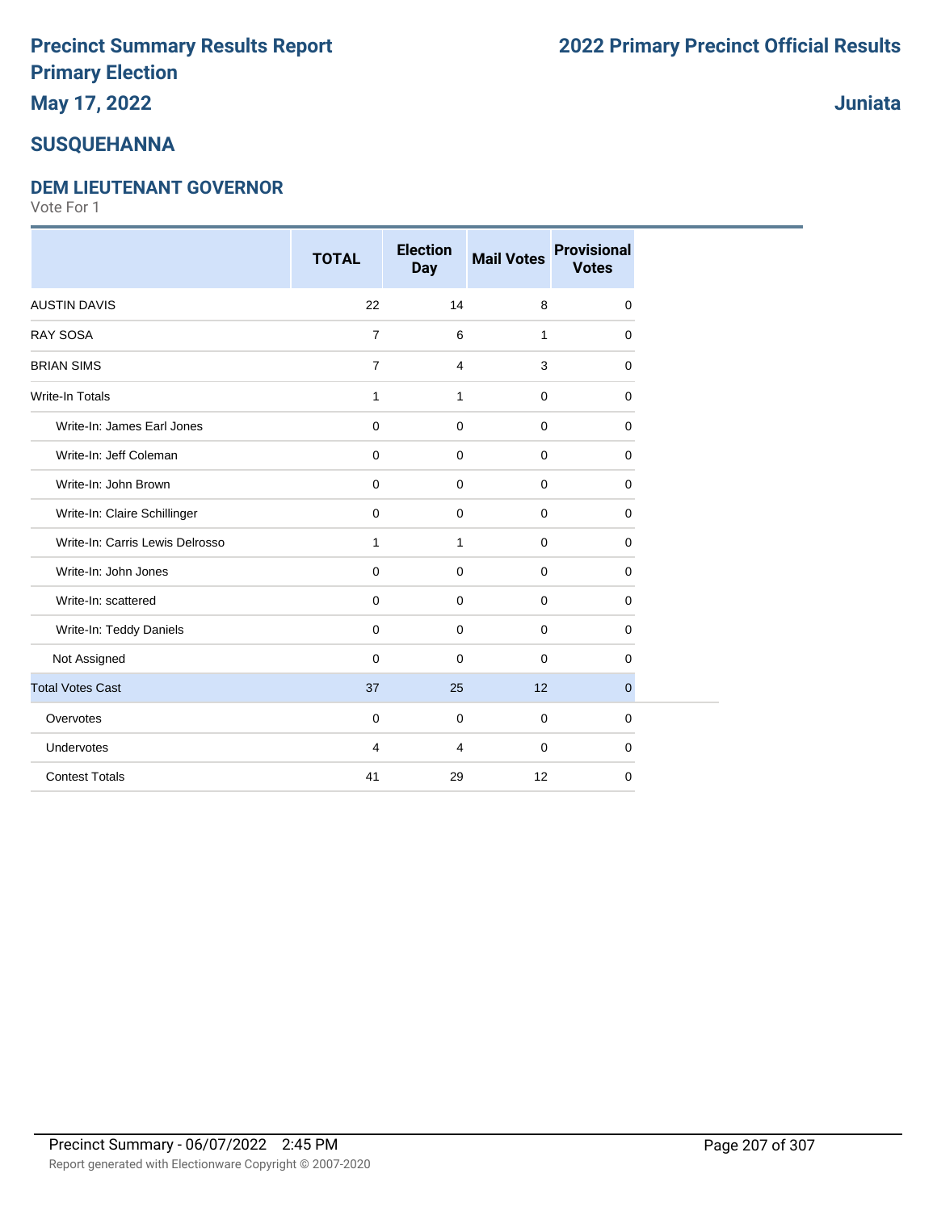# Precinct Summary Results Report
## Primary Election
## May 17, 2022

## 2022 Primary Precinct Official Results

## Juniata

## SUSQUEHANNA

### DEM LIEUTENANT GOVERNOR

Vote For 1

| | TOTAL | Election Day | Mail Votes | Provisional Votes |
|---|---|---|---|---|
| AUSTIN DAVIS | 22 | 14 | 8 | 0 |
| RAY SOSA | 7 | 6 | 1 | 0 |
| BRIAN SIMS | 7 | 4 | 3 | 0 |
| Write-In Totals | 1 | 1 | 0 | 0 |
| Write-In: James Earl Jones | 0 | 0 | 0 | 0 |
| Write-In: Jeff Coleman | 0 | 0 | 0 | 0 |
| Write-In: John Brown | 0 | 0 | 0 | 0 |
| Write-In: Claire Schillinger | 0 | 0 | 0 | 0 |
| Write-In: Carris Lewis Delrosso | 1 | 1 | 0 | 0 |
| Write-In: John Jones | 0 | 0 | 0 | 0 |
| Write-In: scattered | 0 | 0 | 0 | 0 |
| Write-In: Teddy Daniels | 0 | 0 | 0 | 0 |
| Not Assigned | 0 | 0 | 0 | 0 |
| Total Votes Cast | 37 | 25 | 12 | 0 |
| Overvotes | 0 | 0 | 0 | 0 |
| Undervotes | 4 | 4 | 0 | 0 |
| Contest Totals | 41 | 29 | 12 | 0 |

Precinct Summary - 06/07/2022 2:45 PM

Report generated with Electionware Copyright © 2007-2020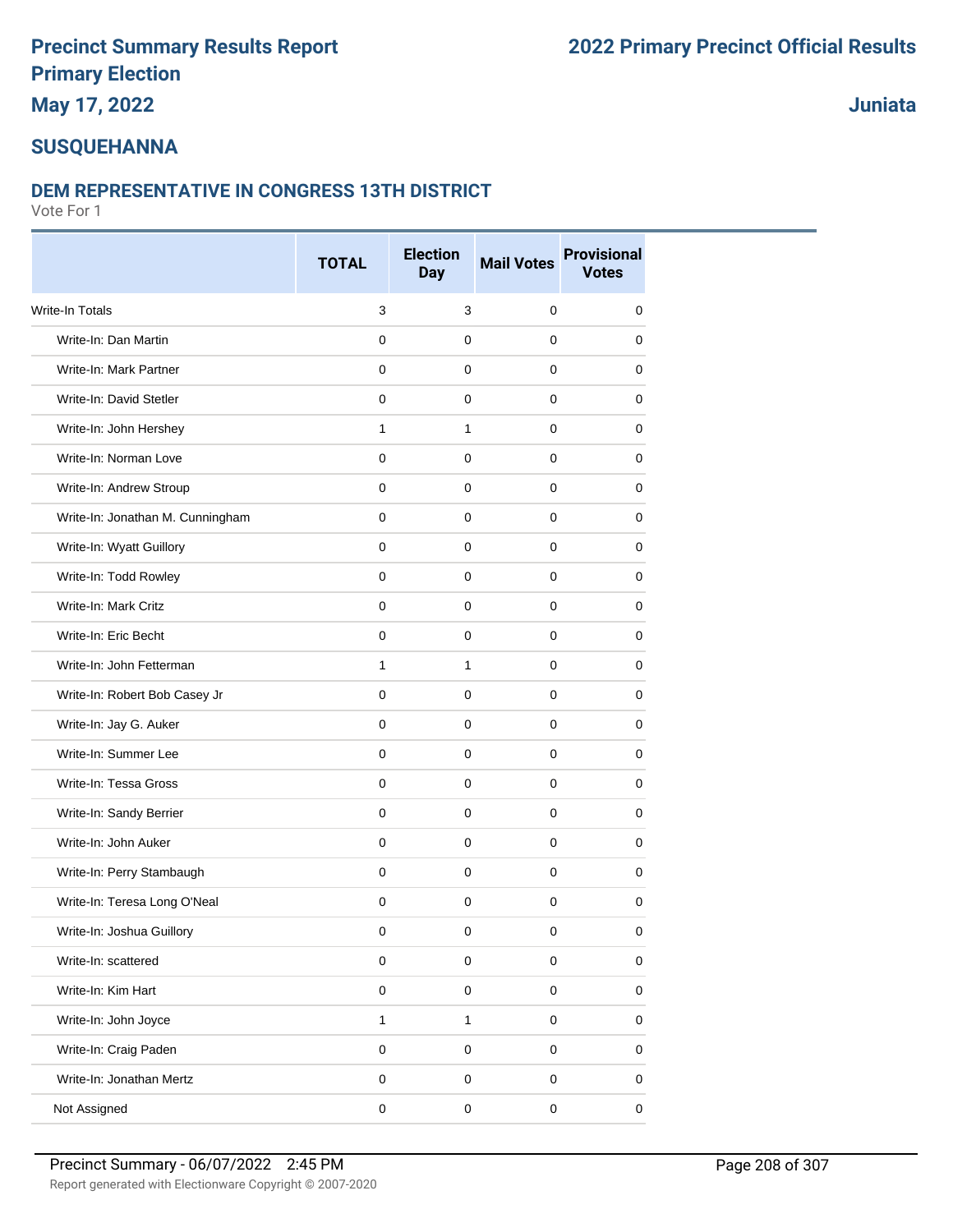# Precinct Summary Results Report
# Primary Election
# May 17, 2022

# 2022 Primary Precinct Official Results

## Juniata

## SUSQUEHANNA

### DEM REPRESENTATIVE IN CONGRESS 13TH DISTRICT

Vote For 1

| | TOTAL | Election Day | Mail Votes | Provisional Votes |
|---|---|---|---|---|
| Write-In Totals | 3 | 3 | 0 | 0 |
| Write-In: Dan Martin | 0 | 0 | 0 | 0 |
| Write-In: Mark Partner | 0 | 0 | 0 | 0 |
| Write-In: David Stetler | 0 | 0 | 0 | 0 |
| Write-In: John Hershey | 1 | 1 | 0 | 0 |
| Write-In: Norman Love | 0 | 0 | 0 | 0 |
| Write-In: Andrew Stroup | 0 | 0 | 0 | 0 |
| Write-In: Jonathan M. Cunningham | 0 | 0 | 0 | 0 |
| Write-In: Wyatt Guillory | 0 | 0 | 0 | 0 |
| Write-In: Todd Rowley | 0 | 0 | 0 | 0 |
| Write-In: Mark Critz | 0 | 0 | 0 | 0 |
| Write-In: Eric Becht | 0 | 0 | 0 | 0 |
| Write-In: John Fetterman | 1 | 1 | 0 | 0 |
| Write-In: Robert Bob Casey Jr | 0 | 0 | 0 | 0 |
| Write-In: Jay G. Auker | 0 | 0 | 0 | 0 |
| Write-In: Summer Lee | 0 | 0 | 0 | 0 |
| Write-In: Tessa Gross | 0 | 0 | 0 | 0 |
| Write-In: Sandy Berrier | 0 | 0 | 0 | 0 |
| Write-In: John Auker | 0 | 0 | 0 | 0 |
| Write-In: Perry Stambaugh | 0 | 0 | 0 | 0 |
| Write-In: Teresa Long O'Neal | 0 | 0 | 0 | 0 |
| Write-In: Joshua Guillory | 0 | 0 | 0 | 0 |
| Write-In: scattered | 0 | 0 | 0 | 0 |
| Write-In: Kim Hart | 0 | 0 | 0 | 0 |
| Write-In: John Joyce | 1 | 1 | 0 | 0 |
| Write-In: Craig Paden | 0 | 0 | 0 | 0 |
| Write-In: Jonathan Mertz | 0 | 0 | 0 | 0 |
| Not Assigned | 0 | 0 | 0 | 0 |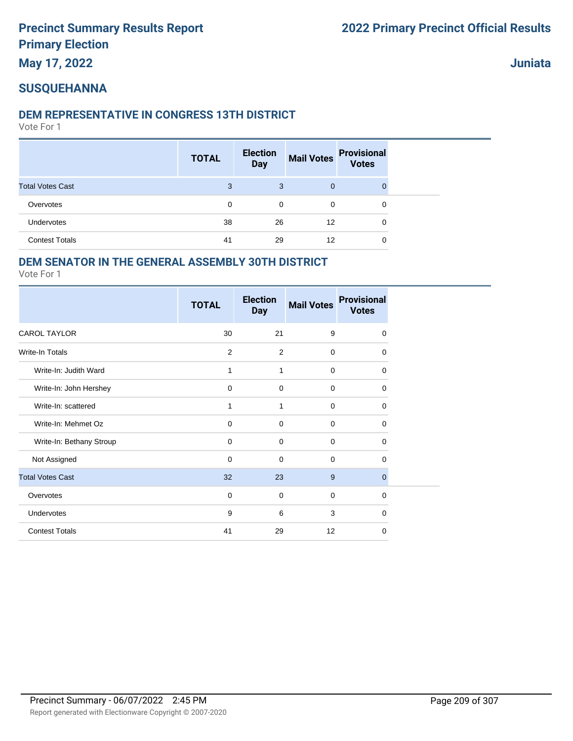# Precinct Summary Results Report
# Primary Election
# May 17, 2022

# 2022 Primary Precinct Official Results

# Juniata

## SUSQUEHANNA

### DEM REPRESENTATIVE IN CONGRESS 13TH DISTRICT

Vote For 1

| | TOTAL | Election Day | Mail Votes | Provisional Votes |
|---|---|---|---|---|
| Total Votes Cast | 3 | 3 | 0 | 0 |
| Overvotes | 0 | 0 | 0 | 0 |
| Undervotes | 38 | 26 | 12 | 0 |
| Contest Totals | 41 | 29 | 12 | 0 |

### DEM SENATOR IN THE GENERAL ASSEMBLY 30TH DISTRICT

Vote For 1

| | TOTAL | Election Day | Mail Votes | Provisional Votes |
|---|---|---|---|---|
| CAROL TAYLOR | 30 | 21 | 9 | 0 |
| Write-In Totals | 2 | 2 | 0 | 0 |
| Write-In: Judith Ward | 1 | 1 | 0 | 0 |
| Write-In: John Hershey | 0 | 0 | 0 | 0 |
| Write-In: scattered | 1 | 1 | 0 | 0 |
| Write-In: Mehmet Oz | 0 | 0 | 0 | 0 |
| Write-In: Bethany Stroup | 0 | 0 | 0 | 0 |
| Not Assigned | 0 | 0 | 0 | 0 |
| Total Votes Cast | 32 | 23 | 9 | 0 |
| Overvotes | 0 | 0 | 0 | 0 |
| Undervotes | 9 | 6 | 3 | 0 |
| Contest Totals | 41 | 29 | 12 | 0 |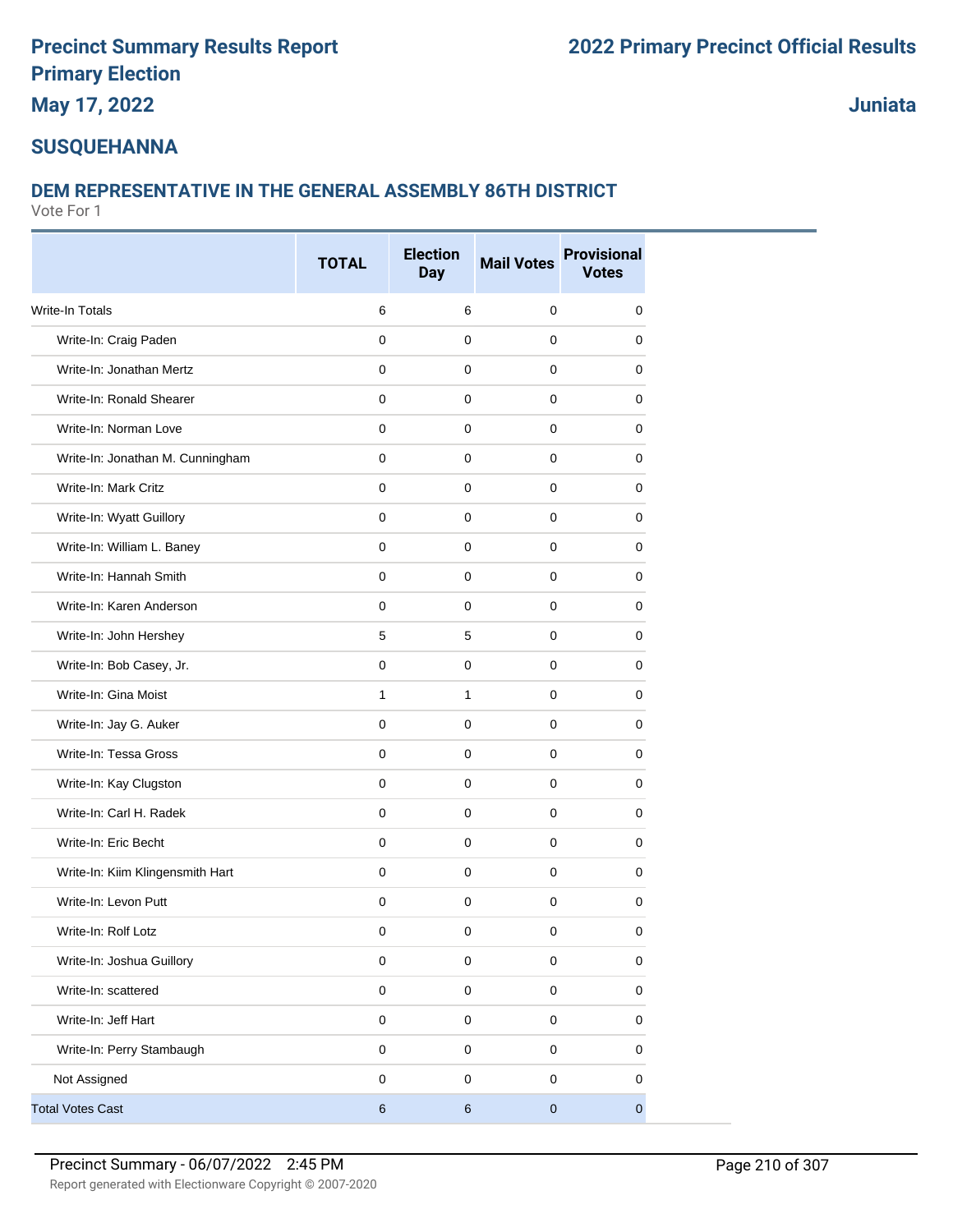# Precinct Summary Results Report
# Primary Election
## May 17, 2022

# 2022 Primary Precinct Official Results

## Juniata

## SUSQUEHANNA

### DEM REPRESENTATIVE IN THE GENERAL ASSEMBLY 86TH DISTRICT

Vote For 1

| | TOTAL | Election Day | Mail Votes | Provisional Votes |
|---|---|---|---|---|
| Write-In Totals | 6 | 6 | 0 | 0 |
| Write-In: Craig Paden | 0 | 0 | 0 | 0 |
| Write-In: Jonathan Mertz | 0 | 0 | 0 | 0 |
| Write-In: Ronald Shearer | 0 | 0 | 0 | 0 |
| Write-In: Norman Love | 0 | 0 | 0 | 0 |
| Write-In: Jonathan M. Cunningham | 0 | 0 | 0 | 0 |
| Write-In: Mark Critz | 0 | 0 | 0 | 0 |
| Write-In: Wyatt Guillory | 0 | 0 | 0 | 0 |
| Write-In: William L. Baney | 0 | 0 | 0 | 0 |
| Write-In: Hannah Smith | 0 | 0 | 0 | 0 |
| Write-In: Karen Anderson | 0 | 0 | 0 | 0 |
| Write-In: John Hershey | 5 | 5 | 0 | 0 |
| Write-In: Bob Casey, Jr. | 0 | 0 | 0 | 0 |
| Write-In: Gina Moist | 1 | 1 | 0 | 0 |
| Write-In: Jay G. Auker | 0 | 0 | 0 | 0 |
| Write-In: Tessa Gross | 0 | 0 | 0 | 0 |
| Write-In: Kay Clugston | 0 | 0 | 0 | 0 |
| Write-In: Carl H. Radek | 0 | 0 | 0 | 0 |
| Write-In: Eric Becht | 0 | 0 | 0 | 0 |
| Write-In: Kiim Klingensmith Hart | 0 | 0 | 0 | 0 |
| Write-In: Levon Putt | 0 | 0 | 0 | 0 |
| Write-In: Rolf Lotz | 0 | 0 | 0 | 0 |
| Write-In: Joshua Guillory | 0 | 0 | 0 | 0 |
| Write-In: scattered | 0 | 0 | 0 | 0 |
| Write-In: Jeff Hart | 0 | 0 | 0 | 0 |
| Write-In: Perry Stambaugh | 0 | 0 | 0 | 0 |
| Not Assigned | 0 | 0 | 0 | 0 |
| Total Votes Cast | 6 | 6 | 0 | 0 |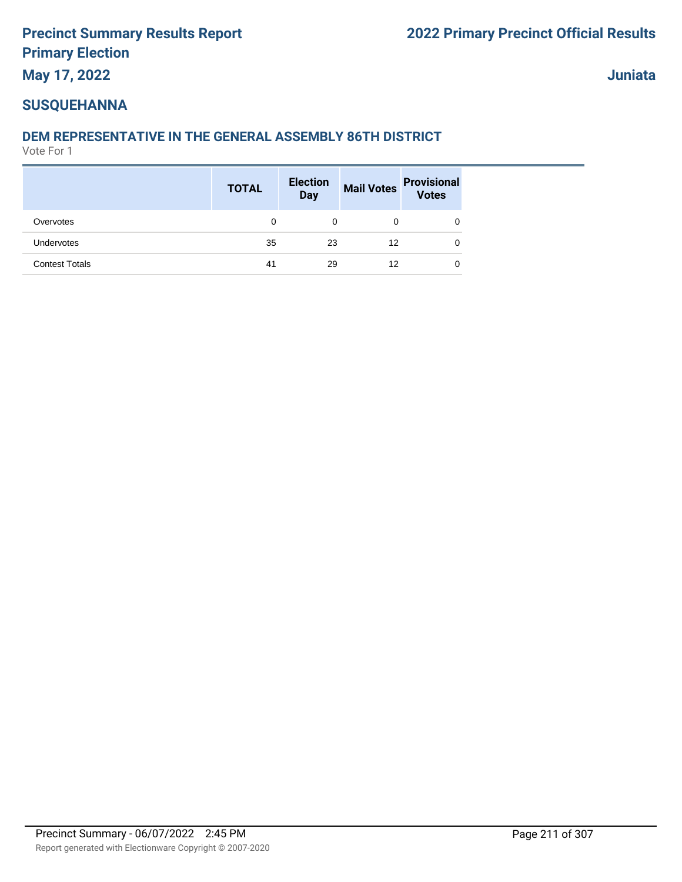# Precinct Summary Results Report

## Primary Election

**May 17, 2022**

## 2022 Primary Precinct Official Results

**Juniata**

## SUSQUEHANNA

### DEM REPRESENTATIVE IN THE GENERAL ASSEMBLY 86TH DISTRICT

Vote For 1

| | TOTAL | Election Day | Mail Votes | Provisional Votes |
|---|---|---|---|---|
| Overvotes | 0 | 0 | 0 | 0 |
| Undervotes | 35 | 23 | 12 | 0 |
| Contest Totals | 41 | 29 | 12 | 0 |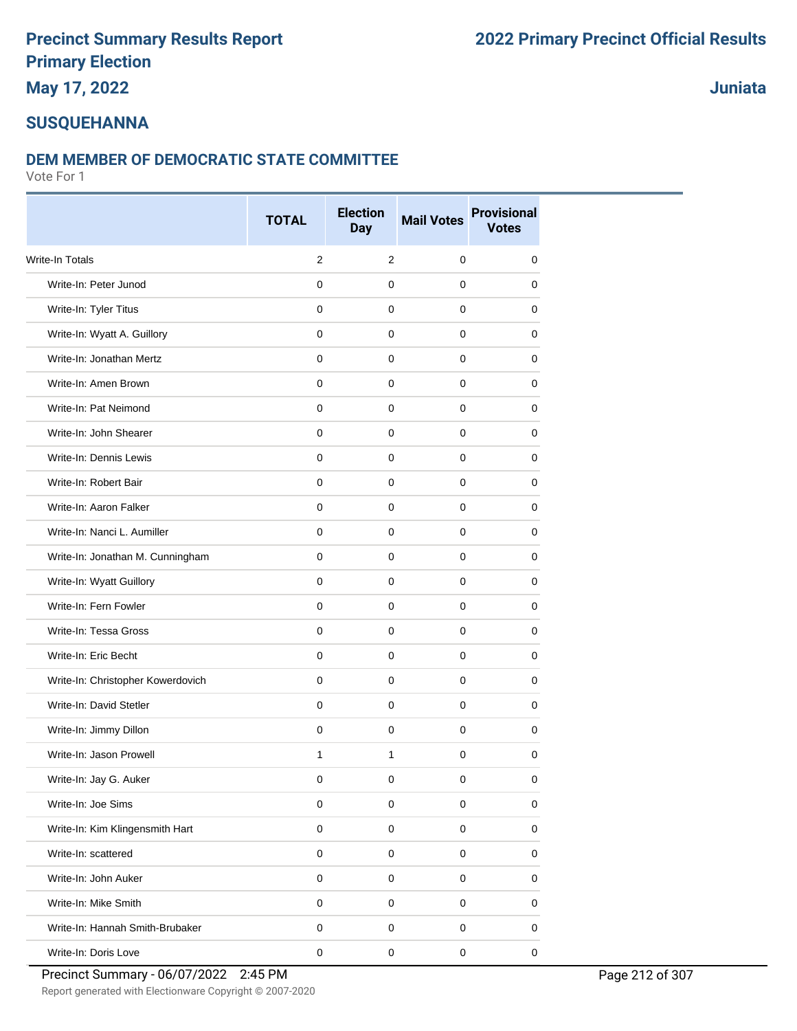# Precinct Summary Results Report
# Primary Election
# May 17, 2022

# 2022 Primary Precinct Official Results

**Juniata**

## SUSQUEHANNA

### DEM MEMBER OF DEMOCRATIC STATE COMMITTEE

Vote For 1

| | TOTAL | Election Day | Mail Votes | Provisional Votes |
|---|---|---|---|---|
| Write-In Totals | 2 | 2 | 0 | 0 |
| Write-In: Peter Junod | 0 | 0 | 0 | 0 |
| Write-In: Tyler Titus | 0 | 0 | 0 | 0 |
| Write-In: Wyatt A. Guillory | 0 | 0 | 0 | 0 |
| Write-In: Jonathan Mertz | 0 | 0 | 0 | 0 |
| Write-In: Amen Brown | 0 | 0 | 0 | 0 |
| Write-In: Pat Neimond | 0 | 0 | 0 | 0 |
| Write-In: John Shearer | 0 | 0 | 0 | 0 |
| Write-In: Dennis Lewis | 0 | 0 | 0 | 0 |
| Write-In: Robert Bair | 0 | 0 | 0 | 0 |
| Write-In: Aaron Falker | 0 | 0 | 0 | 0 |
| Write-In: Nanci L. Aumiller | 0 | 0 | 0 | 0 |
| Write-In: Jonathan M. Cunningham | 0 | 0 | 0 | 0 |
| Write-In: Wyatt Guillory | 0 | 0 | 0 | 0 |
| Write-In: Fern Fowler | 0 | 0 | 0 | 0 |
| Write-In: Tessa Gross | 0 | 0 | 0 | 0 |
| Write-In: Eric Becht | 0 | 0 | 0 | 0 |
| Write-In: Christopher Kowerdovich | 0 | 0 | 0 | 0 |
| Write-In: David Stetler | 0 | 0 | 0 | 0 |
| Write-In: Jimmy Dillon | 0 | 0 | 0 | 0 |
| Write-In: Jason Prowell | 1 | 1 | 0 | 0 |
| Write-In: Jay G. Auker | 0 | 0 | 0 | 0 |
| Write-In: Joe Sims | 0 | 0 | 0 | 0 |
| Write-In: Kim Klingensmith Hart | 0 | 0 | 0 | 0 |
| Write-In: scattered | 0 | 0 | 0 | 0 |
| Write-In: John Auker | 0 | 0 | 0 | 0 |
| Write-In: Mike Smith | 0 | 0 | 0 | 0 |
| Write-In: Hannah Smith-Brubaker | 0 | 0 | 0 | 0 |
| Write-In: Doris Love | 0 | 0 | 0 | 0 |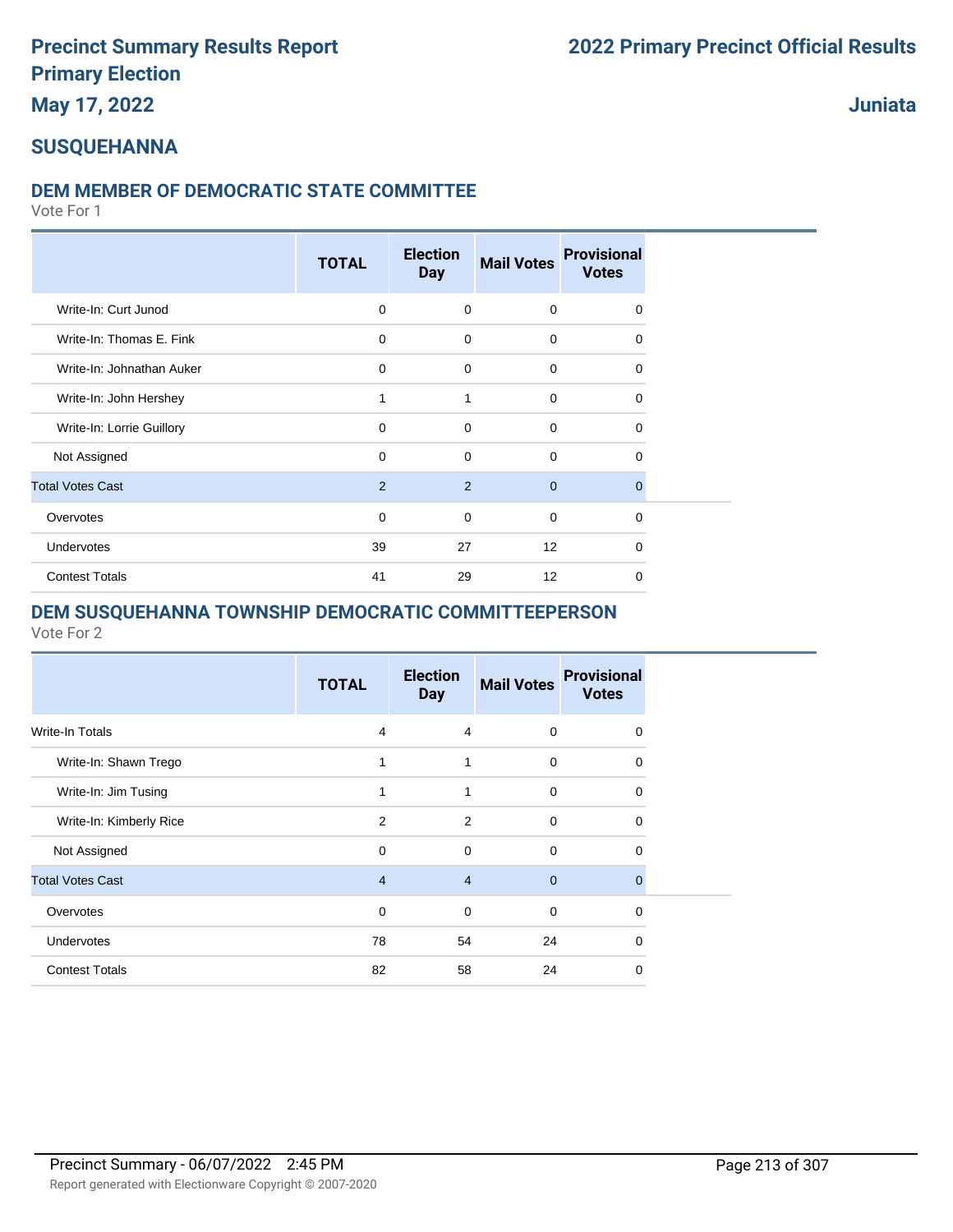# Precinct Summary Results Report
# Primary Election
# May 17, 2022

# 2022 Primary Precinct Official Results

# Juniata

## SUSQUEHANNA

### DEM MEMBER OF DEMOCRATIC STATE COMMITTEE

Vote For 1

| | TOTAL | Election Day | Mail Votes | Provisional Votes |
|---|---|---|---|---|
| Write-In: Curt Junod | 0 | 0 | 0 | 0 |
| Write-In: Thomas E. Fink | 0 | 0 | 0 | 0 |
| Write-In: Johnathan Auker | 0 | 0 | 0 | 0 |
| Write-In: John Hershey | 1 | 1 | 0 | 0 |
| Write-In: Lorrie Guillory | 0 | 0 | 0 | 0 |
| Not Assigned | 0 | 0 | 0 | 0 |
| Total Votes Cast | 2 | 2 | 0 | 0 |
| Overvotes | 0 | 0 | 0 | 0 |
| Undervotes | 39 | 27 | 12 | 0 |
| Contest Totals | 41 | 29 | 12 | 0 |

### DEM SUSQUEHANNA TOWNSHIP DEMOCRATIC COMMITTEEPERSON

Vote For 2

| | TOTAL | Election Day | Mail Votes | Provisional Votes |
|---|---|---|---|---|
| Write-In Totals | 4 | 4 | 0 | 0 |
| Write-In: Shawn Trego | 1 | 1 | 0 | 0 |
| Write-In: Jim Tusing | 1 | 1 | 0 | 0 |
| Write-In: Kimberly Rice | 2 | 2 | 0 | 0 |
| Not Assigned | 0 | 0 | 0 | 0 |
| Total Votes Cast | 4 | 4 | 0 | 0 |
| Overvotes | 0 | 0 | 0 | 0 |
| Undervotes | 78 | 54 | 24 | 0 |
| Contest Totals | 82 | 58 | 24 | 0 |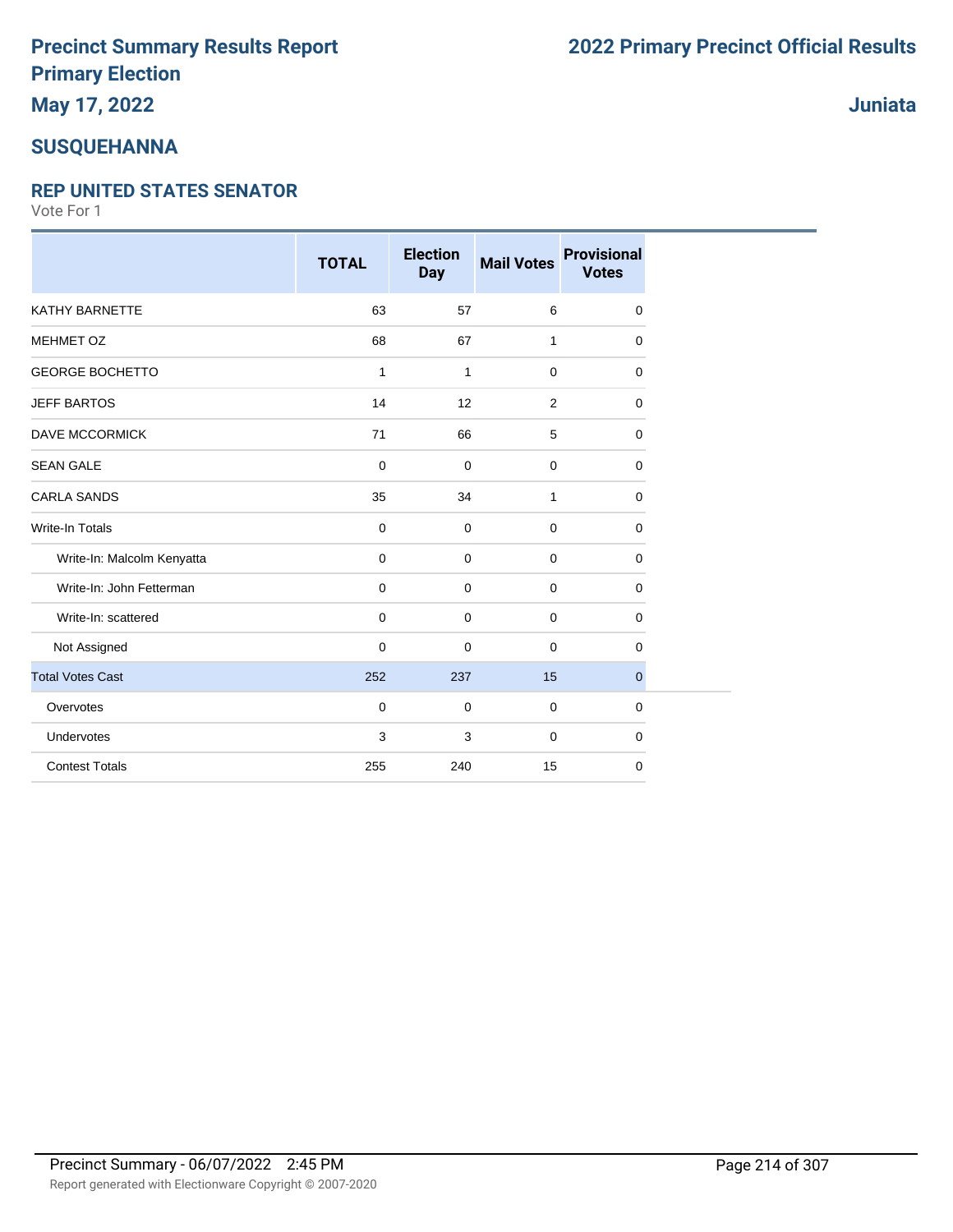# Precinct Summary Results Report
# Primary Election
## May 17, 2022

# 2022 Primary Precinct Official Results

## Juniata

## SUSQUEHANNA

### REP UNITED STATES SENATOR

Vote For 1

| | TOTAL | Election Day | Mail Votes | Provisional Votes |
|---|---|---|---|---|
| KATHY BARNETTE | 63 | 57 | 6 | 0 |
| MEHMET OZ | 68 | 67 | 1 | 0 |
| GEORGE BOCHETTO | 1 | 1 | 0 | 0 |
| JEFF BARTOS | 14 | 12 | 2 | 0 |
| DAVE MCCORMICK | 71 | 66 | 5 | 0 |
| SEAN GALE | 0 | 0 | 0 | 0 |
| CARLA SANDS | 35 | 34 | 1 | 0 |
| Write-In Totals | 0 | 0 | 0 | 0 |
| Write-In: Malcolm Kenyatta | 0 | 0 | 0 | 0 |
| Write-In: John Fetterman | 0 | 0 | 0 | 0 |
| Write-In: scattered | 0 | 0 | 0 | 0 |
| Not Assigned | 0 | 0 | 0 | 0 |
| Total Votes Cast | 252 | 237 | 15 | 0 |
| Overvotes | 0 | 0 | 0 | 0 |
| Undervotes | 3 | 3 | 0 | 0 |
| Contest Totals | 255 | 240 | 15 | 0 |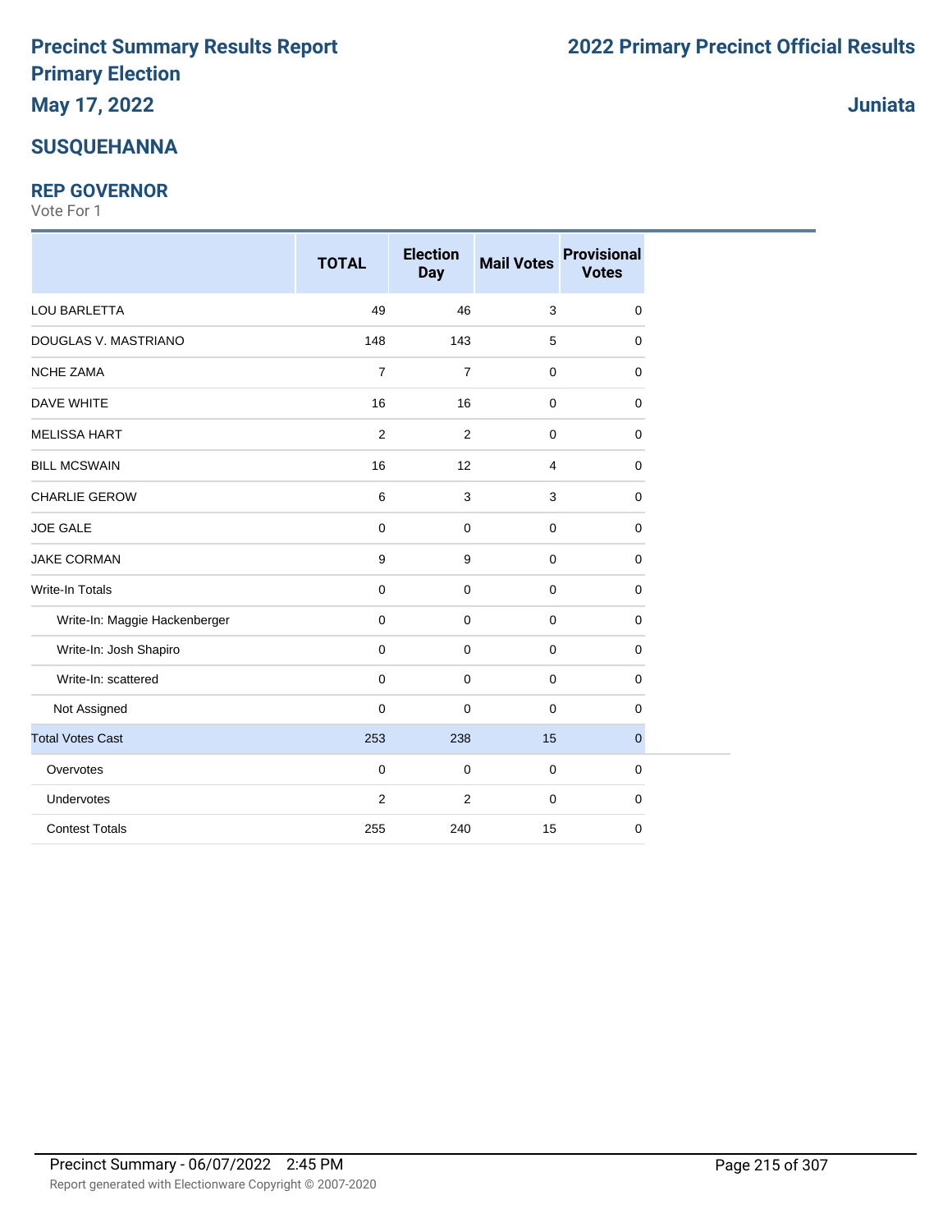# Precinct Summary Results Report
# Primary Election
## May 17, 2022

# 2022 Primary Precinct Official Results

## Juniata

## SUSQUEHANNA

### REP GOVERNOR

Vote For 1

| | TOTAL | Election Day | Mail Votes | Provisional Votes |
|---|---|---|---|---|
| LOU BARLETTA | 49 | 46 | 3 | 0 |
| DOUGLAS V. MASTRIANO | 148 | 143 | 5 | 0 |
| NCHE ZAMA | 7 | 7 | 0 | 0 |
| DAVE WHITE | 16 | 16 | 0 | 0 |
| MELISSA HART | 2 | 2 | 0 | 0 |
| BILL MCSWAIN | 16 | 12 | 4 | 0 |
| CHARLIE GEROW | 6 | 3 | 3 | 0 |
| JOE GALE | 0 | 0 | 0 | 0 |
| JAKE CORMAN | 9 | 9 | 0 | 0 |
| Write-In Totals | 0 | 0 | 0 | 0 |
| Write-In: Maggie Hackenberger | 0 | 0 | 0 | 0 |
| Write-In: Josh Shapiro | 0 | 0 | 0 | 0 |
| Write-In: scattered | 0 | 0 | 0 | 0 |
| Not Assigned | 0 | 0 | 0 | 0 |
| Total Votes Cast | 253 | 238 | 15 | 0 |
| Overvotes | 0 | 0 | 0 | 0 |
| Undervotes | 2 | 2 | 0 | 0 |
| Contest Totals | 255 | 240 | 15 | 0 |

Precinct Summary - 06/07/2022 2:45 PM

Report generated with Electionware Copyright © 2007-2020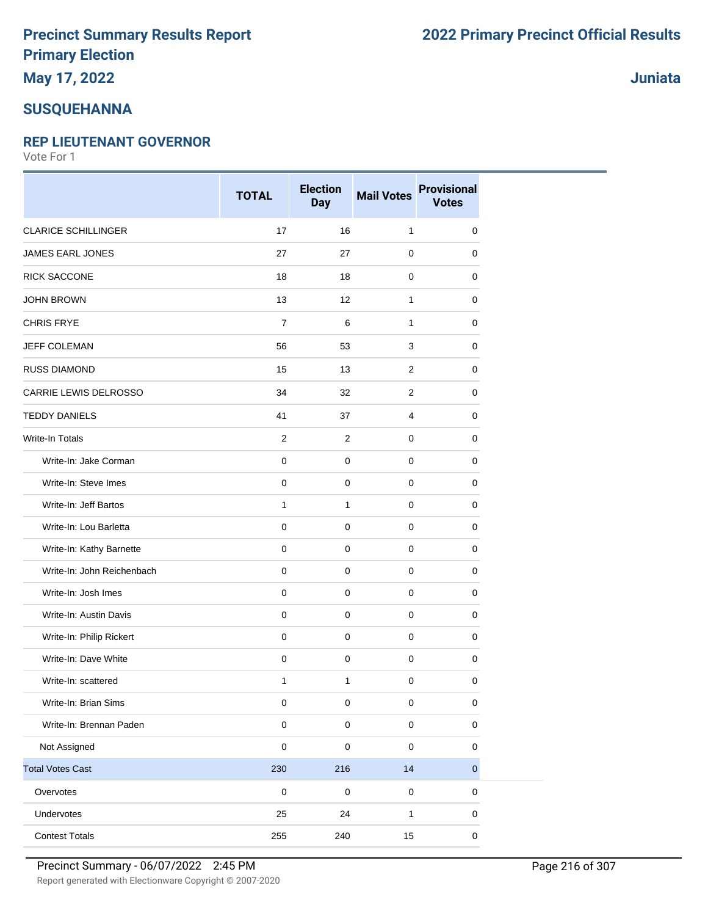# Precinct Summary Results Report
# Primary Election
## May 17, 2022

**2022 Primary Precinct Official Results**

**Juniata**

## SUSQUEHANNA

### REP LIEUTENANT GOVERNOR

Vote For 1

| | TOTAL | Election Day | Mail Votes | Provisional Votes |
|---|---|---|---|---|
| CLARICE SCHILLINGER | 17 | 16 | 1 | 0 |
| JAMES EARL JONES | 27 | 27 | 0 | 0 |
| RICK SACCONE | 18 | 18 | 0 | 0 |
| JOHN BROWN | 13 | 12 | 1 | 0 |
| CHRIS FRYE | 7 | 6 | 1 | 0 |
| JEFF COLEMAN | 56 | 53 | 3 | 0 |
| RUSS DIAMOND | 15 | 13 | 2 | 0 |
| CARRIE LEWIS DELROSSO | 34 | 32 | 2 | 0 |
| TEDDY DANIELS | 41 | 37 | 4 | 0 |
| Write-In Totals | 2 | 2 | 0 | 0 |
| Write-In: Jake Corman | 0 | 0 | 0 | 0 |
| Write-In: Steve Imes | 0 | 0 | 0 | 0 |
| Write-In: Jeff Bartos | 1 | 1 | 0 | 0 |
| Write-In: Lou Barletta | 0 | 0 | 0 | 0 |
| Write-In: Kathy Barnette | 0 | 0 | 0 | 0 |
| Write-In: John Reichenbach | 0 | 0 | 0 | 0 |
| Write-In: Josh Imes | 0 | 0 | 0 | 0 |
| Write-In: Austin Davis | 0 | 0 | 0 | 0 |
| Write-In: Philip Rickert | 0 | 0 | 0 | 0 |
| Write-In: Dave White | 0 | 0 | 0 | 0 |
| Write-In: scattered | 1 | 1 | 0 | 0 |
| Write-In: Brian Sims | 0 | 0 | 0 | 0 |
| Write-In: Brennan Paden | 0 | 0 | 0 | 0 |
| Not Assigned | 0 | 0 | 0 | 0 |
| Total Votes Cast | 230 | 216 | 14 | 0 |
| Overvotes | 0 | 0 | 0 | 0 |
| Undervotes | 25 | 24 | 1 | 0 |
| Contest Totals | 255 | 240 | 15 | 0 |

Precinct Summary - 06/07/2022 2:45 PM

Report generated with Electionware Copyright © 2007-2020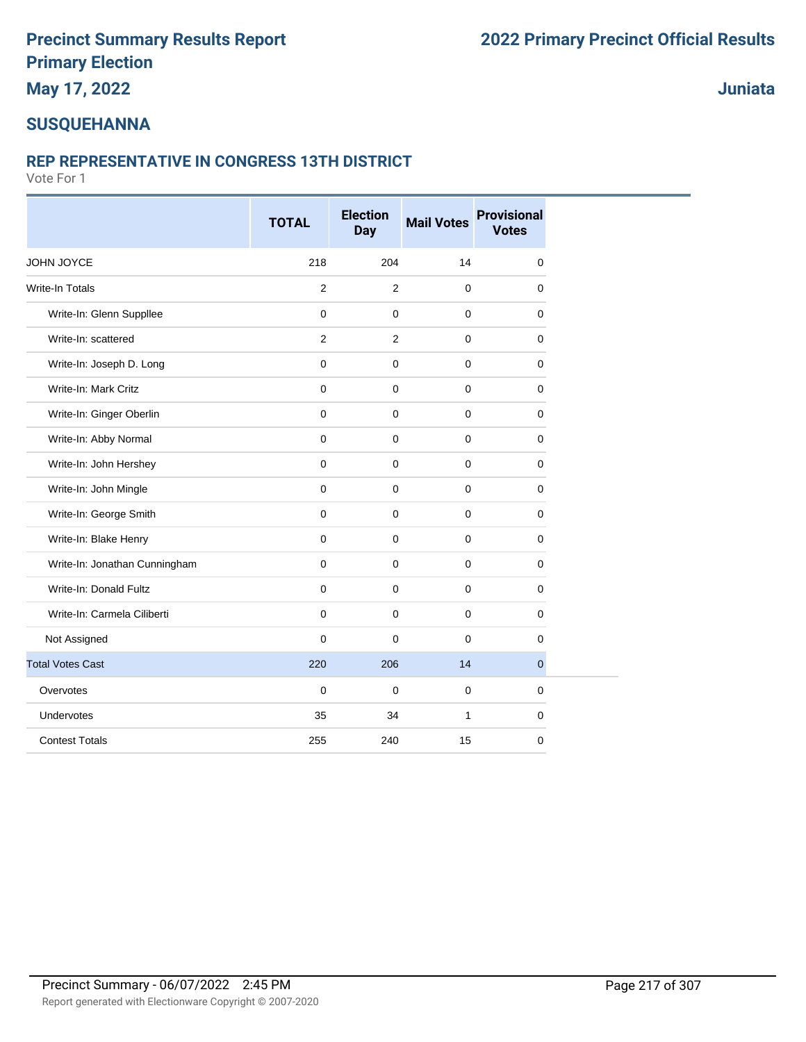# Precinct Summary Results Report
# Primary Election
## May 17, 2022

**2022 Primary Precinct Official Results**

**Juniata**

## SUSQUEHANNA

### REP REPRESENTATIVE IN CONGRESS 13TH DISTRICT

Vote For 1

| | TOTAL | Election Day | Mail Votes | Provisional Votes |
|---|---|---|---|---|
| JOHN JOYCE | 218 | 204 | 14 | 0 |
| Write-In Totals | 2 | 2 | 0 | 0 |
| Write-In: Glenn Suppllee | 0 | 0 | 0 | 0 |
| Write-In: scattered | 2 | 2 | 0 | 0 |
| Write-In: Joseph D. Long | 0 | 0 | 0 | 0 |
| Write-In: Mark Critz | 0 | 0 | 0 | 0 |
| Write-In: Ginger Oberlin | 0 | 0 | 0 | 0 |
| Write-In: Abby Normal | 0 | 0 | 0 | 0 |
| Write-In: John Hershey | 0 | 0 | 0 | 0 |
| Write-In: John Mingle | 0 | 0 | 0 | 0 |
| Write-In: George Smith | 0 | 0 | 0 | 0 |
| Write-In: Blake Henry | 0 | 0 | 0 | 0 |
| Write-In: Jonathan Cunningham | 0 | 0 | 0 | 0 |
| Write-In: Donald Fultz | 0 | 0 | 0 | 0 |
| Write-In: Carmela Ciliberti | 0 | 0 | 0 | 0 |
| Not Assigned | 0 | 0 | 0 | 0 |
| Total Votes Cast | 220 | 206 | 14 | 0 |
| Overvotes | 0 | 0 | 0 | 0 |
| Undervotes | 35 | 34 | 1 | 0 |
| Contest Totals | 255 | 240 | 15 | 0 |

Precinct Summary - 06/07/2022 2:45 PM

Report generated with Electionware Copyright © 2007-2020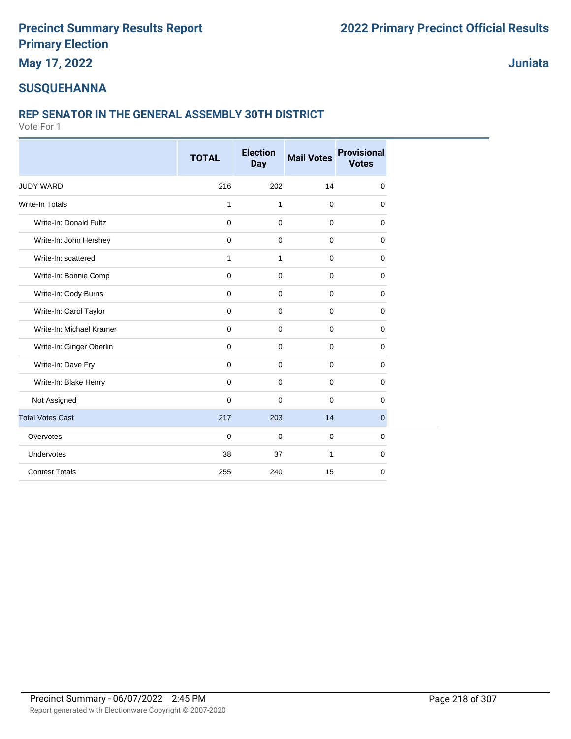# Precinct Summary Results Report
# Primary Election

**May 17, 2022**

**2022 Primary Precinct Official Results**

**Juniata**

## SUSQUEHANNA

### REP SENATOR IN THE GENERAL ASSEMBLY 30TH DISTRICT

Vote For 1

| | TOTAL | Election Day | Mail Votes | Provisional Votes |
|---|---|---|---|---|
| JUDY WARD | 216 | 202 | 14 | 0 |
| Write-In Totals | 1 | 1 | 0 | 0 |
| Write-In: Donald Fultz | 0 | 0 | 0 | 0 |
| Write-In: John Hershey | 0 | 0 | 0 | 0 |
| Write-In: scattered | 1 | 1 | 0 | 0 |
| Write-In: Bonnie Comp | 0 | 0 | 0 | 0 |
| Write-In: Cody Burns | 0 | 0 | 0 | 0 |
| Write-In: Carol Taylor | 0 | 0 | 0 | 0 |
| Write-In: Michael Kramer | 0 | 0 | 0 | 0 |
| Write-In: Ginger Oberlin | 0 | 0 | 0 | 0 |
| Write-In: Dave Fry | 0 | 0 | 0 | 0 |
| Write-In: Blake Henry | 0 | 0 | 0 | 0 |
| Not Assigned | 0 | 0 | 0 | 0 |
| Total Votes Cast | 217 | 203 | 14 | 0 |
| Overvotes | 0 | 0 | 0 | 0 |
| Undervotes | 38 | 37 | 1 | 0 |
| Contest Totals | 255 | 240 | 15 | 0 |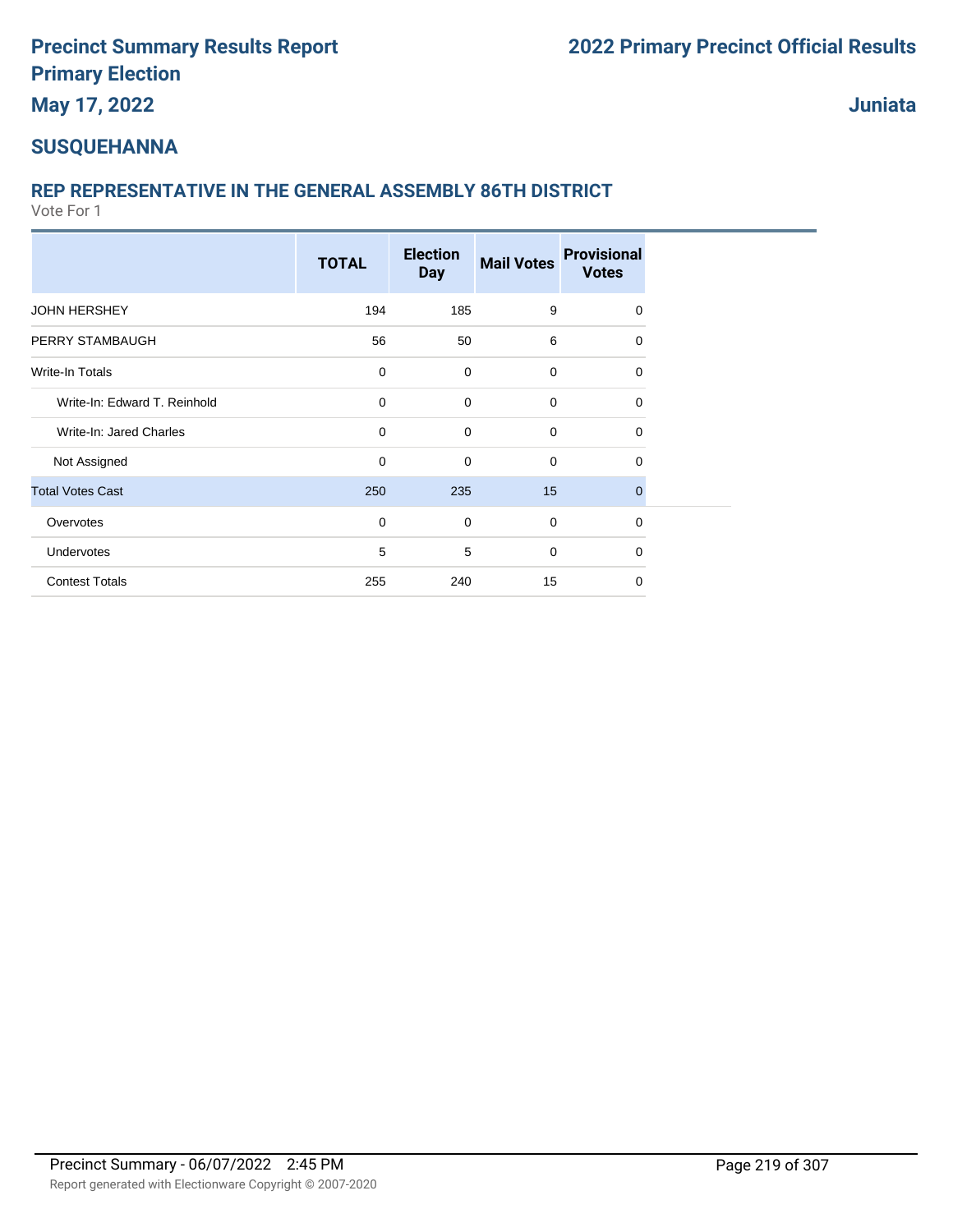# Precinct Summary Results Report
## Primary Election
### May 17, 2022

**2022 Primary Precinct Official Results**

**Juniata**

### SUSQUEHANNA

### REP REPRESENTATIVE IN THE GENERAL ASSEMBLY 86TH DISTRICT

Vote For 1

| | TOTAL | Election Day | Mail Votes | Provisional Votes |
|---|---|---|---|---|
| JOHN HERSHEY | 194 | 185 | 9 | 0 |
| PERRY STAMBAUGH | 56 | 50 | 6 | 0 |
| Write-In Totals | 0 | 0 | 0 | 0 |
| Write-In: Edward T. Reinhold | 0 | 0 | 0 | 0 |
| Write-In: Jared Charles | 0 | 0 | 0 | 0 |
| Not Assigned | 0 | 0 | 0 | 0 |
| Total Votes Cast | 250 | 235 | 15 | 0 |
| Overvotes | 0 | 0 | 0 | 0 |
| Undervotes | 5 | 5 | 0 | 0 |
| Contest Totals | 255 | 240 | 15 | 0 |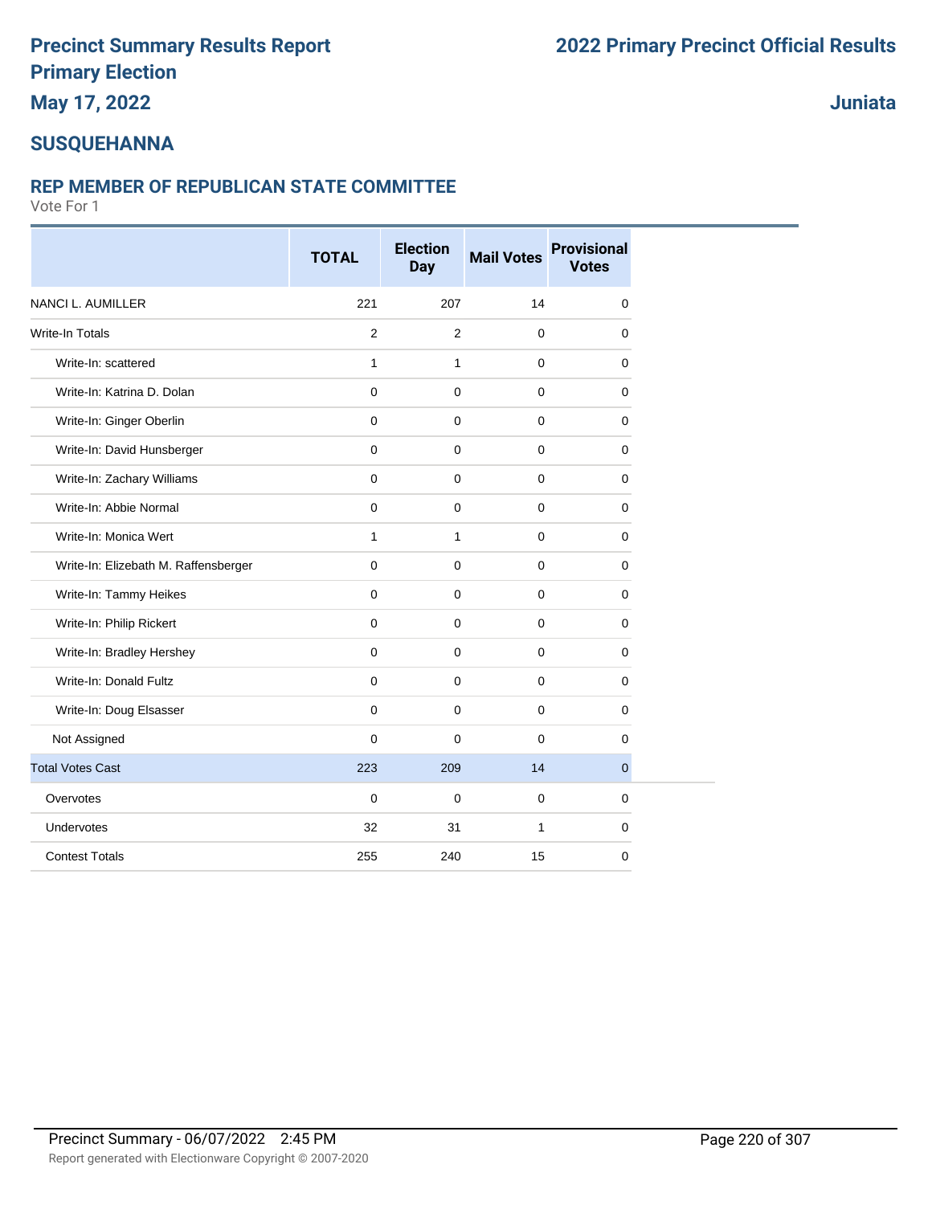# Precinct Summary Results Report
# Primary Election
# May 17, 2022

# 2022 Primary Precinct Official Results

## Juniata

## SUSQUEHANNA

### REP MEMBER OF REPUBLICAN STATE COMMITTEE

Vote For 1

| | TOTAL | Election Day | Mail Votes | Provisional Votes |
|---|---|---|---|---|
| NANCI L. AUMILLER | 221 | 207 | 14 | 0 |
| Write-In Totals | 2 | 2 | 0 | 0 |
| Write-In: scattered | 1 | 1 | 0 | 0 |
| Write-In: Katrina D. Dolan | 0 | 0 | 0 | 0 |
| Write-In: Ginger Oberlin | 0 | 0 | 0 | 0 |
| Write-In: David Hunsberger | 0 | 0 | 0 | 0 |
| Write-In: Zachary Williams | 0 | 0 | 0 | 0 |
| Write-In: Abbie Normal | 0 | 0 | 0 | 0 |
| Write-In: Monica Wert | 1 | 1 | 0 | 0 |
| Write-In: Elizebath M. Raffensberger | 0 | 0 | 0 | 0 |
| Write-In: Tammy Heikes | 0 | 0 | 0 | 0 |
| Write-In: Philip Rickert | 0 | 0 | 0 | 0 |
| Write-In: Bradley Hershey | 0 | 0 | 0 | 0 |
| Write-In: Donald Fultz | 0 | 0 | 0 | 0 |
| Write-In: Doug Elsasser | 0 | 0 | 0 | 0 |
| Not Assigned | 0 | 0 | 0 | 0 |
| Total Votes Cast | 223 | 209 | 14 | 0 |
| Overvotes | 0 | 0 | 0 | 0 |
| Undervotes | 32 | 31 | 1 | 0 |
| Contest Totals | 255 | 240 | 15 | 0 |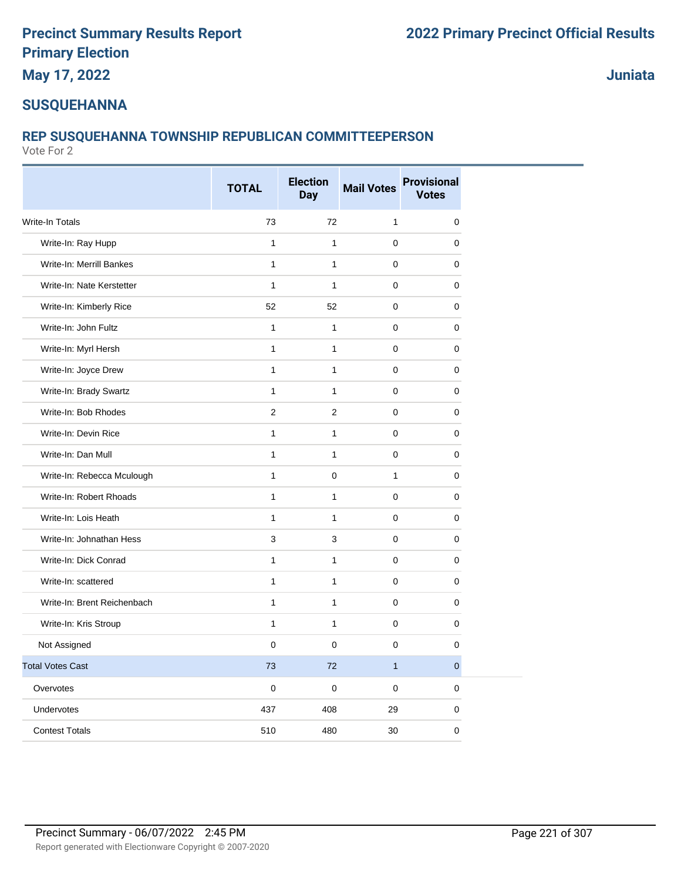# Precinct Summary Results Report
## Primary Election
**May 17, 2022**

**2022 Primary Precinct Official Results**

**Juniata**

## SUSQUEHANNA

### REP SUSQUEHANNA TOWNSHIP REPUBLICAN COMMITTEEPERSON
Vote For 2

| | TOTAL | Election Day | Mail Votes | Provisional Votes |
|---|---|---|---|---|
| Write-In Totals | 73 | 72 | 1 | 0 |
| Write-In: Ray Hupp | 1 | 1 | 0 | 0 |
| Write-In: Merrill Bankes | 1 | 1 | 0 | 0 |
| Write-In: Nate Kerstetter | 1 | 1 | 0 | 0 |
| Write-In: Kimberly Rice | 52 | 52 | 0 | 0 |
| Write-In: John Fultz | 1 | 1 | 0 | 0 |
| Write-In: Myrl Hersh | 1 | 1 | 0 | 0 |
| Write-In: Joyce Drew | 1 | 1 | 0 | 0 |
| Write-In: Brady Swartz | 1 | 1 | 0 | 0 |
| Write-In: Bob Rhodes | 2 | 2 | 0 | 0 |
| Write-In: Devin Rice | 1 | 1 | 0 | 0 |
| Write-In: Dan Mull | 1 | 1 | 0 | 0 |
| Write-In: Rebecca Mculough | 1 | 0 | 1 | 0 |
| Write-In: Robert Rhoads | 1 | 1 | 0 | 0 |
| Write-In: Lois Heath | 1 | 1 | 0 | 0 |
| Write-In: Johnathan Hess | 3 | 3 | 0 | 0 |
| Write-In: Dick Conrad | 1 | 1 | 0 | 0 |
| Write-In: scattered | 1 | 1 | 0 | 0 |
| Write-In: Brent Reichenbach | 1 | 1 | 0 | 0 |
| Write-In: Kris Stroup | 1 | 1 | 0 | 0 |
| Not Assigned | 0 | 0 | 0 | 0 |
| Total Votes Cast | 73 | 72 | 1 | 0 |
| Overvotes | 0 | 0 | 0 | 0 |
| Undervotes | 437 | 408 | 29 | 0 |
| Contest Totals | 510 | 480 | 30 | 0 |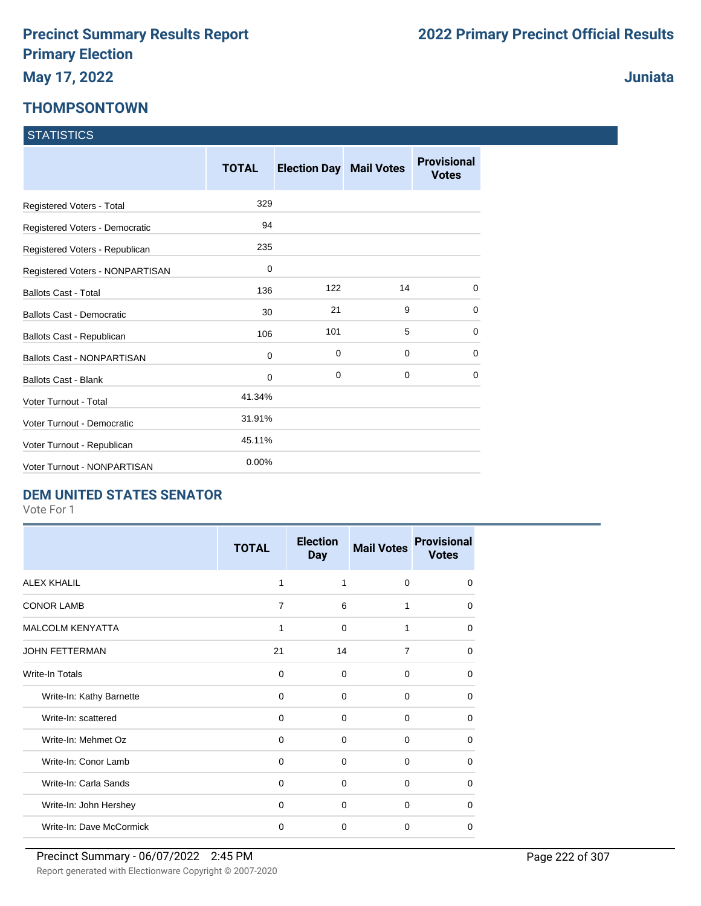# Precinct Summary Results Report
# Primary Election
## May 17, 2022

## 2022 Primary Precinct Official Results

## Juniata

## THOMPSONTOWN

### STATISTICS

| | TOTAL | Election Day | Mail Votes | Provisional Votes |
|---|---|---|---|---|
| Registered Voters - Total | 329 | | | |
| Registered Voters - Democratic | 94 | | | |
| Registered Voters - Republican | 235 | | | |
| Registered Voters - NONPARTISAN | 0 | | | |
| Ballots Cast - Total | 136 | 122 | 14 | 0 |
| Ballots Cast - Democratic | 30 | 21 | 9 | 0 |
| Ballots Cast - Republican | 106 | 101 | 5 | 0 |
| Ballots Cast - NONPARTISAN | 0 | 0 | 0 | 0 |
| Ballots Cast - Blank | 0 | 0 | 0 | 0 |
| Voter Turnout - Total | 41.34% | | | |
| Voter Turnout - Democratic | 31.91% | | | |
| Voter Turnout - Republican | 45.11% | | | |
| Voter Turnout - NONPARTISAN | 0.00% | | | |

### DEM UNITED STATES SENATOR

Vote For 1

| | TOTAL | Election Day | Mail Votes | Provisional Votes |
|---|---|---|---|---|
| ALEX KHALIL | 1 | 1 | 0 | 0 |
| CONOR LAMB | 7 | 6 | 1 | 0 |
| MALCOLM KENYATTA | 1 | 0 | 1 | 0 |
| JOHN FETTERMAN | 21 | 14 | 7 | 0 |
| Write-In Totals | 0 | 0 | 0 | 0 |
| Write-In: Kathy Barnette | 0 | 0 | 0 | 0 |
| Write-In: scattered | 0 | 0 | 0 | 0 |
| Write-In: Mehmet Oz | 0 | 0 | 0 | 0 |
| Write-In: Conor Lamb | 0 | 0 | 0 | 0 |
| Write-In: Carla Sands | 0 | 0 | 0 | 0 |
| Write-In: John Hershey | 0 | 0 | 0 | 0 |
| Write-In: Dave McCormick | 0 | 0 | 0 | 0 |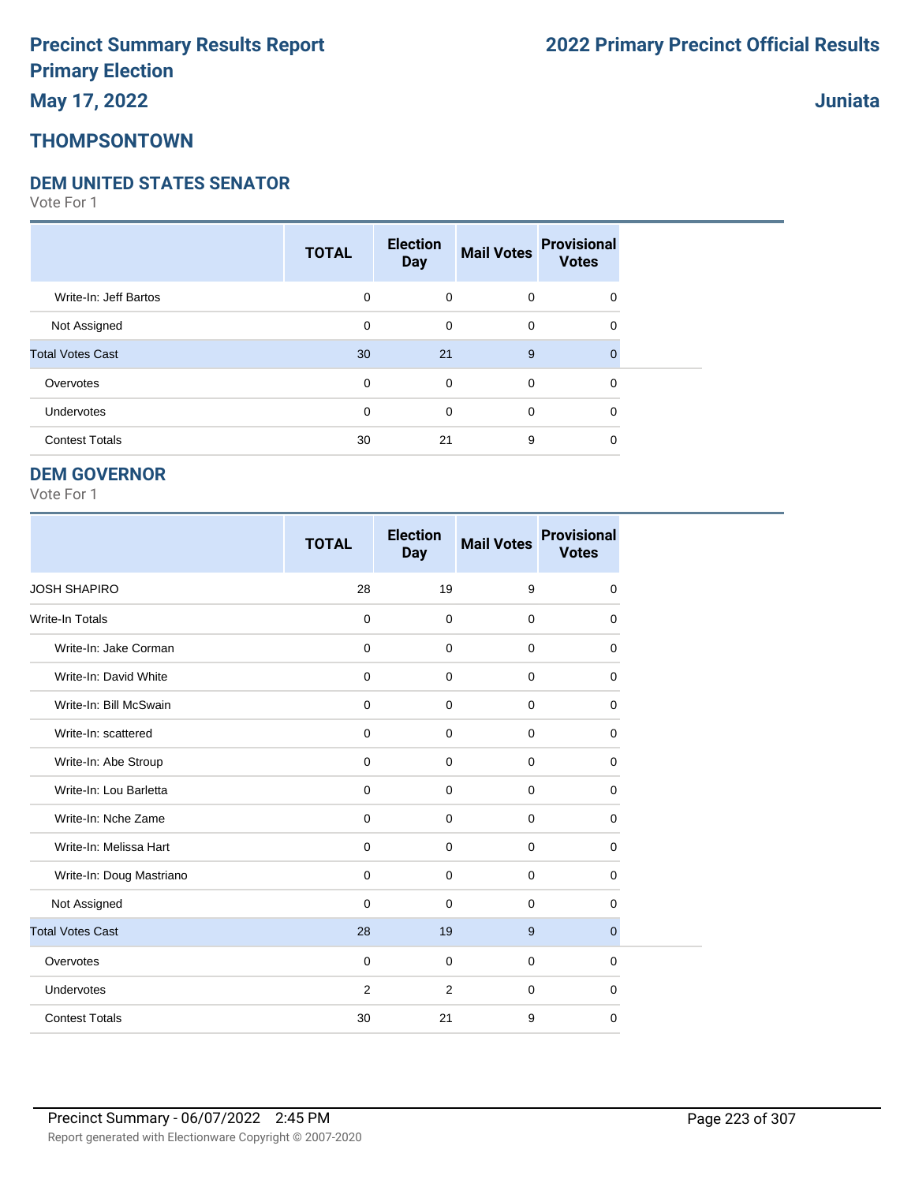# Precinct Summary Results Report
# Primary Election
# May 17, 2022

## 2022 Primary Precinct Official Results

**Juniata**

## THOMPSONTOWN

### DEM UNITED STATES SENATOR

Vote For 1

| | TOTAL | Election Day | Mail Votes | Provisional Votes |
|---|---|---|---|---|
| Write-In: Jeff Bartos | 0 | 0 | 0 | 0 |
| Not Assigned | 0 | 0 | 0 | 0 |
| Total Votes Cast | 30 | 21 | 9 | 0 |
| Overvotes | 0 | 0 | 0 | 0 |
| Undervotes | 0 | 0 | 0 | 0 |
| Contest Totals | 30 | 21 | 9 | 0 |

### DEM GOVERNOR

Vote For 1

| | TOTAL | Election Day | Mail Votes | Provisional Votes |
|---|---|---|---|---|
| JOSH SHAPIRO | 28 | 19 | 9 | 0 |
| Write-In Totals | 0 | 0 | 0 | 0 |
| Write-In: Jake Corman | 0 | 0 | 0 | 0 |
| Write-In: David White | 0 | 0 | 0 | 0 |
| Write-In: Bill McSwain | 0 | 0 | 0 | 0 |
| Write-In: scattered | 0 | 0 | 0 | 0 |
| Write-In: Abe Stroup | 0 | 0 | 0 | 0 |
| Write-In: Lou Barletta | 0 | 0 | 0 | 0 |
| Write-In: Nche Zame | 0 | 0 | 0 | 0 |
| Write-In: Melissa Hart | 0 | 0 | 0 | 0 |
| Write-In: Doug Mastriano | 0 | 0 | 0 | 0 |
| Not Assigned | 0 | 0 | 0 | 0 |
| Total Votes Cast | 28 | 19 | 9 | 0 |
| Overvotes | 0 | 0 | 0 | 0 |
| Undervotes | 2 | 2 | 0 | 0 |
| Contest Totals | 30 | 21 | 9 | 0 |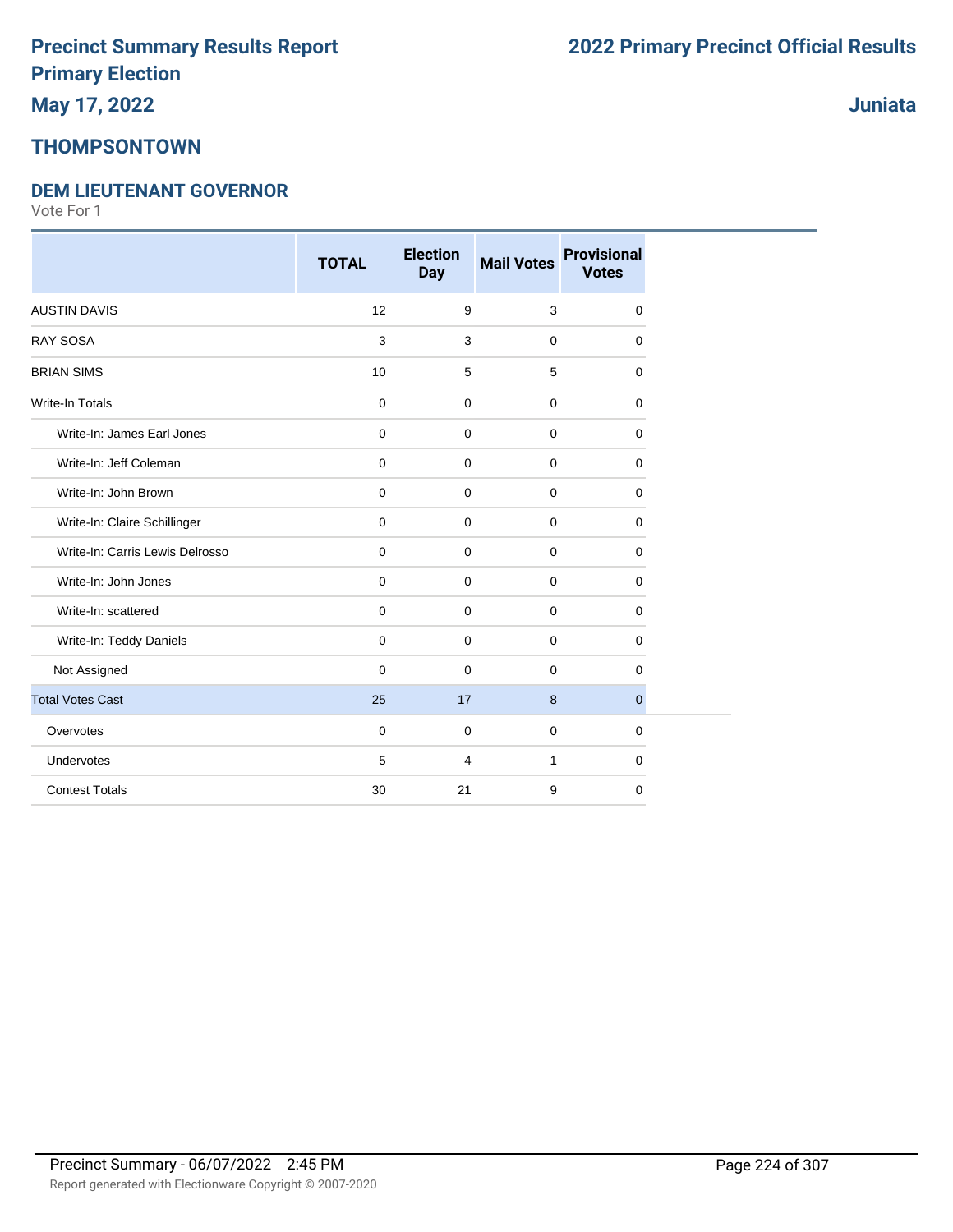# Precinct Summary Results Report
# Primary Election
## May 17, 2022

# 2022 Primary Precinct Official Results

## Juniata

## THOMPSONTOWN

### DEM LIEUTENANT GOVERNOR

Vote For 1

| | TOTAL | Election Day | Mail Votes | Provisional Votes |
|---|---|---|---|---|
| AUSTIN DAVIS | 12 | 9 | 3 | 0 |
| RAY SOSA | 3 | 3 | 0 | 0 |
| BRIAN SIMS | 10 | 5 | 5 | 0 |
| Write-In Totals | 0 | 0 | 0 | 0 |
| Write-In: James Earl Jones | 0 | 0 | 0 | 0 |
| Write-In: Jeff Coleman | 0 | 0 | 0 | 0 |
| Write-In: John Brown | 0 | 0 | 0 | 0 |
| Write-In: Claire Schillinger | 0 | 0 | 0 | 0 |
| Write-In: Carris Lewis Delrosso | 0 | 0 | 0 | 0 |
| Write-In: John Jones | 0 | 0 | 0 | 0 |
| Write-In: scattered | 0 | 0 | 0 | 0 |
| Write-In: Teddy Daniels | 0 | 0 | 0 | 0 |
| Not Assigned | 0 | 0 | 0 | 0 |
| Total Votes Cast | 25 | 17 | 8 | 0 |
| Overvotes | 0 | 0 | 0 | 0 |
| Undervotes | 5 | 4 | 1 | 0 |
| Contest Totals | 30 | 21 | 9 | 0 |

Precinct Summary - 06/07/2022 2:45 PM

Report generated with Electionware Copyright © 2007-2020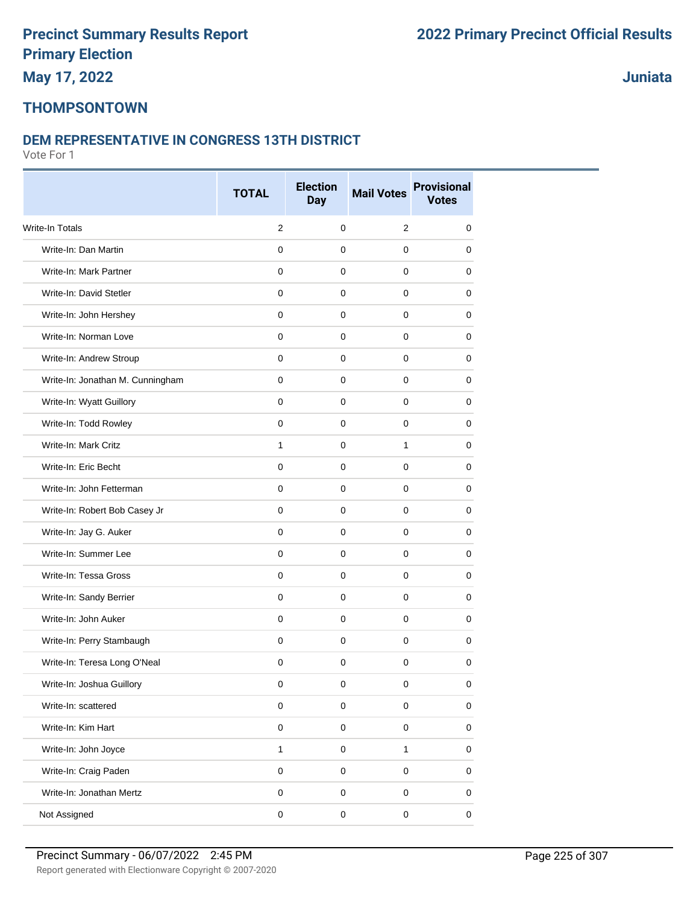# Precinct Summary Results Report
# Primary Election
# May 17, 2022

# 2022 Primary Precinct Official Results

**Juniata**

## THOMPSONTOWN

### DEM REPRESENTATIVE IN CONGRESS 13TH DISTRICT

Vote For 1

| | TOTAL | Election Day | Mail Votes | Provisional Votes |
|---|---|---|---|---|
| Write-In Totals | 2 | 0 | 2 | 0 |
| Write-In: Dan Martin | 0 | 0 | 0 | 0 |
| Write-In: Mark Partner | 0 | 0 | 0 | 0 |
| Write-In: David Stetler | 0 | 0 | 0 | 0 |
| Write-In: John Hershey | 0 | 0 | 0 | 0 |
| Write-In: Norman Love | 0 | 0 | 0 | 0 |
| Write-In: Andrew Stroup | 0 | 0 | 0 | 0 |
| Write-In: Jonathan M. Cunningham | 0 | 0 | 0 | 0 |
| Write-In: Wyatt Guillory | 0 | 0 | 0 | 0 |
| Write-In: Todd Rowley | 0 | 0 | 0 | 0 |
| Write-In: Mark Critz | 1 | 0 | 1 | 0 |
| Write-In: Eric Becht | 0 | 0 | 0 | 0 |
| Write-In: John Fetterman | 0 | 0 | 0 | 0 |
| Write-In: Robert Bob Casey Jr | 0 | 0 | 0 | 0 |
| Write-In: Jay G. Auker | 0 | 0 | 0 | 0 |
| Write-In: Summer Lee | 0 | 0 | 0 | 0 |
| Write-In: Tessa Gross | 0 | 0 | 0 | 0 |
| Write-In: Sandy Berrier | 0 | 0 | 0 | 0 |
| Write-In: John Auker | 0 | 0 | 0 | 0 |
| Write-In: Perry Stambaugh | 0 | 0 | 0 | 0 |
| Write-In: Teresa Long O'Neal | 0 | 0 | 0 | 0 |
| Write-In: Joshua Guillory | 0 | 0 | 0 | 0 |
| Write-In: scattered | 0 | 0 | 0 | 0 |
| Write-In: Kim Hart | 0 | 0 | 0 | 0 |
| Write-In: John Joyce | 1 | 0 | 1 | 0 |
| Write-In: Craig Paden | 0 | 0 | 0 | 0 |
| Write-In: Jonathan Mertz | 0 | 0 | 0 | 0 |
| Not Assigned | 0 | 0 | 0 | 0 |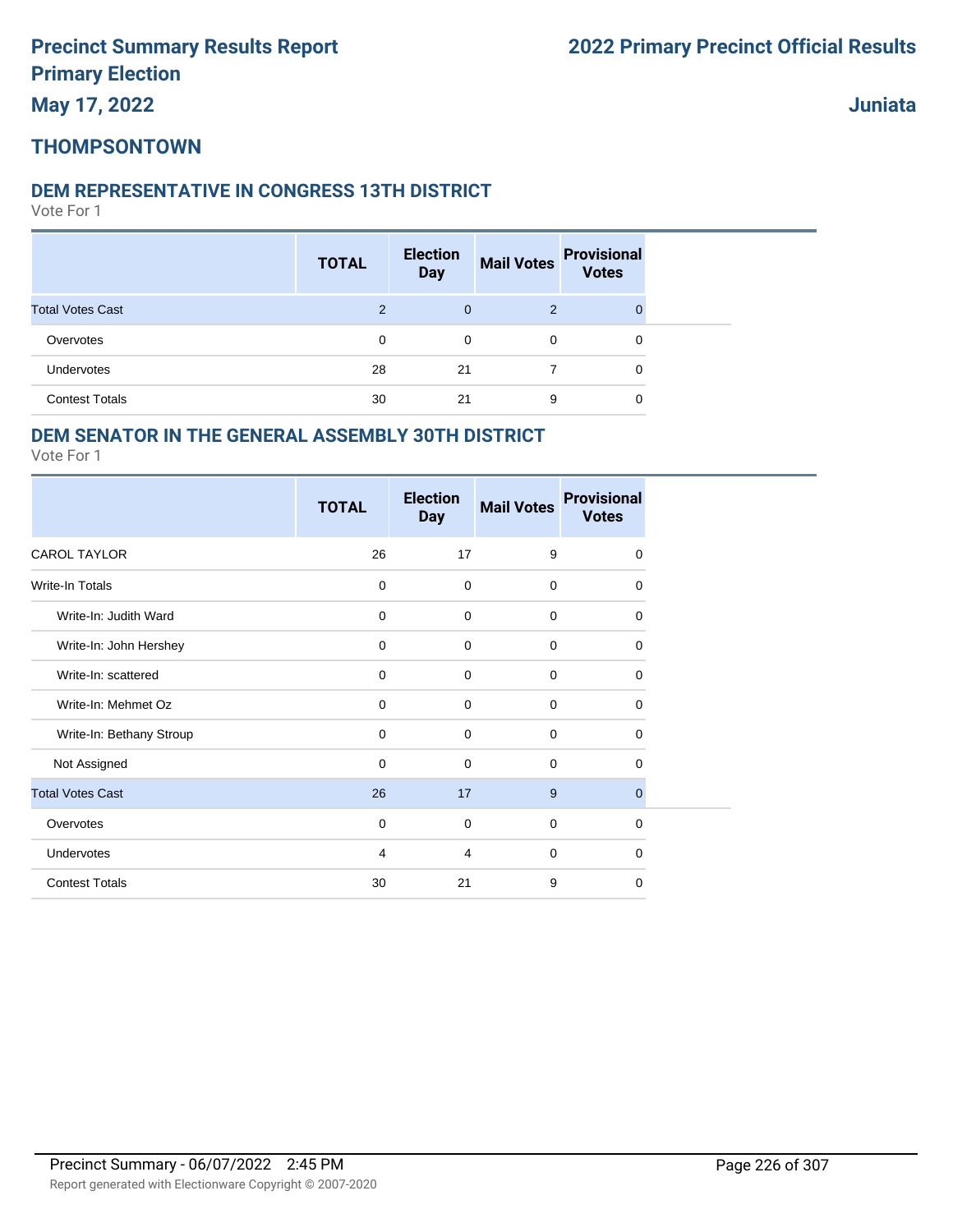# Precinct Summary Results Report
# Primary Election
# May 17, 2022

# 2022 Primary Precinct Official Results

# Juniata

## THOMPSONTOWN

### DEM REPRESENTATIVE IN CONGRESS 13TH DISTRICT

Vote For 1

| | TOTAL | Election Day | Mail Votes | Provisional Votes |
|---|---|---|---|---|
| Total Votes Cast | 2 | 0 | 2 | 0 |
| Overvotes | 0 | 0 | 0 | 0 |
| Undervotes | 28 | 21 | 7 | 0 |
| Contest Totals | 30 | 21 | 9 | 0 |

### DEM SENATOR IN THE GENERAL ASSEMBLY 30TH DISTRICT

Vote For 1

| | TOTAL | Election Day | Mail Votes | Provisional Votes |
|---|---|---|---|---|
| CAROL TAYLOR | 26 | 17 | 9 | 0 |
| Write-In Totals | 0 | 0 | 0 | 0 |
| Write-In: Judith Ward | 0 | 0 | 0 | 0 |
| Write-In: John Hershey | 0 | 0 | 0 | 0 |
| Write-In: scattered | 0 | 0 | 0 | 0 |
| Write-In: Mehmet Oz | 0 | 0 | 0 | 0 |
| Write-In: Bethany Stroup | 0 | 0 | 0 | 0 |
| Not Assigned | 0 | 0 | 0 | 0 |
| Total Votes Cast | 26 | 17 | 9 | 0 |
| Overvotes | 0 | 0 | 0 | 0 |
| Undervotes | 4 | 4 | 0 | 0 |
| Contest Totals | 30 | 21 | 9 | 0 |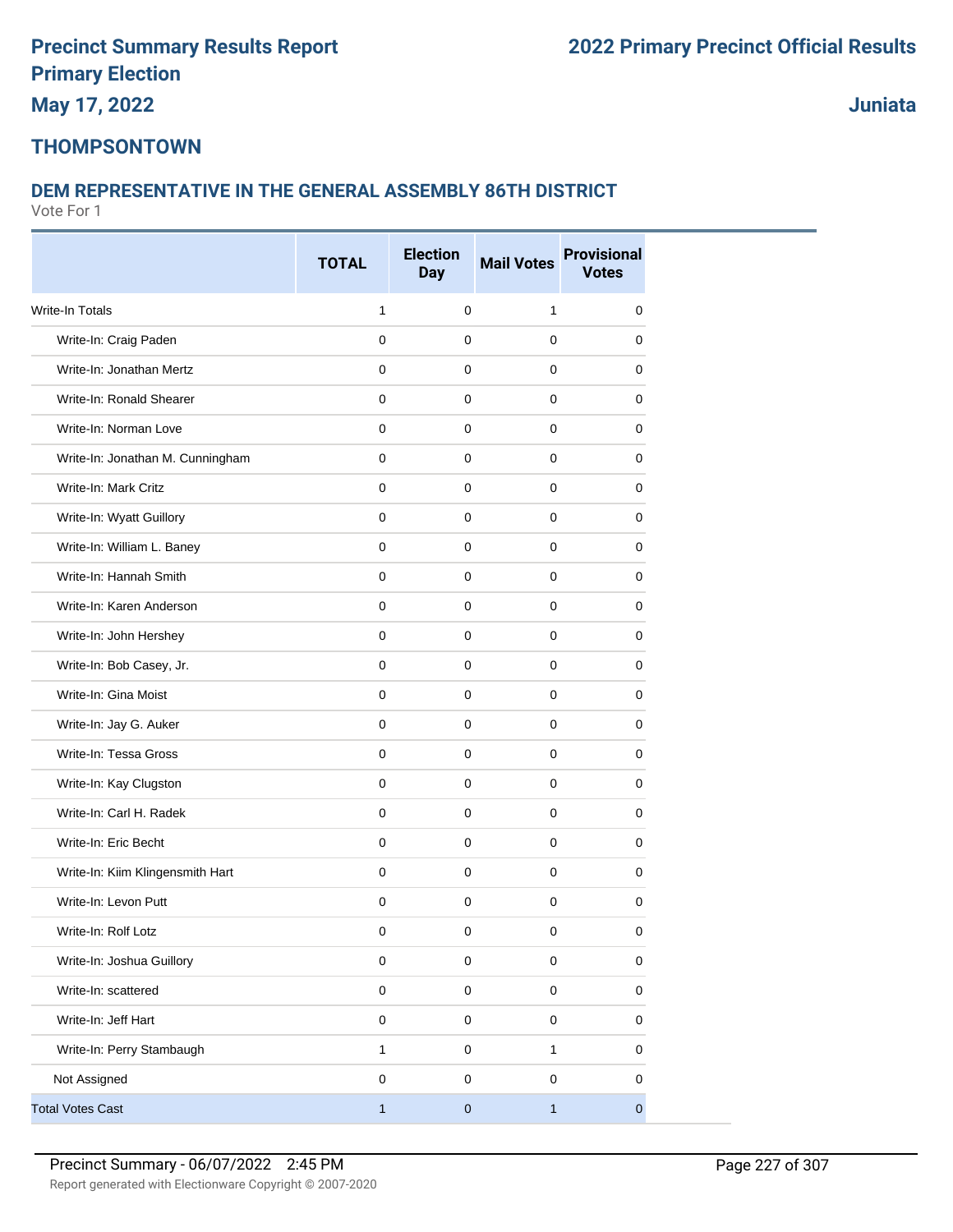# Precinct Summary Results Report
# Primary Election
# May 17, 2022

# 2022 Primary Precinct Official Results

## Juniata

## THOMPSONTOWN

### DEM REPRESENTATIVE IN THE GENERAL ASSEMBLY 86TH DISTRICT

Vote For 1

| | TOTAL | Election Day | Mail Votes | Provisional Votes |
|---|---|---|---|---|
| Write-In Totals | 1 | 0 | 1 | 0 |
| Write-In: Craig Paden | 0 | 0 | 0 | 0 |
| Write-In: Jonathan Mertz | 0 | 0 | 0 | 0 |
| Write-In: Ronald Shearer | 0 | 0 | 0 | 0 |
| Write-In: Norman Love | 0 | 0 | 0 | 0 |
| Write-In: Jonathan M. Cunningham | 0 | 0 | 0 | 0 |
| Write-In: Mark Critz | 0 | 0 | 0 | 0 |
| Write-In: Wyatt Guillory | 0 | 0 | 0 | 0 |
| Write-In: William L. Baney | 0 | 0 | 0 | 0 |
| Write-In: Hannah Smith | 0 | 0 | 0 | 0 |
| Write-In: Karen Anderson | 0 | 0 | 0 | 0 |
| Write-In: John Hershey | 0 | 0 | 0 | 0 |
| Write-In: Bob Casey, Jr. | 0 | 0 | 0 | 0 |
| Write-In: Gina Moist | 0 | 0 | 0 | 0 |
| Write-In: Jay G. Auker | 0 | 0 | 0 | 0 |
| Write-In: Tessa Gross | 0 | 0 | 0 | 0 |
| Write-In: Kay Clugston | 0 | 0 | 0 | 0 |
| Write-In: Carl H. Radek | 0 | 0 | 0 | 0 |
| Write-In: Eric Becht | 0 | 0 | 0 | 0 |
| Write-In: Kiim Klingensmith Hart | 0 | 0 | 0 | 0 |
| Write-In: Levon Putt | 0 | 0 | 0 | 0 |
| Write-In: Rolf Lotz | 0 | 0 | 0 | 0 |
| Write-In: Joshua Guillory | 0 | 0 | 0 | 0 |
| Write-In: scattered | 0 | 0 | 0 | 0 |
| Write-In: Jeff Hart | 0 | 0 | 0 | 0 |
| Write-In: Perry Stambaugh | 1 | 0 | 1 | 0 |
| Not Assigned | 0 | 0 | 0 | 0 |
| Total Votes Cast | 1 | 0 | 1 | 0 |

Precinct Summary - 06/07/2022 2:45 PM

Report generated with Electionware Copyright © 2007-2020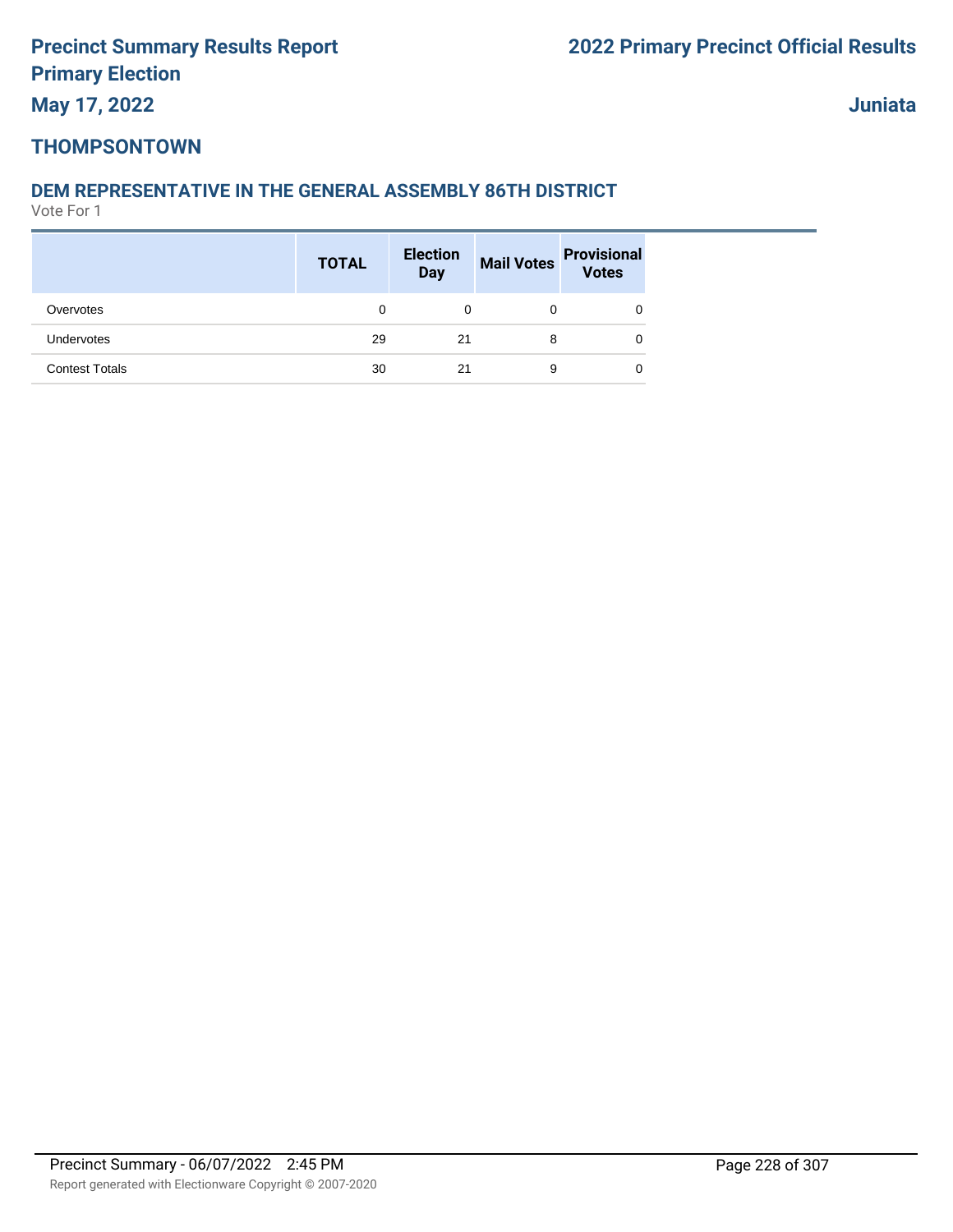## THOMPSONTOWN

### DEM REPRESENTATIVE IN THE GENERAL ASSEMBLY 86TH DISTRICT

Vote For 1

| | TOTAL | Election Day | Mail Votes | Provisional Votes |
|---|---|---|---|---|
| Overvotes | 0 | 0 | 0 | 0 |
| Undervotes | 29 | 21 | 8 | 0 |
| Contest Totals | 30 | 21 | 9 | 0 |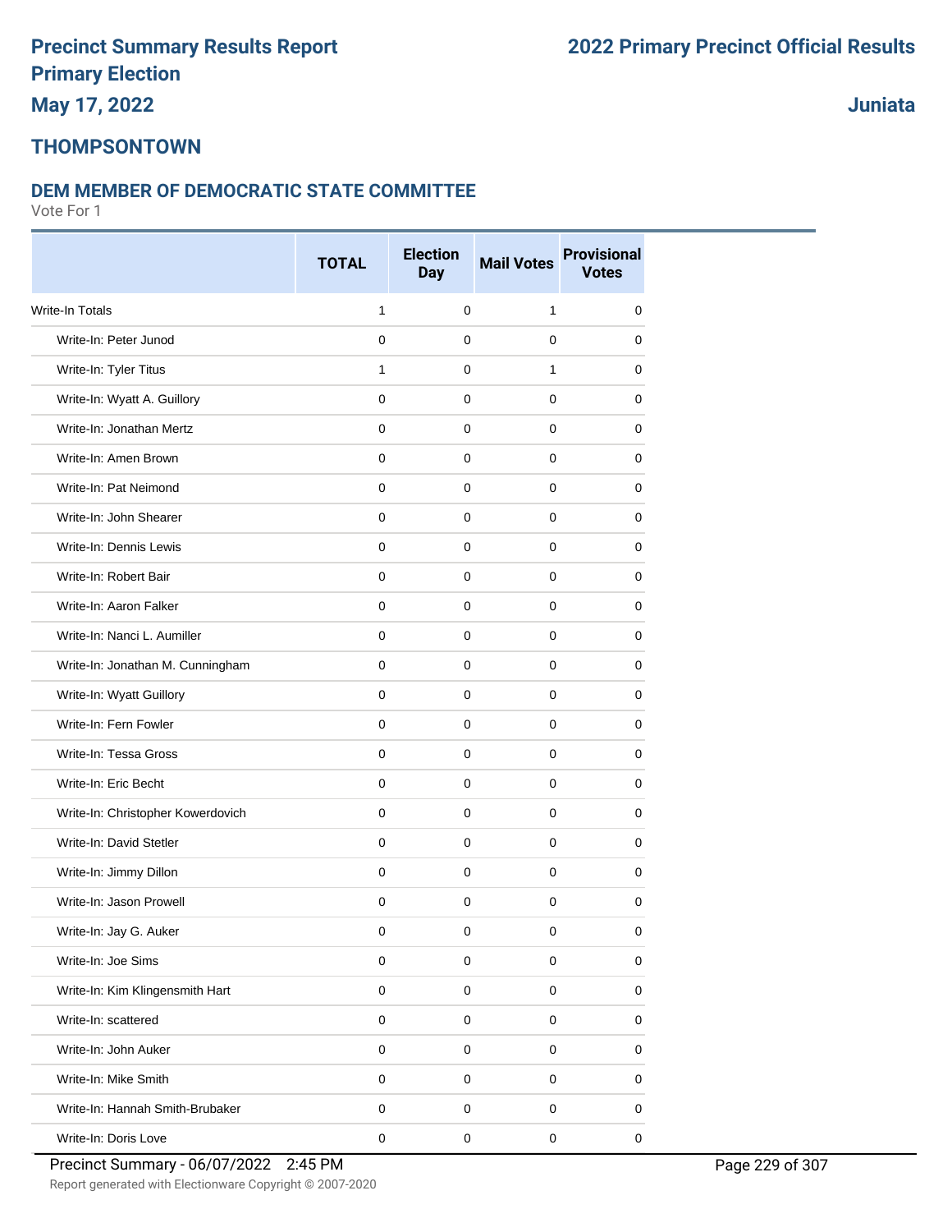# Precinct Summary Results Report
# Primary Election
## May 17, 2022

# 2022 Primary Precinct Official Results

## Juniata

## THOMPSONTOWN

### DEM MEMBER OF DEMOCRATIC STATE COMMITTEE

Vote For 1

| | TOTAL | Election Day | Mail Votes | Provisional Votes |
|---|---|---|---|---|
| Write-In Totals | 1 | 0 | 1 | 0 |
| Write-In: Peter Junod | 0 | 0 | 0 | 0 |
| Write-In: Tyler Titus | 1 | 0 | 1 | 0 |
| Write-In: Wyatt A. Guillory | 0 | 0 | 0 | 0 |
| Write-In: Jonathan Mertz | 0 | 0 | 0 | 0 |
| Write-In: Amen Brown | 0 | 0 | 0 | 0 |
| Write-In: Pat Neimond | 0 | 0 | 0 | 0 |
| Write-In: John Shearer | 0 | 0 | 0 | 0 |
| Write-In: Dennis Lewis | 0 | 0 | 0 | 0 |
| Write-In: Robert Bair | 0 | 0 | 0 | 0 |
| Write-In: Aaron Falker | 0 | 0 | 0 | 0 |
| Write-In: Nanci L. Aumiller | 0 | 0 | 0 | 0 |
| Write-In: Jonathan M. Cunningham | 0 | 0 | 0 | 0 |
| Write-In: Wyatt Guillory | 0 | 0 | 0 | 0 |
| Write-In: Fern Fowler | 0 | 0 | 0 | 0 |
| Write-In: Tessa Gross | 0 | 0 | 0 | 0 |
| Write-In: Eric Becht | 0 | 0 | 0 | 0 |
| Write-In: Christopher Kowerdovich | 0 | 0 | 0 | 0 |
| Write-In: David Stetler | 0 | 0 | 0 | 0 |
| Write-In: Jimmy Dillon | 0 | 0 | 0 | 0 |
| Write-In: Jason Prowell | 0 | 0 | 0 | 0 |
| Write-In: Jay G. Auker | 0 | 0 | 0 | 0 |
| Write-In: Joe Sims | 0 | 0 | 0 | 0 |
| Write-In: Kim Klingensmith Hart | 0 | 0 | 0 | 0 |
| Write-In: scattered | 0 | 0 | 0 | 0 |
| Write-In: John Auker | 0 | 0 | 0 | 0 |
| Write-In: Mike Smith | 0 | 0 | 0 | 0 |
| Write-In: Hannah Smith-Brubaker | 0 | 0 | 0 | 0 |
| Write-In: Doris Love | 0 | 0 | 0 | 0 |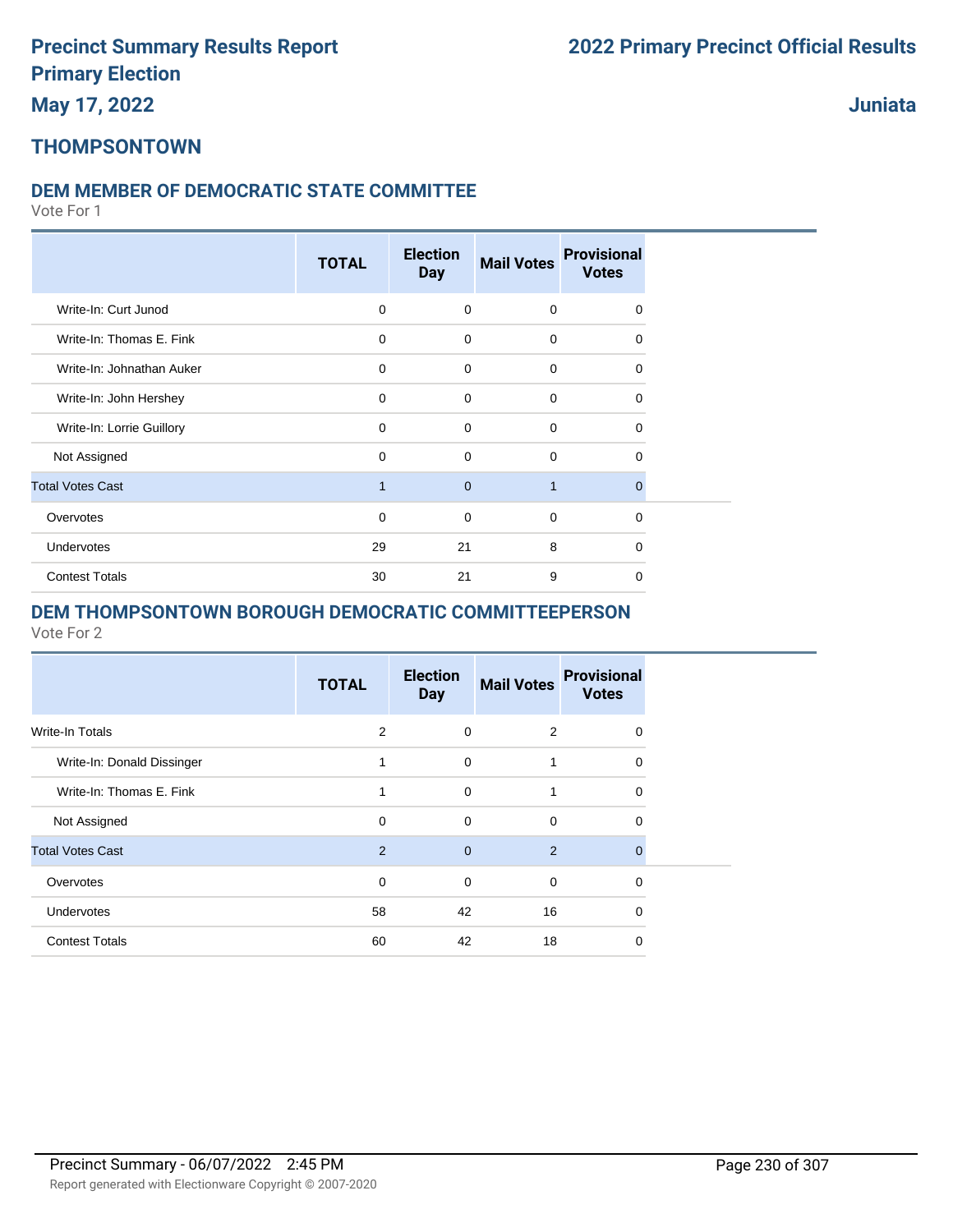# Precinct Summary Results Report
# Primary Election
# May 17, 2022

# 2022 Primary Precinct Official Results

# Juniata

## THOMPSONTOWN

### DEM MEMBER OF DEMOCRATIC STATE COMMITTEE

Vote For 1

| | TOTAL | Election Day | Mail Votes | Provisional Votes |
|---|---|---|---|---|
| Write-In: Curt Junod | 0 | 0 | 0 | 0 |
| Write-In: Thomas E. Fink | 0 | 0 | 0 | 0 |
| Write-In: Johnathan Auker | 0 | 0 | 0 | 0 |
| Write-In: John Hershey | 0 | 0 | 0 | 0 |
| Write-In: Lorrie Guillory | 0 | 0 | 0 | 0 |
| Not Assigned | 0 | 0 | 0 | 0 |
| Total Votes Cast | 1 | 0 | 1 | 0 |
| Overvotes | 0 | 0 | 0 | 0 |
| Undervotes | 29 | 21 | 8 | 0 |
| Contest Totals | 30 | 21 | 9 | 0 |

### DEM THOMPSONTOWN BOROUGH DEMOCRATIC COMMITTEEPERSON

Vote For 2

| | TOTAL | Election Day | Mail Votes | Provisional Votes |
|---|---|---|---|---|
| Write-In Totals | 2 | 0 | 2 | 0 |
| Write-In: Donald Dissinger | 1 | 0 | 1 | 0 |
| Write-In: Thomas E. Fink | 1 | 0 | 1 | 0 |
| Not Assigned | 0 | 0 | 0 | 0 |
| Total Votes Cast | 2 | 0 | 2 | 0 |
| Overvotes | 0 | 0 | 0 | 0 |
| Undervotes | 58 | 42 | 16 | 0 |
| Contest Totals | 60 | 42 | 18 | 0 |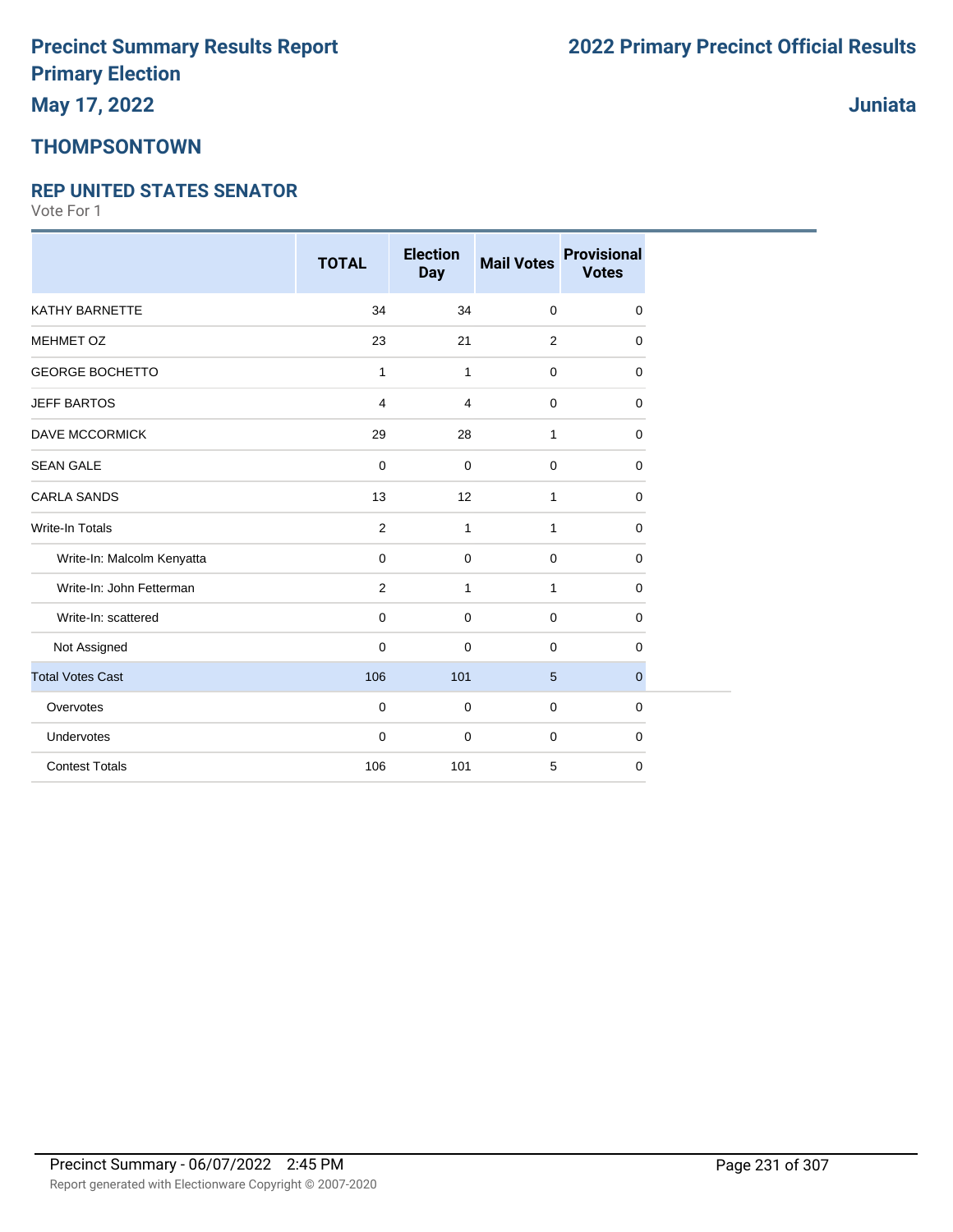# Precinct Summary Results Report
# Primary Election
## May 17, 2022

# 2022 Primary Precinct Official Results

## Juniata

## THOMPSONTOWN

### REP UNITED STATES SENATOR

Vote For 1

| | TOTAL | Election Day | Mail Votes | Provisional Votes |
|---|---|---|---|---|
| KATHY BARNETTE | 34 | 34 | 0 | 0 |
| MEHMET OZ | 23 | 21 | 2 | 0 |
| GEORGE BOCHETTO | 1 | 1 | 0 | 0 |
| JEFF BARTOS | 4 | 4 | 0 | 0 |
| DAVE MCCORMICK | 29 | 28 | 1 | 0 |
| SEAN GALE | 0 | 0 | 0 | 0 |
| CARLA SANDS | 13 | 12 | 1 | 0 |
| Write-In Totals | 2 | 1 | 1 | 0 |
| Write-In: Malcolm Kenyatta | 0 | 0 | 0 | 0 |
| Write-In: John Fetterman | 2 | 1 | 1 | 0 |
| Write-In: scattered | 0 | 0 | 0 | 0 |
| Not Assigned | 0 | 0 | 0 | 0 |
| Total Votes Cast | 106 | 101 | 5 | 0 |
| Overvotes | 0 | 0 | 0 | 0 |
| Undervotes | 0 | 0 | 0 | 0 |
| Contest Totals | 106 | 101 | 5 | 0 |

Precinct Summary - 06/07/2022 2:45 PM

Report generated with Electionware Copyright © 2007-2020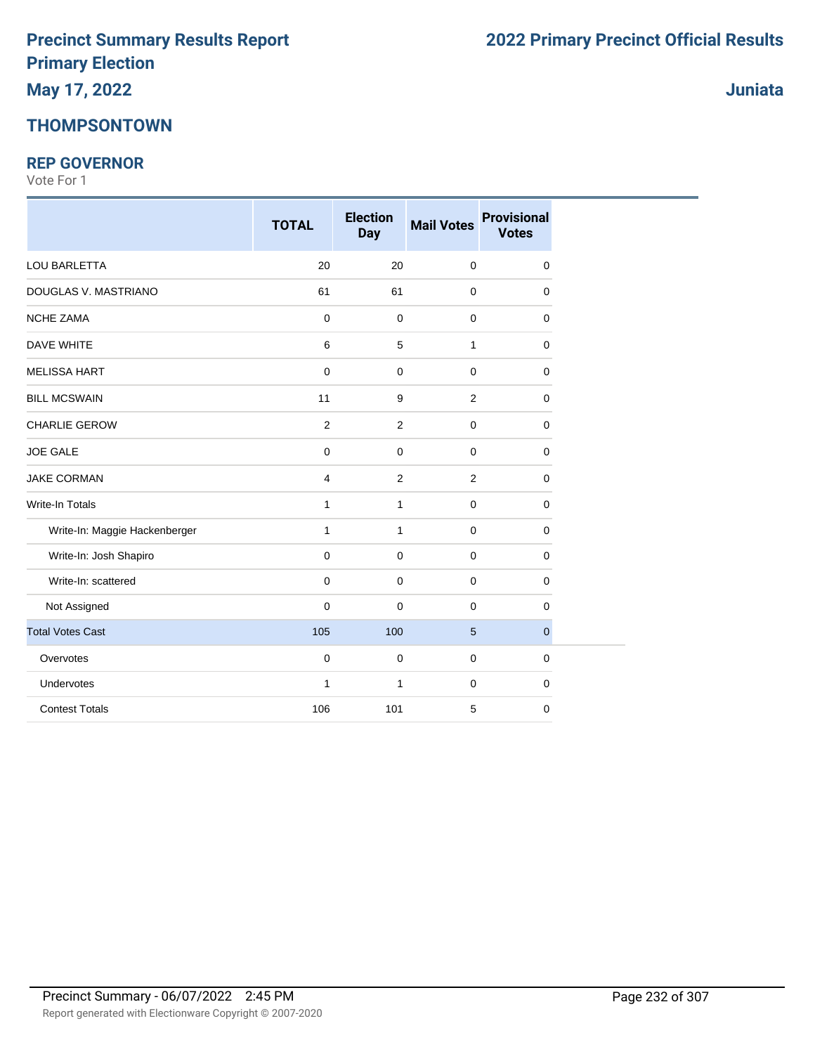# Precinct Summary Results Report
# Primary Election

**May 17, 2022**

# 2022 Primary Precinct Official Results

**Juniata**

## THOMPSONTOWN

### REP GOVERNOR

Vote For 1

| | TOTAL | Election Day | Mail Votes | Provisional Votes |
|---|---|---|---|---|
| LOU BARLETTA | 20 | 20 | 0 | 0 |
| DOUGLAS V. MASTRIANO | 61 | 61 | 0 | 0 |
| NCHE ZAMA | 0 | 0 | 0 | 0 |
| DAVE WHITE | 6 | 5 | 1 | 0 |
| MELISSA HART | 0 | 0 | 0 | 0 |
| BILL MCSWAIN | 11 | 9 | 2 | 0 |
| CHARLIE GEROW | 2 | 2 | 0 | 0 |
| JOE GALE | 0 | 0 | 0 | 0 |
| JAKE CORMAN | 4 | 2 | 2 | 0 |
| Write-In Totals | 1 | 1 | 0 | 0 |
| Write-In: Maggie Hackenberger | 1 | 1 | 0 | 0 |
| Write-In: Josh Shapiro | 0 | 0 | 0 | 0 |
| Write-In: scattered | 0 | 0 | 0 | 0 |
| Not Assigned | 0 | 0 | 0 | 0 |
| Total Votes Cast | 105 | 100 | 5 | 0 |
| Overvotes | 0 | 0 | 0 | 0 |
| Undervotes | 1 | 1 | 0 | 0 |
| Contest Totals | 106 | 101 | 5 | 0 |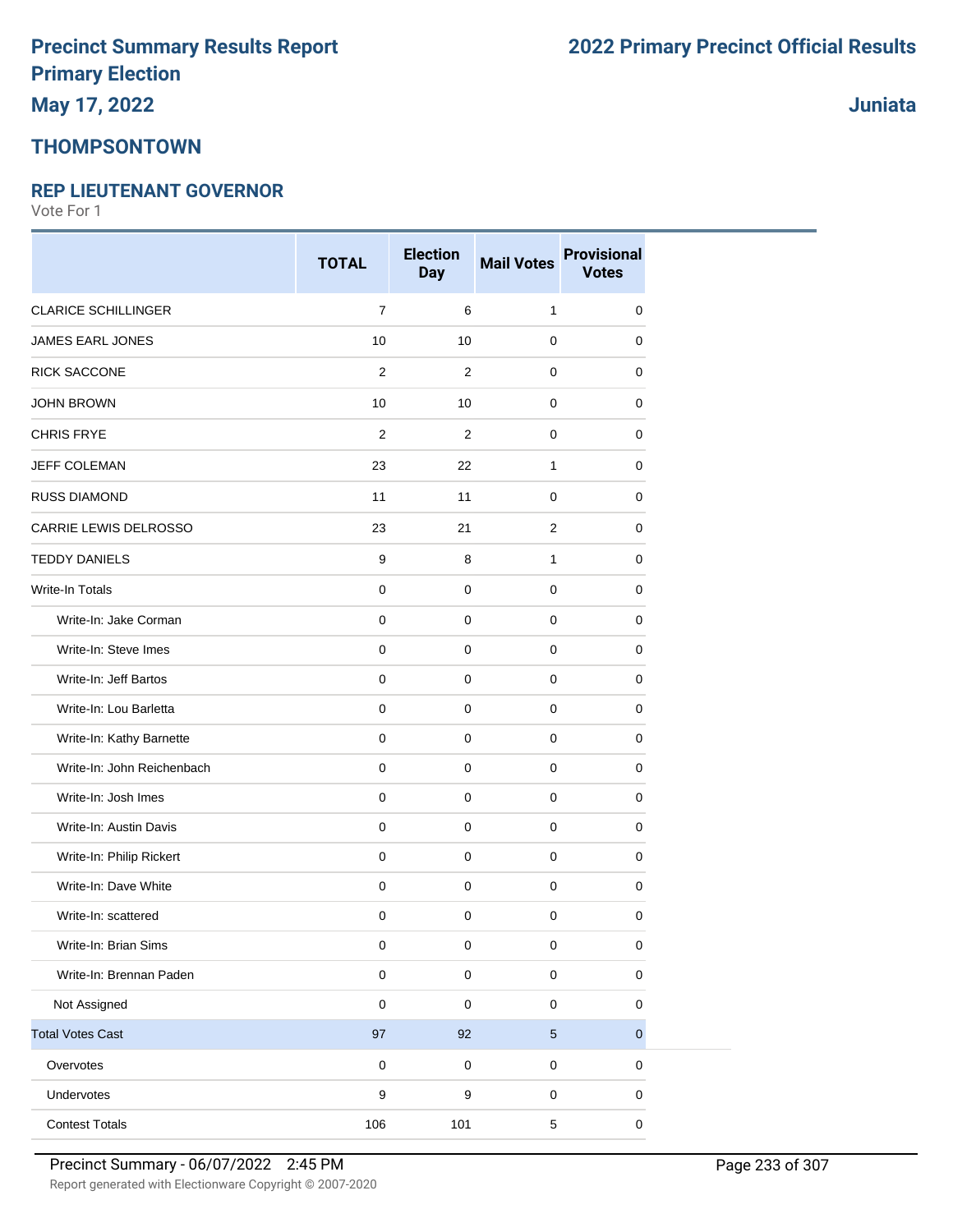# Precinct Summary Results Report
# Primary Election
## May 17, 2022

# 2022 Primary Precinct Official Results

## Juniata

## THOMPSONTOWN

### REP LIEUTENANT GOVERNOR

Vote For 1

| | TOTAL | Election Day | Mail Votes | Provisional Votes |
|---|---|---|---|---|
| CLARICE SCHILLINGER | 7 | 6 | 1 | 0 |
| JAMES EARL JONES | 10 | 10 | 0 | 0 |
| RICK SACCONE | 2 | 2 | 0 | 0 |
| JOHN BROWN | 10 | 10 | 0 | 0 |
| CHRIS FRYE | 2 | 2 | 0 | 0 |
| JEFF COLEMAN | 23 | 22 | 1 | 0 |
| RUSS DIAMOND | 11 | 11 | 0 | 0 |
| CARRIE LEWIS DELROSSO | 23 | 21 | 2 | 0 |
| TEDDY DANIELS | 9 | 8 | 1 | 0 |
| Write-In Totals | 0 | 0 | 0 | 0 |
| Write-In: Jake Corman | 0 | 0 | 0 | 0 |
| Write-In: Steve Imes | 0 | 0 | 0 | 0 |
| Write-In: Jeff Bartos | 0 | 0 | 0 | 0 |
| Write-In: Lou Barletta | 0 | 0 | 0 | 0 |
| Write-In: Kathy Barnette | 0 | 0 | 0 | 0 |
| Write-In: John Reichenbach | 0 | 0 | 0 | 0 |
| Write-In: Josh Imes | 0 | 0 | 0 | 0 |
| Write-In: Austin Davis | 0 | 0 | 0 | 0 |
| Write-In: Philip Rickert | 0 | 0 | 0 | 0 |
| Write-In: Dave White | 0 | 0 | 0 | 0 |
| Write-In: scattered | 0 | 0 | 0 | 0 |
| Write-In: Brian Sims | 0 | 0 | 0 | 0 |
| Write-In: Brennan Paden | 0 | 0 | 0 | 0 |
| Not Assigned | 0 | 0 | 0 | 0 |
| **Total Votes Cast** | 97 | 92 | 5 | 0 |
| Overvotes | 0 | 0 | 0 | 0 |
| Undervotes | 9 | 9 | 0 | 0 |
| Contest Totals | 106 | 101 | 5 | 0 |

Precinct Summary - 06/07/2022 2:45 PM

Report generated with Electionware Copyright © 2007-2020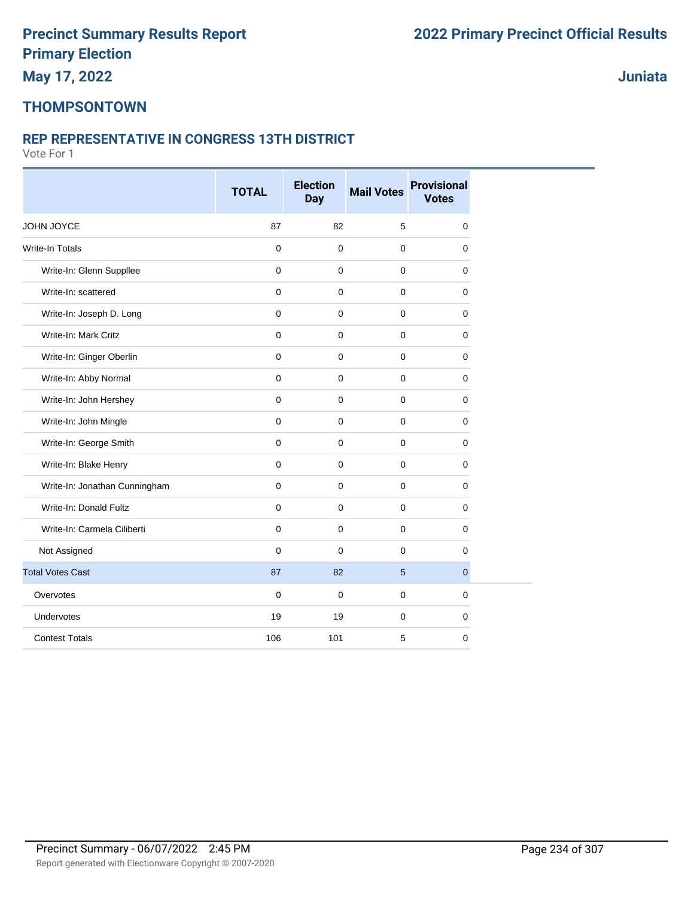# Precinct Summary Results Report
# Primary Election
### May 17, 2022

## 2022 Primary Precinct Official Results

### Juniata

## THOMPSONTOWN

### REP REPRESENTATIVE IN CONGRESS 13TH DISTRICT

Vote For 1

| | TOTAL | Election Day | Mail Votes | Provisional Votes |
|---|---|---|---|---|
| JOHN JOYCE | 87 | 82 | 5 | 0 |
| Write-In Totals | 0 | 0 | 0 | 0 |
| Write-In: Glenn Suppllee | 0 | 0 | 0 | 0 |
| Write-In: scattered | 0 | 0 | 0 | 0 |
| Write-In: Joseph D. Long | 0 | 0 | 0 | 0 |
| Write-In: Mark Critz | 0 | 0 | 0 | 0 |
| Write-In: Ginger Oberlin | 0 | 0 | 0 | 0 |
| Write-In: Abby Normal | 0 | 0 | 0 | 0 |
| Write-In: John Hershey | 0 | 0 | 0 | 0 |
| Write-In: John Mingle | 0 | 0 | 0 | 0 |
| Write-In: George Smith | 0 | 0 | 0 | 0 |
| Write-In: Blake Henry | 0 | 0 | 0 | 0 |
| Write-In: Jonathan Cunningham | 0 | 0 | 0 | 0 |
| Write-In: Donald Fultz | 0 | 0 | 0 | 0 |
| Write-In: Carmela Ciliberti | 0 | 0 | 0 | 0 |
| Not Assigned | 0 | 0 | 0 | 0 |
| Total Votes Cast | 87 | 82 | 5 | 0 |
| Overvotes | 0 | 0 | 0 | 0 |
| Undervotes | 19 | 19 | 0 | 0 |
| Contest Totals | 106 | 101 | 5 | 0 |

Precinct Summary - 06/07/2022 2:45 PM

Report generated with Electionware Copyright © 2007-2020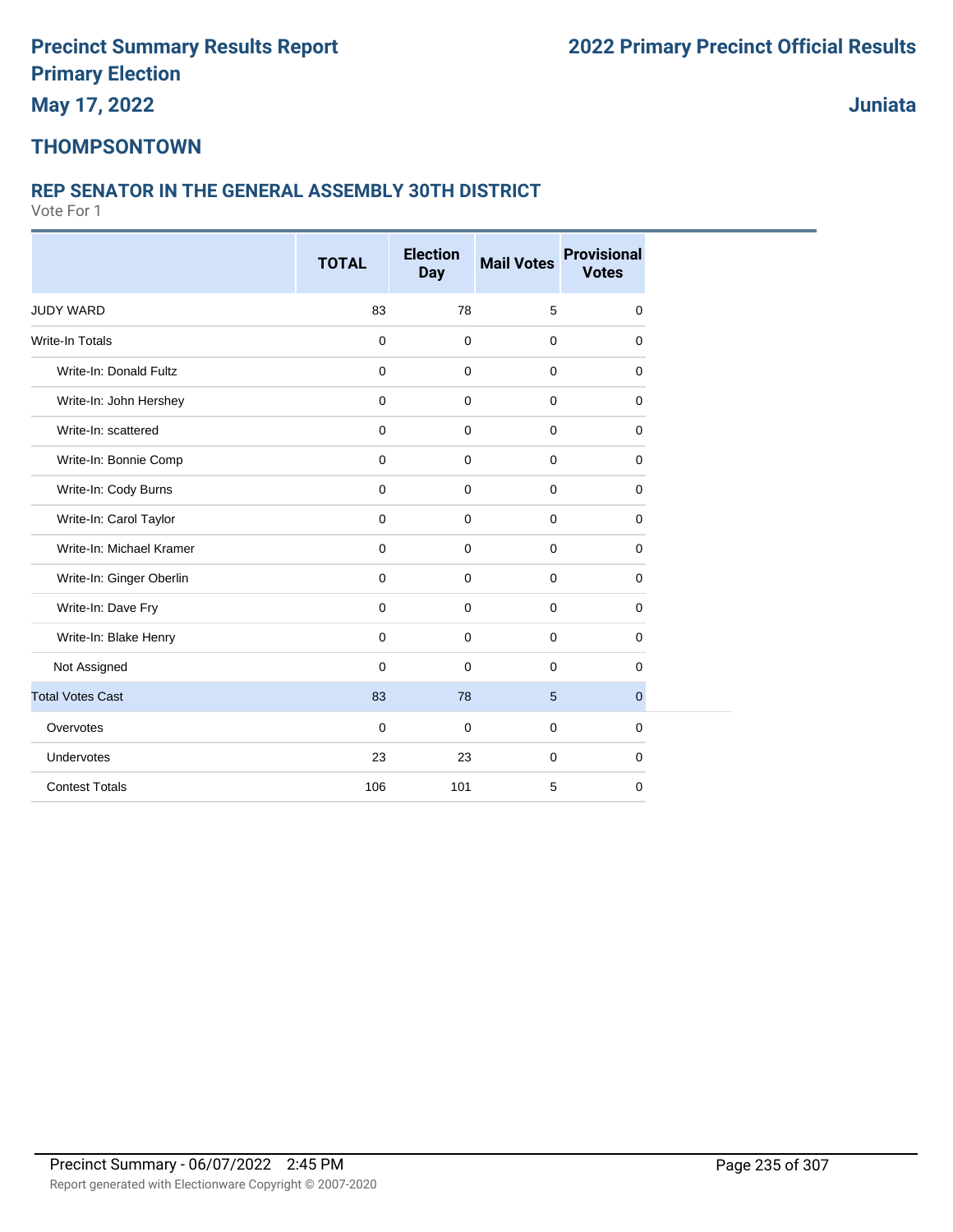# Precinct Summary Results Report
# Primary Election
# May 17, 2022

# 2022 Primary Precinct Official Results

# Juniata

## THOMPSONTOWN

### REP SENATOR IN THE GENERAL ASSEMBLY 30TH DISTRICT

Vote For 1

| | TOTAL | Election Day | Mail Votes | Provisional Votes |
|---|---|---|---|---|
| JUDY WARD | 83 | 78 | 5 | 0 |
| Write-In Totals | 0 | 0 | 0 | 0 |
| Write-In: Donald Fultz | 0 | 0 | 0 | 0 |
| Write-In: John Hershey | 0 | 0 | 0 | 0 |
| Write-In: scattered | 0 | 0 | 0 | 0 |
| Write-In: Bonnie Comp | 0 | 0 | 0 | 0 |
| Write-In: Cody Burns | 0 | 0 | 0 | 0 |
| Write-In: Carol Taylor | 0 | 0 | 0 | 0 |
| Write-In: Michael Kramer | 0 | 0 | 0 | 0 |
| Write-In: Ginger Oberlin | 0 | 0 | 0 | 0 |
| Write-In: Dave Fry | 0 | 0 | 0 | 0 |
| Write-In: Blake Henry | 0 | 0 | 0 | 0 |
| Not Assigned | 0 | 0 | 0 | 0 |
| Total Votes Cast | 83 | 78 | 5 | 0 |
| Overvotes | 0 | 0 | 0 | 0 |
| Undervotes | 23 | 23 | 0 | 0 |
| Contest Totals | 106 | 101 | 5 | 0 |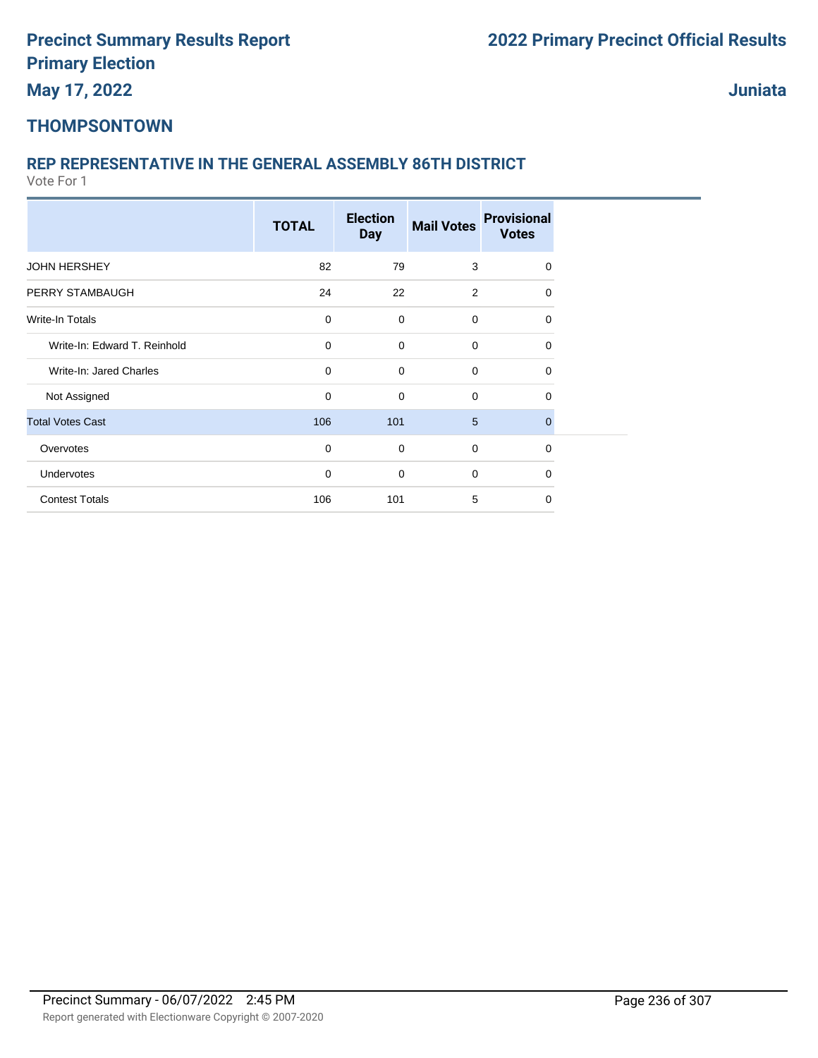# Precinct Summary Results Report
# Primary Election
**May 17, 2022**

# 2022 Primary Precinct Official Results

**Juniata**

## THOMPSONTOWN

### REP REPRESENTATIVE IN THE GENERAL ASSEMBLY 86TH DISTRICT

Vote For 1

| | TOTAL | Election Day | Mail Votes | Provisional Votes |
|---|---|---|---|---|
| JOHN HERSHEY | 82 | 79 | 3 | 0 |
| PERRY STAMBAUGH | 24 | 22 | 2 | 0 |
| Write-In Totals | 0 | 0 | 0 | 0 |
| Write-In: Edward T. Reinhold | 0 | 0 | 0 | 0 |
| Write-In: Jared Charles | 0 | 0 | 0 | 0 |
| Not Assigned | 0 | 0 | 0 | 0 |
| Total Votes Cast | 106 | 101 | 5 | 0 |
| Overvotes | 0 | 0 | 0 | 0 |
| Undervotes | 0 | 0 | 0 | 0 |
| Contest Totals | 106 | 101 | 5 | 0 |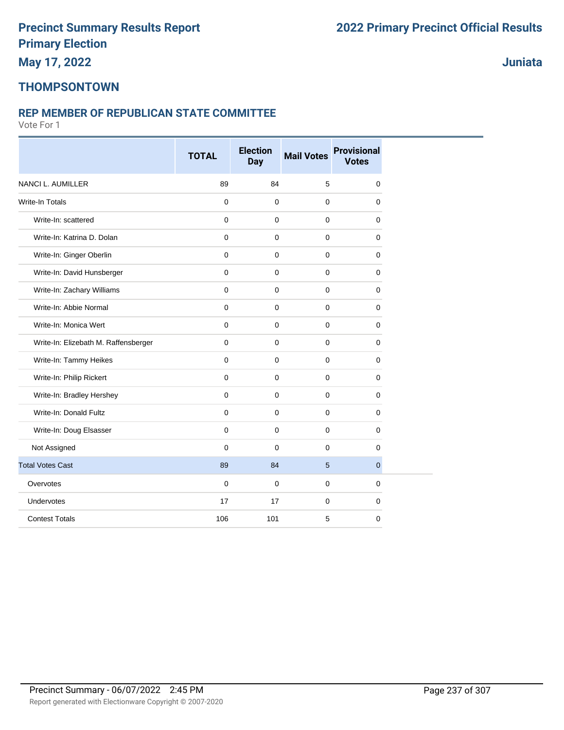# Precinct Summary Results Report
# Primary Election
## May 17, 2022

# 2022 Primary Precinct Official Results

## Juniata

## THOMPSONTOWN

### REP MEMBER OF REPUBLICAN STATE COMMITTEE

Vote For 1

| | TOTAL | Election Day | Mail Votes | Provisional Votes |
|---|---|---|---|---|
| NANCI L. AUMILLER | 89 | 84 | 5 | 0 |
| Write-In Totals | 0 | 0 | 0 | 0 |
| Write-In: scattered | 0 | 0 | 0 | 0 |
| Write-In: Katrina D. Dolan | 0 | 0 | 0 | 0 |
| Write-In: Ginger Oberlin | 0 | 0 | 0 | 0 |
| Write-In: David Hunsberger | 0 | 0 | 0 | 0 |
| Write-In: Zachary Williams | 0 | 0 | 0 | 0 |
| Write-In: Abbie Normal | 0 | 0 | 0 | 0 |
| Write-In: Monica Wert | 0 | 0 | 0 | 0 |
| Write-In: Elizebath M. Raffensberger | 0 | 0 | 0 | 0 |
| Write-In: Tammy Heikes | 0 | 0 | 0 | 0 |
| Write-In: Philip Rickert | 0 | 0 | 0 | 0 |
| Write-In: Bradley Hershey | 0 | 0 | 0 | 0 |
| Write-In: Donald Fultz | 0 | 0 | 0 | 0 |
| Write-In: Doug Elsasser | 0 | 0 | 0 | 0 |
| Not Assigned | 0 | 0 | 0 | 0 |
| Total Votes Cast | 89 | 84 | 5 | 0 |
| Overvotes | 0 | 0 | 0 | 0 |
| Undervotes | 17 | 17 | 0 | 0 |
| Contest Totals | 106 | 101 | 5 | 0 |

Precinct Summary - 06/07/2022 2:45 PM

Report generated with Electionware Copyright © 2007-2020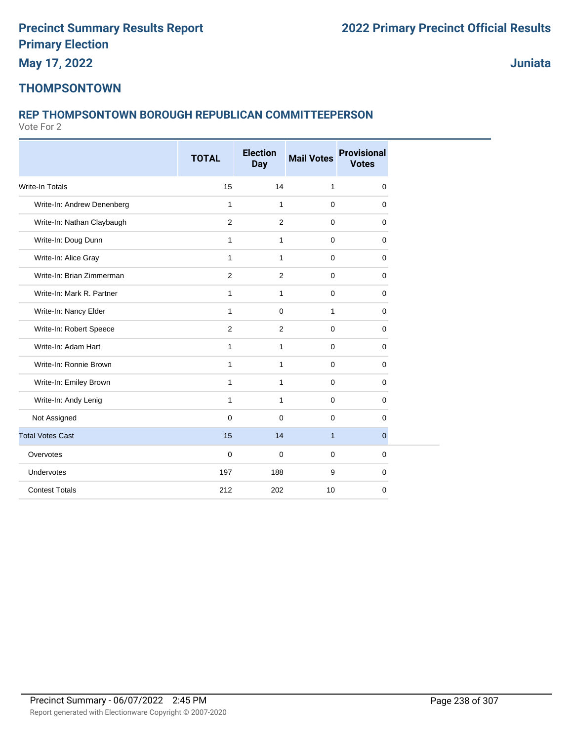# Precinct Summary Results Report
# Primary Election
# May 17, 2022

# 2022 Primary Precinct Official Results

**Juniata**

## THOMPSONTOWN

### REP THOMPSONTOWN BOROUGH REPUBLICAN COMMITTEEPERSON

Vote For 2

| | TOTAL | Election Day | Mail Votes | Provisional Votes |
|---|---|---|---|---|
| Write-In Totals | 15 | 14 | 1 | 0 |
| Write-In: Andrew Denenberg | 1 | 1 | 0 | 0 |
| Write-In: Nathan Claybaugh | 2 | 2 | 0 | 0 |
| Write-In: Doug Dunn | 1 | 1 | 0 | 0 |
| Write-In: Alice Gray | 1 | 1 | 0 | 0 |
| Write-In: Brian Zimmerman | 2 | 2 | 0 | 0 |
| Write-In: Mark R. Partner | 1 | 1 | 0 | 0 |
| Write-In: Nancy Elder | 1 | 0 | 1 | 0 |
| Write-In: Robert Speece | 2 | 2 | 0 | 0 |
| Write-In: Adam Hart | 1 | 1 | 0 | 0 |
| Write-In: Ronnie Brown | 1 | 1 | 0 | 0 |
| Write-In: Emiley Brown | 1 | 1 | 0 | 0 |
| Write-In: Andy Lenig | 1 | 1 | 0 | 0 |
| Not Assigned | 0 | 0 | 0 | 0 |
| Total Votes Cast | 15 | 14 | 1 | 0 |
| Overvotes | 0 | 0 | 0 | 0 |
| Undervotes | 197 | 188 | 9 | 0 |
| Contest Totals | 212 | 202 | 10 | 0 |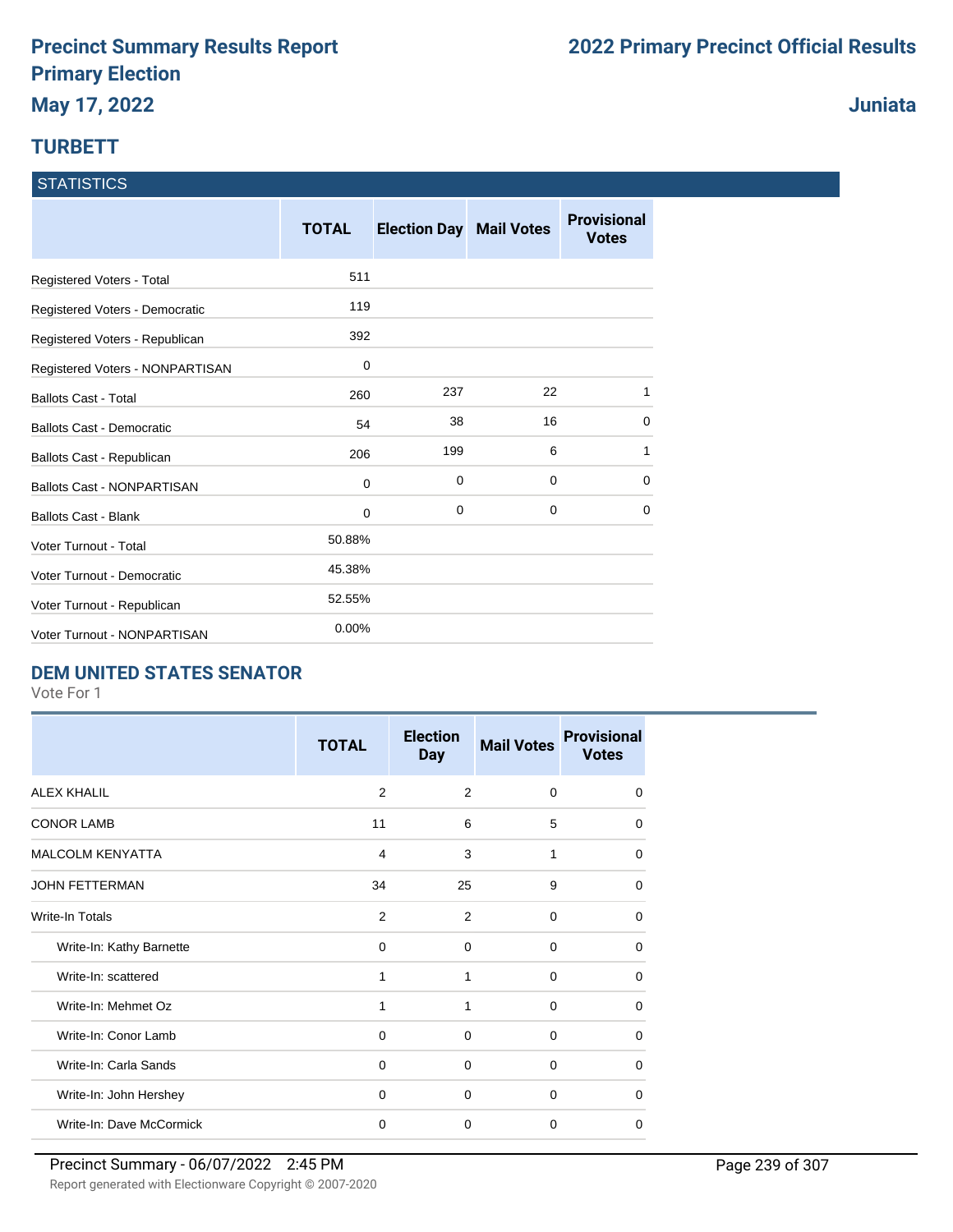# Precinct Summary Results Report
# Primary Election
# May 17, 2022

# 2022 Primary Precinct Official Results

# Juniata

## TURBETT

### STATISTICS

| | TOTAL | Election Day | Mail Votes | Provisional Votes |
|---|---|---|---|---|
| Registered Voters - Total | 511 | | | |
| Registered Voters - Democratic | 119 | | | |
| Registered Voters - Republican | 392 | | | |
| Registered Voters - NONPARTISAN | 0 | | | |
| Ballots Cast - Total | 260 | 237 | 22 | 1 |
| Ballots Cast - Democratic | 54 | 38 | 16 | 0 |
| Ballots Cast - Republican | 206 | 199 | 6 | 1 |
| Ballots Cast - NONPARTISAN | 0 | 0 | 0 | 0 |
| Ballots Cast - Blank | 0 | 0 | 0 | 0 |
| Voter Turnout - Total | 50.88% | | | |
| Voter Turnout - Democratic | 45.38% | | | |
| Voter Turnout - Republican | 52.55% | | | |
| Voter Turnout - NONPARTISAN | 0.00% | | | |

## DEM UNITED STATES SENATOR

Vote For 1

| | TOTAL | Election Day | Mail Votes | Provisional Votes |
|---|---|---|---|---|
| ALEX KHALIL | 2 | 2 | 0 | 0 |
| CONOR LAMB | 11 | 6 | 5 | 0 |
| MALCOLM KENYATTA | 4 | 3 | 1 | 0 |
| JOHN FETTERMAN | 34 | 25 | 9 | 0 |
| Write-In Totals | 2 | 2 | 0 | 0 |
| Write-In: Kathy Barnette | 0 | 0 | 0 | 0 |
| Write-In: scattered | 1 | 1 | 0 | 0 |
| Write-In: Mehmet Oz | 1 | 1 | 0 | 0 |
| Write-In: Conor Lamb | 0 | 0 | 0 | 0 |
| Write-In: Carla Sands | 0 | 0 | 0 | 0 |
| Write-In: John Hershey | 0 | 0 | 0 | 0 |
| Write-In: Dave McCormick | 0 | 0 | 0 | 0 |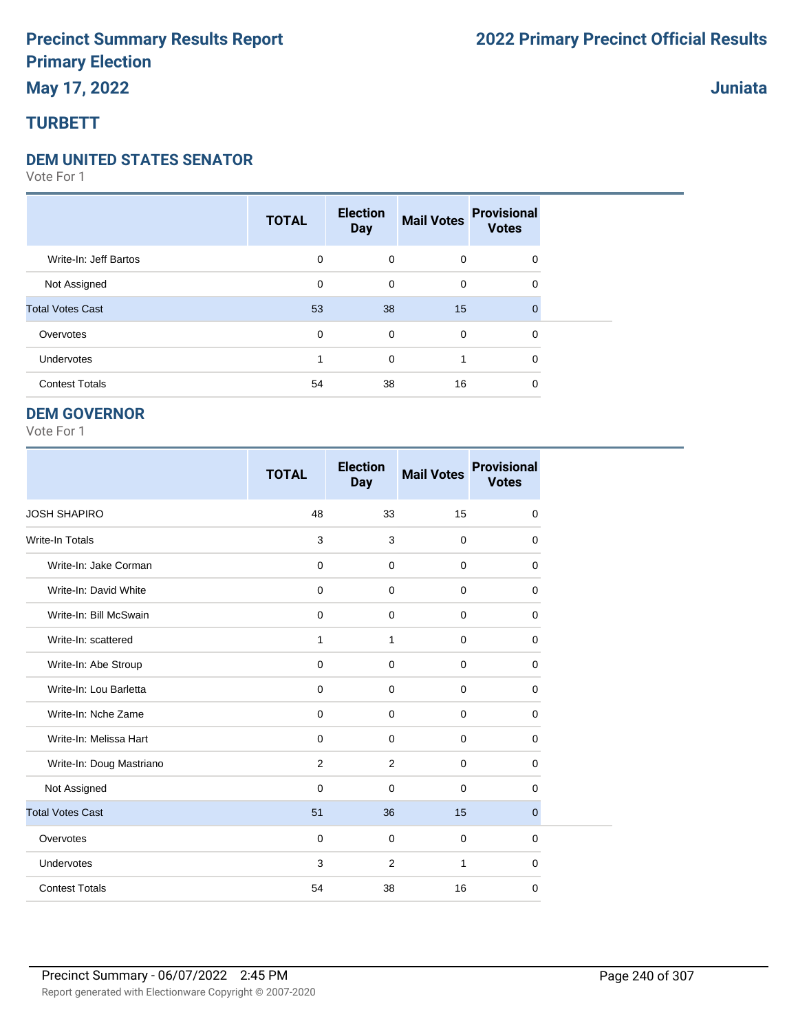# Precinct Summary Results Report

# Primary Election

## May 17, 2022

# 2022 Primary Precinct Official Results

## Juniata

## TURBETT

### DEM UNITED STATES SENATOR

Vote For 1

| | TOTAL | Election Day | Mail Votes | Provisional Votes |
|---|---|---|---|---|
| Write-In: Jeff Bartos | 0 | 0 | 0 | 0 |
| Not Assigned | 0 | 0 | 0 | 0 |
| Total Votes Cast | 53 | 38 | 15 | 0 |
| Overvotes | 0 | 0 | 0 | 0 |
| Undervotes | 1 | 0 | 1 | 0 |
| Contest Totals | 54 | 38 | 16 | 0 |

### DEM GOVERNOR

Vote For 1

| | TOTAL | Election Day | Mail Votes | Provisional Votes |
|---|---|---|---|---|
| JOSH SHAPIRO | 48 | 33 | 15 | 0 |
| Write-In Totals | 3 | 3 | 0 | 0 |
| Write-In: Jake Corman | 0 | 0 | 0 | 0 |
| Write-In: David White | 0 | 0 | 0 | 0 |
| Write-In: Bill McSwain | 0 | 0 | 0 | 0 |
| Write-In: scattered | 1 | 1 | 0 | 0 |
| Write-In: Abe Stroup | 0 | 0 | 0 | 0 |
| Write-In: Lou Barletta | 0 | 0 | 0 | 0 |
| Write-In: Nche Zame | 0 | 0 | 0 | 0 |
| Write-In: Melissa Hart | 0 | 0 | 0 | 0 |
| Write-In: Doug Mastriano | 2 | 2 | 0 | 0 |
| Not Assigned | 0 | 0 | 0 | 0 |
| Total Votes Cast | 51 | 36 | 15 | 0 |
| Overvotes | 0 | 0 | 0 | 0 |
| Undervotes | 3 | 2 | 1 | 0 |
| Contest Totals | 54 | 38 | 16 | 0 |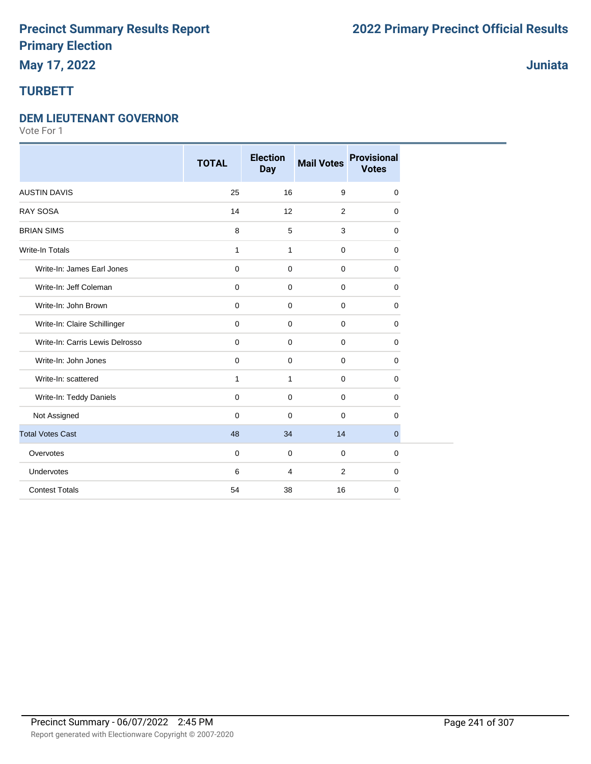# Precinct Summary Results Report
# Primary Election
## May 17, 2022

# 2022 Primary Precinct Official Results

## Juniata

## TURBETT

### DEM LIEUTENANT GOVERNOR

Vote For 1

| | TOTAL | Election Day | Mail Votes | Provisional Votes |
|---|---|---|---|---|
| AUSTIN DAVIS | 25 | 16 | 9 | 0 |
| RAY SOSA | 14 | 12 | 2 | 0 |
| BRIAN SIMS | 8 | 5 | 3 | 0 |
| Write-In Totals | 1 | 1 | 0 | 0 |
| Write-In: James Earl Jones | 0 | 0 | 0 | 0 |
| Write-In: Jeff Coleman | 0 | 0 | 0 | 0 |
| Write-In: John Brown | 0 | 0 | 0 | 0 |
| Write-In: Claire Schillinger | 0 | 0 | 0 | 0 |
| Write-In: Carris Lewis Delrosso | 0 | 0 | 0 | 0 |
| Write-In: John Jones | 0 | 0 | 0 | 0 |
| Write-In: scattered | 1 | 1 | 0 | 0 |
| Write-In: Teddy Daniels | 0 | 0 | 0 | 0 |
| Not Assigned | 0 | 0 | 0 | 0 |
| Total Votes Cast | 48 | 34 | 14 | 0 |
| Overvotes | 0 | 0 | 0 | 0 |
| Undervotes | 6 | 4 | 2 | 0 |
| Contest Totals | 54 | 38 | 16 | 0 |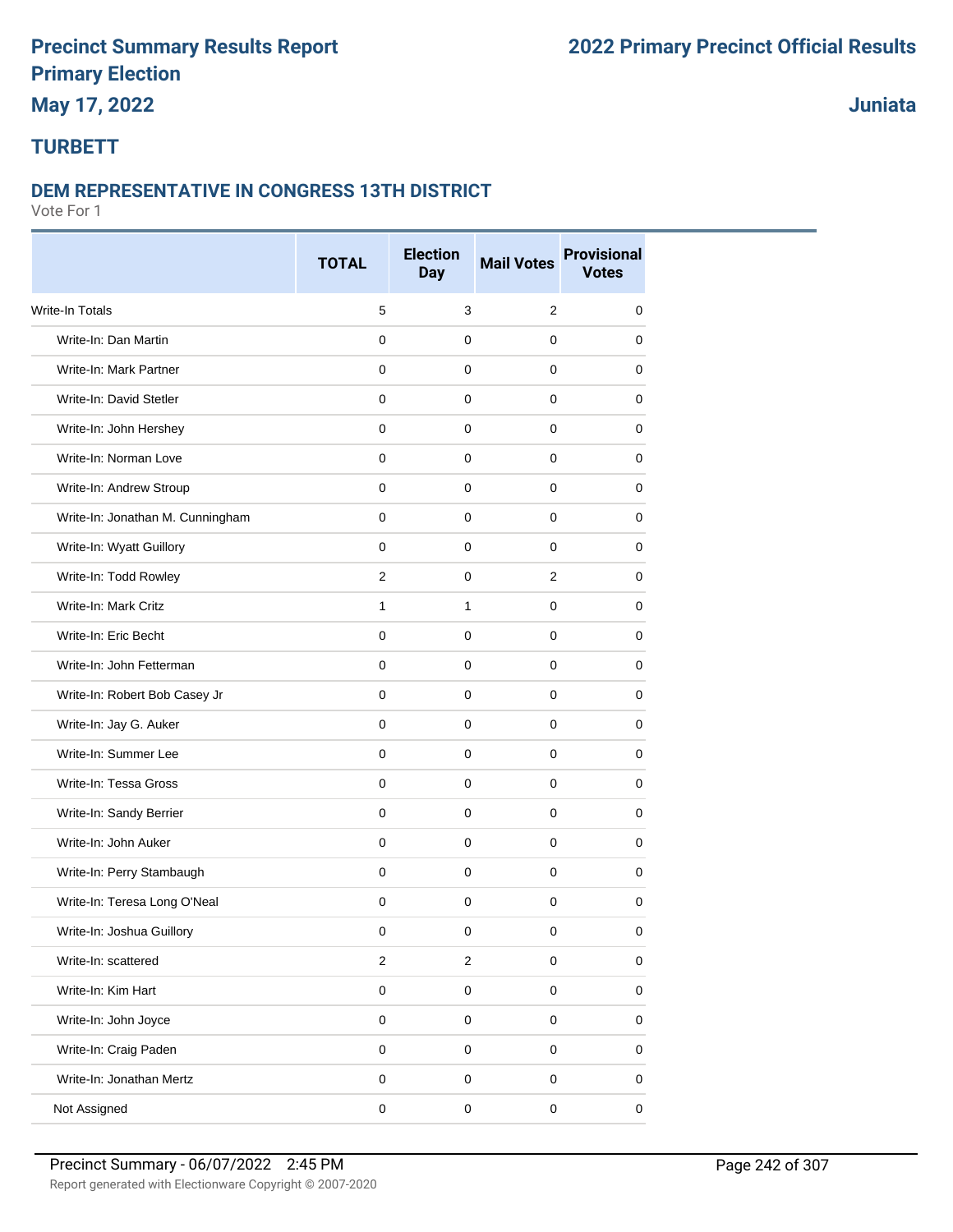# Precinct Summary Results Report
# Primary Election
## May 17, 2022

## 2022 Primary Precinct Official Results

## Juniata

### TURBETT

### DEM REPRESENTATIVE IN CONGRESS 13TH DISTRICT
Vote For 1

| | TOTAL | Election Day | Mail Votes | Provisional Votes |
|---|---|---|---|---|
| Write-In Totals | 5 | 3 | 2 | 0 |
| Write-In: Dan Martin | 0 | 0 | 0 | 0 |
| Write-In: Mark Partner | 0 | 0 | 0 | 0 |
| Write-In: David Stetler | 0 | 0 | 0 | 0 |
| Write-In: John Hershey | 0 | 0 | 0 | 0 |
| Write-In: Norman Love | 0 | 0 | 0 | 0 |
| Write-In: Andrew Stroup | 0 | 0 | 0 | 0 |
| Write-In: Jonathan M. Cunningham | 0 | 0 | 0 | 0 |
| Write-In: Wyatt Guillory | 0 | 0 | 0 | 0 |
| Write-In: Todd Rowley | 2 | 0 | 2 | 0 |
| Write-In: Mark Critz | 1 | 1 | 0 | 0 |
| Write-In: Eric Becht | 0 | 0 | 0 | 0 |
| Write-In: John Fetterman | 0 | 0 | 0 | 0 |
| Write-In: Robert Bob Casey Jr | 0 | 0 | 0 | 0 |
| Write-In: Jay G. Auker | 0 | 0 | 0 | 0 |
| Write-In: Summer Lee | 0 | 0 | 0 | 0 |
| Write-In: Tessa Gross | 0 | 0 | 0 | 0 |
| Write-In: Sandy Berrier | 0 | 0 | 0 | 0 |
| Write-In: John Auker | 0 | 0 | 0 | 0 |
| Write-In: Perry Stambaugh | 0 | 0 | 0 | 0 |
| Write-In: Teresa Long O'Neal | 0 | 0 | 0 | 0 |
| Write-In: Joshua Guillory | 0 | 0 | 0 | 0 |
| Write-In: scattered | 2 | 2 | 0 | 0 |
| Write-In: Kim Hart | 0 | 0 | 0 | 0 |
| Write-In: John Joyce | 0 | 0 | 0 | 0 |
| Write-In: Craig Paden | 0 | 0 | 0 | 0 |
| Write-In: Jonathan Mertz | 0 | 0 | 0 | 0 |
| Not Assigned | 0 | 0 | 0 | 0 |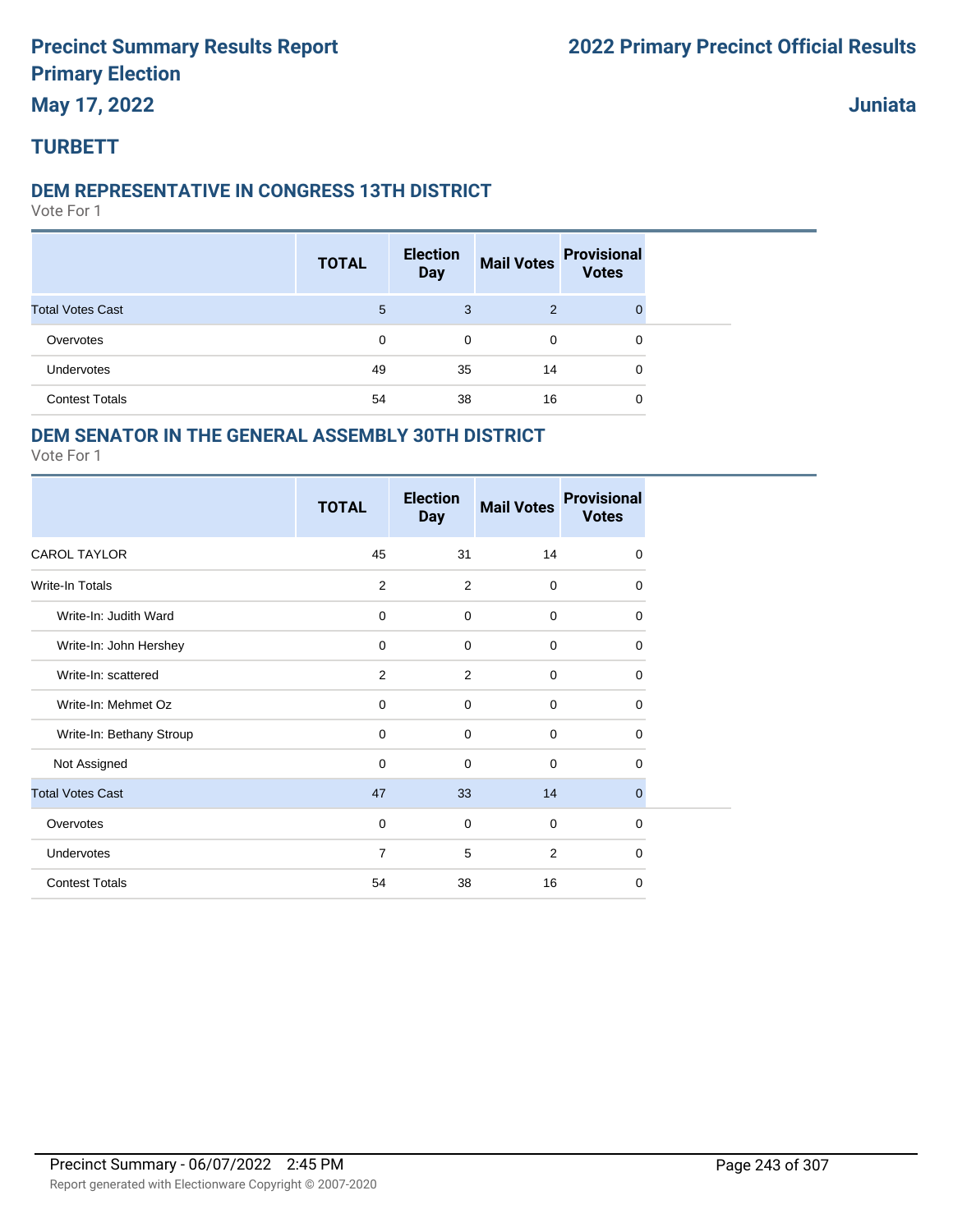# Precinct Summary Results Report
# Primary Election
# May 17, 2022

# 2022 Primary Precinct Official Results

# Juniata

## TURBETT

### DEM REPRESENTATIVE IN CONGRESS 13TH DISTRICT

Vote For 1

| | TOTAL | Election Day | Mail Votes | Provisional Votes |
|---|---|---|---|---|
| Total Votes Cast | 5 | 3 | 2 | 0 |
| Overvotes | 0 | 0 | 0 | 0 |
| Undervotes | 49 | 35 | 14 | 0 |
| Contest Totals | 54 | 38 | 16 | 0 |

### DEM SENATOR IN THE GENERAL ASSEMBLY 30TH DISTRICT

Vote For 1

| | TOTAL | Election Day | Mail Votes | Provisional Votes |
|---|---|---|---|---|
| CAROL TAYLOR | 45 | 31 | 14 | 0 |
| Write-In Totals | 2 | 2 | 0 | 0 |
| Write-In: Judith Ward | 0 | 0 | 0 | 0 |
| Write-In: John Hershey | 0 | 0 | 0 | 0 |
| Write-In: scattered | 2 | 2 | 0 | 0 |
| Write-In: Mehmet Oz | 0 | 0 | 0 | 0 |
| Write-In: Bethany Stroup | 0 | 0 | 0 | 0 |
| Not Assigned | 0 | 0 | 0 | 0 |
| Total Votes Cast | 47 | 33 | 14 | 0 |
| Overvotes | 0 | 0 | 0 | 0 |
| Undervotes | 7 | 5 | 2 | 0 |
| Contest Totals | 54 | 38 | 16 | 0 |

Precinct Summary - 06/07/2022 2:45 PM

Report generated with Electionware Copyright © 2007-2020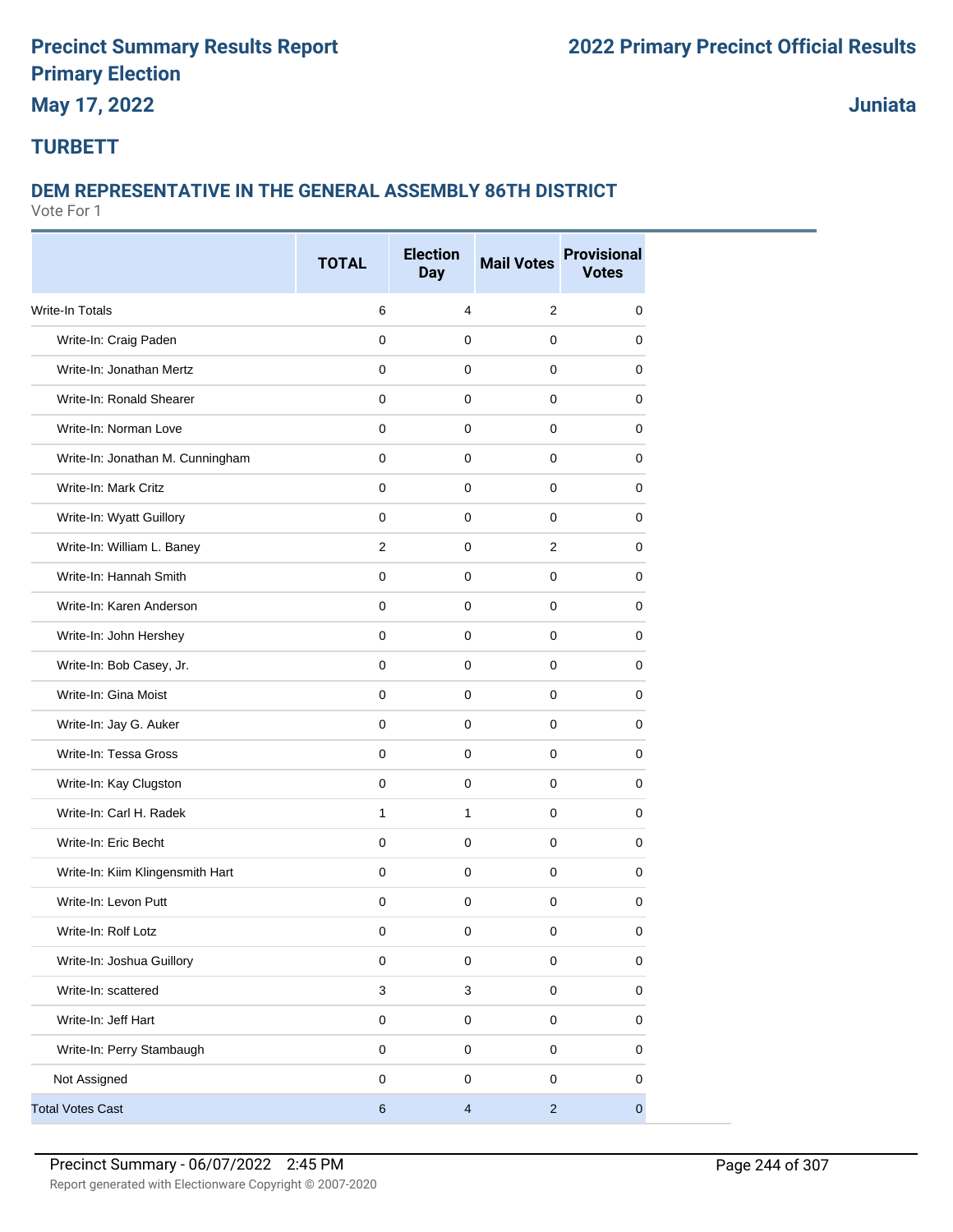# Precinct Summary Results Report
# Primary Election
## May 17, 2022

**2022 Primary Precinct Official Results**

**Juniata**

## TURBETT

### DEM REPRESENTATIVE IN THE GENERAL ASSEMBLY 86TH DISTRICT

Vote For 1

| | TOTAL | Election Day | Mail Votes | Provisional Votes |
|---|---|---|---|---|
| Write-In Totals | 6 | 4 | 2 | 0 |
| Write-In: Craig Paden | 0 | 0 | 0 | 0 |
| Write-In: Jonathan Mertz | 0 | 0 | 0 | 0 |
| Write-In: Ronald Shearer | 0 | 0 | 0 | 0 |
| Write-In: Norman Love | 0 | 0 | 0 | 0 |
| Write-In: Jonathan M. Cunningham | 0 | 0 | 0 | 0 |
| Write-In: Mark Critz | 0 | 0 | 0 | 0 |
| Write-In: Wyatt Guillory | 0 | 0 | 0 | 0 |
| Write-In: William L. Baney | 2 | 0 | 2 | 0 |
| Write-In: Hannah Smith | 0 | 0 | 0 | 0 |
| Write-In: Karen Anderson | 0 | 0 | 0 | 0 |
| Write-In: John Hershey | 0 | 0 | 0 | 0 |
| Write-In: Bob Casey, Jr. | 0 | 0 | 0 | 0 |
| Write-In: Gina Moist | 0 | 0 | 0 | 0 |
| Write-In: Jay G. Auker | 0 | 0 | 0 | 0 |
| Write-In: Tessa Gross | 0 | 0 | 0 | 0 |
| Write-In: Kay Clugston | 0 | 0 | 0 | 0 |
| Write-In: Carl H. Radek | 1 | 1 | 0 | 0 |
| Write-In: Eric Becht | 0 | 0 | 0 | 0 |
| Write-In: Kiim Klingensmith Hart | 0 | 0 | 0 | 0 |
| Write-In: Levon Putt | 0 | 0 | 0 | 0 |
| Write-In: Rolf Lotz | 0 | 0 | 0 | 0 |
| Write-In: Joshua Guillory | 0 | 0 | 0 | 0 |
| Write-In: scattered | 3 | 3 | 0 | 0 |
| Write-In: Jeff Hart | 0 | 0 | 0 | 0 |
| Write-In: Perry Stambaugh | 0 | 0 | 0 | 0 |
| Not Assigned | 0 | 0 | 0 | 0 |
| Total Votes Cast | 6 | 4 | 2 | 0 |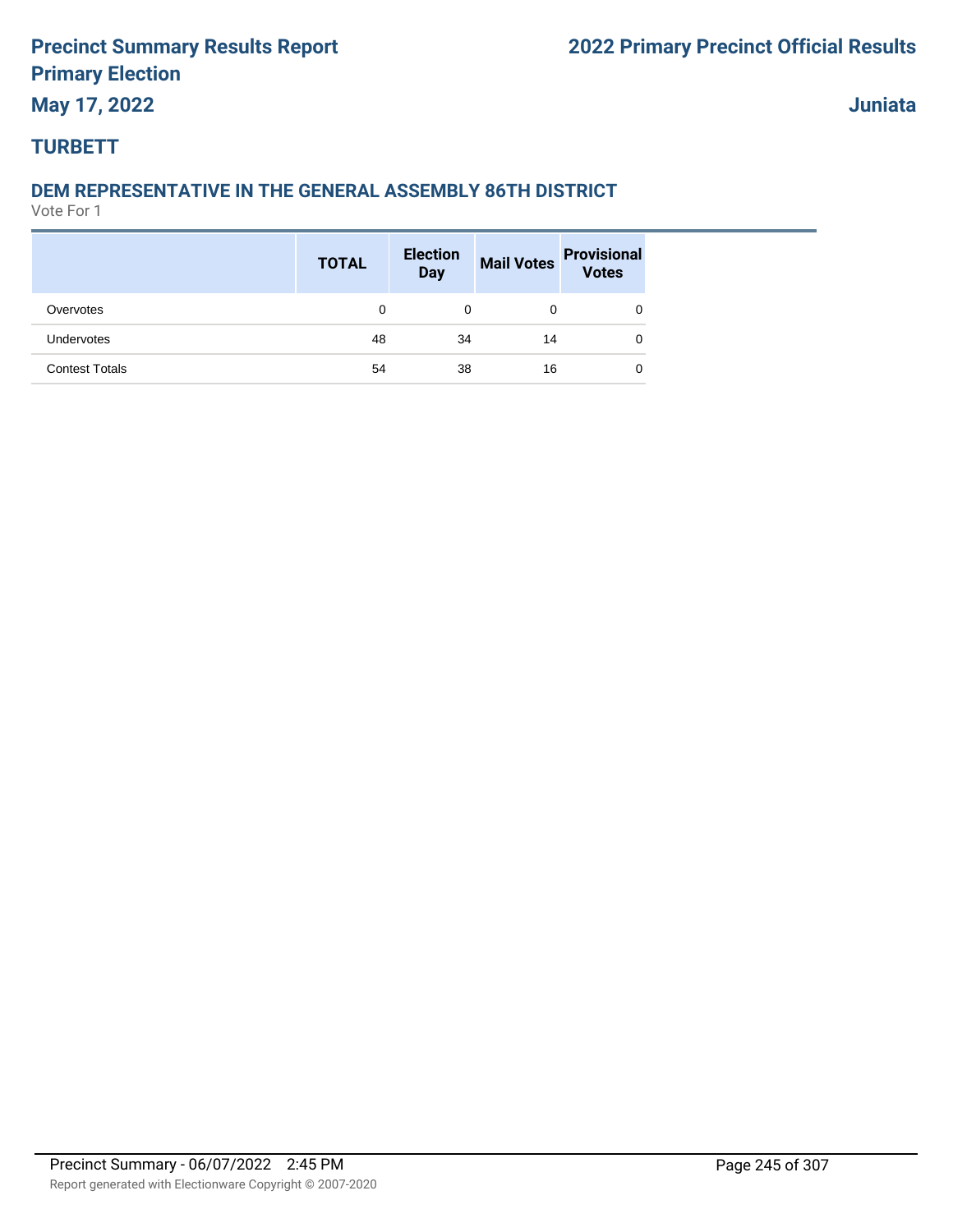# Precinct Summary Results Report

## Primary Election

**May 17, 2022**

**2022 Primary Precinct Official Results**

**Juniata**

## TURBETT

### DEM REPRESENTATIVE IN THE GENERAL ASSEMBLY 86TH DISTRICT

Vote For 1

| | TOTAL | Election Day | Mail Votes | Provisional Votes |
|---|---|---|---|---|
| Overvotes | 0 | 0 | 0 | 0 |
| Undervotes | 48 | 34 | 14 | 0 |
| Contest Totals | 54 | 38 | 16 | 0 |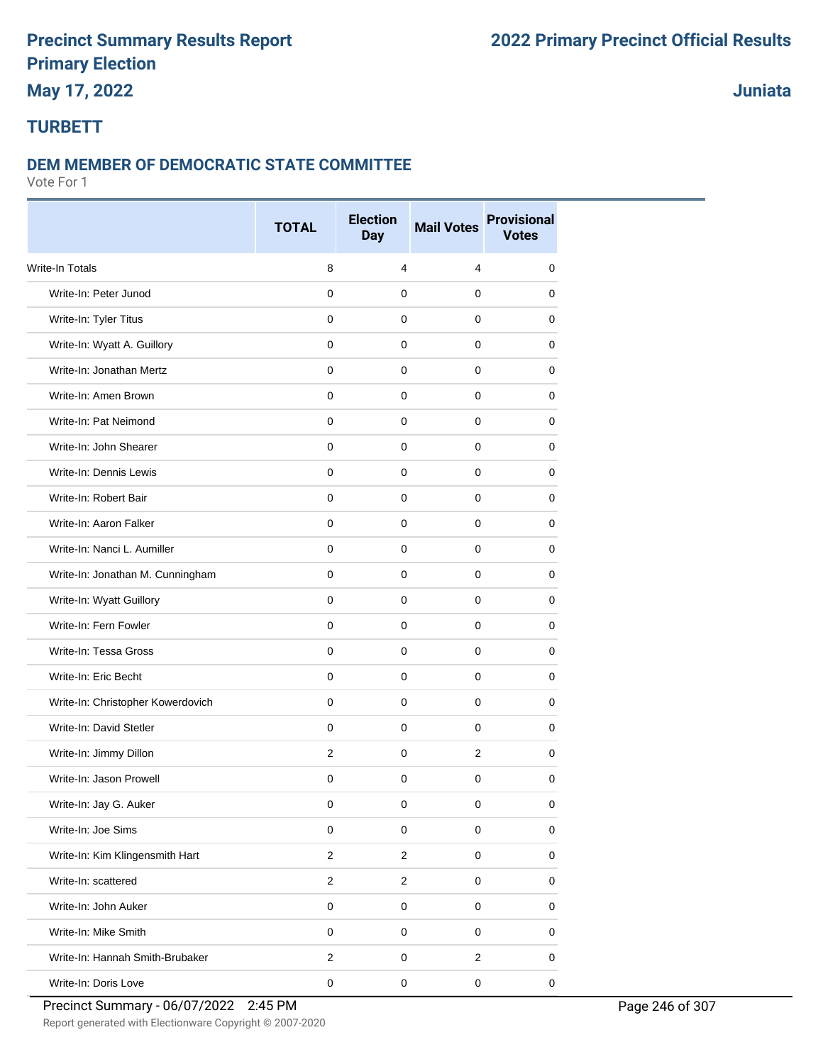# Precinct Summary Results Report
# Primary Election
## May 17, 2022

# 2022 Primary Precinct Official Results

## Juniata

## TURBETT

### DEM MEMBER OF DEMOCRATIC STATE COMMITTEE

Vote For 1

| | TOTAL | Election Day | Mail Votes | Provisional Votes |
|---|---|---|---|---|
| Write-In Totals | 8 | 4 | 4 | 0 |
| Write-In: Peter Junod | 0 | 0 | 0 | 0 |
| Write-In: Tyler Titus | 0 | 0 | 0 | 0 |
| Write-In: Wyatt A. Guillory | 0 | 0 | 0 | 0 |
| Write-In: Jonathan Mertz | 0 | 0 | 0 | 0 |
| Write-In: Amen Brown | 0 | 0 | 0 | 0 |
| Write-In: Pat Neimond | 0 | 0 | 0 | 0 |
| Write-In: John Shearer | 0 | 0 | 0 | 0 |
| Write-In: Dennis Lewis | 0 | 0 | 0 | 0 |
| Write-In: Robert Bair | 0 | 0 | 0 | 0 |
| Write-In: Aaron Falker | 0 | 0 | 0 | 0 |
| Write-In: Nanci L. Aumiller | 0 | 0 | 0 | 0 |
| Write-In: Jonathan M. Cunningham | 0 | 0 | 0 | 0 |
| Write-In: Wyatt Guillory | 0 | 0 | 0 | 0 |
| Write-In: Fern Fowler | 0 | 0 | 0 | 0 |
| Write-In: Tessa Gross | 0 | 0 | 0 | 0 |
| Write-In: Eric Becht | 0 | 0 | 0 | 0 |
| Write-In: Christopher Kowerdovich | 0 | 0 | 0 | 0 |
| Write-In: David Stetler | 0 | 0 | 0 | 0 |
| Write-In: Jimmy Dillon | 2 | 0 | 2 | 0 |
| Write-In: Jason Prowell | 0 | 0 | 0 | 0 |
| Write-In: Jay G. Auker | 0 | 0 | 0 | 0 |
| Write-In: Joe Sims | 0 | 0 | 0 | 0 |
| Write-In: Kim Klingensmith Hart | 2 | 2 | 0 | 0 |
| Write-In: scattered | 2 | 2 | 0 | 0 |
| Write-In: John Auker | 0 | 0 | 0 | 0 |
| Write-In: Mike Smith | 0 | 0 | 0 | 0 |
| Write-In: Hannah Smith-Brubaker | 2 | 0 | 2 | 0 |
| Write-In: Doris Love | 0 | 0 | 0 | 0 |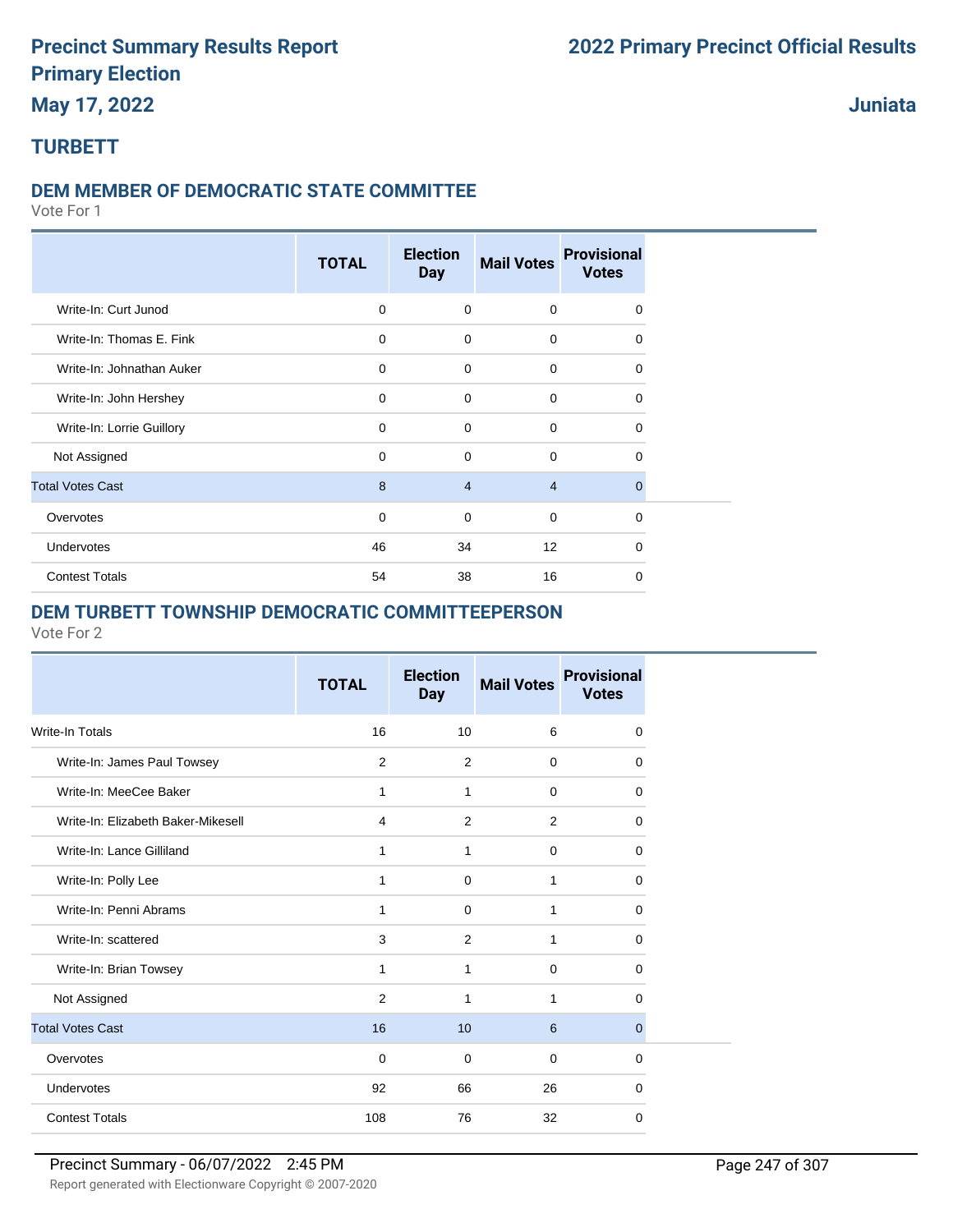# Precinct Summary Results Report
# Primary Election
# May 17, 2022

# 2022 Primary Precinct Official Results

## Juniata

## TURBETT

### DEM MEMBER OF DEMOCRATIC STATE COMMITTEE

Vote For 1

| | TOTAL | Election Day | Mail Votes | Provisional Votes |
|---|---|---|---|---|
| Write-In: Curt Junod | 0 | 0 | 0 | 0 |
| Write-In: Thomas E. Fink | 0 | 0 | 0 | 0 |
| Write-In: Johnathan Auker | 0 | 0 | 0 | 0 |
| Write-In: John Hershey | 0 | 0 | 0 | 0 |
| Write-In: Lorrie Guillory | 0 | 0 | 0 | 0 |
| Not Assigned | 0 | 0 | 0 | 0 |
| Total Votes Cast | 8 | 4 | 4 | 0 |
| Overvotes | 0 | 0 | 0 | 0 |
| Undervotes | 46 | 34 | 12 | 0 |
| Contest Totals | 54 | 38 | 16 | 0 |

### DEM TURBETT TOWNSHIP DEMOCRATIC COMMITTEEPERSON

Vote For 2

| | TOTAL | Election Day | Mail Votes | Provisional Votes |
|---|---|---|---|---|
| Write-In Totals | 16 | 10 | 6 | 0 |
| Write-In: James Paul Towsey | 2 | 2 | 0 | 0 |
| Write-In: MeeCee Baker | 1 | 1 | 0 | 0 |
| Write-In: Elizabeth Baker-Mikesell | 4 | 2 | 2 | 0 |
| Write-In: Lance Gilliland | 1 | 1 | 0 | 0 |
| Write-In: Polly Lee | 1 | 0 | 1 | 0 |
| Write-In: Penni Abrams | 1 | 0 | 1 | 0 |
| Write-In: scattered | 3 | 2 | 1 | 0 |
| Write-In: Brian Towsey | 1 | 1 | 0 | 0 |
| Not Assigned | 2 | 1 | 1 | 0 |
| Total Votes Cast | 16 | 10 | 6 | 0 |
| Overvotes | 0 | 0 | 0 | 0 |
| Undervotes | 92 | 66 | 26 | 0 |
| Contest Totals | 108 | 76 | 32 | 0 |

Precinct Summary - 06/07/2022 2:45 PM

Report generated with Electionware Copyright © 2007-2020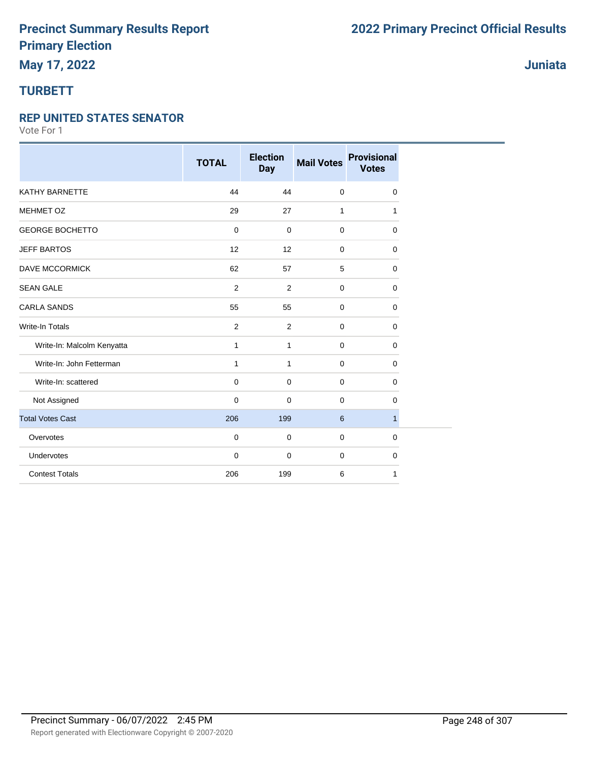# Precinct Summary Results Report

# Primary Election

# 2022 Primary Precinct Official Results

**May 17, 2022**

**Juniata**

## TURBETT

### REP UNITED STATES SENATOR

Vote For 1

| | TOTAL | Election Day | Mail Votes | Provisional Votes |
|---|---|---|---|---|
| KATHY BARNETTE | 44 | 44 | 0 | 0 |
| MEHMET OZ | 29 | 27 | 1 | 1 |
| GEORGE BOCHETTO | 0 | 0 | 0 | 0 |
| JEFF BARTOS | 12 | 12 | 0 | 0 |
| DAVE MCCORMICK | 62 | 57 | 5 | 0 |
| SEAN GALE | 2 | 2 | 0 | 0 |
| CARLA SANDS | 55 | 55 | 0 | 0 |
| Write-In Totals | 2 | 2 | 0 | 0 |
| Write-In: Malcolm Kenyatta | 1 | 1 | 0 | 0 |
| Write-In: John Fetterman | 1 | 1 | 0 | 0 |
| Write-In: scattered | 0 | 0 | 0 | 0 |
| Not Assigned | 0 | 0 | 0 | 0 |
| Total Votes Cast | 206 | 199 | 6 | 1 |
| Overvotes | 0 | 0 | 0 | 0 |
| Undervotes | 0 | 0 | 0 | 0 |
| Contest Totals | 206 | 199 | 6 | 1 |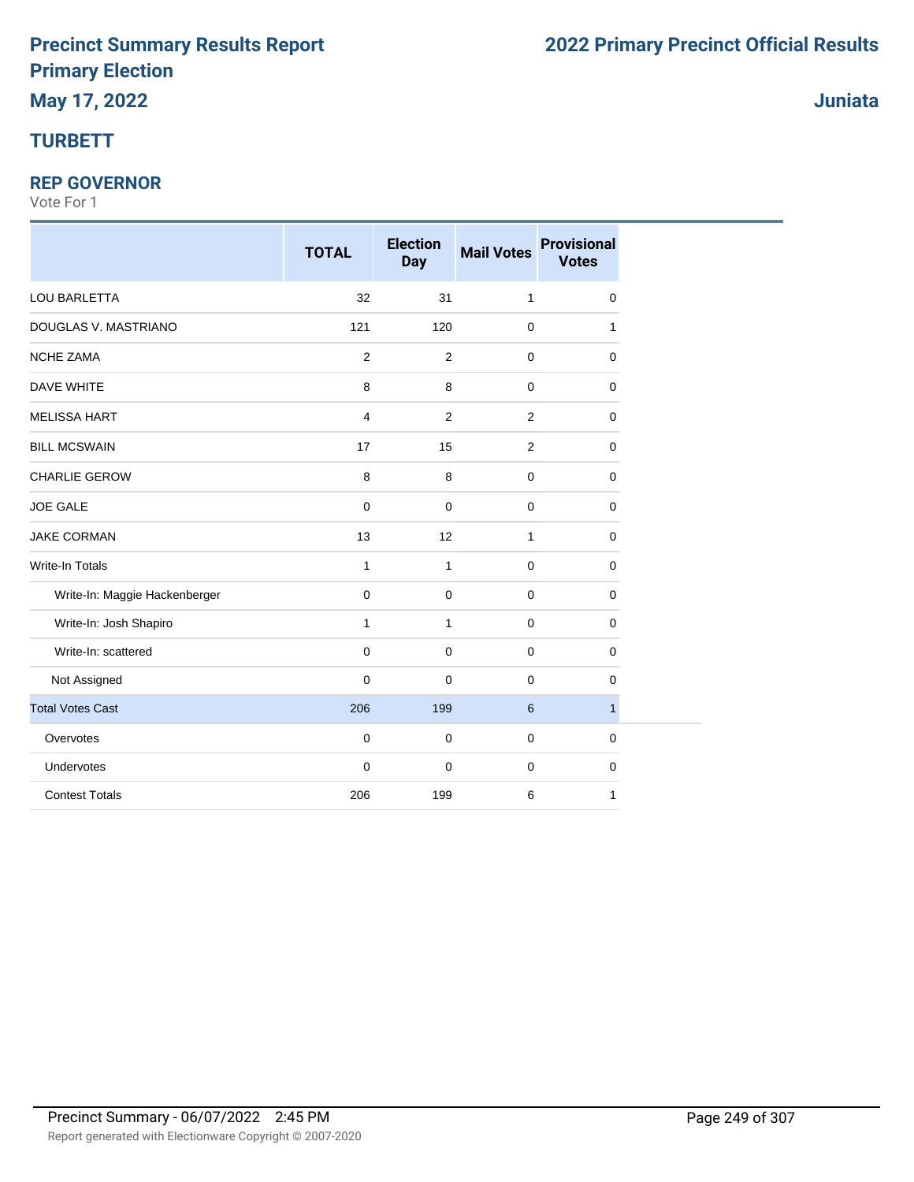# Precinct Summary Results Report
# Primary Election
## May 17, 2022

# 2022 Primary Precinct Official Results

## Juniata

## TURBETT

### REP GOVERNOR

Vote For 1

| | TOTAL | Election Day | Mail Votes | Provisional Votes |
|---|---|---|---|---|
| LOU BARLETTA | 32 | 31 | 1 | 0 |
| DOUGLAS V. MASTRIANO | 121 | 120 | 0 | 1 |
| NCHE ZAMA | 2 | 2 | 0 | 0 |
| DAVE WHITE | 8 | 8 | 0 | 0 |
| MELISSA HART | 4 | 2 | 2 | 0 |
| BILL MCSWAIN | 17 | 15 | 2 | 0 |
| CHARLIE GEROW | 8 | 8 | 0 | 0 |
| JOE GALE | 0 | 0 | 0 | 0 |
| JAKE CORMAN | 13 | 12 | 1 | 0 |
| Write-In Totals | 1 | 1 | 0 | 0 |
| Write-In: Maggie Hackenberger | 0 | 0 | 0 | 0 |
| Write-In: Josh Shapiro | 1 | 1 | 0 | 0 |
| Write-In: scattered | 0 | 0 | 0 | 0 |
| Not Assigned | 0 | 0 | 0 | 0 |
| Total Votes Cast | 206 | 199 | 6 | 1 |
| Overvotes | 0 | 0 | 0 | 0 |
| Undervotes | 0 | 0 | 0 | 0 |
| Contest Totals | 206 | 199 | 6 | 1 |

Precinct Summary - 06/07/2022 2:45 PM

Report generated with Electionware Copyright © 2007-2020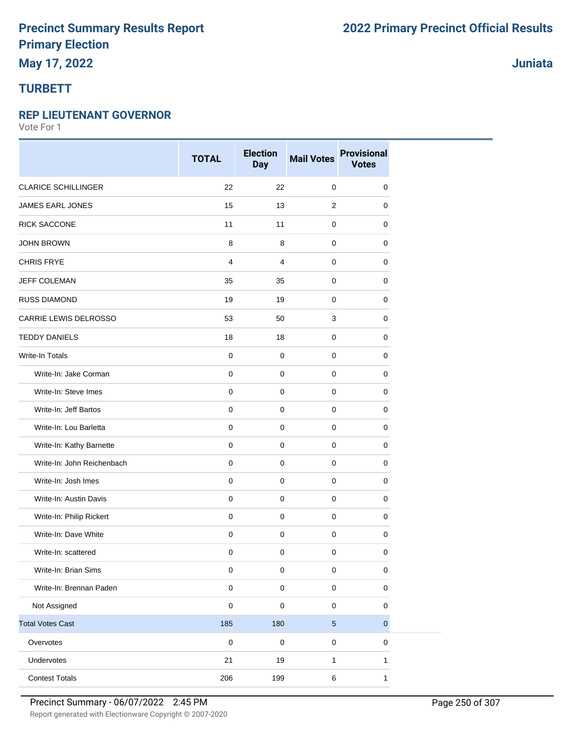# Precinct Summary Results Report
# Primary Election
## May 17, 2022

# 2022 Primary Precinct Official Results

## Juniata

## TURBETT

### REP LIEUTENANT GOVERNOR

Vote For 1

| | TOTAL | Election Day | Mail Votes | Provisional Votes |
|---|---|---|---|---|
| CLARICE SCHILLINGER | 22 | 22 | 0 | 0 |
| JAMES EARL JONES | 15 | 13 | 2 | 0 |
| RICK SACCONE | 11 | 11 | 0 | 0 |
| JOHN BROWN | 8 | 8 | 0 | 0 |
| CHRIS FRYE | 4 | 4 | 0 | 0 |
| JEFF COLEMAN | 35 | 35 | 0 | 0 |
| RUSS DIAMOND | 19 | 19 | 0 | 0 |
| CARRIE LEWIS DELROSSO | 53 | 50 | 3 | 0 |
| TEDDY DANIELS | 18 | 18 | 0 | 0 |
| Write-In Totals | 0 | 0 | 0 | 0 |
| Write-In: Jake Corman | 0 | 0 | 0 | 0 |
| Write-In: Steve Imes | 0 | 0 | 0 | 0 |
| Write-In: Jeff Bartos | 0 | 0 | 0 | 0 |
| Write-In: Lou Barletta | 0 | 0 | 0 | 0 |
| Write-In: Kathy Barnette | 0 | 0 | 0 | 0 |
| Write-In: John Reichenbach | 0 | 0 | 0 | 0 |
| Write-In: Josh Imes | 0 | 0 | 0 | 0 |
| Write-In: Austin Davis | 0 | 0 | 0 | 0 |
| Write-In: Philip Rickert | 0 | 0 | 0 | 0 |
| Write-In: Dave White | 0 | 0 | 0 | 0 |
| Write-In: scattered | 0 | 0 | 0 | 0 |
| Write-In: Brian Sims | 0 | 0 | 0 | 0 |
| Write-In: Brennan Paden | 0 | 0 | 0 | 0 |
| Not Assigned | 0 | 0 | 0 | 0 |
| Total Votes Cast | 185 | 180 | 5 | 0 |
| Overvotes | 0 | 0 | 0 | 0 |
| Undervotes | 21 | 19 | 1 | 1 |
| Contest Totals | 206 | 199 | 6 | 1 |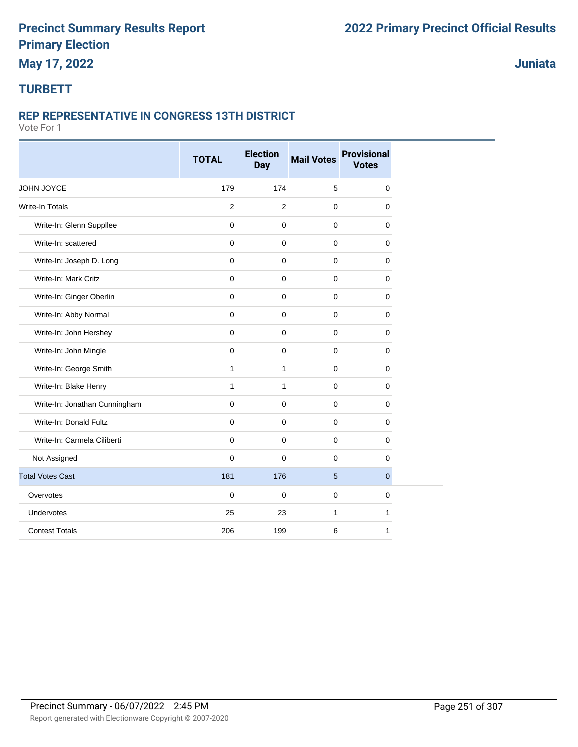# Precinct Summary Results Report
# Primary Election

**2022 Primary Precinct Official Results**

**May 17, 2022**

**Juniata**

## TURBETT

### REP REPRESENTATIVE IN CONGRESS 13TH DISTRICT

Vote For 1

| | TOTAL | Election Day | Mail Votes | Provisional Votes |
|---|---|---|---|---|
| JOHN JOYCE | 179 | 174 | 5 | 0 |
| Write-In Totals | 2 | 2 | 0 | 0 |
| Write-In: Glenn Suppllee | 0 | 0 | 0 | 0 |
| Write-In: scattered | 0 | 0 | 0 | 0 |
| Write-In: Joseph D. Long | 0 | 0 | 0 | 0 |
| Write-In: Mark Critz | 0 | 0 | 0 | 0 |
| Write-In: Ginger Oberlin | 0 | 0 | 0 | 0 |
| Write-In: Abby Normal | 0 | 0 | 0 | 0 |
| Write-In: John Hershey | 0 | 0 | 0 | 0 |
| Write-In: John Mingle | 0 | 0 | 0 | 0 |
| Write-In: George Smith | 1 | 1 | 0 | 0 |
| Write-In: Blake Henry | 1 | 1 | 0 | 0 |
| Write-In: Jonathan Cunningham | 0 | 0 | 0 | 0 |
| Write-In: Donald Fultz | 0 | 0 | 0 | 0 |
| Write-In: Carmela Ciliberti | 0 | 0 | 0 | 0 |
| Not Assigned | 0 | 0 | 0 | 0 |
| Total Votes Cast | 181 | 176 | 5 | 0 |
| Overvotes | 0 | 0 | 0 | 0 |
| Undervotes | 25 | 23 | 1 | 1 |
| Contest Totals | 206 | 199 | 6 | 1 |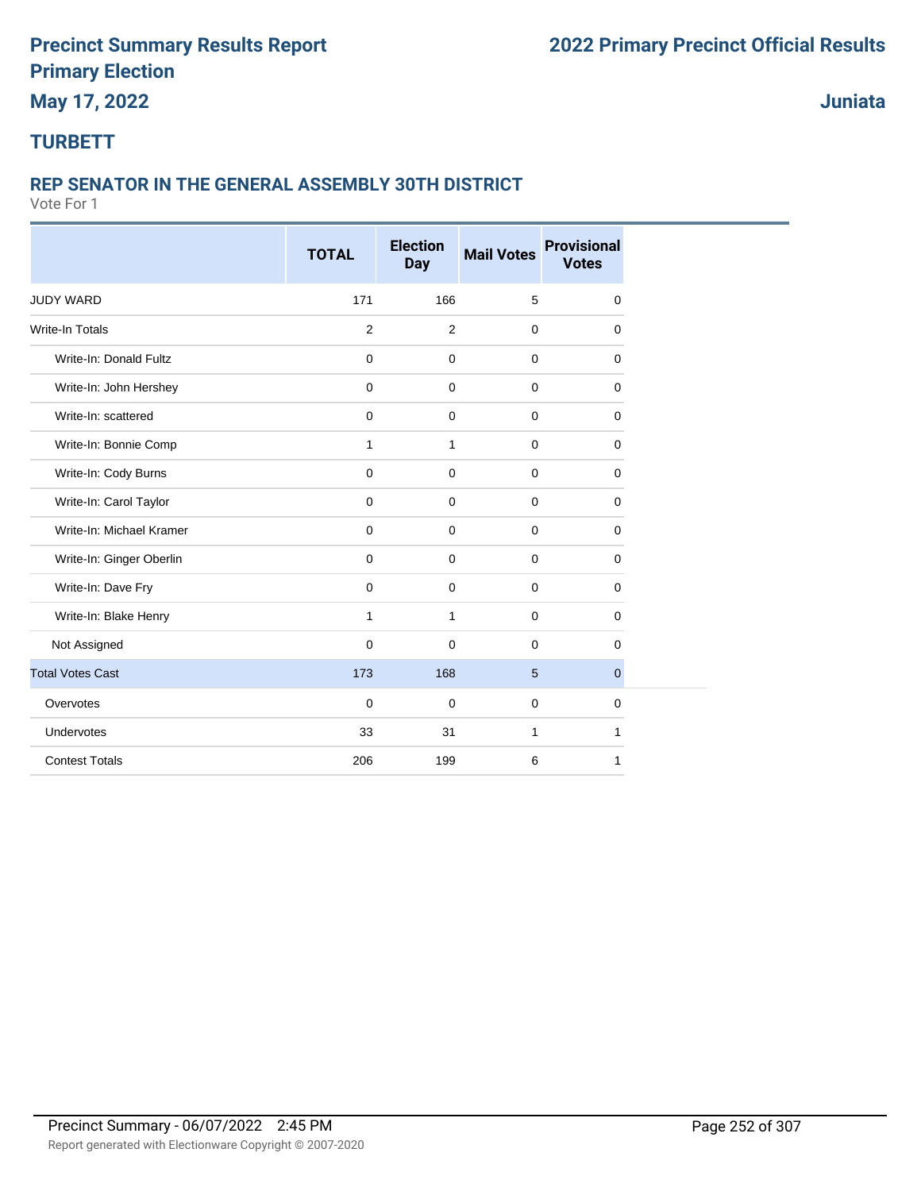# Precinct Summary Results Report
# Primary Election
## May 17, 2022

# 2022 Primary Precinct Official Results

## Juniata

## TURBETT

### REP SENATOR IN THE GENERAL ASSEMBLY 30TH DISTRICT

Vote For 1

| | TOTAL | Election Day | Mail Votes | Provisional Votes |
|---|---|---|---|---|
| JUDY WARD | 171 | 166 | 5 | 0 |
| Write-In Totals | 2 | 2 | 0 | 0 |
| Write-In: Donald Fultz | 0 | 0 | 0 | 0 |
| Write-In: John Hershey | 0 | 0 | 0 | 0 |
| Write-In: scattered | 0 | 0 | 0 | 0 |
| Write-In: Bonnie Comp | 1 | 1 | 0 | 0 |
| Write-In: Cody Burns | 0 | 0 | 0 | 0 |
| Write-In: Carol Taylor | 0 | 0 | 0 | 0 |
| Write-In: Michael Kramer | 0 | 0 | 0 | 0 |
| Write-In: Ginger Oberlin | 0 | 0 | 0 | 0 |
| Write-In: Dave Fry | 0 | 0 | 0 | 0 |
| Write-In: Blake Henry | 1 | 1 | 0 | 0 |
| Not Assigned | 0 | 0 | 0 | 0 |
| Total Votes Cast | 173 | 168 | 5 | 0 |
| Overvotes | 0 | 0 | 0 | 0 |
| Undervotes | 33 | 31 | 1 | 1 |
| Contest Totals | 206 | 199 | 6 | 1 |

Precinct Summary - 06/07/2022 2:45 PM

Report generated with Electionware Copyright © 2007-2020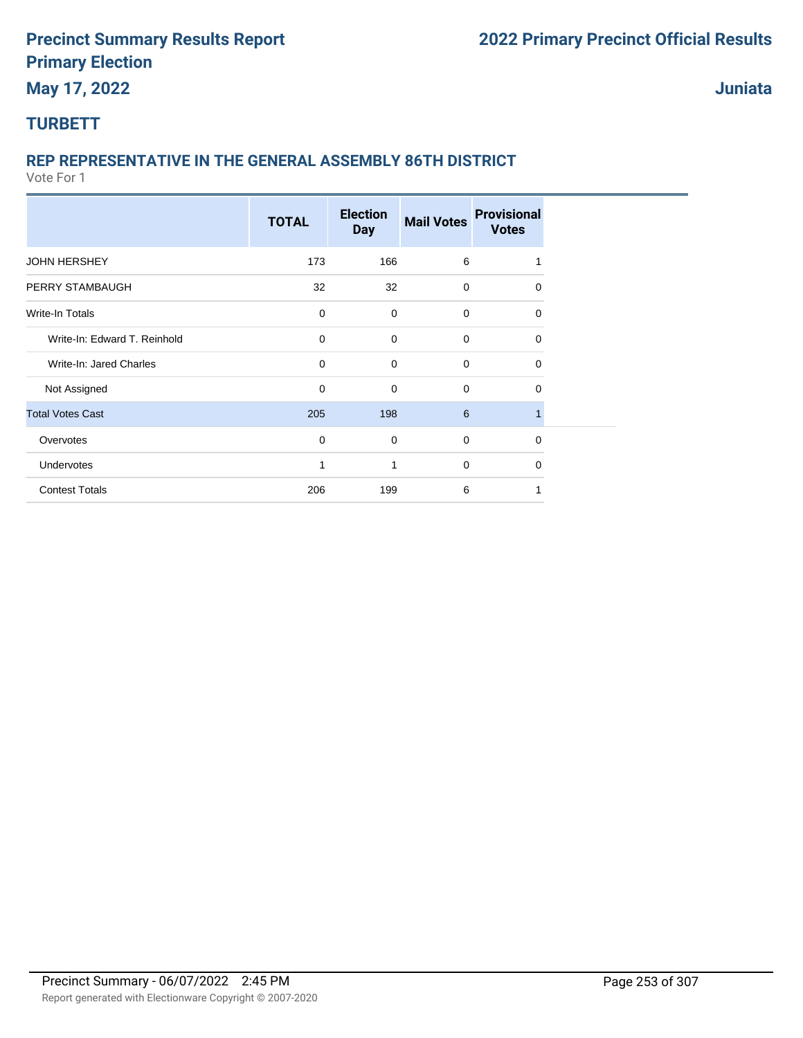# Precinct Summary Results Report
# Primary Election
**May 17, 2022**

## 2022 Primary Precinct Official Results

**Juniata**

## TURBETT

### REP REPRESENTATIVE IN THE GENERAL ASSEMBLY 86TH DISTRICT

Vote For 1

| | TOTAL | Election Day | Mail Votes | Provisional Votes |
|---|---|---|---|---|
| JOHN HERSHEY | 173 | 166 | 6 | 1 |
| PERRY STAMBAUGH | 32 | 32 | 0 | 0 |
| Write-In Totals | 0 | 0 | 0 | 0 |
| Write-In: Edward T. Reinhold | 0 | 0 | 0 | 0 |
| Write-In: Jared Charles | 0 | 0 | 0 | 0 |
| Not Assigned | 0 | 0 | 0 | 0 |
| Total Votes Cast | 205 | 198 | 6 | 1 |
| Overvotes | 0 | 0 | 0 | 0 |
| Undervotes | 1 | 1 | 0 | 0 |
| Contest Totals | 206 | 199 | 6 | 1 |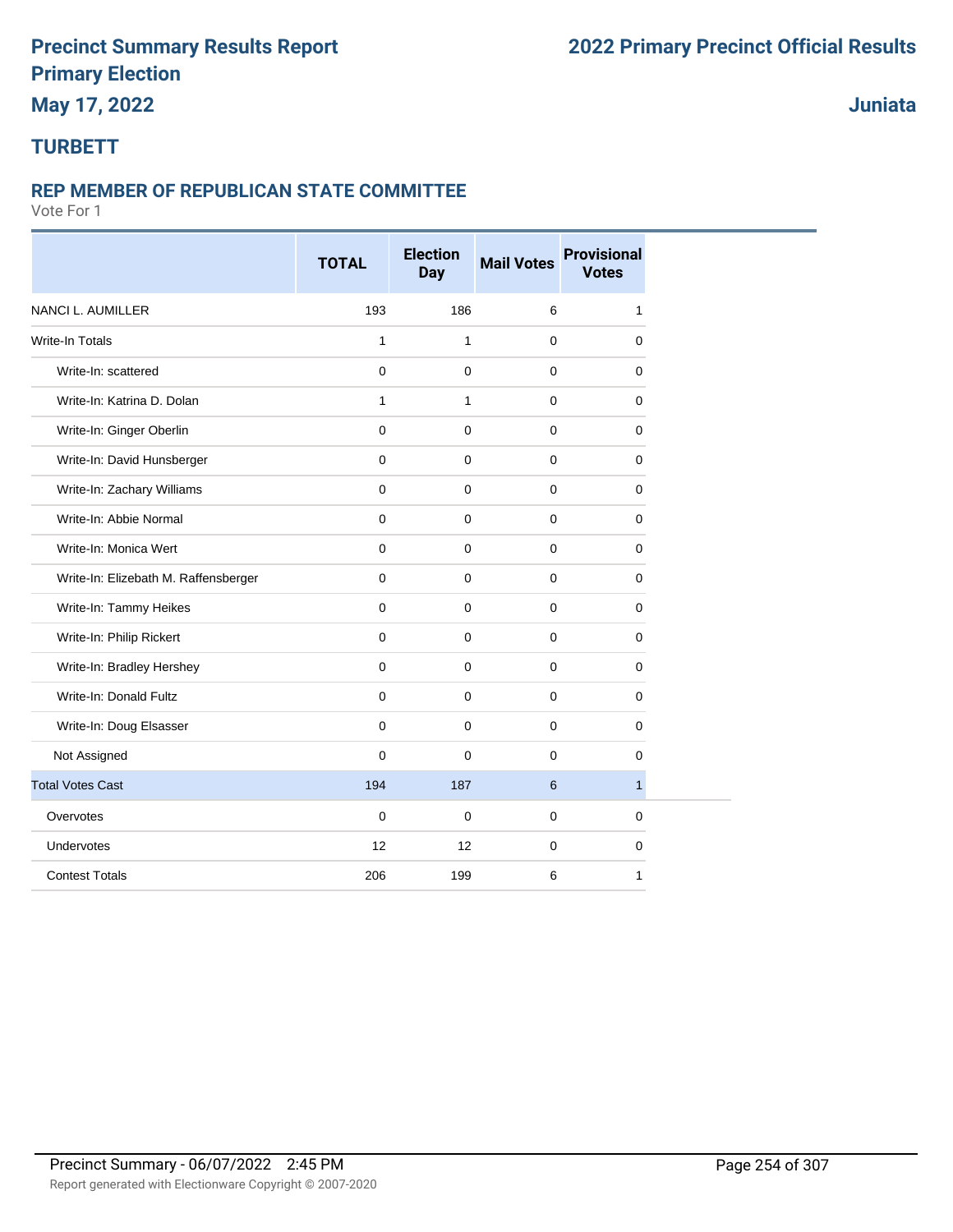# Precinct Summary Results Report

# Primary Election

## May 17, 2022

# 2022 Primary Precinct Official Results

## Juniata

### TURBETT

### REP MEMBER OF REPUBLICAN STATE COMMITTEE

Vote For 1

| | TOTAL | Election Day | Mail Votes | Provisional Votes |
|---|---|---|---|---|
| NANCI L. AUMILLER | 193 | 186 | 6 | 1 |
| Write-In Totals | 1 | 1 | 0 | 0 |
| Write-In: scattered | 0 | 0 | 0 | 0 |
| Write-In: Katrina D. Dolan | 1 | 1 | 0 | 0 |
| Write-In: Ginger Oberlin | 0 | 0 | 0 | 0 |
| Write-In: David Hunsberger | 0 | 0 | 0 | 0 |
| Write-In: Zachary Williams | 0 | 0 | 0 | 0 |
| Write-In: Abbie Normal | 0 | 0 | 0 | 0 |
| Write-In: Monica Wert | 0 | 0 | 0 | 0 |
| Write-In: Elizebath M. Raffensberger | 0 | 0 | 0 | 0 |
| Write-In: Tammy Heikes | 0 | 0 | 0 | 0 |
| Write-In: Philip Rickert | 0 | 0 | 0 | 0 |
| Write-In: Bradley Hershey | 0 | 0 | 0 | 0 |
| Write-In: Donald Fultz | 0 | 0 | 0 | 0 |
| Write-In: Doug Elsasser | 0 | 0 | 0 | 0 |
| Not Assigned | 0 | 0 | 0 | 0 |
| Total Votes Cast | 194 | 187 | 6 | 1 |
| Overvotes | 0 | 0 | 0 | 0 |
| Undervotes | 12 | 12 | 0 | 0 |
| Contest Totals | 206 | 199 | 6 | 1 |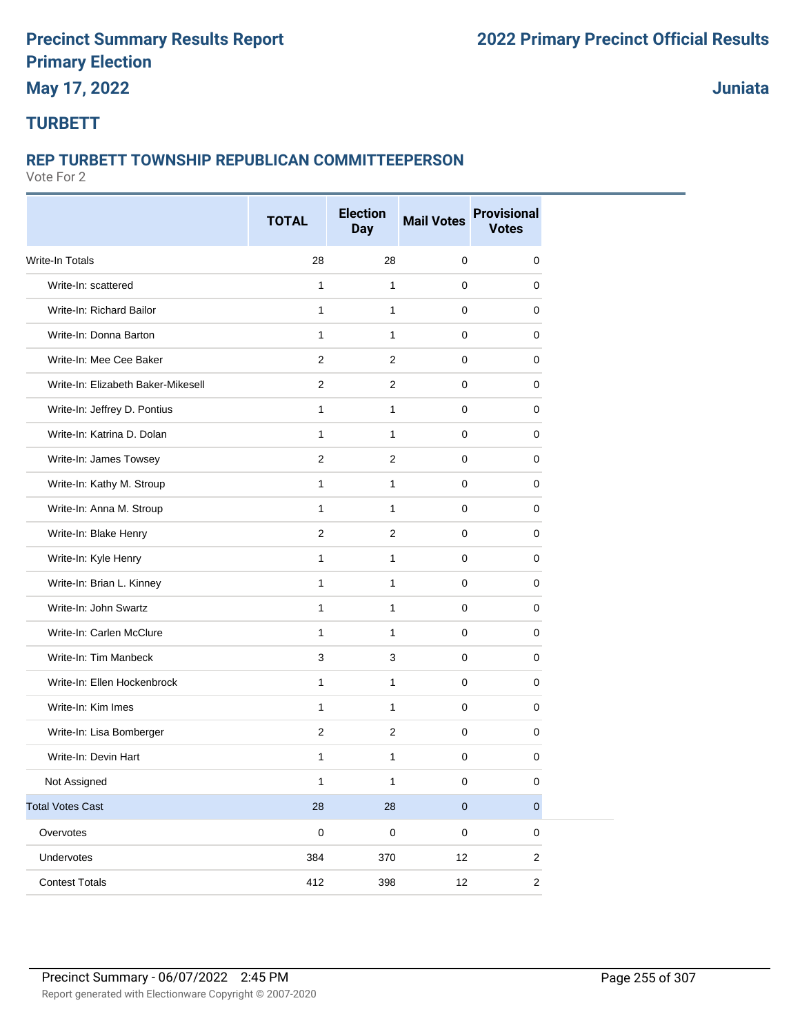# Precinct Summary Results Report
## Primary Election
## May 17, 2022

## 2022 Primary Precinct Official Results

## Juniata

## TURBETT

### REP TURBETT TOWNSHIP REPUBLICAN COMMITTEEPERSON

Vote For 2

| | TOTAL | Election Day | Mail Votes | Provisional Votes |
|---|---|---|---|---|
| Write-In Totals | 28 | 28 | 0 | 0 |
| Write-In: scattered | 1 | 1 | 0 | 0 |
| Write-In: Richard Bailor | 1 | 1 | 0 | 0 |
| Write-In: Donna Barton | 1 | 1 | 0 | 0 |
| Write-In: Mee Cee Baker | 2 | 2 | 0 | 0 |
| Write-In: Elizabeth Baker-Mikesell | 2 | 2 | 0 | 0 |
| Write-In: Jeffrey D. Pontius | 1 | 1 | 0 | 0 |
| Write-In: Katrina D. Dolan | 1 | 1 | 0 | 0 |
| Write-In: James Towsey | 2 | 2 | 0 | 0 |
| Write-In: Kathy M. Stroup | 1 | 1 | 0 | 0 |
| Write-In: Anna M. Stroup | 1 | 1 | 0 | 0 |
| Write-In: Blake Henry | 2 | 2 | 0 | 0 |
| Write-In: Kyle Henry | 1 | 1 | 0 | 0 |
| Write-In: Brian L. Kinney | 1 | 1 | 0 | 0 |
| Write-In: John Swartz | 1 | 1 | 0 | 0 |
| Write-In: Carlen McClure | 1 | 1 | 0 | 0 |
| Write-In: Tim Manbeck | 3 | 3 | 0 | 0 |
| Write-In: Ellen Hockenbrock | 1 | 1 | 0 | 0 |
| Write-In: Kim Imes | 1 | 1 | 0 | 0 |
| Write-In: Lisa Bomberger | 2 | 2 | 0 | 0 |
| Write-In: Devin Hart | 1 | 1 | 0 | 0 |
| Not Assigned | 1 | 1 | 0 | 0 |
| Total Votes Cast | 28 | 28 | 0 | 0 |
| Overvotes | 0 | 0 | 0 | 0 |
| Undervotes | 384 | 370 | 12 | 2 |
| Contest Totals | 412 | 398 | 12 | 2 |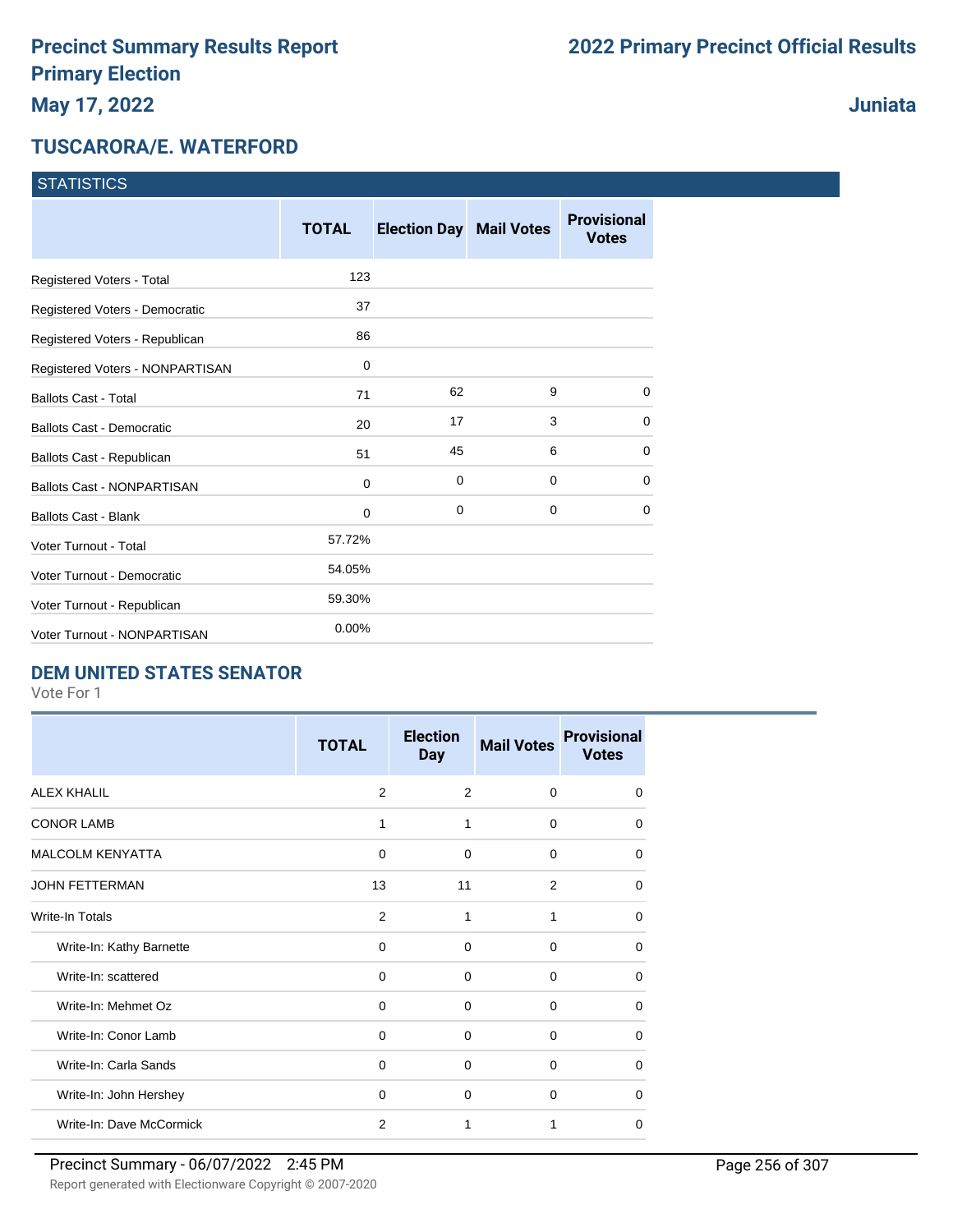# Precinct Summary Results Report
# Primary Election
# May 17, 2022

# 2022 Primary Precinct Official Results

# Juniata

## TUSCARORA/E. WATERFORD

| STATISTICS | TOTAL | Election Day | Mail Votes | Provisional Votes |
|---|---|---|---|---|
| Registered Voters - Total | 123 | | | |
| Registered Voters - Democratic | 37 | | | |
| Registered Voters - Republican | 86 | | | |
| Registered Voters - NONPARTISAN | 0 | | | |
| Ballots Cast - Total | 71 | 62 | 9 | 0 |
| Ballots Cast - Democratic | 20 | 17 | 3 | 0 |
| Ballots Cast - Republican | 51 | 45 | 6 | 0 |
| Ballots Cast - NONPARTISAN | 0 | 0 | 0 | 0 |
| Ballots Cast - Blank | 0 | 0 | 0 | 0 |
| Voter Turnout - Total | 57.72% | | | |
| Voter Turnout - Democratic | 54.05% | | | |
| Voter Turnout - Republican | 59.30% | | | |
| Voter Turnout - NONPARTISAN | 0.00% | | | |

## DEM UNITED STATES SENATOR

Vote For 1

| | TOTAL | Election Day | Mail Votes | Provisional Votes |
|---|---|---|---|---|
| ALEX KHALIL | 2 | 2 | 0 | 0 |
| CONOR LAMB | 1 | 1 | 0 | 0 |
| MALCOLM KENYATTA | 0 | 0 | 0 | 0 |
| JOHN FETTERMAN | 13 | 11 | 2 | 0 |
| Write-In Totals | 2 | 1 | 1 | 0 |
| Write-In: Kathy Barnette | 0 | 0 | 0 | 0 |
| Write-In: scattered | 0 | 0 | 0 | 0 |
| Write-In: Mehmet Oz | 0 | 0 | 0 | 0 |
| Write-In: Conor Lamb | 0 | 0 | 0 | 0 |
| Write-In: Carla Sands | 0 | 0 | 0 | 0 |
| Write-In: John Hershey | 0 | 0 | 0 | 0 |
| Write-In: Dave McCormick | 2 | 1 | 1 | 0 |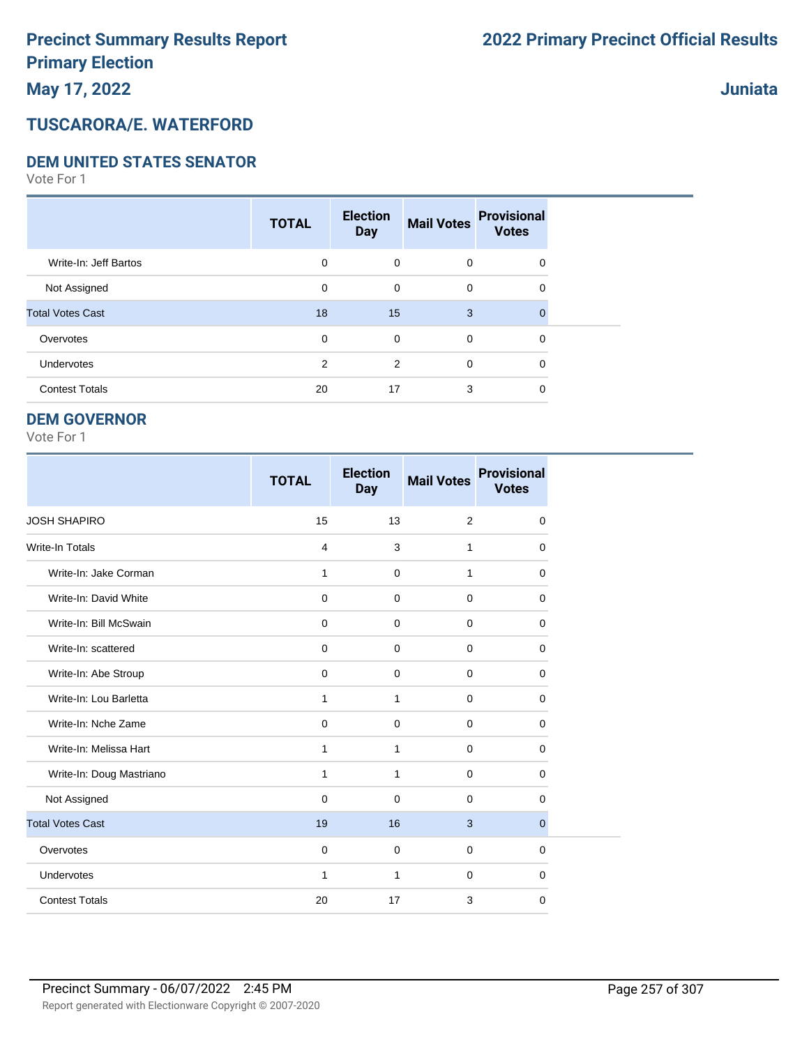# Precinct Summary Results Report
# Primary Election
## May 17, 2022

# 2022 Primary Precinct Official Results

## Juniata

## TUSCARORA/E. WATERFORD

### DEM UNITED STATES SENATOR

Vote For 1

| | TOTAL | Election Day | Mail Votes | Provisional Votes |
|---|---|---|---|---|
| Write-In: Jeff Bartos | 0 | 0 | 0 | 0 |
| Not Assigned | 0 | 0 | 0 | 0 |
| Total Votes Cast | 18 | 15 | 3 | 0 |
| Overvotes | 0 | 0 | 0 | 0 |
| Undervotes | 2 | 2 | 0 | 0 |
| Contest Totals | 20 | 17 | 3 | 0 |

### DEM GOVERNOR

Vote For 1

| | TOTAL | Election Day | Mail Votes | Provisional Votes |
|---|---|---|---|---|
| JOSH SHAPIRO | 15 | 13 | 2 | 0 |
| Write-In Totals | 4 | 3 | 1 | 0 |
| Write-In: Jake Corman | 1 | 0 | 1 | 0 |
| Write-In: David White | 0 | 0 | 0 | 0 |
| Write-In: Bill McSwain | 0 | 0 | 0 | 0 |
| Write-In: scattered | 0 | 0 | 0 | 0 |
| Write-In: Abe Stroup | 0 | 0 | 0 | 0 |
| Write-In: Lou Barletta | 1 | 1 | 0 | 0 |
| Write-In: Nche Zame | 0 | 0 | 0 | 0 |
| Write-In: Melissa Hart | 1 | 1 | 0 | 0 |
| Write-In: Doug Mastriano | 1 | 1 | 0 | 0 |
| Not Assigned | 0 | 0 | 0 | 0 |
| Total Votes Cast | 19 | 16 | 3 | 0 |
| Overvotes | 0 | 0 | 0 | 0 |
| Undervotes | 1 | 1 | 0 | 0 |
| Contest Totals | 20 | 17 | 3 | 0 |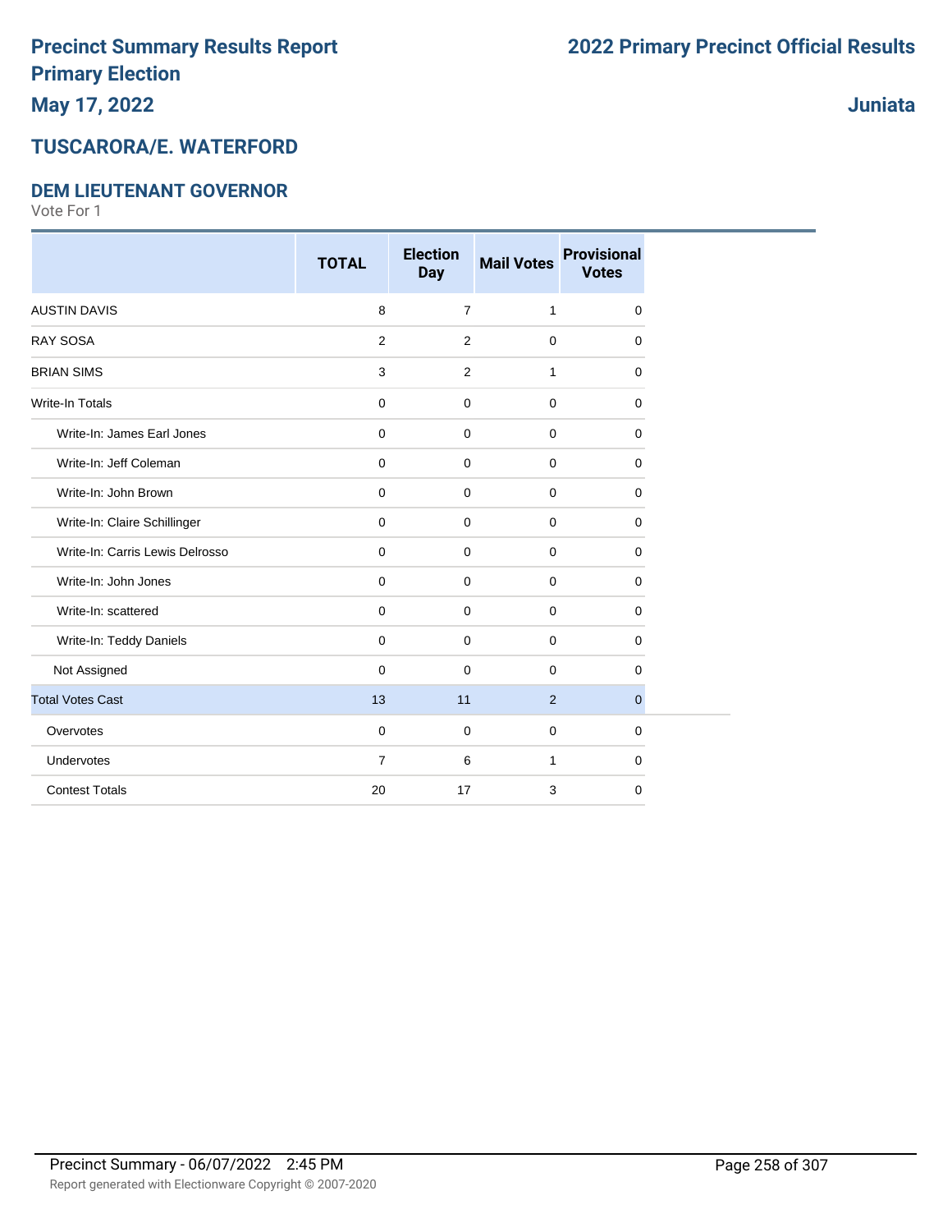# Precinct Summary Results Report
# Primary Election
## May 17, 2022

# 2022 Primary Precinct Official Results

## Juniata

## TUSCARORA/E. WATERFORD

### DEM LIEUTENANT GOVERNOR

Vote For 1

| | TOTAL | Election Day | Mail Votes | Provisional Votes |
|---|---|---|---|---|
| AUSTIN DAVIS | 8 | 7 | 1 | 0 |
| RAY SOSA | 2 | 2 | 0 | 0 |
| BRIAN SIMS | 3 | 2 | 1 | 0 |
| Write-In Totals | 0 | 0 | 0 | 0 |
| Write-In: James Earl Jones | 0 | 0 | 0 | 0 |
| Write-In: Jeff Coleman | 0 | 0 | 0 | 0 |
| Write-In: John Brown | 0 | 0 | 0 | 0 |
| Write-In: Claire Schillinger | 0 | 0 | 0 | 0 |
| Write-In: Carris Lewis Delrosso | 0 | 0 | 0 | 0 |
| Write-In: John Jones | 0 | 0 | 0 | 0 |
| Write-In: scattered | 0 | 0 | 0 | 0 |
| Write-In: Teddy Daniels | 0 | 0 | 0 | 0 |
| Not Assigned | 0 | 0 | 0 | 0 |
| Total Votes Cast | 13 | 11 | 2 | 0 |
| Overvotes | 0 | 0 | 0 | 0 |
| Undervotes | 7 | 6 | 1 | 0 |
| Contest Totals | 20 | 17 | 3 | 0 |

Precinct Summary - 06/07/2022 2:45 PM

Report generated with Electionware Copyright © 2007-2020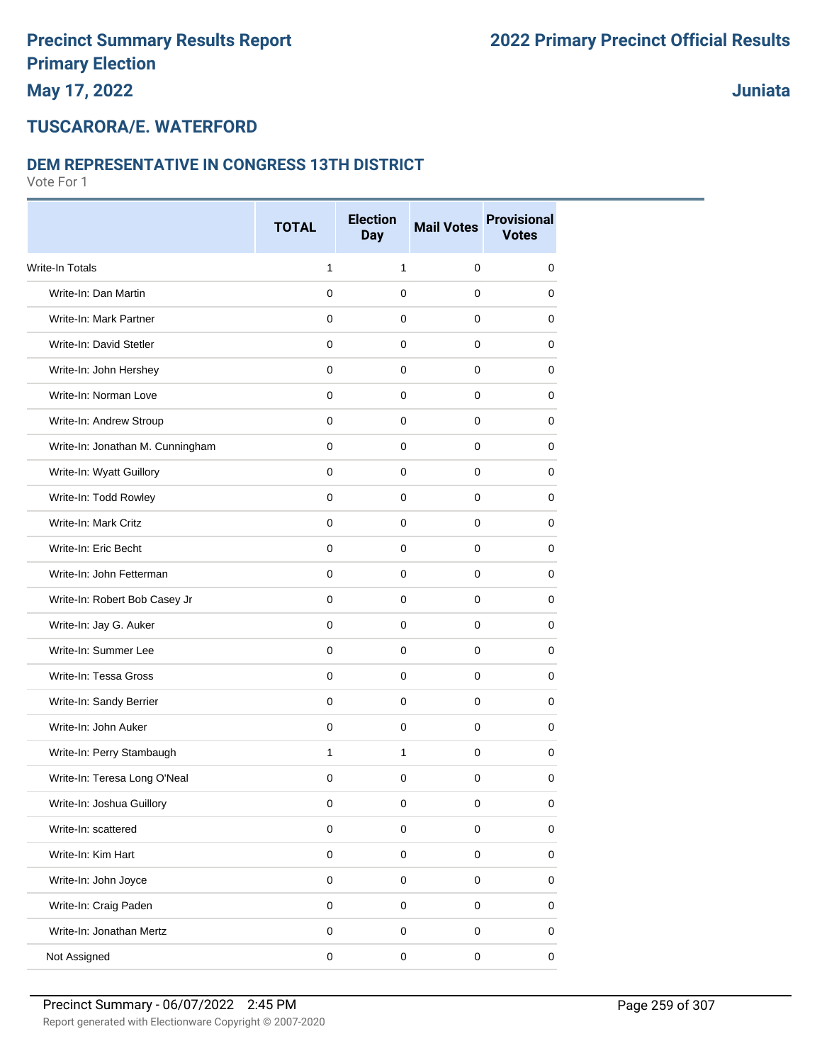# Precinct Summary Results Report
# Primary Election

**May 17, 2022**

**2022 Primary Precinct Official Results**

**Juniata**

## TUSCARORA/E. WATERFORD

### DEM REPRESENTATIVE IN CONGRESS 13TH DISTRICT

Vote For 1

| | TOTAL | Election Day | Mail Votes | Provisional Votes |
|---|---|---|---|---|
| Write-In Totals | 1 | 1 | 0 | 0 |
| Write-In: Dan Martin | 0 | 0 | 0 | 0 |
| Write-In: Mark Partner | 0 | 0 | 0 | 0 |
| Write-In: David Stetler | 0 | 0 | 0 | 0 |
| Write-In: John Hershey | 0 | 0 | 0 | 0 |
| Write-In: Norman Love | 0 | 0 | 0 | 0 |
| Write-In: Andrew Stroup | 0 | 0 | 0 | 0 |
| Write-In: Jonathan M. Cunningham | 0 | 0 | 0 | 0 |
| Write-In: Wyatt Guillory | 0 | 0 | 0 | 0 |
| Write-In: Todd Rowley | 0 | 0 | 0 | 0 |
| Write-In: Mark Critz | 0 | 0 | 0 | 0 |
| Write-In: Eric Becht | 0 | 0 | 0 | 0 |
| Write-In: John Fetterman | 0 | 0 | 0 | 0 |
| Write-In: Robert Bob Casey Jr | 0 | 0 | 0 | 0 |
| Write-In: Jay G. Auker | 0 | 0 | 0 | 0 |
| Write-In: Summer Lee | 0 | 0 | 0 | 0 |
| Write-In: Tessa Gross | 0 | 0 | 0 | 0 |
| Write-In: Sandy Berrier | 0 | 0 | 0 | 0 |
| Write-In: John Auker | 0 | 0 | 0 | 0 |
| Write-In: Perry Stambaugh | 1 | 1 | 0 | 0 |
| Write-In: Teresa Long O'Neal | 0 | 0 | 0 | 0 |
| Write-In: Joshua Guillory | 0 | 0 | 0 | 0 |
| Write-In: scattered | 0 | 0 | 0 | 0 |
| Write-In: Kim Hart | 0 | 0 | 0 | 0 |
| Write-In: John Joyce | 0 | 0 | 0 | 0 |
| Write-In: Craig Paden | 0 | 0 | 0 | 0 |
| Write-In: Jonathan Mertz | 0 | 0 | 0 | 0 |
| Not Assigned | 0 | 0 | 0 | 0 |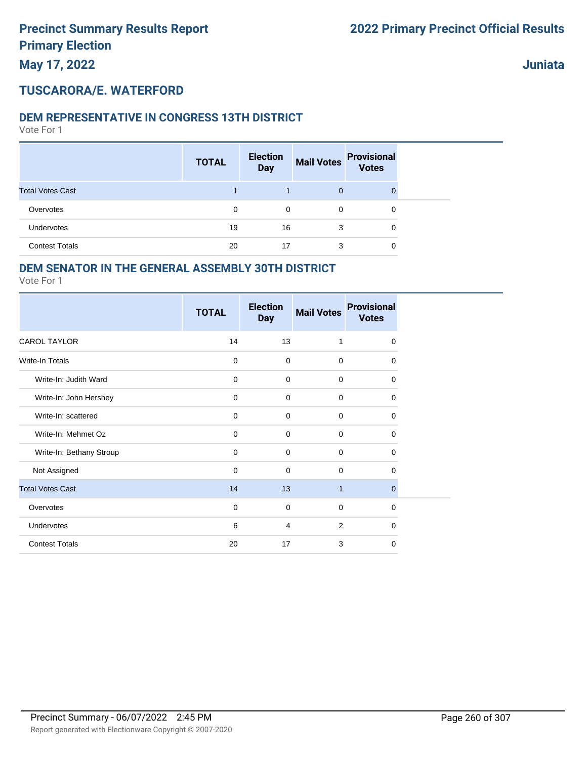# Precinct Summary Results Report
# Primary Election
## May 17, 2022

# 2022 Primary Precinct Official Results

## Juniata

## TUSCARORA/E. WATERFORD

### DEM REPRESENTATIVE IN CONGRESS 13TH DISTRICT

Vote For 1

| | TOTAL | Election Day | Mail Votes | Provisional Votes |
|---|---|---|---|---|
| Total Votes Cast | 1 | 1 | 0 | 0 |
| Overvotes | 0 | 0 | 0 | 0 |
| Undervotes | 19 | 16 | 3 | 0 |
| Contest Totals | 20 | 17 | 3 | 0 |

### DEM SENATOR IN THE GENERAL ASSEMBLY 30TH DISTRICT

Vote For 1

| | TOTAL | Election Day | Mail Votes | Provisional Votes |
|---|---|---|---|---|
| CAROL TAYLOR | 14 | 13 | 1 | 0 |
| Write-In Totals | 0 | 0 | 0 | 0 |
| Write-In: Judith Ward | 0 | 0 | 0 | 0 |
| Write-In: John Hershey | 0 | 0 | 0 | 0 |
| Write-In: scattered | 0 | 0 | 0 | 0 |
| Write-In: Mehmet Oz | 0 | 0 | 0 | 0 |
| Write-In: Bethany Stroup | 0 | 0 | 0 | 0 |
| Not Assigned | 0 | 0 | 0 | 0 |
| Total Votes Cast | 14 | 13 | 1 | 0 |
| Overvotes | 0 | 0 | 0 | 0 |
| Undervotes | 6 | 4 | 2 | 0 |
| Contest Totals | 20 | 17 | 3 | 0 |

Precinct Summary - 06/07/2022 2:45 PM

Report generated with Electionware Copyright © 2007-2020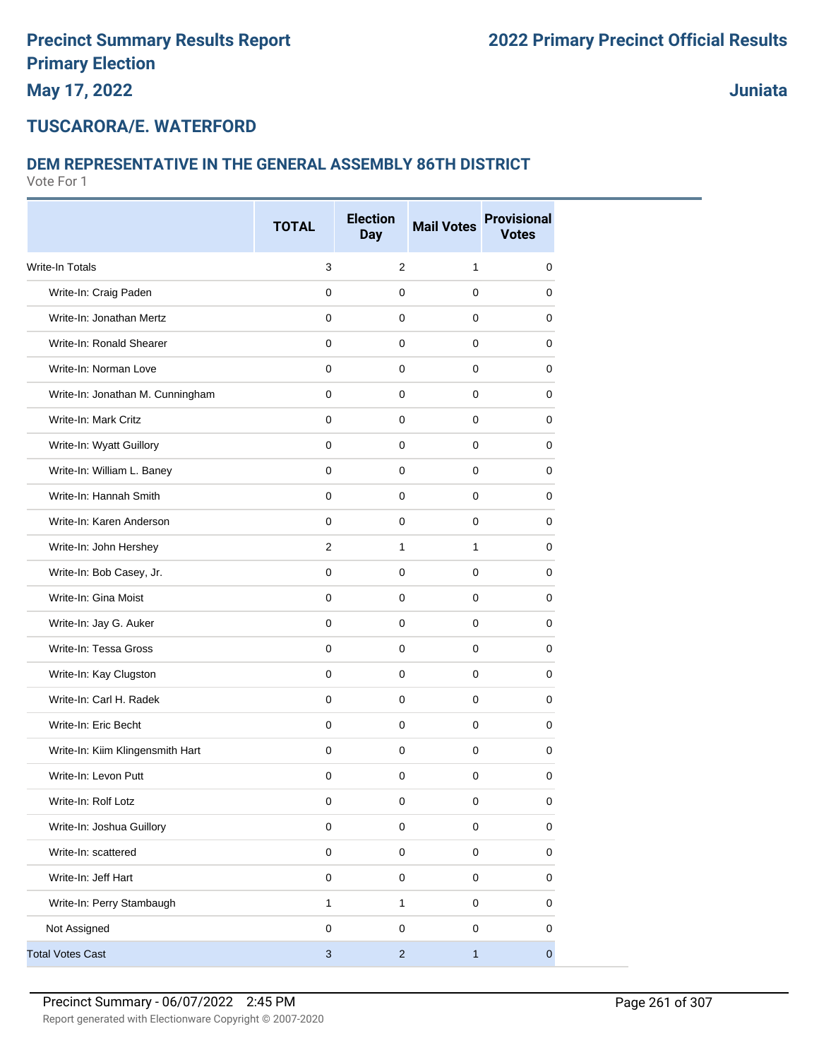# Precinct Summary Results Report
# Primary Election
# May 17, 2022

# 2022 Primary Precinct Official Results

# Juniata

## TUSCARORA/E. WATERFORD

### DEM REPRESENTATIVE IN THE GENERAL ASSEMBLY 86TH DISTRICT

Vote For 1

| | TOTAL | Election Day | Mail Votes | Provisional Votes |
|---|---|---|---|---|
| Write-In Totals | 3 | 2 | 1 | 0 |
| Write-In: Craig Paden | 0 | 0 | 0 | 0 |
| Write-In: Jonathan Mertz | 0 | 0 | 0 | 0 |
| Write-In: Ronald Shearer | 0 | 0 | 0 | 0 |
| Write-In: Norman Love | 0 | 0 | 0 | 0 |
| Write-In: Jonathan M. Cunningham | 0 | 0 | 0 | 0 |
| Write-In: Mark Critz | 0 | 0 | 0 | 0 |
| Write-In: Wyatt Guillory | 0 | 0 | 0 | 0 |
| Write-In: William L. Baney | 0 | 0 | 0 | 0 |
| Write-In: Hannah Smith | 0 | 0 | 0 | 0 |
| Write-In: Karen Anderson | 0 | 0 | 0 | 0 |
| Write-In: John Hershey | 2 | 1 | 1 | 0 |
| Write-In: Bob Casey, Jr. | 0 | 0 | 0 | 0 |
| Write-In: Gina Moist | 0 | 0 | 0 | 0 |
| Write-In: Jay G. Auker | 0 | 0 | 0 | 0 |
| Write-In: Tessa Gross | 0 | 0 | 0 | 0 |
| Write-In: Kay Clugston | 0 | 0 | 0 | 0 |
| Write-In: Carl H. Radek | 0 | 0 | 0 | 0 |
| Write-In: Eric Becht | 0 | 0 | 0 | 0 |
| Write-In: Kiim Klingensmith Hart | 0 | 0 | 0 | 0 |
| Write-In: Levon Putt | 0 | 0 | 0 | 0 |
| Write-In: Rolf Lotz | 0 | 0 | 0 | 0 |
| Write-In: Joshua Guillory | 0 | 0 | 0 | 0 |
| Write-In: scattered | 0 | 0 | 0 | 0 |
| Write-In: Jeff Hart | 0 | 0 | 0 | 0 |
| Write-In: Perry Stambaugh | 1 | 1 | 0 | 0 |
| Not Assigned | 0 | 0 | 0 | 0 |
| Total Votes Cast | 3 | 2 | 1 | 0 |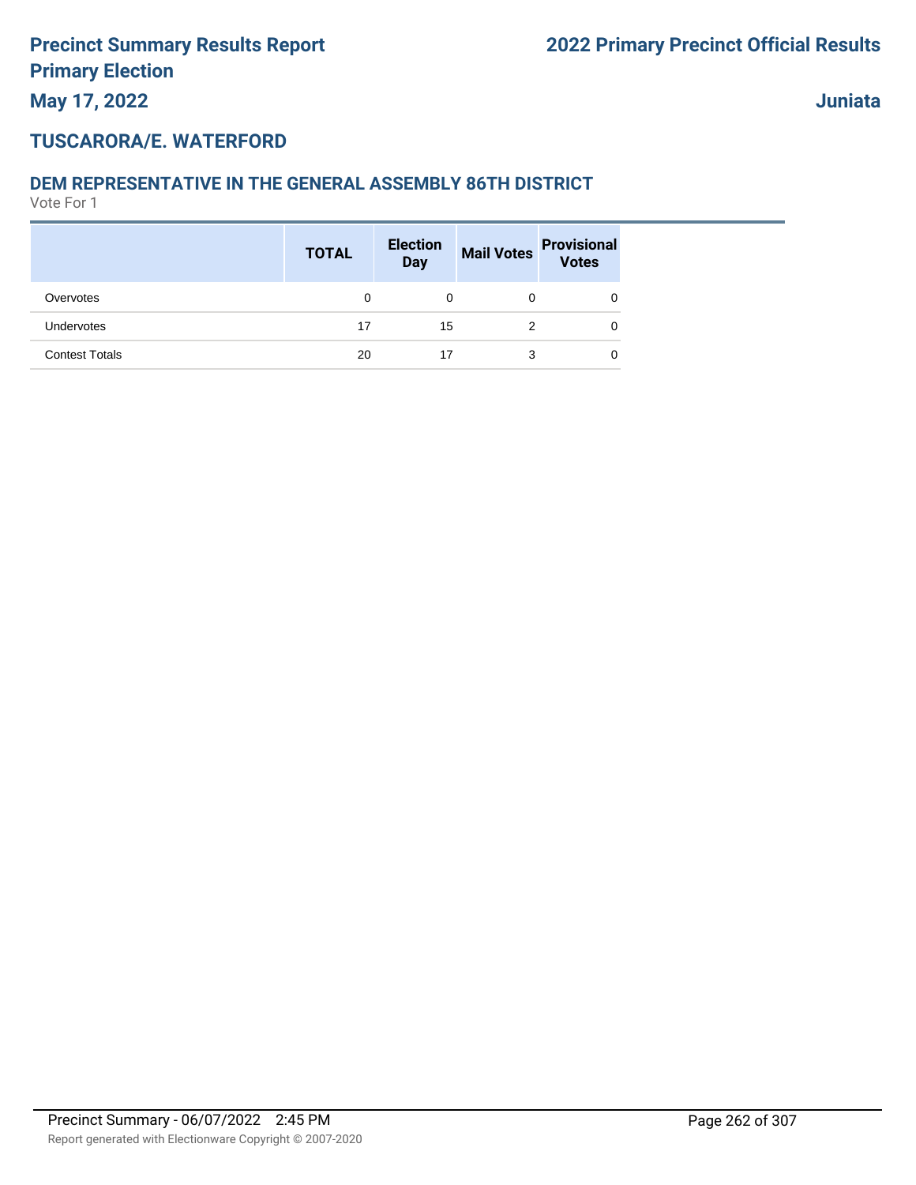# TUSCARORA/E. WATERFORD

## DEM REPRESENTATIVE IN THE GENERAL ASSEMBLY 86TH DISTRICT

Vote For 1

| | TOTAL | Election Day | Mail Votes | Provisional Votes |
|---|---|---|---|---|
| Overvotes | 0 | 0 | 0 | 0 |
| Undervotes | 17 | 15 | 2 | 0 |
| Contest Totals | 20 | 17 | 3 | 0 |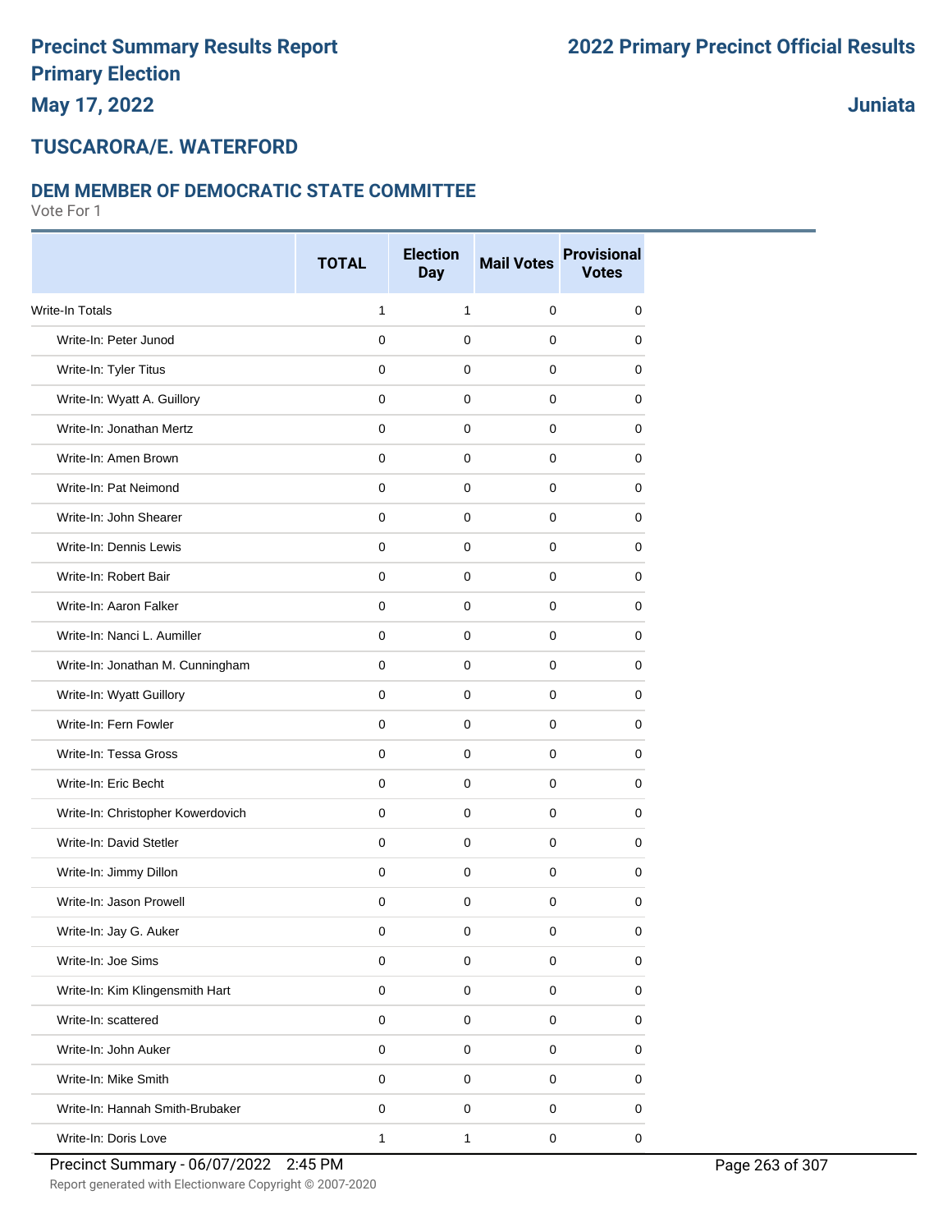# Precinct Summary Results Report
# Primary Election
## May 17, 2022

## 2022 Primary Precinct Official Results

## Juniata

## TUSCARORA/E. WATERFORD

### DEM MEMBER OF DEMOCRATIC STATE COMMITTEE

Vote For 1

| | TOTAL | Election Day | Mail Votes | Provisional Votes |
|---|---|---|---|---|
| Write-In Totals | 1 | 1 | 0 | 0 |
| Write-In: Peter Junod | 0 | 0 | 0 | 0 |
| Write-In: Tyler Titus | 0 | 0 | 0 | 0 |
| Write-In: Wyatt A. Guillory | 0 | 0 | 0 | 0 |
| Write-In: Jonathan Mertz | 0 | 0 | 0 | 0 |
| Write-In: Amen Brown | 0 | 0 | 0 | 0 |
| Write-In: Pat Neimond | 0 | 0 | 0 | 0 |
| Write-In: John Shearer | 0 | 0 | 0 | 0 |
| Write-In: Dennis Lewis | 0 | 0 | 0 | 0 |
| Write-In: Robert Bair | 0 | 0 | 0 | 0 |
| Write-In: Aaron Falker | 0 | 0 | 0 | 0 |
| Write-In: Nanci L. Aumiller | 0 | 0 | 0 | 0 |
| Write-In: Jonathan M. Cunningham | 0 | 0 | 0 | 0 |
| Write-In: Wyatt Guillory | 0 | 0 | 0 | 0 |
| Write-In: Fern Fowler | 0 | 0 | 0 | 0 |
| Write-In: Tessa Gross | 0 | 0 | 0 | 0 |
| Write-In: Eric Becht | 0 | 0 | 0 | 0 |
| Write-In: Christopher Kowerdovich | 0 | 0 | 0 | 0 |
| Write-In: David Stetler | 0 | 0 | 0 | 0 |
| Write-In: Jimmy Dillon | 0 | 0 | 0 | 0 |
| Write-In: Jason Prowell | 0 | 0 | 0 | 0 |
| Write-In: Jay G. Auker | 0 | 0 | 0 | 0 |
| Write-In: Joe Sims | 0 | 0 | 0 | 0 |
| Write-In: Kim Klingensmith Hart | 0 | 0 | 0 | 0 |
| Write-In: scattered | 0 | 0 | 0 | 0 |
| Write-In: John Auker | 0 | 0 | 0 | 0 |
| Write-In: Mike Smith | 0 | 0 | 0 | 0 |
| Write-In: Hannah Smith-Brubaker | 0 | 0 | 0 | 0 |
| Write-In: Doris Love | 1 | 1 | 0 | 0 |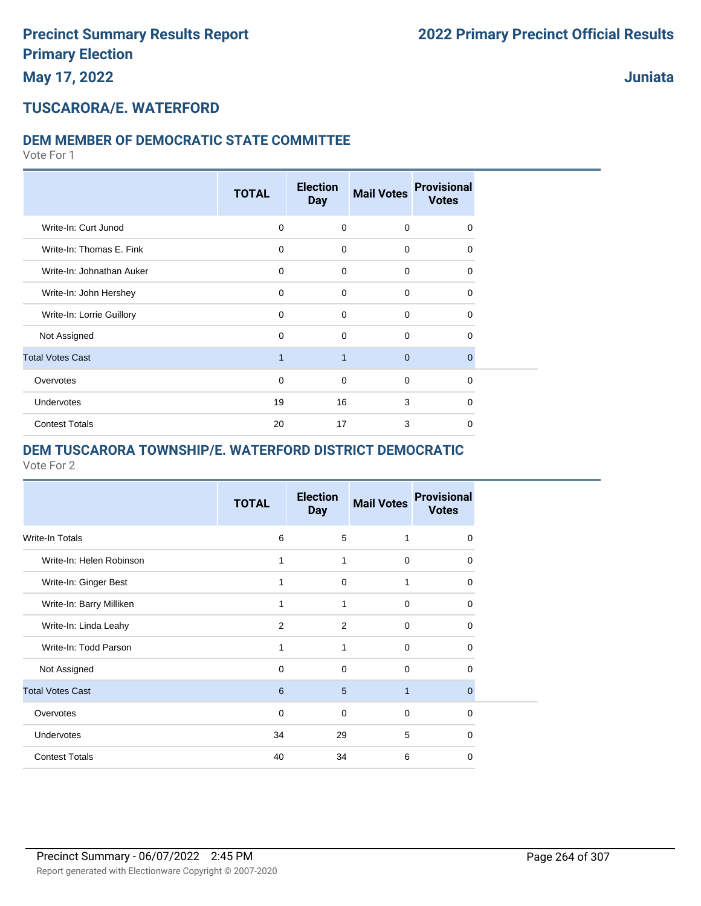# Precinct Summary Results Report
# Primary Election
**May 17, 2022**

**2022 Primary Precinct Official Results**

**Juniata**

## TUSCARORA/E. WATERFORD

### DEM MEMBER OF DEMOCRATIC STATE COMMITTEE

Vote For 1

| | TOTAL | Election Day | Mail Votes | Provisional Votes |
|---|---|---|---|---|
| Write-In: Curt Junod | 0 | 0 | 0 | 0 |
| Write-In: Thomas E. Fink | 0 | 0 | 0 | 0 |
| Write-In: Johnathan Auker | 0 | 0 | 0 | 0 |
| Write-In: John Hershey | 0 | 0 | 0 | 0 |
| Write-In: Lorrie Guillory | 0 | 0 | 0 | 0 |
| Not Assigned | 0 | 0 | 0 | 0 |
| Total Votes Cast | 1 | 1 | 0 | 0 |
| Overvotes | 0 | 0 | 0 | 0 |
| Undervotes | 19 | 16 | 3 | 0 |
| Contest Totals | 20 | 17 | 3 | 0 |

### DEM TUSCARORA TOWNSHIP/E. WATERFORD DISTRICT DEMOCRATIC

Vote For 2

| | TOTAL | Election Day | Mail Votes | Provisional Votes |
|---|---|---|---|---|
| Write-In Totals | 6 | 5 | 1 | 0 |
| Write-In: Helen Robinson | 1 | 1 | 0 | 0 |
| Write-In: Ginger Best | 1 | 0 | 1 | 0 |
| Write-In: Barry Milliken | 1 | 1 | 0 | 0 |
| Write-In: Linda Leahy | 2 | 2 | 0 | 0 |
| Write-In: Todd Parson | 1 | 1 | 0 | 0 |
| Not Assigned | 0 | 0 | 0 | 0 |
| Total Votes Cast | 6 | 5 | 1 | 0 |
| Overvotes | 0 | 0 | 0 | 0 |
| Undervotes | 34 | 29 | 5 | 0 |
| Contest Totals | 40 | 34 | 6 | 0 |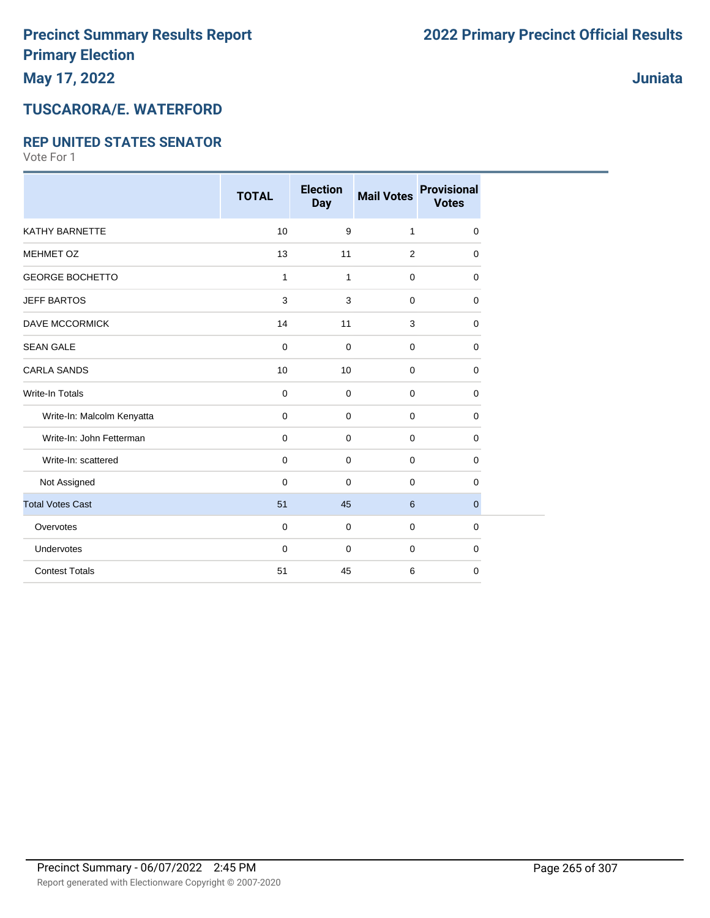# Precinct Summary Results Report
## Primary Election
## May 17, 2022

## 2022 Primary Precinct Official Results

## Juniata

## TUSCARORA/E. WATERFORD

### REP UNITED STATES SENATOR

Vote For 1

| | TOTAL | Election Day | Mail Votes | Provisional Votes |
|---|---|---|---|---|
| KATHY BARNETTE | 10 | 9 | 1 | 0 |
| MEHMET OZ | 13 | 11 | 2 | 0 |
| GEORGE BOCHETTO | 1 | 1 | 0 | 0 |
| JEFF BARTOS | 3 | 3 | 0 | 0 |
| DAVE MCCORMICK | 14 | 11 | 3 | 0 |
| SEAN GALE | 0 | 0 | 0 | 0 |
| CARLA SANDS | 10 | 10 | 0 | 0 |
| Write-In Totals | 0 | 0 | 0 | 0 |
| Write-In: Malcolm Kenyatta | 0 | 0 | 0 | 0 |
| Write-In: John Fetterman | 0 | 0 | 0 | 0 |
| Write-In: scattered | 0 | 0 | 0 | 0 |
| Not Assigned | 0 | 0 | 0 | 0 |
| Total Votes Cast | 51 | 45 | 6 | 0 |
| Overvotes | 0 | 0 | 0 | 0 |
| Undervotes | 0 | 0 | 0 | 0 |
| Contest Totals | 51 | 45 | 6 | 0 |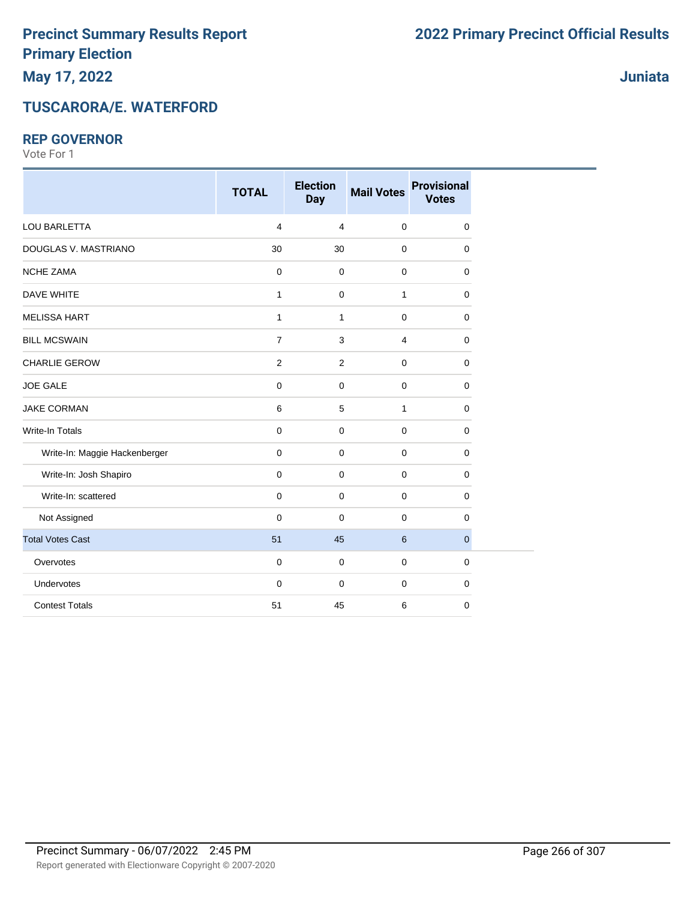# Precinct Summary Results Report
# Primary Election
### May 17, 2022

## 2022 Primary Precinct Official Results

**Juniata**

## TUSCARORA/E. WATERFORD

### REP GOVERNOR

Vote For 1

| | TOTAL | Election Day | Mail Votes | Provisional Votes |
|---|---|---|---|---|
| LOU BARLETTA | 4 | 4 | 0 | 0 |
| DOUGLAS V. MASTRIANO | 30 | 30 | 0 | 0 |
| NCHE ZAMA | 0 | 0 | 0 | 0 |
| DAVE WHITE | 1 | 0 | 1 | 0 |
| MELISSA HART | 1 | 1 | 0 | 0 |
| BILL MCSWAIN | 7 | 3 | 4 | 0 |
| CHARLIE GEROW | 2 | 2 | 0 | 0 |
| JOE GALE | 0 | 0 | 0 | 0 |
| JAKE CORMAN | 6 | 5 | 1 | 0 |
| Write-In Totals | 0 | 0 | 0 | 0 |
| Write-In: Maggie Hackenberger | 0 | 0 | 0 | 0 |
| Write-In: Josh Shapiro | 0 | 0 | 0 | 0 |
| Write-In: scattered | 0 | 0 | 0 | 0 |
| Not Assigned | 0 | 0 | 0 | 0 |
| Total Votes Cast | 51 | 45 | 6 | 0 |
| Overvotes | 0 | 0 | 0 | 0 |
| Undervotes | 0 | 0 | 0 | 0 |
| Contest Totals | 51 | 45 | 6 | 0 |

Precinct Summary - 06/07/2022 2:45 PM

Report generated with Electionware Copyright © 2007-2020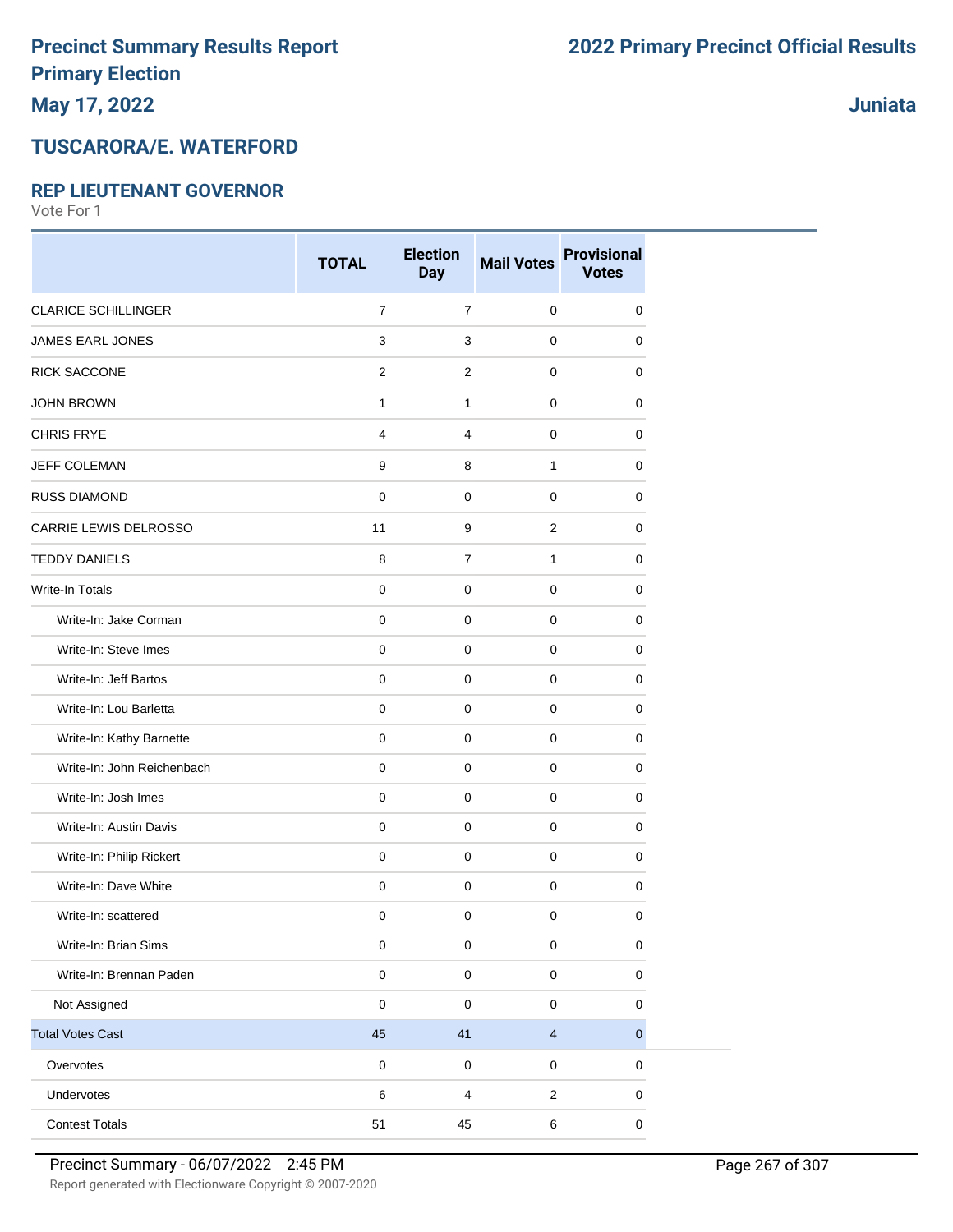# Precinct Summary Results Report
# Primary Election
**May 17, 2022**

**2022 Primary Precinct Official Results**

**Juniata**

## TUSCARORA/E. WATERFORD

### REP LIEUTENANT GOVERNOR
Vote For 1

| | TOTAL | Election Day | Mail Votes | Provisional Votes |
|---|---|---|---|---|
| CLARICE SCHILLINGER | 7 | 7 | 0 | 0 |
| JAMES EARL JONES | 3 | 3 | 0 | 0 |
| RICK SACCONE | 2 | 2 | 0 | 0 |
| JOHN BROWN | 1 | 1 | 0 | 0 |
| CHRIS FRYE | 4 | 4 | 0 | 0 |
| JEFF COLEMAN | 9 | 8 | 1 | 0 |
| RUSS DIAMOND | 0 | 0 | 0 | 0 |
| CARRIE LEWIS DELROSSO | 11 | 9 | 2 | 0 |
| TEDDY DANIELS | 8 | 7 | 1 | 0 |
| Write-In Totals | 0 | 0 | 0 | 0 |
| Write-In: Jake Corman | 0 | 0 | 0 | 0 |
| Write-In: Steve Imes | 0 | 0 | 0 | 0 |
| Write-In: Jeff Bartos | 0 | 0 | 0 | 0 |
| Write-In: Lou Barletta | 0 | 0 | 0 | 0 |
| Write-In: Kathy Barnette | 0 | 0 | 0 | 0 |
| Write-In: John Reichenbach | 0 | 0 | 0 | 0 |
| Write-In: Josh Imes | 0 | 0 | 0 | 0 |
| Write-In: Austin Davis | 0 | 0 | 0 | 0 |
| Write-In: Philip Rickert | 0 | 0 | 0 | 0 |
| Write-In: Dave White | 0 | 0 | 0 | 0 |
| Write-In: scattered | 0 | 0 | 0 | 0 |
| Write-In: Brian Sims | 0 | 0 | 0 | 0 |
| Write-In: Brennan Paden | 0 | 0 | 0 | 0 |
| Not Assigned | 0 | 0 | 0 | 0 |
| Total Votes Cast | 45 | 41 | 4 | 0 |
| Overvotes | 0 | 0 | 0 | 0 |
| Undervotes | 6 | 4 | 2 | 0 |
| Contest Totals | 51 | 45 | 6 | 0 |

Precinct Summary - 06/07/2022 2:45 PM

Report generated with Electionware Copyright © 2007-2020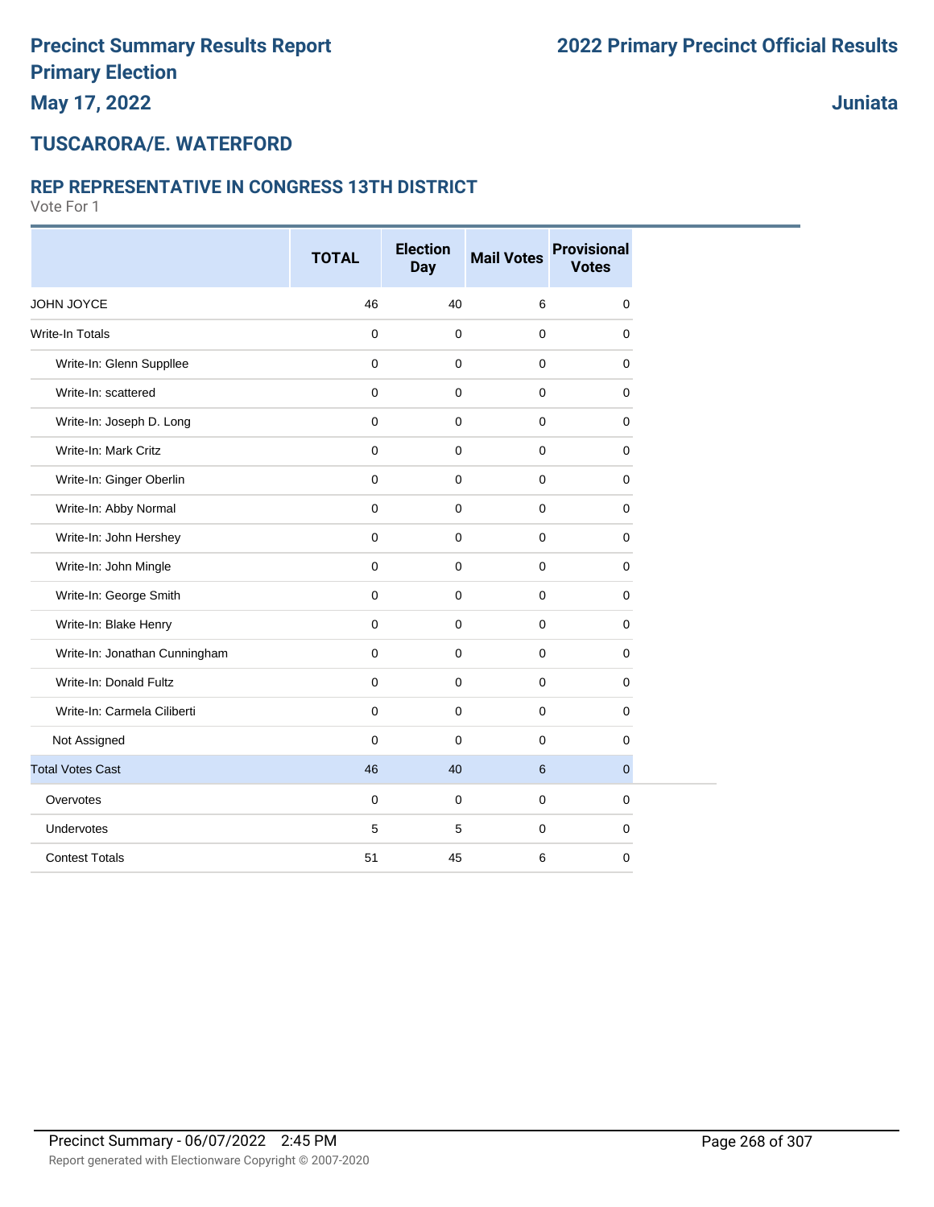# Precinct Summary Results Report
# Primary Election
## May 17, 2022

## 2022 Primary Precinct Official Results

## Juniata

## TUSCARORA/E. WATERFORD

### REP REPRESENTATIVE IN CONGRESS 13TH DISTRICT

Vote For 1

| | TOTAL | Election Day | Mail Votes | Provisional Votes |
|---|---|---|---|---|
| JOHN JOYCE | 46 | 40 | 6 | 0 |
| Write-In Totals | 0 | 0 | 0 | 0 |
| Write-In: Glenn Suppllee | 0 | 0 | 0 | 0 |
| Write-In: scattered | 0 | 0 | 0 | 0 |
| Write-In: Joseph D. Long | 0 | 0 | 0 | 0 |
| Write-In: Mark Critz | 0 | 0 | 0 | 0 |
| Write-In: Ginger Oberlin | 0 | 0 | 0 | 0 |
| Write-In: Abby Normal | 0 | 0 | 0 | 0 |
| Write-In: John Hershey | 0 | 0 | 0 | 0 |
| Write-In: John Mingle | 0 | 0 | 0 | 0 |
| Write-In: George Smith | 0 | 0 | 0 | 0 |
| Write-In: Blake Henry | 0 | 0 | 0 | 0 |
| Write-In: Jonathan Cunningham | 0 | 0 | 0 | 0 |
| Write-In: Donald Fultz | 0 | 0 | 0 | 0 |
| Write-In: Carmela Ciliberti | 0 | 0 | 0 | 0 |
| Not Assigned | 0 | 0 | 0 | 0 |
| Total Votes Cast | 46 | 40 | 6 | 0 |
| Overvotes | 0 | 0 | 0 | 0 |
| Undervotes | 5 | 5 | 0 | 0 |
| Contest Totals | 51 | 45 | 6 | 0 |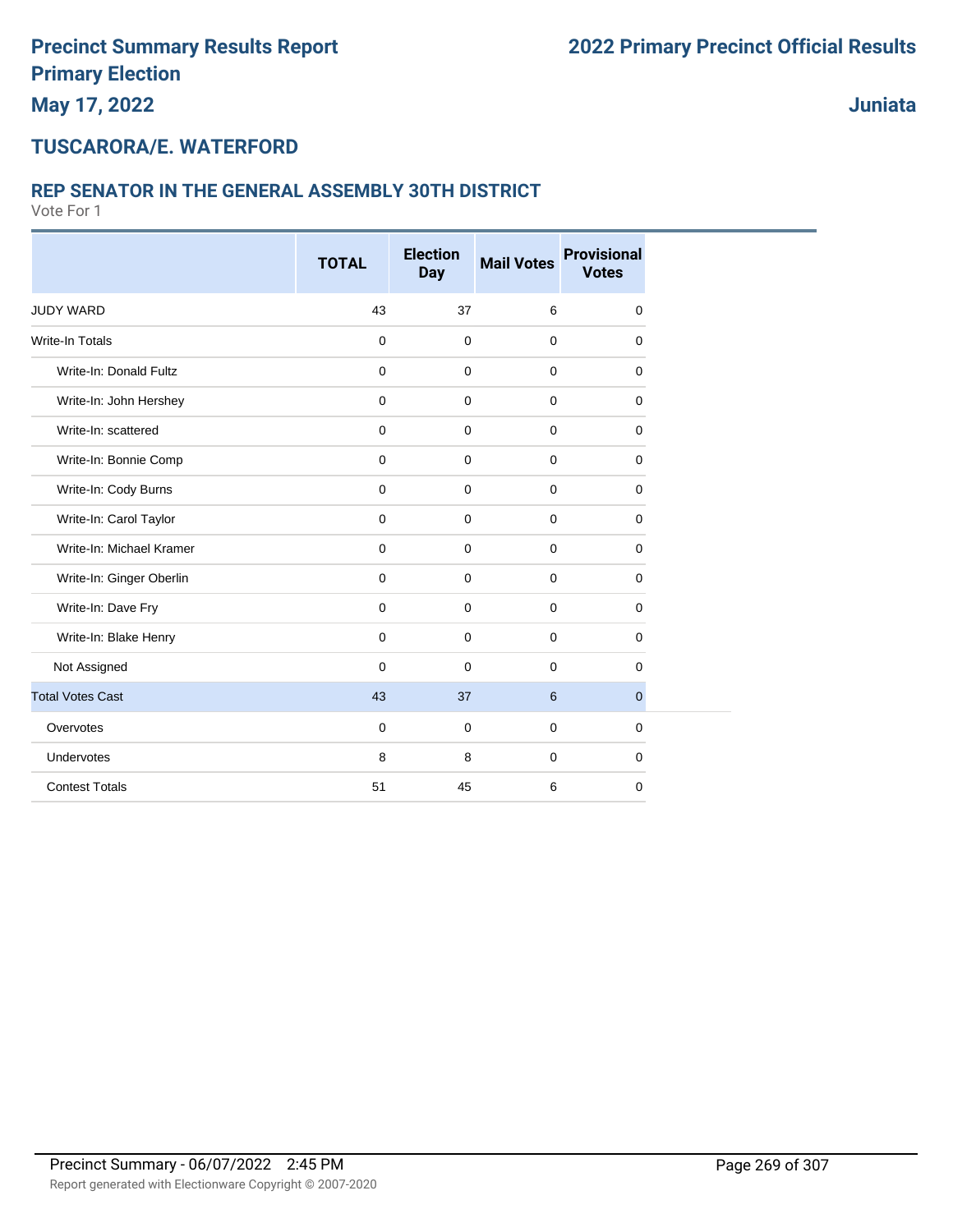# Precinct Summary Results Report
# Primary Election
# May 17, 2022

# 2022 Primary Precinct Official Results

# Juniata

## TUSCARORA/E. WATERFORD

### REP SENATOR IN THE GENERAL ASSEMBLY 30TH DISTRICT

Vote For 1

| | TOTAL | Election Day | Mail Votes | Provisional Votes |
|---|---|---|---|---|
| JUDY WARD | 43 | 37 | 6 | 0 |
| Write-In Totals | 0 | 0 | 0 | 0 |
| Write-In: Donald Fultz | 0 | 0 | 0 | 0 |
| Write-In: John Hershey | 0 | 0 | 0 | 0 |
| Write-In: scattered | 0 | 0 | 0 | 0 |
| Write-In: Bonnie Comp | 0 | 0 | 0 | 0 |
| Write-In: Cody Burns | 0 | 0 | 0 | 0 |
| Write-In: Carol Taylor | 0 | 0 | 0 | 0 |
| Write-In: Michael Kramer | 0 | 0 | 0 | 0 |
| Write-In: Ginger Oberlin | 0 | 0 | 0 | 0 |
| Write-In: Dave Fry | 0 | 0 | 0 | 0 |
| Write-In: Blake Henry | 0 | 0 | 0 | 0 |
| Not Assigned | 0 | 0 | 0 | 0 |
| Total Votes Cast | 43 | 37 | 6 | 0 |
| Overvotes | 0 | 0 | 0 | 0 |
| Undervotes | 8 | 8 | 0 | 0 |
| Contest Totals | 51 | 45 | 6 | 0 |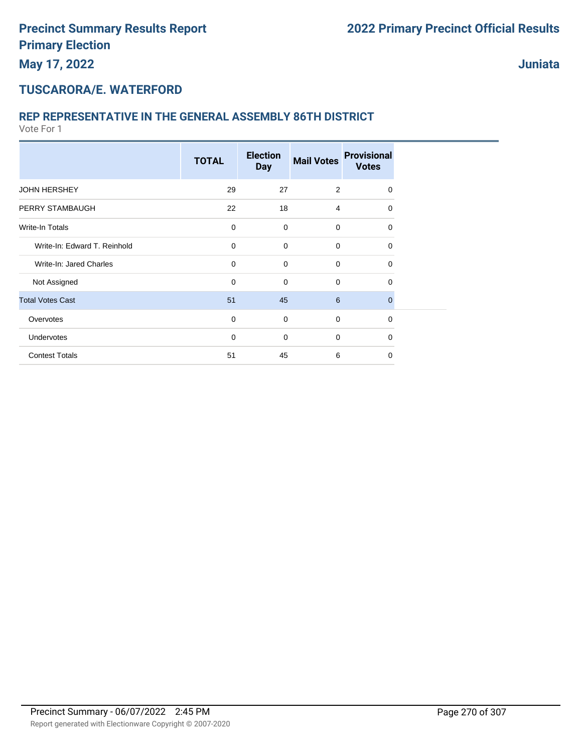# Precinct Summary Results Report
# Primary Election
## May 17, 2022

## 2022 Primary Precinct Official Results

## Juniata

## TUSCARORA/E. WATERFORD

### REP REPRESENTATIVE IN THE GENERAL ASSEMBLY 86TH DISTRICT

Vote For 1

| | TOTAL | Election Day | Mail Votes | Provisional Votes |
|---|---|---|---|---|
| JOHN HERSHEY | 29 | 27 | 2 | 0 |
| PERRY STAMBAUGH | 22 | 18 | 4 | 0 |
| Write-In Totals | 0 | 0 | 0 | 0 |
| Write-In: Edward T. Reinhold | 0 | 0 | 0 | 0 |
| Write-In: Jared Charles | 0 | 0 | 0 | 0 |
| Not Assigned | 0 | 0 | 0 | 0 |
| Total Votes Cast | 51 | 45 | 6 | 0 |
| Overvotes | 0 | 0 | 0 | 0 |
| Undervotes | 0 | 0 | 0 | 0 |
| Contest Totals | 51 | 45 | 6 | 0 |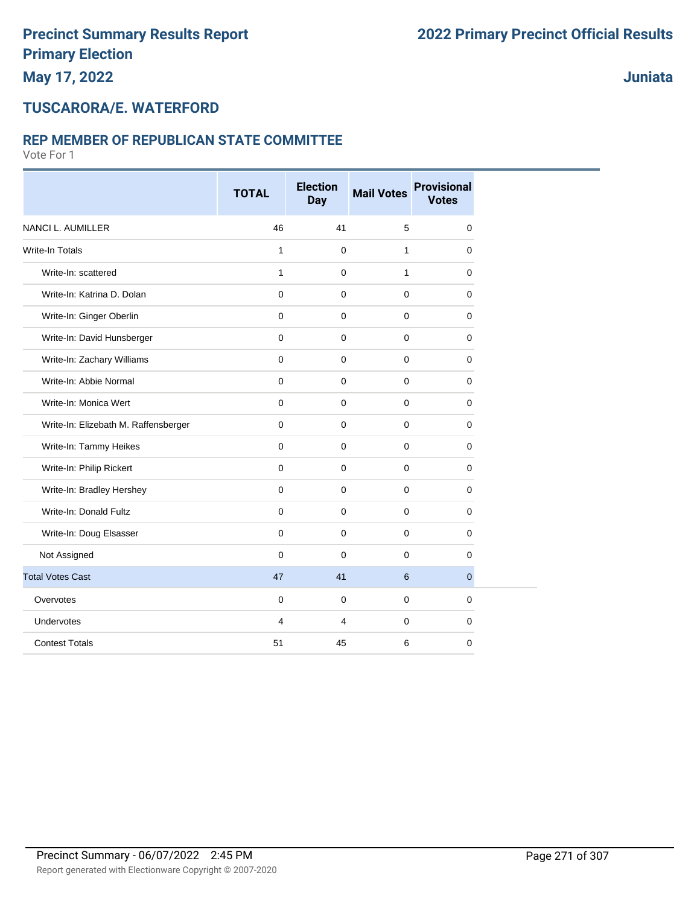# Precinct Summary Results Report
## Primary Election
## May 17, 2022

## 2022 Primary Precinct Official Results

## Juniata

## TUSCARORA/E. WATERFORD

### REP MEMBER OF REPUBLICAN STATE COMMITTEE

Vote For 1

| | TOTAL | Election Day | Mail Votes | Provisional Votes |
|---|---|---|---|---|
| NANCI L. AUMILLER | 46 | 41 | 5 | 0 |
| Write-In Totals | 1 | 0 | 1 | 0 |
| Write-In: scattered | 1 | 0 | 1 | 0 |
| Write-In: Katrina D. Dolan | 0 | 0 | 0 | 0 |
| Write-In: Ginger Oberlin | 0 | 0 | 0 | 0 |
| Write-In: David Hunsberger | 0 | 0 | 0 | 0 |
| Write-In: Zachary Williams | 0 | 0 | 0 | 0 |
| Write-In: Abbie Normal | 0 | 0 | 0 | 0 |
| Write-In: Monica Wert | 0 | 0 | 0 | 0 |
| Write-In: Elizebath M. Raffensberger | 0 | 0 | 0 | 0 |
| Write-In: Tammy Heikes | 0 | 0 | 0 | 0 |
| Write-In: Philip Rickert | 0 | 0 | 0 | 0 |
| Write-In: Bradley Hershey | 0 | 0 | 0 | 0 |
| Write-In: Donald Fultz | 0 | 0 | 0 | 0 |
| Write-In: Doug Elsasser | 0 | 0 | 0 | 0 |
| Not Assigned | 0 | 0 | 0 | 0 |
| Total Votes Cast | 47 | 41 | 6 | 0 |
| Overvotes | 0 | 0 | 0 | 0 |
| Undervotes | 4 | 4 | 0 | 0 |
| Contest Totals | 51 | 45 | 6 | 0 |

Precinct Summary - 06/07/2022 2:45 PM

Report generated with Electionware Copyright © 2007-2020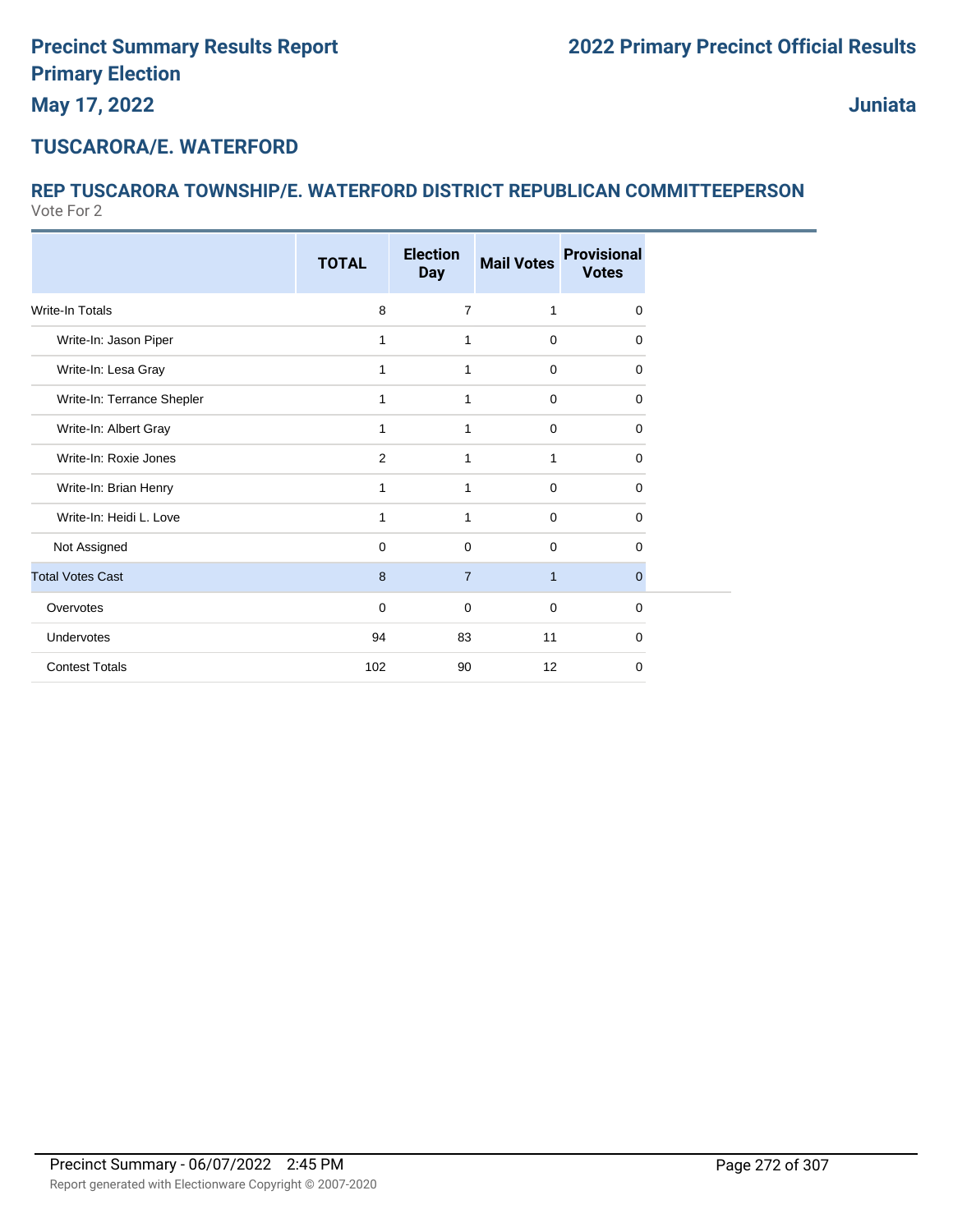# Precinct Summary Results Report
# Primary Election
**May 17, 2022**

# 2022 Primary Precinct Official Results
**Juniata**

## TUSCARORA/E. WATERFORD

### REP TUSCARORA TOWNSHIP/E. WATERFORD DISTRICT REPUBLICAN COMMITTEEPERSON
Vote For 2

| | TOTAL | Election Day | Mail Votes | Provisional Votes |
|---|---|---|---|---|
| Write-In Totals | 8 | 7 | 1 | 0 |
| Write-In: Jason Piper | 1 | 1 | 0 | 0 |
| Write-In: Lesa Gray | 1 | 1 | 0 | 0 |
| Write-In: Terrance Shepler | 1 | 1 | 0 | 0 |
| Write-In: Albert Gray | 1 | 1 | 0 | 0 |
| Write-In: Roxie Jones | 2 | 1 | 1 | 0 |
| Write-In: Brian Henry | 1 | 1 | 0 | 0 |
| Write-In: Heidi L. Love | 1 | 1 | 0 | 0 |
| Not Assigned | 0 | 0 | 0 | 0 |
| Total Votes Cast | 8 | 7 | 1 | 0 |
| Overvotes | 0 | 0 | 0 | 0 |
| Undervotes | 94 | 83 | 11 | 0 |
| Contest Totals | 102 | 90 | 12 | 0 |

Precinct Summary - 06/07/2022 2:45 PM

Report generated with Electionware Copyright © 2007-2020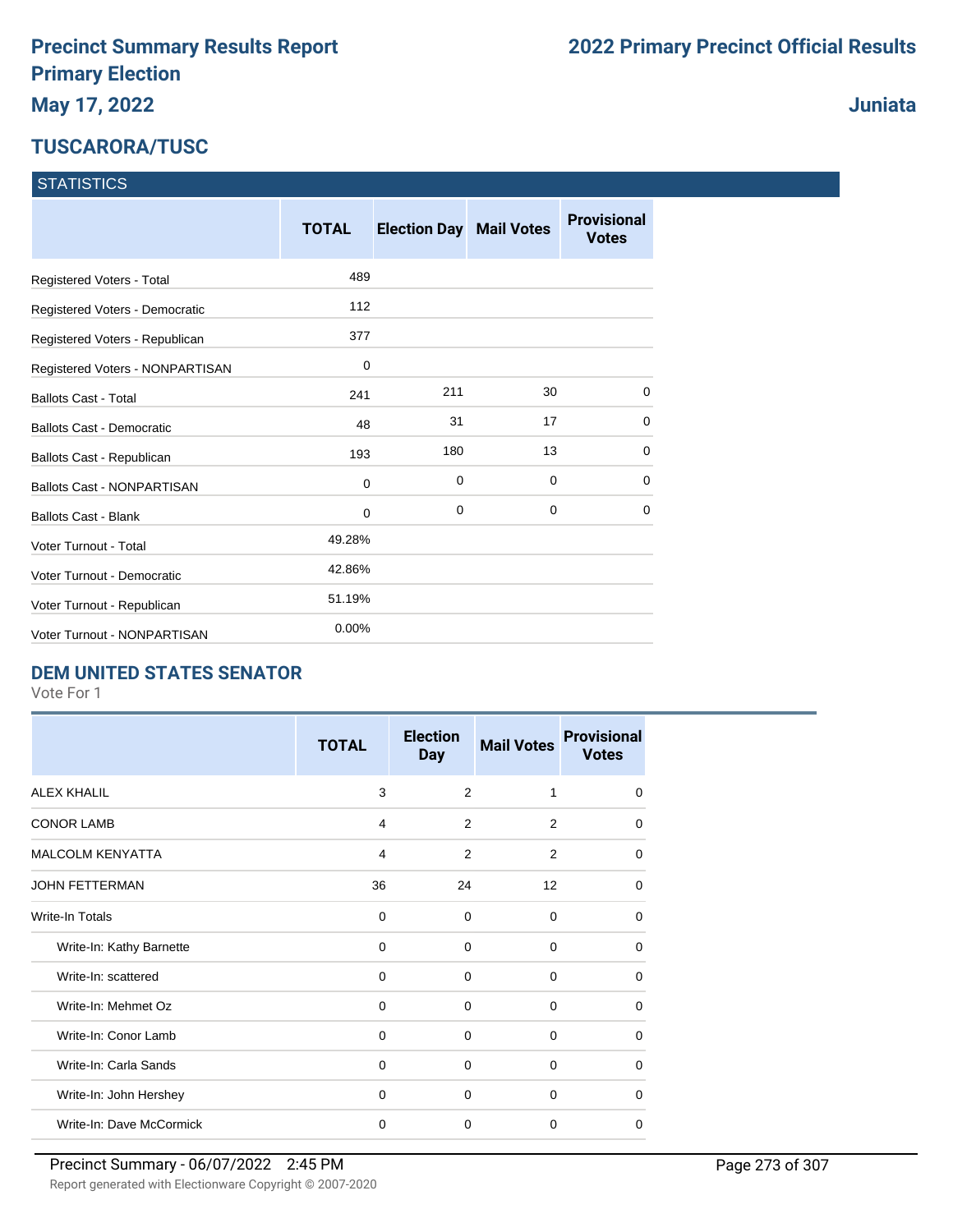# Precinct Summary Results Report
## Primary Election
### May 17, 2022

# 2022 Primary Precinct Official Results

### Juniata

## TUSCARORA/TUSC

| STATISTICS | TOTAL | Election Day | Mail Votes | Provisional Votes |
|---|---|---|---|---|
| Registered Voters - Total | 489 | | | |
| Registered Voters - Democratic | 112 | | | |
| Registered Voters - Republican | 377 | | | |
| Registered Voters - NONPARTISAN | 0 | | | |
| Ballots Cast - Total | 241 | 211 | 30 | 0 |
| Ballots Cast - Democratic | 48 | 31 | 17 | 0 |
| Ballots Cast - Republican | 193 | 180 | 13 | 0 |
| Ballots Cast - NONPARTISAN | 0 | 0 | 0 | 0 |
| Ballots Cast - Blank | 0 | 0 | 0 | 0 |
| Voter Turnout - Total | 49.28% | | | |
| Voter Turnout - Democratic | 42.86% | | | |
| Voter Turnout - Republican | 51.19% | | | |
| Voter Turnout - NONPARTISAN | 0.00% | | | |

## DEM UNITED STATES SENATOR

Vote For 1

| | TOTAL | Election Day | Mail Votes | Provisional Votes |
|---|---|---|---|---|
| ALEX KHALIL | 3 | 2 | 1 | 0 |
| CONOR LAMB | 4 | 2 | 2 | 0 |
| MALCOLM KENYATTA | 4 | 2 | 2 | 0 |
| JOHN FETTERMAN | 36 | 24 | 12 | 0 |
| Write-In Totals | 0 | 0 | 0 | 0 |
| Write-In: Kathy Barnette | 0 | 0 | 0 | 0 |
| Write-In: scattered | 0 | 0 | 0 | 0 |
| Write-In: Mehmet Oz | 0 | 0 | 0 | 0 |
| Write-In: Conor Lamb | 0 | 0 | 0 | 0 |
| Write-In: Carla Sands | 0 | 0 | 0 | 0 |
| Write-In: John Hershey | 0 | 0 | 0 | 0 |
| Write-In: Dave McCormick | 0 | 0 | 0 | 0 |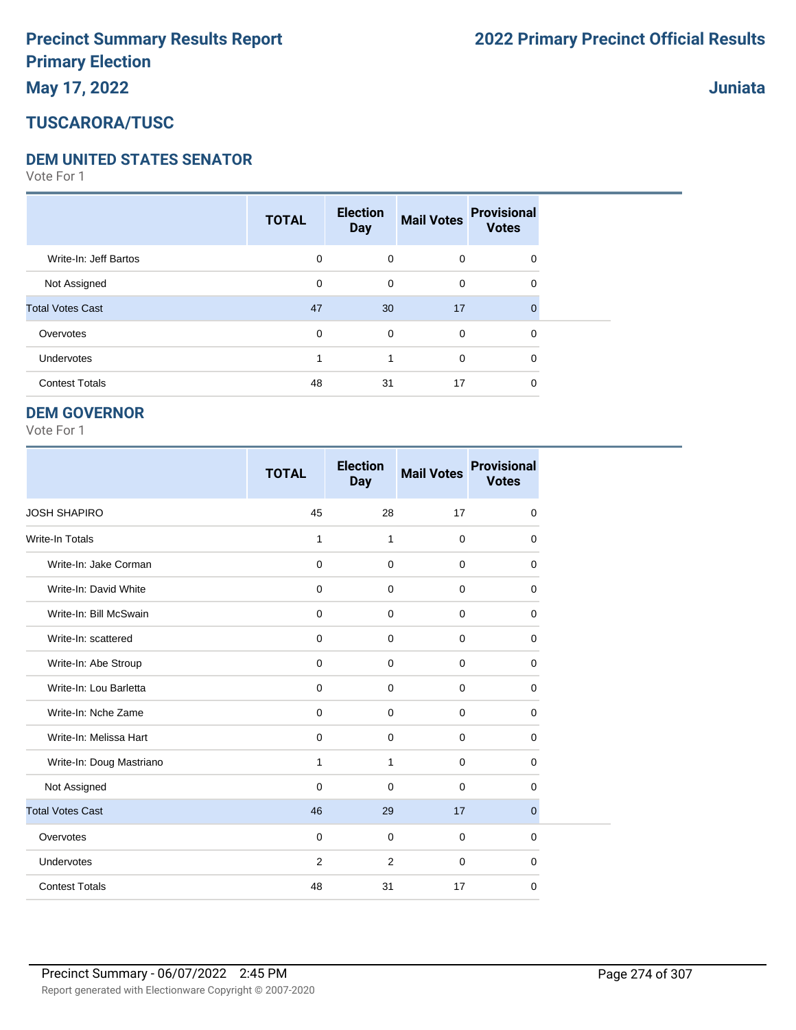# Precinct Summary Results Report
# Primary Election
## May 17, 2022

# 2022 Primary Precinct Official Results

## Juniata

## TUSCARORA/TUSC

### DEM UNITED STATES SENATOR

Vote For 1

| | TOTAL | Election Day | Mail Votes | Provisional Votes |
|---|---|---|---|---|
| Write-In: Jeff Bartos | 0 | 0 | 0 | 0 |
| Not Assigned | 0 | 0 | 0 | 0 |
| Total Votes Cast | 47 | 30 | 17 | 0 |
| Overvotes | 0 | 0 | 0 | 0 |
| Undervotes | 1 | 1 | 0 | 0 |
| Contest Totals | 48 | 31 | 17 | 0 |

### DEM GOVERNOR

Vote For 1

| | TOTAL | Election Day | Mail Votes | Provisional Votes |
|---|---|---|---|---|
| JOSH SHAPIRO | 45 | 28 | 17 | 0 |
| Write-In Totals | 1 | 1 | 0 | 0 |
| Write-In: Jake Corman | 0 | 0 | 0 | 0 |
| Write-In: David White | 0 | 0 | 0 | 0 |
| Write-In: Bill McSwain | 0 | 0 | 0 | 0 |
| Write-In: scattered | 0 | 0 | 0 | 0 |
| Write-In: Abe Stroup | 0 | 0 | 0 | 0 |
| Write-In: Lou Barletta | 0 | 0 | 0 | 0 |
| Write-In: Nche Zame | 0 | 0 | 0 | 0 |
| Write-In: Melissa Hart | 0 | 0 | 0 | 0 |
| Write-In: Doug Mastriano | 1 | 1 | 0 | 0 |
| Not Assigned | 0 | 0 | 0 | 0 |
| Total Votes Cast | 46 | 29 | 17 | 0 |
| Overvotes | 0 | 0 | 0 | 0 |
| Undervotes | 2 | 2 | 0 | 0 |
| Contest Totals | 48 | 31 | 17 | 0 |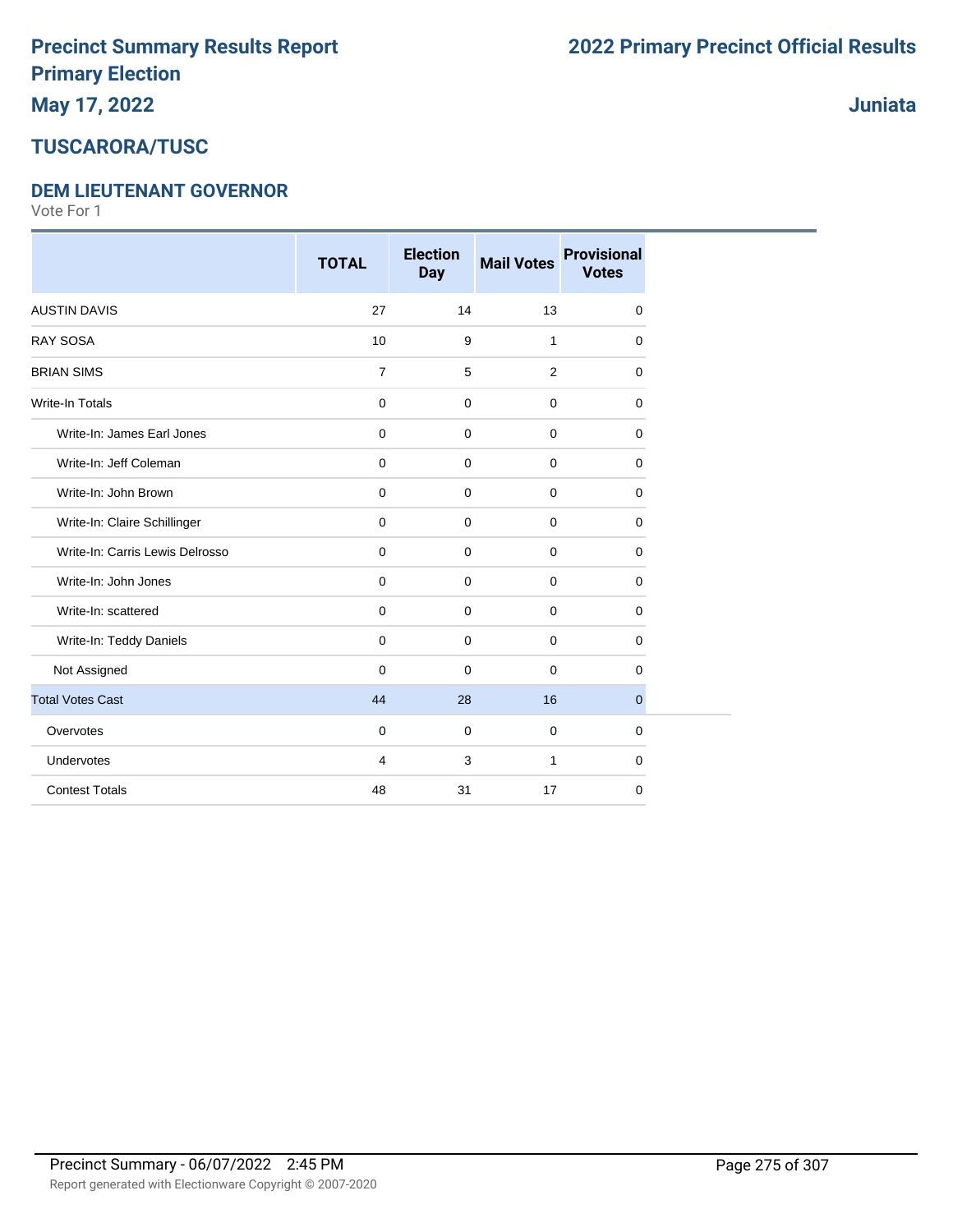# Precinct Summary Results Report
# Primary Election
## May 17, 2022

## 2022 Primary Precinct Official Results

## Juniata

## TUSCARORA/TUSC

### DEM LIEUTENANT GOVERNOR

Vote For 1

| | TOTAL | Election Day | Mail Votes | Provisional Votes |
|---|---|---|---|---|
| AUSTIN DAVIS | 27 | 14 | 13 | 0 |
| RAY SOSA | 10 | 9 | 1 | 0 |
| BRIAN SIMS | 7 | 5 | 2 | 0 |
| Write-In Totals | 0 | 0 | 0 | 0 |
| Write-In: James Earl Jones | 0 | 0 | 0 | 0 |
| Write-In: Jeff Coleman | 0 | 0 | 0 | 0 |
| Write-In: John Brown | 0 | 0 | 0 | 0 |
| Write-In: Claire Schillinger | 0 | 0 | 0 | 0 |
| Write-In: Carris Lewis Delrosso | 0 | 0 | 0 | 0 |
| Write-In: John Jones | 0 | 0 | 0 | 0 |
| Write-In: scattered | 0 | 0 | 0 | 0 |
| Write-In: Teddy Daniels | 0 | 0 | 0 | 0 |
| Not Assigned | 0 | 0 | 0 | 0 |
| Total Votes Cast | 44 | 28 | 16 | 0 |
| Overvotes | 0 | 0 | 0 | 0 |
| Undervotes | 4 | 3 | 1 | 0 |
| Contest Totals | 48 | 31 | 17 | 0 |

Precinct Summary - 06/07/2022 2:45 PM

Report generated with Electionware Copyright © 2007-2020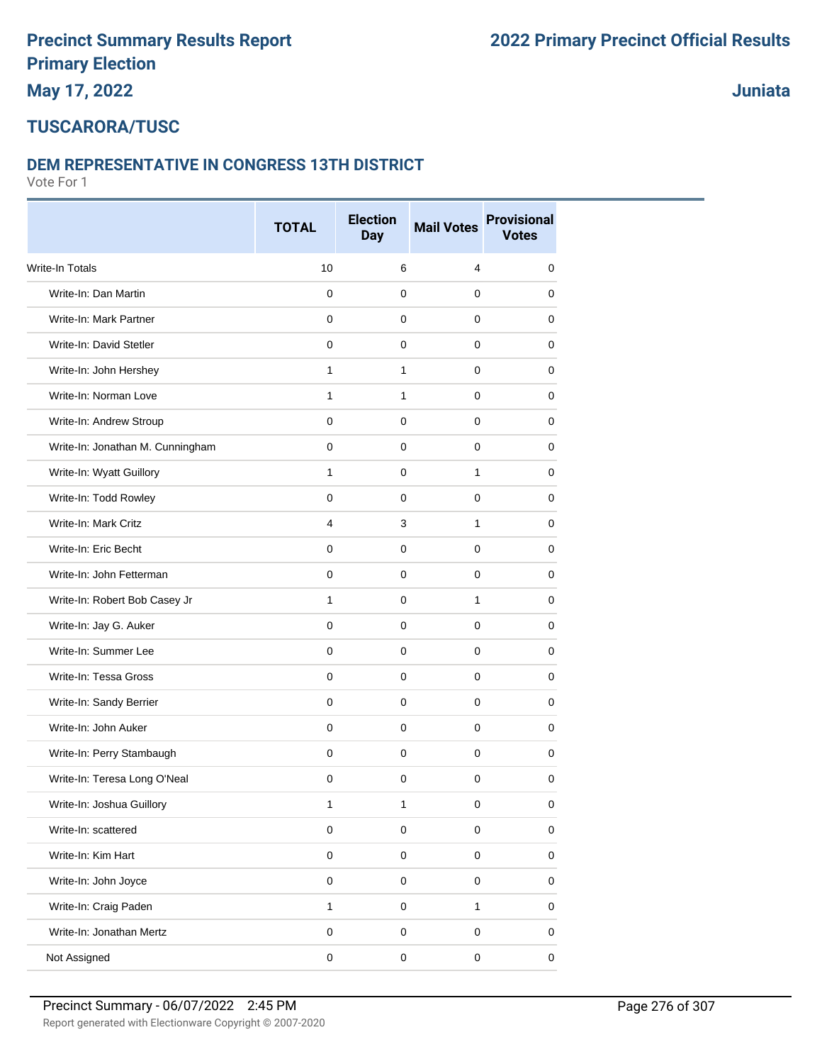# Precinct Summary Results Report
# Primary Election
# May 17, 2022

# 2022 Primary Precinct Official Results

**Juniata**

## TUSCARORA/TUSC

### DEM REPRESENTATIVE IN CONGRESS 13TH DISTRICT

Vote For 1

| | TOTAL | Election Day | Mail Votes | Provisional Votes |
|---|---|---|---|---|
| Write-In Totals | 10 | 6 | 4 | 0 |
| Write-In: Dan Martin | 0 | 0 | 0 | 0 |
| Write-In: Mark Partner | 0 | 0 | 0 | 0 |
| Write-In: David Stetler | 0 | 0 | 0 | 0 |
| Write-In: John Hershey | 1 | 1 | 0 | 0 |
| Write-In: Norman Love | 1 | 1 | 0 | 0 |
| Write-In: Andrew Stroup | 0 | 0 | 0 | 0 |
| Write-In: Jonathan M. Cunningham | 0 | 0 | 0 | 0 |
| Write-In: Wyatt Guillory | 1 | 0 | 1 | 0 |
| Write-In: Todd Rowley | 0 | 0 | 0 | 0 |
| Write-In: Mark Critz | 4 | 3 | 1 | 0 |
| Write-In: Eric Becht | 0 | 0 | 0 | 0 |
| Write-In: John Fetterman | 0 | 0 | 0 | 0 |
| Write-In: Robert Bob Casey Jr | 1 | 0 | 1 | 0 |
| Write-In: Jay G. Auker | 0 | 0 | 0 | 0 |
| Write-In: Summer Lee | 0 | 0 | 0 | 0 |
| Write-In: Tessa Gross | 0 | 0 | 0 | 0 |
| Write-In: Sandy Berrier | 0 | 0 | 0 | 0 |
| Write-In: John Auker | 0 | 0 | 0 | 0 |
| Write-In: Perry Stambaugh | 0 | 0 | 0 | 0 |
| Write-In: Teresa Long O'Neal | 0 | 0 | 0 | 0 |
| Write-In: Joshua Guillory | 1 | 1 | 0 | 0 |
| Write-In: scattered | 0 | 0 | 0 | 0 |
| Write-In: Kim Hart | 0 | 0 | 0 | 0 |
| Write-In: John Joyce | 0 | 0 | 0 | 0 |
| Write-In: Craig Paden | 1 | 0 | 1 | 0 |
| Write-In: Jonathan Mertz | 0 | 0 | 0 | 0 |
| Not Assigned | 0 | 0 | 0 | 0 |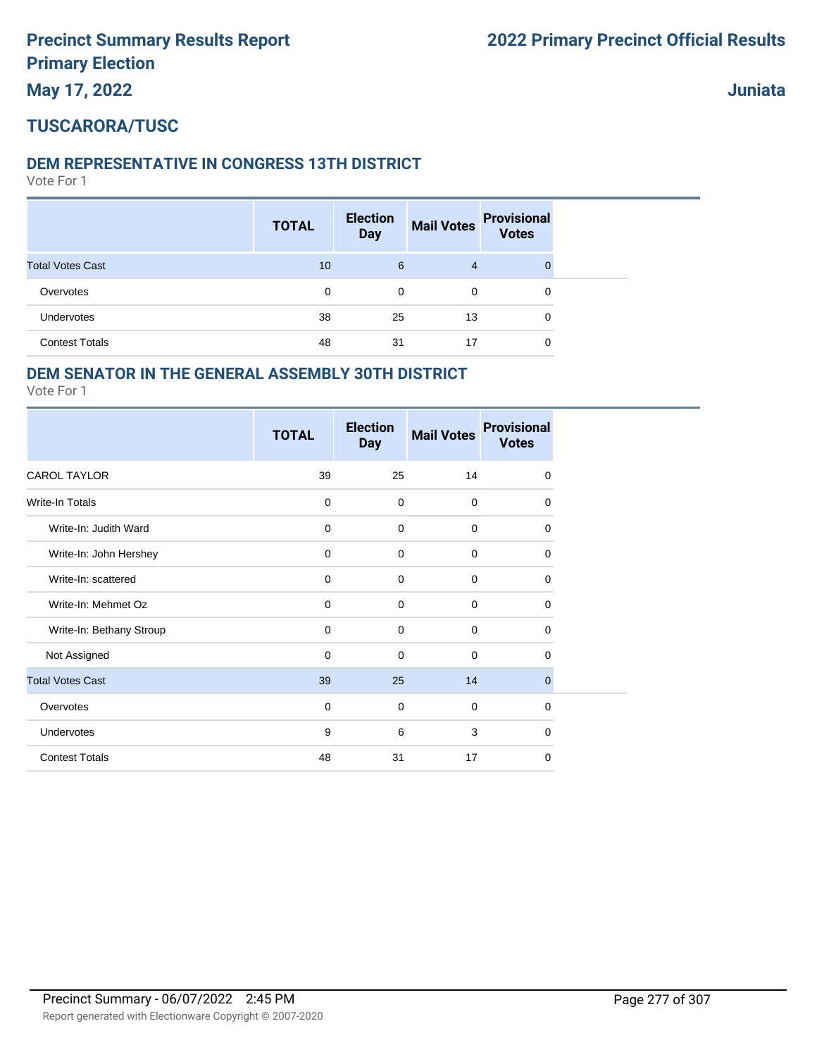# Precinct Summary Results Report
# Primary Election
# May 17, 2022

# 2022 Primary Precinct Official Results

## Juniata

## TUSCARORA/TUSC

### DEM REPRESENTATIVE IN CONGRESS 13TH DISTRICT

Vote For 1

| | TOTAL | Election Day | Mail Votes | Provisional Votes |
|---|---|---|---|---|
| Total Votes Cast | 10 | 6 | 4 | 0 |
| Overvotes | 0 | 0 | 0 | 0 |
| Undervotes | 38 | 25 | 13 | 0 |
| Contest Totals | 48 | 31 | 17 | 0 |

### DEM SENATOR IN THE GENERAL ASSEMBLY 30TH DISTRICT

Vote For 1

| | TOTAL | Election Day | Mail Votes | Provisional Votes |
|---|---|---|---|---|
| CAROL TAYLOR | 39 | 25 | 14 | 0 |
| Write-In Totals | 0 | 0 | 0 | 0 |
| Write-In: Judith Ward | 0 | 0 | 0 | 0 |
| Write-In: John Hershey | 0 | 0 | 0 | 0 |
| Write-In: scattered | 0 | 0 | 0 | 0 |
| Write-In: Mehmet Oz | 0 | 0 | 0 | 0 |
| Write-In: Bethany Stroup | 0 | 0 | 0 | 0 |
| Not Assigned | 0 | 0 | 0 | 0 |
| Total Votes Cast | 39 | 25 | 14 | 0 |
| Overvotes | 0 | 0 | 0 | 0 |
| Undervotes | 9 | 6 | 3 | 0 |
| Contest Totals | 48 | 31 | 17 | 0 |

Precinct Summary - 06/07/2022 2:45 PM

Report generated with Electionware Copyright © 2007-2020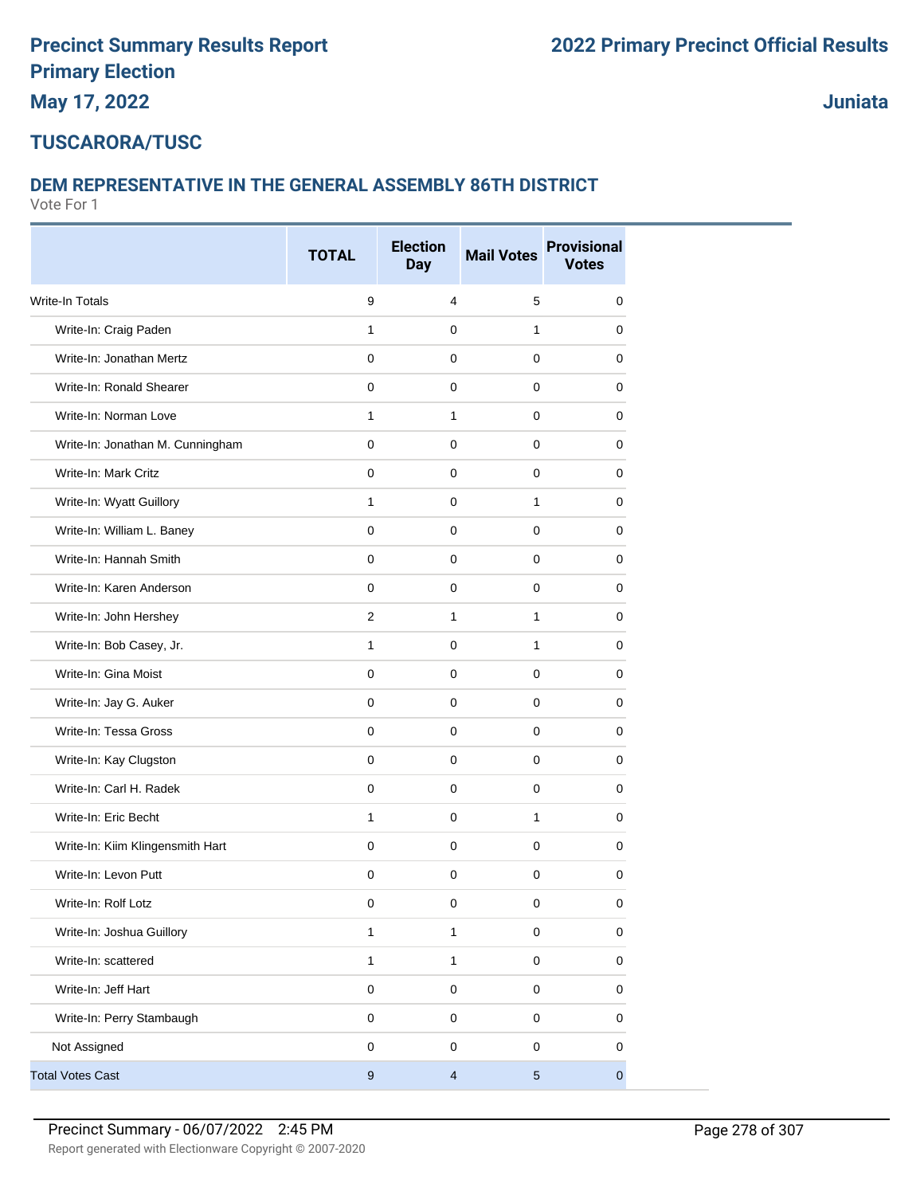# Precinct Summary Results Report

# Primary Election

**May 17, 2022**

# 2022 Primary Precinct Official Results

**Juniata**

## TUSCARORA/TUSC

### DEM REPRESENTATIVE IN THE GENERAL ASSEMBLY 86TH DISTRICT

Vote For 1

| | TOTAL | Election Day | Mail Votes | Provisional Votes |
|---|---|---|---|---|
| Write-In Totals | 9 | 4 | 5 | 0 |
| Write-In: Craig Paden | 1 | 0 | 1 | 0 |
| Write-In: Jonathan Mertz | 0 | 0 | 0 | 0 |
| Write-In: Ronald Shearer | 0 | 0 | 0 | 0 |
| Write-In: Norman Love | 1 | 1 | 0 | 0 |
| Write-In: Jonathan M. Cunningham | 0 | 0 | 0 | 0 |
| Write-In: Mark Critz | 0 | 0 | 0 | 0 |
| Write-In: Wyatt Guillory | 1 | 0 | 1 | 0 |
| Write-In: William L. Baney | 0 | 0 | 0 | 0 |
| Write-In: Hannah Smith | 0 | 0 | 0 | 0 |
| Write-In: Karen Anderson | 0 | 0 | 0 | 0 |
| Write-In: John Hershey | 2 | 1 | 1 | 0 |
| Write-In: Bob Casey, Jr. | 1 | 0 | 1 | 0 |
| Write-In: Gina Moist | 0 | 0 | 0 | 0 |
| Write-In: Jay G. Auker | 0 | 0 | 0 | 0 |
| Write-In: Tessa Gross | 0 | 0 | 0 | 0 |
| Write-In: Kay Clugston | 0 | 0 | 0 | 0 |
| Write-In: Carl H. Radek | 0 | 0 | 0 | 0 |
| Write-In: Eric Becht | 1 | 0 | 1 | 0 |
| Write-In: Kiim Klingensmith Hart | 0 | 0 | 0 | 0 |
| Write-In: Levon Putt | 0 | 0 | 0 | 0 |
| Write-In: Rolf Lotz | 0 | 0 | 0 | 0 |
| Write-In: Joshua Guillory | 1 | 1 | 0 | 0 |
| Write-In: scattered | 1 | 1 | 0 | 0 |
| Write-In: Jeff Hart | 0 | 0 | 0 | 0 |
| Write-In: Perry Stambaugh | 0 | 0 | 0 | 0 |
| Not Assigned | 0 | 0 | 0 | 0 |
| Total Votes Cast | 9 | 4 | 5 | 0 |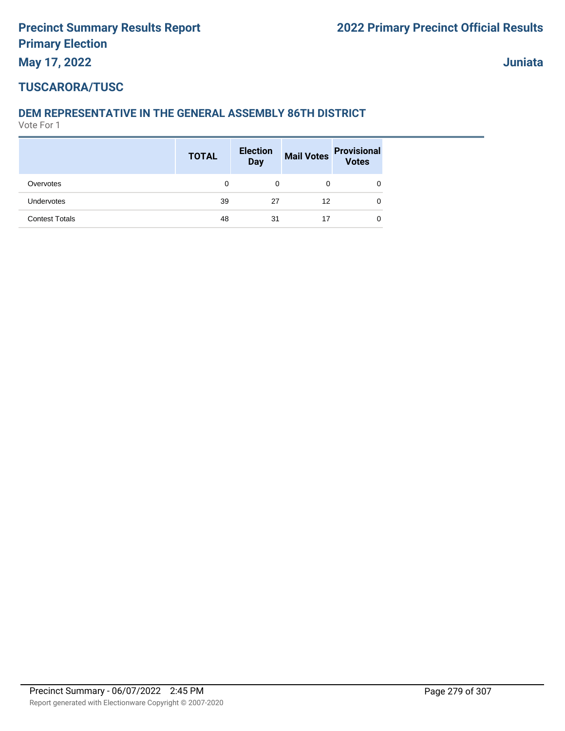# Precinct Summary Results Report
## Primary Election
## May 17, 2022

## 2022 Primary Precinct Official Results

## Juniata

### TUSCARORA/TUSC

### DEM REPRESENTATIVE IN THE GENERAL ASSEMBLY 86TH DISTRICT

Vote For 1

| | TOTAL | Election Day | Mail Votes | Provisional Votes |
|---|---|---|---|---|
| Overvotes | 0 | 0 | 0 | 0 |
| Undervotes | 39 | 27 | 12 | 0 |
| Contest Totals | 48 | 31 | 17 | 0 |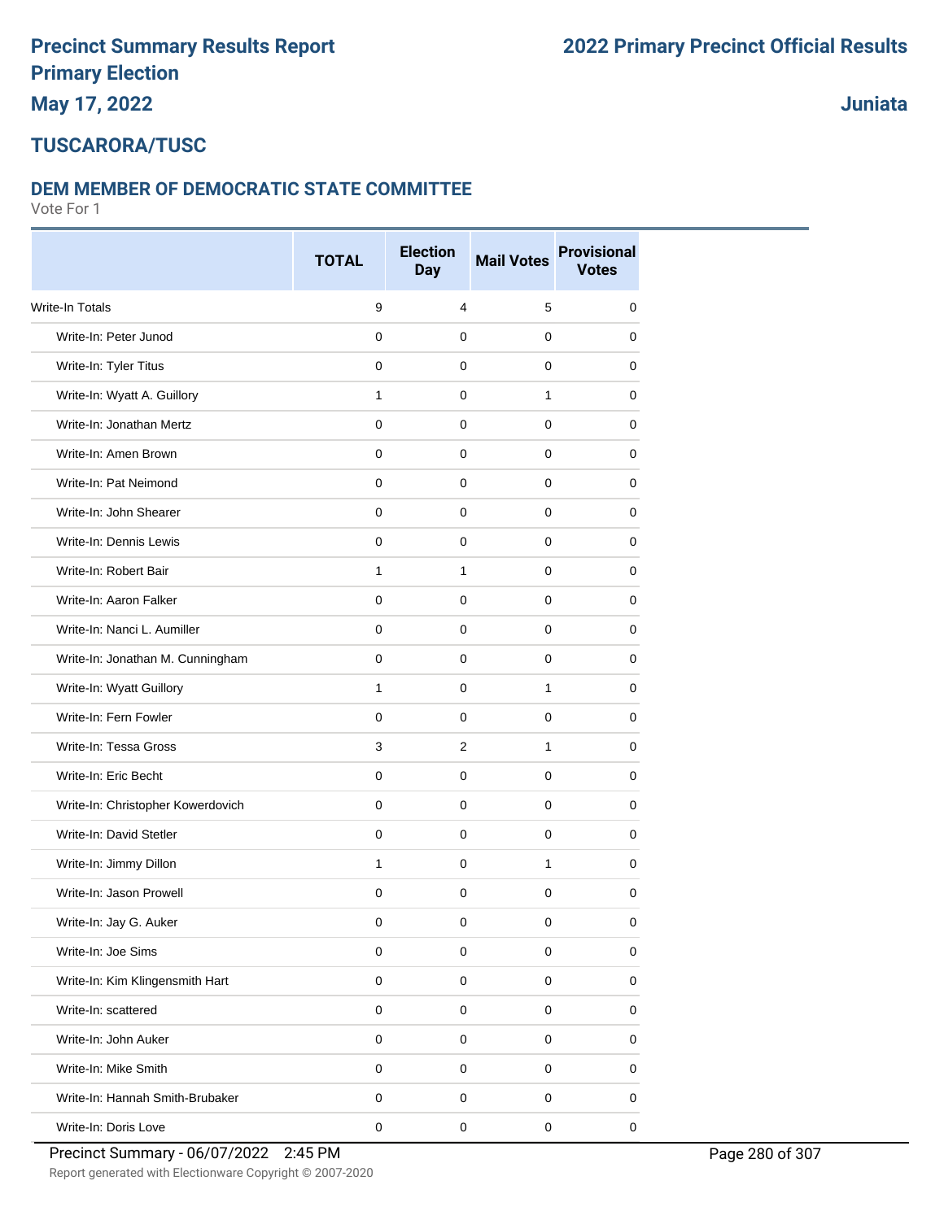# Precinct Summary Results Report
# Primary Election
# May 17, 2022

# 2022 Primary Precinct Official Results

# Juniata

## TUSCARORA/TUSC

### DEM MEMBER OF DEMOCRATIC STATE COMMITTEE

Vote For 1

| | TOTAL | Election Day | Mail Votes | Provisional Votes |
|---|---|---|---|---|
| Write-In Totals | 9 | 4 | 5 | 0 |
| Write-In: Peter Junod | 0 | 0 | 0 | 0 |
| Write-In: Tyler Titus | 0 | 0 | 0 | 0 |
| Write-In: Wyatt A. Guillory | 1 | 0 | 1 | 0 |
| Write-In: Jonathan Mertz | 0 | 0 | 0 | 0 |
| Write-In: Amen Brown | 0 | 0 | 0 | 0 |
| Write-In: Pat Neimond | 0 | 0 | 0 | 0 |
| Write-In: John Shearer | 0 | 0 | 0 | 0 |
| Write-In: Dennis Lewis | 0 | 0 | 0 | 0 |
| Write-In: Robert Bair | 1 | 1 | 0 | 0 |
| Write-In: Aaron Falker | 0 | 0 | 0 | 0 |
| Write-In: Nanci L. Aumiller | 0 | 0 | 0 | 0 |
| Write-In: Jonathan M. Cunningham | 0 | 0 | 0 | 0 |
| Write-In: Wyatt Guillory | 1 | 0 | 1 | 0 |
| Write-In: Fern Fowler | 0 | 0 | 0 | 0 |
| Write-In: Tessa Gross | 3 | 2 | 1 | 0 |
| Write-In: Eric Becht | 0 | 0 | 0 | 0 |
| Write-In: Christopher Kowerdovich | 0 | 0 | 0 | 0 |
| Write-In: David Stetler | 0 | 0 | 0 | 0 |
| Write-In: Jimmy Dillon | 1 | 0 | 1 | 0 |
| Write-In: Jason Prowell | 0 | 0 | 0 | 0 |
| Write-In: Jay G. Auker | 0 | 0 | 0 | 0 |
| Write-In: Joe Sims | 0 | 0 | 0 | 0 |
| Write-In: Kim Klingensmith Hart | 0 | 0 | 0 | 0 |
| Write-In: scattered | 0 | 0 | 0 | 0 |
| Write-In: John Auker | 0 | 0 | 0 | 0 |
| Write-In: Mike Smith | 0 | 0 | 0 | 0 |
| Write-In: Hannah Smith-Brubaker | 0 | 0 | 0 | 0 |
| Write-In: Doris Love | 0 | 0 | 0 | 0 |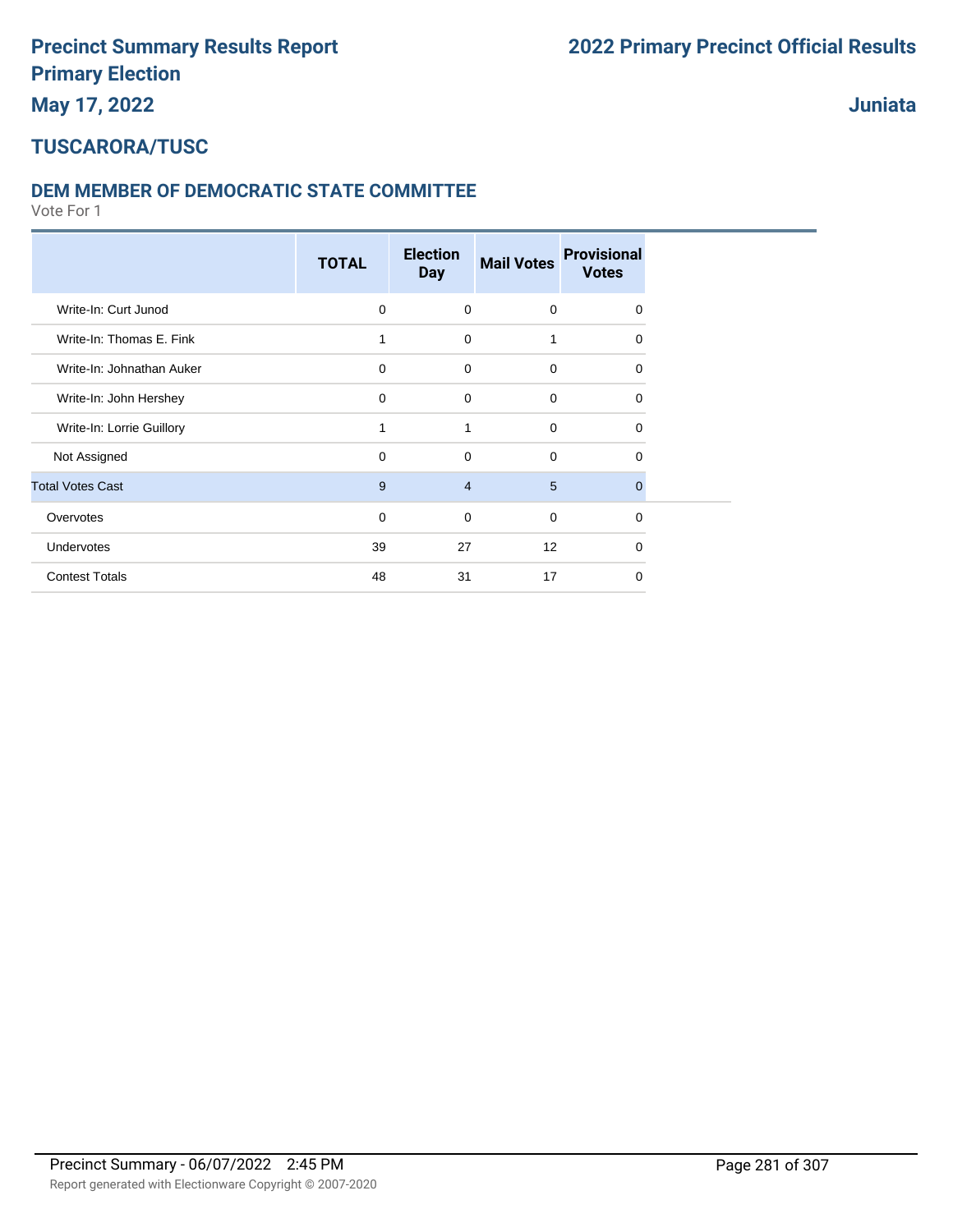# Precinct Summary Results Report
# Primary Election
# May 17, 2022

# 2022 Primary Precinct Official Results

**Juniata**

## TUSCARORA/TUSC

### DEM MEMBER OF DEMOCRATIC STATE COMMITTEE

Vote For 1

| | TOTAL | Election Day | Mail Votes | Provisional Votes |
|---|---|---|---|---|
| Write-In: Curt Junod | 0 | 0 | 0 | 0 |
| Write-In: Thomas E. Fink | 1 | 0 | 1 | 0 |
| Write-In: Johnathan Auker | 0 | 0 | 0 | 0 |
| Write-In: John Hershey | 0 | 0 | 0 | 0 |
| Write-In: Lorrie Guillory | 1 | 1 | 0 | 0 |
| Not Assigned | 0 | 0 | 0 | 0 |
| Total Votes Cast | 9 | 4 | 5 | 0 |
| Overvotes | 0 | 0 | 0 | 0 |
| Undervotes | 39 | 27 | 12 | 0 |
| Contest Totals | 48 | 31 | 17 | 0 |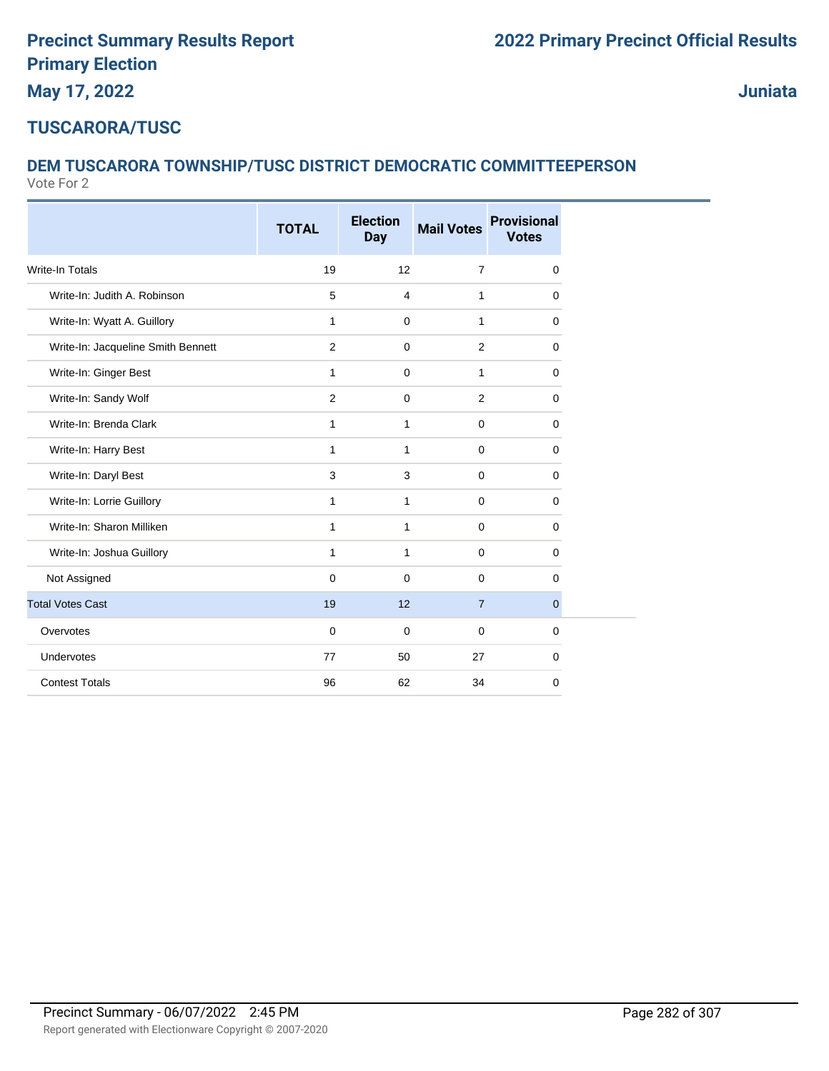# Precinct Summary Results Report
## Primary Election
**May 17, 2022**

# 2022 Primary Precinct Official Results

**Juniata**

## TUSCARORA/TUSC

### DEM TUSCARORA TOWNSHIP/TUSC DISTRICT DEMOCRATIC COMMITTEEPERSON

Vote For 2

| | TOTAL | Election Day | Mail Votes | Provisional Votes |
|---|---|---|---|---|
| Write-In Totals | 19 | 12 | 7 | 0 |
| Write-In: Judith A. Robinson | 5 | 4 | 1 | 0 |
| Write-In: Wyatt A. Guillory | 1 | 0 | 1 | 0 |
| Write-In: Jacqueline Smith Bennett | 2 | 0 | 2 | 0 |
| Write-In: Ginger Best | 1 | 0 | 1 | 0 |
| Write-In: Sandy Wolf | 2 | 0 | 2 | 0 |
| Write-In: Brenda Clark | 1 | 1 | 0 | 0 |
| Write-In: Harry Best | 1 | 1 | 0 | 0 |
| Write-In: Daryl Best | 3 | 3 | 0 | 0 |
| Write-In: Lorrie Guillory | 1 | 1 | 0 | 0 |
| Write-In: Sharon Milliken | 1 | 1 | 0 | 0 |
| Write-In: Joshua Guillory | 1 | 1 | 0 | 0 |
| Not Assigned | 0 | 0 | 0 | 0 |
| Total Votes Cast | 19 | 12 | 7 | 0 |
| Overvotes | 0 | 0 | 0 | 0 |
| Undervotes | 77 | 50 | 27 | 0 |
| Contest Totals | 96 | 62 | 34 | 0 |

Precinct Summary - 06/07/2022 2:45 PM

Report generated with Electionware Copyright © 2007-2020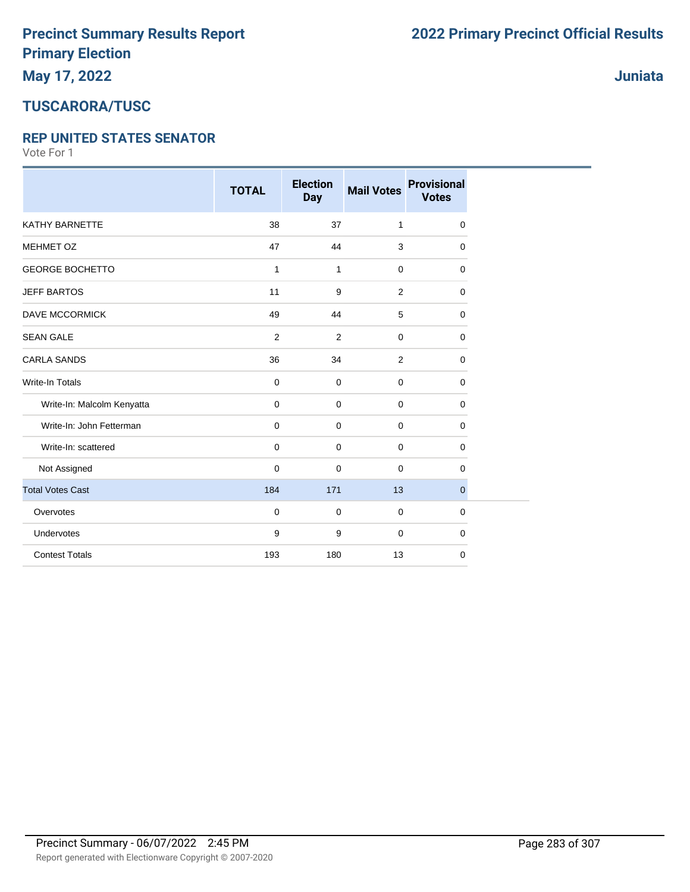# Precinct Summary Results Report
# Primary Election
## May 17, 2022

# 2022 Primary Precinct Official Results

## Juniata

## TUSCARORA/TUSC

### REP UNITED STATES SENATOR

Vote For 1

| | TOTAL | Election Day | Mail Votes | Provisional Votes |
|---|---|---|---|---|
| KATHY BARNETTE | 38 | 37 | 1 | 0 |
| MEHMET OZ | 47 | 44 | 3 | 0 |
| GEORGE BOCHETTO | 1 | 1 | 0 | 0 |
| JEFF BARTOS | 11 | 9 | 2 | 0 |
| DAVE MCCORMICK | 49 | 44 | 5 | 0 |
| SEAN GALE | 2 | 2 | 0 | 0 |
| CARLA SANDS | 36 | 34 | 2 | 0 |
| Write-In Totals | 0 | 0 | 0 | 0 |
| Write-In: Malcolm Kenyatta | 0 | 0 | 0 | 0 |
| Write-In: John Fetterman | 0 | 0 | 0 | 0 |
| Write-In: scattered | 0 | 0 | 0 | 0 |
| Not Assigned | 0 | 0 | 0 | 0 |
| Total Votes Cast | 184 | 171 | 13 | 0 |
| Overvotes | 0 | 0 | 0 | 0 |
| Undervotes | 9 | 9 | 0 | 0 |
| Contest Totals | 193 | 180 | 13 | 0 |

Precinct Summary - 06/07/2022 2:45 PM

Report generated with Electionware Copyright © 2007-2020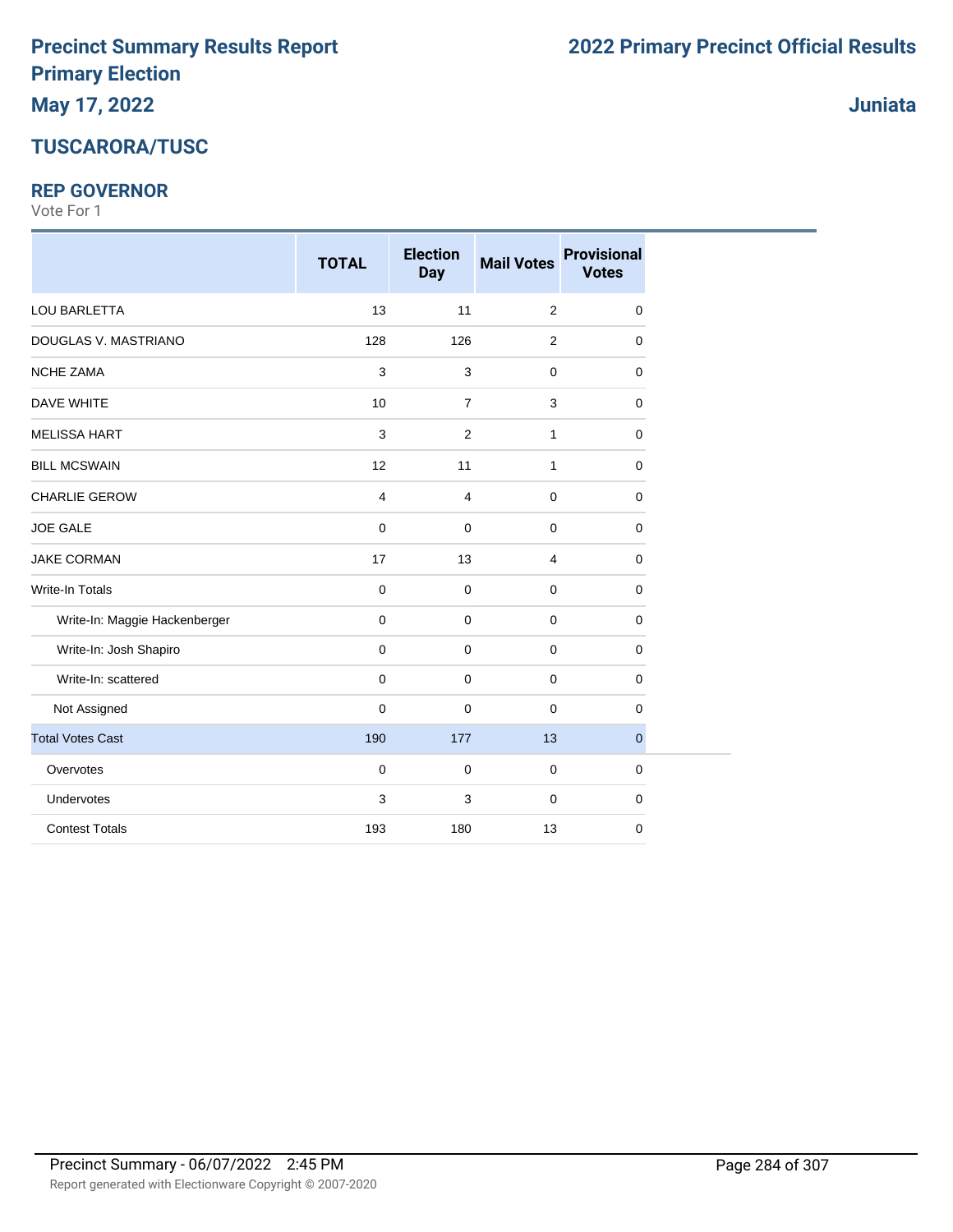# Precinct Summary Results Report
# Primary Election
## May 17, 2022

# 2022 Primary Precinct Official Results

## Juniata

## TUSCARORA/TUSC

### REP GOVERNOR

Vote For 1

| | TOTAL | Election Day | Mail Votes | Provisional Votes |
|---|---|---|---|---|
| LOU BARLETTA | 13 | 11 | 2 | 0 |
| DOUGLAS V. MASTRIANO | 128 | 126 | 2 | 0 |
| NCHE ZAMA | 3 | 3 | 0 | 0 |
| DAVE WHITE | 10 | 7 | 3 | 0 |
| MELISSA HART | 3 | 2 | 1 | 0 |
| BILL MCSWAIN | 12 | 11 | 1 | 0 |
| CHARLIE GEROW | 4 | 4 | 0 | 0 |
| JOE GALE | 0 | 0 | 0 | 0 |
| JAKE CORMAN | 17 | 13 | 4 | 0 |
| Write-In Totals | 0 | 0 | 0 | 0 |
| Write-In: Maggie Hackenberger | 0 | 0 | 0 | 0 |
| Write-In: Josh Shapiro | 0 | 0 | 0 | 0 |
| Write-In: scattered | 0 | 0 | 0 | 0 |
| Not Assigned | 0 | 0 | 0 | 0 |
| Total Votes Cast | 190 | 177 | 13 | 0 |
| Overvotes | 0 | 0 | 0 | 0 |
| Undervotes | 3 | 3 | 0 | 0 |
| Contest Totals | 193 | 180 | 13 | 0 |

Precinct Summary - 06/07/2022 2:45 PM

Report generated with Electionware Copyright © 2007-2020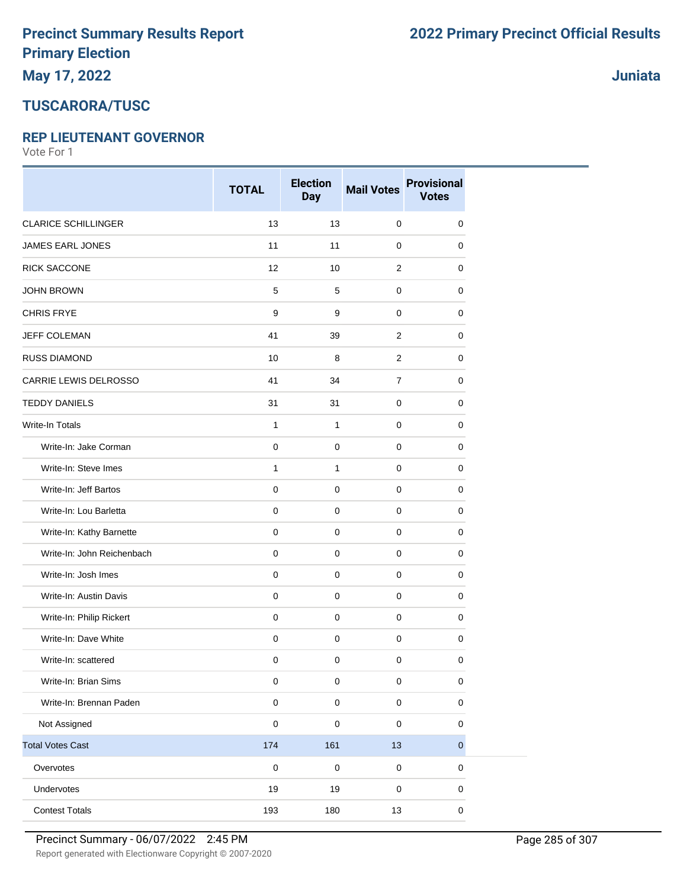# Precinct Summary Results Report
# Primary Election
## May 17, 2022

# 2022 Primary Precinct Official Results

**Juniata**

## TUSCARORA/TUSC

### REP LIEUTENANT GOVERNOR

Vote For 1

| | TOTAL | Election Day | Mail Votes | Provisional Votes |
|---|---|---|---|---|
| CLARICE SCHILLINGER | 13 | 13 | 0 | 0 |
| JAMES EARL JONES | 11 | 11 | 0 | 0 |
| RICK SACCONE | 12 | 10 | 2 | 0 |
| JOHN BROWN | 5 | 5 | 0 | 0 |
| CHRIS FRYE | 9 | 9 | 0 | 0 |
| JEFF COLEMAN | 41 | 39 | 2 | 0 |
| RUSS DIAMOND | 10 | 8 | 2 | 0 |
| CARRIE LEWIS DELROSSO | 41 | 34 | 7 | 0 |
| TEDDY DANIELS | 31 | 31 | 0 | 0 |
| Write-In Totals | 1 | 1 | 0 | 0 |
| Write-In: Jake Corman | 0 | 0 | 0 | 0 |
| Write-In: Steve Imes | 1 | 1 | 0 | 0 |
| Write-In: Jeff Bartos | 0 | 0 | 0 | 0 |
| Write-In: Lou Barletta | 0 | 0 | 0 | 0 |
| Write-In: Kathy Barnette | 0 | 0 | 0 | 0 |
| Write-In: John Reichenbach | 0 | 0 | 0 | 0 |
| Write-In: Josh Imes | 0 | 0 | 0 | 0 |
| Write-In: Austin Davis | 0 | 0 | 0 | 0 |
| Write-In: Philip Rickert | 0 | 0 | 0 | 0 |
| Write-In: Dave White | 0 | 0 | 0 | 0 |
| Write-In: scattered | 0 | 0 | 0 | 0 |
| Write-In: Brian Sims | 0 | 0 | 0 | 0 |
| Write-In: Brennan Paden | 0 | 0 | 0 | 0 |
| Not Assigned | 0 | 0 | 0 | 0 |
| Total Votes Cast | 174 | 161 | 13 | 0 |
| Overvotes | 0 | 0 | 0 | 0 |
| Undervotes | 19 | 19 | 0 | 0 |
| Contest Totals | 193 | 180 | 13 | 0 |

Precinct Summary - 06/07/2022 2:45 PM

Report generated with Electionware Copyright © 2007-2020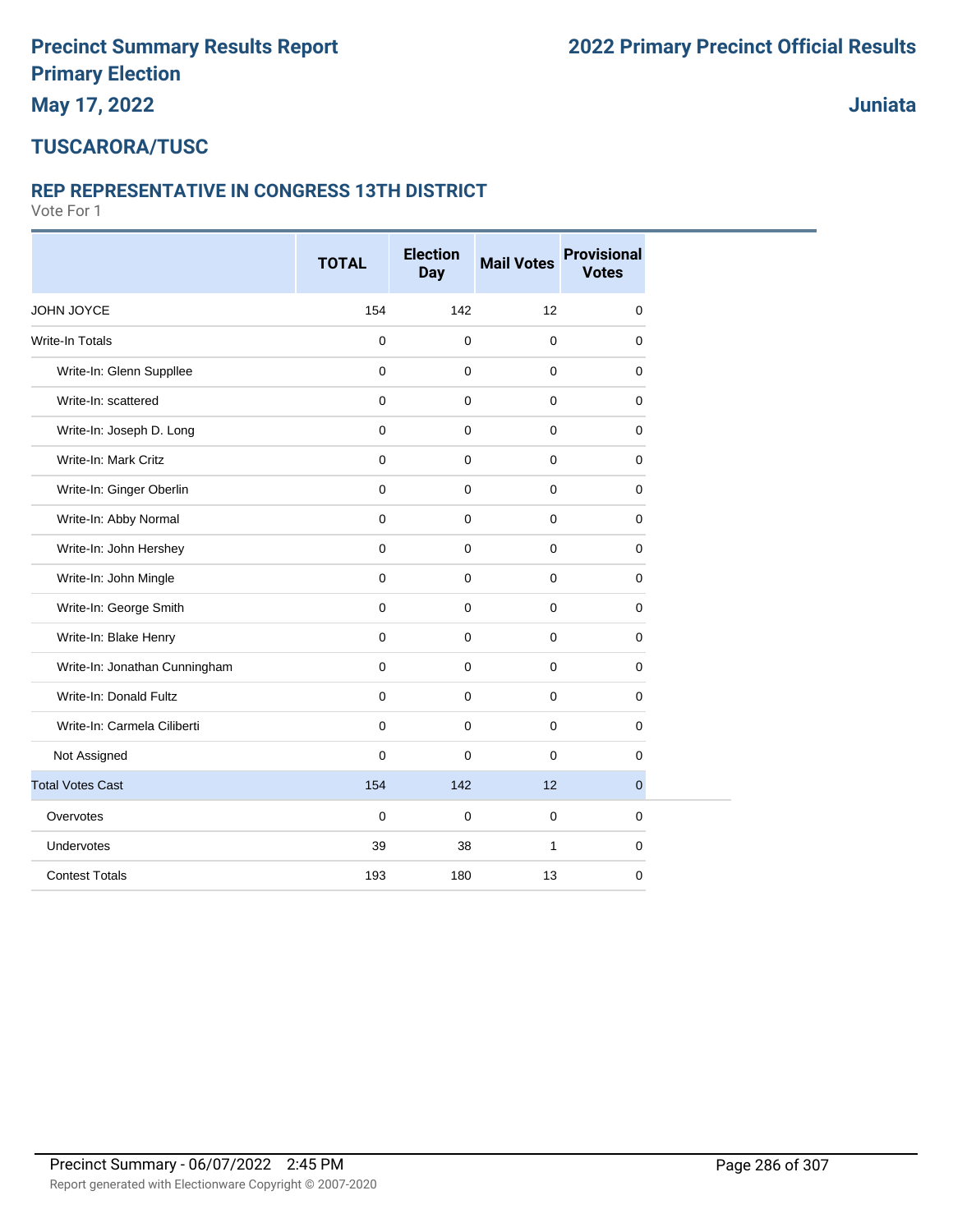# Precinct Summary Results Report
# Primary Election
## May 17, 2022

# 2022 Primary Precinct Official Results

## Juniata

## TUSCARORA/TUSC

### REP REPRESENTATIVE IN CONGRESS 13TH DISTRICT

Vote For 1

| | TOTAL | Election Day | Mail Votes | Provisional Votes |
|---|---|---|---|---|
| JOHN JOYCE | 154 | 142 | 12 | 0 |
| Write-In Totals | 0 | 0 | 0 | 0 |
| Write-In: Glenn Suppllee | 0 | 0 | 0 | 0 |
| Write-In: scattered | 0 | 0 | 0 | 0 |
| Write-In: Joseph D. Long | 0 | 0 | 0 | 0 |
| Write-In: Mark Critz | 0 | 0 | 0 | 0 |
| Write-In: Ginger Oberlin | 0 | 0 | 0 | 0 |
| Write-In: Abby Normal | 0 | 0 | 0 | 0 |
| Write-In: John Hershey | 0 | 0 | 0 | 0 |
| Write-In: John Mingle | 0 | 0 | 0 | 0 |
| Write-In: George Smith | 0 | 0 | 0 | 0 |
| Write-In: Blake Henry | 0 | 0 | 0 | 0 |
| Write-In: Jonathan Cunningham | 0 | 0 | 0 | 0 |
| Write-In: Donald Fultz | 0 | 0 | 0 | 0 |
| Write-In: Carmela Ciliberti | 0 | 0 | 0 | 0 |
| Not Assigned | 0 | 0 | 0 | 0 |
| Total Votes Cast | 154 | 142 | 12 | 0 |
| Overvotes | 0 | 0 | 0 | 0 |
| Undervotes | 39 | 38 | 1 | 0 |
| Contest Totals | 193 | 180 | 13 | 0 |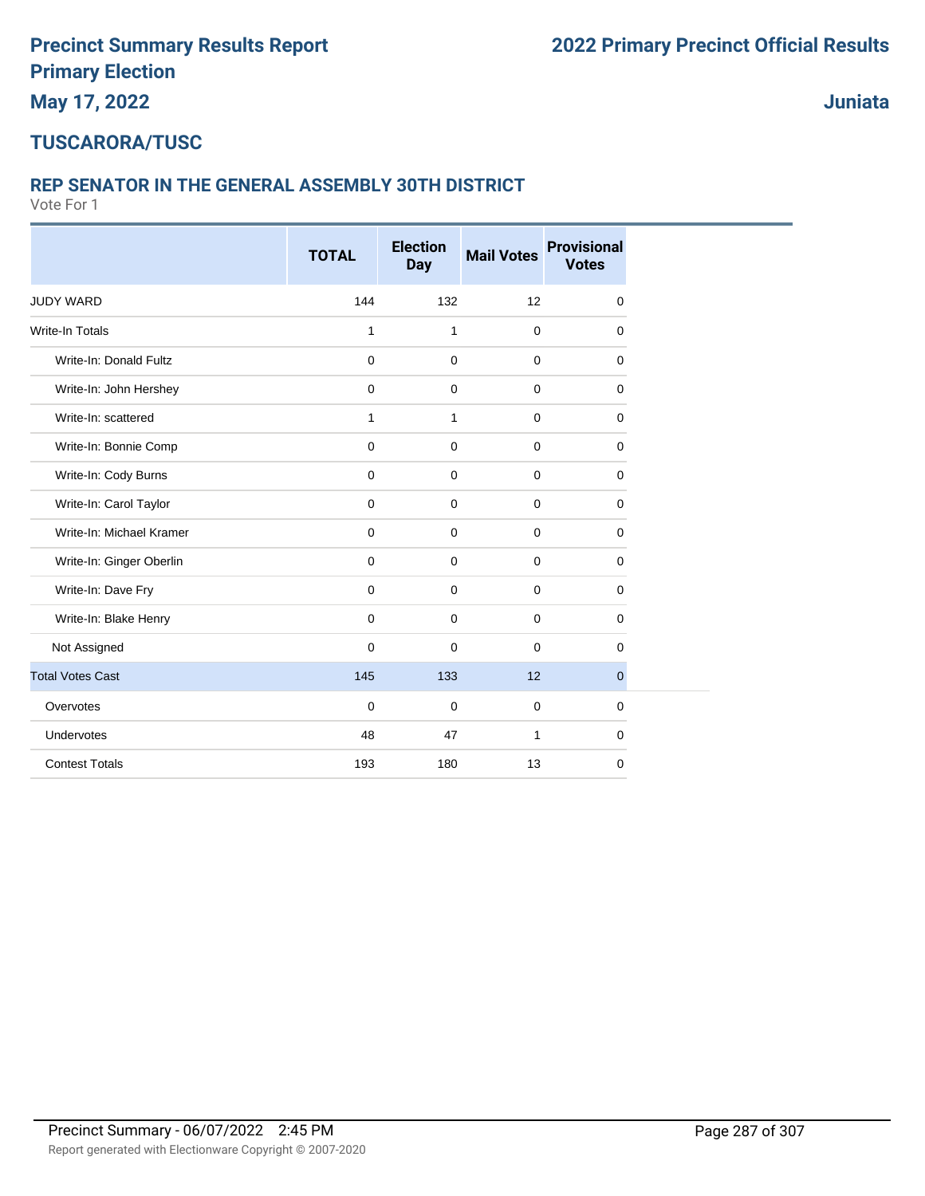# Precinct Summary Results Report
# Primary Election
# May 17, 2022

# 2022 Primary Precinct Official Results

## Juniata

## TUSCARORA/TUSC

### REP SENATOR IN THE GENERAL ASSEMBLY 30TH DISTRICT

Vote For 1

| | TOTAL | Election Day | Mail Votes | Provisional Votes |
|---|---|---|---|---|
| JUDY WARD | 144 | 132 | 12 | 0 |
| Write-In Totals | 1 | 1 | 0 | 0 |
| Write-In: Donald Fultz | 0 | 0 | 0 | 0 |
| Write-In: John Hershey | 0 | 0 | 0 | 0 |
| Write-In: scattered | 1 | 1 | 0 | 0 |
| Write-In: Bonnie Comp | 0 | 0 | 0 | 0 |
| Write-In: Cody Burns | 0 | 0 | 0 | 0 |
| Write-In: Carol Taylor | 0 | 0 | 0 | 0 |
| Write-In: Michael Kramer | 0 | 0 | 0 | 0 |
| Write-In: Ginger Oberlin | 0 | 0 | 0 | 0 |
| Write-In: Dave Fry | 0 | 0 | 0 | 0 |
| Write-In: Blake Henry | 0 | 0 | 0 | 0 |
| Not Assigned | 0 | 0 | 0 | 0 |
| Total Votes Cast | 145 | 133 | 12 | 0 |
| Overvotes | 0 | 0 | 0 | 0 |
| Undervotes | 48 | 47 | 1 | 0 |
| Contest Totals | 193 | 180 | 13 | 0 |

Precinct Summary - 06/07/2022 2:45 PM

Report generated with Electionware Copyright © 2007-2020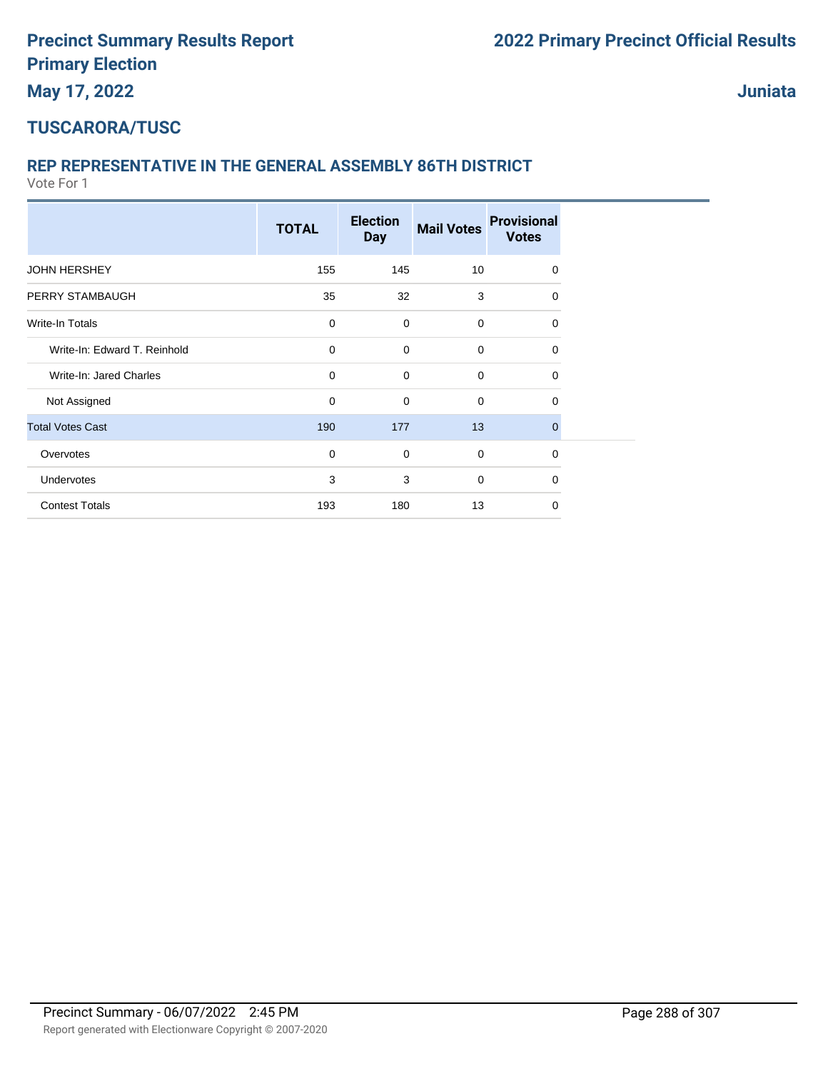# Precinct Summary Results Report
# Primary Election
## May 17, 2022

## 2022 Primary Precinct Official Results

## Juniata

## TUSCARORA/TUSC

### REP REPRESENTATIVE IN THE GENERAL ASSEMBLY 86TH DISTRICT

Vote For 1

| | TOTAL | Election Day | Mail Votes | Provisional Votes |
|---|---|---|---|---|
| JOHN HERSHEY | 155 | 145 | 10 | 0 |
| PERRY STAMBAUGH | 35 | 32 | 3 | 0 |
| Write-In Totals | 0 | 0 | 0 | 0 |
| Write-In: Edward T. Reinhold | 0 | 0 | 0 | 0 |
| Write-In: Jared Charles | 0 | 0 | 0 | 0 |
| Not Assigned | 0 | 0 | 0 | 0 |
| Total Votes Cast | 190 | 177 | 13 | 0 |
| Overvotes | 0 | 0 | 0 | 0 |
| Undervotes | 3 | 3 | 0 | 0 |
| Contest Totals | 193 | 180 | 13 | 0 |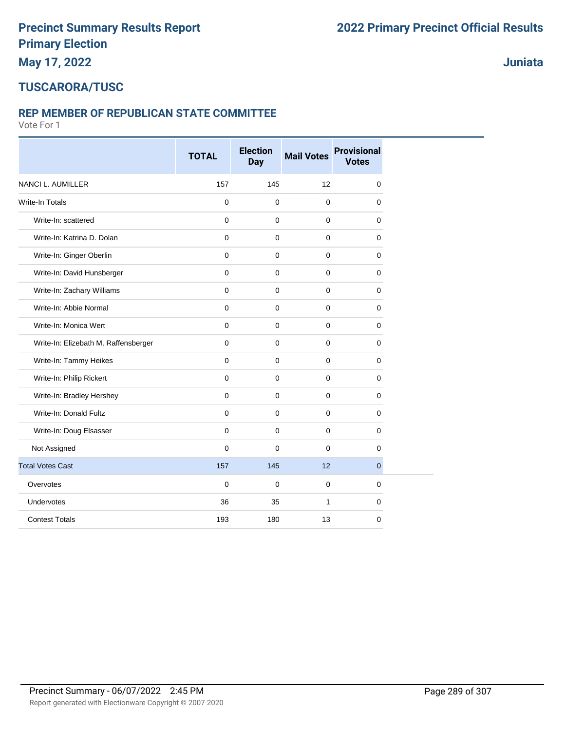# Precinct Summary Results Report
# Primary Election
# May 17, 2022

# 2022 Primary Precinct Official Results

## Juniata

## TUSCARORA/TUSC

### REP MEMBER OF REPUBLICAN STATE COMMITTEE

Vote For 1

| | TOTAL | Election Day | Mail Votes | Provisional Votes |
|---|---|---|---|---|
| NANCI L. AUMILLER | 157 | 145 | 12 | 0 |
| Write-In Totals | 0 | 0 | 0 | 0 |
| Write-In: scattered | 0 | 0 | 0 | 0 |
| Write-In: Katrina D. Dolan | 0 | 0 | 0 | 0 |
| Write-In: Ginger Oberlin | 0 | 0 | 0 | 0 |
| Write-In: David Hunsberger | 0 | 0 | 0 | 0 |
| Write-In: Zachary Williams | 0 | 0 | 0 | 0 |
| Write-In: Abbie Normal | 0 | 0 | 0 | 0 |
| Write-In: Monica Wert | 0 | 0 | 0 | 0 |
| Write-In: Elizebath M. Raffensberger | 0 | 0 | 0 | 0 |
| Write-In: Tammy Heikes | 0 | 0 | 0 | 0 |
| Write-In: Philip Rickert | 0 | 0 | 0 | 0 |
| Write-In: Bradley Hershey | 0 | 0 | 0 | 0 |
| Write-In: Donald Fultz | 0 | 0 | 0 | 0 |
| Write-In: Doug Elsasser | 0 | 0 | 0 | 0 |
| Not Assigned | 0 | 0 | 0 | 0 |
| Total Votes Cast | 157 | 145 | 12 | 0 |
| Overvotes | 0 | 0 | 0 | 0 |
| Undervotes | 36 | 35 | 1 | 0 |
| Contest Totals | 193 | 180 | 13 | 0 |

Precinct Summary - 06/07/2022 2:45 PM

Report generated with Electionware Copyright © 2007-2020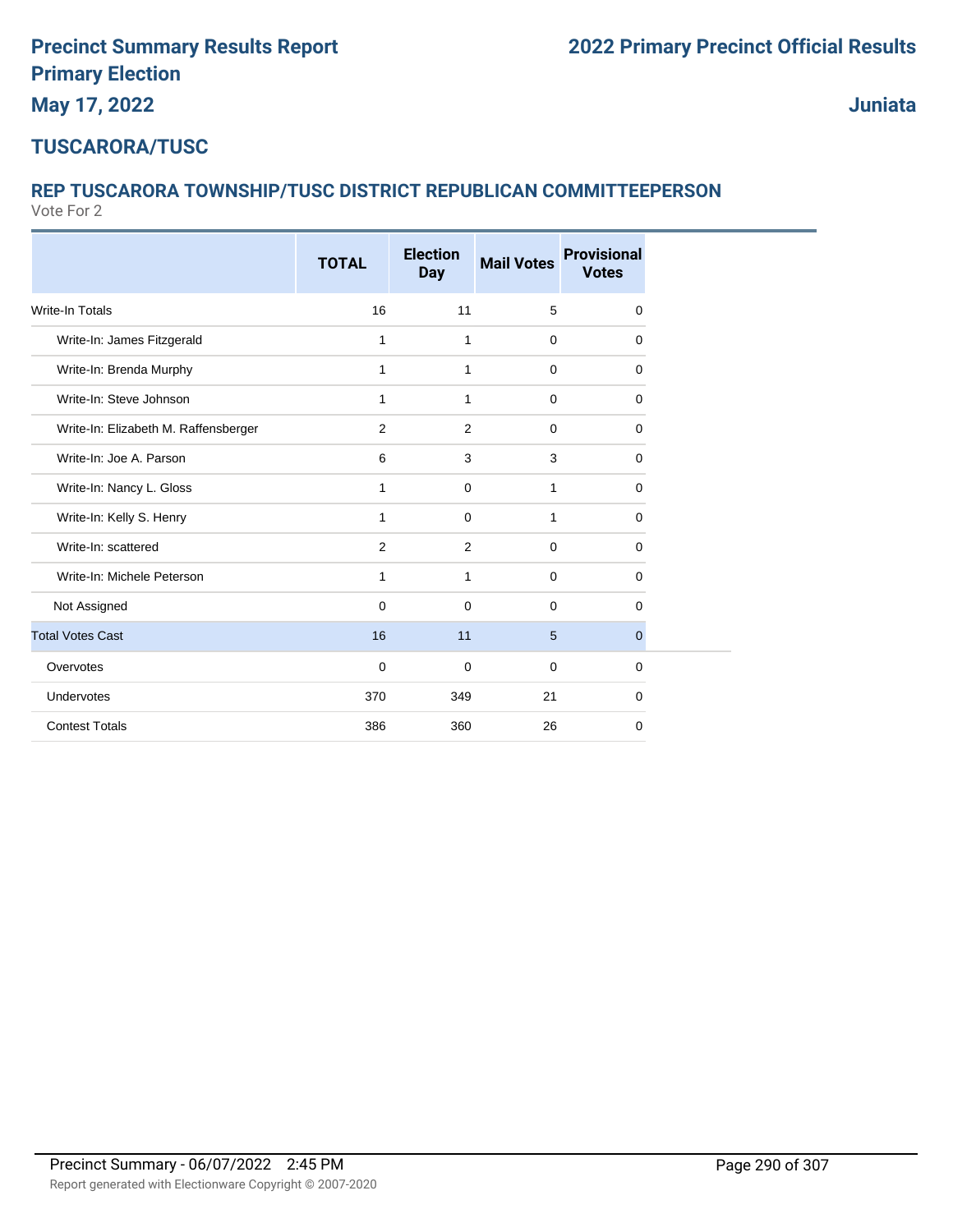# Precinct Summary Results Report
# Primary Election
## May 17, 2022

**2022 Primary Precinct Official Results**

**Juniata**

## TUSCARORA/TUSC

### REP TUSCARORA TOWNSHIP/TUSC DISTRICT REPUBLICAN COMMITTEEPERSON

Vote For 2

| | TOTAL | Election Day | Mail Votes | Provisional Votes |
|---|---|---|---|---|
| Write-In Totals | 16 | 11 | 5 | 0 |
| Write-In: James Fitzgerald | 1 | 1 | 0 | 0 |
| Write-In: Brenda Murphy | 1 | 1 | 0 | 0 |
| Write-In: Steve Johnson | 1 | 1 | 0 | 0 |
| Write-In: Elizabeth M. Raffensberger | 2 | 2 | 0 | 0 |
| Write-In: Joe A. Parson | 6 | 3 | 3 | 0 |
| Write-In: Nancy L. Gloss | 1 | 0 | 1 | 0 |
| Write-In: Kelly S. Henry | 1 | 0 | 1 | 0 |
| Write-In: scattered | 2 | 2 | 0 | 0 |
| Write-In: Michele Peterson | 1 | 1 | 0 | 0 |
| Not Assigned | 0 | 0 | 0 | 0 |
| Total Votes Cast | 16 | 11 | 5 | 0 |
| Overvotes | 0 | 0 | 0 | 0 |
| Undervotes | 370 | 349 | 21 | 0 |
| Contest Totals | 386 | 360 | 26 | 0 |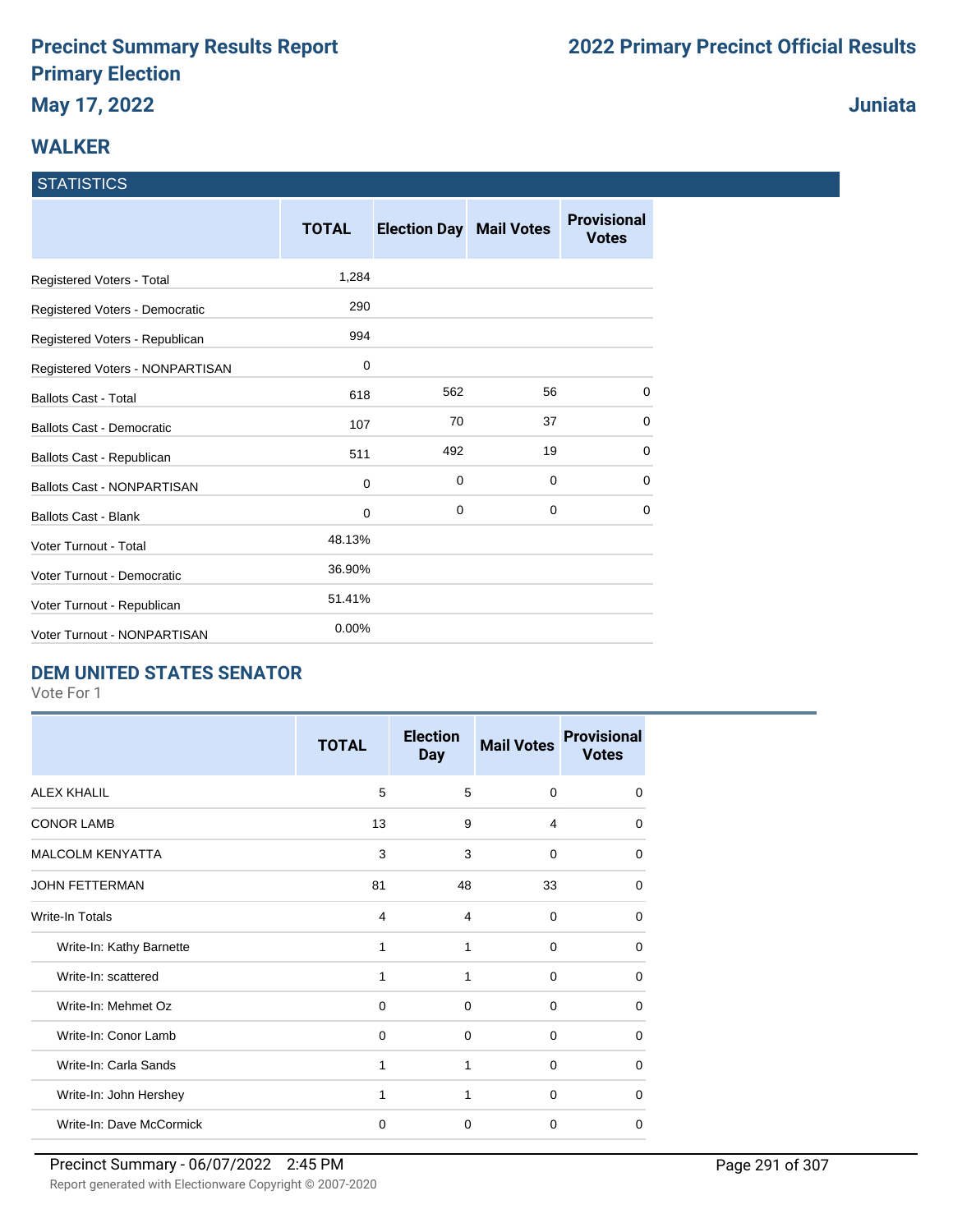# Precinct Summary Results Report
# Primary Election
## May 17, 2022

# 2022 Primary Precinct Official Results

## Juniata

## WALKER

### STATISTICS

| | TOTAL | Election Day | Mail Votes | Provisional Votes |
|---|---|---|---|---|
| Registered Voters - Total | 1,284 | | | |
| Registered Voters - Democratic | 290 | | | |
| Registered Voters - Republican | 994 | | | |
| Registered Voters - NONPARTISAN | 0 | | | |
| Ballots Cast - Total | 618 | 562 | 56 | 0 |
| Ballots Cast - Democratic | 107 | 70 | 37 | 0 |
| Ballots Cast - Republican | 511 | 492 | 19 | 0 |
| Ballots Cast - NONPARTISAN | 0 | 0 | 0 | 0 |
| Ballots Cast - Blank | 0 | 0 | 0 | 0 |
| Voter Turnout - Total | 48.13% | | | |
| Voter Turnout - Democratic | 36.90% | | | |
| Voter Turnout - Republican | 51.41% | | | |
| Voter Turnout - NONPARTISAN | 0.00% | | | |

## DEM UNITED STATES SENATOR

Vote For 1

| | TOTAL | Election Day | Mail Votes | Provisional Votes |
|---|---|---|---|---|
| ALEX KHALIL | 5 | 5 | 0 | 0 |
| CONOR LAMB | 13 | 9 | 4 | 0 |
| MALCOLM KENYATTA | 3 | 3 | 0 | 0 |
| JOHN FETTERMAN | 81 | 48 | 33 | 0 |
| Write-In Totals | 4 | 4 | 0 | 0 |
| Write-In: Kathy Barnette | 1 | 1 | 0 | 0 |
| Write-In: scattered | 1 | 1 | 0 | 0 |
| Write-In: Mehmet Oz | 0 | 0 | 0 | 0 |
| Write-In: Conor Lamb | 0 | 0 | 0 | 0 |
| Write-In: Carla Sands | 1 | 1 | 0 | 0 |
| Write-In: John Hershey | 1 | 1 | 0 | 0 |
| Write-In: Dave McCormick | 0 | 0 | 0 | 0 |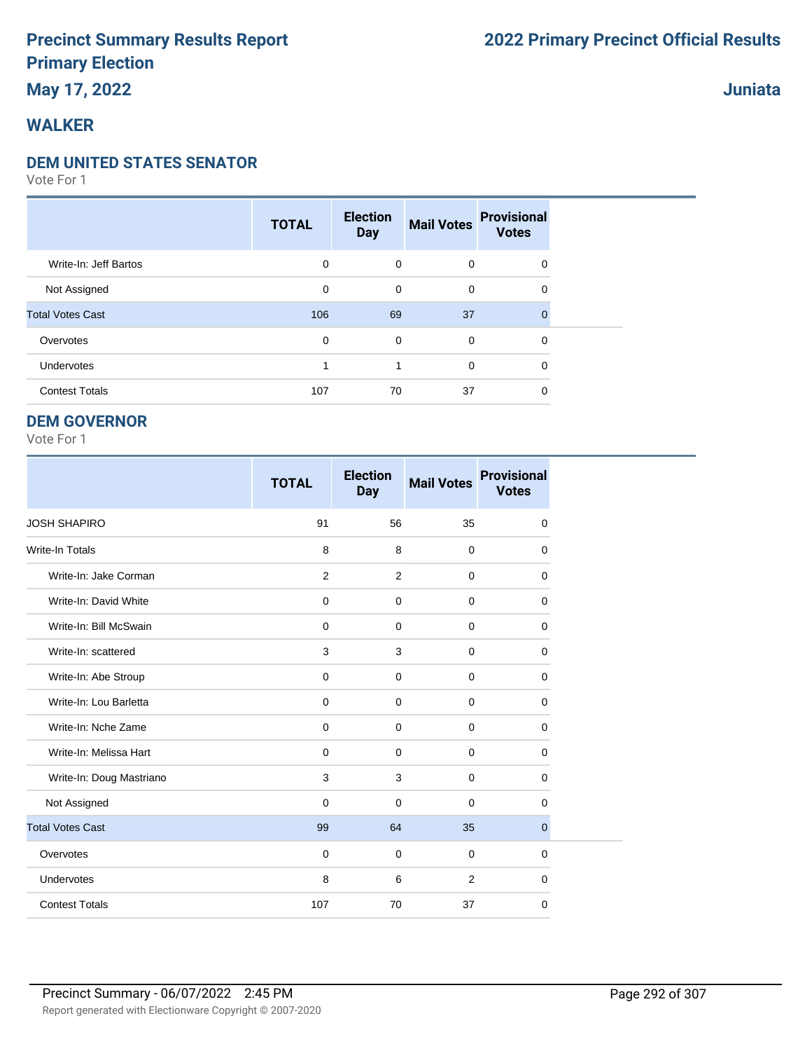# Precinct Summary Results Report
# Primary Election
# May 17, 2022

# 2022 Primary Precinct Official Results

# Juniata

## WALKER

### DEM UNITED STATES SENATOR

Vote For 1

| | TOTAL | Election Day | Mail Votes | Provisional Votes |
|---|---|---|---|---|
| Write-In: Jeff Bartos | 0 | 0 | 0 | 0 |
| Not Assigned | 0 | 0 | 0 | 0 |
| Total Votes Cast | 106 | 69 | 37 | 0 |
| Overvotes | 0 | 0 | 0 | 0 |
| Undervotes | 1 | 1 | 0 | 0 |
| Contest Totals | 107 | 70 | 37 | 0 |

### DEM GOVERNOR

Vote For 1

| | TOTAL | Election Day | Mail Votes | Provisional Votes |
|---|---|---|---|---|
| JOSH SHAPIRO | 91 | 56 | 35 | 0 |
| Write-In Totals | 8 | 8 | 0 | 0 |
| Write-In: Jake Corman | 2 | 2 | 0 | 0 |
| Write-In: David White | 0 | 0 | 0 | 0 |
| Write-In: Bill McSwain | 0 | 0 | 0 | 0 |
| Write-In: scattered | 3 | 3 | 0 | 0 |
| Write-In: Abe Stroup | 0 | 0 | 0 | 0 |
| Write-In: Lou Barletta | 0 | 0 | 0 | 0 |
| Write-In: Nche Zame | 0 | 0 | 0 | 0 |
| Write-In: Melissa Hart | 0 | 0 | 0 | 0 |
| Write-In: Doug Mastriano | 3 | 3 | 0 | 0 |
| Not Assigned | 0 | 0 | 0 | 0 |
| Total Votes Cast | 99 | 64 | 35 | 0 |
| Overvotes | 0 | 0 | 0 | 0 |
| Undervotes | 8 | 6 | 2 | 0 |
| Contest Totals | 107 | 70 | 37 | 0 |

Precinct Summary - 06/07/2022 2:45 PM

Report generated with Electionware Copyright © 2007-2020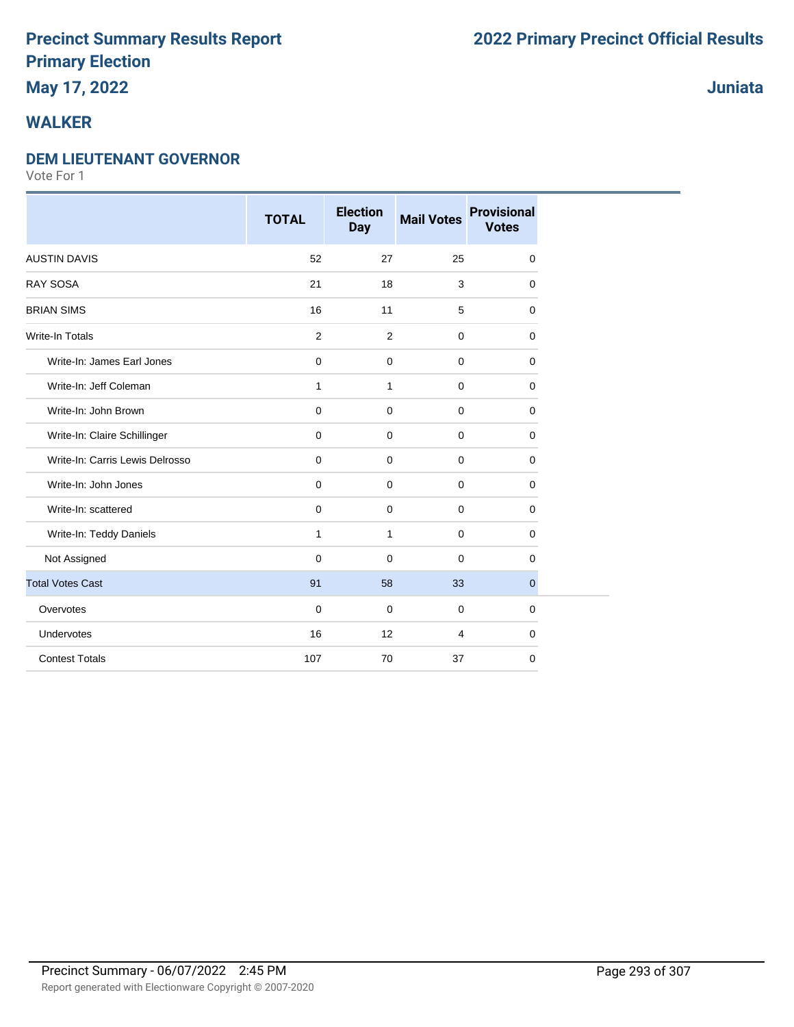# Precinct Summary Results Report
# Primary Election
## May 17, 2022

# 2022 Primary Precinct Official Results

## Juniata

## WALKER

### DEM LIEUTENANT GOVERNOR

Vote For 1

| | TOTAL | Election Day | Mail Votes | Provisional Votes |
|---|---|---|---|---|
| AUSTIN DAVIS | 52 | 27 | 25 | 0 |
| RAY SOSA | 21 | 18 | 3 | 0 |
| BRIAN SIMS | 16 | 11 | 5 | 0 |
| Write-In Totals | 2 | 2 | 0 | 0 |
| Write-In: James Earl Jones | 0 | 0 | 0 | 0 |
| Write-In: Jeff Coleman | 1 | 1 | 0 | 0 |
| Write-In: John Brown | 0 | 0 | 0 | 0 |
| Write-In: Claire Schillinger | 0 | 0 | 0 | 0 |
| Write-In: Carris Lewis Delrosso | 0 | 0 | 0 | 0 |
| Write-In: John Jones | 0 | 0 | 0 | 0 |
| Write-In: scattered | 0 | 0 | 0 | 0 |
| Write-In: Teddy Daniels | 1 | 1 | 0 | 0 |
| Not Assigned | 0 | 0 | 0 | 0 |
| Total Votes Cast | 91 | 58 | 33 | 0 |
| Overvotes | 0 | 0 | 0 | 0 |
| Undervotes | 16 | 12 | 4 | 0 |
| Contest Totals | 107 | 70 | 37 | 0 |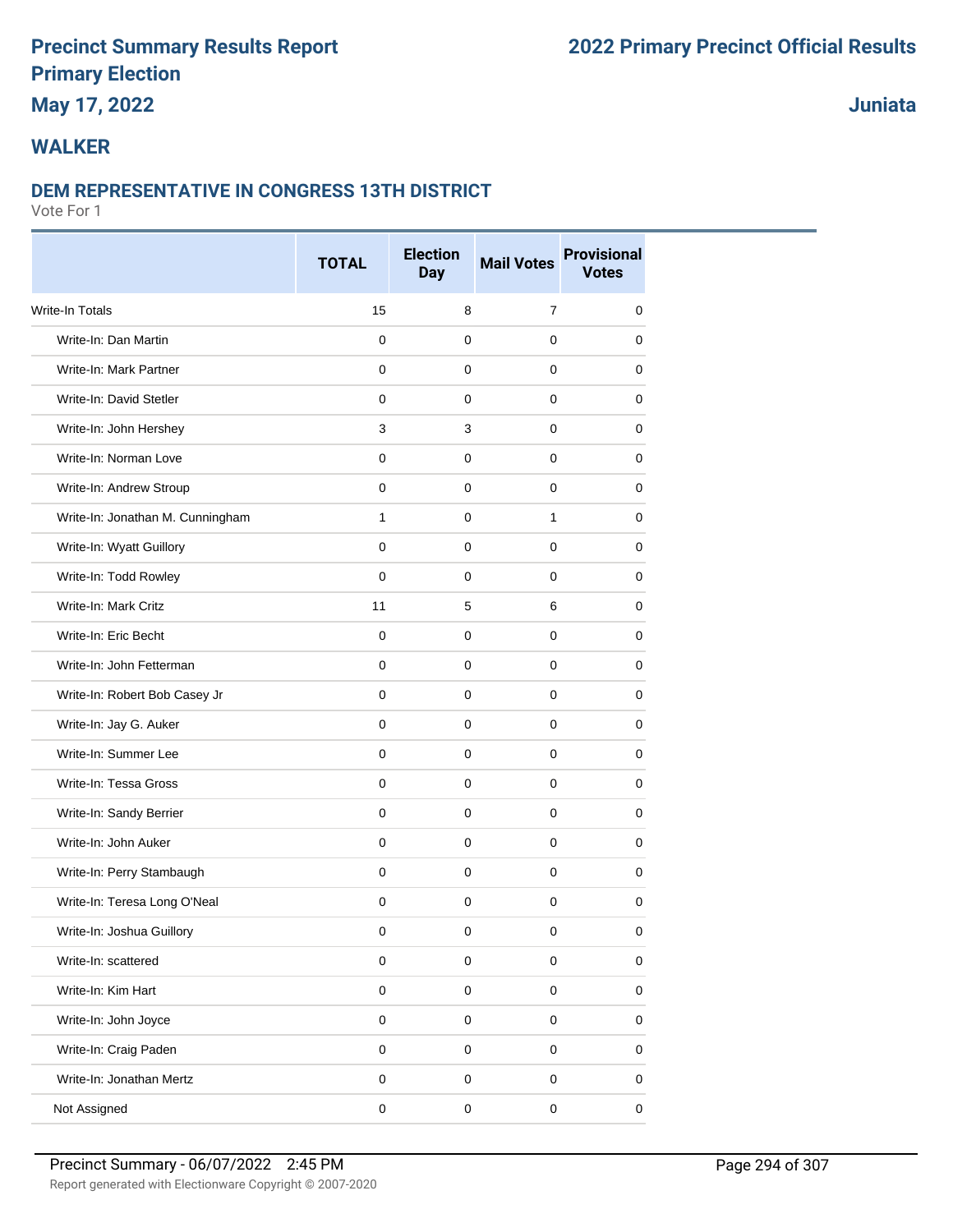# Precinct Summary Results Report
# Primary Election
## May 17, 2022

# 2022 Primary Precinct Official Results

## Juniata

## WALKER

### DEM REPRESENTATIVE IN CONGRESS 13TH DISTRICT

Vote For 1

| | TOTAL | Election Day | Mail Votes | Provisional Votes |
|---|---|---|---|---|
| Write-In Totals | 15 | 8 | 7 | 0 |
| Write-In: Dan Martin | 0 | 0 | 0 | 0 |
| Write-In: Mark Partner | 0 | 0 | 0 | 0 |
| Write-In: David Stetler | 0 | 0 | 0 | 0 |
| Write-In: John Hershey | 3 | 3 | 0 | 0 |
| Write-In: Norman Love | 0 | 0 | 0 | 0 |
| Write-In: Andrew Stroup | 0 | 0 | 0 | 0 |
| Write-In: Jonathan M. Cunningham | 1 | 0 | 1 | 0 |
| Write-In: Wyatt Guillory | 0 | 0 | 0 | 0 |
| Write-In: Todd Rowley | 0 | 0 | 0 | 0 |
| Write-In: Mark Critz | 11 | 5 | 6 | 0 |
| Write-In: Eric Becht | 0 | 0 | 0 | 0 |
| Write-In: John Fetterman | 0 | 0 | 0 | 0 |
| Write-In: Robert Bob Casey Jr | 0 | 0 | 0 | 0 |
| Write-In: Jay G. Auker | 0 | 0 | 0 | 0 |
| Write-In: Summer Lee | 0 | 0 | 0 | 0 |
| Write-In: Tessa Gross | 0 | 0 | 0 | 0 |
| Write-In: Sandy Berrier | 0 | 0 | 0 | 0 |
| Write-In: John Auker | 0 | 0 | 0 | 0 |
| Write-In: Perry Stambaugh | 0 | 0 | 0 | 0 |
| Write-In: Teresa Long O'Neal | 0 | 0 | 0 | 0 |
| Write-In: Joshua Guillory | 0 | 0 | 0 | 0 |
| Write-In: scattered | 0 | 0 | 0 | 0 |
| Write-In: Kim Hart | 0 | 0 | 0 | 0 |
| Write-In: John Joyce | 0 | 0 | 0 | 0 |
| Write-In: Craig Paden | 0 | 0 | 0 | 0 |
| Write-In: Jonathan Mertz | 0 | 0 | 0 | 0 |
| Not Assigned | 0 | 0 | 0 | 0 |

Precinct Summary - 06/07/2022 2:45 PM

Report generated with Electionware Copyright © 2007-2020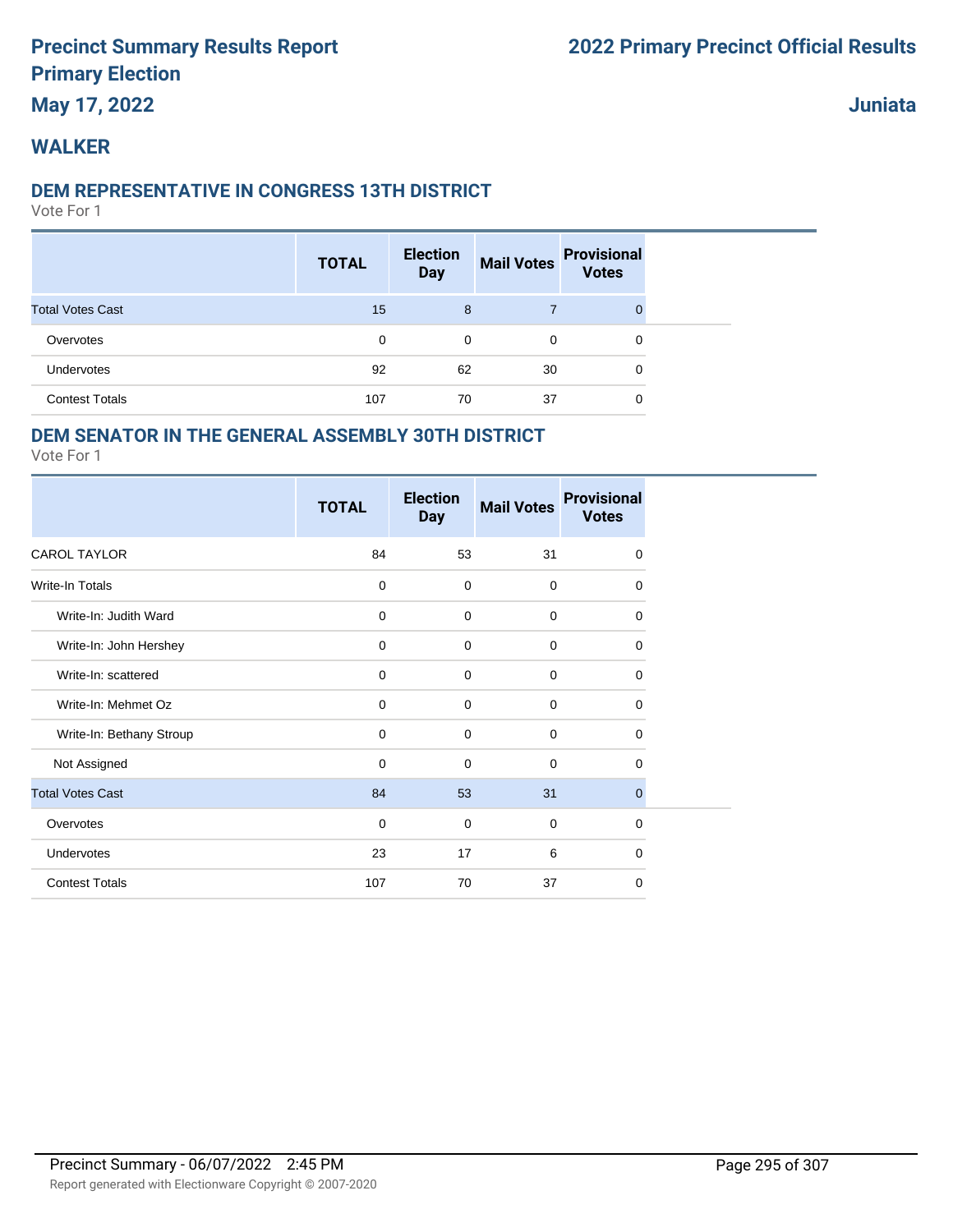# Precinct Summary Results Report
# Primary Election
## May 17, 2022

# 2022 Primary Precinct Official Results

## Juniata

## WALKER

### DEM REPRESENTATIVE IN CONGRESS 13TH DISTRICT

Vote For 1

| | TOTAL | Election Day | Mail Votes | Provisional Votes |
|---|---|---|---|---|
| Total Votes Cast | 15 | 8 | 7 | 0 |
| Overvotes | 0 | 0 | 0 | 0 |
| Undervotes | 92 | 62 | 30 | 0 |
| Contest Totals | 107 | 70 | 37 | 0 |

### DEM SENATOR IN THE GENERAL ASSEMBLY 30TH DISTRICT

Vote For 1

| | TOTAL | Election Day | Mail Votes | Provisional Votes |
|---|---|---|---|---|
| CAROL TAYLOR | 84 | 53 | 31 | 0 |
| Write-In Totals | 0 | 0 | 0 | 0 |
| Write-In: Judith Ward | 0 | 0 | 0 | 0 |
| Write-In: John Hershey | 0 | 0 | 0 | 0 |
| Write-In: scattered | 0 | 0 | 0 | 0 |
| Write-In: Mehmet Oz | 0 | 0 | 0 | 0 |
| Write-In: Bethany Stroup | 0 | 0 | 0 | 0 |
| Not Assigned | 0 | 0 | 0 | 0 |
| Total Votes Cast | 84 | 53 | 31 | 0 |
| Overvotes | 0 | 0 | 0 | 0 |
| Undervotes | 23 | 17 | 6 | 0 |
| Contest Totals | 107 | 70 | 37 | 0 |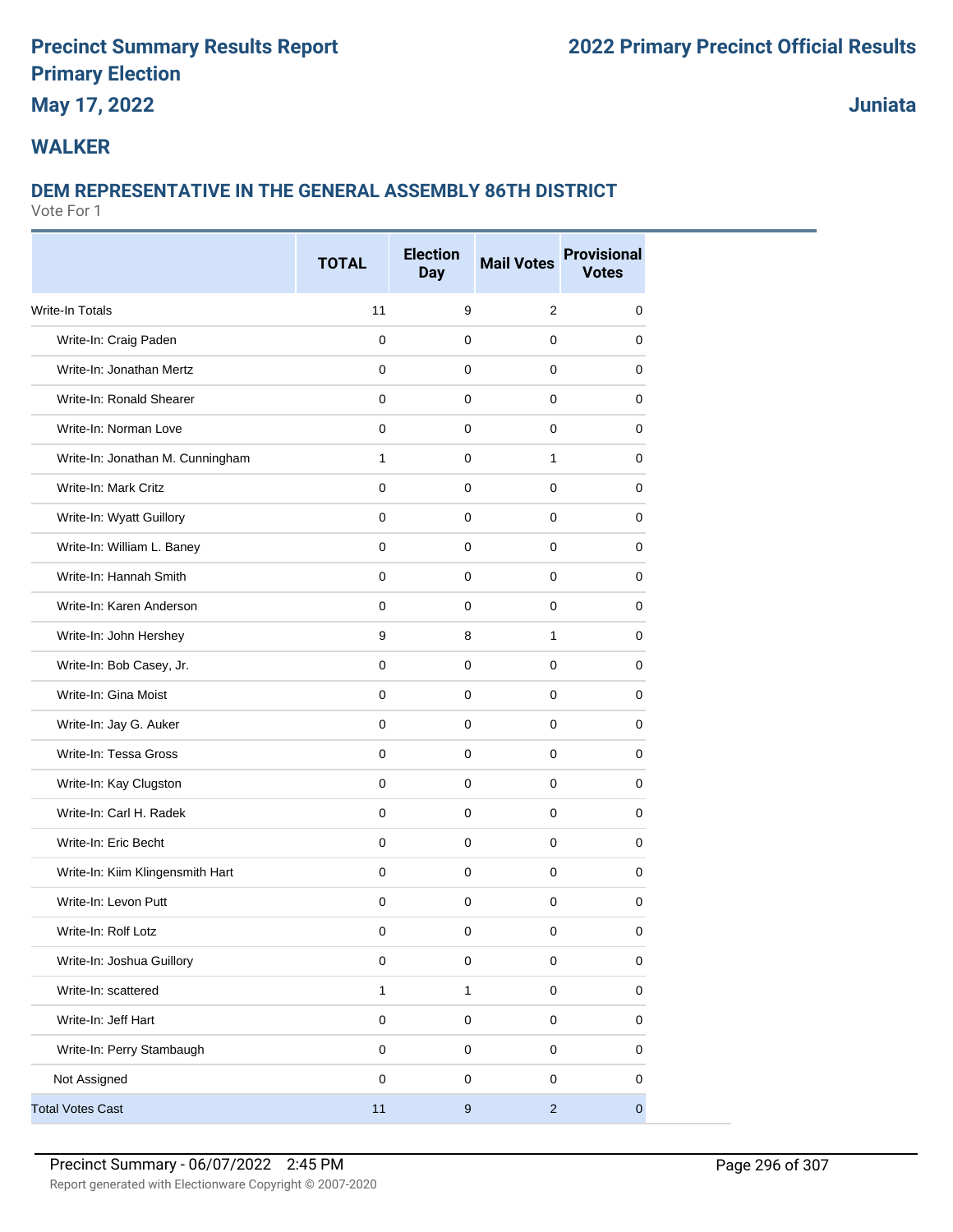# Precinct Summary Results Report
# Primary Election
# May 17, 2022

# 2022 Primary Precinct Official Results

**Juniata**

## WALKER

### DEM REPRESENTATIVE IN THE GENERAL ASSEMBLY 86TH DISTRICT

Vote For 1

| | TOTAL | Election Day | Mail Votes | Provisional Votes |
|---|---|---|---|---|
| Write-In Totals | 11 | 9 | 2 | 0 |
| Write-In: Craig Paden | 0 | 0 | 0 | 0 |
| Write-In: Jonathan Mertz | 0 | 0 | 0 | 0 |
| Write-In: Ronald Shearer | 0 | 0 | 0 | 0 |
| Write-In: Norman Love | 0 | 0 | 0 | 0 |
| Write-In: Jonathan M. Cunningham | 1 | 0 | 1 | 0 |
| Write-In: Mark Critz | 0 | 0 | 0 | 0 |
| Write-In: Wyatt Guillory | 0 | 0 | 0 | 0 |
| Write-In: William L. Baney | 0 | 0 | 0 | 0 |
| Write-In: Hannah Smith | 0 | 0 | 0 | 0 |
| Write-In: Karen Anderson | 0 | 0 | 0 | 0 |
| Write-In: John Hershey | 9 | 8 | 1 | 0 |
| Write-In: Bob Casey, Jr. | 0 | 0 | 0 | 0 |
| Write-In: Gina Moist | 0 | 0 | 0 | 0 |
| Write-In: Jay G. Auker | 0 | 0 | 0 | 0 |
| Write-In: Tessa Gross | 0 | 0 | 0 | 0 |
| Write-In: Kay Clugston | 0 | 0 | 0 | 0 |
| Write-In: Carl H. Radek | 0 | 0 | 0 | 0 |
| Write-In: Eric Becht | 0 | 0 | 0 | 0 |
| Write-In: Kiim Klingensmith Hart | 0 | 0 | 0 | 0 |
| Write-In: Levon Putt | 0 | 0 | 0 | 0 |
| Write-In: Rolf Lotz | 0 | 0 | 0 | 0 |
| Write-In: Joshua Guillory | 0 | 0 | 0 | 0 |
| Write-In: scattered | 1 | 1 | 0 | 0 |
| Write-In: Jeff Hart | 0 | 0 | 0 | 0 |
| Write-In: Perry Stambaugh | 0 | 0 | 0 | 0 |
| Not Assigned | 0 | 0 | 0 | 0 |
| Total Votes Cast | 11 | 9 | 2 | 0 |

Precinct Summary - 06/07/2022 2:45 PM

Report generated with Electionware Copyright © 2007-2020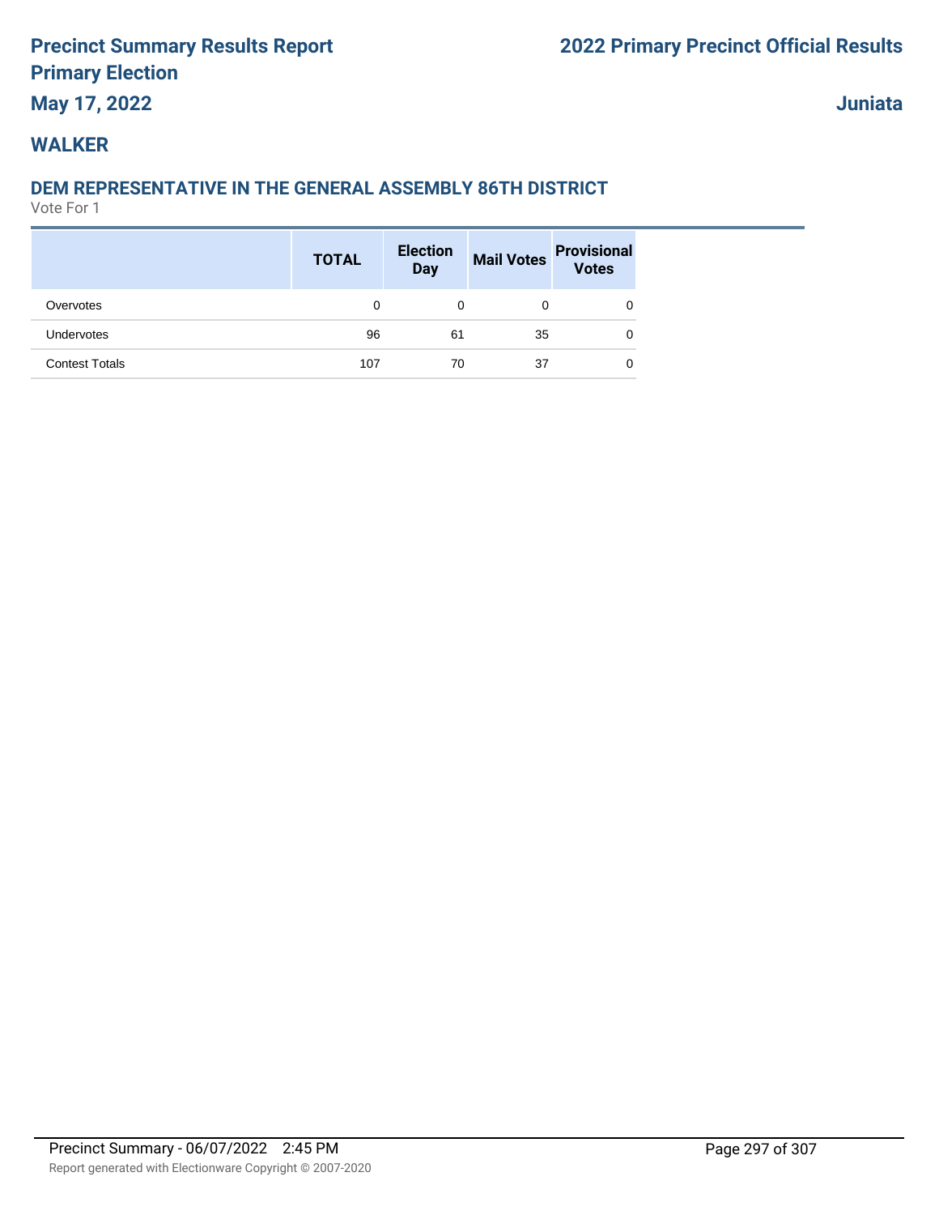# Precinct Summary Results Report
# Primary Election
## May 17, 2022

## 2022 Primary Precinct Official Results

## Juniata

## WALKER

### DEM REPRESENTATIVE IN THE GENERAL ASSEMBLY 86TH DISTRICT

Vote For 1

| | TOTAL | Election Day | Mail Votes | Provisional Votes |
|---|---|---|---|---|
| Overvotes | 0 | 0 | 0 | 0 |
| Undervotes | 96 | 61 | 35 | 0 |
| Contest Totals | 107 | 70 | 37 | 0 |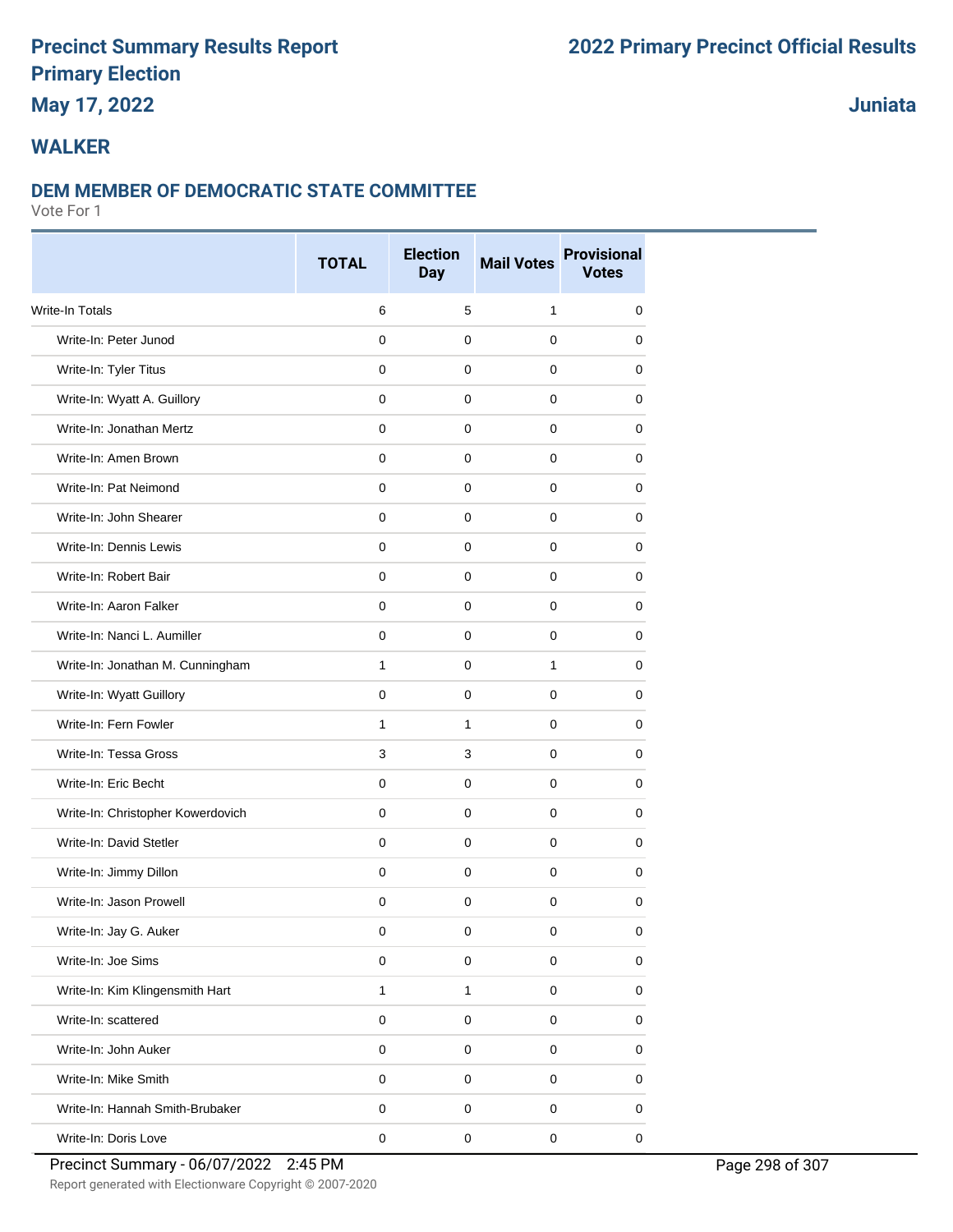# Precinct Summary Results Report
# Primary Election
# May 17, 2022

**2022 Primary Precinct Official Results**

**Juniata**

## WALKER

### DEM MEMBER OF DEMOCRATIC STATE COMMITTEE

Vote For 1

| | TOTAL | Election Day | Mail Votes | Provisional Votes |
|---|---|---|---|---|
| Write-In Totals | 6 | 5 | 1 | 0 |
| Write-In: Peter Junod | 0 | 0 | 0 | 0 |
| Write-In: Tyler Titus | 0 | 0 | 0 | 0 |
| Write-In: Wyatt A. Guillory | 0 | 0 | 0 | 0 |
| Write-In: Jonathan Mertz | 0 | 0 | 0 | 0 |
| Write-In: Amen Brown | 0 | 0 | 0 | 0 |
| Write-In: Pat Neimond | 0 | 0 | 0 | 0 |
| Write-In: John Shearer | 0 | 0 | 0 | 0 |
| Write-In: Dennis Lewis | 0 | 0 | 0 | 0 |
| Write-In: Robert Bair | 0 | 0 | 0 | 0 |
| Write-In: Aaron Falker | 0 | 0 | 0 | 0 |
| Write-In: Nanci L. Aumiller | 0 | 0 | 0 | 0 |
| Write-In: Jonathan M. Cunningham | 1 | 0 | 1 | 0 |
| Write-In: Wyatt Guillory | 0 | 0 | 0 | 0 |
| Write-In: Fern Fowler | 1 | 1 | 0 | 0 |
| Write-In: Tessa Gross | 3 | 3 | 0 | 0 |
| Write-In: Eric Becht | 0 | 0 | 0 | 0 |
| Write-In: Christopher Kowerdovich | 0 | 0 | 0 | 0 |
| Write-In: David Stetler | 0 | 0 | 0 | 0 |
| Write-In: Jimmy Dillon | 0 | 0 | 0 | 0 |
| Write-In: Jason Prowell | 0 | 0 | 0 | 0 |
| Write-In: Jay G. Auker | 0 | 0 | 0 | 0 |
| Write-In: Joe Sims | 0 | 0 | 0 | 0 |
| Write-In: Kim Klingensmith Hart | 1 | 1 | 0 | 0 |
| Write-In: scattered | 0 | 0 | 0 | 0 |
| Write-In: John Auker | 0 | 0 | 0 | 0 |
| Write-In: Mike Smith | 0 | 0 | 0 | 0 |
| Write-In: Hannah Smith-Brubaker | 0 | 0 | 0 | 0 |
| Write-In: Doris Love | 0 | 0 | 0 | 0 |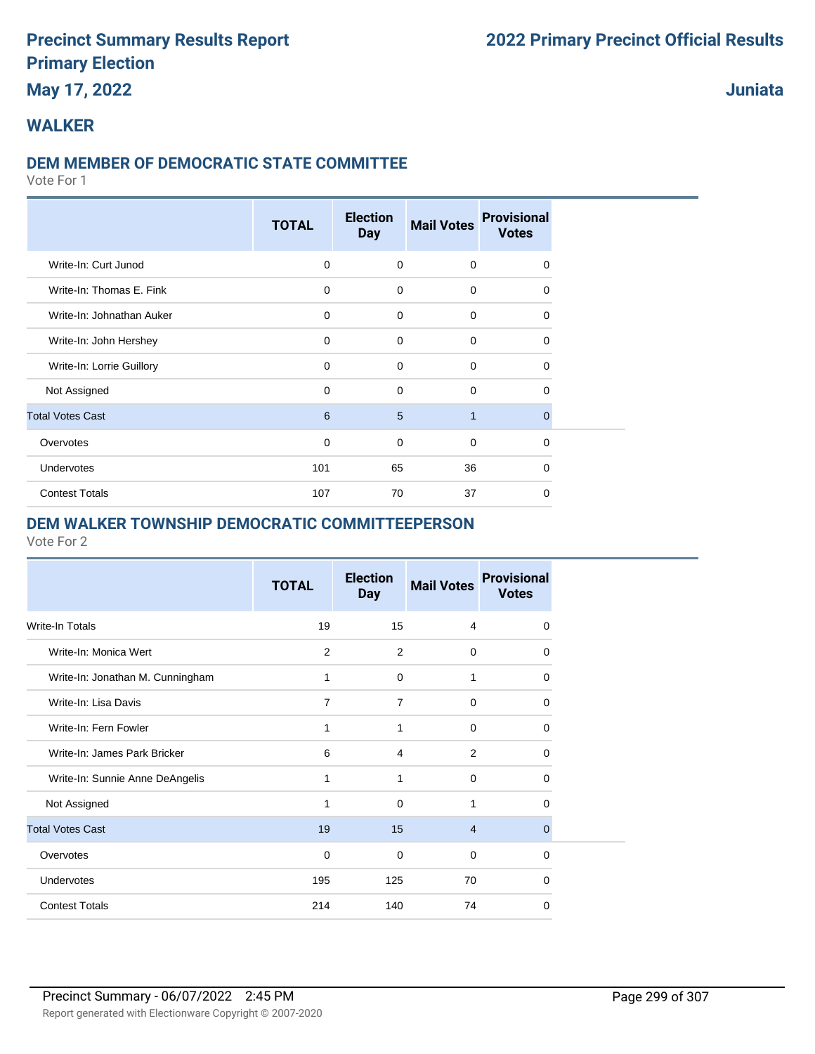# Precinct Summary Results Report
## Primary Election
## May 17, 2022

## 2022 Primary Precinct Official Results

## Juniata

## WALKER

### DEM MEMBER OF DEMOCRATIC STATE COMMITTEE

Vote For 1

| | TOTAL | Election Day | Mail Votes | Provisional Votes |
|---|---|---|---|---|
| Write-In: Curt Junod | 0 | 0 | 0 | 0 |
| Write-In: Thomas E. Fink | 0 | 0 | 0 | 0 |
| Write-In: Johnathan Auker | 0 | 0 | 0 | 0 |
| Write-In: John Hershey | 0 | 0 | 0 | 0 |
| Write-In: Lorrie Guillory | 0 | 0 | 0 | 0 |
| Not Assigned | 0 | 0 | 0 | 0 |
| Total Votes Cast | 6 | 5 | 1 | 0 |
| Overvotes | 0 | 0 | 0 | 0 |
| Undervotes | 101 | 65 | 36 | 0 |
| Contest Totals | 107 | 70 | 37 | 0 |

### DEM WALKER TOWNSHIP DEMOCRATIC COMMITTEEPERSON

Vote For 2

| | TOTAL | Election Day | Mail Votes | Provisional Votes |
|---|---|---|---|---|
| Write-In Totals | 19 | 15 | 4 | 0 |
| Write-In: Monica Wert | 2 | 2 | 0 | 0 |
| Write-In: Jonathan M. Cunningham | 1 | 0 | 1 | 0 |
| Write-In: Lisa Davis | 7 | 7 | 0 | 0 |
| Write-In: Fern Fowler | 1 | 1 | 0 | 0 |
| Write-In: James Park Bricker | 6 | 4 | 2 | 0 |
| Write-In: Sunnie Anne DeAngelis | 1 | 1 | 0 | 0 |
| Not Assigned | 1 | 0 | 1 | 0 |
| Total Votes Cast | 19 | 15 | 4 | 0 |
| Overvotes | 0 | 0 | 0 | 0 |
| Undervotes | 195 | 125 | 70 | 0 |
| Contest Totals | 214 | 140 | 74 | 0 |

Precinct Summary - 06/07/2022 2:45 PM

Report generated with Electionware Copyright © 2007-2020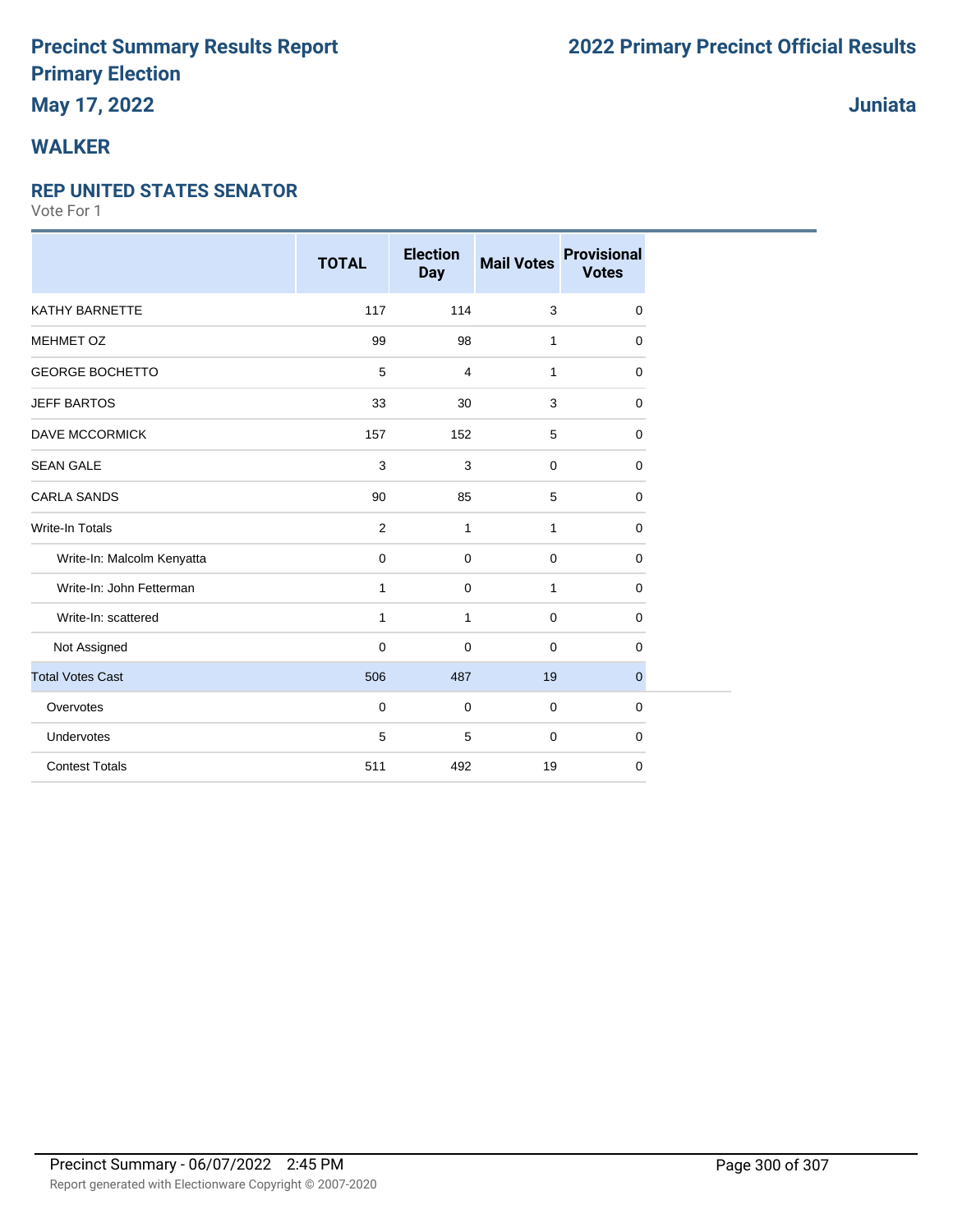# Precinct Summary Results Report
# Primary Election
# May 17, 2022

# 2022 Primary Precinct Official Results

**Juniata**

## WALKER

### REP UNITED STATES SENATOR

Vote For 1

| | TOTAL | Election Day | Mail Votes | Provisional Votes |
|---|---|---|---|---|
| KATHY BARNETTE | 117 | 114 | 3 | 0 |
| MEHMET OZ | 99 | 98 | 1 | 0 |
| GEORGE BOCHETTO | 5 | 4 | 1 | 0 |
| JEFF BARTOS | 33 | 30 | 3 | 0 |
| DAVE MCCORMICK | 157 | 152 | 5 | 0 |
| SEAN GALE | 3 | 3 | 0 | 0 |
| CARLA SANDS | 90 | 85 | 5 | 0 |
| Write-In Totals | 2 | 1 | 1 | 0 |
| Write-In: Malcolm Kenyatta | 0 | 0 | 0 | 0 |
| Write-In: John Fetterman | 1 | 0 | 1 | 0 |
| Write-In: scattered | 1 | 1 | 0 | 0 |
| Not Assigned | 0 | 0 | 0 | 0 |
| Total Votes Cast | 506 | 487 | 19 | 0 |
| Overvotes | 0 | 0 | 0 | 0 |
| Undervotes | 5 | 5 | 0 | 0 |
| Contest Totals | 511 | 492 | 19 | 0 |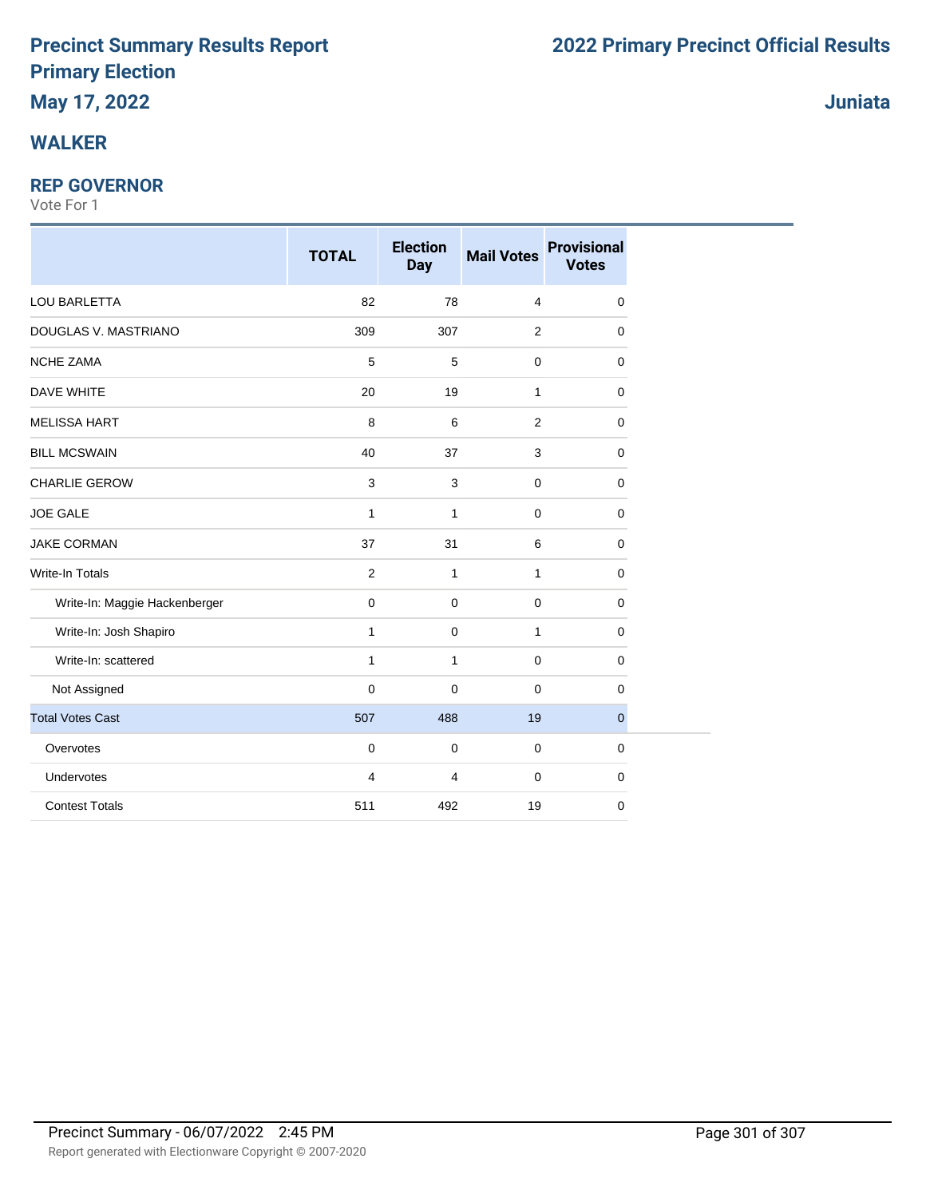# Precinct Summary Results Report
# Primary Election
## May 17, 2022

# 2022 Primary Precinct Official Results

## Juniata

## WALKER

### REP GOVERNOR
Vote For 1

| | TOTAL | Election Day | Mail Votes | Provisional Votes |
|---|---|---|---|---|
| LOU BARLETTA | 82 | 78 | 4 | 0 |
| DOUGLAS V. MASTRIANO | 309 | 307 | 2 | 0 |
| NCHE ZAMA | 5 | 5 | 0 | 0 |
| DAVE WHITE | 20 | 19 | 1 | 0 |
| MELISSA HART | 8 | 6 | 2 | 0 |
| BILL MCSWAIN | 40 | 37 | 3 | 0 |
| CHARLIE GEROW | 3 | 3 | 0 | 0 |
| JOE GALE | 1 | 1 | 0 | 0 |
| JAKE CORMAN | 37 | 31 | 6 | 0 |
| Write-In Totals | 2 | 1 | 1 | 0 |
| Write-In: Maggie Hackenberger | 0 | 0 | 0 | 0 |
| Write-In: Josh Shapiro | 1 | 0 | 1 | 0 |
| Write-In: scattered | 1 | 1 | 0 | 0 |
| Not Assigned | 0 | 0 | 0 | 0 |
| Total Votes Cast | 507 | 488 | 19 | 0 |
| Overvotes | 0 | 0 | 0 | 0 |
| Undervotes | 4 | 4 | 0 | 0 |
| Contest Totals | 511 | 492 | 19 | 0 |

Precinct Summary - 06/07/2022 2:45 PM

Report generated with Electionware Copyright © 2007-2020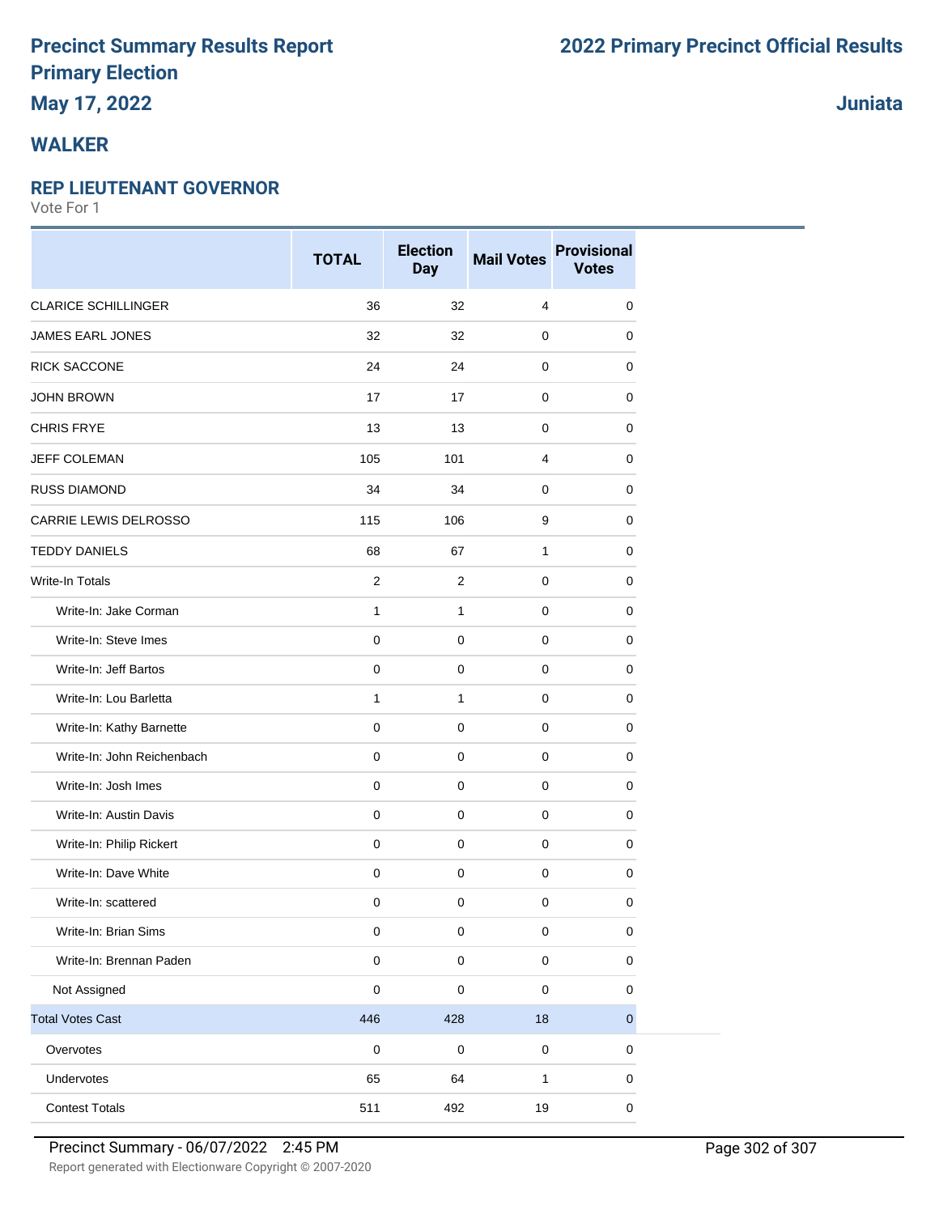# Precinct Summary Results Report
# Primary Election
## May 17, 2022

# 2022 Primary Precinct Official Results

## Juniata

## WALKER

### REP LIEUTENANT GOVERNOR

Vote For 1

| | TOTAL | Election Day | Mail Votes | Provisional Votes |
|---|---|---|---|---|
| CLARICE SCHILLINGER | 36 | 32 | 4 | 0 |
| JAMES EARL JONES | 32 | 32 | 0 | 0 |
| RICK SACCONE | 24 | 24 | 0 | 0 |
| JOHN BROWN | 17 | 17 | 0 | 0 |
| CHRIS FRYE | 13 | 13 | 0 | 0 |
| JEFF COLEMAN | 105 | 101 | 4 | 0 |
| RUSS DIAMOND | 34 | 34 | 0 | 0 |
| CARRIE LEWIS DELROSSO | 115 | 106 | 9 | 0 |
| TEDDY DANIELS | 68 | 67 | 1 | 0 |
| Write-In Totals | 2 | 2 | 0 | 0 |
| Write-In: Jake Corman | 1 | 1 | 0 | 0 |
| Write-In: Steve Imes | 0 | 0 | 0 | 0 |
| Write-In: Jeff Bartos | 0 | 0 | 0 | 0 |
| Write-In: Lou Barletta | 1 | 1 | 0 | 0 |
| Write-In: Kathy Barnette | 0 | 0 | 0 | 0 |
| Write-In: John Reichenbach | 0 | 0 | 0 | 0 |
| Write-In: Josh Imes | 0 | 0 | 0 | 0 |
| Write-In: Austin Davis | 0 | 0 | 0 | 0 |
| Write-In: Philip Rickert | 0 | 0 | 0 | 0 |
| Write-In: Dave White | 0 | 0 | 0 | 0 |
| Write-In: scattered | 0 | 0 | 0 | 0 |
| Write-In: Brian Sims | 0 | 0 | 0 | 0 |
| Write-In: Brennan Paden | 0 | 0 | 0 | 0 |
| Not Assigned | 0 | 0 | 0 | 0 |
| Total Votes Cast | 446 | 428 | 18 | 0 |
| Overvotes | 0 | 0 | 0 | 0 |
| Undervotes | 65 | 64 | 1 | 0 |
| Contest Totals | 511 | 492 | 19 | 0 |

Precinct Summary - 06/07/2022 2:45 PM

Report generated with Electionware Copyright © 2007-2020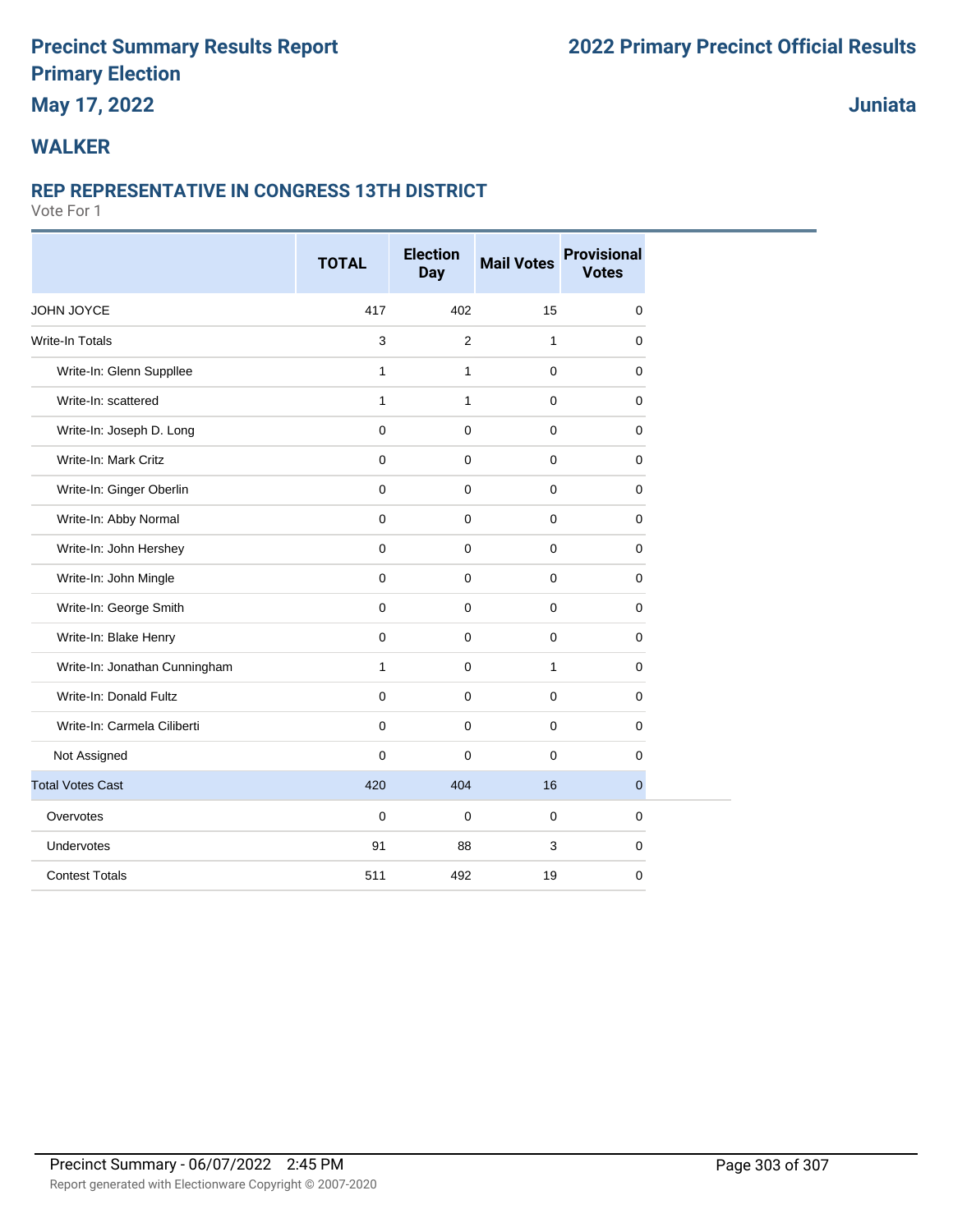# Precinct Summary Results Report
# Primary Election
## May 17, 2022

# 2022 Primary Precinct Official Results

## Juniata

## WALKER

### REP REPRESENTATIVE IN CONGRESS 13TH DISTRICT

Vote For 1

| | TOTAL | Election Day | Mail Votes | Provisional Votes |
|---|---|---|---|---|
| JOHN JOYCE | 417 | 402 | 15 | 0 |
| Write-In Totals | 3 | 2 | 1 | 0 |
| Write-In: Glenn Suppllee | 1 | 1 | 0 | 0 |
| Write-In: scattered | 1 | 1 | 0 | 0 |
| Write-In: Joseph D. Long | 0 | 0 | 0 | 0 |
| Write-In: Mark Critz | 0 | 0 | 0 | 0 |
| Write-In: Ginger Oberlin | 0 | 0 | 0 | 0 |
| Write-In: Abby Normal | 0 | 0 | 0 | 0 |
| Write-In: John Hershey | 0 | 0 | 0 | 0 |
| Write-In: John Mingle | 0 | 0 | 0 | 0 |
| Write-In: George Smith | 0 | 0 | 0 | 0 |
| Write-In: Blake Henry | 0 | 0 | 0 | 0 |
| Write-In: Jonathan Cunningham | 1 | 0 | 1 | 0 |
| Write-In: Donald Fultz | 0 | 0 | 0 | 0 |
| Write-In: Carmela Ciliberti | 0 | 0 | 0 | 0 |
| Not Assigned | 0 | 0 | 0 | 0 |
| Total Votes Cast | 420 | 404 | 16 | 0 |
| Overvotes | 0 | 0 | 0 | 0 |
| Undervotes | 91 | 88 | 3 | 0 |
| Contest Totals | 511 | 492 | 19 | 0 |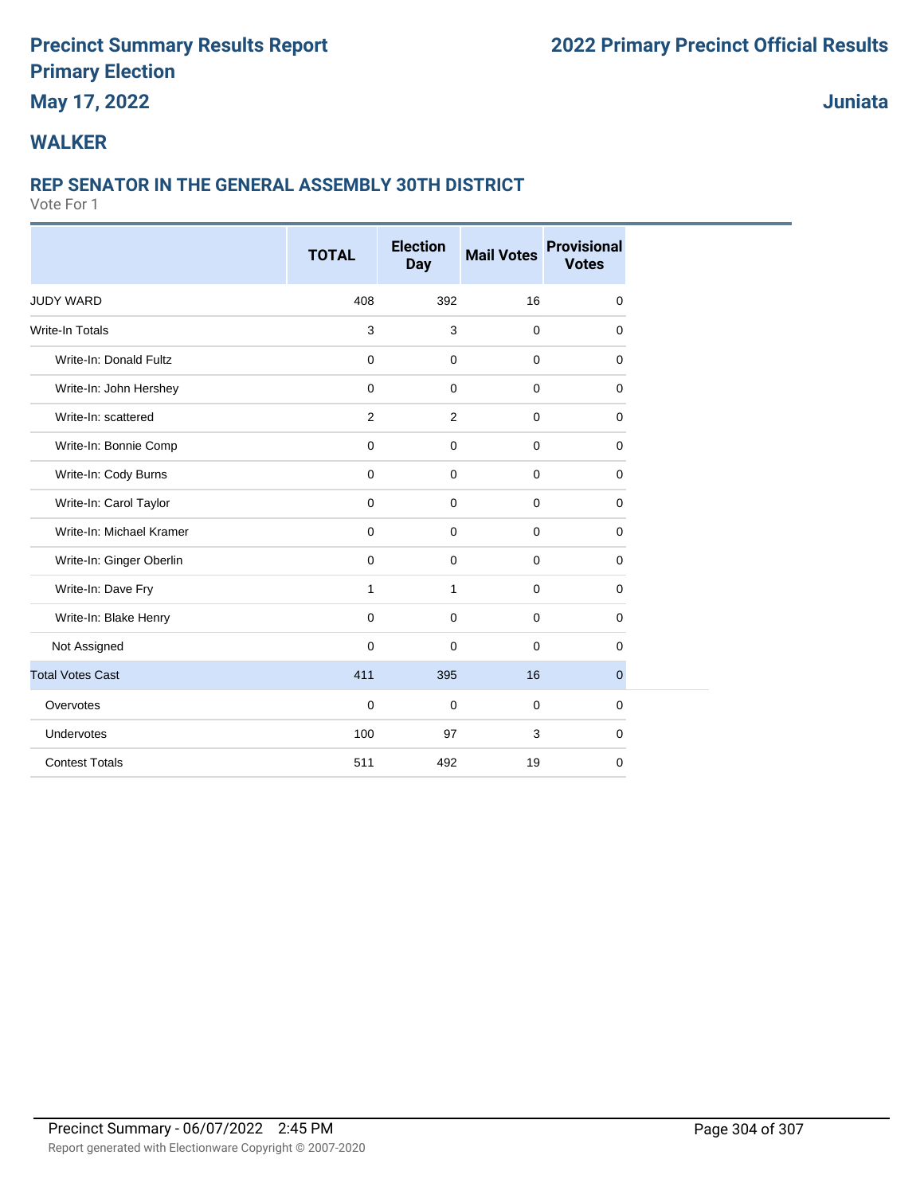# Precinct Summary Results Report
# Primary Election
# May 17, 2022

# 2022 Primary Precinct Official Results

**Juniata**

## WALKER

### REP SENATOR IN THE GENERAL ASSEMBLY 30TH DISTRICT

Vote For 1

| | TOTAL | Election Day | Mail Votes | Provisional Votes |
|---|---|---|---|---|
| JUDY WARD | 408 | 392 | 16 | 0 |
| Write-In Totals | 3 | 3 | 0 | 0 |
| Write-In: Donald Fultz | 0 | 0 | 0 | 0 |
| Write-In: John Hershey | 0 | 0 | 0 | 0 |
| Write-In: scattered | 2 | 2 | 0 | 0 |
| Write-In: Bonnie Comp | 0 | 0 | 0 | 0 |
| Write-In: Cody Burns | 0 | 0 | 0 | 0 |
| Write-In: Carol Taylor | 0 | 0 | 0 | 0 |
| Write-In: Michael Kramer | 0 | 0 | 0 | 0 |
| Write-In: Ginger Oberlin | 0 | 0 | 0 | 0 |
| Write-In: Dave Fry | 1 | 1 | 0 | 0 |
| Write-In: Blake Henry | 0 | 0 | 0 | 0 |
| Not Assigned | 0 | 0 | 0 | 0 |
| Total Votes Cast | 411 | 395 | 16 | 0 |
| Overvotes | 0 | 0 | 0 | 0 |
| Undervotes | 100 | 97 | 3 | 0 |
| Contest Totals | 511 | 492 | 19 | 0 |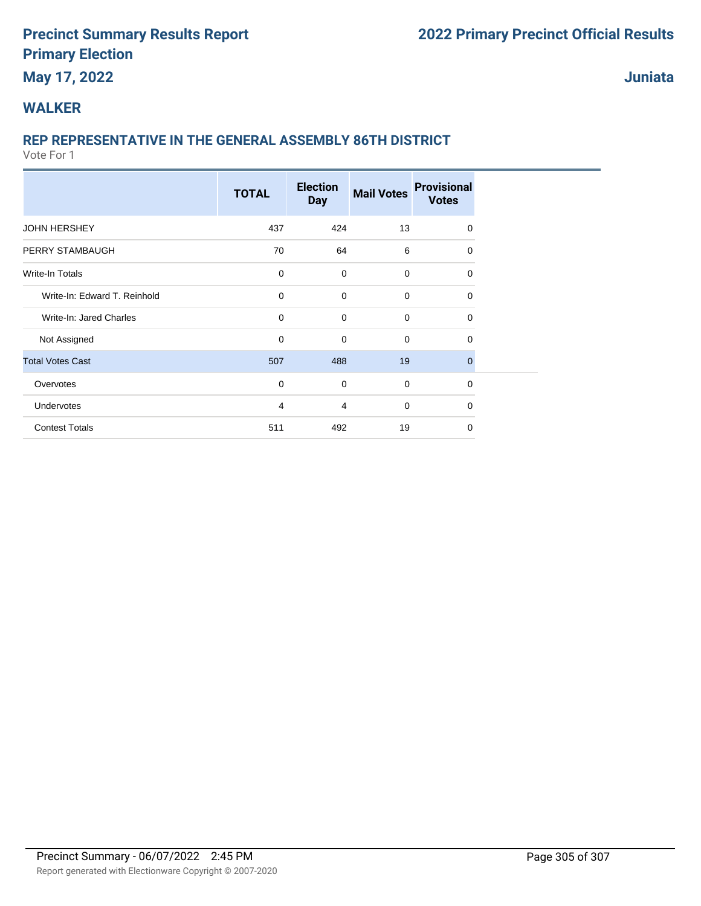# Precinct Summary Results Report
# Primary Election
## May 17, 2022

# 2022 Primary Precinct Official Results

## Juniata

## WALKER

### REP REPRESENTATIVE IN THE GENERAL ASSEMBLY 86TH DISTRICT

Vote For 1

| | TOTAL | Election Day | Mail Votes | Provisional Votes |
|---|---|---|---|---|
| JOHN HERSHEY | 437 | 424 | 13 | 0 |
| PERRY STAMBAUGH | 70 | 64 | 6 | 0 |
| Write-In Totals | 0 | 0 | 0 | 0 |
| Write-In: Edward T. Reinhold | 0 | 0 | 0 | 0 |
| Write-In: Jared Charles | 0 | 0 | 0 | 0 |
| Not Assigned | 0 | 0 | 0 | 0 |
| Total Votes Cast | 507 | 488 | 19 | 0 |
| Overvotes | 0 | 0 | 0 | 0 |
| Undervotes | 4 | 4 | 0 | 0 |
| Contest Totals | 511 | 492 | 19 | 0 |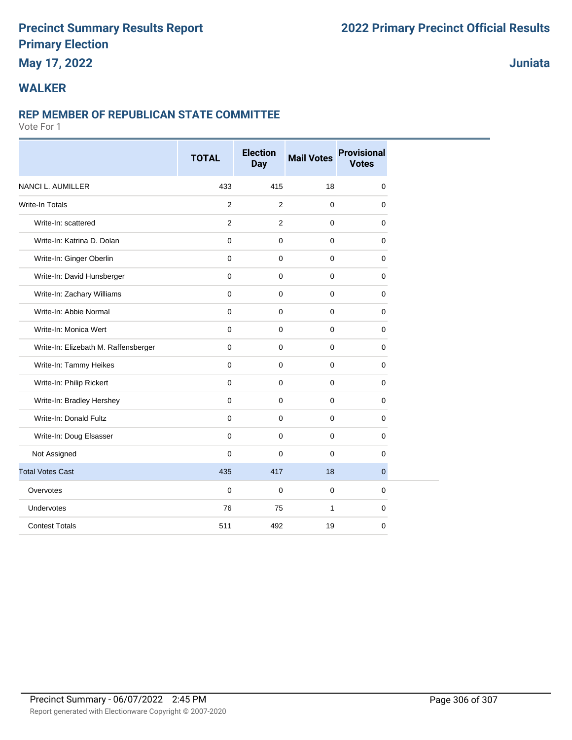# Precinct Summary Results Report
# Primary Election
# May 17, 2022

## 2022 Primary Precinct Official Results

## Juniata

## WALKER

### REP MEMBER OF REPUBLICAN STATE COMMITTEE

Vote For 1

| | TOTAL | Election Day | Mail Votes | Provisional Votes |
|---|---|---|---|---|
| NANCI L. AUMILLER | 433 | 415 | 18 | 0 |
| Write-In Totals | 2 | 2 | 0 | 0 |
| Write-In: scattered | 2 | 2 | 0 | 0 |
| Write-In: Katrina D. Dolan | 0 | 0 | 0 | 0 |
| Write-In: Ginger Oberlin | 0 | 0 | 0 | 0 |
| Write-In: David Hunsberger | 0 | 0 | 0 | 0 |
| Write-In: Zachary Williams | 0 | 0 | 0 | 0 |
| Write-In: Abbie Normal | 0 | 0 | 0 | 0 |
| Write-In: Monica Wert | 0 | 0 | 0 | 0 |
| Write-In: Elizebath M. Raffensberger | 0 | 0 | 0 | 0 |
| Write-In: Tammy Heikes | 0 | 0 | 0 | 0 |
| Write-In: Philip Rickert | 0 | 0 | 0 | 0 |
| Write-In: Bradley Hershey | 0 | 0 | 0 | 0 |
| Write-In: Donald Fultz | 0 | 0 | 0 | 0 |
| Write-In: Doug Elsasser | 0 | 0 | 0 | 0 |
| Not Assigned | 0 | 0 | 0 | 0 |
| Total Votes Cast | 435 | 417 | 18 | 0 |
| Overvotes | 0 | 0 | 0 | 0 |
| Undervotes | 76 | 75 | 1 | 0 |
| Contest Totals | 511 | 492 | 19 | 0 |

Precinct Summary - 06/07/2022 2:45 PM

Report generated with Electionware Copyright © 2007-2020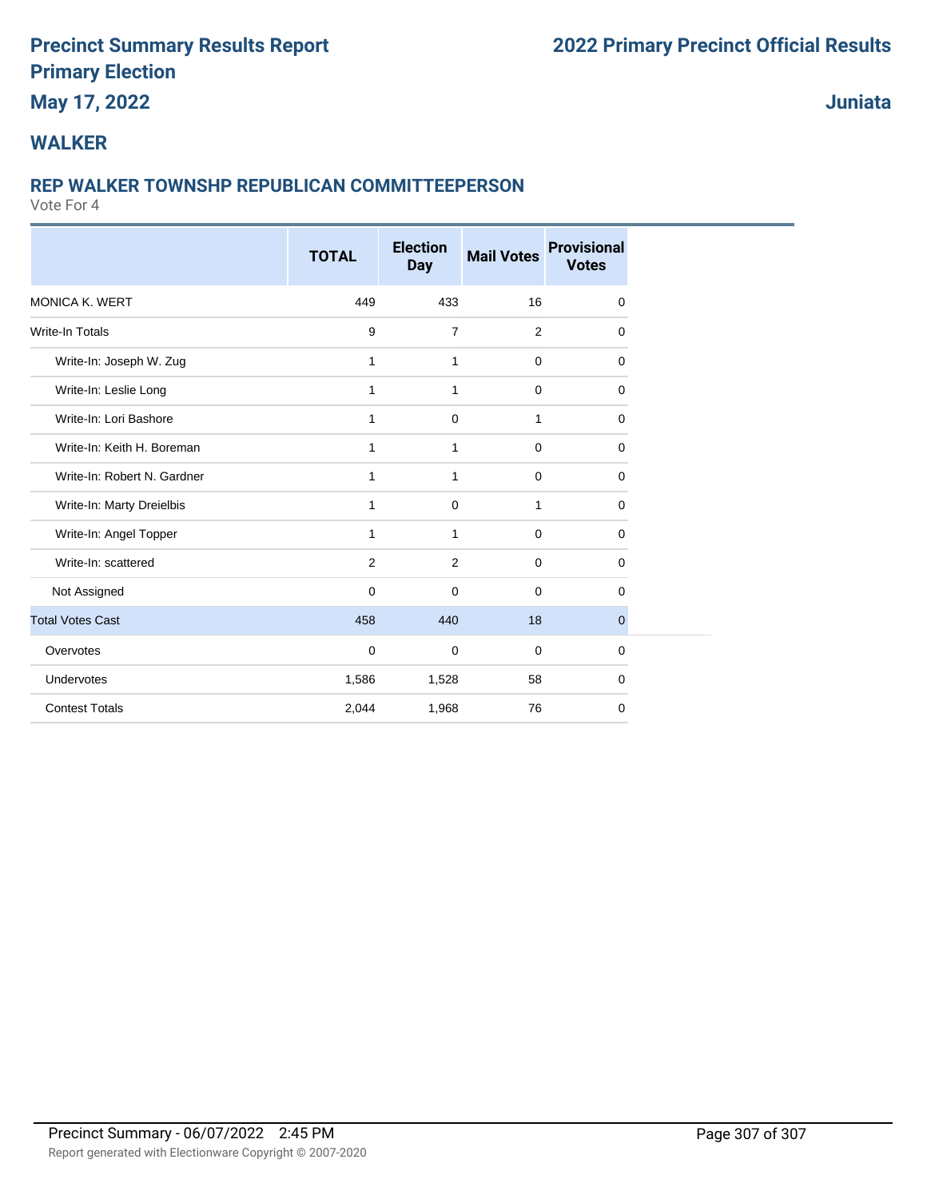# Precinct Summary Results Report
# Primary Election
# May 17, 2022

# 2022 Primary Precinct Official Results

# Juniata

## WALKER

### REP WALKER TOWNSHP REPUBLICAN COMMITTEEPERSON

Vote For 4

| | TOTAL | Election Day | Mail Votes | Provisional Votes |
|---|---|---|---|---|
| MONICA K. WERT | 449 | 433 | 16 | 0 |
| Write-In Totals | 9 | 7 | 2 | 0 |
| Write-In: Joseph W. Zug | 1 | 1 | 0 | 0 |
| Write-In: Leslie Long | 1 | 1 | 0 | 0 |
| Write-In: Lori Bashore | 1 | 0 | 1 | 0 |
| Write-In: Keith H. Boreman | 1 | 1 | 0 | 0 |
| Write-In: Robert N. Gardner | 1 | 1 | 0 | 0 |
| Write-In: Marty Dreielbis | 1 | 0 | 1 | 0 |
| Write-In: Angel Topper | 1 | 1 | 0 | 0 |
| Write-In: scattered | 2 | 2 | 0 | 0 |
| Not Assigned | 0 | 0 | 0 | 0 |
| Total Votes Cast | 458 | 440 | 18 | 0 |
| Overvotes | 0 | 0 | 0 | 0 |
| Undervotes | 1,586 | 1,528 | 58 | 0 |
| Contest Totals | 2,044 | 1,968 | 76 | 0 |